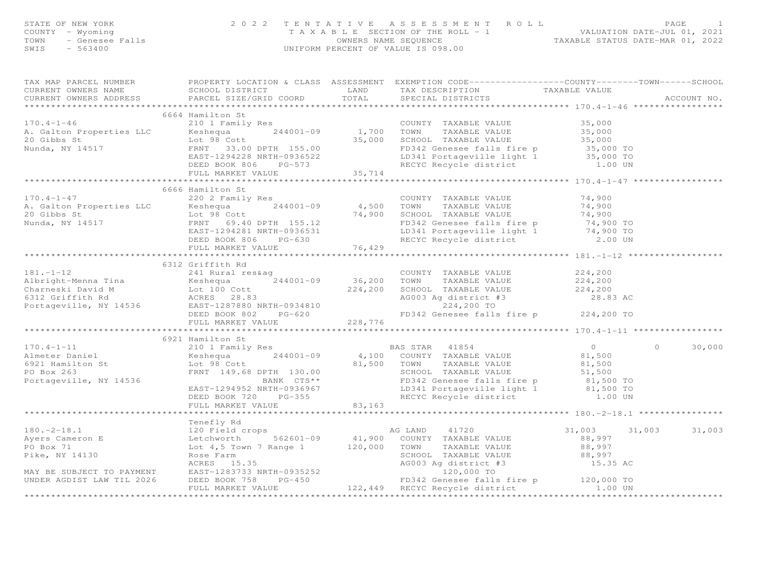STATE OF NEW YORK
COUNTY - Wyoming
TOWN - Genesee Falls
SWIS - 563400

# 2022 TENTATIVE ASSESSMENT ROLL

TAXABLE SECTION OF THE ROLL - 1
OWNERS NAME SEQUENCE
UNIFORM PERCENT OF VALUE IS 098.00

VALUATION DATE-JUL 01, 2021
TAXABLE STATUS DATE-MAR 01, 2022

```
TAX MAP PARCEL NUMBER          PROPERTY LOCATION & CLASS  ASSESSMENT  EXEMPTION CODE------------------COUNTY--------TOWN------SCHOOL
CURRENT OWNERS NAME            SCHOOL DISTRICT               LAND      TAX DESCRIPTION            TAXABLE VALUE
CURRENT OWNERS ADDRESS         PARCEL SIZE/GRID COORD        TOTAL     SPECIAL DISTRICTS                                      ACCOUNT NO.
******************************************************************************************************* 170.4-1-46 *****************
                               6664 Hamilton St
170.4-1-46                     210 1 Family Res                        COUNTY  TAXABLE VALUE             35,000
A. Galton Properties LLC       Keshequa        244001-09     1,700     TOWN    TAXABLE VALUE             35,000
20 Gibbs St                    Lot 98 Cott                  35,000     SCHOOL  TAXABLE VALUE             35,000
Nunda, NY 14517                FRNT   33.00 DPTH 155.00                FD342 Genesee falls fire p        35,000 TO
                               EAST-1294228 NRTH-0936522               LD341 Portageville light 1        35,000 TO
                               DEED BOOK 806    PG-573                 RECYC Recycle district              1.00 UN
                               FULL MARKET VALUE            35,714
******************************************************************************************************* 170.4-1-47 *****************
                               6666 Hamilton St
170.4-1-47                     220 2 Family Res                        COUNTY  TAXABLE VALUE             74,900
A. Galton Properties LLC       Keshequa        244001-09     4,500     TOWN    TAXABLE VALUE             74,900
20 Gibbs St                    Lot 98 Cott                  74,900     SCHOOL  TAXABLE VALUE             74,900
Nunda, NY 14517                FRNT   69.40 DPTH 155.12                FD342 Genesee falls fire p        74,900 TO
                               EAST-1294281 NRTH-0936531               LD341 Portageville light 1        74,900 TO
                               DEED BOOK 806    PG-630                 RECYC Recycle district              2.00 UN
                               FULL MARKET VALUE            76,429
******************************************************************************************************* 181.-1-12 ******************
                               6312 Griffith Rd
181.-1-12                      241 Rural res&ag                        COUNTY  TAXABLE VALUE            224,200
Albright-Menna Tina            Keshequa        244001-09    36,200     TOWN    TAXABLE VALUE            224,200
Charneski David M              Lot 100 Cott                224,200     SCHOOL  TAXABLE VALUE            224,200
6312 Griffith Rd               ACRES   28.83                           AG003 Ag district #3               28.83 AC
Portageville, NY 14536         EAST-1287880 NRTH-0934810                       224,200 TO
                               DEED BOOK 802    PG-620                 FD342 Genesee falls fire p       224,200 TO
                               FULL MARKET VALUE           228,776
******************************************************************************************************* 170.4-1-11 *****************
                               6921 Hamilton St
170.4-1-11                     210 1 Family Res                        BAS STAR   41854                   0           0      30,000
Almeter Daniel                 Keshequa        244001-09     4,100     COUNTY  TAXABLE VALUE             81,500
6921 Hamilton St               Lot 98 Cott                  81,500     TOWN    TAXABLE VALUE             81,500
PO Box 263                     FRNT  149.68 DPTH 130.00                SCHOOL  TAXABLE VALUE             51,500
Portageville, NY 14536                      BANK  CTS**                FD342 Genesee falls fire p        81,500 TO
                               EAST-1294952 NRTH-0936967               LD341 Portageville light 1        81,500 TO
                               DEED BOOK 720    PG-355                 RECYC Recycle district              1.00 UN
                               FULL MARKET VALUE            83,163
******************************************************************************************************* 180.-2-18.1 ****************
                               Tenefly Rd
180.-2-18.1                    120 Field crops                         AG LAND    41720              31,003      31,003      31,003
Ayers Cameron E                Letchworth      562601-09    41,900     COUNTY  TAXABLE VALUE             88,997
PO Box 71                      Lot 4,5 Town 7 Range 1      120,000     TOWN    TAXABLE VALUE             88,997
Pike, NY 14130                 Rose Farm                               SCHOOL  TAXABLE VALUE             88,997
                               ACRES   15.35                           AG003 Ag district #3               15.35 AC
MAY BE SUBJECT TO PAYMENT      EAST-1283733 NRTH-0935252                       120,000 TO
UNDER AGDIST LAW TIL 2026      DEED BOOK 758    PG-450                 FD342 Genesee falls fire p       120,000 TO
                               FULL MARKET VALUE           122,449     RECYC Recycle district              1.00 UN
************************************************************************************************************************************
```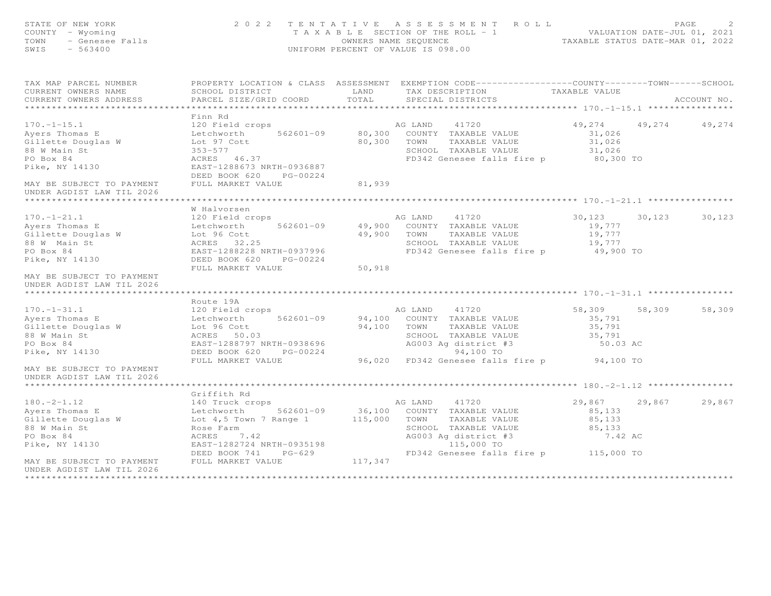STATE OF NEW YORK — 2022 TENTATIVE ASSESSMENT ROLL
COUNTY - Wyoming — TAXABLE SECTION OF THE ROLL - 1 — VALUATION DATE-JUL 01, 2021
TOWN - Genesee Falls — OWNERS NAME SEQUENCE — TAXABLE STATUS DATE-MAR 01, 2022
SWIS - 563400 — UNIFORM PERCENT OF VALUE IS 098.00

| TAX MAP PARCEL NUMBER / CURRENT OWNERS NAME / CURRENT OWNERS ADDRESS | PROPERTY LOCATION & CLASS / SCHOOL DISTRICT / PARCEL SIZE/GRID COORD | ASSESSMENT LAND / TOTAL | EXEMPTION CODE / TAX DESCRIPTION / SPECIAL DISTRICTS | COUNTY TAXABLE VALUE | TOWN | SCHOOL / ACCOUNT NO. |
|---|---|---|---|---|---|---|
| **170.-1-15.1** | Finn Rd | | | | | |
| 170.-1-15.1 | 120 Field crops | | AG LAND 41720 | 49,274 | 49,274 | 49,274 |
| Ayers Thomas E | Letchworth 562601-09 | 80,300 | COUNTY TAXABLE VALUE | 31,026 | | |
| Gillette Douglas W | Lot 97 Cott | 80,300 | TOWN TAXABLE VALUE | 31,026 | | |
| 88 W Main St | 353-577 | | SCHOOL TAXABLE VALUE | 31,026 | | |
| PO Box 84 | ACRES 46.37 | | FD342 Genesee falls fire p | 80,300 TO | | |
| Pike, NY 14130 | EAST-1288673 NRTH-0936887 | | | | | |
| | DEED BOOK 620 PG-00224 | | | | | |
| MAY BE SUBJECT TO PAYMENT | FULL MARKET VALUE | 81,939 | | | | |
| UNDER AGDIST LAW TIL 2026 | | | | | | |
| **170.-1-21.1** | W Halvorsen | | | | | |
| 170.-1-21.1 | 120 Field crops | | AG LAND 41720 | 30,123 | 30,123 | 30,123 |
| Ayers Thomas E | Letchworth 562601-09 | 49,900 | COUNTY TAXABLE VALUE | 19,777 | | |
| Gillette Douglas W | Lot 96 Cott | 49,900 | TOWN TAXABLE VALUE | 19,777 | | |
| 88 W Main St | ACRES 32.25 | | SCHOOL TAXABLE VALUE | 19,777 | | |
| PO Box 84 | EAST-1288228 NRTH-0937996 | | FD342 Genesee falls fire p | 49,900 TO | | |
| Pike, NY 14130 | DEED BOOK 620 PG-00224 | | | | | |
| | FULL MARKET VALUE | 50,918 | | | | |
| MAY BE SUBJECT TO PAYMENT | | | | | | |
| UNDER AGDIST LAW TIL 2026 | | | | | | |
| **170.-1-31.1** | Route 19A | | | | | |
| 170.-1-31.1 | 120 Field crops | | AG LAND 41720 | 58,309 | 58,309 | 58,309 |
| Ayers Thomas E | Letchworth 562601-09 | 94,100 | COUNTY TAXABLE VALUE | 35,791 | | |
| Gillette Douglas W | Lot 96 Cott | 94,100 | TOWN TAXABLE VALUE | 35,791 | | |
| 88 W Main St | ACRES 50.03 | | SCHOOL TAXABLE VALUE | 35,791 | | |
| PO Box 84 | EAST-1288797 NRTH-0938696 | | AG003 Ag district #3 | 50.03 AC | | |
| Pike, NY 14130 | DEED BOOK 620 PG-00224 | | 94,100 TO | | | |
| | FULL MARKET VALUE | 96,020 | FD342 Genesee falls fire p | 94,100 TO | | |
| MAY BE SUBJECT TO PAYMENT | | | | | | |
| UNDER AGDIST LAW TIL 2026 | | | | | | |
| **180.-2-1.12** | Griffith Rd | | | | | |
| 180.-2-1.12 | 140 Truck crops | | AG LAND 41720 | 29,867 | 29,867 | 29,867 |
| Ayers Thomas E | Letchworth 562601-09 | 36,100 | COUNTY TAXABLE VALUE | 85,133 | | |
| Gillette Douglas W | Lot 4,5 Town 7 Range 1 | 115,000 | TOWN TAXABLE VALUE | 85,133 | | |
| 88 W Main St | Rose Farm | | SCHOOL TAXABLE VALUE | 85,133 | | |
| PO Box 84 | ACRES 7.42 | | AG003 Ag district #3 | 7.42 AC | | |
| Pike, NY 14130 | EAST-1282724 NRTH-0935198 | | 115,000 TO | | | |
| | DEED BOOK 741 PG-629 | | FD342 Genesee falls fire p | 115,000 TO | | |
| MAY BE SUBJECT TO PAYMENT | FULL MARKET VALUE | 117,347 | | | | |
| UNDER AGDIST LAW TIL 2026 | | | | | | |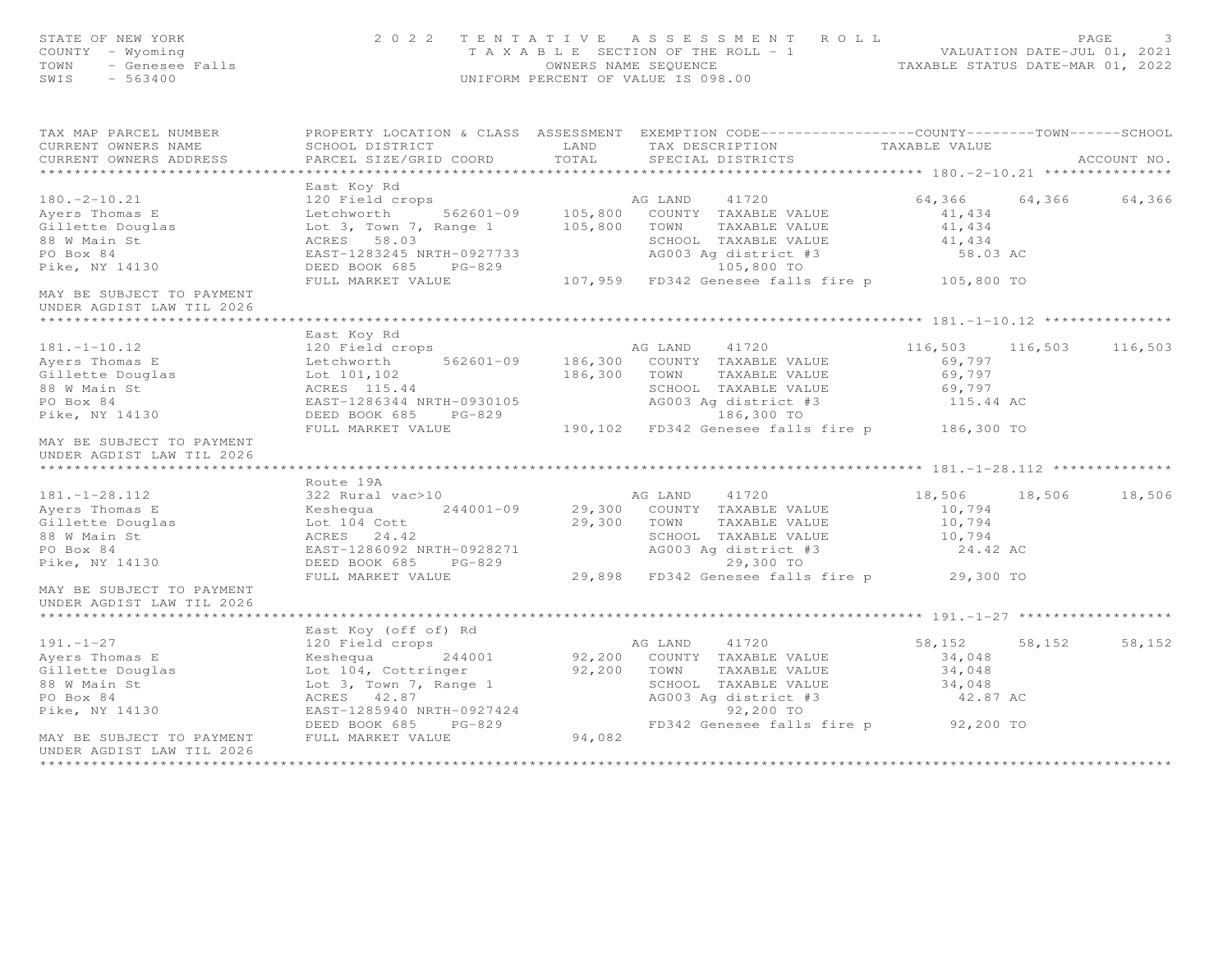STATE OF NEW YORK
COUNTY - Wyoming
TOWN - Genesee Falls
SWIS - 563400

2022 TENTATIVE ASSESSMENT ROLL
TAXABLE SECTION OF THE ROLL - 1
OWNERS NAME SEQUENCE
UNIFORM PERCENT OF VALUE IS 098.00

VALUATION DATE-JUL 01, 2021
TAXABLE STATUS DATE-MAR 01, 2022

| TAX MAP PARCEL NUMBER / CURRENT OWNERS NAME / CURRENT OWNERS ADDRESS | PROPERTY LOCATION & CLASS / SCHOOL DISTRICT / PARCEL SIZE/GRID COORD | ASSESSMENT LAND / TOTAL | EXEMPTION CODE / TAX DESCRIPTION / SPECIAL DISTRICTS | COUNTY TAXABLE VALUE | TOWN | SCHOOL / ACCOUNT NO. |
|---|---|---|---|---|---|---|
| **180.-2-10.21** | East Koy Rd | | | | | |
| 180.-2-10.21 | 120 Field crops | | AG LAND 41720 | 64,366 | 64,366 | 64,366 |
| Ayers Thomas E | Letchworth 562601-09 | 105,800 | COUNTY TAXABLE VALUE | 41,434 | | |
| Gillette Douglas | Lot 3, Town 7, Range 1 | 105,800 | TOWN TAXABLE VALUE | 41,434 | | |
| 88 W Main St | ACRES 58.03 | | SCHOOL TAXABLE VALUE | 41,434 | | |
| PO Box 84 | EAST-1283245 NRTH-0927733 | | AG003 Ag district #3 | 58.03 AC | | |
| Pike, NY 14130 | DEED BOOK 685 PG-829 | | 105,800 TO | | | |
| | FULL MARKET VALUE | 107,959 | FD342 Genesee falls fire p | 105,800 TO | | |
| MAY BE SUBJECT TO PAYMENT UNDER AGDIST LAW TIL 2026 | | | | | | |
| **181.-1-10.12** | East Koy Rd | | | | | |
| 181.-1-10.12 | 120 Field crops | | AG LAND 41720 | 116,503 | 116,503 | 116,503 |
| Ayers Thomas E | Letchworth 562601-09 | 186,300 | COUNTY TAXABLE VALUE | 69,797 | | |
| Gillette Douglas | Lot 101,102 | 186,300 | TOWN TAXABLE VALUE | 69,797 | | |
| 88 W Main St | ACRES 115.44 | | SCHOOL TAXABLE VALUE | 69,797 | | |
| PO Box 84 | EAST-1286344 NRTH-0930105 | | AG003 Ag district #3 | 115.44 AC | | |
| Pike, NY 14130 | DEED BOOK 685 PG-829 | | 186,300 TO | | | |
| | FULL MARKET VALUE | 190,102 | FD342 Genesee falls fire p | 186,300 TO | | |
| MAY BE SUBJECT TO PAYMENT UNDER AGDIST LAW TIL 2026 | | | | | | |
| **181.-1-28.112** | Route 19A | | | | | |
| 181.-1-28.112 | 322 Rural vac>10 | | AG LAND 41720 | 18,506 | 18,506 | 18,506 |
| Ayers Thomas E | Keshequa 244001-09 | 29,300 | COUNTY TAXABLE VALUE | 10,794 | | |
| Gillette Douglas | Lot 104 Cott | 29,300 | TOWN TAXABLE VALUE | 10,794 | | |
| 88 W Main St | ACRES 24.42 | | SCHOOL TAXABLE VALUE | 10,794 | | |
| PO Box 84 | EAST-1286092 NRTH-0928271 | | AG003 Ag district #3 | 24.42 AC | | |
| Pike, NY 14130 | DEED BOOK 685 PG-829 | | 29,300 TO | | | |
| | FULL MARKET VALUE | 29,898 | FD342 Genesee falls fire p | 29,300 TO | | |
| MAY BE SUBJECT TO PAYMENT UNDER AGDIST LAW TIL 2026 | | | | | | |
| **191.-1-27** | East Koy (off of) Rd | | | | | |
| 191.-1-27 | 120 Field crops | | AG LAND 41720 | 58,152 | 58,152 | 58,152 |
| Ayers Thomas E | Keshequa 244001 | 92,200 | COUNTY TAXABLE VALUE | 34,048 | | |
| Gillette Douglas | Lot 104, Cottringer | 92,200 | TOWN TAXABLE VALUE | 34,048 | | |
| 88 W Main St | Lot 3, Town 7, Range 1 | | SCHOOL TAXABLE VALUE | 34,048 | | |
| PO Box 84 | ACRES 42.87 | | AG003 Ag district #3 | 42.87 AC | | |
| Pike, NY 14130 | EAST-1285940 NRTH-0927424 | | 92,200 TO | | | |
| | DEED BOOK 685 PG-829 | | FD342 Genesee falls fire p | 92,200 TO | | |
| MAY BE SUBJECT TO PAYMENT UNDER AGDIST LAW TIL 2026 | FULL MARKET VALUE | 94,082 | | | | |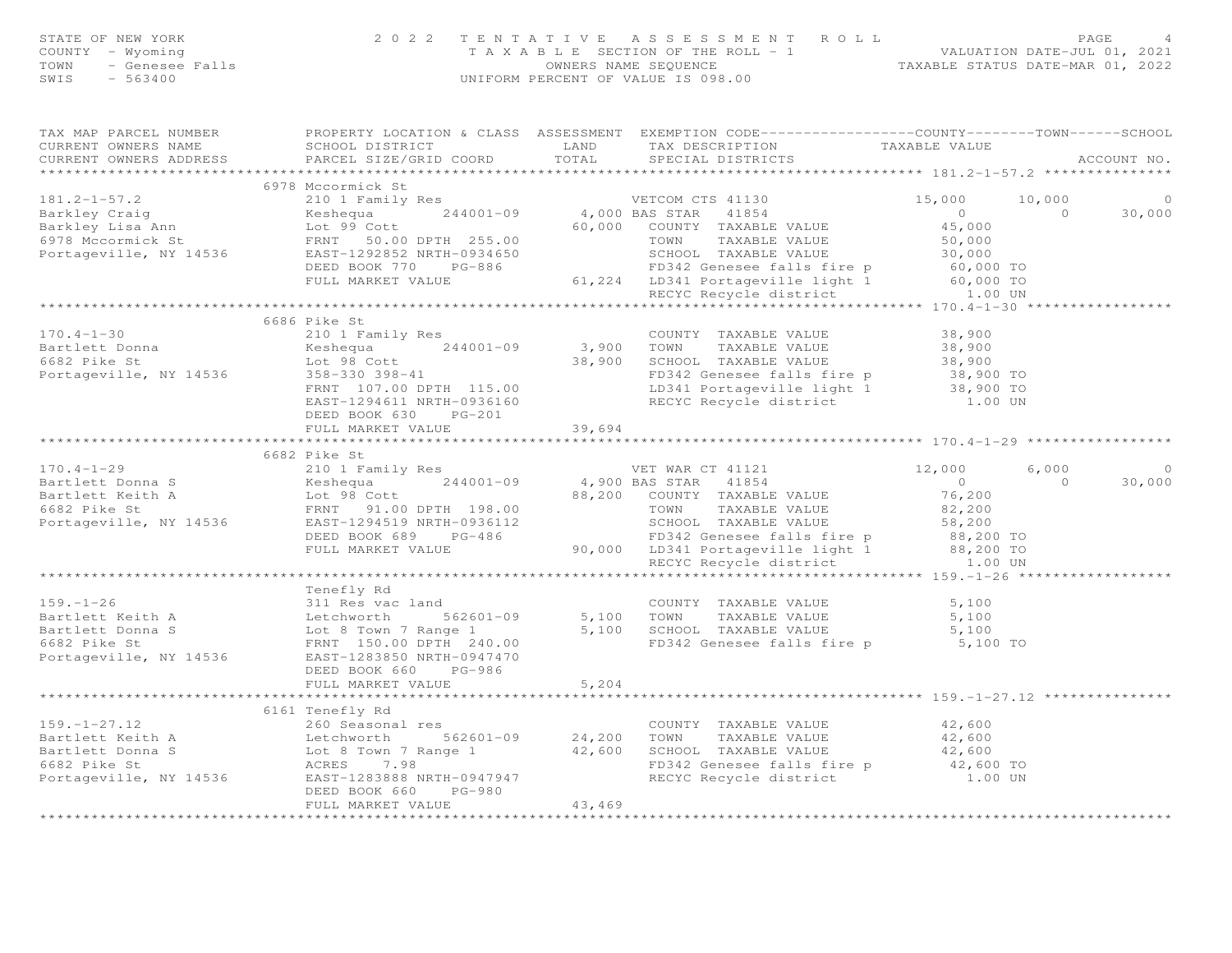STATE OF NEW YORK
COUNTY - Wyoming
TOWN - Genesee Falls
SWIS - 563400

**2022 TENTATIVE ASSESSMENT ROLL**
TAXABLE SECTION OF THE ROLL - 1
OWNERS NAME SEQUENCE
UNIFORM PERCENT OF VALUE IS 098.00

VALUATION DATE-JUL 01, 2021
TAXABLE STATUS DATE-MAR 01, 2022

| TAX MAP PARCEL NUMBER / CURRENT OWNERS NAME / CURRENT OWNERS ADDRESS | PROPERTY LOCATION & CLASS / SCHOOL DISTRICT / PARCEL SIZE/GRID COORD | ASSESSMENT LAND / TOTAL | EXEMPTION CODE / TAX DESCRIPTION / SPECIAL DISTRICTS | COUNTY TAXABLE VALUE | TOWN | SCHOOL |
|---|---|---|---|---|---|---|
| **181.2-1-57.2** | 6978 Mccormick St | | | | | |
| 181.2-1-57.2 | 210 1 Family Res | | VETCOM CTS 41130 | 15,000 | 10,000 | 0 |
| Barkley Craig | Keshequa 244001-09 | 4,000 | BAS STAR 41854 | 0 | 0 | 30,000 |
| Barkley Lisa Ann | Lot 99 Cott | 60,000 | COUNTY TAXABLE VALUE | 45,000 | | |
| 6978 Mccormick St | FRNT 50.00 DPTH 255.00 | | TOWN TAXABLE VALUE | 50,000 | | |
| Portageville, NY 14536 | EAST-1292852 NRTH-0934650 | | SCHOOL TAXABLE VALUE | 30,000 | | |
| | DEED BOOK 770 PG-886 | | FD342 Genesee falls fire p | 60,000 TO | | |
| | FULL MARKET VALUE | 61,224 | LD341 Portageville light 1 | 60,000 TO | | |
| | | | RECYC Recycle district | 1.00 UN | | |
| **170.4-1-30** | 6686 Pike St | | | | | |
| 170.4-1-30 | 210 1 Family Res | | COUNTY TAXABLE VALUE | 38,900 | | |
| Bartlett Donna | Keshequa 244001-09 | 3,900 | TOWN TAXABLE VALUE | 38,900 | | |
| 6682 Pike St | Lot 98 Cott | 38,900 | SCHOOL TAXABLE VALUE | 38,900 | | |
| Portageville, NY 14536 | 358-330 398-41 | | FD342 Genesee falls fire p | 38,900 TO | | |
| | FRNT 107.00 DPTH 115.00 | | LD341 Portageville light 1 | 38,900 TO | | |
| | EAST-1294611 NRTH-0936160 | | RECYC Recycle district | 1.00 UN | | |
| | DEED BOOK 630 PG-201 | | | | | |
| | FULL MARKET VALUE | 39,694 | | | | |
| **170.4-1-29** | 6682 Pike St | | | | | |
| 170.4-1-29 | 210 1 Family Res | | VET WAR CT 41121 | 12,000 | 6,000 | 0 |
| Bartlett Donna S | Keshequa 244001-09 | 4,900 | BAS STAR 41854 | 0 | 0 | 30,000 |
| Bartlett Keith A | Lot 98 Cott | 88,200 | COUNTY TAXABLE VALUE | 76,200 | | |
| 6682 Pike St | FRNT 91.00 DPTH 198.00 | | TOWN TAXABLE VALUE | 82,200 | | |
| Portageville, NY 14536 | EAST-1294519 NRTH-0936112 | | SCHOOL TAXABLE VALUE | 58,200 | | |
| | DEED BOOK 689 PG-486 | | FD342 Genesee falls fire p | 88,200 TO | | |
| | FULL MARKET VALUE | 90,000 | LD341 Portageville light 1 | 88,200 TO | | |
| | | | RECYC Recycle district | 1.00 UN | | |
| **159.-1-26** | Tenefly Rd | | | | | |
| 159.-1-26 | 311 Res vac land | | COUNTY TAXABLE VALUE | 5,100 | | |
| Bartlett Keith A | Letchworth 562601-09 | 5,100 | TOWN TAXABLE VALUE | 5,100 | | |
| Bartlett Donna S | Lot 8 Town 7 Range 1 | 5,100 | SCHOOL TAXABLE VALUE | 5,100 | | |
| 6682 Pike St | FRNT 150.00 DPTH 240.00 | | FD342 Genesee falls fire p | 5,100 TO | | |
| Portageville, NY 14536 | EAST-1283850 NRTH-0947470 | | | | | |
| | DEED BOOK 660 PG-986 | | | | | |
| | FULL MARKET VALUE | 5,204 | | | | |
| **159.-1-27.12** | 6161 Tenefly Rd | | | | | |
| 159.-1-27.12 | 260 Seasonal res | | COUNTY TAXABLE VALUE | 42,600 | | |
| Bartlett Keith A | Letchworth 562601-09 | 24,200 | TOWN TAXABLE VALUE | 42,600 | | |
| Bartlett Donna S | Lot 8 Town 7 Range 1 | 42,600 | SCHOOL TAXABLE VALUE | 42,600 | | |
| 6682 Pike St | ACRES 7.98 | | FD342 Genesee falls fire p | 42,600 TO | | |
| Portageville, NY 14536 | EAST-1283888 NRTH-0947947 | | RECYC Recycle district | 1.00 UN | | |
| | DEED BOOK 660 PG-980 | | | | | |
| | FULL MARKET VALUE | 43,469 | | | | |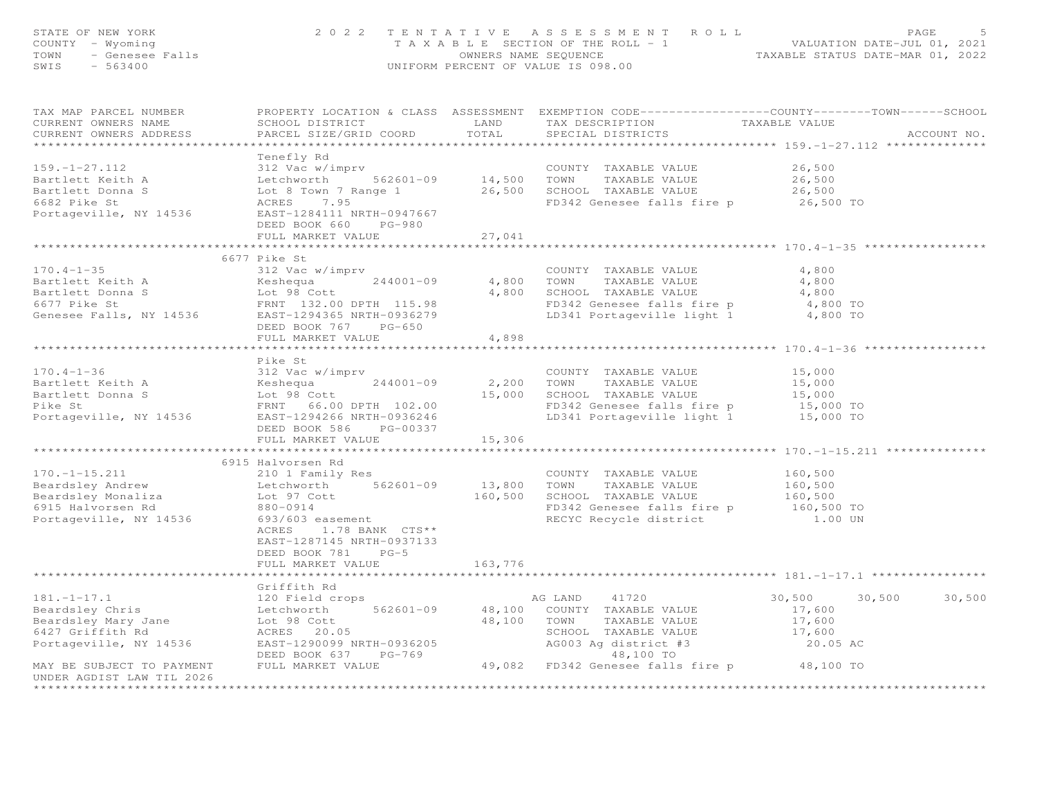STATE OF NEW YORK — 2022 TENTATIVE ASSESSMENT ROLL
COUNTY - Wyoming — TAXABLE SECTION OF THE ROLL - 1 — VALUATION DATE-JUL 01, 2021
TOWN - Genesee Falls — OWNERS NAME SEQUENCE — TAXABLE STATUS DATE-MAR 01, 2022
SWIS - 563400 — UNIFORM PERCENT OF VALUE IS 098.00

| TAX MAP PARCEL NUMBER / CURRENT OWNERS NAME / CURRENT OWNERS ADDRESS | PROPERTY LOCATION & CLASS / SCHOOL DISTRICT / PARCEL SIZE/GRID COORD | ASSESSMENT LAND | ASSESSMENT TOTAL | EXEMPTION CODE / TAX DESCRIPTION / SPECIAL DISTRICTS | COUNTY TAXABLE VALUE | TOWN | SCHOOL | ACCOUNT NO. |
|---|---|---|---|---|---|---|---|---|
| **159.-1-27.112** | Tenefly Rd | | | | | | | |
| 159.-1-27.112 | 312 Vac w/imprv | | | COUNTY TAXABLE VALUE | 26,500 | | | |
| Bartlett Keith A | Letchworth 562601-09 | 14,500 | | TOWN TAXABLE VALUE | 26,500 | | | |
| Bartlett Donna S | Lot 8 Town 7 Range 1 | | 26,500 | SCHOOL TAXABLE VALUE | 26,500 | | | |
| 6682 Pike St | ACRES 7.95 | | | FD342 Genesee falls fire p | 26,500 TO | | | |
| Portageville, NY 14536 | EAST-1284111 NRTH-0947667 | | | | | | | |
| | DEED BOOK 660 PG-980 | | | | | | | |
| | FULL MARKET VALUE | | 27,041 | | | | | |
| **170.4-1-35** | 6677 Pike St | | | | | | | |
| 170.4-1-35 | 312 Vac w/imprv | | | COUNTY TAXABLE VALUE | 4,800 | | | |
| Bartlett Keith A | Keshequa 244001-09 | 4,800 | | TOWN TAXABLE VALUE | 4,800 | | | |
| Bartlett Donna S | Lot 98 Cott | | 4,800 | SCHOOL TAXABLE VALUE | 4,800 | | | |
| 6677 Pike St | FRNT 132.00 DPTH 115.98 | | | FD342 Genesee falls fire p | 4,800 TO | | | |
| Genesee Falls, NY 14536 | EAST-1294365 NRTH-0936279 | | | LD341 Portageville light 1 | 4,800 TO | | | |
| | DEED BOOK 767 PG-650 | | | | | | | |
| | FULL MARKET VALUE | | 4,898 | | | | | |
| **170.4-1-36** | Pike St | | | | | | | |
| 170.4-1-36 | 312 Vac w/imprv | | | COUNTY TAXABLE VALUE | 15,000 | | | |
| Bartlett Keith A | Keshequa 244001-09 | 2,200 | | TOWN TAXABLE VALUE | 15,000 | | | |
| Bartlett Donna S | Lot 98 Cott | | 15,000 | SCHOOL TAXABLE VALUE | 15,000 | | | |
| Pike St | FRNT 66.00 DPTH 102.00 | | | FD342 Genesee falls fire p | 15,000 TO | | | |
| Portageville, NY 14536 | EAST-1294266 NRTH-0936246 | | | LD341 Portageville light 1 | 15,000 TO | | | |
| | DEED BOOK 586 PG-00337 | | | | | | | |
| | FULL MARKET VALUE | | 15,306 | | | | | |
| **170.-1-15.211** | 6915 Halvorsen Rd | | | | | | | |
| 170.-1-15.211 | 210 1 Family Res | | | COUNTY TAXABLE VALUE | 160,500 | | | |
| Beardsley Andrew | Letchworth 562601-09 | 13,800 | | TOWN TAXABLE VALUE | 160,500 | | | |
| Beardsley Monaliza | Lot 97 Cott | | 160,500 | SCHOOL TAXABLE VALUE | 160,500 | | | |
| 6915 Halvorsen Rd | 880-0914 | | | FD342 Genesee falls fire p | 160,500 TO | | | |
| Portageville, NY 14536 | 693/603 easement | | | RECYC Recycle district | 1.00 UN | | | |
| | ACRES 1.78 BANK CTS** | | | | | | | |
| | EAST-1287145 NRTH-0937133 | | | | | | | |
| | DEED BOOK 781 PG-5 | | | | | | | |
| | FULL MARKET VALUE | | 163,776 | | | | | |
| **181.-1-17.1** | Griffith Rd | | | | | | | |
| 181.-1-17.1 | 120 Field crops | | | AG LAND 41720 | 30,500 | 30,500 | 30,500 | |
| Beardsley Chris | Letchworth 562601-09 | 48,100 | | COUNTY TAXABLE VALUE | 17,600 | | | |
| Beardsley Mary Jane | Lot 98 Cott | | 48,100 | TOWN TAXABLE VALUE | 17,600 | | | |
| 6427 Griffith Rd | ACRES 20.05 | | | SCHOOL TAXABLE VALUE | 17,600 | | | |
| Portageville, NY 14536 | EAST-1290099 NRTH-0936205 | | | AG003 Ag district #3 | 20.05 AC | | | |
| | DEED BOOK 637 PG-769 | | | 48,100 TO | | | | |
| MAY BE SUBJECT TO PAYMENT | FULL MARKET VALUE | | 49,082 | FD342 Genesee falls fire p | 48,100 TO | | | |
| UNDER AGDIST LAW TIL 2026 | | | | | | | | |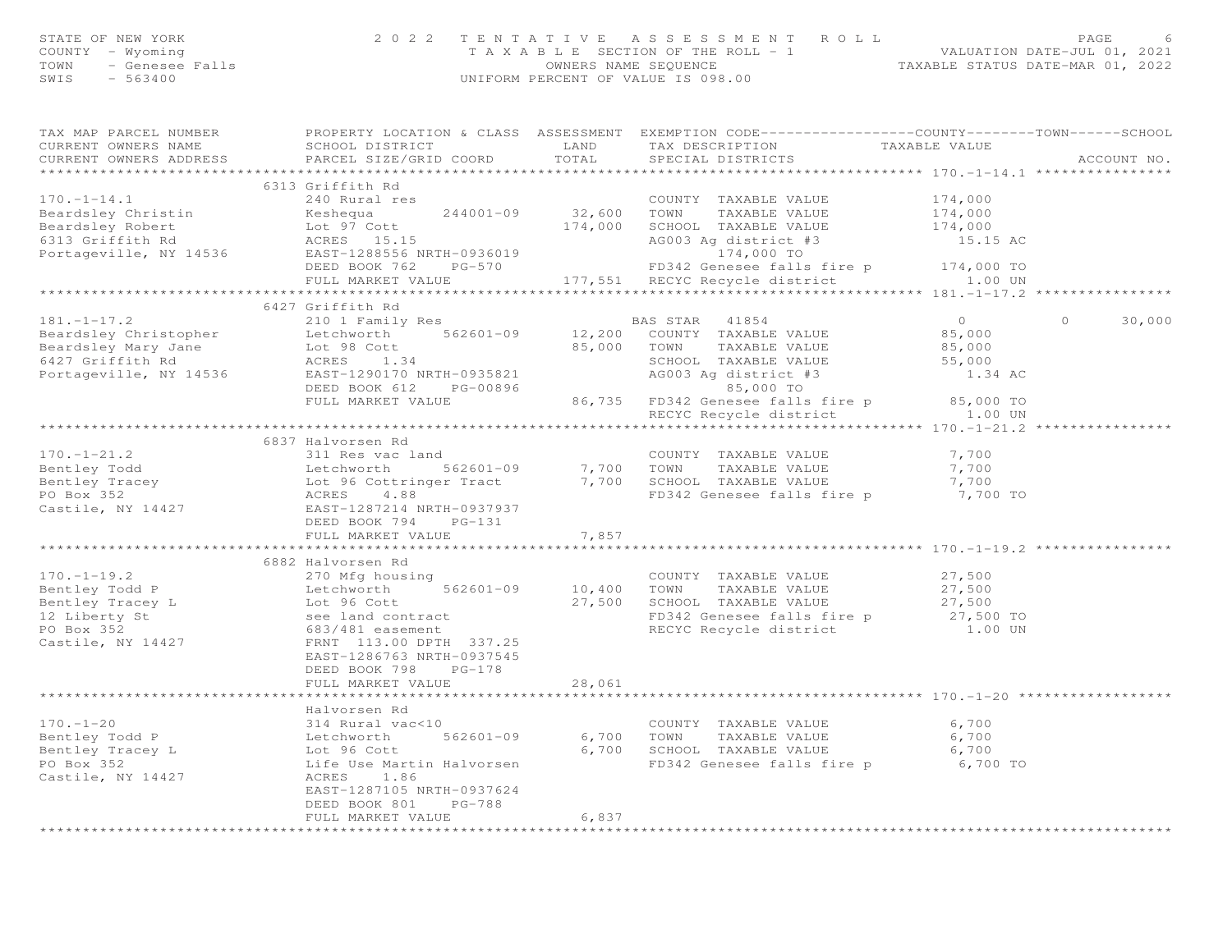STATE OF NEW YORK — 2022 TENTATIVE ASSESSMENT ROLL
COUNTY - Wyoming — TAXABLE SECTION OF THE ROLL - 1 — VALUATION DATE-JUL 01, 2021
TOWN - Genesee Falls — OWNERS NAME SEQUENCE — TAXABLE STATUS DATE-MAR 01, 2022
SWIS - 563400 — UNIFORM PERCENT OF VALUE IS 098.00

| TAX MAP PARCEL NUMBER / CURRENT OWNERS NAME / CURRENT OWNERS ADDRESS | PROPERTY LOCATION & CLASS / SCHOOL DISTRICT / PARCEL SIZE/GRID COORD | ASSESSMENT LAND | ASSESSMENT TOTAL | EXEMPTION CODE / TAX DESCRIPTION / SPECIAL DISTRICTS | COUNTY TAXABLE VALUE | TOWN | SCHOOL |
|---|---|---|---|---|---|---|---|
| **170.-1-14.1** | 6313 Griffith Rd | | | | | | |
| 170.-1-14.1 | 240 Rural res | | | COUNTY TAXABLE VALUE | 174,000 | | |
| Beardsley Christin | Keshequa 244001-09 | 32,600 | | TOWN TAXABLE VALUE | 174,000 | | |
| Beardsley Robert | Lot 97 Cott | | 174,000 | SCHOOL TAXABLE VALUE | 174,000 | | |
| 6313 Griffith Rd | ACRES 15.15 | | | AG003 Ag district #3 | 15.15 AC | | |
| Portageville, NY 14536 | EAST-1288556 NRTH-0936019 | | | 174,000 TO | | | |
| | DEED BOOK 762 PG-570 | | | FD342 Genesee falls fire p | 174,000 TO | | |
| | FULL MARKET VALUE | | 177,551 | RECYC Recycle district | 1.00 UN | | |
| **181.-1-17.2** | 6427 Griffith Rd | | | | | | |
| 181.-1-17.2 | 210 1 Family Res | | | BAS STAR 41854 | 0 | 0 | 30,000 |
| Beardsley Christopher | Letchworth 562601-09 | 12,200 | | COUNTY TAXABLE VALUE | 85,000 | | |
| Beardsley Mary Jane | Lot 98 Cott | | 85,000 | TOWN TAXABLE VALUE | 85,000 | | |
| 6427 Griffith Rd | ACRES 1.34 | | | SCHOOL TAXABLE VALUE | 55,000 | | |
| Portageville, NY 14536 | EAST-1290170 NRTH-0935821 | | | AG003 Ag district #3 | 1.34 AC | | |
| | DEED BOOK 612 PG-00896 | | | 85,000 TO | | | |
| | FULL MARKET VALUE | | 86,735 | FD342 Genesee falls fire p | 85,000 TO | | |
| | | | | RECYC Recycle district | 1.00 UN | | |
| **170.-1-21.2** | 6837 Halvorsen Rd | | | | | | |
| 170.-1-21.2 | 311 Res vac land | | | COUNTY TAXABLE VALUE | 7,700 | | |
| Bentley Todd | Letchworth 562601-09 | 7,700 | | TOWN TAXABLE VALUE | 7,700 | | |
| Bentley Tracey | Lot 96 Cottringer Tract | | 7,700 | SCHOOL TAXABLE VALUE | 7,700 | | |
| PO Box 352 | ACRES 4.88 | | | FD342 Genesee falls fire p | 7,700 TO | | |
| Castile, NY 14427 | EAST-1287214 NRTH-0937937 | | | | | | |
| | DEED BOOK 794 PG-131 | | | | | | |
| | FULL MARKET VALUE | | 7,857 | | | | |
| **170.-1-19.2** | 6882 Halvorsen Rd | | | | | | |
| 170.-1-19.2 | 270 Mfg housing | | | COUNTY TAXABLE VALUE | 27,500 | | |
| Bentley Todd P | Letchworth 562601-09 | 10,400 | | TOWN TAXABLE VALUE | 27,500 | | |
| Bentley Tracey L | Lot 96 Cott | | 27,500 | SCHOOL TAXABLE VALUE | 27,500 | | |
| 12 Liberty St | see land contract | | | FD342 Genesee falls fire p | 27,500 TO | | |
| PO Box 352 | 683/481 easement | | | RECYC Recycle district | 1.00 UN | | |
| Castile, NY 14427 | FRNT 113.00 DPTH 337.25 | | | | | | |
| | EAST-1286763 NRTH-0937545 | | | | | | |
| | DEED BOOK 798 PG-178 | | | | | | |
| | FULL MARKET VALUE | | 28,061 | | | | |
| **170.-1-20** | Halvorsen Rd | | | | | | |
| 170.-1-20 | 314 Rural vac<10 | | | COUNTY TAXABLE VALUE | 6,700 | | |
| Bentley Todd P | Letchworth 562601-09 | 6,700 | | TOWN TAXABLE VALUE | 6,700 | | |
| Bentley Tracey L | Lot 96 Cott | | 6,700 | SCHOOL TAXABLE VALUE | 6,700 | | |
| PO Box 352 | Life Use Martin Halvorsen | | | FD342 Genesee falls fire p | 6,700 TO | | |
| Castile, NY 14427 | ACRES 1.86 | | | | | | |
| | EAST-1287105 NRTH-0937624 | | | | | | |
| | DEED BOOK 801 PG-788 | | | | | | |
| | FULL MARKET VALUE | | 6,837 | | | | |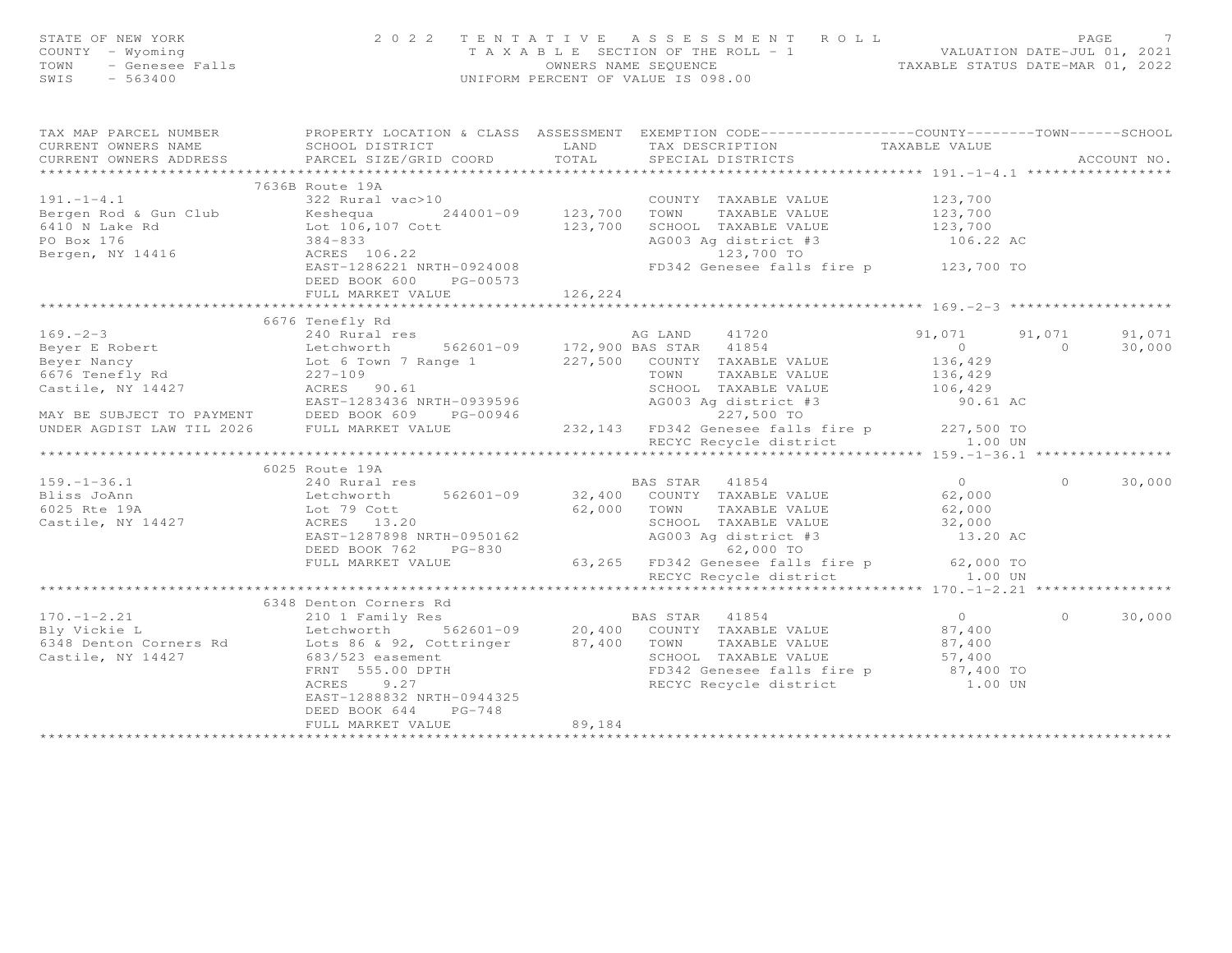STATE OF NEW YORK
COUNTY - Wyoming
TOWN - Genesee Falls
SWIS - 563400

# 2022 TENTATIVE ASSESSMENT ROLL

TAXABLE SECTION OF THE ROLL - 1
OWNERS NAME SEQUENCE
UNIFORM PERCENT OF VALUE IS 098.00

VALUATION DATE-JUL 01, 2021
TAXABLE STATUS DATE-MAR 01, 2022

| TAX MAP PARCEL NUMBER / CURRENT OWNERS NAME / CURRENT OWNERS ADDRESS | PROPERTY LOCATION & CLASS / SCHOOL DISTRICT / PARCEL SIZE/GRID COORD | ASSESSMENT LAND / TOTAL | EXEMPTION CODE / TAX DESCRIPTION / SPECIAL DISTRICTS | COUNTY TAXABLE VALUE | TOWN | SCHOOL |
|---|---|---|---|---|---|---|
| **191.-1-4.1** | 7636B Route 19A | | | | | |
| 191.-1-4.1 | 322 Rural vac>10 | | COUNTY TAXABLE VALUE | 123,700 | | |
| Bergen Rod & Gun Club | Keshequa 244001-09 | 123,700 | TOWN TAXABLE VALUE | 123,700 | | |
| 6410 N Lake Rd | Lot 106,107 Cott | 123,700 | SCHOOL TAXABLE VALUE | 123,700 | | |
| PO Box 176 | 384-833 | | AG003 Ag district #3 | 106.22 AC | | |
| Bergen, NY 14416 | ACRES 106.22 | | 123,700 TO | | | |
| | EAST-1286221 NRTH-0924008 | | FD342 Genesee falls fire p | 123,700 TO | | |
| | DEED BOOK 600 PG-00573 | | | | | |
| | FULL MARKET VALUE | 126,224 | | | | |
| **169.-2-3** | 6676 Tenefly Rd | | | | | |
| 169.-2-3 | 240 Rural res | | AG LAND 41720 | 91,071 | 91,071 | 91,071 |
| Beyer E Robert | Letchworth 562601-09 | 172,900 | BAS STAR 41854 | 0 | 0 | 30,000 |
| Beyer Nancy | Lot 6 Town 7 Range 1 | 227,500 | COUNTY TAXABLE VALUE | 136,429 | | |
| 6676 Tenefly Rd | 227-109 | | TOWN TAXABLE VALUE | 136,429 | | |
| Castile, NY 14427 | ACRES 90.61 | | SCHOOL TAXABLE VALUE | 106,429 | | |
| | EAST-1283436 NRTH-0939596 | | AG003 Ag district #3 | 90.61 AC | | |
| MAY BE SUBJECT TO PAYMENT | DEED BOOK 609 PG-00946 | | 227,500 TO | | | |
| UNDER AGDIST LAW TIL 2026 | FULL MARKET VALUE | 232,143 | FD342 Genesee falls fire p | 227,500 TO | | |
| | | | RECYC Recycle district | 1.00 UN | | |
| **159.-1-36.1** | 6025 Route 19A | | | | | |
| 159.-1-36.1 | 240 Rural res | | BAS STAR 41854 | 0 | 0 | 30,000 |
| Bliss JoAnn | Letchworth 562601-09 | 32,400 | COUNTY TAXABLE VALUE | 62,000 | | |
| 6025 Rte 19A | Lot 79 Cott | 62,000 | TOWN TAXABLE VALUE | 62,000 | | |
| Castile, NY 14427 | ACRES 13.20 | | SCHOOL TAXABLE VALUE | 32,000 | | |
| | EAST-1287898 NRTH-0950162 | | AG003 Ag district #3 | 13.20 AC | | |
| | DEED BOOK 762 PG-830 | | 62,000 TO | | | |
| | FULL MARKET VALUE | 63,265 | FD342 Genesee falls fire p | 62,000 TO | | |
| | | | RECYC Recycle district | 1.00 UN | | |
| **170.-1-2.21** | 6348 Denton Corners Rd | | | | | |
| 170.-1-2.21 | 210 1 Family Res | | BAS STAR 41854 | 0 | 0 | 30,000 |
| Bly Vickie L | Letchworth 562601-09 | 20,400 | COUNTY TAXABLE VALUE | 87,400 | | |
| 6348 Denton Corners Rd | Lots 86 & 92, Cottringer | 87,400 | TOWN TAXABLE VALUE | 87,400 | | |
| Castile, NY 14427 | 683/523 easement | | SCHOOL TAXABLE VALUE | 57,400 | | |
| | FRNT 555.00 DPTH | | FD342 Genesee falls fire p | 87,400 TO | | |
| | ACRES 9.27 | | RECYC Recycle district | 1.00 UN | | |
| | EAST-1288832 NRTH-0944325 | | | | | |
| | DEED BOOK 644 PG-748 | | | | | |
| | FULL MARKET VALUE | 89,184 | | | | |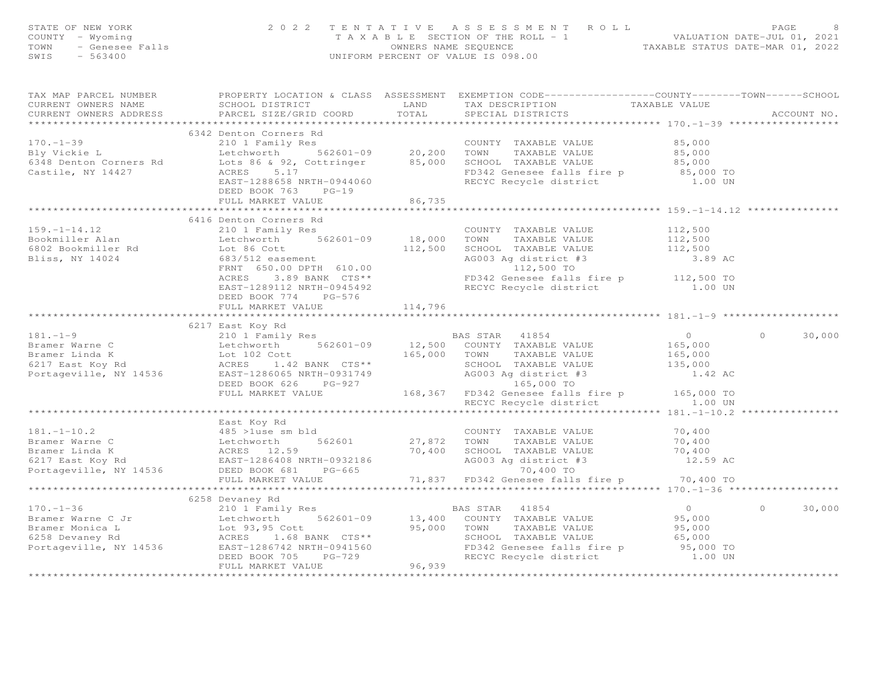STATE OF NEW YORK
COUNTY - Wyoming
TOWN - Genesee Falls
SWIS - 563400

2022 TENTATIVE ASSESSMENT ROLL
TAXABLE SECTION OF THE ROLL - 1
OWNERS NAME SEQUENCE
UNIFORM PERCENT OF VALUE IS 098.00

VALUATION DATE-JUL 01, 2021
TAXABLE STATUS DATE-MAR 01, 2022

| TAX MAP PARCEL NUMBER / CURRENT OWNERS NAME / CURRENT OWNERS ADDRESS | PROPERTY LOCATION & CLASS / SCHOOL DISTRICT / PARCEL SIZE/GRID COORD | ASSESSMENT LAND / TOTAL | EXEMPTION CODE / TAX DESCRIPTION / SPECIAL DISTRICTS | COUNTY TAXABLE VALUE | TOWN | SCHOOL | ACCOUNT NO. |
|---|---|---|---|---|---|---|---|
| 170.-1-39 | 6342 Denton Corners Rd | | | | | | |
| | 210 1 Family Res | | COUNTY TAXABLE VALUE | 85,000 | | | |
| Bly Vickie L | Letchworth 562601-09 | 20,200 | TOWN TAXABLE VALUE | 85,000 | | | |
| 6348 Denton Corners Rd | Lots 86 & 92, Cottringer | 85,000 | SCHOOL TAXABLE VALUE | 85,000 | | | |
| Castile, NY 14427 | ACRES 5.17 | | FD342 Genesee falls fire p | 85,000 TO | | | |
| | EAST-1288658 NRTH-0944060 | | RECYC Recycle district | 1.00 UN | | | |
| | DEED BOOK 763 PG-19 | | | | | | |
| | FULL MARKET VALUE | 86,735 | | | | | |
| 159.-1-14.12 | 6416 Denton Corners Rd | | | | | | |
| | 210 1 Family Res | | COUNTY TAXABLE VALUE | 112,500 | | | |
| Bookmiller Alan | Letchworth 562601-09 | 18,000 | TOWN TAXABLE VALUE | 112,500 | | | |
| 6802 Bookmiller Rd | Lot 86 Cott | 112,500 | SCHOOL TAXABLE VALUE | 112,500 | | | |
| Bliss, NY 14024 | 683/512 easement | | AG003 Ag district #3 | 3.89 AC | | | |
| | FRNT 650.00 DPTH 610.00 | | 112,500 TO | | | | |
| | ACRES 3.89 BANK CTS** | | FD342 Genesee falls fire p | 112,500 TO | | | |
| | EAST-1289112 NRTH-0945492 | | RECYC Recycle district | 1.00 UN | | | |
| | DEED BOOK 774 PG-576 | | | | | | |
| | FULL MARKET VALUE | 114,796 | | | | | |
| 181.-1-9 | 6217 East Koy Rd | | | | | | |
| | 210 1 Family Res | | BAS STAR 41854 | 0 | 0 | 30,000 | |
| Bramer Warne C | Letchworth 562601-09 | 12,500 | COUNTY TAXABLE VALUE | 165,000 | | | |
| Bramer Linda K | Lot 102 Cott | 165,000 | TOWN TAXABLE VALUE | 165,000 | | | |
| 6217 East Koy Rd | ACRES 1.42 BANK CTS** | | SCHOOL TAXABLE VALUE | 135,000 | | | |
| Portageville, NY 14536 | EAST-1286065 NRTH-0931749 | | AG003 Ag district #3 | 1.42 AC | | | |
| | DEED BOOK 626 PG-927 | | 165,000 TO | | | | |
| | FULL MARKET VALUE | 168,367 | FD342 Genesee falls fire p | 165,000 TO | | | |
| | | | RECYC Recycle district | 1.00 UN | | | |
| 181.-1-10.2 | East Koy Rd | | | | | | |
| | 485 >1use sm bld | | COUNTY TAXABLE VALUE | 70,400 | | | |
| Bramer Warne C | Letchworth 562601 | 27,872 | TOWN TAXABLE VALUE | 70,400 | | | |
| Bramer Linda K | ACRES 12.59 | 70,400 | SCHOOL TAXABLE VALUE | 70,400 | | | |
| 6217 East Koy Rd | EAST-1286408 NRTH-0932186 | | AG003 Ag district #3 | 12.59 AC | | | |
| Portageville, NY 14536 | DEED BOOK 681 PG-665 | | 70,400 TO | | | | |
| | FULL MARKET VALUE | 71,837 | FD342 Genesee falls fire p | 70,400 TO | | | |
| 170.-1-36 | 6258 Devaney Rd | | | | | | |
| | 210 1 Family Res | | BAS STAR 41854 | 0 | 0 | 30,000 | |
| Bramer Warne C Jr | Letchworth 562601-09 | 13,400 | COUNTY TAXABLE VALUE | 95,000 | | | |
| Bramer Monica L | Lot 93,95 Cott | 95,000 | TOWN TAXABLE VALUE | 95,000 | | | |
| 6258 Devaney Rd | ACRES 1.68 BANK CTS** | | SCHOOL TAXABLE VALUE | 65,000 | | | |
| Portageville, NY 14536 | EAST-1286742 NRTH-0941560 | | FD342 Genesee falls fire p | 95,000 TO | | | |
| | DEED BOOK 705 PG-729 | | RECYC Recycle district | 1.00 UN | | | |
| | FULL MARKET VALUE | 96,939 | | | | | |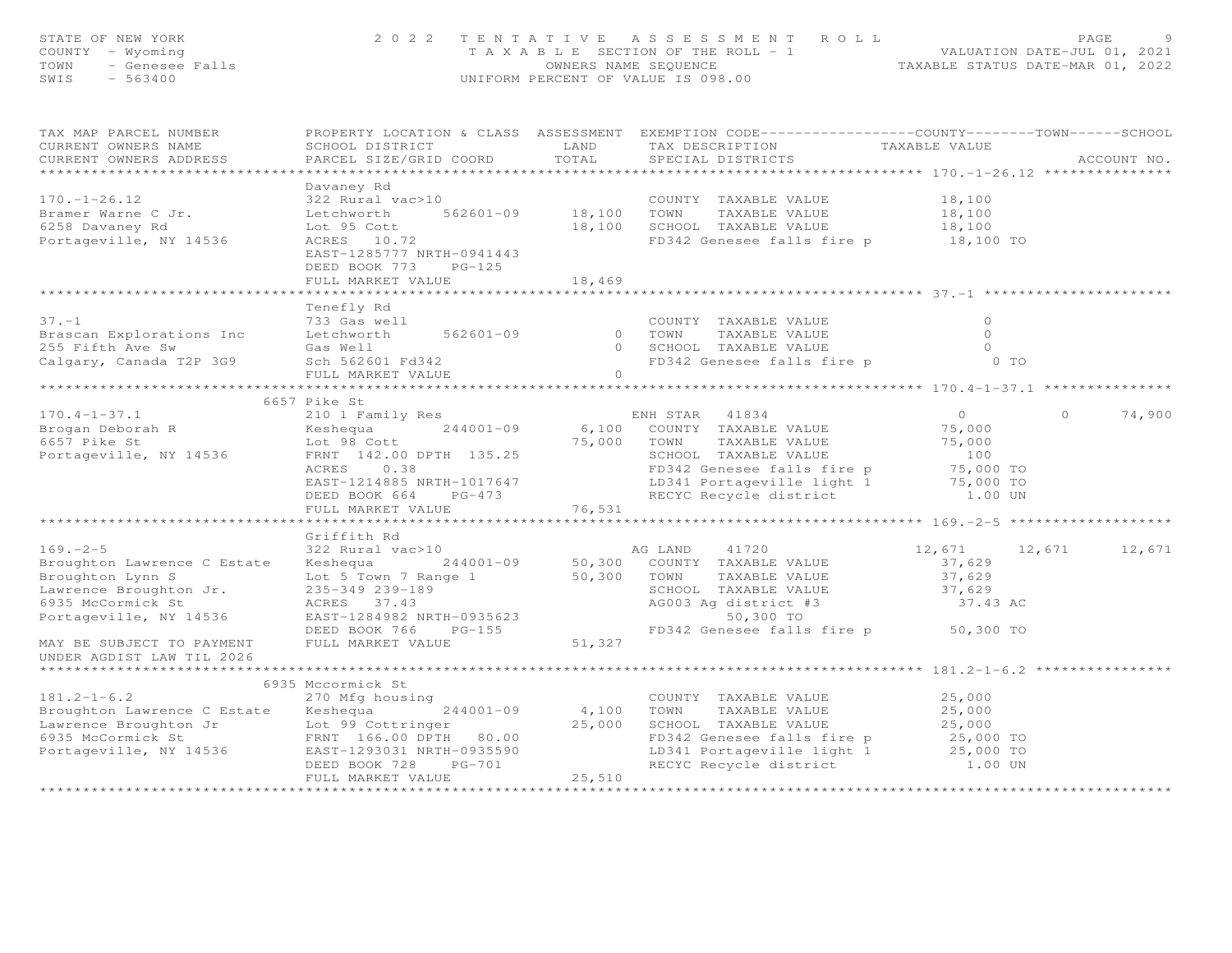STATE OF NEW YORK — 2022 TENTATIVE ASSESSMENT ROLL — PAGE 9
COUNTY - Wyoming — TAXABLE SECTION OF THE ROLL - 1 — VALUATION DATE-JUL 01, 2021
TOWN - Genesee Falls — OWNERS NAME SEQUENCE — TAXABLE STATUS DATE-MAR 01, 2022
SWIS - 563400 — UNIFORM PERCENT OF VALUE IS 098.00

| TAX MAP PARCEL NUMBER / CURRENT OWNERS NAME / CURRENT OWNERS ADDRESS | PROPERTY LOCATION & CLASS / SCHOOL DISTRICT / PARCEL SIZE/GRID COORD | ASSESSMENT LAND / TOTAL | EXEMPTION CODE / TAX DESCRIPTION / SPECIAL DISTRICTS | COUNTY TAXABLE VALUE | TOWN | SCHOOL | ACCOUNT NO. |
|---|---|---|---|---|---|---|---|
| **170.-1-26.12** | Davaney Rd | | | | | | |
| 170.-1-26.12 | 322 Rural vac>10 | | COUNTY TAXABLE VALUE | 18,100 | | | |
| Bramer Warne C Jr. | Letchworth 562601-09 | 18,100 | TOWN TAXABLE VALUE | 18,100 | | | |
| 6258 Davaney Rd | Lot 95 Cott | 18,100 | SCHOOL TAXABLE VALUE | 18,100 | | | |
| Portageville, NY 14536 | ACRES 10.72 | | FD342 Genesee falls fire p | 18,100 TO | | | |
| | EAST-1285777 NRTH-0941443 | | | | | | |
| | DEED BOOK 773 PG-125 | | | | | | |
| | FULL MARKET VALUE | 18,469 | | | | | |
| **37.-1** | Tenefly Rd | | | | | | |
| 37.-1 | 733 Gas well | | COUNTY TAXABLE VALUE | 0 | | | |
| Brascan Explorations Inc | Letchworth 562601-09 | 0 | TOWN TAXABLE VALUE | 0 | | | |
| 255 Fifth Ave Sw | Gas Well | 0 | SCHOOL TAXABLE VALUE | 0 | | | |
| Calgary, Canada T2P 3G9 | Sch 562601 Fd342 | | FD342 Genesee falls fire p | 0 TO | | | |
| | FULL MARKET VALUE | 0 | | | | | |
| **170.4-1-37.1** | 6657 Pike St | | | | | | |
| 170.4-1-37.1 | 210 1 Family Res | | ENH STAR 41834 | 0 | 0 | 74,900 | |
| Brogan Deborah R | Keshequa 244001-09 | 6,100 | COUNTY TAXABLE VALUE | 75,000 | | | |
| 6657 Pike St | Lot 98 Cott | 75,000 | TOWN TAXABLE VALUE | 75,000 | | | |
| Portageville, NY 14536 | FRNT 142.00 DPTH 135.25 | | SCHOOL TAXABLE VALUE | 100 | | | |
| | ACRES 0.38 | | FD342 Genesee falls fire p | 75,000 TO | | | |
| | EAST-1214885 NRTH-1017647 | | LD341 Portageville light 1 | 75,000 TO | | | |
| | DEED BOOK 664 PG-473 | | RECYC Recycle district | 1.00 UN | | | |
| | FULL MARKET VALUE | 76,531 | | | | | |
| **169.-2-5** | Griffith Rd | | | | | | |
| 169.-2-5 | 322 Rural vac>10 | | AG LAND 41720 | 12,671 | 12,671 | 12,671 | |
| Broughton Lawrence C Estate | Keshequa 244001-09 | 50,300 | COUNTY TAXABLE VALUE | 37,629 | | | |
| Broughton Lynn S | Lot 5 Town 7 Range 1 | 50,300 | TOWN TAXABLE VALUE | 37,629 | | | |
| Lawrence Broughton Jr. | 235-349 239-189 | | SCHOOL TAXABLE VALUE | 37,629 | | | |
| 6935 McCormick St | ACRES 37.43 | | AG003 Ag district #3 | 37.43 AC | | | |
| Portageville, NY 14536 | EAST-1284982 NRTH-0935623 | | 50,300 TO | | | | |
| | DEED BOOK 766 PG-155 | | FD342 Genesee falls fire p | 50,300 TO | | | |
| MAY BE SUBJECT TO PAYMENT | FULL MARKET VALUE | 51,327 | | | | | |
| UNDER AGDIST LAW TIL 2026 | | | | | | | |
| **181.2-1-6.2** | 6935 Mccormick St | | | | | | |
| 181.2-1-6.2 | 270 Mfg housing | | COUNTY TAXABLE VALUE | 25,000 | | | |
| Broughton Lawrence C Estate | Keshequa 244001-09 | 4,100 | TOWN TAXABLE VALUE | 25,000 | | | |
| Lawrence Broughton Jr | Lot 99 Cottringer | 25,000 | SCHOOL TAXABLE VALUE | 25,000 | | | |
| 6935 McCormick St | FRNT 166.00 DPTH 80.00 | | FD342 Genesee falls fire p | 25,000 TO | | | |
| Portageville, NY 14536 | EAST-1293031 NRTH-0935590 | | LD341 Portageville light 1 | 25,000 TO | | | |
| | DEED BOOK 728 PG-701 | | RECYC Recycle district | 1.00 UN | | | |
| | FULL MARKET VALUE | 25,510 | | | | | |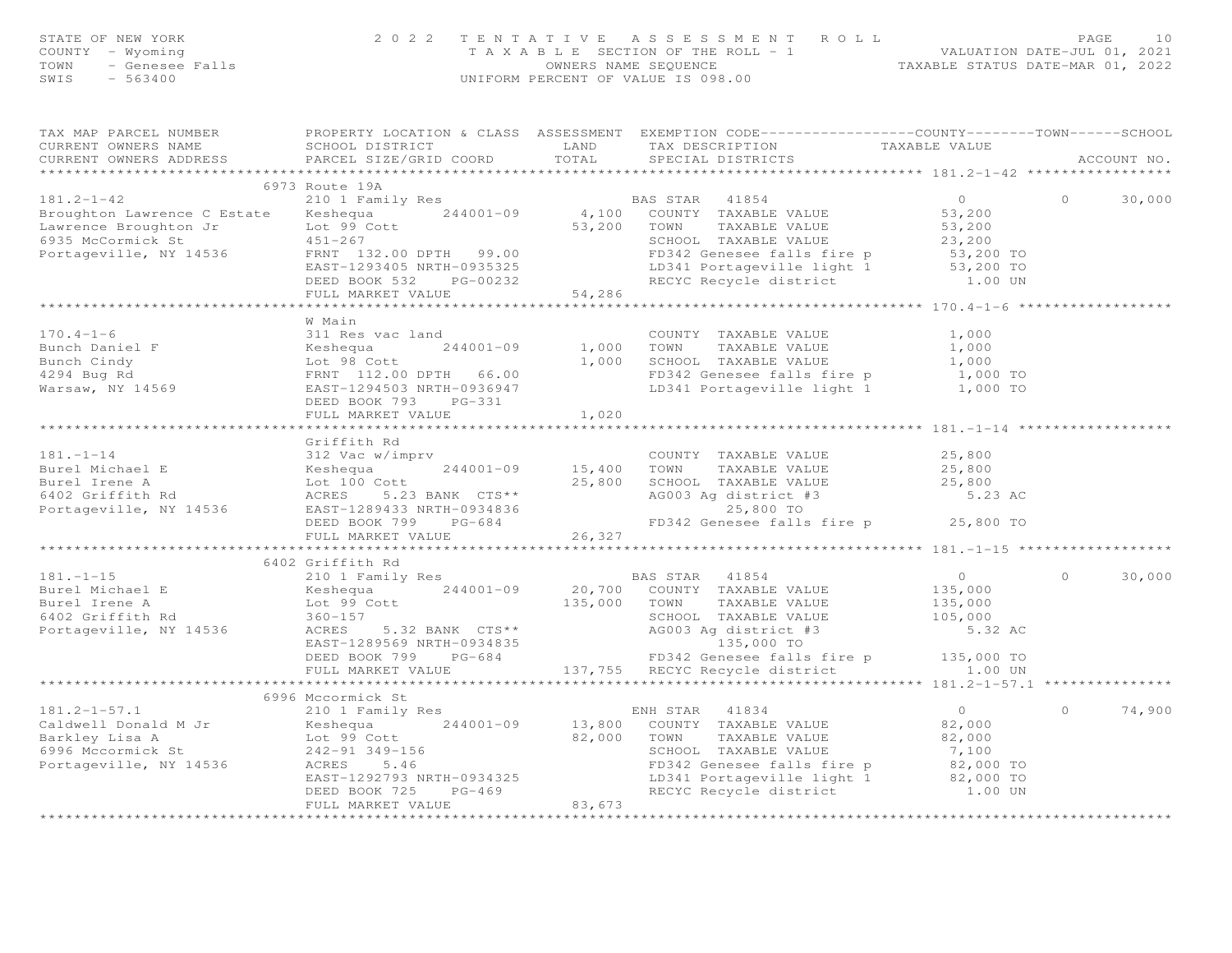STATE OF NEW YORK — 2022 TENTATIVE ASSESSMENT ROLL
COUNTY - Wyoming — TAXABLE SECTION OF THE ROLL - 1 — VALUATION DATE-JUL 01, 2021
TOWN - Genesee Falls — OWNERS NAME SEQUENCE — TAXABLE STATUS DATE-MAR 01, 2022
SWIS - 563400 — UNIFORM PERCENT OF VALUE IS 098.00

| TAX MAP PARCEL NUMBER / CURRENT OWNERS NAME / CURRENT OWNERS ADDRESS | PROPERTY LOCATION & CLASS / SCHOOL DISTRICT / PARCEL SIZE/GRID COORD | ASSESSMENT LAND | ASSESSMENT TOTAL | EXEMPTION CODE / TAX DESCRIPTION / SPECIAL DISTRICTS | COUNTY TAXABLE VALUE | TOWN | SCHOOL / ACCOUNT NO. |
|---|---|---|---|---|---|---|---|
| **181.2-1-42** | 6973 Route 19A | | | | | | |
| 181.2-1-42 | 210 1 Family Res | | | BAS STAR 41854 | 0 | 0 | 30,000 |
| Broughton Lawrence C Estate | Keshequa 244001-09 | 4,100 | | COUNTY TAXABLE VALUE | 53,200 | | |
| Lawrence Broughton Jr | Lot 99 Cott | | 53,200 | TOWN TAXABLE VALUE | 53,200 | | |
| 6935 McCormick St | 451-267 | | | SCHOOL TAXABLE VALUE | 23,200 | | |
| Portageville, NY 14536 | FRNT 132.00 DPTH 99.00 | | | FD342 Genesee falls fire p | 53,200 TO | | |
| | EAST-1293405 NRTH-0935325 | | | LD341 Portageville light 1 | 53,200 TO | | |
| | DEED BOOK 532 PG-00232 | | | RECYC Recycle district | 1.00 UN | | |
| | FULL MARKET VALUE | | 54,286 | | | | |
| **170.4-1-6** | W Main | | | | | | |
| 170.4-1-6 | 311 Res vac land | | | COUNTY TAXABLE VALUE | 1,000 | | |
| Bunch Daniel F | Keshequa 244001-09 | 1,000 | | TOWN TAXABLE VALUE | 1,000 | | |
| Bunch Cindy | Lot 98 Cott | | 1,000 | SCHOOL TAXABLE VALUE | 1,000 | | |
| 4294 Bug Rd | FRNT 112.00 DPTH 66.00 | | | FD342 Genesee falls fire p | 1,000 TO | | |
| Warsaw, NY 14569 | EAST-1294503 NRTH-0936947 | | | LD341 Portageville light 1 | 1,000 TO | | |
| | DEED BOOK 793 PG-331 | | | | | | |
| | FULL MARKET VALUE | | 1,020 | | | | |
| **181.-1-14** | Griffith Rd | | | | | | |
| 181.-1-14 | 312 Vac w/imprv | | | COUNTY TAXABLE VALUE | 25,800 | | |
| Burel Michael E | Keshequa 244001-09 | 15,400 | | TOWN TAXABLE VALUE | 25,800 | | |
| Burel Irene A | Lot 100 Cott | | 25,800 | SCHOOL TAXABLE VALUE | 25,800 | | |
| 6402 Griffith Rd | ACRES 5.23 BANK CTS** | | | AG003 Ag district #3 | 5.23 AC | | |
| Portageville, NY 14536 | EAST-1289433 NRTH-0934836 | | | 25,800 TO | | | |
| | DEED BOOK 799 PG-684 | | | FD342 Genesee falls fire p | 25,800 TO | | |
| | FULL MARKET VALUE | | 26,327 | | | | |
| **181.-1-15** | 6402 Griffith Rd | | | | | | |
| 181.-1-15 | 210 1 Family Res | | | BAS STAR 41854 | 0 | 0 | 30,000 |
| Burel Michael E | Keshequa 244001-09 | 20,700 | | COUNTY TAXABLE VALUE | 135,000 | | |
| Burel Irene A | Lot 99 Cott | | 135,000 | TOWN TAXABLE VALUE | 135,000 | | |
| 6402 Griffith Rd | 360-157 | | | SCHOOL TAXABLE VALUE | 105,000 | | |
| Portageville, NY 14536 | ACRES 5.32 BANK CTS** | | | AG003 Ag district #3 | 5.32 AC | | |
| | EAST-1289569 NRTH-0934835 | | | 135,000 TO | | | |
| | DEED BOOK 799 PG-684 | | | FD342 Genesee falls fire p | 135,000 TO | | |
| | FULL MARKET VALUE | | 137,755 | RECYC Recycle district | 1.00 UN | | |
| **181.2-1-57.1** | 6996 Mccormick St | | | | | | |
| 181.2-1-57.1 | 210 1 Family Res | | | ENH STAR 41834 | 0 | 0 | 74,900 |
| Caldwell Donald M Jr | Keshequa 244001-09 | 13,800 | | COUNTY TAXABLE VALUE | 82,000 | | |
| Barkley Lisa A | Lot 99 Cott | | 82,000 | TOWN TAXABLE VALUE | 82,000 | | |
| 6996 Mccormick St | 242-91 349-156 | | | SCHOOL TAXABLE VALUE | 7,100 | | |
| Portageville, NY 14536 | ACRES 5.46 | | | FD342 Genesee falls fire p | 82,000 TO | | |
| | EAST-1292793 NRTH-0934325 | | | LD341 Portageville light 1 | 82,000 TO | | |
| | DEED BOOK 725 PG-469 | | | RECYC Recycle district | 1.00 UN | | |
| | FULL MARKET VALUE | | 83,673 | | | | |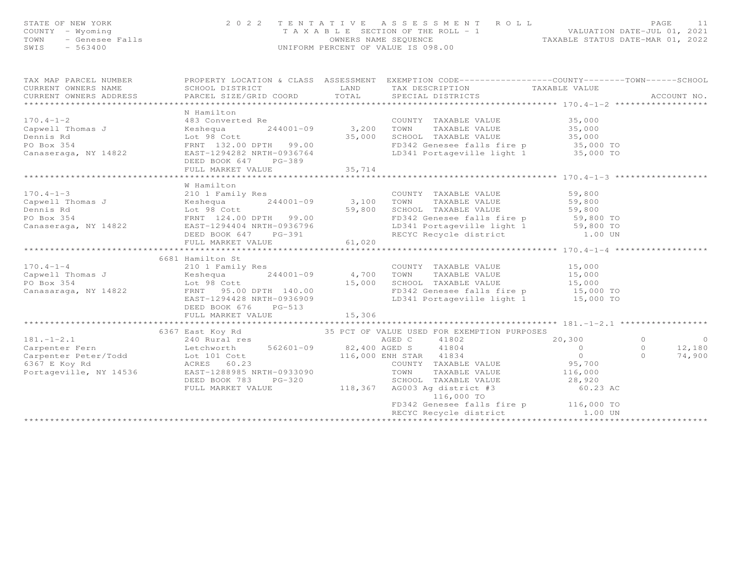STATE OF NEW YORK
COUNTY - Wyoming
TOWN - Genesee Falls
SWIS - 563400

2022 TENTATIVE ASSESSMENT ROLL
TAXABLE SECTION OF THE ROLL - 1
OWNERS NAME SEQUENCE
UNIFORM PERCENT OF VALUE IS 098.00

VALUATION DATE-JUL 01, 2021
TAXABLE STATUS DATE-MAR 01, 2022

| TAX MAP PARCEL NUMBER / CURRENT OWNERS NAME / CURRENT OWNERS ADDRESS | PROPERTY LOCATION & CLASS / SCHOOL DISTRICT / PARCEL SIZE/GRID COORD | ASSESSMENT LAND / TOTAL | EXEMPTION CODE / TAX DESCRIPTION / SPECIAL DISTRICTS | COUNTY TAXABLE VALUE | TOWN | SCHOOL | ACCOUNT NO. |
|---|---|---|---|---|---|---|---|
| **170.4-1-2** | N Hamilton | | | | | | |
| 170.4-1-2 | 483 Converted Re | | COUNTY TAXABLE VALUE | 35,000 | | | |
| Capwell Thomas J | Keshequa 244001-09 | 3,200 | TOWN TAXABLE VALUE | 35,000 | | | |
| Dennis Rd | Lot 98 Cott | 35,000 | SCHOOL TAXABLE VALUE | 35,000 | | | |
| PO Box 354 | FRNT 132.00 DPTH 99.00 | | FD342 Genesee falls fire p | 35,000 TO | | | |
| Canaseraga, NY 14822 | EAST-1294282 NRTH-0936764 | | LD341 Portageville light 1 | 35,000 TO | | | |
| | DEED BOOK 647 PG-389 | | | | | | |
| | FULL MARKET VALUE | 35,714 | | | | | |
| **170.4-1-3** | W Hamilton | | | | | | |
| 170.4-1-3 | 210 1 Family Res | | COUNTY TAXABLE VALUE | 59,800 | | | |
| Capwell Thomas J | Keshequa 244001-09 | 3,100 | TOWN TAXABLE VALUE | 59,800 | | | |
| Dennis Rd | Lot 98 Cott | 59,800 | SCHOOL TAXABLE VALUE | 59,800 | | | |
| PO Box 354 | FRNT 124.00 DPTH 99.00 | | FD342 Genesee falls fire p | 59,800 TO | | | |
| Canaseraga, NY 14822 | EAST-1294404 NRTH-0936796 | | LD341 Portageville light 1 | 59,800 TO | | | |
| | DEED BOOK 647 PG-391 | | RECYC Recycle district | 1.00 UN | | | |
| | FULL MARKET VALUE | 61,020 | | | | | |
| **170.4-1-4** | 6681 Hamilton St | | | | | | |
| 170.4-1-4 | 210 1 Family Res | | COUNTY TAXABLE VALUE | 15,000 | | | |
| Capwell Thomas J | Keshequa 244001-09 | 4,700 | TOWN TAXABLE VALUE | 15,000 | | | |
| PO Box 354 | Lot 98 Cott | 15,000 | SCHOOL TAXABLE VALUE | 15,000 | | | |
| Canasaraga, NY 14822 | FRNT 95.00 DPTH 140.00 | | FD342 Genesee falls fire p | 15,000 TO | | | |
| | EAST-1294428 NRTH-0936909 | | LD341 Portageville light 1 | 15,000 TO | | | |
| | DEED BOOK 676 PG-513 | | | | | | |
| | FULL MARKET VALUE | 15,306 | | | | | |
| **181.-1-2.1** | 6367 East Koy Rd | | 35 PCT OF VALUE USED FOR EXEMPTION PURPOSES | | | | |
| 181.-1-2.1 | 240 Rural res | | AGED C 41802 | 20,300 | 0 | 0 | |
| Carpenter Fern | Letchworth 562601-09 | 82,400 | AGED S 41804 | 0 | 0 | 12,180 | |
| Carpenter Peter/Todd | Lot 101 Cott | 116,000 | ENH STAR 41834 | 0 | 0 | 74,900 | |
| 6367 E Koy Rd | ACRES 60.23 | | COUNTY TAXABLE VALUE | 95,700 | | | |
| Portageville, NY 14536 | EAST-1288985 NRTH-0933090 | | TOWN TAXABLE VALUE | 116,000 | | | |
| | DEED BOOK 783 PG-320 | | SCHOOL TAXABLE VALUE | 28,920 | | | |
| | FULL MARKET VALUE | 118,367 | AG003 Ag district #3 | 60.23 AC | | | |
| | | | 116,000 TO | | | | |
| | | | FD342 Genesee falls fire p | 116,000 TO | | | |
| | | | RECYC Recycle district | 1.00 UN | | | |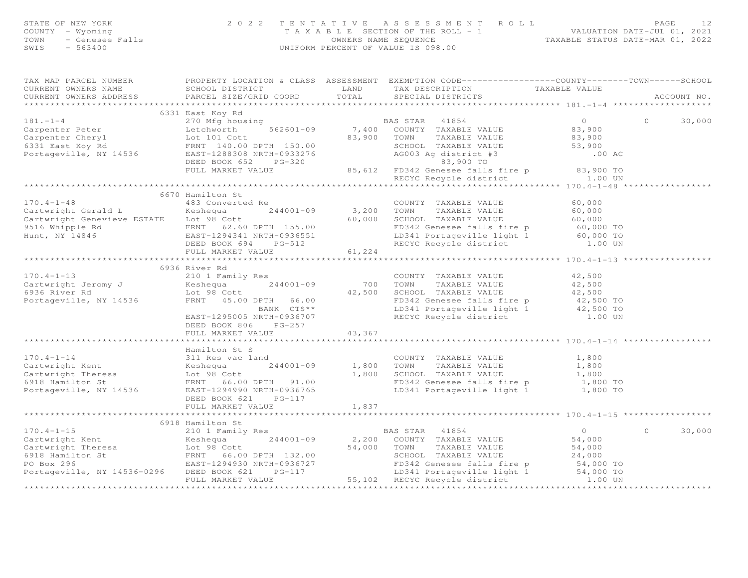STATE OF NEW YORK — 2022 TENTATIVE ASSESSMENT ROLL
COUNTY - Wyoming — TAXABLE SECTION OF THE ROLL - 1 — VALUATION DATE-JUL 01, 2021
TOWN - Genesee Falls — OWNERS NAME SEQUENCE — TAXABLE STATUS DATE-MAR 01, 2022
SWIS - 563400 — UNIFORM PERCENT OF VALUE IS 098.00

| TAX MAP PARCEL NUMBER / CURRENT OWNERS NAME / CURRENT OWNERS ADDRESS | PROPERTY LOCATION & CLASS / SCHOOL DISTRICT / PARCEL SIZE/GRID COORD | ASSESSMENT LAND | TOTAL | EXEMPTION CODE / TAX DESCRIPTION / SPECIAL DISTRICTS | COUNTY TAXABLE VALUE | TOWN | SCHOOL | ACCOUNT NO. |
|---|---|---|---|---|---|---|---|---|
| **181.-1-4** | 6331 East Koy Rd | | | | | | | |
| 181.-1-4 | 270 Mfg housing | | | BAS STAR 41854 | 0 | 0 | 30,000 | |
| Carpenter Peter | Letchworth 562601-09 | 7,400 | | COUNTY TAXABLE VALUE | 83,900 | | | |
| Carpenter Cheryl | Lot 101 Cott | | 83,900 | TOWN TAXABLE VALUE | 83,900 | | | |
| 6331 East Koy Rd | FRNT 140.00 DPTH 150.00 | | | SCHOOL TAXABLE VALUE | 53,900 | | | |
| Portageville, NY 14536 | EAST-1288308 NRTH-0933276 | | | AG003 Ag district #3 | .00 AC | | | |
| | DEED BOOK 652 PG-320 | | | 83,900 TO | | | | |
| | FULL MARKET VALUE | | 85,612 | FD342 Genesee falls fire p | 83,900 TO | | | |
| | | | | RECYC Recycle district | 1.00 UN | | | |
| **170.4-1-48** | 6670 Hamilton St | | | | | | | |
| 170.4-1-48 | 483 Converted Re | | | COUNTY TAXABLE VALUE | 60,000 | | | |
| Cartwright Gerald L | Keshequa 244001-09 | 3,200 | | TOWN TAXABLE VALUE | 60,000 | | | |
| Cartwright Genevieve ESTATE | Lot 98 Cott | | 60,000 | SCHOOL TAXABLE VALUE | 60,000 | | | |
| 9516 Whipple Rd | FRNT 62.60 DPTH 155.00 | | | FD342 Genesee falls fire p | 60,000 TO | | | |
| Hunt, NY 14846 | EAST-1294341 NRTH-0936551 | | | LD341 Portageville light 1 | 60,000 TO | | | |
| | DEED BOOK 694 PG-512 | | | RECYC Recycle district | 1.00 UN | | | |
| | FULL MARKET VALUE | | 61,224 | | | | | |
| **170.4-1-13** | 6936 River Rd | | | | | | | |
| 170.4-1-13 | 210 1 Family Res | | | COUNTY TAXABLE VALUE | 42,500 | | | |
| Cartwright Jeromy J | Keshequa 244001-09 | 700 | | TOWN TAXABLE VALUE | 42,500 | | | |
| 6936 River Rd | Lot 98 Cott | | 42,500 | SCHOOL TAXABLE VALUE | 42,500 | | | |
| Portageville, NY 14536 | FRNT 45.00 DPTH 66.00 | | | FD342 Genesee falls fire p | 42,500 TO | | | |
| | BANK CTS** | | | LD341 Portageville light 1 | 42,500 TO | | | |
| | EAST-1295005 NRTH-0936707 | | | RECYC Recycle district | 1.00 UN | | | |
| | DEED BOOK 806 PG-257 | | | | | | | |
| | FULL MARKET VALUE | | 43,367 | | | | | |
| **170.4-1-14** | Hamilton St S | | | | | | | |
| 170.4-1-14 | 311 Res vac land | | | COUNTY TAXABLE VALUE | 1,800 | | | |
| Cartwright Kent | Keshequa 244001-09 | 1,800 | | TOWN TAXABLE VALUE | 1,800 | | | |
| Cartwright Theresa | Lot 98 Cott | | 1,800 | SCHOOL TAXABLE VALUE | 1,800 | | | |
| 6918 Hamilton St | FRNT 66.00 DPTH 91.00 | | | FD342 Genesee falls fire p | 1,800 TO | | | |
| Portageville, NY 14536 | EAST-1294990 NRTH-0936765 | | | LD341 Portageville light 1 | 1,800 TO | | | |
| | DEED BOOK 621 PG-117 | | | | | | | |
| | FULL MARKET VALUE | | 1,837 | | | | | |
| **170.4-1-15** | 6918 Hamilton St | | | | | | | |
| 170.4-1-15 | 210 1 Family Res | | | BAS STAR 41854 | 0 | 0 | 30,000 | |
| Cartwright Kent | Keshequa 244001-09 | 2,200 | | COUNTY TAXABLE VALUE | 54,000 | | | |
| Cartwright Theresa | Lot 98 Cott | | 54,000 | TOWN TAXABLE VALUE | 54,000 | | | |
| 6918 Hamilton St | FRNT 66.00 DPTH 132.00 | | | SCHOOL TAXABLE VALUE | 24,000 | | | |
| PO Box 296 | EAST-1294930 NRTH-0936727 | | | FD342 Genesee falls fire p | 54,000 TO | | | |
| Portageville, NY 14536-0296 | DEED BOOK 621 PG-117 | | | LD341 Portageville light 1 | 54,000 TO | | | |
| | FULL MARKET VALUE | | 55,102 | RECYC Recycle district | 1.00 UN | | | |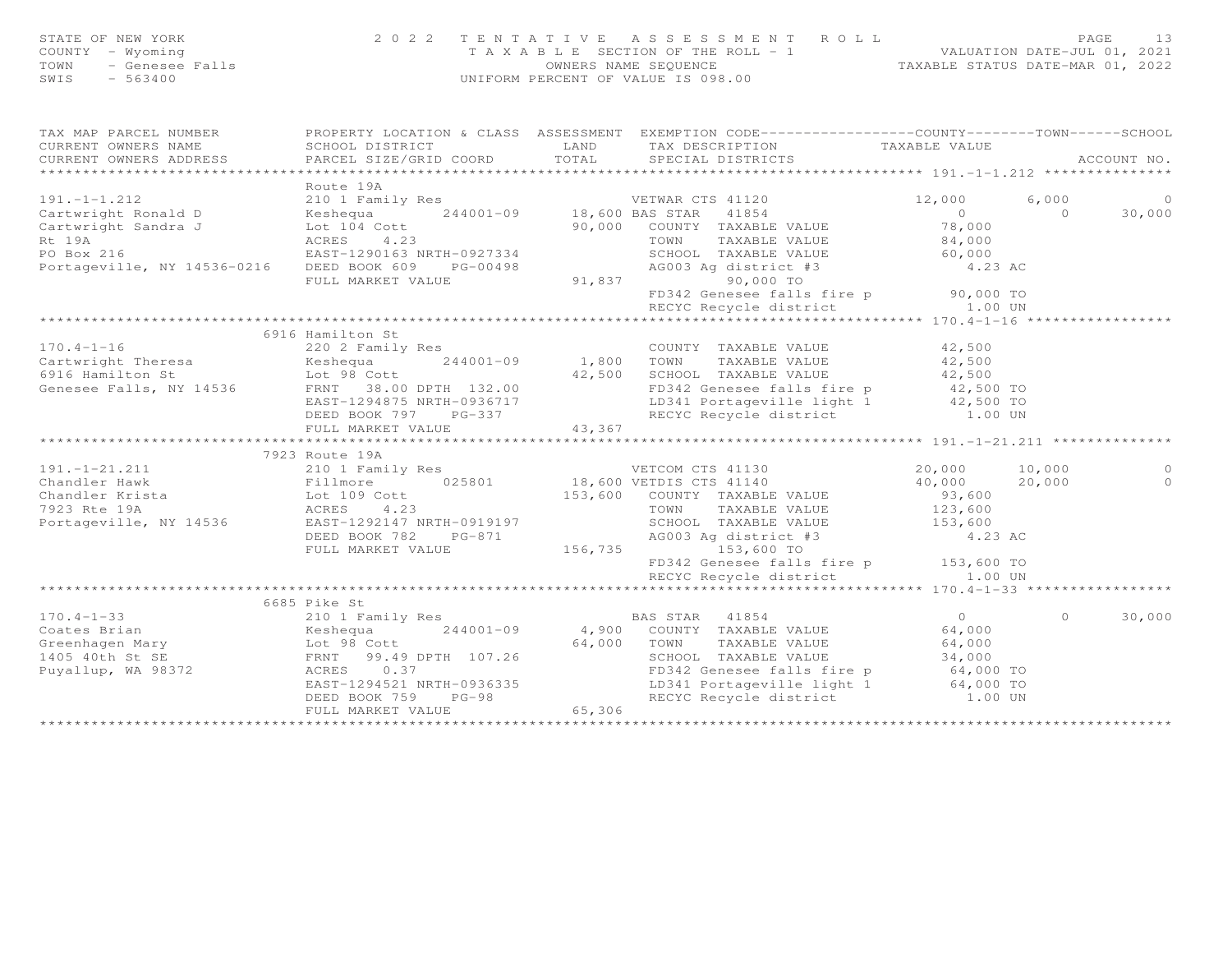STATE OF NEW YORK — COUNTY - Wyoming — TOWN - Genesee Falls — SWIS - 563400

**2022 TENTATIVE ASSESSMENT ROLL**
TAXABLE SECTION OF THE ROLL - 1
OWNERS NAME SEQUENCE
UNIFORM PERCENT OF VALUE IS 098.00

VALUATION DATE-JUL 01, 2021
TAXABLE STATUS DATE-MAR 01, 2022

| TAX MAP PARCEL NUMBER / CURRENT OWNERS NAME / CURRENT OWNERS ADDRESS | PROPERTY LOCATION & CLASS / SCHOOL DISTRICT / PARCEL SIZE/GRID COORD | ASSESSMENT LAND / TOTAL | EXEMPTION CODE / TAX DESCRIPTION / SPECIAL DISTRICTS | COUNTY TAXABLE VALUE | TOWN | SCHOOL / ACCOUNT NO. |
|---|---|---|---|---|---|---|
| **191.-1-1.212** | Route 19A | | | | | |
| 191.-1-1.212 | 210 1 Family Res | | VETWAR CTS 41120 | 12,000 | 6,000 | 0 |
| Cartwright Ronald D | Keshequa 244001-09 | 18,600 | BAS STAR 41854 | 0 | 0 | 30,000 |
| Cartwright Sandra J | Lot 104 Cott | 90,000 | COUNTY TAXABLE VALUE | 78,000 | | |
| Rt 19A | ACRES 4.23 | | TOWN TAXABLE VALUE | 84,000 | | |
| PO Box 216 | EAST-1290163 NRTH-0927334 | | SCHOOL TAXABLE VALUE | 60,000 | | |
| Portageville, NY 14536-0216 | DEED BOOK 609 PG-00498 | | AG003 Ag district #3 | 4.23 AC | | |
| | FULL MARKET VALUE | 91,837 | 90,000 TO | | | |
| | | | FD342 Genesee falls fire p | 90,000 TO | | |
| | | | RECYC Recycle district | 1.00 UN | | |
| **170.4-1-16** | 6916 Hamilton St | | | | | |
| 170.4-1-16 | 220 2 Family Res | | COUNTY TAXABLE VALUE | 42,500 | | |
| Cartwright Theresa | Keshequa 244001-09 | 1,800 | TOWN TAXABLE VALUE | 42,500 | | |
| 6916 Hamilton St | Lot 98 Cott | 42,500 | SCHOOL TAXABLE VALUE | 42,500 | | |
| Genesee Falls, NY 14536 | FRNT 38.00 DPTH 132.00 | | FD342 Genesee falls fire p | 42,500 TO | | |
| | EAST-1294875 NRTH-0936717 | | LD341 Portageville light 1 | 42,500 TO | | |
| | DEED BOOK 797 PG-337 | | RECYC Recycle district | 1.00 UN | | |
| | FULL MARKET VALUE | 43,367 | | | | |
| **191.-1-21.211** | 7923 Route 19A | | | | | |
| 191.-1-21.211 | 210 1 Family Res | | VETCOM CTS 41130 | 20,000 | 10,000 | 0 |
| Chandler Hawk | Fillmore 025801 | 18,600 | VETDIS CTS 41140 | 40,000 | 20,000 | 0 |
| Chandler Krista | Lot 109 Cott | 153,600 | COUNTY TAXABLE VALUE | 93,600 | | |
| 7923 Rte 19A | ACRES 4.23 | | TOWN TAXABLE VALUE | 123,600 | | |
| Portageville, NY 14536 | EAST-1292147 NRTH-0919197 | | SCHOOL TAXABLE VALUE | 153,600 | | |
| | DEED BOOK 782 PG-871 | | AG003 Ag district #3 | 4.23 AC | | |
| | FULL MARKET VALUE | 156,735 | 153,600 TO | | | |
| | | | FD342 Genesee falls fire p | 153,600 TO | | |
| | | | RECYC Recycle district | 1.00 UN | | |
| **170.4-1-33** | 6685 Pike St | | | | | |
| 170.4-1-33 | 210 1 Family Res | | BAS STAR 41854 | 0 | 0 | 30,000 |
| Coates Brian | Keshequa 244001-09 | 4,900 | COUNTY TAXABLE VALUE | 64,000 | | |
| Greenhagen Mary | Lot 98 Cott | 64,000 | TOWN TAXABLE VALUE | 64,000 | | |
| 1405 40th St SE | FRNT 99.49 DPTH 107.26 | | SCHOOL TAXABLE VALUE | 34,000 | | |
| Puyallup, WA 98372 | ACRES 0.37 | | FD342 Genesee falls fire p | 64,000 TO | | |
| | EAST-1294521 NRTH-0936335 | | LD341 Portageville light 1 | 64,000 TO | | |
| | DEED BOOK 759 PG-98 | | RECYC Recycle district | 1.00 UN | | |
| | FULL MARKET VALUE | 65,306 | | | | |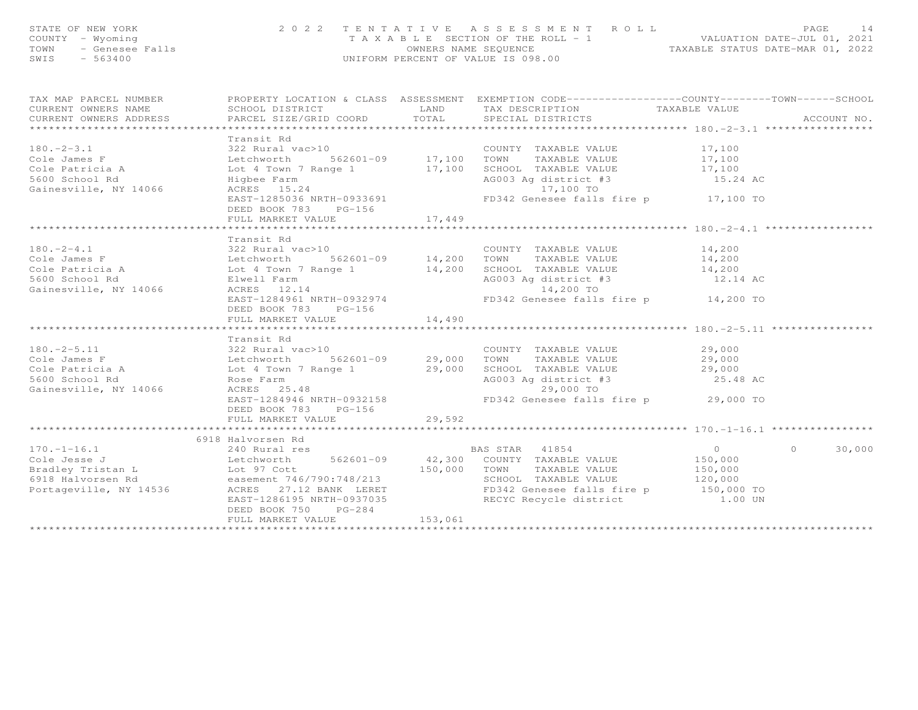STATE OF NEW YORK
COUNTY - Wyoming
TOWN - Genesee Falls
SWIS - 563400

2 0 2 2 T E N T A T I V E A S S E S S M E N T R O L L
T A X A B L E SECTION OF THE ROLL - 1
OWNERS NAME SEQUENCE
UNIFORM PERCENT OF VALUE IS 098.00

VALUATION DATE-JUL 01, 2021
TAXABLE STATUS DATE-MAR 01, 2022

| TAX MAP PARCEL NUMBER / CURRENT OWNERS NAME / CURRENT OWNERS ADDRESS | PROPERTY LOCATION & CLASS / SCHOOL DISTRICT / PARCEL SIZE/GRID COORD | ASSESSMENT LAND / TOTAL | EXEMPTION CODE / TAX DESCRIPTION / SPECIAL DISTRICTS | COUNTY TAXABLE VALUE | TOWN | SCHOOL / ACCOUNT NO. |
|---|---|---|---|---|---|---|
| **180.-2-3.1** | Transit Rd | | | | | |
| 180.-2-3.1 | 322 Rural vac>10 | | COUNTY TAXABLE VALUE | 17,100 | | |
| Cole James F | Letchworth 562601-09 | 17,100 | TOWN TAXABLE VALUE | 17,100 | | |
| Cole Patricia A | Lot 4 Town 7 Range 1 | 17,100 | SCHOOL TAXABLE VALUE | 17,100 | | |
| 5600 School Rd | Higbee Farm | | AG003 Ag district #3 | 15.24 AC | | |
| Gainesville, NY 14066 | ACRES 15.24 | | 17,100 TO | | | |
| | EAST-1285036 NRTH-0933691 | | FD342 Genesee falls fire p | 17,100 TO | | |
| | DEED BOOK 783 PG-156 | | | | | |
| | FULL MARKET VALUE | 17,449 | | | | |
| **180.-2-4.1** | Transit Rd | | | | | |
| 180.-2-4.1 | 322 Rural vac>10 | | COUNTY TAXABLE VALUE | 14,200 | | |
| Cole James F | Letchworth 562601-09 | 14,200 | TOWN TAXABLE VALUE | 14,200 | | |
| Cole Patricia A | Lot 4 Town 7 Range 1 | 14,200 | SCHOOL TAXABLE VALUE | 14,200 | | |
| 5600 School Rd | Elwell Farm | | AG003 Ag district #3 | 12.14 AC | | |
| Gainesville, NY 14066 | ACRES 12.14 | | 14,200 TO | | | |
| | EAST-1284961 NRTH-0932974 | | FD342 Genesee falls fire p | 14,200 TO | | |
| | DEED BOOK 783 PG-156 | | | | | |
| | FULL MARKET VALUE | 14,490 | | | | |
| **180.-2-5.11** | Transit Rd | | | | | |
| 180.-2-5.11 | 322 Rural vac>10 | | COUNTY TAXABLE VALUE | 29,000 | | |
| Cole James F | Letchworth 562601-09 | 29,000 | TOWN TAXABLE VALUE | 29,000 | | |
| Cole Patricia A | Lot 4 Town 7 Range 1 | 29,000 | SCHOOL TAXABLE VALUE | 29,000 | | |
| 5600 School Rd | Rose Farm | | AG003 Ag district #3 | 25.48 AC | | |
| Gainesville, NY 14066 | ACRES 25.48 | | 29,000 TO | | | |
| | EAST-1284946 NRTH-0932158 | | FD342 Genesee falls fire p | 29,000 TO | | |
| | DEED BOOK 783 PG-156 | | | | | |
| | FULL MARKET VALUE | 29,592 | | | | |
| **170.-1-16.1** | 6918 Halvorsen Rd | | | | | |
| 170.-1-16.1 | 240 Rural res | | BAS STAR 41854 | 0 | 0 | 30,000 |
| Cole Jesse J | Letchworth 562601-09 | 42,300 | COUNTY TAXABLE VALUE | 150,000 | | |
| Bradley Tristan L | Lot 97 Cott | 150,000 | TOWN TAXABLE VALUE | 150,000 | | |
| 6918 Halvorsen Rd | easement 746/790:748/213 | | SCHOOL TAXABLE VALUE | 120,000 | | |
| Portageville, NY 14536 | ACRES 27.12 BANK LERET | | FD342 Genesee falls fire p | 150,000 TO | | |
| | EAST-1286195 NRTH-0937035 | | RECYC Recycle district | 1.00 UN | | |
| | DEED BOOK 750 PG-284 | | | | | |
| | FULL MARKET VALUE | 153,061 | | | | |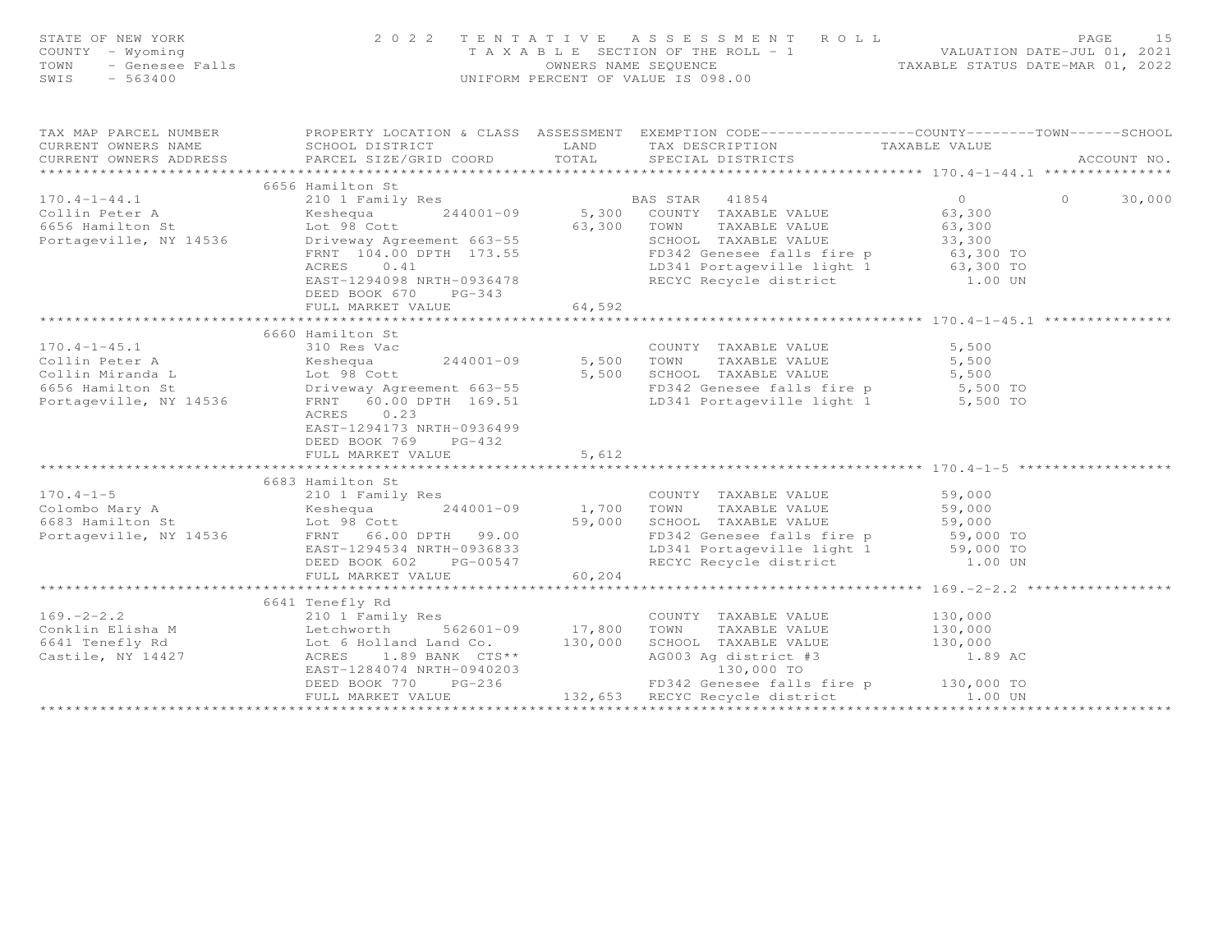STATE OF NEW YORK
COUNTY - Wyoming
TOWN - Genesee Falls
SWIS - 563400

2022 TENTATIVE ASSESSMENT ROLL
TAXABLE SECTION OF THE ROLL - 1
OWNERS NAME SEQUENCE
UNIFORM PERCENT OF VALUE IS 098.00

VALUATION DATE-JUL 01, 2021
TAXABLE STATUS DATE-MAR 01, 2022

| TAX MAP PARCEL NUMBER / CURRENT OWNERS NAME / CURRENT OWNERS ADDRESS | PROPERTY LOCATION & CLASS / SCHOOL DISTRICT / PARCEL SIZE/GRID COORD | ASSESSMENT LAND / TOTAL | EXEMPTION CODE / TAX DESCRIPTION / SPECIAL DISTRICTS | COUNTY TAXABLE VALUE | TOWN | SCHOOL / ACCOUNT NO. |
|---|---|---|---|---|---|---|
| **170.4-1-44.1** | 6656 Hamilton St | | | | | |
| 170.4-1-44.1 | 210 1 Family Res | | BAS STAR 41854 | 0 | 0 | 30,000 |
| Collin Peter A | Keshequa 244001-09 | 5,300 | COUNTY TAXABLE VALUE | 63,300 | | |
| 6656 Hamilton St | Lot 98 Cott | 63,300 | TOWN TAXABLE VALUE | 63,300 | | |
| Portageville, NY 14536 | Driveway Agreement 663-55 | | SCHOOL TAXABLE VALUE | 33,300 | | |
| | FRNT 104.00 DPTH 173.55 | | FD342 Genesee falls fire p | 63,300 TO | | |
| | ACRES 0.41 | | LD341 Portageville light 1 | 63,300 TO | | |
| | EAST-1294098 NRTH-0936478 | | RECYC Recycle district | 1.00 UN | | |
| | DEED BOOK 670 PG-343 | | | | | |
| | FULL MARKET VALUE | 64,592 | | | | |
| **170.4-1-45.1** | 6660 Hamilton St | | | | | |
| 170.4-1-45.1 | 310 Res Vac | | COUNTY TAXABLE VALUE | 5,500 | | |
| Collin Peter A | Keshequa 244001-09 | 5,500 | TOWN TAXABLE VALUE | 5,500 | | |
| Collin Miranda L | Lot 98 Cott | 5,500 | SCHOOL TAXABLE VALUE | 5,500 | | |
| 6656 Hamilton St | Driveway Agreement 663-55 | | FD342 Genesee falls fire p | 5,500 TO | | |
| Portageville, NY 14536 | FRNT 60.00 DPTH 169.51 | | LD341 Portageville light 1 | 5,500 TO | | |
| | ACRES 0.23 | | | | | |
| | EAST-1294173 NRTH-0936499 | | | | | |
| | DEED BOOK 769 PG-432 | | | | | |
| | FULL MARKET VALUE | 5,612 | | | | |
| **170.4-1-5** | 6683 Hamilton St | | | | | |
| 170.4-1-5 | 210 1 Family Res | | COUNTY TAXABLE VALUE | 59,000 | | |
| Colombo Mary A | Keshequa 244001-09 | 1,700 | TOWN TAXABLE VALUE | 59,000 | | |
| 6683 Hamilton St | Lot 98 Cott | 59,000 | SCHOOL TAXABLE VALUE | 59,000 | | |
| Portageville, NY 14536 | FRNT 66.00 DPTH 99.00 | | FD342 Genesee falls fire p | 59,000 TO | | |
| | EAST-1294534 NRTH-0936833 | | LD341 Portageville light 1 | 59,000 TO | | |
| | DEED BOOK 602 PG-00547 | | RECYC Recycle district | 1.00 UN | | |
| | FULL MARKET VALUE | 60,204 | | | | |
| **169.-2-2.2** | 6641 Tenefly Rd | | | | | |
| 169.-2-2.2 | 210 1 Family Res | | COUNTY TAXABLE VALUE | 130,000 | | |
| Conklin Elisha M | Letchworth 562601-09 | 17,800 | TOWN TAXABLE VALUE | 130,000 | | |
| 6641 Tenefly Rd | Lot 6 Holland Land Co. | 130,000 | SCHOOL TAXABLE VALUE | 130,000 | | |
| Castile, NY 14427 | ACRES 1.89 BANK CTS** | | AG003 Ag district #3 | 1.89 AC | | |
| | EAST-1284074 NRTH-0940203 | | 130,000 TO | | | |
| | DEED BOOK 770 PG-236 | | FD342 Genesee falls fire p | 130,000 TO | | |
| | FULL MARKET VALUE | 132,653 | RECYC Recycle district | 1.00 UN | | |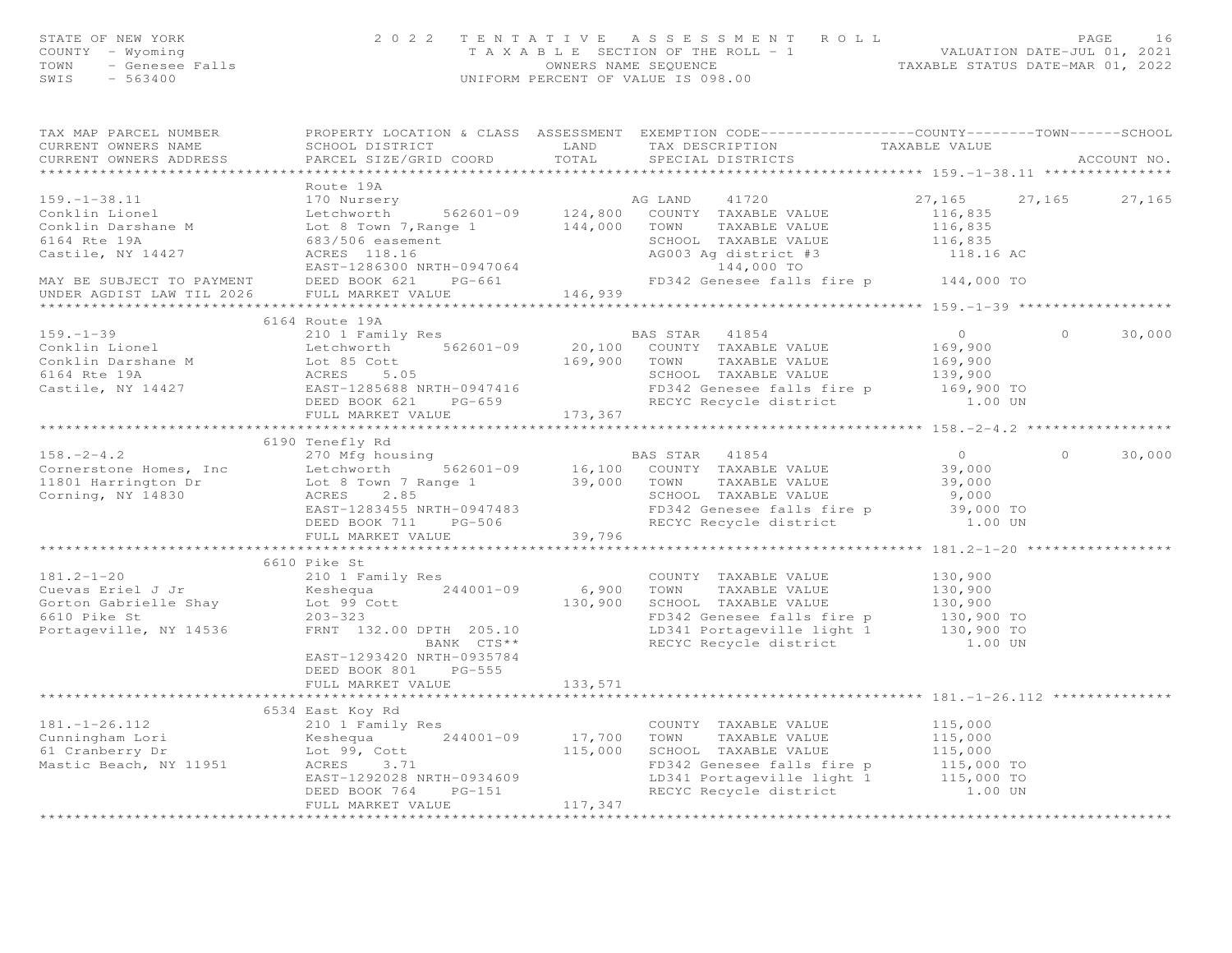STATE OF NEW YORK | COUNTY - Wyoming | TOWN - Genesee Falls | SWIS - 563400

# 2022 TENTATIVE ASSESSMENT ROLL

TAXABLE SECTION OF THE ROLL - 1
OWNERS NAME SEQUENCE
UNIFORM PERCENT OF VALUE IS 098.00

VALUATION DATE-JUL 01, 2021
TAXABLE STATUS DATE-MAR 01, 2022

| TAX MAP PARCEL NUMBER / CURRENT OWNERS NAME / CURRENT OWNERS ADDRESS | PROPERTY LOCATION & CLASS / SCHOOL DISTRICT / PARCEL SIZE/GRID COORD | ASSESSMENT LAND / TOTAL | EXEMPTION CODE / TAX DESCRIPTION / SPECIAL DISTRICTS | COUNTY TAXABLE VALUE | TOWN | SCHOOL / ACCOUNT NO. |
|---|---|---|---|---|---|---|
| **159.-1-38.11** | Route 19A | | | | | |
| 159.-1-38.11 | 170 Nursery | | AG LAND 41720 | 27,165 | 27,165 | 27,165 |
| Conklin Lionel | Letchworth 562601-09 | 124,800 | COUNTY TAXABLE VALUE | 116,835 | | |
| Conklin Darshane M | Lot 8 Town 7,Range 1 | 144,000 | TOWN TAXABLE VALUE | 116,835 | | |
| 6164 Rte 19A | 683/506 easement | | SCHOOL TAXABLE VALUE | 116,835 | | |
| Castile, NY 14427 | ACRES 118.16 | | AG003 Ag district #3 | 118.16 AC | | |
| | EAST-1286300 NRTH-0947064 | | 144,000 TO | | | |
| MAY BE SUBJECT TO PAYMENT | DEED BOOK 621 PG-661 | | FD342 Genesee falls fire p | 144,000 TO | | |
| UNDER AGDIST LAW TIL 2026 | FULL MARKET VALUE | 146,939 | | | | |
| **159.-1-39** | 6164 Route 19A | | | | | |
| 159.-1-39 | 210 1 Family Res | | BAS STAR 41854 | 0 | 0 | 30,000 |
| Conklin Lionel | Letchworth 562601-09 | 20,100 | COUNTY TAXABLE VALUE | 169,900 | | |
| Conklin Darshane M | Lot 85 Cott | 169,900 | TOWN TAXABLE VALUE | 169,900 | | |
| 6164 Rte 19A | ACRES 5.05 | | SCHOOL TAXABLE VALUE | 139,900 | | |
| Castile, NY 14427 | EAST-1285688 NRTH-0947416 | | FD342 Genesee falls fire p | 169,900 TO | | |
| | DEED BOOK 621 PG-659 | | RECYC Recycle district | 1.00 UN | | |
| | FULL MARKET VALUE | 173,367 | | | | |
| **158.-2-4.2** | 6190 Tenefly Rd | | | | | |
| 158.-2-4.2 | 270 Mfg housing | | BAS STAR 41854 | 0 | 0 | 30,000 |
| Cornerstone Homes, Inc | Letchworth 562601-09 | 16,100 | COUNTY TAXABLE VALUE | 39,000 | | |
| 11801 Harrington Dr | Lot 8 Town 7 Range 1 | 39,000 | TOWN TAXABLE VALUE | 39,000 | | |
| Corning, NY 14830 | ACRES 2.85 | | SCHOOL TAXABLE VALUE | 9,000 | | |
| | EAST-1283455 NRTH-0947483 | | FD342 Genesee falls fire p | 39,000 TO | | |
| | DEED BOOK 711 PG-506 | | RECYC Recycle district | 1.00 UN | | |
| | FULL MARKET VALUE | 39,796 | | | | |
| **181.2-1-20** | 6610 Pike St | | | | | |
| 181.2-1-20 | 210 1 Family Res | | COUNTY TAXABLE VALUE | 130,900 | | |
| Cuevas Eriel J Jr | Keshequa 244001-09 | 6,900 | TOWN TAXABLE VALUE | 130,900 | | |
| Gorton Gabrielle Shay | Lot 99 Cott | 130,900 | SCHOOL TAXABLE VALUE | 130,900 | | |
| 6610 Pike St | 203-323 | | FD342 Genesee falls fire p | 130,900 TO | | |
| Portageville, NY 14536 | FRNT 132.00 DPTH 205.10 | | LD341 Portageville light 1 | 130,900 TO | | |
| | BANK CTS** | | RECYC Recycle district | 1.00 UN | | |
| | EAST-1293420 NRTH-0935784 | | | | | |
| | DEED BOOK 801 PG-555 | | | | | |
| | FULL MARKET VALUE | 133,571 | | | | |
| **181.-1-26.112** | 6534 East Koy Rd | | | | | |
| 181.-1-26.112 | 210 1 Family Res | | COUNTY TAXABLE VALUE | 115,000 | | |
| Cunningham Lori | Keshequa 244001-09 | 17,700 | TOWN TAXABLE VALUE | 115,000 | | |
| 61 Cranberry Dr | Lot 99, Cott | 115,000 | SCHOOL TAXABLE VALUE | 115,000 | | |
| Mastic Beach, NY 11951 | ACRES 3.71 | | FD342 Genesee falls fire p | 115,000 TO | | |
| | EAST-1292028 NRTH-0934609 | | LD341 Portageville light 1 | 115,000 TO | | |
| | DEED BOOK 764 PG-151 | | RECYC Recycle district | 1.00 UN | | |
| | FULL MARKET VALUE | 117,347 | | | | |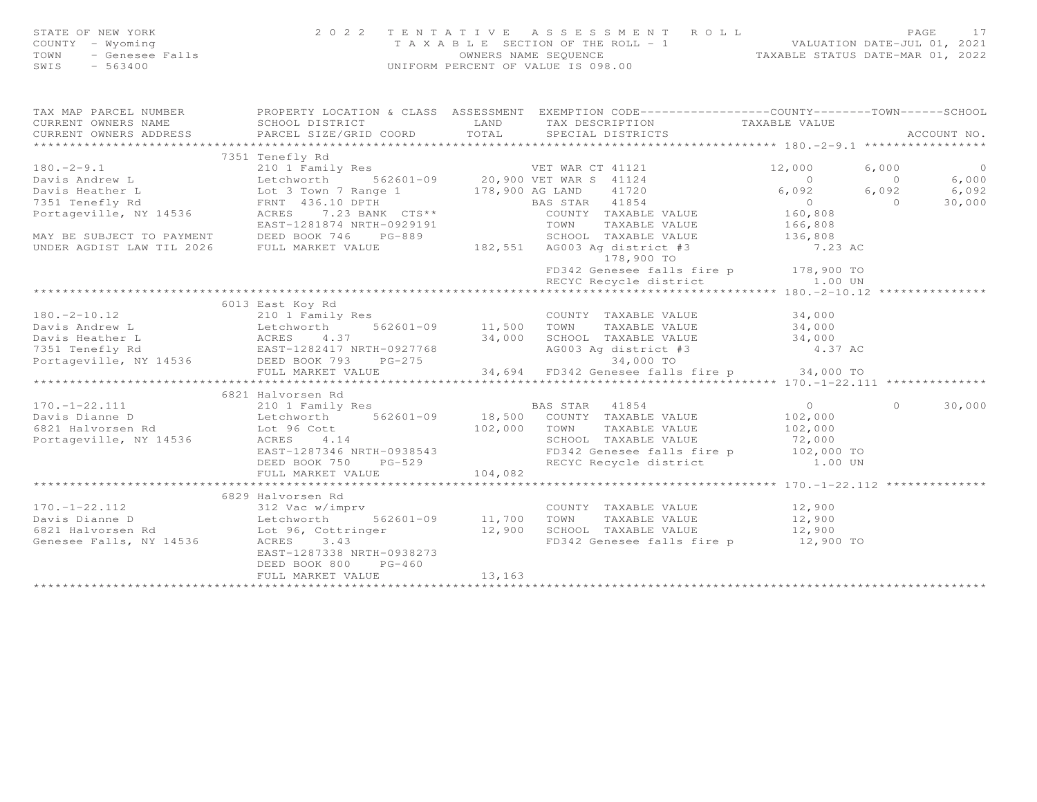STATE OF NEW YORK
COUNTY - Wyoming
TOWN - Genesee Falls
SWIS - 563400

2 0 2 2 TENTATIVE ASSESSMENT ROLL
TAXABLE SECTION OF THE ROLL - 1
OWNERS NAME SEQUENCE
UNIFORM PERCENT OF VALUE IS 098.00

VALUATION DATE-JUL 01, 2021
TAXABLE STATUS DATE-MAR 01, 2022

| TAX MAP PARCEL NUMBER / CURRENT OWNERS NAME / CURRENT OWNERS ADDRESS | PROPERTY LOCATION & CLASS / SCHOOL DISTRICT / PARCEL SIZE/GRID COORD | ASSESSMENT LAND / TOTAL | EXEMPTION CODE / TAX DESCRIPTION / SPECIAL DISTRICTS | COUNTY TAXABLE VALUE | TOWN | SCHOOL / ACCOUNT NO. |
|---|---|---|---|---|---|---|
| **180.-2-9.1** | 7351 Tenefly Rd | | | | | |
| 180.-2-9.1 | 210 1 Family Res | | VET WAR CT 41121 | 12,000 | 6,000 | 0 |
| Davis Andrew L | Letchworth 562601-09 | 20,900 | VET WAR S 41124 | 0 | 0 | 6,000 |
| Davis Heather L | Lot 3 Town 7 Range 1 | 178,900 | AG LAND 41720 | 6,092 | 6,092 | 6,092 |
| 7351 Tenefly Rd | FRNT 436.10 DPTH | | BAS STAR 41854 | 0 | 0 | 30,000 |
| Portageville, NY 14536 | ACRES 7.23 BANK CTS** | | COUNTY TAXABLE VALUE | 160,808 | | |
| | EAST-1281874 NRTH-0929191 | | TOWN TAXABLE VALUE | 166,808 | | |
| MAY BE SUBJECT TO PAYMENT | DEED BOOK 746 PG-889 | | SCHOOL TAXABLE VALUE | 136,808 | | |
| UNDER AGDIST LAW TIL 2026 | FULL MARKET VALUE | 182,551 | AG003 Ag district #3 | 7.23 AC | | |
| | | | 178,900 TO | | | |
| | | | FD342 Genesee falls fire p | 178,900 TO | | |
| | | | RECYC Recycle district | 1.00 UN | | |
| **180.-2-10.12** | 6013 East Koy Rd | | | | | |
| 180.-2-10.12 | 210 1 Family Res | | COUNTY TAXABLE VALUE | 34,000 | | |
| Davis Andrew L | Letchworth 562601-09 | 11,500 | TOWN TAXABLE VALUE | 34,000 | | |
| Davis Heather L | ACRES 4.37 | 34,000 | SCHOOL TAXABLE VALUE | 34,000 | | |
| 7351 Tenefly Rd | EAST-1282417 NRTH-0927768 | | AG003 Ag district #3 | 4.37 AC | | |
| Portageville, NY 14536 | DEED BOOK 793 PG-275 | | 34,000 TO | | | |
| | FULL MARKET VALUE | 34,694 | FD342 Genesee falls fire p | 34,000 TO | | |
| **170.-1-22.111** | 6821 Halvorsen Rd | | | | | |
| 170.-1-22.111 | 210 1 Family Res | | BAS STAR 41854 | 0 | 0 | 30,000 |
| Davis Dianne D | Letchworth 562601-09 | 18,500 | COUNTY TAXABLE VALUE | 102,000 | | |
| 6821 Halvorsen Rd | Lot 96 Cott | 102,000 | TOWN TAXABLE VALUE | 102,000 | | |
| Portageville, NY 14536 | ACRES 4.14 | | SCHOOL TAXABLE VALUE | 72,000 | | |
| | EAST-1287346 NRTH-0938543 | | FD342 Genesee falls fire p | 102,000 TO | | |
| | DEED BOOK 750 PG-529 | | RECYC Recycle district | 1.00 UN | | |
| | FULL MARKET VALUE | 104,082 | | | | |
| **170.-1-22.112** | 6829 Halvorsen Rd | | | | | |
| 170.-1-22.112 | 312 Vac w/imprv | | COUNTY TAXABLE VALUE | 12,900 | | |
| Davis Dianne D | Letchworth 562601-09 | 11,700 | TOWN TAXABLE VALUE | 12,900 | | |
| 6821 Halvorsen Rd | Lot 96, Cottringer | 12,900 | SCHOOL TAXABLE VALUE | 12,900 | | |
| Genesee Falls, NY 14536 | ACRES 3.43 | | FD342 Genesee falls fire p | 12,900 TO | | |
| | EAST-1287338 NRTH-0938273 | | | | | |
| | DEED BOOK 800 PG-460 | | | | | |
| | FULL MARKET VALUE | 13,163 | | | | |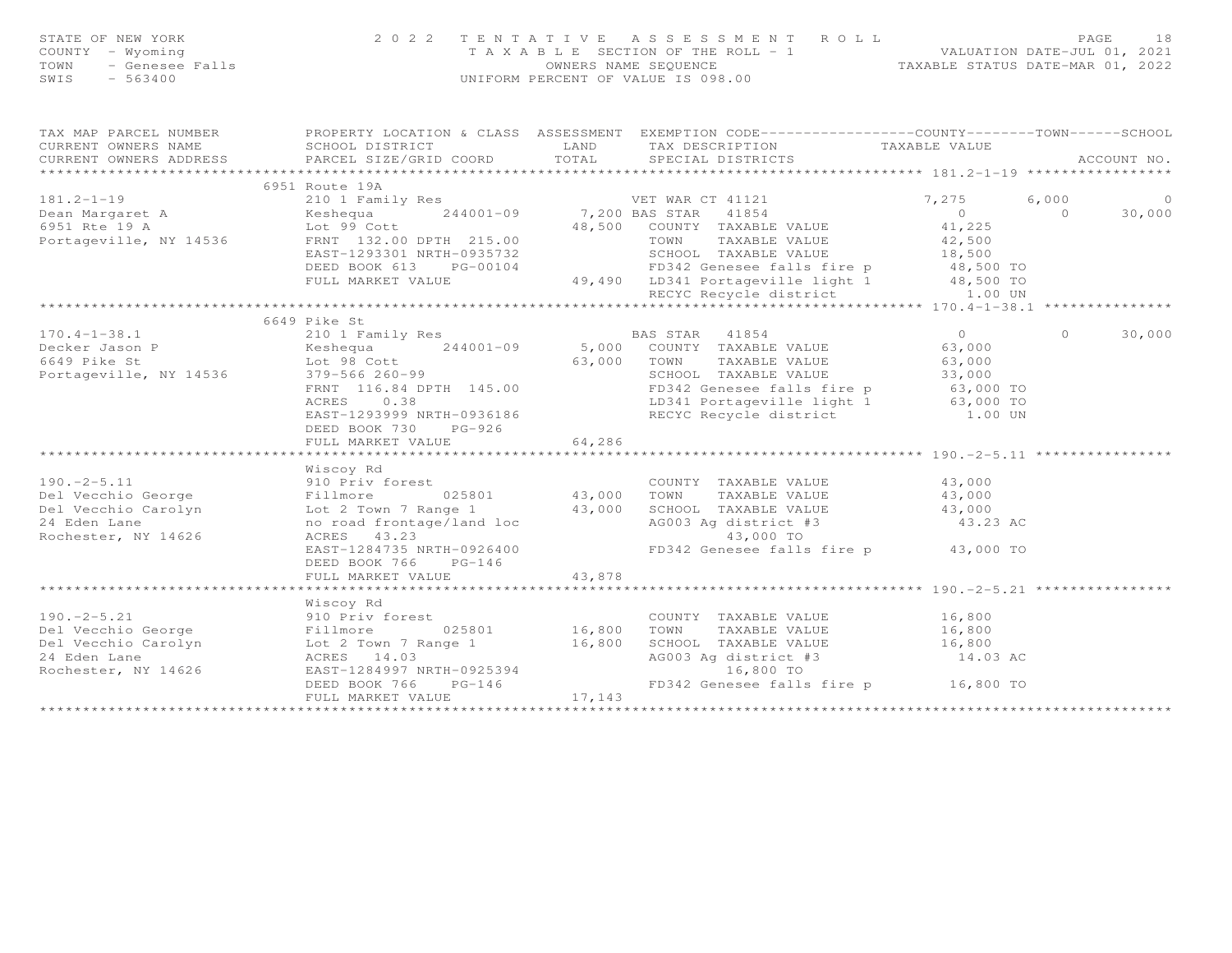STATE OF NEW YORK
COUNTY - Wyoming
TOWN - Genesee Falls
SWIS - 563400

2022 TENTATIVE ASSESSMENT ROLL
TAXABLE SECTION OF THE ROLL - 1
OWNERS NAME SEQUENCE
UNIFORM PERCENT OF VALUE IS 098.00

VALUATION DATE-JUL 01, 2021
TAXABLE STATUS DATE-MAR 01, 2022

| TAX MAP PARCEL NUMBER / CURRENT OWNERS NAME / CURRENT OWNERS ADDRESS | PROPERTY LOCATION & CLASS / SCHOOL DISTRICT / PARCEL SIZE/GRID COORD | ASSESSMENT LAND / TOTAL | EXEMPTION CODE / TAX DESCRIPTION / SPECIAL DISTRICTS | COUNTY TAXABLE VALUE | TOWN | SCHOOL / ACCOUNT NO. |
|---|---|---|---|---|---|---|
| **181.2-1-19** | 6951 Route 19A | | | | | |
| 181.2-1-19 | 210 1 Family Res | | VET WAR CT 41121 | 7,275 | 6,000 | 0 |
| Dean Margaret A | Keshequa 244001-09 | 7,200 | BAS STAR 41854 | 0 | 0 | 30,000 |
| 6951 Rte 19 A | Lot 99 Cott | 48,500 | COUNTY TAXABLE VALUE | 41,225 | | |
| Portageville, NY 14536 | FRNT 132.00 DPTH 215.00 | | TOWN TAXABLE VALUE | 42,500 | | |
| | EAST-1293301 NRTH-0935732 | | SCHOOL TAXABLE VALUE | 18,500 | | |
| | DEED BOOK 613 PG-00104 | | FD342 Genesee falls fire p | 48,500 TO | | |
| | FULL MARKET VALUE | 49,490 | LD341 Portageville light 1 | 48,500 TO | | |
| | | | RECYC Recycle district | 1.00 UN | | |
| **170.4-1-38.1** | 6649 Pike St | | | | | |
| 170.4-1-38.1 | 210 1 Family Res | | BAS STAR 41854 | 0 | 0 | 30,000 |
| Decker Jason P | Keshequa 244001-09 | 5,000 | COUNTY TAXABLE VALUE | 63,000 | | |
| 6649 Pike St | Lot 98 Cott | 63,000 | TOWN TAXABLE VALUE | 63,000 | | |
| Portageville, NY 14536 | 379-566 260-99 | | SCHOOL TAXABLE VALUE | 33,000 | | |
| | FRNT 116.84 DPTH 145.00 | | FD342 Genesee falls fire p | 63,000 TO | | |
| | ACRES 0.38 | | LD341 Portageville light 1 | 63,000 TO | | |
| | EAST-1293999 NRTH-0936186 | | RECYC Recycle district | 1.00 UN | | |
| | DEED BOOK 730 PG-926 | | | | | |
| | FULL MARKET VALUE | 64,286 | | | | |
| **190.-2-5.11** | Wiscoy Rd | | | | | |
| 190.-2-5.11 | 910 Priv forest | | COUNTY TAXABLE VALUE | 43,000 | | |
| Del Vecchio George | Fillmore 025801 | 43,000 | TOWN TAXABLE VALUE | 43,000 | | |
| Del Vecchio Carolyn | Lot 2 Town 7 Range 1 | 43,000 | SCHOOL TAXABLE VALUE | 43,000 | | |
| 24 Eden Lane | no road frontage/land loc | | AG003 Ag district #3 | 43.23 AC | | |
| Rochester, NY 14626 | ACRES 43.23 | | 43,000 TO | | | |
| | EAST-1284735 NRTH-0926400 | | FD342 Genesee falls fire p | 43,000 TO | | |
| | DEED BOOK 766 PG-146 | | | | | |
| | FULL MARKET VALUE | 43,878 | | | | |
| **190.-2-5.21** | Wiscoy Rd | | | | | |
| 190.-2-5.21 | 910 Priv forest | | COUNTY TAXABLE VALUE | 16,800 | | |
| Del Vecchio George | Fillmore 025801 | 16,800 | TOWN TAXABLE VALUE | 16,800 | | |
| Del Vecchio Carolyn | Lot 2 Town 7 Range 1 | 16,800 | SCHOOL TAXABLE VALUE | 16,800 | | |
| 24 Eden Lane | ACRES 14.03 | | AG003 Ag district #3 | 14.03 AC | | |
| Rochester, NY 14626 | EAST-1284997 NRTH-0925394 | | 16,800 TO | | | |
| | DEED BOOK 766 PG-146 | | FD342 Genesee falls fire p | 16,800 TO | | |
| | FULL MARKET VALUE | 17,143 | | | | |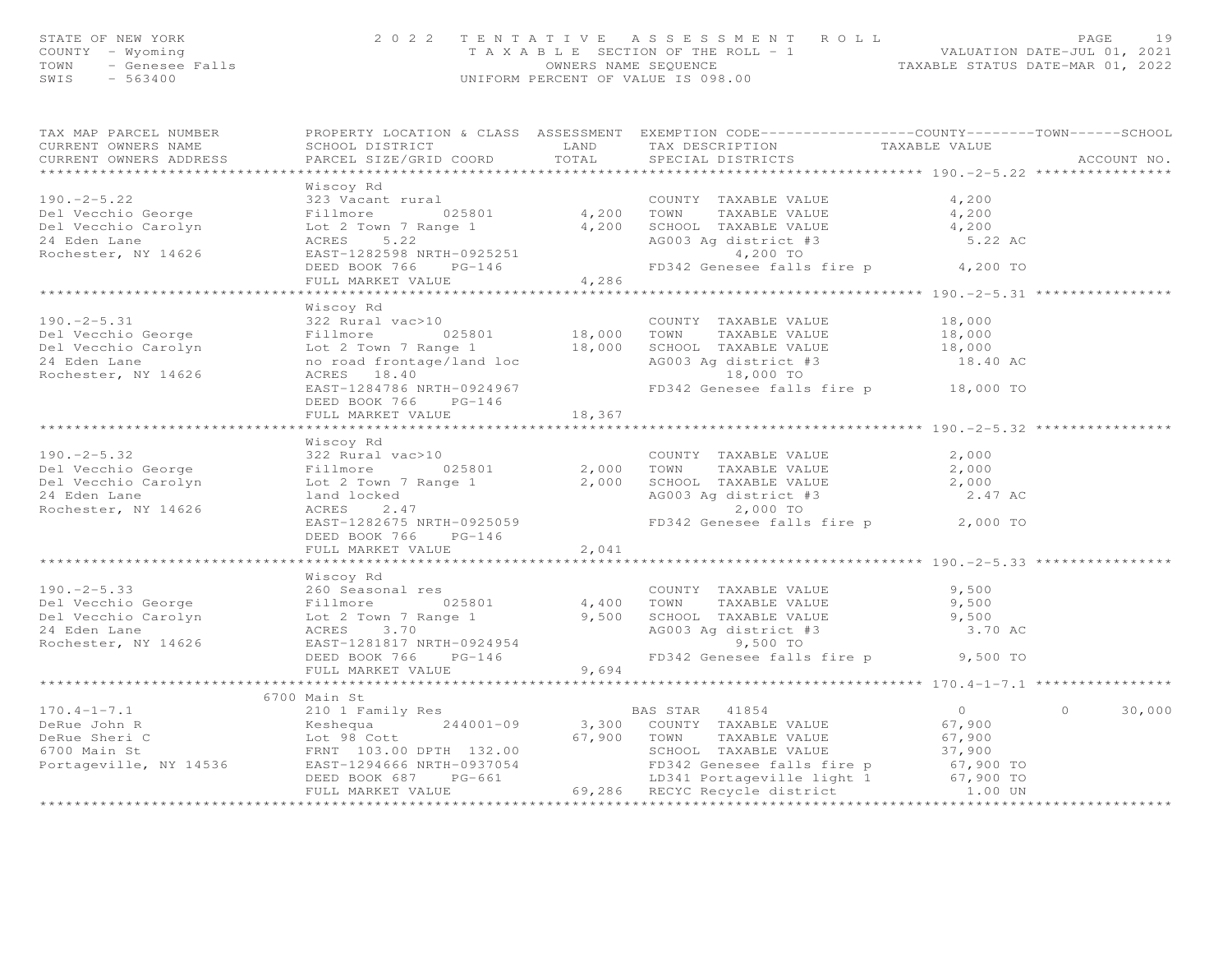STATE OF NEW YORK
COUNTY - Wyoming
TOWN - Genesee Falls
SWIS - 563400

2022 TENTATIVE ASSESSMENT ROLL
TAXABLE SECTION OF THE ROLL - 1
OWNERS NAME SEQUENCE
UNIFORM PERCENT OF VALUE IS 098.00

VALUATION DATE-JUL 01, 2021
TAXABLE STATUS DATE-MAR 01, 2022

| TAX MAP PARCEL NUMBER / CURRENT OWNERS NAME / CURRENT OWNERS ADDRESS | PROPERTY LOCATION & CLASS / SCHOOL DISTRICT / PARCEL SIZE/GRID COORD | ASSESSMENT LAND / TOTAL | EXEMPTION CODE / TAX DESCRIPTION / SPECIAL DISTRICTS | COUNTY TAXABLE VALUE | TOWN | SCHOOL | ACCOUNT NO. |
|---|---|---|---|---|---|---|---|
| **190.-2-5.22** | Wiscoy Rd | | | | | | |
| 190.-2-5.22 | 323 Vacant rural | | COUNTY TAXABLE VALUE | 4,200 | | | |
| Del Vecchio George | Fillmore 025801 | 4,200 | TOWN TAXABLE VALUE | 4,200 | | | |
| Del Vecchio Carolyn | Lot 2 Town 7 Range 1 | 4,200 | SCHOOL TAXABLE VALUE | 4,200 | | | |
| 24 Eden Lane | ACRES 5.22 | | AG003 Ag district #3 | 5.22 AC | | | |
| Rochester, NY 14626 | EAST-1282598 NRTH-0925251 | | 4,200 TO | | | | |
| | DEED BOOK 766 PG-146 | | FD342 Genesee falls fire p | 4,200 TO | | | |
| | FULL MARKET VALUE | 4,286 | | | | | |
| **190.-2-5.31** | Wiscoy Rd | | | | | | |
| 190.-2-5.31 | 322 Rural vac>10 | | COUNTY TAXABLE VALUE | 18,000 | | | |
| Del Vecchio George | Fillmore 025801 | 18,000 | TOWN TAXABLE VALUE | 18,000 | | | |
| Del Vecchio Carolyn | Lot 2 Town 7 Range 1 | 18,000 | SCHOOL TAXABLE VALUE | 18,000 | | | |
| 24 Eden Lane | no road frontage/land loc | | AG003 Ag district #3 | 18.40 AC | | | |
| Rochester, NY 14626 | ACRES 18.40 | | 18,000 TO | | | | |
| | EAST-1284786 NRTH-0924967 | | FD342 Genesee falls fire p | 18,000 TO | | | |
| | DEED BOOK 766 PG-146 | | | | | | |
| | FULL MARKET VALUE | 18,367 | | | | | |
| **190.-2-5.32** | Wiscoy Rd | | | | | | |
| 190.-2-5.32 | 322 Rural vac>10 | | COUNTY TAXABLE VALUE | 2,000 | | | |
| Del Vecchio George | Fillmore 025801 | 2,000 | TOWN TAXABLE VALUE | 2,000 | | | |
| Del Vecchio Carolyn | Lot 2 Town 7 Range 1 | 2,000 | SCHOOL TAXABLE VALUE | 2,000 | | | |
| 24 Eden Lane | land locked | | AG003 Ag district #3 | 2.47 AC | | | |
| Rochester, NY 14626 | ACRES 2.47 | | 2,000 TO | | | | |
| | EAST-1282675 NRTH-0925059 | | FD342 Genesee falls fire p | 2,000 TO | | | |
| | DEED BOOK 766 PG-146 | | | | | | |
| | FULL MARKET VALUE | 2,041 | | | | | |
| **190.-2-5.33** | Wiscoy Rd | | | | | | |
| 190.-2-5.33 | 260 Seasonal res | | COUNTY TAXABLE VALUE | 9,500 | | | |
| Del Vecchio George | Fillmore 025801 | 4,400 | TOWN TAXABLE VALUE | 9,500 | | | |
| Del Vecchio Carolyn | Lot 2 Town 7 Range 1 | 9,500 | SCHOOL TAXABLE VALUE | 9,500 | | | |
| 24 Eden Lane | ACRES 3.70 | | AG003 Ag district #3 | 3.70 AC | | | |
| Rochester, NY 14626 | EAST-1281817 NRTH-0924954 | | 9,500 TO | | | | |
| | DEED BOOK 766 PG-146 | | FD342 Genesee falls fire p | 9,500 TO | | | |
| | FULL MARKET VALUE | 9,694 | | | | | |
| **170.4-1-7.1** | 6700 Main St | | | | | | |
| 170.4-1-7.1 | 210 1 Family Res | | BAS STAR 41854 | 0 | 0 | 30,000 | |
| DeRue John R | Keshequa 244001-09 | 3,300 | COUNTY TAXABLE VALUE | 67,900 | | | |
| DeRue Sheri C | Lot 98 Cott | 67,900 | TOWN TAXABLE VALUE | 67,900 | | | |
| 6700 Main St | FRNT 103.00 DPTH 132.00 | | SCHOOL TAXABLE VALUE | 37,900 | | | |
| Portageville, NY 14536 | EAST-1294666 NRTH-0937054 | | FD342 Genesee falls fire p | 67,900 TO | | | |
| | DEED BOOK 687 PG-661 | | LD341 Portageville light 1 | 67,900 TO | | | |
| | FULL MARKET VALUE | 69,286 | RECYC Recycle district | 1.00 UN | | | |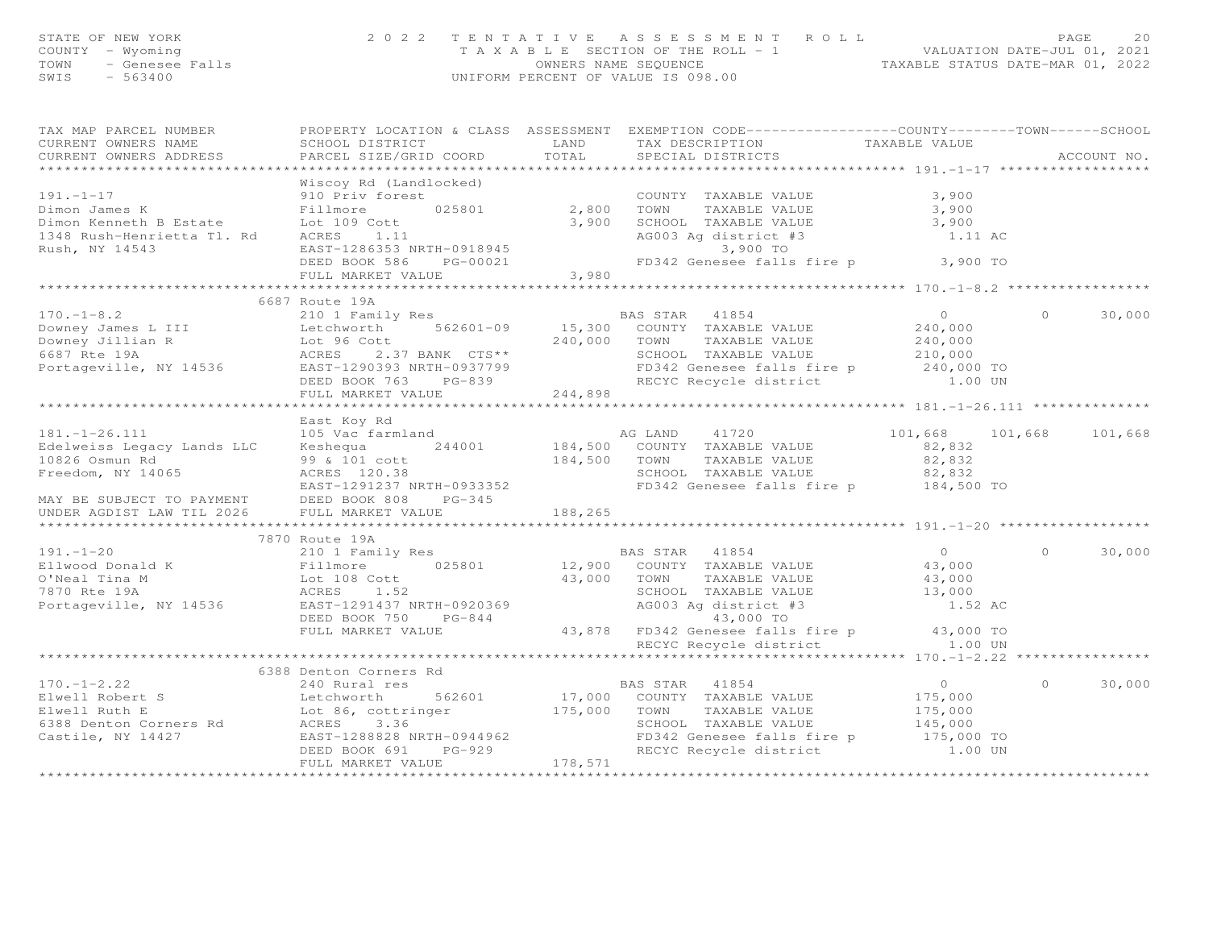STATE OF NEW YORK 2 0 2 2 T E N T A T I V E A S S E S S M E N T R O L L
COUNTY - Wyoming T A X A B L E SECTION OF THE ROLL - 1 VALUATION DATE-JUL 01, 2021
TOWN - Genesee Falls OWNERS NAME SEQUENCE TAXABLE STATUS DATE-MAR 01, 2022
SWIS - 563400 UNIFORM PERCENT OF VALUE IS 098.00

| TAX MAP PARCEL NUMBER / CURRENT OWNERS NAME / CURRENT OWNERS ADDRESS | PROPERTY LOCATION & CLASS / SCHOOL DISTRICT / PARCEL SIZE/GRID COORD | ASSESSMENT LAND / TOTAL | EXEMPTION CODE / TAX DESCRIPTION / SPECIAL DISTRICTS | COUNTY TAXABLE VALUE | TOWN | SCHOOL / ACCOUNT NO. |
|---|---|---|---|---|---|---|
| **191.-1-17** | Wiscoy Rd (Landlocked) | | | | | |
| 191.-1-17 | 910 Priv forest | | COUNTY TAXABLE VALUE | 3,900 | | |
| Dimon James K | Fillmore 025801 | 2,800 | TOWN TAXABLE VALUE | 3,900 | | |
| Dimon Kenneth B Estate | Lot 109 Cott | 3,900 | SCHOOL TAXABLE VALUE | 3,900 | | |
| 1348 Rush-Henrietta Tl. Rd | ACRES 1.11 | | AG003 Ag district #3 | 1.11 AC | | |
| Rush, NY 14543 | EAST-1286353 NRTH-0918945 | | 3,900 TO | | | |
| | DEED BOOK 586 PG-00021 | | FD342 Genesee falls fire p | 3,900 TO | | |
| | FULL MARKET VALUE | 3,980 | | | | |
| **170.-1-8.2** | 6687 Route 19A | | | | | |
| 170.-1-8.2 | 210 1 Family Res | | BAS STAR 41854 | 0 | 0 | 30,000 |
| Downey James L III | Letchworth 562601-09 | 15,300 | COUNTY TAXABLE VALUE | 240,000 | | |
| Downey Jillian R | Lot 96 Cott | 240,000 | TOWN TAXABLE VALUE | 240,000 | | |
| 6687 Rte 19A | ACRES 2.37 BANK CTS** | | SCHOOL TAXABLE VALUE | 210,000 | | |
| Portageville, NY 14536 | EAST-1290393 NRTH-0937799 | | FD342 Genesee falls fire p | 240,000 TO | | |
| | DEED BOOK 763 PG-839 | | RECYC Recycle district | 1.00 UN | | |
| | FULL MARKET VALUE | 244,898 | | | | |
| **181.-1-26.111** | East Koy Rd | | | | | |
| 181.-1-26.111 | 105 Vac farmland | | AG LAND 41720 | 101,668 | 101,668 | 101,668 |
| Edelweiss Legacy Lands LLC | Keshequa 244001 | 184,500 | COUNTY TAXABLE VALUE | 82,832 | | |
| 10826 Osmun Rd | 99 & 101 cott | 184,500 | TOWN TAXABLE VALUE | 82,832 | | |
| Freedom, NY 14065 | ACRES 120.38 | | SCHOOL TAXABLE VALUE | 82,832 | | |
| | EAST-1291237 NRTH-0933352 | | FD342 Genesee falls fire p | 184,500 TO | | |
| MAY BE SUBJECT TO PAYMENT | DEED BOOK 808 PG-345 | | | | | |
| UNDER AGDIST LAW TIL 2026 | FULL MARKET VALUE | 188,265 | | | | |
| **191.-1-20** | 7870 Route 19A | | | | | |
| 191.-1-20 | 210 1 Family Res | | BAS STAR 41854 | 0 | 0 | 30,000 |
| Ellwood Donald K | Fillmore 025801 | 12,900 | COUNTY TAXABLE VALUE | 43,000 | | |
| O'Neal Tina M | Lot 108 Cott | 43,000 | TOWN TAXABLE VALUE | 43,000 | | |
| 7870 Rte 19A | ACRES 1.52 | | SCHOOL TAXABLE VALUE | 13,000 | | |
| Portageville, NY 14536 | EAST-1291437 NRTH-0920369 | | AG003 Ag district #3 | 1.52 AC | | |
| | DEED BOOK 750 PG-844 | | 43,000 TO | | | |
| | FULL MARKET VALUE | 43,878 | FD342 Genesee falls fire p | 43,000 TO | | |
| | | | RECYC Recycle district | 1.00 UN | | |
| **170.-1-2.22** | 6388 Denton Corners Rd | | | | | |
| 170.-1-2.22 | 240 Rural res | | BAS STAR 41854 | 0 | 0 | 30,000 |
| Elwell Robert S | Letchworth 562601 | 17,000 | COUNTY TAXABLE VALUE | 175,000 | | |
| Elwell Ruth E | Lot 86, cottringer | 175,000 | TOWN TAXABLE VALUE | 175,000 | | |
| 6388 Denton Corners Rd | ACRES 3.36 | | SCHOOL TAXABLE VALUE | 145,000 | | |
| Castile, NY 14427 | EAST-1288828 NRTH-0944962 | | FD342 Genesee falls fire p | 175,000 TO | | |
| | DEED BOOK 691 PG-929 | | RECYC Recycle district | 1.00 UN | | |
| | FULL MARKET VALUE | 178,571 | | | | |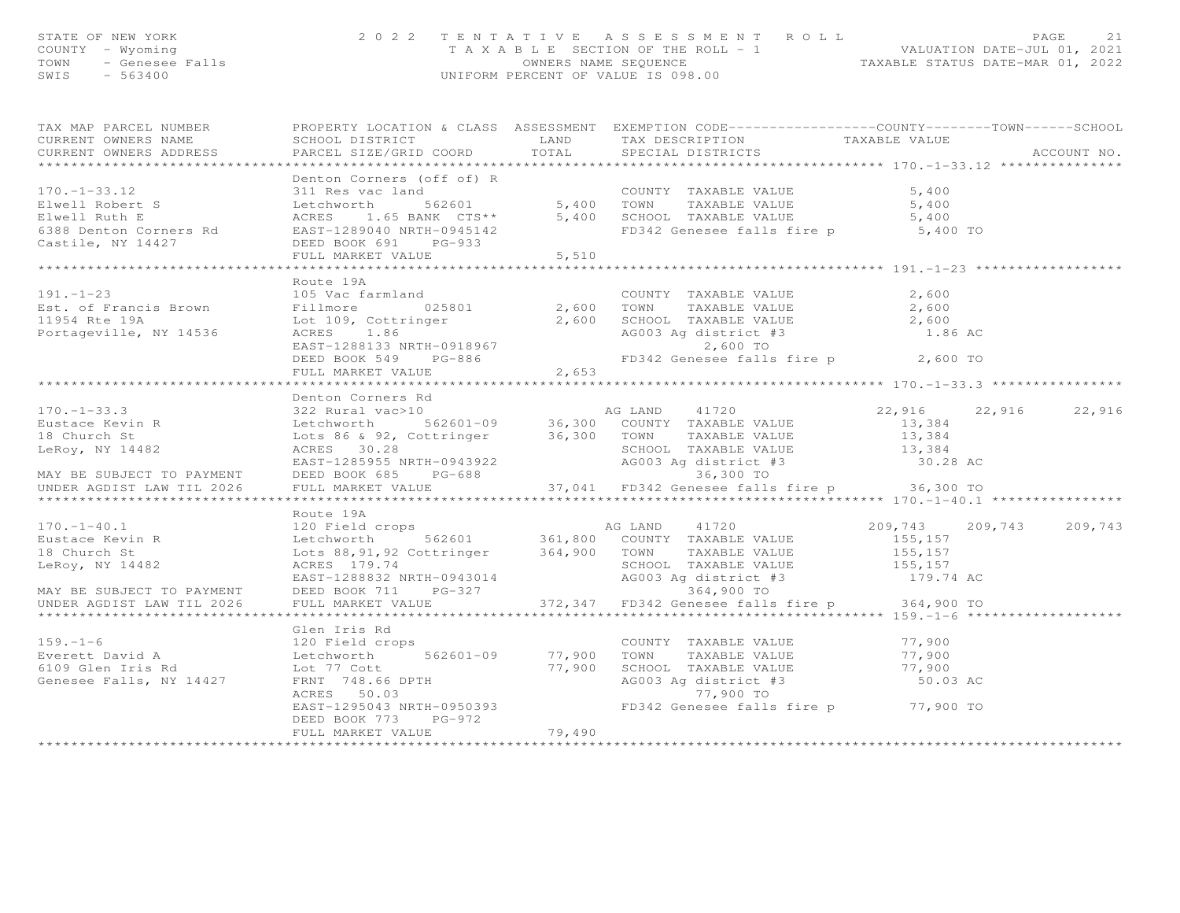STATE OF NEW YORK — 2022 TENTATIVE ASSESSMENT ROLL
COUNTY - Wyoming — TAXABLE SECTION OF THE ROLL - 1 — VALUATION DATE-JUL 01, 2021
TOWN - Genesee Falls — OWNERS NAME SEQUENCE — TAXABLE STATUS DATE-MAR 01, 2022
SWIS - 563400 — UNIFORM PERCENT OF VALUE IS 098.00

| TAX MAP PARCEL NUMBER / CURRENT OWNERS NAME / CURRENT OWNERS ADDRESS | PROPERTY LOCATION & CLASS / SCHOOL DISTRICT / PARCEL SIZE/GRID COORD | ASSESSMENT LAND | ASSESSMENT TOTAL | EXEMPTION CODE / TAX DESCRIPTION / SPECIAL DISTRICTS | COUNTY TAXABLE VALUE | TOWN | SCHOOL | ACCOUNT NO. |
|---|---|---|---|---|---|---|---|---|
| **170.-1-33.12** | Denton Corners (off of) R | | | | | | | |
| 170.-1-33.12 | 311 Res vac land | | | COUNTY TAXABLE VALUE | 5,400 | | | |
| Elwell Robert S | Letchworth 562601 | 5,400 | | TOWN TAXABLE VALUE | 5,400 | | | |
| Elwell Ruth E | ACRES 1.65 BANK CTS** | | 5,400 | SCHOOL TAXABLE VALUE | 5,400 | | | |
| 6388 Denton Corners Rd | EAST-1289040 NRTH-0945142 | | | FD342 Genesee falls fire p | 5,400 TO | | | |
| Castile, NY 14427 | DEED BOOK 691 PG-933 | | | | | | | |
| | FULL MARKET VALUE | | 5,510 | | | | | |
| **191.-1-23** | Route 19A | | | | | | | |
| 191.-1-23 | 105 Vac farmland | | | COUNTY TAXABLE VALUE | 2,600 | | | |
| Est. of Francis Brown | Fillmore 025801 | 2,600 | | TOWN TAXABLE VALUE | 2,600 | | | |
| 11954 Rte 19A | Lot 109, Cottringer | | 2,600 | SCHOOL TAXABLE VALUE | 2,600 | | | |
| Portageville, NY 14536 | ACRES 1.86 | | | AG003 Ag district #3 | 1.86 AC | | | |
| | EAST-1288133 NRTH-0918967 | | | 2,600 TO | | | | |
| | DEED BOOK 549 PG-886 | | | FD342 Genesee falls fire p | 2,600 TO | | | |
| | FULL MARKET VALUE | | 2,653 | | | | | |
| **170.-1-33.3** | Denton Corners Rd | | | | | | | |
| 170.-1-33.3 | 322 Rural vac>10 | | | AG LAND 41720 | 22,916 | 22,916 | 22,916 | |
| Eustace Kevin R | Letchworth 562601-09 | 36,300 | | COUNTY TAXABLE VALUE | 13,384 | | | |
| 18 Church St | Lots 86 & 92, Cottringer | | 36,300 | TOWN TAXABLE VALUE | 13,384 | | | |
| LeRoy, NY 14482 | ACRES 30.28 | | | SCHOOL TAXABLE VALUE | 13,384 | | | |
| | EAST-1285955 NRTH-0943922 | | | AG003 Ag district #3 | 30.28 AC | | | |
| MAY BE SUBJECT TO PAYMENT | DEED BOOK 685 PG-688 | | | 36,300 TO | | | | |
| UNDER AGDIST LAW TIL 2026 | FULL MARKET VALUE | | 37,041 | FD342 Genesee falls fire p | 36,300 TO | | | |
| **170.-1-40.1** | Route 19A | | | | | | | |
| 170.-1-40.1 | 120 Field crops | | | AG LAND 41720 | 209,743 | 209,743 | 209,743 | |
| Eustace Kevin R | Letchworth 562601 | 361,800 | | COUNTY TAXABLE VALUE | 155,157 | | | |
| 18 Church St | Lots 88,91,92 Cottringer | | 364,900 | TOWN TAXABLE VALUE | 155,157 | | | |
| LeRoy, NY 14482 | ACRES 179.74 | | | SCHOOL TAXABLE VALUE | 155,157 | | | |
| | EAST-1288832 NRTH-0943014 | | | AG003 Ag district #3 | 179.74 AC | | | |
| MAY BE SUBJECT TO PAYMENT | DEED BOOK 711 PG-327 | | | 364,900 TO | | | | |
| UNDER AGDIST LAW TIL 2026 | FULL MARKET VALUE | | 372,347 | FD342 Genesee falls fire p | 364,900 TO | | | |
| **159.-1-6** | Glen Iris Rd | | | | | | | |
| 159.-1-6 | 120 Field crops | | | COUNTY TAXABLE VALUE | 77,900 | | | |
| Everett David A | Letchworth 562601-09 | 77,900 | | TOWN TAXABLE VALUE | 77,900 | | | |
| 6109 Glen Iris Rd | Lot 77 Cott | | 77,900 | SCHOOL TAXABLE VALUE | 77,900 | | | |
| Genesee Falls, NY 14427 | FRNT 748.66 DPTH | | | AG003 Ag district #3 | 50.03 AC | | | |
| | ACRES 50.03 | | | 77,900 TO | | | | |
| | EAST-1295043 NRTH-0950393 | | | FD342 Genesee falls fire p | 77,900 TO | | | |
| | DEED BOOK 773 PG-972 | | | | | | | |
| | FULL MARKET VALUE | | 79,490 | | | | | |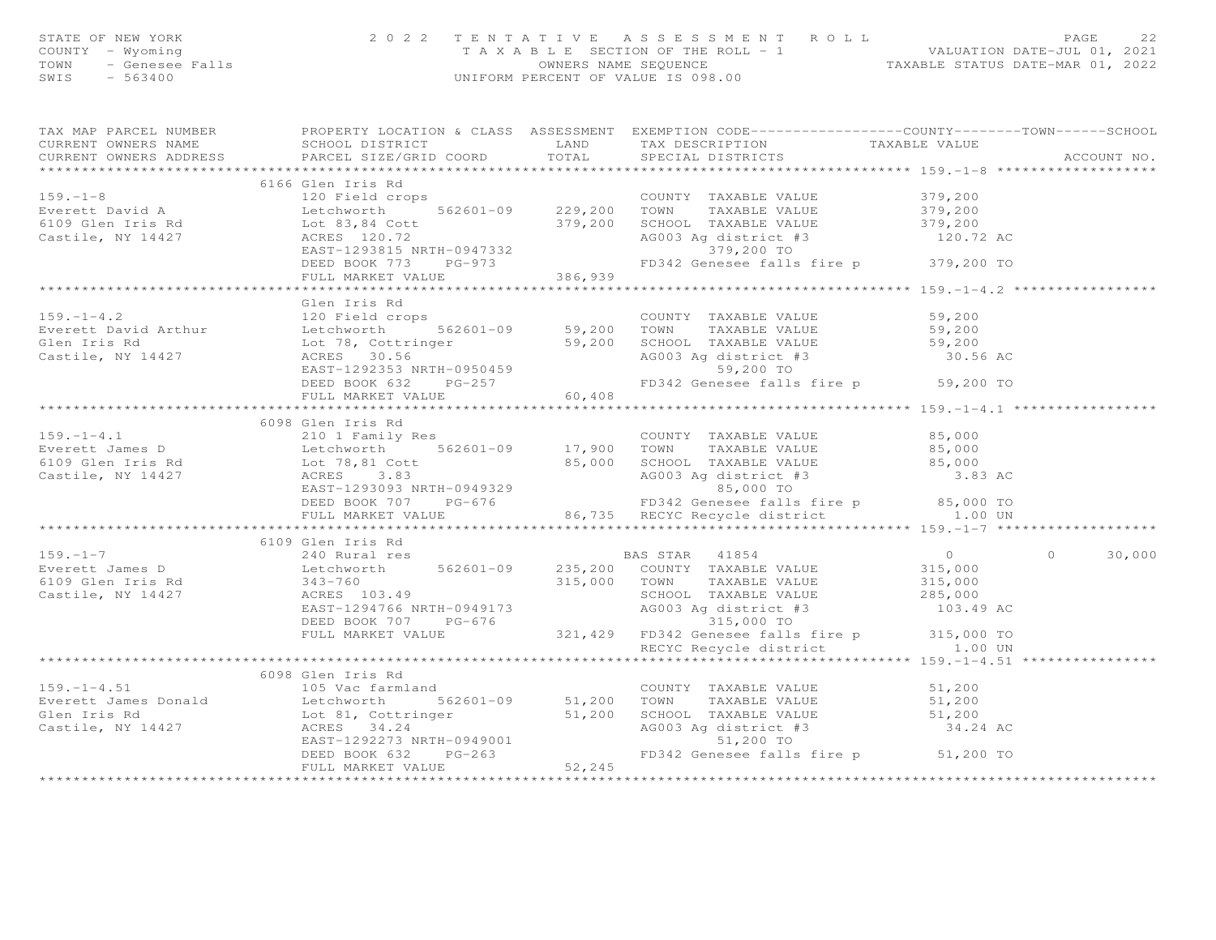STATE OF NEW YORK
COUNTY - Wyoming
TOWN - Genesee Falls
SWIS - 563400

2022 TENTATIVE ASSESSMENT ROLL
TAXABLE SECTION OF THE ROLL - 1
OWNERS NAME SEQUENCE
UNIFORM PERCENT OF VALUE IS 098.00

VALUATION DATE-JUL 01, 2021
TAXABLE STATUS DATE-MAR 01, 2022

```
TAX MAP PARCEL NUMBER          PROPERTY LOCATION & CLASS  ASSESSMENT  EXEMPTION CODE-----------------COUNTY--------TOWN------SCHOOL
CURRENT OWNERS NAME            SCHOOL DISTRICT               LAND       TAX DESCRIPTION            TAXABLE VALUE
CURRENT OWNERS ADDRESS         PARCEL SIZE/GRID COORD        TOTAL      SPECIAL DISTRICTS                                      ACCOUNT NO.
************************************************************************************************ 159.-1-8 *******************
                               6166 Glen Iris Rd
159.-1-8                       120 Field crops                          COUNTY  TAXABLE VALUE         379,200
Everett David A                Letchworth      562601-09    229,200     TOWN    TAXABLE VALUE         379,200
6109 Glen Iris Rd              Lot 83,84 Cott               379,200     SCHOOL  TAXABLE VALUE         379,200
Castile, NY 14427              ACRES  120.72                            AG003 Ag district #3           120.72 AC
                               EAST-1293815 NRTH-0947332                      379,200 TO
                               DEED BOOK 773    PG-973                  FD342 Genesee falls fire p     379,200 TO
                               FULL MARKET VALUE            386,939
************************************************************************************************ 159.-1-4.2 *****************
                               Glen Iris Rd
159.-1-4.2                     120 Field crops                          COUNTY  TAXABLE VALUE          59,200
Everett David Arthur           Letchworth      562601-09     59,200     TOWN    TAXABLE VALUE          59,200
Glen Iris Rd                   Lot 78, Cottringer            59,200     SCHOOL  TAXABLE VALUE          59,200
Castile, NY 14427              ACRES   30.56                            AG003 Ag district #3            30.56 AC
                               EAST-1292353 NRTH-0950459                       59,200 TO
                               DEED BOOK 632    PG-257                  FD342 Genesee falls fire p      59,200 TO
                               FULL MARKET VALUE             60,408
************************************************************************************************ 159.-1-4.1 *****************
                               6098 Glen Iris Rd
159.-1-4.1                     210 1 Family Res                         COUNTY  TAXABLE VALUE          85,000
Everett James D                Letchworth      562601-09     17,900     TOWN    TAXABLE VALUE          85,000
6109 Glen Iris Rd              Lot 78,81 Cott                85,000     SCHOOL  TAXABLE VALUE          85,000
Castile, NY 14427              ACRES    3.83                            AG003 Ag district #3             3.83 AC
                               EAST-1293093 NRTH-0949329                       85,000 TO
                               DEED BOOK 707    PG-676                  FD342 Genesee falls fire p      85,000 TO
                               FULL MARKET VALUE             86,735     RECYC Recycle district            1.00 UN
************************************************************************************************ 159.-1-7 *******************
                               6109 Glen Iris Rd
159.-1-7                       240 Rural res                       BAS STAR  41854                       0            0      30,000
Everett James D                Letchworth      562601-09    235,200     COUNTY  TAXABLE VALUE         315,000
6109 Glen Iris Rd              343-760                      315,000     TOWN    TAXABLE VALUE         315,000
Castile, NY 14427              ACRES  103.49                            SCHOOL  TAXABLE VALUE         285,000
                               EAST-1294766 NRTH-0949173                AG003 Ag district #3           103.49 AC
                               DEED BOOK 707    PG-676                        315,000 TO
                               FULL MARKET VALUE            321,429     FD342 Genesee falls fire p     315,000 TO
                                                                        RECYC Recycle district            1.00 UN
************************************************************************************************ 159.-1-4.51 ****************
                               6098 Glen Iris Rd
159.-1-4.51                    105 Vac farmland                         COUNTY  TAXABLE VALUE          51,200
Everett James Donald           Letchworth      562601-09     51,200     TOWN    TAXABLE VALUE          51,200
Glen Iris Rd                   Lot 81, Cottringer            51,200     SCHOOL  TAXABLE VALUE          51,200
Castile, NY 14427              ACRES   34.24                            AG003 Ag district #3            34.24 AC
                               EAST-1292273 NRTH-0949001                       51,200 TO
                               DEED BOOK 632    PG-263                  FD342 Genesee falls fire p      51,200 TO
                               FULL MARKET VALUE             52,245
******************************************************************************************************************************
```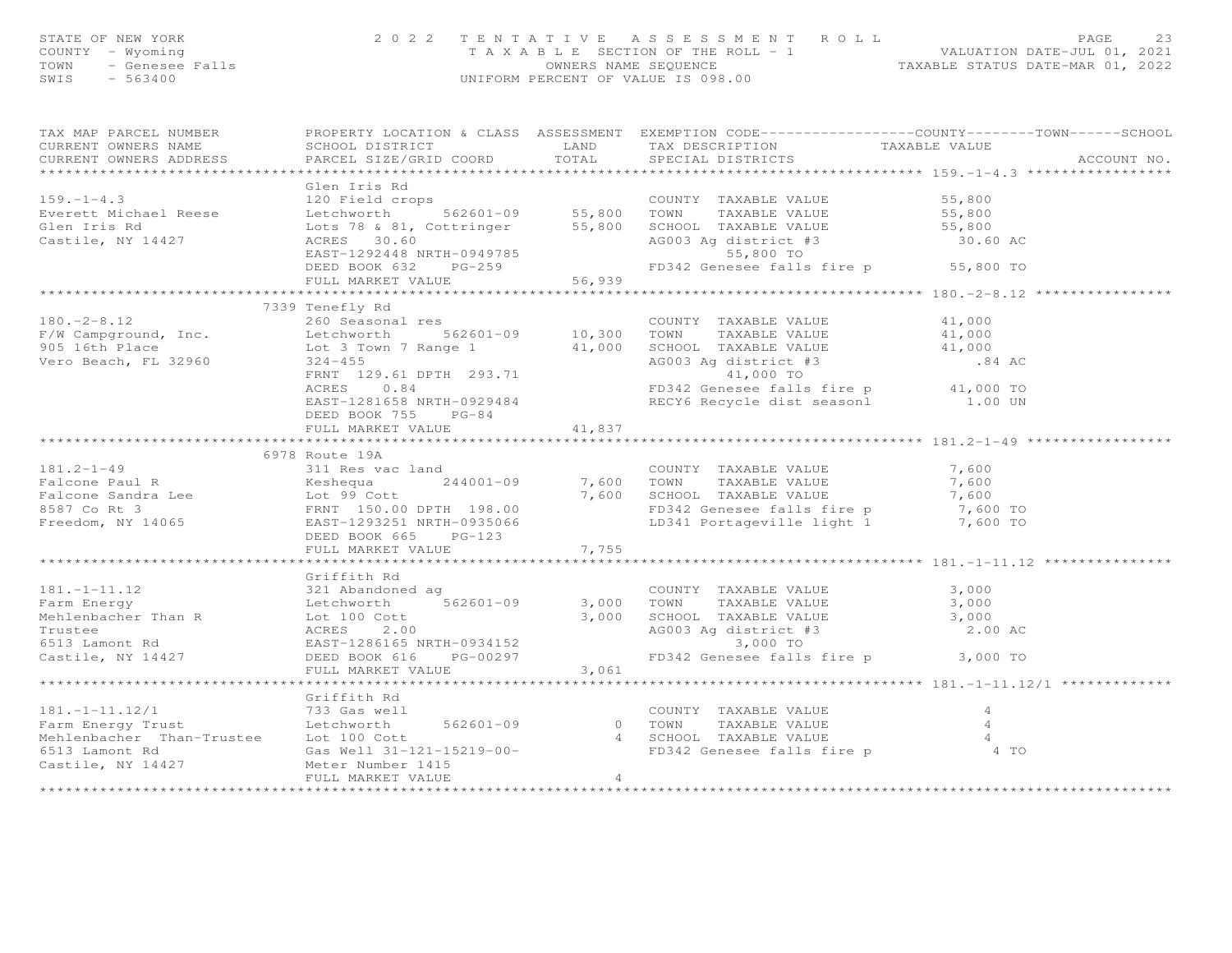STATE OF NEW YORK
COUNTY - Wyoming
TOWN - Genesee Falls
SWIS - 563400

2022 TENTATIVE ASSESSMENT ROLL
TAXABLE SECTION OF THE ROLL - 1
OWNERS NAME SEQUENCE
UNIFORM PERCENT OF VALUE IS 098.00

VALUATION DATE-JUL 01, 2021
TAXABLE STATUS DATE-MAR 01, 2022

| TAX MAP PARCEL NUMBER / CURRENT OWNERS NAME / CURRENT OWNERS ADDRESS | PROPERTY LOCATION & CLASS / SCHOOL DISTRICT / PARCEL SIZE/GRID COORD | ASSESSMENT LAND | ASSESSMENT TOTAL | EXEMPTION CODE / TAX DESCRIPTION / SPECIAL DISTRICTS | TAXABLE VALUE (COUNTY / TOWN / SCHOOL) | ACCOUNT NO. |
|---|---|---|---|---|---|---|
| **159.-1-4.3** | Glen Iris Rd | | | | | |
| 159.-1-4.3 | 120 Field crops | | | COUNTY TAXABLE VALUE | 55,800 | |
| Everett Michael Reese | Letchworth 562601-09 | 55,800 | | TOWN TAXABLE VALUE | 55,800 | |
| Glen Iris Rd | Lots 78 & 81, Cottringer | | 55,800 | SCHOOL TAXABLE VALUE | 55,800 | |
| Castile, NY 14427 | ACRES 30.60 | | | AG003 Ag district #3 | 30.60 AC | |
| | EAST-1292448 NRTH-0949785 | | | 55,800 TO | | |
| | DEED BOOK 632 PG-259 | | | FD342 Genesee falls fire p | 55,800 TO | |
| | FULL MARKET VALUE | | 56,939 | | | |
| **180.-2-8.12** | 7339 Tenefly Rd | | | | | |
| 180.-2-8.12 | 260 Seasonal res | | | COUNTY TAXABLE VALUE | 41,000 | |
| F/W Campground, Inc. | Letchworth 562601-09 | 10,300 | | TOWN TAXABLE VALUE | 41,000 | |
| 905 16th Place | Lot 3 Town 7 Range 1 | | 41,000 | SCHOOL TAXABLE VALUE | 41,000 | |
| Vero Beach, FL 32960 | 324-455 | | | AG003 Ag district #3 | .84 AC | |
| | FRNT 129.61 DPTH 293.71 | | | 41,000 TO | | |
| | ACRES 0.84 | | | FD342 Genesee falls fire p | 41,000 TO | |
| | EAST-1281658 NRTH-0929484 | | | RECY6 Recycle dist seasonl | 1.00 UN | |
| | DEED BOOK 755 PG-84 | | | | | |
| | FULL MARKET VALUE | | 41,837 | | | |
| **181.2-1-49** | 6978 Route 19A | | | | | |
| 181.2-1-49 | 311 Res vac land | | | COUNTY TAXABLE VALUE | 7,600 | |
| Falcone Paul R | Keshequa 244001-09 | 7,600 | | TOWN TAXABLE VALUE | 7,600 | |
| Falcone Sandra Lee | Lot 99 Cott | | 7,600 | SCHOOL TAXABLE VALUE | 7,600 | |
| 8587 Co Rt 3 | FRNT 150.00 DPTH 198.00 | | | FD342 Genesee falls fire p | 7,600 TO | |
| Freedom, NY 14065 | EAST-1293251 NRTH-0935066 | | | LD341 Portageville light 1 | 7,600 TO | |
| | DEED BOOK 665 PG-123 | | | | | |
| | FULL MARKET VALUE | | 7,755 | | | |
| **181.-1-11.12** | Griffith Rd | | | | | |
| 181.-1-11.12 | 321 Abandoned ag | | | COUNTY TAXABLE VALUE | 3,000 | |
| Farm Energy | Letchworth 562601-09 | 3,000 | | TOWN TAXABLE VALUE | 3,000 | |
| Mehlenbacher Than R | Lot 100 Cott | | 3,000 | SCHOOL TAXABLE VALUE | 3,000 | |
| Trustee | ACRES 2.00 | | | AG003 Ag district #3 | 2.00 AC | |
| 6513 Lamont Rd | EAST-1286165 NRTH-0934152 | | | 3,000 TO | | |
| Castile, NY 14427 | DEED BOOK 616 PG-00297 | | | FD342 Genesee falls fire p | 3,000 TO | |
| | FULL MARKET VALUE | | 3,061 | | | |
| **181.-1-11.12/1** | Griffith Rd | | | | | |
| 181.-1-11.12/1 | 733 Gas well | | | COUNTY TAXABLE VALUE | 4 | |
| Farm Energy Trust | Letchworth 562601-09 | 0 | | TOWN TAXABLE VALUE | 4 | |
| Mehlenbacher Than-Trustee | Lot 100 Cott | | 4 | SCHOOL TAXABLE VALUE | 4 | |
| 6513 Lamont Rd | Gas Well 31-121-15219-00- | | | FD342 Genesee falls fire p | 4 TO | |
| Castile, NY 14427 | Meter Number 1415 | | | | | |
| | FULL MARKET VALUE | | 4 | | | |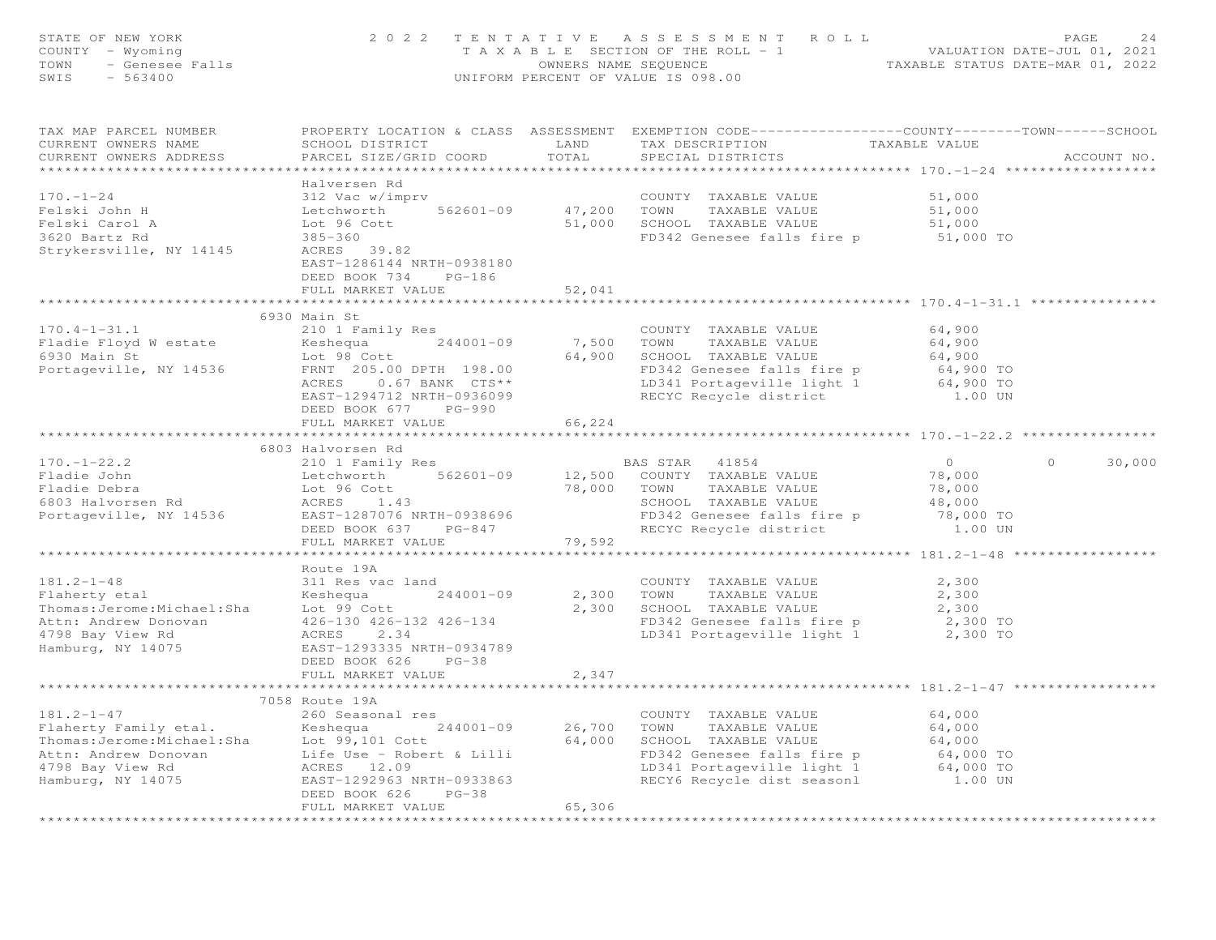STATE OF NEW YORK 2022 TENTATIVE ASSESSMENT ROLL
COUNTY - Wyoming TAXABLE SECTION OF THE ROLL - 1 VALUATION DATE-JUL 01, 2021
TOWN - Genesee Falls OWNERS NAME SEQUENCE TAXABLE STATUS DATE-MAR 01, 2022
SWIS - 563400 UNIFORM PERCENT OF VALUE IS 098.00

| TAX MAP PARCEL NUMBER / CURRENT OWNERS NAME / CURRENT OWNERS ADDRESS | PROPERTY LOCATION & CLASS / SCHOOL DISTRICT / PARCEL SIZE/GRID COORD | ASSESSMENT LAND | TOTAL | EXEMPTION CODE / TAX DESCRIPTION / SPECIAL DISTRICTS | COUNTY TAXABLE VALUE | TOWN | SCHOOL / ACCOUNT NO. |
|---|---|---|---|---|---|---|---|
| **170.-1-24** | Halversen Rd | | | | | | |
| 170.-1-24 | 312 Vac w/imprv | | | COUNTY TAXABLE VALUE | 51,000 | | |
| Felski John H | Letchworth 562601-09 | 47,200 | | TOWN TAXABLE VALUE | 51,000 | | |
| Felski Carol A | Lot 96 Cott | | 51,000 | SCHOOL TAXABLE VALUE | 51,000 | | |
| 3620 Bartz Rd | 385-360 | | | FD342 Genesee falls fire p | 51,000 TO | | |
| Strykersville, NY 14145 | ACRES 39.82 | | | | | | |
| | EAST-1286144 NRTH-0938180 | | | | | | |
| | DEED BOOK 734 PG-186 | | | | | | |
| | FULL MARKET VALUE | | 52,041 | | | | |
| **170.4-1-31.1** | 6930 Main St | | | | | | |
| 170.4-1-31.1 | 210 1 Family Res | | | COUNTY TAXABLE VALUE | 64,900 | | |
| Fladie Floyd W estate | Keshequa 244001-09 | 7,500 | | TOWN TAXABLE VALUE | 64,900 | | |
| 6930 Main St | Lot 98 Cott | | 64,900 | SCHOOL TAXABLE VALUE | 64,900 | | |
| Portageville, NY 14536 | FRNT 205.00 DPTH 198.00 | | | FD342 Genesee falls fire p | 64,900 TO | | |
| | ACRES 0.67 BANK CTS** | | | LD341 Portageville light 1 | 64,900 TO | | |
| | EAST-1294712 NRTH-0936099 | | | RECYC Recycle district | 1.00 UN | | |
| | DEED BOOK 677 PG-990 | | | | | | |
| | FULL MARKET VALUE | | 66,224 | | | | |
| **170.-1-22.2** | 6803 Halvorsen Rd | | | | | | |
| 170.-1-22.2 | 210 1 Family Res | | | BAS STAR 41854 | 0 | 0 | 30,000 |
| Fladie John | Letchworth 562601-09 | 12,500 | | COUNTY TAXABLE VALUE | 78,000 | | |
| Fladie Debra | Lot 96 Cott | | 78,000 | TOWN TAXABLE VALUE | 78,000 | | |
| 6803 Halvorsen Rd | ACRES 1.43 | | | SCHOOL TAXABLE VALUE | 48,000 | | |
| Portageville, NY 14536 | EAST-1287076 NRTH-0938696 | | | FD342 Genesee falls fire p | 78,000 TO | | |
| | DEED BOOK 637 PG-847 | | | RECYC Recycle district | 1.00 UN | | |
| | FULL MARKET VALUE | | 79,592 | | | | |
| **181.2-1-48** | Route 19A | | | | | | |
| 181.2-1-48 | 311 Res vac land | | | COUNTY TAXABLE VALUE | 2,300 | | |
| Flaherty etal | Keshequa 244001-09 | 2,300 | | TOWN TAXABLE VALUE | 2,300 | | |
| Thomas:Jerome:Michael:Sha | Lot 99 Cott | | 2,300 | SCHOOL TAXABLE VALUE | 2,300 | | |
| Attn: Andrew Donovan | 426-130 426-132 426-134 | | | FD342 Genesee falls fire p | 2,300 TO | | |
| 4798 Bay View Rd | ACRES 2.34 | | | LD341 Portageville light 1 | 2,300 TO | | |
| Hamburg, NY 14075 | EAST-1293335 NRTH-0934789 | | | | | | |
| | DEED BOOK 626 PG-38 | | | | | | |
| | FULL MARKET VALUE | | 2,347 | | | | |
| **181.2-1-47** | 7058 Route 19A | | | | | | |
| 181.2-1-47 | 260 Seasonal res | | | COUNTY TAXABLE VALUE | 64,000 | | |
| Flaherty Family etal. | Keshequa 244001-09 | 26,700 | | TOWN TAXABLE VALUE | 64,000 | | |
| Thomas:Jerome:Michael:Sha | Lot 99,101 Cott | | 64,000 | SCHOOL TAXABLE VALUE | 64,000 | | |
| Attn: Andrew Donovan | Life Use - Robert & Lilli | | | FD342 Genesee falls fire p | 64,000 TO | | |
| 4798 Bay View Rd | ACRES 12.09 | | | LD341 Portageville light 1 | 64,000 TO | | |
| Hamburg, NY 14075 | EAST-1292963 NRTH-0933863 | | | RECY6 Recycle dist seasonl | 1.00 UN | | |
| | DEED BOOK 626 PG-38 | | | | | | |
| | FULL MARKET VALUE | | 65,306 | | | | |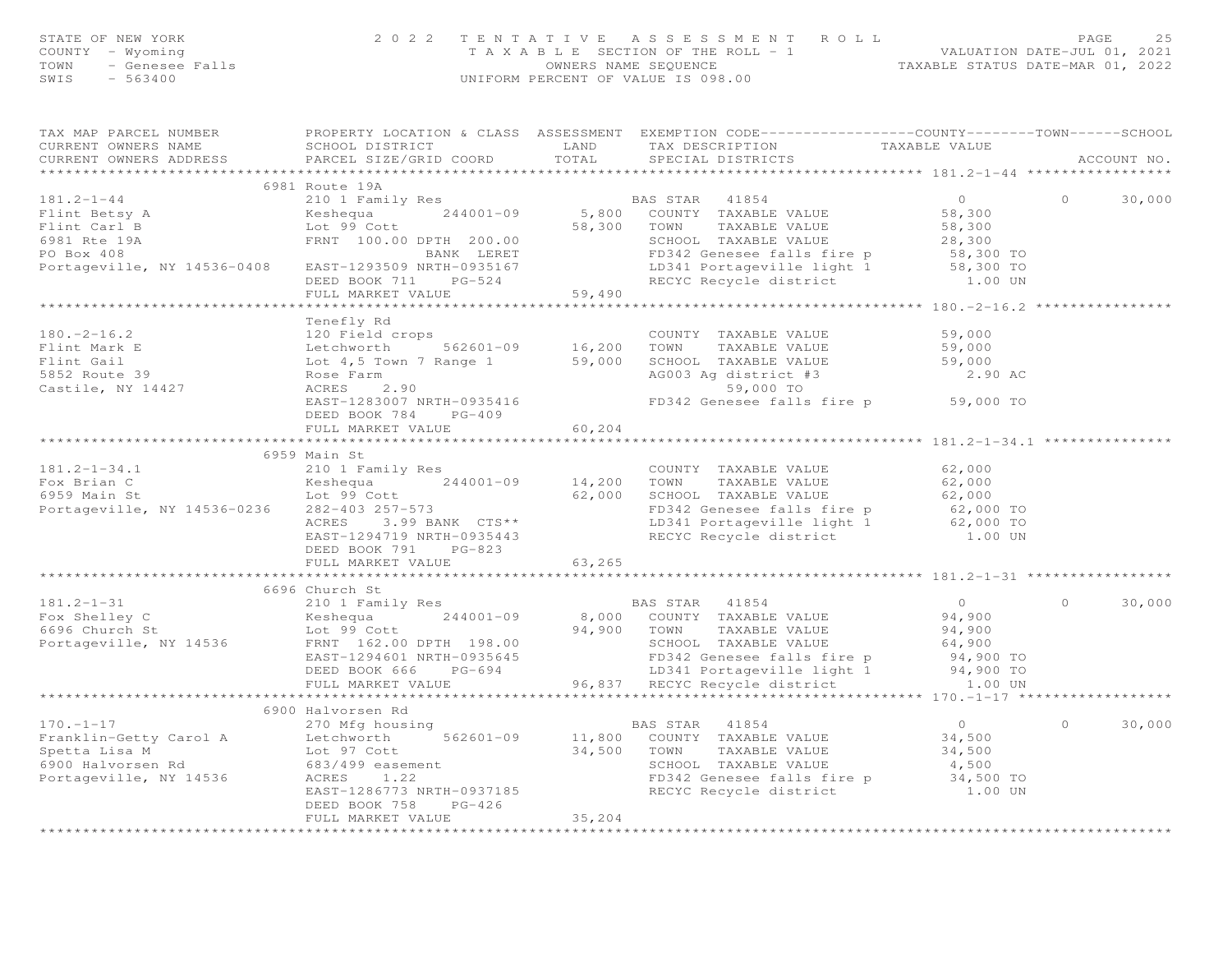STATE OF NEW YORK
COUNTY - Wyoming
TOWN - Genesee Falls
SWIS - 563400

2022 TENTATIVE ASSESSMENT ROLL
TAXABLE SECTION OF THE ROLL - 1
OWNERS NAME SEQUENCE
UNIFORM PERCENT OF VALUE IS 098.00

VALUATION DATE-JUL 01, 2021
TAXABLE STATUS DATE-MAR 01, 2022

| TAX MAP PARCEL NUMBER / CURRENT OWNERS NAME / CURRENT OWNERS ADDRESS | PROPERTY LOCATION & CLASS / SCHOOL DISTRICT / PARCEL SIZE/GRID COORD | ASSESSMENT LAND / TOTAL | EXEMPTION CODE / TAX DESCRIPTION / SPECIAL DISTRICTS | COUNTY TAXABLE VALUE | TOWN | SCHOOL / ACCOUNT NO. |
|---|---|---|---|---|---|---|
| **181.2-1-44** | 6981 Route 19A | | | | | |
| 181.2-1-44 | 210 1 Family Res | | BAS STAR 41854 | 0 | 0 | 30,000 |
| Flint Betsy A | Keshequa 244001-09 | 5,800 | COUNTY TAXABLE VALUE | 58,300 | | |
| Flint Carl B | Lot 99 Cott | 58,300 | TOWN TAXABLE VALUE | 58,300 | | |
| 6981 Rte 19A | FRNT 100.00 DPTH 200.00 | | SCHOOL TAXABLE VALUE | 28,300 | | |
| PO Box 408 | BANK LERET | | FD342 Genesee falls fire p | 58,300 TO | | |
| Portageville, NY 14536-0408 | EAST-1293509 NRTH-0935167 | | LD341 Portageville light 1 | 58,300 TO | | |
| | DEED BOOK 711 PG-524 | | RECYC Recycle district | 1.00 UN | | |
| | FULL MARKET VALUE | 59,490 | | | | |
| **180.-2-16.2** | Tenefly Rd | | | | | |
| 180.-2-16.2 | 120 Field crops | | COUNTY TAXABLE VALUE | 59,000 | | |
| Flint Mark E | Letchworth 562601-09 | 16,200 | TOWN TAXABLE VALUE | 59,000 | | |
| Flint Gail | Lot 4,5 Town 7 Range 1 | 59,000 | SCHOOL TAXABLE VALUE | 59,000 | | |
| 5852 Route 39 | Rose Farm | | AG003 Ag district #3 | 2.90 AC | | |
| Castile, NY 14427 | ACRES 2.90 | | 59,000 TO | | | |
| | EAST-1283007 NRTH-0935416 | | FD342 Genesee falls fire p | 59,000 TO | | |
| | DEED BOOK 784 PG-409 | | | | | |
| | FULL MARKET VALUE | 60,204 | | | | |
| **181.2-1-34.1** | 6959 Main St | | | | | |
| 181.2-1-34.1 | 210 1 Family Res | | COUNTY TAXABLE VALUE | 62,000 | | |
| Fox Brian C | Keshequa 244001-09 | 14,200 | TOWN TAXABLE VALUE | 62,000 | | |
| 6959 Main St | Lot 99 Cott | 62,000 | SCHOOL TAXABLE VALUE | 62,000 | | |
| Portageville, NY 14536-0236 | 282-403 257-573 | | FD342 Genesee falls fire p | 62,000 TO | | |
| | ACRES 3.99 BANK CTS** | | LD341 Portageville light 1 | 62,000 TO | | |
| | EAST-1294719 NRTH-0935443 | | RECYC Recycle district | 1.00 UN | | |
| | DEED BOOK 791 PG-823 | | | | | |
| | FULL MARKET VALUE | 63,265 | | | | |
| **181.2-1-31** | 6696 Church St | | | | | |
| 181.2-1-31 | 210 1 Family Res | | BAS STAR 41854 | 0 | 0 | 30,000 |
| Fox Shelley C | Keshequa 244001-09 | 8,000 | COUNTY TAXABLE VALUE | 94,900 | | |
| 6696 Church St | Lot 99 Cott | 94,900 | TOWN TAXABLE VALUE | 94,900 | | |
| Portageville, NY 14536 | FRNT 162.00 DPTH 198.00 | | SCHOOL TAXABLE VALUE | 64,900 | | |
| | EAST-1294601 NRTH-0935645 | | FD342 Genesee falls fire p | 94,900 TO | | |
| | DEED BOOK 666 PG-694 | | LD341 Portageville light 1 | 94,900 TO | | |
| | FULL MARKET VALUE | 96,837 | RECYC Recycle district | 1.00 UN | | |
| **170.-1-17** | 6900 Halvorsen Rd | | | | | |
| 170.-1-17 | 270 Mfg housing | | BAS STAR 41854 | 0 | 0 | 30,000 |
| Franklin-Getty Carol A | Letchworth 562601-09 | 11,800 | COUNTY TAXABLE VALUE | 34,500 | | |
| Spetta Lisa M | Lot 97 Cott | 34,500 | TOWN TAXABLE VALUE | 34,500 | | |
| 6900 Halvorsen Rd | 683/499 easement | | SCHOOL TAXABLE VALUE | 4,500 | | |
| Portageville, NY 14536 | ACRES 1.22 | | FD342 Genesee falls fire p | 34,500 TO | | |
| | EAST-1286773 NRTH-0937185 | | RECYC Recycle district | 1.00 UN | | |
| | DEED BOOK 758 PG-426 | | | | | |
| | FULL MARKET VALUE | 35,204 | | | | |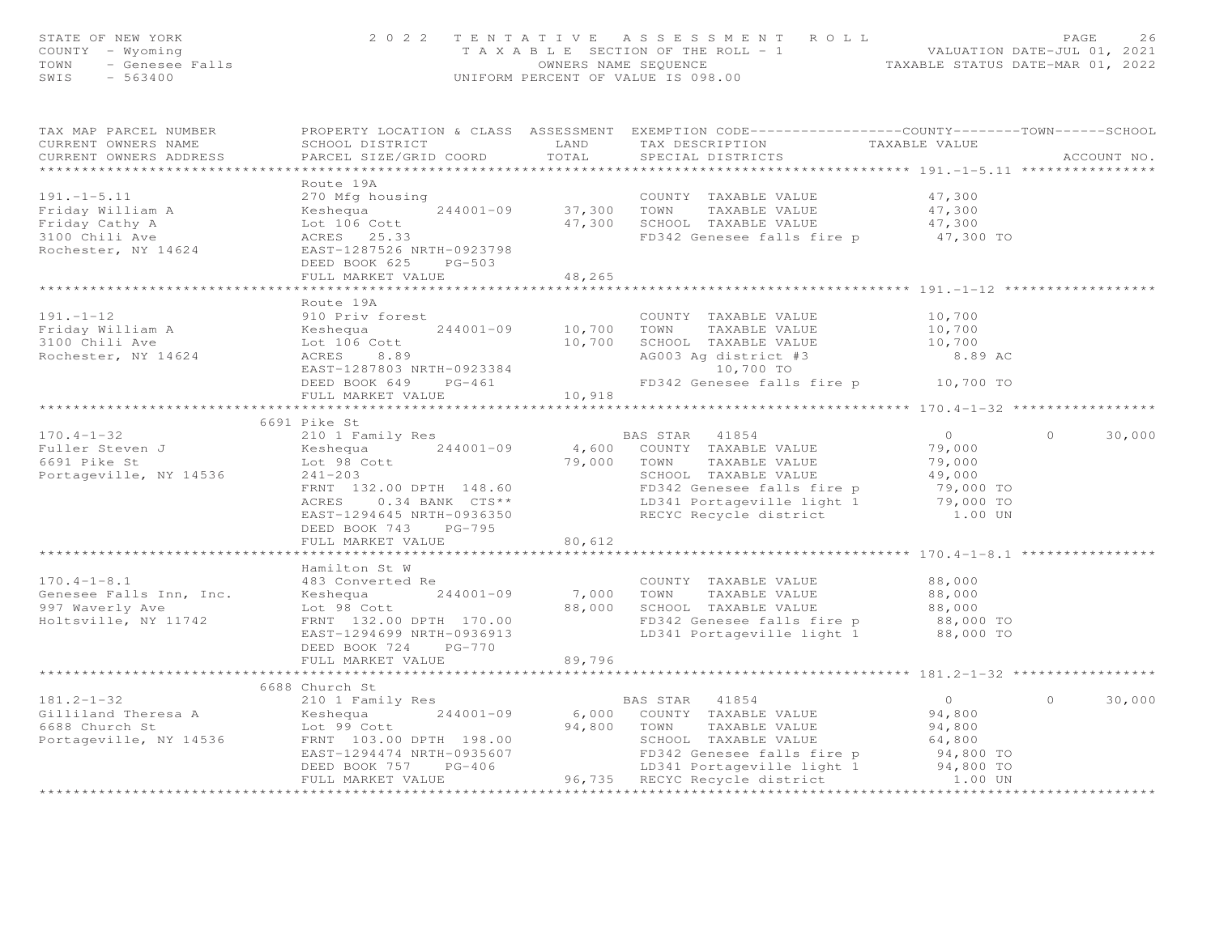STATE OF NEW YORK — 2022 TENTATIVE ASSESSMENT ROLL
COUNTY - Wyoming — TAXABLE SECTION OF THE ROLL - 1 — VALUATION DATE-JUL 01, 2021
TOWN - Genesee Falls — OWNERS NAME SEQUENCE — TAXABLE STATUS DATE-MAR 01, 2022
SWIS - 563400 — UNIFORM PERCENT OF VALUE IS 098.00

| TAX MAP PARCEL NUMBER / CURRENT OWNERS NAME / CURRENT OWNERS ADDRESS | PROPERTY LOCATION & CLASS / SCHOOL DISTRICT / PARCEL SIZE/GRID COORD | ASSESSMENT LAND / TOTAL | EXEMPTION CODE / TAX DESCRIPTION / SPECIAL DISTRICTS | COUNTY TAXABLE VALUE | TOWN | SCHOOL / ACCOUNT NO. |
|---|---|---|---|---|---|---|
| **191.-1-5.11** | Route 19A | | | | | |
| 191.-1-5.11 | 270 Mfg housing | | COUNTY TAXABLE VALUE | 47,300 | | |
| Friday William A | Keshequa 244001-09 | 37,300 | TOWN TAXABLE VALUE | 47,300 | | |
| Friday Cathy A | Lot 106 Cott | 47,300 | SCHOOL TAXABLE VALUE | 47,300 | | |
| 3100 Chili Ave | ACRES 25.33 | | FD342 Genesee falls fire p | 47,300 TO | | |
| Rochester, NY 14624 | EAST-1287526 NRTH-0923798 | | | | | |
| | DEED BOOK 625 PG-503 | | | | | |
| | FULL MARKET VALUE | 48,265 | | | | |
| **191.-1-12** | Route 19A | | | | | |
| 191.-1-12 | 910 Priv forest | | COUNTY TAXABLE VALUE | 10,700 | | |
| Friday William A | Keshequa 244001-09 | 10,700 | TOWN TAXABLE VALUE | 10,700 | | |
| 3100 Chili Ave | Lot 106 Cott | 10,700 | SCHOOL TAXABLE VALUE | 10,700 | | |
| Rochester, NY 14624 | ACRES 8.89 | | AG003 Ag district #3 | 8.89 AC | | |
| | EAST-1287803 NRTH-0923384 | | 10,700 TO | | | |
| | DEED BOOK 649 PG-461 | | FD342 Genesee falls fire p | 10,700 TO | | |
| | FULL MARKET VALUE | 10,918 | | | | |
| **170.4-1-32** | 6691 Pike St | | | | | |
| 170.4-1-32 | 210 1 Family Res | | BAS STAR 41854 | 0 | 0 | 30,000 |
| Fuller Steven J | Keshequa 244001-09 | 4,600 | COUNTY TAXABLE VALUE | 79,000 | | |
| 6691 Pike St | Lot 98 Cott | 79,000 | TOWN TAXABLE VALUE | 79,000 | | |
| Portageville, NY 14536 | 241-203 | | SCHOOL TAXABLE VALUE | 49,000 | | |
| | FRNT 132.00 DPTH 148.60 | | FD342 Genesee falls fire p | 79,000 TO | | |
| | ACRES 0.34 BANK CTS** | | LD341 Portageville light 1 | 79,000 TO | | |
| | EAST-1294645 NRTH-0936350 | | RECYC Recycle district | 1.00 UN | | |
| | DEED BOOK 743 PG-795 | | | | | |
| | FULL MARKET VALUE | 80,612 | | | | |
| **170.4-1-8.1** | Hamilton St W | | | | | |
| 170.4-1-8.1 | 483 Converted Re | | COUNTY TAXABLE VALUE | 88,000 | | |
| Genesee Falls Inn, Inc. | Keshequa 244001-09 | 7,000 | TOWN TAXABLE VALUE | 88,000 | | |
| 997 Waverly Ave | Lot 98 Cott | 88,000 | SCHOOL TAXABLE VALUE | 88,000 | | |
| Holtsville, NY 11742 | FRNT 132.00 DPTH 170.00 | | FD342 Genesee falls fire p | 88,000 TO | | |
| | EAST-1294699 NRTH-0936913 | | LD341 Portageville light 1 | 88,000 TO | | |
| | DEED BOOK 724 PG-770 | | | | | |
| | FULL MARKET VALUE | 89,796 | | | | |
| **181.2-1-32** | 6688 Church St | | | | | |
| 181.2-1-32 | 210 1 Family Res | | BAS STAR 41854 | 0 | 0 | 30,000 |
| Gilliland Theresa A | Keshequa 244001-09 | 6,000 | COUNTY TAXABLE VALUE | 94,800 | | |
| 6688 Church St | Lot 99 Cott | 94,800 | TOWN TAXABLE VALUE | 94,800 | | |
| Portageville, NY 14536 | FRNT 103.00 DPTH 198.00 | | SCHOOL TAXABLE VALUE | 64,800 | | |
| | EAST-1294474 NRTH-0935607 | | FD342 Genesee falls fire p | 94,800 TO | | |
| | DEED BOOK 757 PG-406 | | LD341 Portageville light 1 | 94,800 TO | | |
| | FULL MARKET VALUE | 96,735 | RECYC Recycle district | 1.00 UN | | |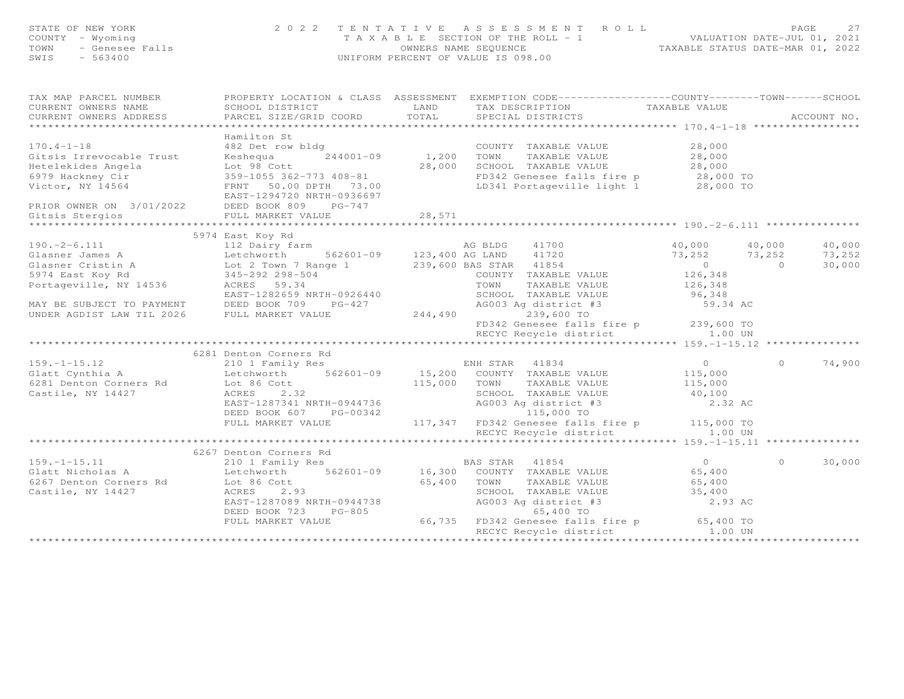STATE OF NEW YORK — COUNTY - Wyoming — TOWN - Genesee Falls — SWIS - 563400

2022 TENTATIVE ASSESSMENT ROLL
TAXABLE SECTION OF THE ROLL - 1
OWNERS NAME SEQUENCE
UNIFORM PERCENT OF VALUE IS 098.00

VALUATION DATE-JUL 01, 2021
TAXABLE STATUS DATE-MAR 01, 2022

| TAX MAP PARCEL NUMBER / CURRENT OWNERS NAME / CURRENT OWNERS ADDRESS | PROPERTY LOCATION & CLASS / SCHOOL DISTRICT / PARCEL SIZE/GRID COORD | ASSESSMENT LAND / TOTAL | EXEMPTION CODE / TAX DESCRIPTION / SPECIAL DISTRICTS | COUNTY TAXABLE VALUE | TOWN | SCHOOL |
|---|---|---|---|---|---|---|
| **170.4-1-18** | Hamilton St | | | | | |
| 170.4-1-18 | 482 Det row bldg | | COUNTY TAXABLE VALUE | 28,000 | | |
| Gitsis Irrevocable Trust | Keshequa 244001-09 | 1,200 | TOWN TAXABLE VALUE | 28,000 | | |
| Hetelekides Angela | Lot 98 Cott | 28,000 | SCHOOL TAXABLE VALUE | 28,000 | | |
| 6979 Hackney Cir | 359-1055 362-773 408-81 | | FD342 Genesee falls fire p | 28,000 TO | | |
| Victor, NY 14564 | FRNT 50.00 DPTH 73.00 | | LD341 Portageville light 1 | 28,000 TO | | |
| | EAST-1294720 NRTH-0936697 | | | | | |
| PRIOR OWNER ON 3/01/2022 | DEED BOOK 809 PG-747 | | | | | |
| Gitsis Stergios | FULL MARKET VALUE | 28,571 | | | | |
| **190.-2-6.111** | 5974 East Koy Rd | | | | | |
| 190.-2-6.111 | 112 Dairy farm | | AG BLDG 41700 | 40,000 | 40,000 | 40,000 |
| Glasner James A | Letchworth 562601-09 | 123,400 | AG LAND 41720 | 73,252 | 73,252 | 73,252 |
| Glasner Cristin A | Lot 2 Town 7 Range 1 | 239,600 | BAS STAR 41854 | 0 | 0 | 30,000 |
| 5974 East Koy Rd | 345-292 298-504 | | COUNTY TAXABLE VALUE | 126,348 | | |
| Portageville, NY 14536 | ACRES 59.34 | | TOWN TAXABLE VALUE | 126,348 | | |
| | EAST-1282659 NRTH-0926440 | | SCHOOL TAXABLE VALUE | 96,348 | | |
| MAY BE SUBJECT TO PAYMENT | DEED BOOK 709 PG-427 | | AG003 Ag district #3 | 59.34 AC | | |
| UNDER AGDIST LAW TIL 2026 | FULL MARKET VALUE | 244,490 | 239,600 TO | | | |
| | | | FD342 Genesee falls fire p | 239,600 TO | | |
| | | | RECYC Recycle district | 1.00 UN | | |
| **159.-1-15.12** | 6281 Denton Corners Rd | | | | | |
| 159.-1-15.12 | 210 1 Family Res | | ENH STAR 41834 | 0 | 0 | 74,900 |
| Glatt Cynthia A | Letchworth 562601-09 | 15,200 | COUNTY TAXABLE VALUE | 115,000 | | |
| 6281 Denton Corners Rd | Lot 86 Cott | 115,000 | TOWN TAXABLE VALUE | 115,000 | | |
| Castile, NY 14427 | ACRES 2.32 | | SCHOOL TAXABLE VALUE | 40,100 | | |
| | EAST-1287341 NRTH-0944736 | | AG003 Ag district #3 | 2.32 AC | | |
| | DEED BOOK 607 PG-00342 | | 115,000 TO | | | |
| | FULL MARKET VALUE | 117,347 | FD342 Genesee falls fire p | 115,000 TO | | |
| | | | RECYC Recycle district | 1.00 UN | | |
| **159.-1-15.11** | 6267 Denton Corners Rd | | | | | |
| 159.-1-15.11 | 210 1 Family Res | | BAS STAR 41854 | 0 | 0 | 30,000 |
| Glatt Nicholas A | Letchworth 562601-09 | 16,300 | COUNTY TAXABLE VALUE | 65,400 | | |
| 6267 Denton Corners Rd | Lot 86 Cott | 65,400 | TOWN TAXABLE VALUE | 65,400 | | |
| Castile, NY 14427 | ACRES 2.93 | | SCHOOL TAXABLE VALUE | 35,400 | | |
| | EAST-1287089 NRTH-0944738 | | AG003 Ag district #3 | 2.93 AC | | |
| | DEED BOOK 723 PG-805 | | 65,400 TO | | | |
| | FULL MARKET VALUE | 66,735 | FD342 Genesee falls fire p | 65,400 TO | | |
| | | | RECYC Recycle district | 1.00 UN | | |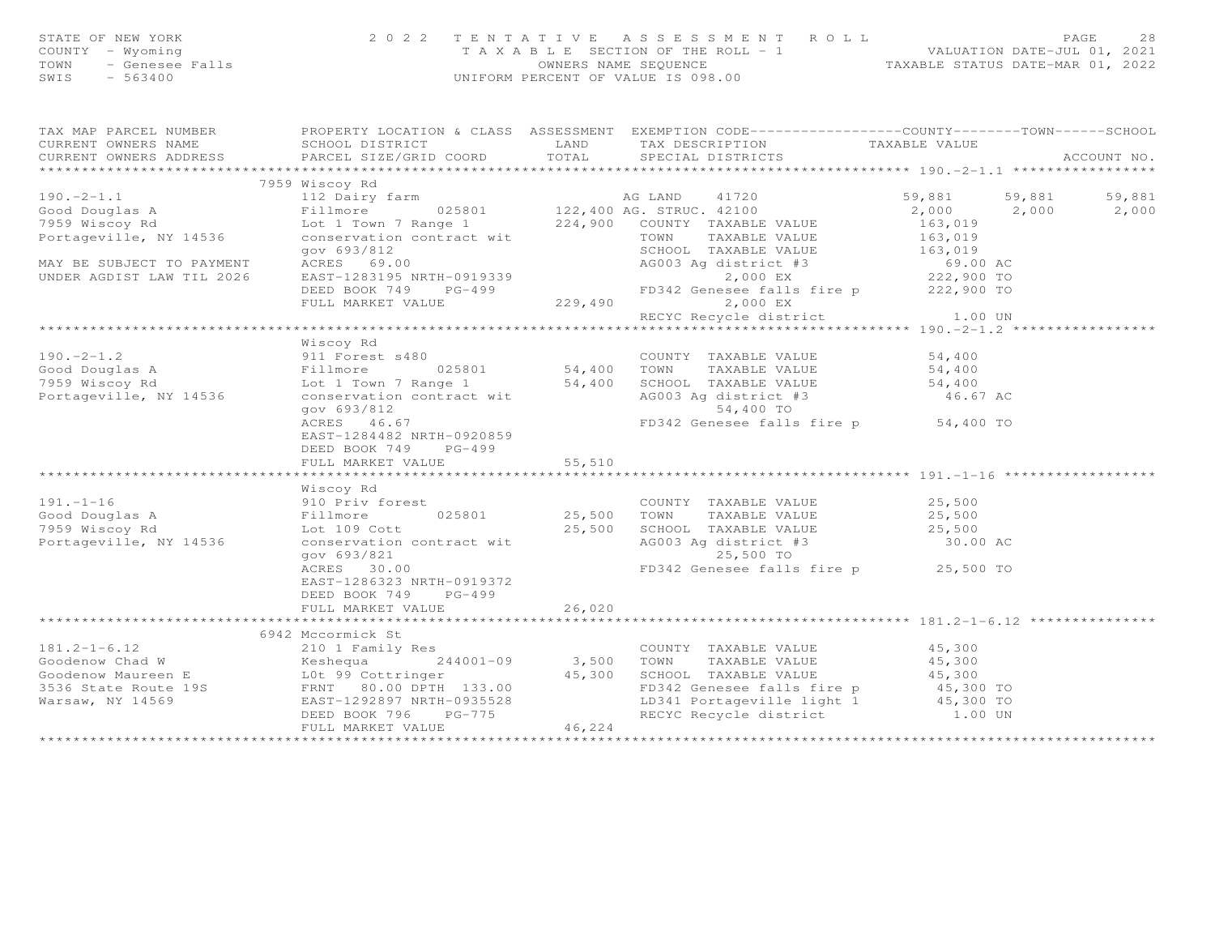STATE OF NEW YORK
COUNTY - Wyoming
TOWN - Genesee Falls
SWIS - 563400

2 0 2 2 T E N T A T I V E A S S E S S M E N T R O L L
T A X A B L E SECTION OF THE ROLL - 1
OWNERS NAME SEQUENCE
UNIFORM PERCENT OF VALUE IS 098.00

VALUATION DATE-JUL 01, 2021
TAXABLE STATUS DATE-MAR 01, 2022

```
TAX MAP PARCEL NUMBER          PROPERTY LOCATION & CLASS  ASSESSMENT  EXEMPTION CODE------------------COUNTY--------TOWN------SCHOOL
CURRENT OWNERS NAME            SCHOOL DISTRICT              LAND      TAX DESCRIPTION              TAXABLE VALUE
CURRENT OWNERS ADDRESS         PARCEL SIZE/GRID COORD       TOTAL     SPECIAL DISTRICTS                                    ACCOUNT NO.
******************************************************************************************************* 190.-2-1.1 *****************
                               7959 Wiscoy Rd
190.-2-1.1                     112 Dairy farm                     AG LAND     41720                59,881      59,881      59,881
Good Douglas A                 Fillmore       025801     122,400 AG. STRUC. 42100                   2,000       2,000       2,000
7959 Wiscoy Rd                 Lot 1 Town 7 Range 1      224,900   COUNTY  TAXABLE VALUE          163,019
Portageville, NY 14536         conservation contract wit           TOWN    TAXABLE VALUE          163,019
                               gov 693/812                         SCHOOL  TAXABLE VALUE          163,019
MAY BE SUBJECT TO PAYMENT      ACRES  69.00                        AG003 Ag district #3              69.00 AC
UNDER AGDIST LAW TIL 2026      EAST-1283195 NRTH-0919339                  2,000 EX                222,900 TO
                               DEED BOOK 749    PG-499             FD342 Genesee falls fire p      222,900 TO
                               FULL MARKET VALUE         229,490          2,000 EX
                                                                   RECYC Recycle district              1.00 UN
******************************************************************************************************* 190.-2-1.2 *****************
                               Wiscoy Rd
190.-2-1.2                     911 Forest s480                     COUNTY  TAXABLE VALUE           54,400
Good Douglas A                 Fillmore       025801      54,400   TOWN    TAXABLE VALUE           54,400
7959 Wiscoy Rd                 Lot 1 Town 7 Range 1       54,400   SCHOOL  TAXABLE VALUE           54,400
Portageville, NY 14536         conservation contract wit           AG003 Ag district #3              46.67 AC
                               gov 693/812                                54,400 TO
                               ACRES  46.67                        FD342 Genesee falls fire p       54,400 TO
                               EAST-1284482 NRTH-0920859
                               DEED BOOK 749    PG-499
                               FULL MARKET VALUE          55,510
******************************************************************************************************* 191.-1-16 ******************
                               Wiscoy Rd
191.-1-16                      910 Priv forest                     COUNTY  TAXABLE VALUE           25,500
Good Douglas A                 Fillmore       025801      25,500   TOWN    TAXABLE VALUE           25,500
7959 Wiscoy Rd                 Lot 109 Cott               25,500   SCHOOL  TAXABLE VALUE           25,500
Portageville, NY 14536         conservation contract wit           AG003 Ag district #3              30.00 AC
                               gov 693/821                                25,500 TO
                               ACRES  30.00                        FD342 Genesee falls fire p       25,500 TO
                               EAST-1286323 NRTH-0919372
                               DEED BOOK 749    PG-499
                               FULL MARKET VALUE          26,020
******************************************************************************************************* 181.2-1-6.12 ***************
                               6942 Mccormick St
181.2-1-6.12                   210 1 Family Res                    COUNTY  TAXABLE VALUE           45,300
Goodenow Chad W                Keshequa       244001-09    3,500   TOWN    TAXABLE VALUE           45,300
Goodenow Maureen E             LOt 99 Cottringer          45,300   SCHOOL  TAXABLE VALUE           45,300
3536 State Route 19S           FRNT  80.00 DPTH 133.00             FD342 Genesee falls fire p       45,300 TO
Warsaw, NY 14569               EAST-1292897 NRTH-0935528           LD341 Portageville light 1       45,300 TO
                               DEED BOOK 796    PG-775             RECYC Recycle district              1.00 UN
                               FULL MARKET VALUE          46,224
************************************************************************************************************************************
```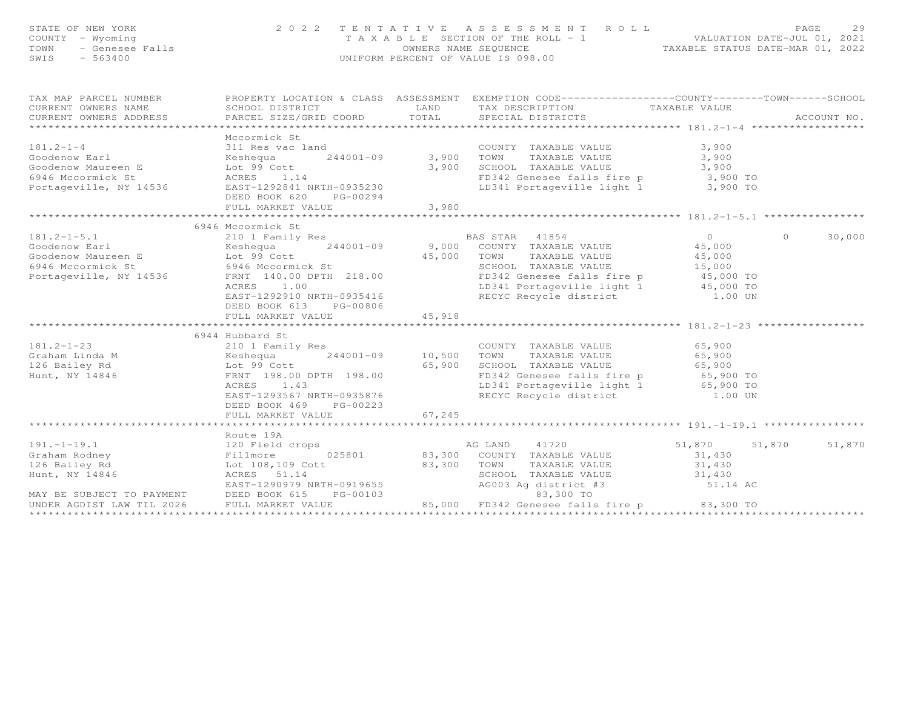STATE OF NEW YORK — 2022 TENTATIVE ASSESSMENT ROLL
COUNTY - Wyoming — TAXABLE SECTION OF THE ROLL - 1 — VALUATION DATE-JUL 01, 2021
TOWN - Genesee Falls — OWNERS NAME SEQUENCE — TAXABLE STATUS DATE-MAR 01, 2022
SWIS - 563400 — UNIFORM PERCENT OF VALUE IS 098.00

| TAX MAP PARCEL NUMBER / CURRENT OWNERS NAME / CURRENT OWNERS ADDRESS | PROPERTY LOCATION & CLASS / SCHOOL DISTRICT / PARCEL SIZE/GRID COORD | ASSESSMENT LAND | ASSESSMENT TOTAL | EXEMPTION CODE / TAX DESCRIPTION / SPECIAL DISTRICTS | COUNTY TAXABLE VALUE | TOWN | SCHOOL |
|---|---|---|---|---|---|---|---|
| **181.2-1-4** | Mccormick St | | | | | | |
| 181.2-1-4 | 311 Res vac land | | | COUNTY TAXABLE VALUE | 3,900 | | |
| Goodenow Earl | Keshequa 244001-09 | 3,900 | | TOWN TAXABLE VALUE | 3,900 | | |
| Goodenow Maureen E | Lot 99 Cott | | 3,900 | SCHOOL TAXABLE VALUE | 3,900 | | |
| 6946 Mccormick St | ACRES 1.14 | | | FD342 Genesee falls fire p | 3,900 TO | | |
| Portageville, NY 14536 | EAST-1292841 NRTH-0935230 | | | LD341 Portageville light 1 | 3,900 TO | | |
| | DEED BOOK 620 PG-00294 | | | | | | |
| | FULL MARKET VALUE | | 3,980 | | | | |
| **181.2-1-5.1** | 6946 Mccormick St | | | | | | |
| 181.2-1-5.1 | 210 1 Family Res | | | BAS STAR 41854 | 0 | 0 | 30,000 |
| Goodenow Earl | Keshequa 244001-09 | 9,000 | | COUNTY TAXABLE VALUE | 45,000 | | |
| Goodenow Maureen E | Lot 99 Cott | | 45,000 | TOWN TAXABLE VALUE | 45,000 | | |
| 6946 Mccormick St | 6946 Mccormick St | | | SCHOOL TAXABLE VALUE | 15,000 | | |
| Portageville, NY 14536 | FRNT 140.00 DPTH 218.00 | | | FD342 Genesee falls fire p | 45,000 TO | | |
| | ACRES 1.00 | | | LD341 Portageville light 1 | 45,000 TO | | |
| | EAST-1292910 NRTH-0935416 | | | RECYC Recycle district | 1.00 UN | | |
| | DEED BOOK 613 PG-00806 | | | | | | |
| | FULL MARKET VALUE | | 45,918 | | | | |
| **181.2-1-23** | 6944 Hubbard St | | | | | | |
| 181.2-1-23 | 210 1 Family Res | | | COUNTY TAXABLE VALUE | 65,900 | | |
| Graham Linda M | Keshequa 244001-09 | 10,500 | | TOWN TAXABLE VALUE | 65,900 | | |
| 126 Bailey Rd | Lot 99 Cott | | 65,900 | SCHOOL TAXABLE VALUE | 65,900 | | |
| Hunt, NY 14846 | FRNT 198.00 DPTH 198.00 | | | FD342 Genesee falls fire p | 65,900 TO | | |
| | ACRES 1.43 | | | LD341 Portageville light 1 | 65,900 TO | | |
| | EAST-1293567 NRTH-0935876 | | | RECYC Recycle district | 1.00 UN | | |
| | DEED BOOK 469 PG-00223 | | | | | | |
| | FULL MARKET VALUE | | 67,245 | | | | |
| **191.-1-19.1** | Route 19A | | | | | | |
| 191.-1-19.1 | 120 Field crops | | | AG LAND 41720 | 51,870 | 51,870 | 51,870 |
| Graham Rodney | Fillmore 025801 | 83,300 | | COUNTY TAXABLE VALUE | 31,430 | | |
| 126 Bailey Rd | Lot 108,109 Cott | | 83,300 | TOWN TAXABLE VALUE | 31,430 | | |
| Hunt, NY 14846 | ACRES 51.14 | | | SCHOOL TAXABLE VALUE | 31,430 | | |
| | EAST-1290979 NRTH-0919655 | | | AG003 Ag district #3 | 51.14 AC | | |
| MAY BE SUBJECT TO PAYMENT | DEED BOOK 615 PG-00103 | | | 83,300 TO | | | |
| UNDER AGDIST LAW TIL 2026 | FULL MARKET VALUE | | 85,000 | FD342 Genesee falls fire p | 83,300 TO | | |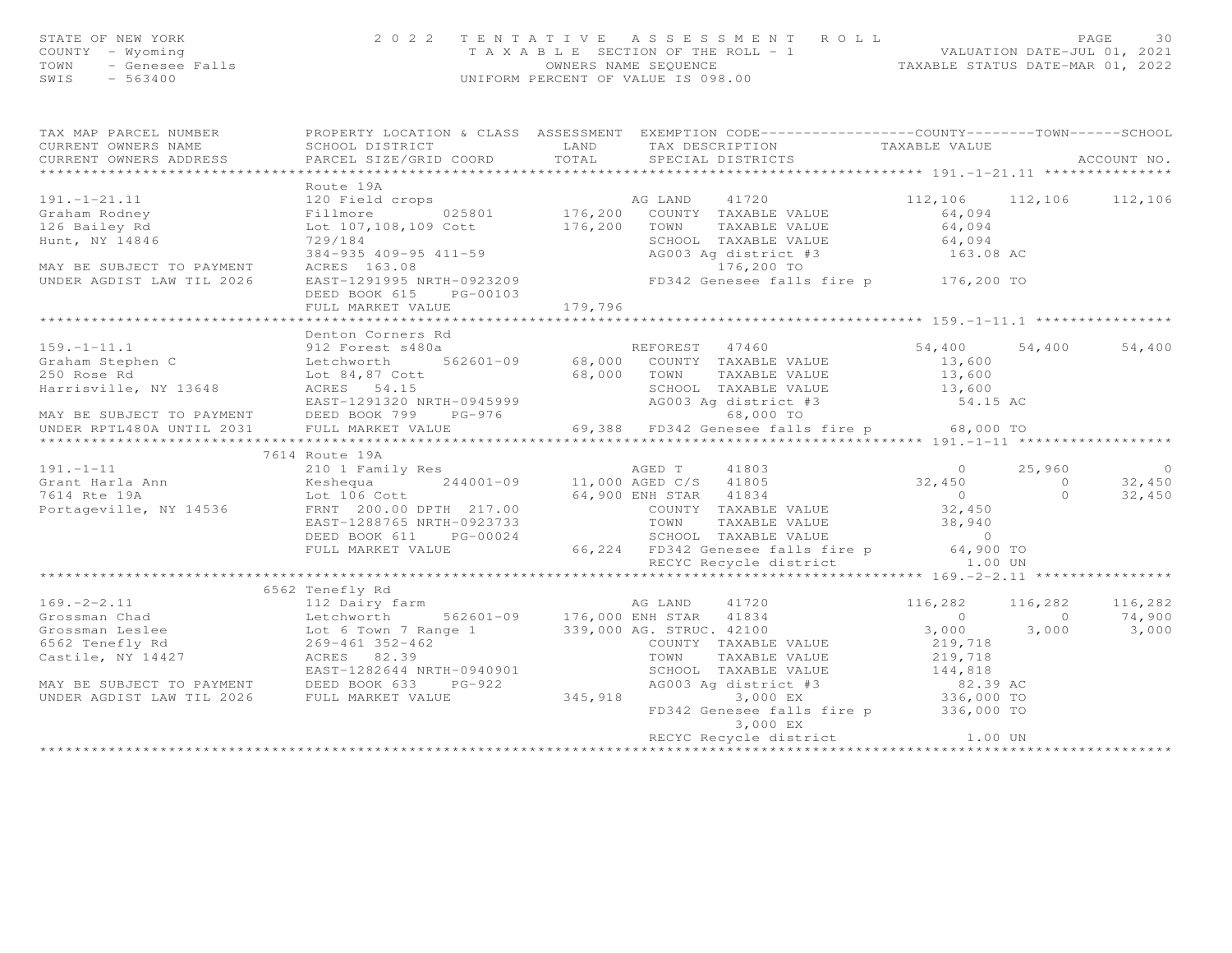STATE OF NEW YORK
COUNTY - Wyoming
TOWN - Genesee Falls
SWIS - 563400

2022 TENTATIVE ASSESSMENT ROLL
TAXABLE SECTION OF THE ROLL - 1
OWNERS NAME SEQUENCE
UNIFORM PERCENT OF VALUE IS 098.00

VALUATION DATE-JUL 01, 2021
TAXABLE STATUS DATE-MAR 01, 2022

| TAX MAP PARCEL NUMBER / CURRENT OWNERS NAME / CURRENT OWNERS ADDRESS | PROPERTY LOCATION & CLASS / SCHOOL DISTRICT / PARCEL SIZE/GRID COORD | ASSESSMENT LAND / TOTAL | EXEMPTION CODE / TAX DESCRIPTION / SPECIAL DISTRICTS | COUNTY TAXABLE VALUE | TOWN | SCHOOL / ACCOUNT NO. |
|---|---|---|---|---|---|---|
| **191.-1-21.11** | Route 19A | | | | | |
| 191.-1-21.11 | 120 Field crops | | AG LAND 41720 | 112,106 | 112,106 | 112,106 |
| Graham Rodney | Fillmore 025801 | 176,200 | COUNTY TAXABLE VALUE | 64,094 | | |
| 126 Bailey Rd | Lot 107,108,109 Cott | 176,200 | TOWN TAXABLE VALUE | 64,094 | | |
| Hunt, NY 14846 | 729/184 | | SCHOOL TAXABLE VALUE | 64,094 | | |
| | 384-935 409-95 411-59 | | AG003 Ag district #3 | 163.08 AC | | |
| MAY BE SUBJECT TO PAYMENT | ACRES 163.08 | | 176,200 TO | | | |
| UNDER AGDIST LAW TIL 2026 | EAST-1291995 NRTH-0923209 | | FD342 Genesee falls fire p | 176,200 TO | | |
| | DEED BOOK 615 PG-00103 | | | | | |
| | FULL MARKET VALUE | 179,796 | | | | |
| **159.-1-11.1** | Denton Corners Rd | | | | | |
| 159.-1-11.1 | 912 Forest s480a | | REFOREST 47460 | 54,400 | 54,400 | 54,400 |
| Graham Stephen C | Letchworth 562601-09 | 68,000 | COUNTY TAXABLE VALUE | 13,600 | | |
| 250 Rose Rd | Lot 84,87 Cott | 68,000 | TOWN TAXABLE VALUE | 13,600 | | |
| Harrisville, NY 13648 | ACRES 54.15 | | SCHOOL TAXABLE VALUE | 13,600 | | |
| | EAST-1291320 NRTH-0945999 | | AG003 Ag district #3 | 54.15 AC | | |
| MAY BE SUBJECT TO PAYMENT | DEED BOOK 799 PG-976 | | 68,000 TO | | | |
| UNDER RPTL480A UNTIL 2031 | FULL MARKET VALUE | 69,388 | FD342 Genesee falls fire p | 68,000 TO | | |
| **191.-1-11** | 7614 Route 19A | | | | | |
| 191.-1-11 | 210 1 Family Res | | AGED T 41803 | 0 | 25,960 | 0 |
| Grant Harla Ann | Keshequa 244001-09 | 11,000 | AGED C/S 41805 | 32,450 | 0 | 32,450 |
| 7614 Rte 19A | Lot 106 Cott | 64,900 | ENH STAR 41834 | 0 | 0 | 32,450 |
| Portageville, NY 14536 | FRNT 200.00 DPTH 217.00 | | COUNTY TAXABLE VALUE | 32,450 | | |
| | EAST-1288765 NRTH-0923733 | | TOWN TAXABLE VALUE | 38,940 | | |
| | DEED BOOK 611 PG-00024 | | SCHOOL TAXABLE VALUE | 0 | | |
| | FULL MARKET VALUE | 66,224 | FD342 Genesee falls fire p | 64,900 TO | | |
| | | | RECYC Recycle district | 1.00 UN | | |
| **169.-2-2.11** | 6562 Tenefly Rd | | | | | |
| 169.-2-2.11 | 112 Dairy farm | | AG LAND 41720 | 116,282 | 116,282 | 116,282 |
| Grossman Chad | Letchworth 562601-09 | 176,000 | ENH STAR 41834 | 0 | 0 | 74,900 |
| Grossman Leslee | Lot 6 Town 7 Range 1 | 339,000 | AG. STRUC. 42100 | 3,000 | 3,000 | 3,000 |
| 6562 Tenefly Rd | 269-461 352-462 | | COUNTY TAXABLE VALUE | 219,718 | | |
| Castile, NY 14427 | ACRES 82.39 | | TOWN TAXABLE VALUE | 219,718 | | |
| | EAST-1282644 NRTH-0940901 | | SCHOOL TAXABLE VALUE | 144,818 | | |
| MAY BE SUBJECT TO PAYMENT | DEED BOOK 633 PG-922 | | AG003 Ag district #3 | 82.39 AC | | |
| UNDER AGDIST LAW TIL 2026 | FULL MARKET VALUE | 345,918 | 3,000 EX | 336,000 TO | | |
| | | | FD342 Genesee falls fire p | 336,000 TO | | |
| | | | 3,000 EX | | | |
| | | | RECYC Recycle district | 1.00 UN | | |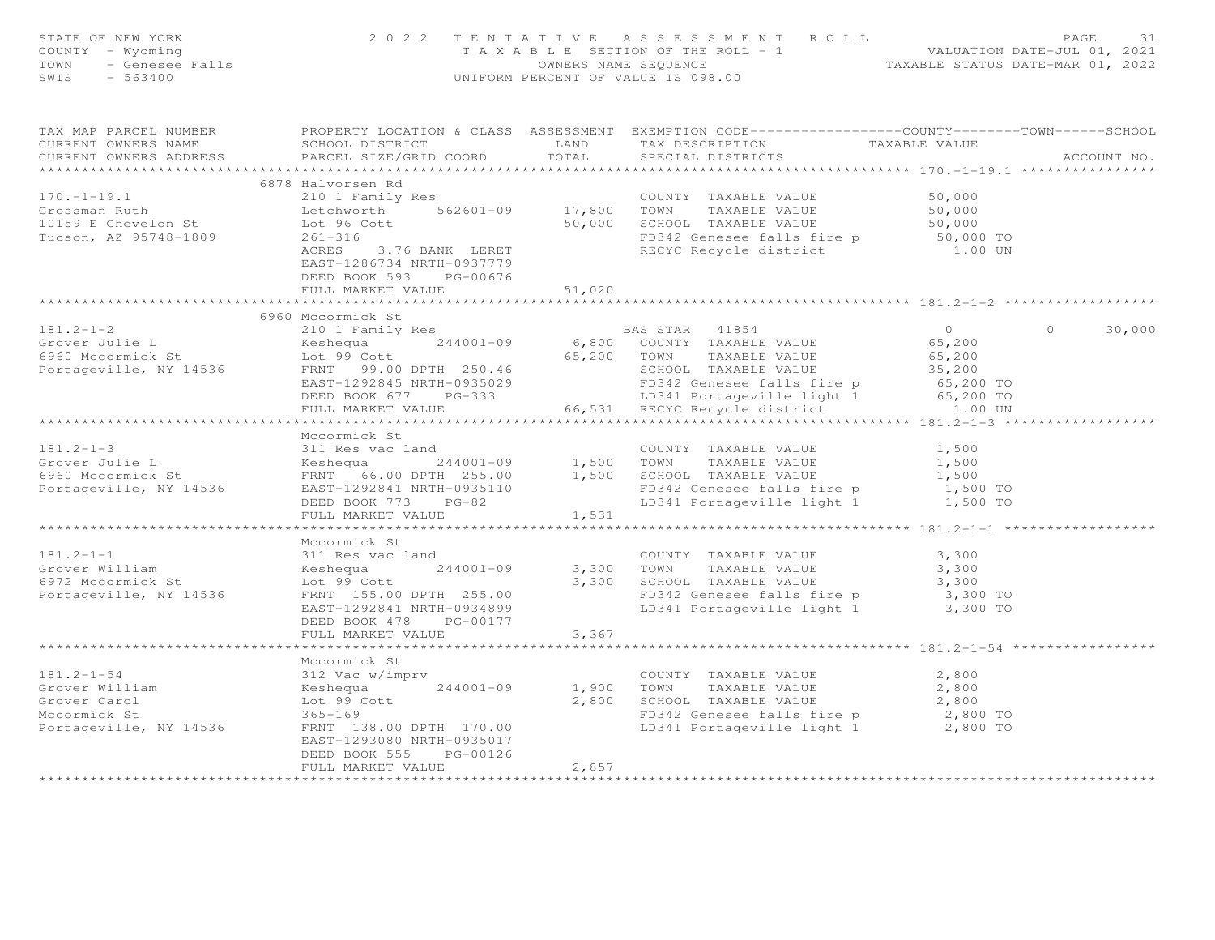STATE OF NEW YORK — 2022 TENTATIVE ASSESSMENT ROLL
COUNTY - Wyoming — TAXABLE SECTION OF THE ROLL - 1 — VALUATION DATE-JUL 01, 2021
TOWN - Genesee Falls — OWNERS NAME SEQUENCE — TAXABLE STATUS DATE-MAR 01, 2022
SWIS - 563400 — UNIFORM PERCENT OF VALUE IS 098.00

| TAX MAP PARCEL NUMBER / CURRENT OWNERS NAME / CURRENT OWNERS ADDRESS | PROPERTY LOCATION & CLASS / SCHOOL DISTRICT / PARCEL SIZE/GRID COORD | ASSESSMENT LAND | TOTAL | EXEMPTION CODE / TAX DESCRIPTION / SPECIAL DISTRICTS | COUNTY TAXABLE VALUE | TOWN | SCHOOL |
|---|---|---|---|---|---|---|---|
| **170.-1-19.1** | 6878 Halvorsen Rd | | | | | | |
| 170.-1-19.1 | 210 1 Family Res | | | COUNTY TAXABLE VALUE | 50,000 | | |
| Grossman Ruth | Letchworth 562601-09 | 17,800 | | TOWN TAXABLE VALUE | 50,000 | | |
| 10159 E Chevelon St | Lot 96 Cott | | 50,000 | SCHOOL TAXABLE VALUE | 50,000 | | |
| Tucson, AZ 95748-1809 | 261-316 | | | FD342 Genesee falls fire p | 50,000 TO | | |
| | ACRES 3.76 BANK LERET | | | RECYC Recycle district | 1.00 UN | | |
| | EAST-1286734 NRTH-0937779 | | | | | | |
| | DEED BOOK 593 PG-00676 | | | | | | |
| | FULL MARKET VALUE | | 51,020 | | | | |
| **181.2-1-2** | 6960 Mccormick St | | | | | | |
| 181.2-1-2 | 210 1 Family Res | | | BAS STAR 41854 | 0 | 0 | 30,000 |
| Grover Julie L | Keshequa 244001-09 | 6,800 | | COUNTY TAXABLE VALUE | 65,200 | | |
| 6960 Mccormick St | Lot 99 Cott | | 65,200 | TOWN TAXABLE VALUE | 65,200 | | |
| Portageville, NY 14536 | FRNT 99.00 DPTH 250.46 | | | SCHOOL TAXABLE VALUE | 35,200 | | |
| | EAST-1292845 NRTH-0935029 | | | FD342 Genesee falls fire p | 65,200 TO | | |
| | DEED BOOK 677 PG-333 | | | LD341 Portageville light 1 | 65,200 TO | | |
| | FULL MARKET VALUE | | 66,531 | RECYC Recycle district | 1.00 UN | | |
| **181.2-1-3** | Mccormick St | | | | | | |
| 181.2-1-3 | 311 Res vac land | | | COUNTY TAXABLE VALUE | 1,500 | | |
| Grover Julie L | Keshequa 244001-09 | 1,500 | | TOWN TAXABLE VALUE | 1,500 | | |
| 6960 Mccormick St | FRNT 66.00 DPTH 255.00 | | 1,500 | SCHOOL TAXABLE VALUE | 1,500 | | |
| Portageville, NY 14536 | EAST-1292841 NRTH-0935110 | | | FD342 Genesee falls fire p | 1,500 TO | | |
| | DEED BOOK 773 PG-82 | | | LD341 Portageville light 1 | 1,500 TO | | |
| | FULL MARKET VALUE | | 1,531 | | | | |
| **181.2-1-1** | Mccormick St | | | | | | |
| 181.2-1-1 | 311 Res vac land | | | COUNTY TAXABLE VALUE | 3,300 | | |
| Grover William | Keshequa 244001-09 | 3,300 | | TOWN TAXABLE VALUE | 3,300 | | |
| 6972 Mccormick St | Lot 99 Cott | | 3,300 | SCHOOL TAXABLE VALUE | 3,300 | | |
| Portageville, NY 14536 | FRNT 155.00 DPTH 255.00 | | | FD342 Genesee falls fire p | 3,300 TO | | |
| | EAST-1292841 NRTH-0934899 | | | LD341 Portageville light 1 | 3,300 TO | | |
| | DEED BOOK 478 PG-00177 | | | | | | |
| | FULL MARKET VALUE | | 3,367 | | | | |
| **181.2-1-54** | Mccormick St | | | | | | |
| 181.2-1-54 | 312 Vac w/imprv | | | COUNTY TAXABLE VALUE | 2,800 | | |
| Grover William | Keshequa 244001-09 | 1,900 | | TOWN TAXABLE VALUE | 2,800 | | |
| Grover Carol | Lot 99 Cott | | 2,800 | SCHOOL TAXABLE VALUE | 2,800 | | |
| Mccormick St | 365-169 | | | FD342 Genesee falls fire p | 2,800 TO | | |
| Portageville, NY 14536 | FRNT 138.00 DPTH 170.00 | | | LD341 Portageville light 1 | 2,800 TO | | |
| | EAST-1293080 NRTH-0935017 | | | | | | |
| | DEED BOOK 555 PG-00126 | | | | | | |
| | FULL MARKET VALUE | | 2,857 | | | | |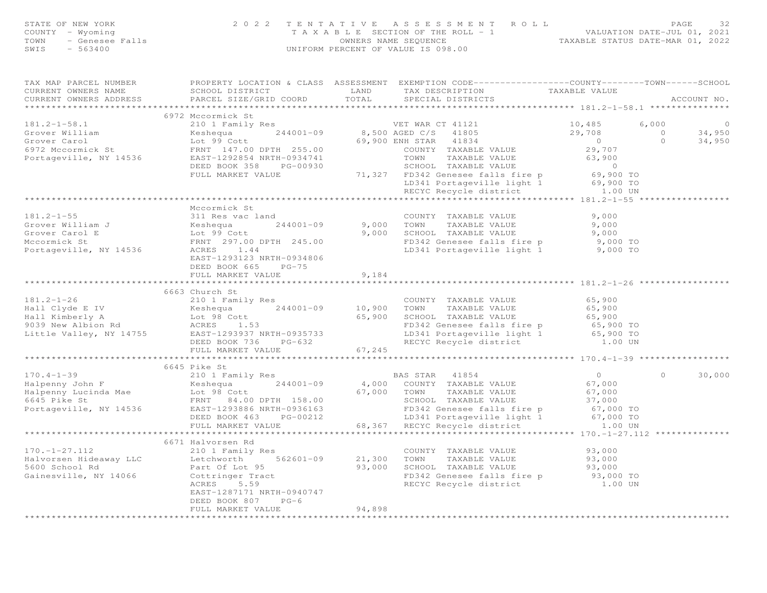STATE OF NEW YORK
COUNTY - Wyoming
TOWN - Genesee Falls
SWIS - 563400

2022 TENTATIVE ASSESSMENT ROLL
TAXABLE SECTION OF THE ROLL - 1
OWNERS NAME SEQUENCE
UNIFORM PERCENT OF VALUE IS 098.00

VALUATION DATE-JUL 01, 2021
TAXABLE STATUS DATE-MAR 01, 2022

| TAX MAP PARCEL NUMBER / CURRENT OWNERS NAME / CURRENT OWNERS ADDRESS | PROPERTY LOCATION & CLASS / SCHOOL DISTRICT / PARCEL SIZE/GRID COORD | ASSESSMENT LAND / TOTAL | EXEMPTION CODE / TAX DESCRIPTION / SPECIAL DISTRICTS | COUNTY TAXABLE VALUE | TOWN | SCHOOL | ACCOUNT NO. |
|---|---|---|---|---|---|---|---|
| **181.2-1-58.1** | 6972 Mccormick St | | | | | | |
| 181.2-1-58.1 | 210 1 Family Res | | VET WAR CT 41121 | 10,485 | 6,000 | 0 | |
| Grover William | Keshequa 244001-09 | 8,500 | AGED C/S 41805 | 29,708 | 0 | 34,950 | |
| Grover Carol | Lot 99 Cott | 69,900 | ENH STAR 41834 | 0 | 0 | 34,950 | |
| 6972 Mccormick St | FRNT 147.00 DPTH 255.00 | | COUNTY TAXABLE VALUE | 29,707 | | | |
| Portageville, NY 14536 | EAST-1292854 NRTH-0934741 | | TOWN TAXABLE VALUE | 63,900 | | | |
| | DEED BOOK 358 PG-00930 | | SCHOOL TAXABLE VALUE | 0 | | | |
| | FULL MARKET VALUE | 71,327 | FD342 Genesee falls fire p | 69,900 TO | | | |
| | | | LD341 Portageville light 1 | 69,900 TO | | | |
| | | | RECYC Recycle district | 1.00 UN | | | |
| **181.2-1-55** | Mccormick St | | | | | | |
| 181.2-1-55 | 311 Res vac land | | COUNTY TAXABLE VALUE | 9,000 | | | |
| Grover William J | Keshequa 244001-09 | 9,000 | TOWN TAXABLE VALUE | 9,000 | | | |
| Grover Carol E | Lot 99 Cott | 9,000 | SCHOOL TAXABLE VALUE | 9,000 | | | |
| Mccormick St | FRNT 297.00 DPTH 245.00 | | FD342 Genesee falls fire p | 9,000 TO | | | |
| Portageville, NY 14536 | ACRES 1.44 | | LD341 Portageville light 1 | 9,000 TO | | | |
| | EAST-1293123 NRTH-0934806 | | | | | | |
| | DEED BOOK 665 PG-75 | | | | | | |
| | FULL MARKET VALUE | 9,184 | | | | | |
| **181.2-1-26** | 6663 Church St | | | | | | |
| 181.2-1-26 | 210 1 Family Res | | COUNTY TAXABLE VALUE | 65,900 | | | |
| Hall Clyde E IV | Keshequa 244001-09 | 10,900 | TOWN TAXABLE VALUE | 65,900 | | | |
| Hall Kimberly A | Lot 98 Cott | 65,900 | SCHOOL TAXABLE VALUE | 65,900 | | | |
| 9039 New Albion Rd | ACRES 1.53 | | FD342 Genesee falls fire p | 65,900 TO | | | |
| Little Valley, NY 14755 | EAST-1293937 NRTH-0935733 | | LD341 Portageville light 1 | 65,900 TO | | | |
| | DEED BOOK 736 PG-632 | | RECYC Recycle district | 1.00 UN | | | |
| | FULL MARKET VALUE | 67,245 | | | | | |
| **170.4-1-39** | 6645 Pike St | | | | | | |
| 170.4-1-39 | 210 1 Family Res | | BAS STAR 41854 | 0 | 0 | 30,000 | |
| Halpenny John F | Keshequa 244001-09 | 4,000 | COUNTY TAXABLE VALUE | 67,000 | | | |
| Halpenny Lucinda Mae | Lot 98 Cott | 67,000 | TOWN TAXABLE VALUE | 67,000 | | | |
| 6645 Pike St | FRNT 84.00 DPTH 158.00 | | SCHOOL TAXABLE VALUE | 37,000 | | | |
| Portageville, NY 14536 | EAST-1293886 NRTH-0936163 | | FD342 Genesee falls fire p | 67,000 TO | | | |
| | DEED BOOK 463 PG-00212 | | LD341 Portageville light 1 | 67,000 TO | | | |
| | FULL MARKET VALUE | 68,367 | RECYC Recycle district | 1.00 UN | | | |
| **170.-1-27.112** | 6671 Halvorsen Rd | | | | | | |
| 170.-1-27.112 | 210 1 Family Res | | COUNTY TAXABLE VALUE | 93,000 | | | |
| Halvorsen Hideaway LLC | Letchworth 562601-09 | 21,300 | TOWN TAXABLE VALUE | 93,000 | | | |
| 5600 School Rd | Part Of Lot 95 | 93,000 | SCHOOL TAXABLE VALUE | 93,000 | | | |
| Gainesville, NY 14066 | Cottringer Tract | | FD342 Genesee falls fire p | 93,000 TO | | | |
| | ACRES 5.59 | | RECYC Recycle district | 1.00 UN | | | |
| | EAST-1287171 NRTH-0940747 | | | | | | |
| | DEED BOOK 807 PG-6 | | | | | | |
| | FULL MARKET VALUE | 94,898 | | | | | |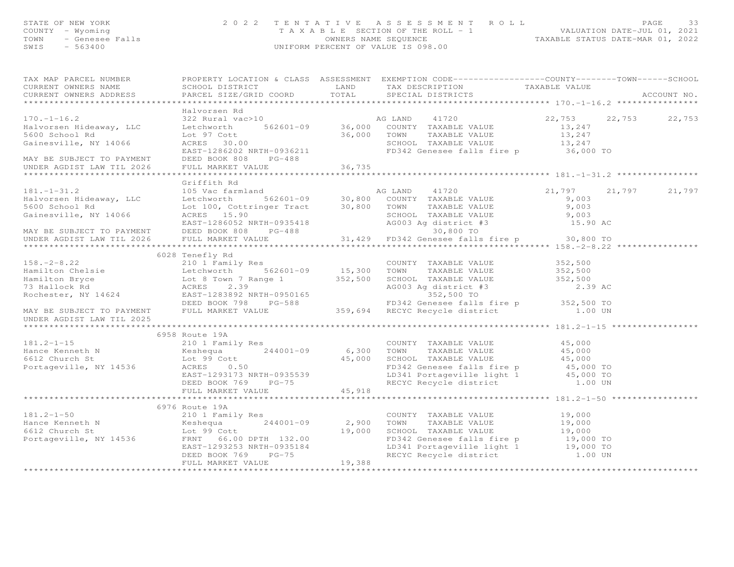STATE OF NEW YORK
COUNTY - Wyoming
TOWN - Genesee Falls
SWIS - 563400

2022 TENTATIVE ASSESSMENT ROLL
TAXABLE SECTION OF THE ROLL - 1
OWNERS NAME SEQUENCE
UNIFORM PERCENT OF VALUE IS 098.00

VALUATION DATE-JUL 01, 2021
TAXABLE STATUS DATE-MAR 01, 2022

```
TAX MAP PARCEL NUMBER          PROPERTY LOCATION & CLASS  ASSESSMENT  EXEMPTION CODE------------------COUNTY--------TOWN------SCHOOL
CURRENT OWNERS NAME            SCHOOL DISTRICT               LAND      TAX DESCRIPTION            TAXABLE VALUE
CURRENT OWNERS ADDRESS         PARCEL SIZE/GRID COORD        TOTAL     SPECIAL DISTRICTS                                      ACCOUNT NO.
******************************************************************************************************* 170.-1-16.2 ****************
                               Halvorsen Rd
170.-1-16.2                    322 Rural vac>10                          AG LAND     41720              22,753      22,753      22,753
Halvorsen Hideaway, LLC        Letchworth      562601-09      36,000    COUNTY  TAXABLE VALUE              13,247
5600 School Rd                 Lot 97 Cott                     36,000    TOWN    TAXABLE VALUE              13,247
Gainesville, NY 14066          ACRES   30.00                             SCHOOL  TAXABLE VALUE              13,247
                               EAST-1286202 NRTH-0936211                 FD342 Genesee falls fire p         36,000 TO
MAY BE SUBJECT TO PAYMENT      DEED BOOK 808    PG-488
UNDER AGDIST LAW TIL 2026      FULL MARKET VALUE               36,735
******************************************************************************************************* 181.-1-31.2 ****************
                               Griffith Rd
181.-1-31.2                    105 Vac farmland                          AG LAND     41720              21,797      21,797      21,797
Halvorsen Hideaway, LLC        Letchworth      562601-09      30,800    COUNTY  TAXABLE VALUE               9,003
5600 School Rd                 Lot 100, Cottringer Tract      30,800    TOWN    TAXABLE VALUE               9,003
Gainesville, NY 14066          ACRES   15.90                             SCHOOL  TAXABLE VALUE               9,003
                               EAST-1286052 NRTH-0935418                 AG003 Ag district #3                15.90 AC
MAY BE SUBJECT TO PAYMENT      DEED BOOK 808    PG-488                         30,800 TO
UNDER AGDIST LAW TIL 2026      FULL MARKET VALUE               31,429   FD342 Genesee falls fire p         30,800 TO
******************************************************************************************************* 158.-2-8.22 ****************
                          6028 Tenefly Rd
158.-2-8.22                    210 1 Family Res                          COUNTY  TAXABLE VALUE             352,500
Hamilton Chelsie               Letchworth      562601-09      15,300    TOWN    TAXABLE VALUE             352,500
Hamilton Bryce                 Lot 8 Town 7 Range 1          352,500    SCHOOL  TAXABLE VALUE             352,500
73 Hallock Rd                  ACRES    2.39                             AG003 Ag district #3                 2.39 AC
Rochester, NY 14624            EAST-1283892 NRTH-0950165                       352,500 TO
                               DEED BOOK 798    PG-588                   FD342 Genesee falls fire p        352,500 TO
MAY BE SUBJECT TO PAYMENT      FULL MARKET VALUE              359,694   RECYC Recycle district               1.00 UN
UNDER AGDIST LAW TIL 2025
******************************************************************************************************* 181.2-1-15 *****************
                          6958 Route 19A
181.2-1-15                     210 1 Family Res                          COUNTY  TAXABLE VALUE              45,000
Hance Kenneth N                Keshequa        244001-09       6,300    TOWN    TAXABLE VALUE              45,000
6612 Church St                 Lot 99 Cott                     45,000    SCHOOL  TAXABLE VALUE              45,000
Portageville, NY 14536         ACRES    0.50                             FD342 Genesee falls fire p         45,000 TO
                               EAST-1293173 NRTH-0935539                 LD341 Portageville light 1         45,000 TO
                               DEED BOOK 769    PG-75                    RECYC Recycle district               1.00 UN
                               FULL MARKET VALUE               45,918
******************************************************************************************************* 181.2-1-50 *****************
                          6976 Route 19A
181.2-1-50                     210 1 Family Res                          COUNTY  TAXABLE VALUE              19,000
Hance Kenneth N                Keshequa        244001-09       2,900    TOWN    TAXABLE VALUE              19,000
6612 Church St                 Lot 99 Cott                     19,000    SCHOOL  TAXABLE VALUE              19,000
Portageville, NY 14536         FRNT   66.00 DPTH 132.00                  FD342 Genesee falls fire p         19,000 TO
                               EAST-1293253 NRTH-0935184                 LD341 Portageville light 1         19,000 TO
                               DEED BOOK 769    PG-75                    RECYC Recycle district               1.00 UN
                               FULL MARKET VALUE               19,388
************************************************************************************************************************************
```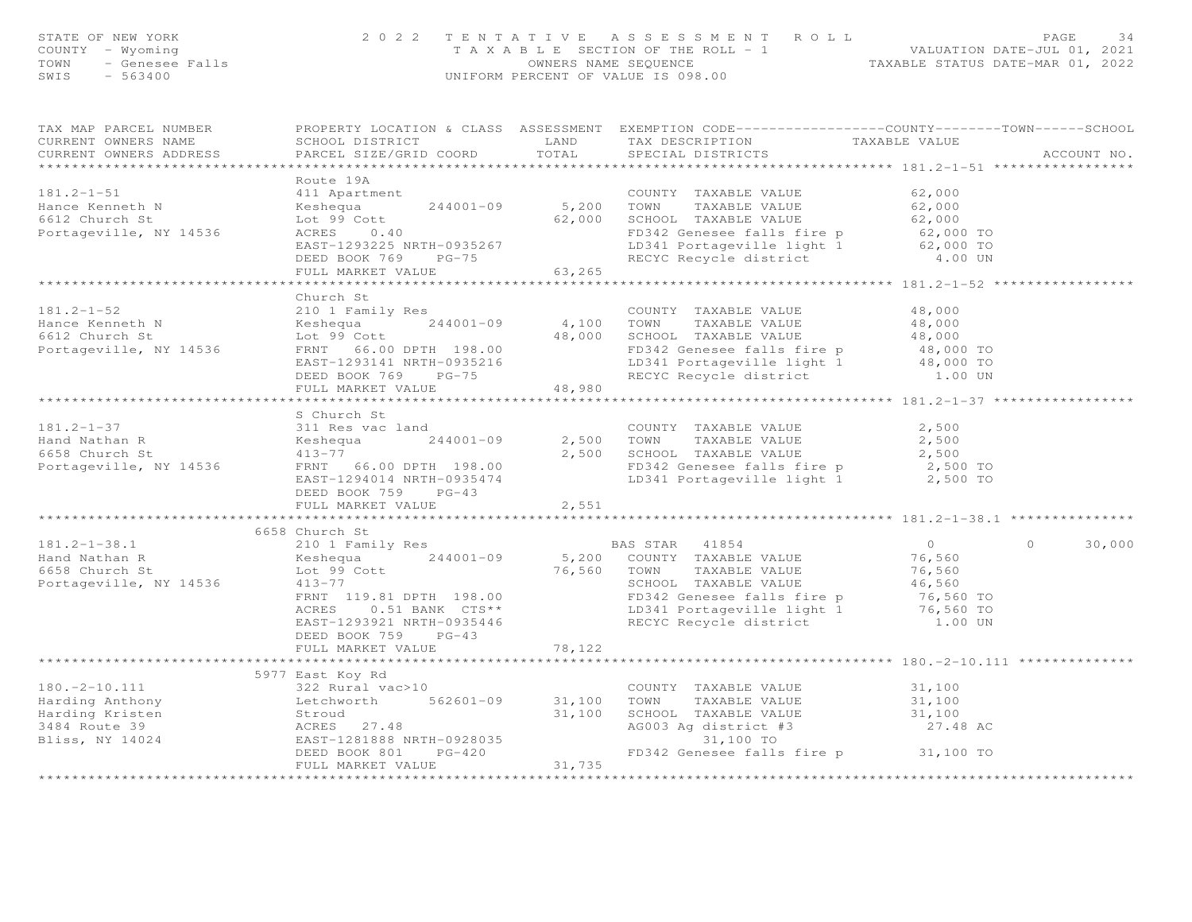STATE OF NEW YORK
COUNTY - Wyoming
TOWN - Genesee Falls
SWIS - 563400

2022 TENTATIVE ASSESSMENT ROLL
TAXABLE SECTION OF THE ROLL - 1
OWNERS NAME SEQUENCE
UNIFORM PERCENT OF VALUE IS 098.00

VALUATION DATE-JUL 01, 2021
TAXABLE STATUS DATE-MAR 01, 2022

| TAX MAP PARCEL NUMBER / CURRENT OWNERS NAME / CURRENT OWNERS ADDRESS | PROPERTY LOCATION & CLASS / SCHOOL DISTRICT / PARCEL SIZE/GRID COORD | ASSESSMENT LAND | TOTAL | EXEMPTION CODE / TAX DESCRIPTION / SPECIAL DISTRICTS | COUNTY / TOWN TAXABLE VALUE | SCHOOL | ACCOUNT NO. |
|---|---|---|---|---|---|---|---|
| **181.2-1-51** | Route 19A | | | | | | |
| 181.2-1-51 | 411 Apartment | | | COUNTY TAXABLE VALUE | 62,000 | | |
| Hance Kenneth N | Keshequa 244001-09 | 5,200 | | TOWN TAXABLE VALUE | 62,000 | | |
| 6612 Church St | Lot 99 Cott | | 62,000 | SCHOOL TAXABLE VALUE | 62,000 | | |
| Portageville, NY 14536 | ACRES 0.40 | | | FD342 Genesee falls fire p | 62,000 TO | | |
| | EAST-1293225 NRTH-0935267 | | | LD341 Portageville light 1 | 62,000 TO | | |
| | DEED BOOK 769 PG-75 | | | RECYC Recycle district | 4.00 UN | | |
| | FULL MARKET VALUE | | 63,265 | | | | |
| **181.2-1-52** | Church St | | | | | | |
| 181.2-1-52 | 210 1 Family Res | | | COUNTY TAXABLE VALUE | 48,000 | | |
| Hance Kenneth N | Keshequa 244001-09 | 4,100 | | TOWN TAXABLE VALUE | 48,000 | | |
| 6612 Church St | Lot 99 Cott | | 48,000 | SCHOOL TAXABLE VALUE | 48,000 | | |
| Portageville, NY 14536 | FRNT 66.00 DPTH 198.00 | | | FD342 Genesee falls fire p | 48,000 TO | | |
| | EAST-1293141 NRTH-0935216 | | | LD341 Portageville light 1 | 48,000 TO | | |
| | DEED BOOK 769 PG-75 | | | RECYC Recycle district | 1.00 UN | | |
| | FULL MARKET VALUE | | 48,980 | | | | |
| **181.2-1-37** | S Church St | | | | | | |
| 181.2-1-37 | 311 Res vac land | | | COUNTY TAXABLE VALUE | 2,500 | | |
| Hand Nathan R | Keshequa 244001-09 | 2,500 | | TOWN TAXABLE VALUE | 2,500 | | |
| 6658 Church St | 413-77 | | 2,500 | SCHOOL TAXABLE VALUE | 2,500 | | |
| Portageville, NY 14536 | FRNT 66.00 DPTH 198.00 | | | FD342 Genesee falls fire p | 2,500 TO | | |
| | EAST-1294014 NRTH-0935474 | | | LD341 Portageville light 1 | 2,500 TO | | |
| | DEED BOOK 759 PG-43 | | | | | | |
| | FULL MARKET VALUE | | 2,551 | | | | |
| **181.2-1-38.1** | 6658 Church St | | | | | | |
| 181.2-1-38.1 | 210 1 Family Res | | | BAS STAR 41854 | 0 / 0 | 30,000 | |
| Hand Nathan R | Keshequa 244001-09 | 5,200 | | COUNTY TAXABLE VALUE | 76,560 | | |
| 6658 Church St | Lot 99 Cott | | 76,560 | TOWN TAXABLE VALUE | 76,560 | | |
| Portageville, NY 14536 | 413-77 | | | SCHOOL TAXABLE VALUE | 46,560 | | |
| | FRNT 119.81 DPTH 198.00 | | | FD342 Genesee falls fire p | 76,560 TO | | |
| | ACRES 0.51 BANK CTS** | | | LD341 Portageville light 1 | 76,560 TO | | |
| | EAST-1293921 NRTH-0935446 | | | RECYC Recycle district | 1.00 UN | | |
| | DEED BOOK 759 PG-43 | | | | | | |
| | FULL MARKET VALUE | | 78,122 | | | | |
| **180.-2-10.111** | 5977 East Koy Rd | | | | | | |
| 180.-2-10.111 | 322 Rural vac>10 | | | COUNTY TAXABLE VALUE | 31,100 | | |
| Harding Anthony | Letchworth 562601-09 | 31,100 | | TOWN TAXABLE VALUE | 31,100 | | |
| Harding Kristen | Stroud | | 31,100 | SCHOOL TAXABLE VALUE | 31,100 | | |
| 3484 Route 39 | ACRES 27.48 | | | AG003 Ag district #3 | 27.48 AC | | |
| Bliss, NY 14024 | EAST-1281888 NRTH-0928035 | | | 31,100 TO | | | |
| | DEED BOOK 801 PG-420 | | | FD342 Genesee falls fire p | 31,100 TO | | |
| | FULL MARKET VALUE | | 31,735 | | | | |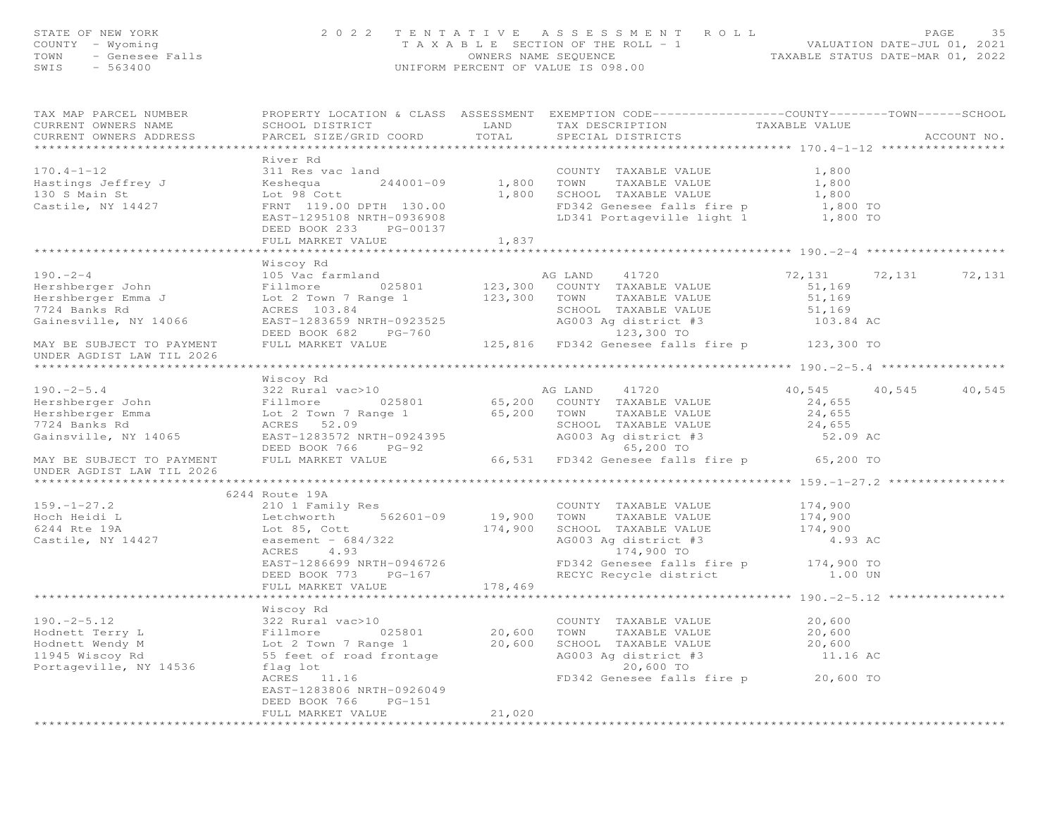STATE OF NEW YORK — 2022 TENTATIVE ASSESSMENT ROLL
COUNTY - Wyoming — TAXABLE SECTION OF THE ROLL - 1 — VALUATION DATE-JUL 01, 2021
TOWN - Genesee Falls — OWNERS NAME SEQUENCE — TAXABLE STATUS DATE-MAR 01, 2022
SWIS - 563400 — UNIFORM PERCENT OF VALUE IS 098.00

| TAX MAP PARCEL NUMBER / CURRENT OWNERS NAME / CURRENT OWNERS ADDRESS | PROPERTY LOCATION & CLASS / SCHOOL DISTRICT / PARCEL SIZE/GRID COORD | ASSESSMENT LAND / TOTAL | EXEMPTION CODE / TAX DESCRIPTION / SPECIAL DISTRICTS | COUNTY TAXABLE VALUE | TOWN | SCHOOL | ACCOUNT NO. |
|---|---|---|---|---|---|---|---|
| **170.4-1-12** | River Rd | | | | | | |
| 170.4-1-12 | 311 Res vac land | | COUNTY TAXABLE VALUE | 1,800 | | | |
| Hastings Jeffrey J | Keshequa 244001-09 | 1,800 | TOWN TAXABLE VALUE | 1,800 | | | |
| 130 S Main St | Lot 98 Cott | 1,800 | SCHOOL TAXABLE VALUE | 1,800 | | | |
| Castile, NY 14427 | FRNT 119.00 DPTH 130.00 | | FD342 Genesee falls fire p | 1,800 TO | | | |
| | EAST-1295108 NRTH-0936908 | | LD341 Portageville light 1 | 1,800 TO | | | |
| | DEED BOOK 233 PG-00137 | | | | | | |
| | FULL MARKET VALUE | 1,837 | | | | | |
| **190.-2-4** | Wiscoy Rd | | | | | | |
| 190.-2-4 | 105 Vac farmland | | AG LAND 41720 | 72,131 | 72,131 | 72,131 | |
| Hershberger John | Fillmore 025801 | 123,300 | COUNTY TAXABLE VALUE | 51,169 | | | |
| Hershberger Emma J | Lot 2 Town 7 Range 1 | 123,300 | TOWN TAXABLE VALUE | 51,169 | | | |
| 7724 Banks Rd | ACRES 103.84 | | SCHOOL TAXABLE VALUE | 51,169 | | | |
| Gainesville, NY 14066 | EAST-1283659 NRTH-0923525 | | AG003 Ag district #3 | 103.84 AC | | | |
| | DEED BOOK 682 PG-760 | | 123,300 TO | | | | |
| MAY BE SUBJECT TO PAYMENT UNDER AGDIST LAW TIL 2026 | FULL MARKET VALUE | 125,816 | FD342 Genesee falls fire p | 123,300 TO | | | |
| **190.-2-5.4** | Wiscoy Rd | | | | | | |
| 190.-2-5.4 | 322 Rural vac>10 | | AG LAND 41720 | 40,545 | 40,545 | 40,545 | |
| Hershberger John | Fillmore 025801 | 65,200 | COUNTY TAXABLE VALUE | 24,655 | | | |
| Hershberger Emma | Lot 2 Town 7 Range 1 | 65,200 | TOWN TAXABLE VALUE | 24,655 | | | |
| 7724 Banks Rd | ACRES 52.09 | | SCHOOL TAXABLE VALUE | 24,655 | | | |
| Gainsville, NY 14065 | EAST-1283572 NRTH-0924395 | | AG003 Ag district #3 | 52.09 AC | | | |
| | DEED BOOK 766 PG-92 | | 65,200 TO | | | | |
| MAY BE SUBJECT TO PAYMENT UNDER AGDIST LAW TIL 2026 | FULL MARKET VALUE | 66,531 | FD342 Genesee falls fire p | 65,200 TO | | | |
| **159.-1-27.2** | 6244 Route 19A | | | | | | |
| 159.-1-27.2 | 210 1 Family Res | | COUNTY TAXABLE VALUE | 174,900 | | | |
| Hoch Heidi L | Letchworth 562601-09 | 19,900 | TOWN TAXABLE VALUE | 174,900 | | | |
| 6244 Rte 19A | Lot 85, Cott | 174,900 | SCHOOL TAXABLE VALUE | 174,900 | | | |
| Castile, NY 14427 | easement - 684/322 | | AG003 Ag district #3 | 4.93 AC | | | |
| | ACRES 4.93 | | 174,900 TO | | | | |
| | EAST-1286699 NRTH-0946726 | | FD342 Genesee falls fire p | 174,900 TO | | | |
| | DEED BOOK 773 PG-167 | | RECYC Recycle district | 1.00 UN | | | |
| | FULL MARKET VALUE | 178,469 | | | | | |
| **190.-2-5.12** | Wiscoy Rd | | | | | | |
| 190.-2-5.12 | 322 Rural vac>10 | | COUNTY TAXABLE VALUE | 20,600 | | | |
| Hodnett Terry L | Fillmore 025801 | 20,600 | TOWN TAXABLE VALUE | 20,600 | | | |
| Hodnett Wendy M | Lot 2 Town 7 Range 1 | 20,600 | SCHOOL TAXABLE VALUE | 20,600 | | | |
| 11945 Wiscoy Rd | 55 feet of road frontage | | AG003 Ag district #3 | 11.16 AC | | | |
| Portageville, NY 14536 | flag lot | | 20,600 TO | | | | |
| | ACRES 11.16 | | FD342 Genesee falls fire p | 20,600 TO | | | |
| | EAST-1283806 NRTH-0926049 | | | | | | |
| | DEED BOOK 766 PG-151 | | | | | | |
| | FULL MARKET VALUE | 21,020 | | | | | |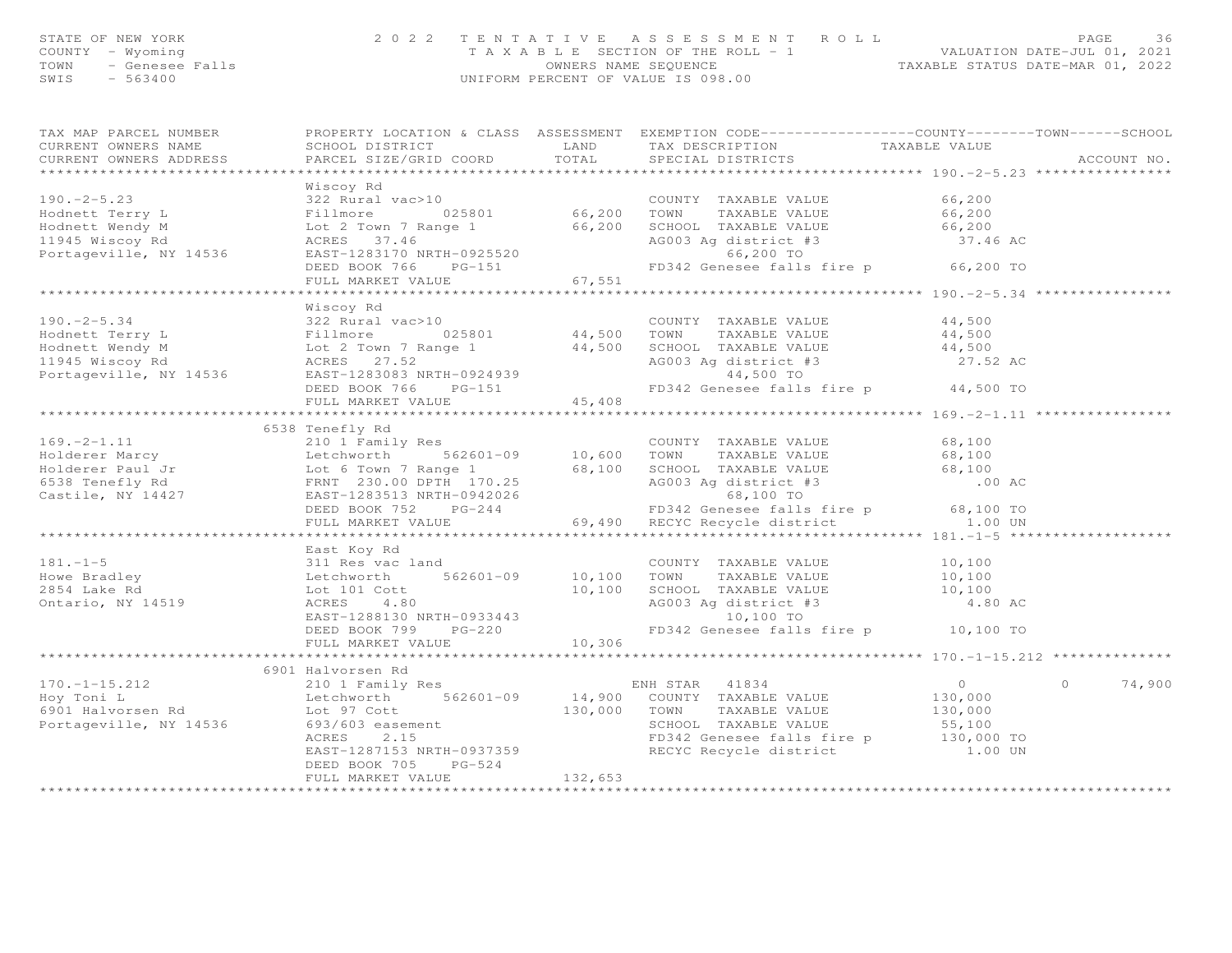STATE OF NEW YORK
COUNTY - Wyoming
TOWN - Genesee Falls
SWIS - 563400

2022 TENTATIVE ASSESSMENT ROLL
TAXABLE SECTION OF THE ROLL - 1
OWNERS NAME SEQUENCE
UNIFORM PERCENT OF VALUE IS 098.00

VALUATION DATE-JUL 01, 2021
TAXABLE STATUS DATE-MAR 01, 2022

| TAX MAP PARCEL NUMBER / CURRENT OWNERS NAME / CURRENT OWNERS ADDRESS | PROPERTY LOCATION & CLASS / SCHOOL DISTRICT / PARCEL SIZE/GRID COORD | ASSESSMENT LAND / TOTAL | EXEMPTION CODE / TAX DESCRIPTION / SPECIAL DISTRICTS | COUNTY TAXABLE VALUE | TOWN | SCHOOL | ACCOUNT NO. |
|---|---|---|---|---|---|---|---|
| **190.-2-5.23** | Wiscoy Rd | | | | | | |
| 190.-2-5.23 | 322 Rural vac>10 | | COUNTY TAXABLE VALUE | 66,200 | | | |
| Hodnett Terry L | Fillmore 025801 | 66,200 | TOWN TAXABLE VALUE | 66,200 | | | |
| Hodnett Wendy M | Lot 2 Town 7 Range 1 | 66,200 | SCHOOL TAXABLE VALUE | 66,200 | | | |
| 11945 Wiscoy Rd | ACRES 37.46 | | AG003 Ag district #3 | 37.46 AC | | | |
| Portageville, NY 14536 | EAST-1283170 NRTH-0925520 | | 66,200 TO | | | | |
| | DEED BOOK 766 PG-151 | | FD342 Genesee falls fire p | 66,200 TO | | | |
| | FULL MARKET VALUE | 67,551 | | | | | |
| **190.-2-5.34** | Wiscoy Rd | | | | | | |
| 190.-2-5.34 | 322 Rural vac>10 | | COUNTY TAXABLE VALUE | 44,500 | | | |
| Hodnett Terry L | Fillmore 025801 | 44,500 | TOWN TAXABLE VALUE | 44,500 | | | |
| Hodnett Wendy M | Lot 2 Town 7 Range 1 | 44,500 | SCHOOL TAXABLE VALUE | 44,500 | | | |
| 11945 Wiscoy Rd | ACRES 27.52 | | AG003 Ag district #3 | 27.52 AC | | | |
| Portageville, NY 14536 | EAST-1283083 NRTH-0924939 | | 44,500 TO | | | | |
| | DEED BOOK 766 PG-151 | | FD342 Genesee falls fire p | 44,500 TO | | | |
| | FULL MARKET VALUE | 45,408 | | | | | |
| **169.-2-1.11** | 6538 Tenefly Rd | | | | | | |
| 169.-2-1.11 | 210 1 Family Res | | COUNTY TAXABLE VALUE | 68,100 | | | |
| Holderer Marcy | Letchworth 562601-09 | 10,600 | TOWN TAXABLE VALUE | 68,100 | | | |
| Holderer Paul Jr | Lot 6 Town 7 Range 1 | 68,100 | SCHOOL TAXABLE VALUE | 68,100 | | | |
| 6538 Tenefly Rd | FRNT 230.00 DPTH 170.25 | | AG003 Ag district #3 | .00 AC | | | |
| Castile, NY 14427 | EAST-1283513 NRTH-0942026 | | 68,100 TO | | | | |
| | DEED BOOK 752 PG-244 | | FD342 Genesee falls fire p | 68,100 TO | | | |
| | FULL MARKET VALUE | 69,490 | RECYC Recycle district | 1.00 UN | | | |
| **181.-1-5** | East Koy Rd | | | | | | |
| 181.-1-5 | 311 Res vac land | | COUNTY TAXABLE VALUE | 10,100 | | | |
| Howe Bradley | Letchworth 562601-09 | 10,100 | TOWN TAXABLE VALUE | 10,100 | | | |
| 2854 Lake Rd | Lot 101 Cott | 10,100 | SCHOOL TAXABLE VALUE | 10,100 | | | |
| Ontario, NY 14519 | ACRES 4.80 | | AG003 Ag district #3 | 4.80 AC | | | |
| | EAST-1288130 NRTH-0933443 | | 10,100 TO | | | | |
| | DEED BOOK 799 PG-220 | | FD342 Genesee falls fire p | 10,100 TO | | | |
| | FULL MARKET VALUE | 10,306 | | | | | |
| **170.-1-15.212** | 6901 Halvorsen Rd | | | | | | |
| 170.-1-15.212 | 210 1 Family Res | | ENH STAR 41834 | 0 | 0 | 74,900 | |
| Hoy Toni L | Letchworth 562601-09 | 14,900 | COUNTY TAXABLE VALUE | 130,000 | | | |
| 6901 Halvorsen Rd | Lot 97 Cott | 130,000 | TOWN TAXABLE VALUE | 130,000 | | | |
| Portageville, NY 14536 | 693/603 easement | | SCHOOL TAXABLE VALUE | 55,100 | | | |
| | ACRES 2.15 | | FD342 Genesee falls fire p | 130,000 TO | | | |
| | EAST-1287153 NRTH-0937359 | | RECYC Recycle district | 1.00 UN | | | |
| | DEED BOOK 705 PG-524 | | | | | | |
| | FULL MARKET VALUE | 132,653 | | | | | |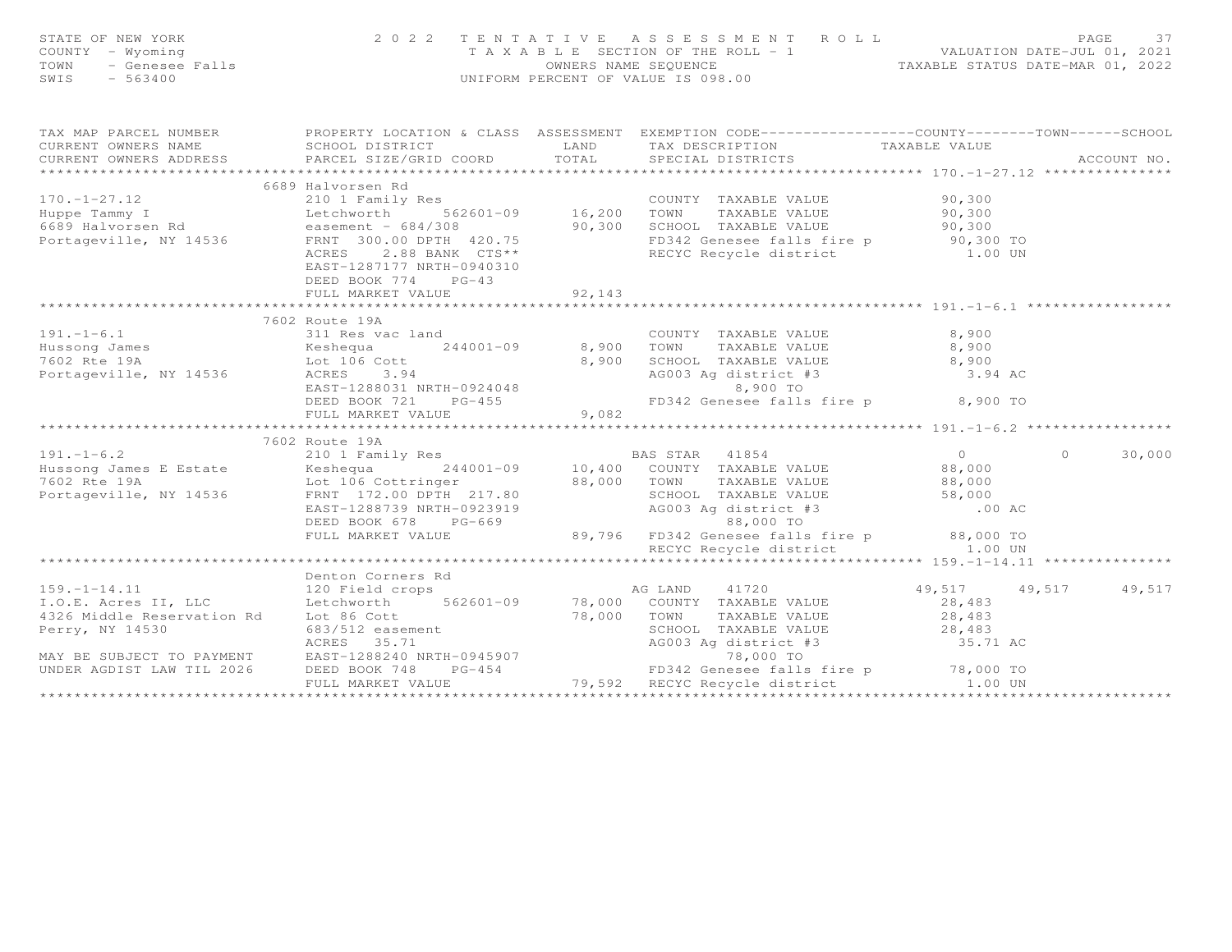STATE OF NEW YORK — 2022 TENTATIVE ASSESSMENT ROLL
COUNTY - Wyoming — TAXABLE SECTION OF THE ROLL - 1 — VALUATION DATE-JUL 01, 2021
TOWN - Genesee Falls — OWNERS NAME SEQUENCE — TAXABLE STATUS DATE-MAR 01, 2022
SWIS - 563400 — UNIFORM PERCENT OF VALUE IS 098.00

| TAX MAP PARCEL NUMBER / CURRENT OWNERS NAME / CURRENT OWNERS ADDRESS | PROPERTY LOCATION & CLASS / SCHOOL DISTRICT / PARCEL SIZE/GRID COORD | ASSESSMENT LAND | ASSESSMENT TOTAL | EXEMPTION CODE / TAX DESCRIPTION / SPECIAL DISTRICTS | COUNTY TAXABLE VALUE | TOWN | SCHOOL | ACCOUNT NO. |
|---|---|---|---|---|---|---|---|---|
| **170.-1-27.12** | 6689 Halvorsen Rd | | | | | | | |
| 170.-1-27.12 | 210 1 Family Res | | | COUNTY TAXABLE VALUE | 90,300 | | | |
| Huppe Tammy I | Letchworth 562601-09 | 16,200 | | TOWN TAXABLE VALUE | 90,300 | | | |
| 6689 Halvorsen Rd | easement - 684/308 | | 90,300 | SCHOOL TAXABLE VALUE | 90,300 | | | |
| Portageville, NY 14536 | FRNT 300.00 DPTH 420.75 | | | FD342 Genesee falls fire p | 90,300 TO | | | |
| | ACRES 2.88 BANK CTS** | | | RECYC Recycle district | 1.00 UN | | | |
| | EAST-1287177 NRTH-0940310 | | | | | | | |
| | DEED BOOK 774 PG-43 | | | | | | | |
| | FULL MARKET VALUE | | 92,143 | | | | | |
| **191.-1-6.1** | 7602 Route 19A | | | | | | | |
| 191.-1-6.1 | 311 Res vac land | | | COUNTY TAXABLE VALUE | 8,900 | | | |
| Hussong James | Keshequa 244001-09 | 8,900 | | TOWN TAXABLE VALUE | 8,900 | | | |
| 7602 Rte 19A | Lot 106 Cott | | 8,900 | SCHOOL TAXABLE VALUE | 8,900 | | | |
| Portageville, NY 14536 | ACRES 3.94 | | | AG003 Ag district #3 | 3.94 AC | | | |
| | EAST-1288031 NRTH-0924048 | | | 8,900 TO | | | | |
| | DEED BOOK 721 PG-455 | | | FD342 Genesee falls fire p | 8,900 TO | | | |
| | FULL MARKET VALUE | | 9,082 | | | | | |
| **191.-1-6.2** | 7602 Route 19A | | | | | | | |
| 191.-1-6.2 | 210 1 Family Res | | | BAS STAR 41854 | 0 | 0 | 30,000 | |
| Hussong James E Estate | Keshequa 244001-09 | 10,400 | | COUNTY TAXABLE VALUE | 88,000 | | | |
| 7602 Rte 19A | Lot 106 Cottringer | | 88,000 | TOWN TAXABLE VALUE | 88,000 | | | |
| Portageville, NY 14536 | FRNT 172.00 DPTH 217.80 | | | SCHOOL TAXABLE VALUE | 58,000 | | | |
| | EAST-1288739 NRTH-0923919 | | | AG003 Ag district #3 | .00 AC | | | |
| | DEED BOOK 678 PG-669 | | | 88,000 TO | | | | |
| | FULL MARKET VALUE | | 89,796 | FD342 Genesee falls fire p | 88,000 TO | | | |
| | | | | RECYC Recycle district | 1.00 UN | | | |
| **159.-1-14.11** | Denton Corners Rd | | | | | | | |
| 159.-1-14.11 | 120 Field crops | | | AG LAND 41720 | 49,517 | 49,517 | 49,517 | |
| I.O.E. Acres II, LLC | Letchworth 562601-09 | 78,000 | | COUNTY TAXABLE VALUE | 28,483 | | | |
| 4326 Middle Reservation Rd | Lot 86 Cott | | 78,000 | TOWN TAXABLE VALUE | 28,483 | | | |
| Perry, NY 14530 | 683/512 easement | | | SCHOOL TAXABLE VALUE | 28,483 | | | |
| | ACRES 35.71 | | | AG003 Ag district #3 | 35.71 AC | | | |
| MAY BE SUBJECT TO PAYMENT | EAST-1288240 NRTH-0945907 | | | 78,000 TO | | | | |
| UNDER AGDIST LAW TIL 2026 | DEED BOOK 748 PG-454 | | | FD342 Genesee falls fire p | 78,000 TO | | | |
| | FULL MARKET VALUE | | 79,592 | RECYC Recycle district | 1.00 UN | | | |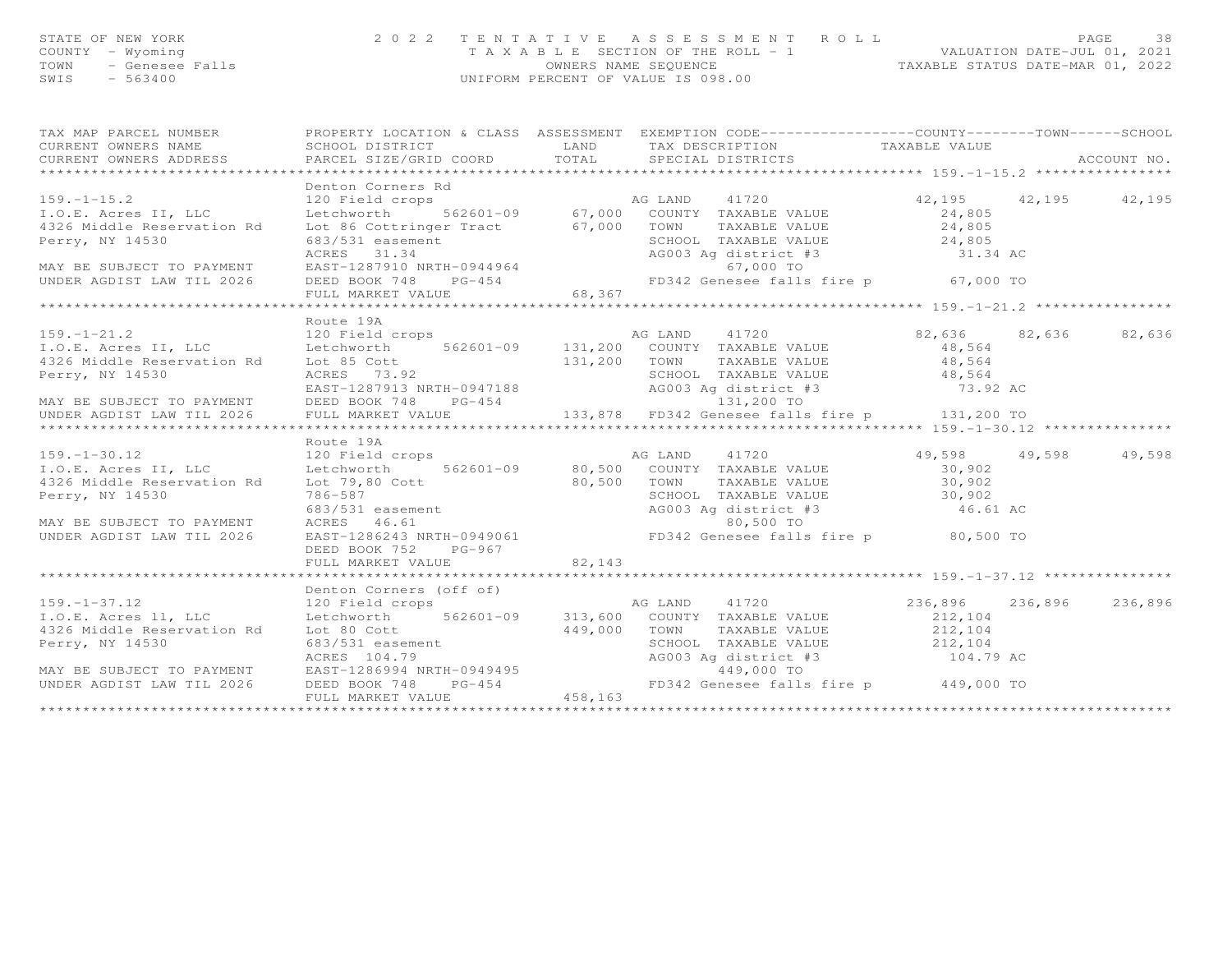STATE OF NEW YORK
COUNTY - Wyoming
TOWN - Genesee Falls
SWIS - 563400

2022 TENTATIVE ASSESSMENT ROLL
TAXABLE SECTION OF THE ROLL - 1
OWNERS NAME SEQUENCE
UNIFORM PERCENT OF VALUE IS 098.00

VALUATION DATE-JUL 01, 2021
TAXABLE STATUS DATE-MAR 01, 2022

| TAX MAP PARCEL NUMBER / CURRENT OWNERS NAME / CURRENT OWNERS ADDRESS | PROPERTY LOCATION & CLASS / SCHOOL DISTRICT / PARCEL SIZE/GRID COORD | ASSESSMENT LAND / TOTAL | EXEMPTION CODE / TAX DESCRIPTION / SPECIAL DISTRICTS | COUNTY TAXABLE VALUE | TOWN | SCHOOL / ACCOUNT NO. |
|---|---|---|---|---|---|---|
| **159.-1-15.2** | Denton Corners Rd | | | | | |
| 159.-1-15.2 | 120 Field crops | | AG LAND 41720 | 42,195 | 42,195 | 42,195 |
| I.O.E. Acres II, LLC | Letchworth 562601-09 | 67,000 | COUNTY TAXABLE VALUE | 24,805 | | |
| 4326 Middle Reservation Rd | Lot 86 Cottringer Tract | 67,000 | TOWN TAXABLE VALUE | 24,805 | | |
| Perry, NY 14530 | 683/531 easement | | SCHOOL TAXABLE VALUE | 24,805 | | |
| | ACRES 31.34 | | AG003 Ag district #3 | 31.34 AC | | |
| MAY BE SUBJECT TO PAYMENT | EAST-1287910 NRTH-0944964 | | 67,000 TO | | | |
| UNDER AGDIST LAW TIL 2026 | DEED BOOK 748 PG-454 | | FD342 Genesee falls fire p | 67,000 TO | | |
| | FULL MARKET VALUE | 68,367 | | | | |
| **159.-1-21.2** | Route 19A | | | | | |
| 159.-1-21.2 | 120 Field crops | | AG LAND 41720 | 82,636 | 82,636 | 82,636 |
| I.O.E. Acres II, LLC | Letchworth 562601-09 | 131,200 | COUNTY TAXABLE VALUE | 48,564 | | |
| 4326 Middle Reservation Rd | Lot 85 Cott | 131,200 | TOWN TAXABLE VALUE | 48,564 | | |
| Perry, NY 14530 | ACRES 73.92 | | SCHOOL TAXABLE VALUE | 48,564 | | |
| | EAST-1287913 NRTH-0947188 | | AG003 Ag district #3 | 73.92 AC | | |
| MAY BE SUBJECT TO PAYMENT | DEED BOOK 748 PG-454 | | 131,200 TO | | | |
| UNDER AGDIST LAW TIL 2026 | FULL MARKET VALUE | 133,878 | FD342 Genesee falls fire p | 131,200 TO | | |
| **159.-1-30.12** | Route 19A | | | | | |
| 159.-1-30.12 | 120 Field crops | | AG LAND 41720 | 49,598 | 49,598 | 49,598 |
| I.O.E. Acres II, LLC | Letchworth 562601-09 | 80,500 | COUNTY TAXABLE VALUE | 30,902 | | |
| 4326 Middle Reservation Rd | Lot 79,80 Cott | 80,500 | TOWN TAXABLE VALUE | 30,902 | | |
| Perry, NY 14530 | 786-587 | | SCHOOL TAXABLE VALUE | 30,902 | | |
| | 683/531 easement | | AG003 Ag district #3 | 46.61 AC | | |
| MAY BE SUBJECT TO PAYMENT | ACRES 46.61 | | 80,500 TO | | | |
| UNDER AGDIST LAW TIL 2026 | EAST-1286243 NRTH-0949061 | | FD342 Genesee falls fire p | 80,500 TO | | |
| | DEED BOOK 752 PG-967 | | | | | |
| | FULL MARKET VALUE | 82,143 | | | | |
| **159.-1-37.12** | Denton Corners (off of) | | | | | |
| 159.-1-37.12 | 120 Field crops | | AG LAND 41720 | 236,896 | 236,896 | 236,896 |
| I.O.E. Acres ll, LLC | Letchworth 562601-09 | 313,600 | COUNTY TAXABLE VALUE | 212,104 | | |
| 4326 Middle Reservation Rd | Lot 80 Cott | 449,000 | TOWN TAXABLE VALUE | 212,104 | | |
| Perry, NY 14530 | 683/531 easement | | SCHOOL TAXABLE VALUE | 212,104 | | |
| | ACRES 104.79 | | AG003 Ag district #3 | 104.79 AC | | |
| MAY BE SUBJECT TO PAYMENT | EAST-1286994 NRTH-0949495 | | 449,000 TO | | | |
| UNDER AGDIST LAW TIL 2026 | DEED BOOK 748 PG-454 | | FD342 Genesee falls fire p | 449,000 TO | | |
| | FULL MARKET VALUE | 458,163 | | | | |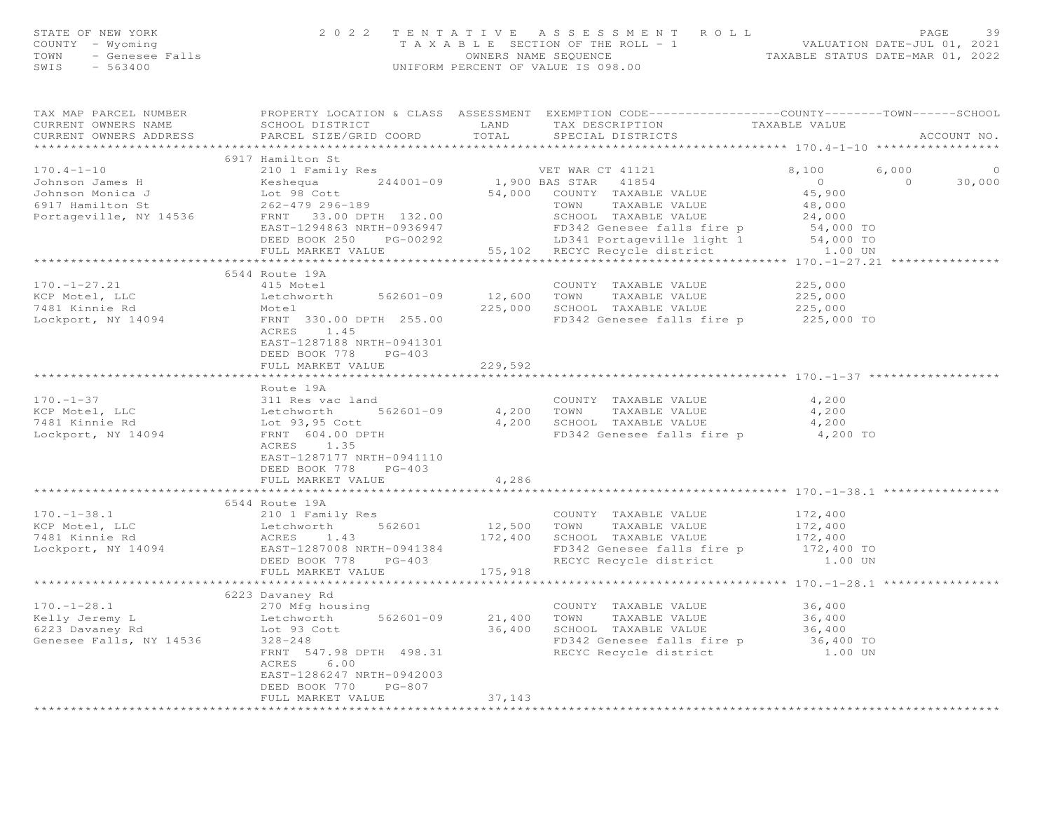STATE OF NEW YORK — 2022 TENTATIVE ASSESSMENT ROLL
COUNTY - Wyoming — TAXABLE SECTION OF THE ROLL - 1 — VALUATION DATE-JUL 01, 2021
TOWN - Genesee Falls — OWNERS NAME SEQUENCE — TAXABLE STATUS DATE-MAR 01, 2022
SWIS - 563400 — UNIFORM PERCENT OF VALUE IS 098.00

| TAX MAP PARCEL NUMBER / CURRENT OWNERS NAME / CURRENT OWNERS ADDRESS | PROPERTY LOCATION & CLASS / SCHOOL DISTRICT / PARCEL SIZE/GRID COORD | ASSESSMENT LAND | TOTAL | EXEMPTION CODE / TAX DESCRIPTION / SPECIAL DISTRICTS | COUNTY TAXABLE VALUE | TOWN | SCHOOL |
|---|---|---|---|---|---|---|---|
| **170.4-1-10** | 6917 Hamilton St | | | | | | |
| Johnson James H | 210 1 Family Res | | | VET WAR CT 41121 | 8,100 | 6,000 | 0 |
| Johnson Monica J | Keshequa 244001-09 | 1,900 | | BAS STAR 41854 | 0 | 0 | 30,000 |
| 6917 Hamilton St | Lot 98 Cott | | 54,000 | COUNTY TAXABLE VALUE | 45,900 | | |
| Portageville, NY 14536 | 262-479 296-189 | | | TOWN TAXABLE VALUE | 48,000 | | |
| | FRNT 33.00 DPTH 132.00 | | | SCHOOL TAXABLE VALUE | 24,000 | | |
| | EAST-1294863 NRTH-0936947 | | | FD342 Genesee falls fire p | 54,000 TO | | |
| | DEED BOOK 250 PG-00292 | | | LD341 Portageville light 1 | 54,000 TO | | |
| | FULL MARKET VALUE | | 55,102 | RECYC Recycle district | 1.00 UN | | |
| **170.-1-27.21** | 6544 Route 19A | | | | | | |
| KCP Motel, LLC | 415 Motel | | | COUNTY TAXABLE VALUE | 225,000 | | |
| 7481 Kinnie Rd | Letchworth 562601-09 | 12,600 | | TOWN TAXABLE VALUE | 225,000 | | |
| Lockport, NY 14094 | Motel | | 225,000 | SCHOOL TAXABLE VALUE | 225,000 | | |
| | FRNT 330.00 DPTH 255.00 | | | FD342 Genesee falls fire p | 225,000 TO | | |
| | ACRES 1.45 | | | | | | |
| | EAST-1287188 NRTH-0941301 | | | | | | |
| | DEED BOOK 778 PG-403 | | | | | | |
| | FULL MARKET VALUE | | 229,592 | | | | |
| **170.-1-37** | Route 19A | | | | | | |
| KCP Motel, LLC | 311 Res vac land | | | COUNTY TAXABLE VALUE | 4,200 | | |
| 7481 Kinnie Rd | Letchworth 562601-09 | 4,200 | | TOWN TAXABLE VALUE | 4,200 | | |
| Lockport, NY 14094 | Lot 93,95 Cott | | 4,200 | SCHOOL TAXABLE VALUE | 4,200 | | |
| | FRNT 604.00 DPTH | | | FD342 Genesee falls fire p | 4,200 TO | | |
| | ACRES 1.35 | | | | | | |
| | EAST-1287177 NRTH-0941110 | | | | | | |
| | DEED BOOK 778 PG-403 | | | | | | |
| | FULL MARKET VALUE | | 4,286 | | | | |
| **170.-1-38.1** | 6544 Route 19A | | | | | | |
| KCP Motel, LLC | 210 1 Family Res | | | COUNTY TAXABLE VALUE | 172,400 | | |
| 7481 Kinnie Rd | Letchworth 562601 | 12,500 | | TOWN TAXABLE VALUE | 172,400 | | |
| Lockport, NY 14094 | ACRES 1.43 | | 172,400 | SCHOOL TAXABLE VALUE | 172,400 | | |
| | EAST-1287008 NRTH-0941384 | | | FD342 Genesee falls fire p | 172,400 TO | | |
| | DEED BOOK 778 PG-403 | | | RECYC Recycle district | 1.00 UN | | |
| | FULL MARKET VALUE | | 175,918 | | | | |
| **170.-1-28.1** | 6223 Davaney Rd | | | | | | |
| Kelly Jeremy L | 270 Mfg housing | | | COUNTY TAXABLE VALUE | 36,400 | | |
| 6223 Davaney Rd | Letchworth 562601-09 | 21,400 | | TOWN TAXABLE VALUE | 36,400 | | |
| Genesee Falls, NY 14536 | Lot 93 Cott | | 36,400 | SCHOOL TAXABLE VALUE | 36,400 | | |
| | 328-248 | | | FD342 Genesee falls fire p | 36,400 TO | | |
| | FRNT 547.98 DPTH 498.31 | | | RECYC Recycle district | 1.00 UN | | |
| | ACRES 6.00 | | | | | | |
| | EAST-1286247 NRTH-0942003 | | | | | | |
| | DEED BOOK 770 PG-807 | | | | | | |
| | FULL MARKET VALUE | | 37,143 | | | | |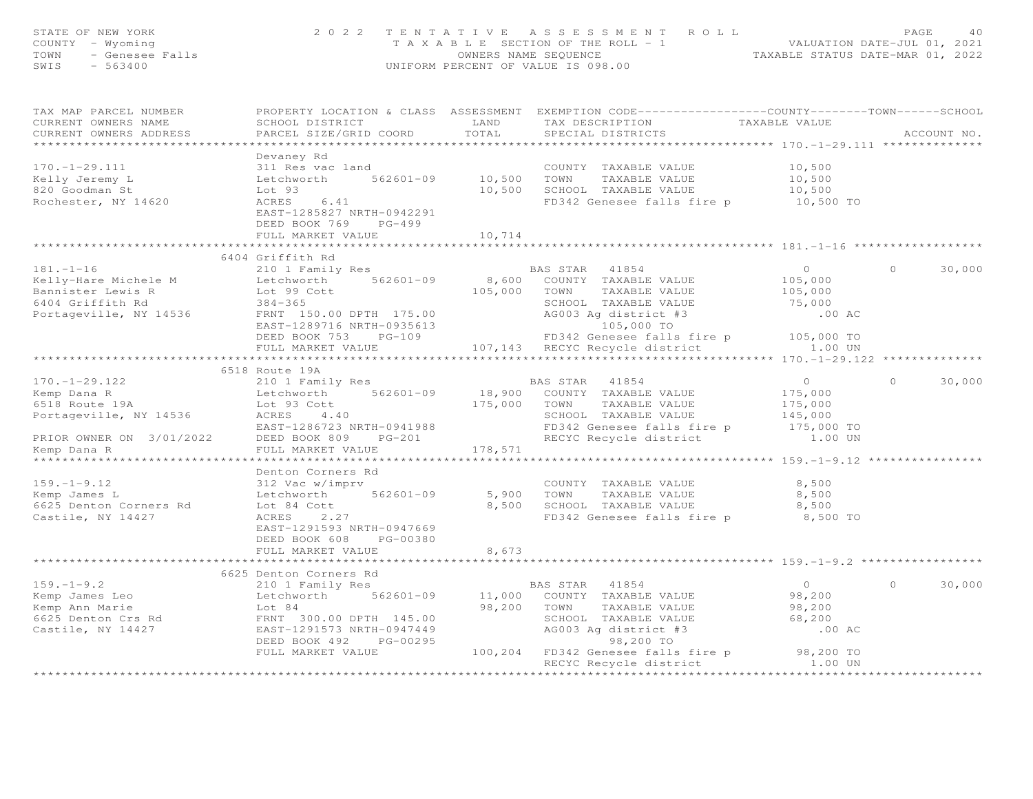STATE OF NEW YORK — 2022 TENTATIVE ASSESSMENT ROLL
COUNTY - Wyoming — TAXABLE SECTION OF THE ROLL - 1 — VALUATION DATE-JUL 01, 2021
TOWN - Genesee Falls — OWNERS NAME SEQUENCE — TAXABLE STATUS DATE-MAR 01, 2022
SWIS - 563400 — UNIFORM PERCENT OF VALUE IS 098.00

| TAX MAP PARCEL NUMBER / CURRENT OWNERS NAME / CURRENT OWNERS ADDRESS | PROPERTY LOCATION & CLASS / SCHOOL DISTRICT / PARCEL SIZE/GRID COORD | ASSESSMENT LAND / TOTAL | EXEMPTION CODE / TAX DESCRIPTION / SPECIAL DISTRICTS | COUNTY TAXABLE VALUE | TOWN | SCHOOL / ACCOUNT NO. |
|---|---|---|---|---|---|---|
| **170.-1-29.111** | Devaney Rd | | | | | |
| 170.-1-29.111 | 311 Res vac land | | COUNTY TAXABLE VALUE | 10,500 | | |
| Kelly Jeremy L | Letchworth 562601-09 | 10,500 | TOWN TAXABLE VALUE | 10,500 | | |
| 820 Goodman St | Lot 93 | 10,500 | SCHOOL TAXABLE VALUE | 10,500 | | |
| Rochester, NY 14620 | ACRES 6.41 | | FD342 Genesee falls fire p | 10,500 TO | | |
| | EAST-1285827 NRTH-0942291 | | | | | |
| | DEED BOOK 769 PG-499 | | | | | |
| | FULL MARKET VALUE | 10,714 | | | | |
| **181.-1-16** | 6404 Griffith Rd | | | | | |
| 181.-1-16 | 210 1 Family Res | | BAS STAR 41854 | 0 | 0 | 30,000 |
| Kelly-Hare Michele M | Letchworth 562601-09 | 8,600 | COUNTY TAXABLE VALUE | 105,000 | | |
| Bannister Lewis R | Lot 99 Cott | 105,000 | TOWN TAXABLE VALUE | 105,000 | | |
| 6404 Griffith Rd | 384-365 | | SCHOOL TAXABLE VALUE | 75,000 | | |
| Portageville, NY 14536 | FRNT 150.00 DPTH 175.00 | | AG003 Ag district #3 | .00 AC | | |
| | EAST-1289716 NRTH-0935613 | | 105,000 TO | | | |
| | DEED BOOK 753 PG-109 | | FD342 Genesee falls fire p | 105,000 TO | | |
| | FULL MARKET VALUE | 107,143 | RECYC Recycle district | 1.00 UN | | |
| **170.-1-29.122** | 6518 Route 19A | | | | | |
| 170.-1-29.122 | 210 1 Family Res | | BAS STAR 41854 | 0 | 0 | 30,000 |
| Kemp Dana R | Letchworth 562601-09 | 18,900 | COUNTY TAXABLE VALUE | 175,000 | | |
| 6518 Route 19A | Lot 93 Cott | 175,000 | TOWN TAXABLE VALUE | 175,000 | | |
| Portageville, NY 14536 | ACRES 4.40 | | SCHOOL TAXABLE VALUE | 145,000 | | |
| | EAST-1286723 NRTH-0941988 | | FD342 Genesee falls fire p | 175,000 TO | | |
| PRIOR OWNER ON 3/01/2022 | DEED BOOK 809 PG-201 | | RECYC Recycle district | 1.00 UN | | |
| Kemp Dana R | FULL MARKET VALUE | 178,571 | | | | |
| **159.-1-9.12** | Denton Corners Rd | | | | | |
| 159.-1-9.12 | 312 Vac w/imprv | | COUNTY TAXABLE VALUE | 8,500 | | |
| Kemp James L | Letchworth 562601-09 | 5,900 | TOWN TAXABLE VALUE | 8,500 | | |
| 6625 Denton Corners Rd | Lot 84 Cott | 8,500 | SCHOOL TAXABLE VALUE | 8,500 | | |
| Castile, NY 14427 | ACRES 2.27 | | FD342 Genesee falls fire p | 8,500 TO | | |
| | EAST-1291593 NRTH-0947669 | | | | | |
| | DEED BOOK 608 PG-00380 | | | | | |
| | FULL MARKET VALUE | 8,673 | | | | |
| **159.-1-9.2** | 6625 Denton Corners Rd | | | | | |
| 159.-1-9.2 | 210 1 Family Res | | BAS STAR 41854 | 0 | 0 | 30,000 |
| Kemp James Leo | Letchworth 562601-09 | 11,000 | COUNTY TAXABLE VALUE | 98,200 | | |
| Kemp Ann Marie | Lot 84 | 98,200 | TOWN TAXABLE VALUE | 98,200 | | |
| 6625 Denton Crs Rd | FRNT 300.00 DPTH 145.00 | | SCHOOL TAXABLE VALUE | 68,200 | | |
| Castile, NY 14427 | EAST-1291573 NRTH-0947449 | | AG003 Ag district #3 | .00 AC | | |
| | DEED BOOK 492 PG-00295 | | 98,200 TO | | | |
| | FULL MARKET VALUE | 100,204 | FD342 Genesee falls fire p | 98,200 TO | | |
| | | | RECYC Recycle district | 1.00 UN | | |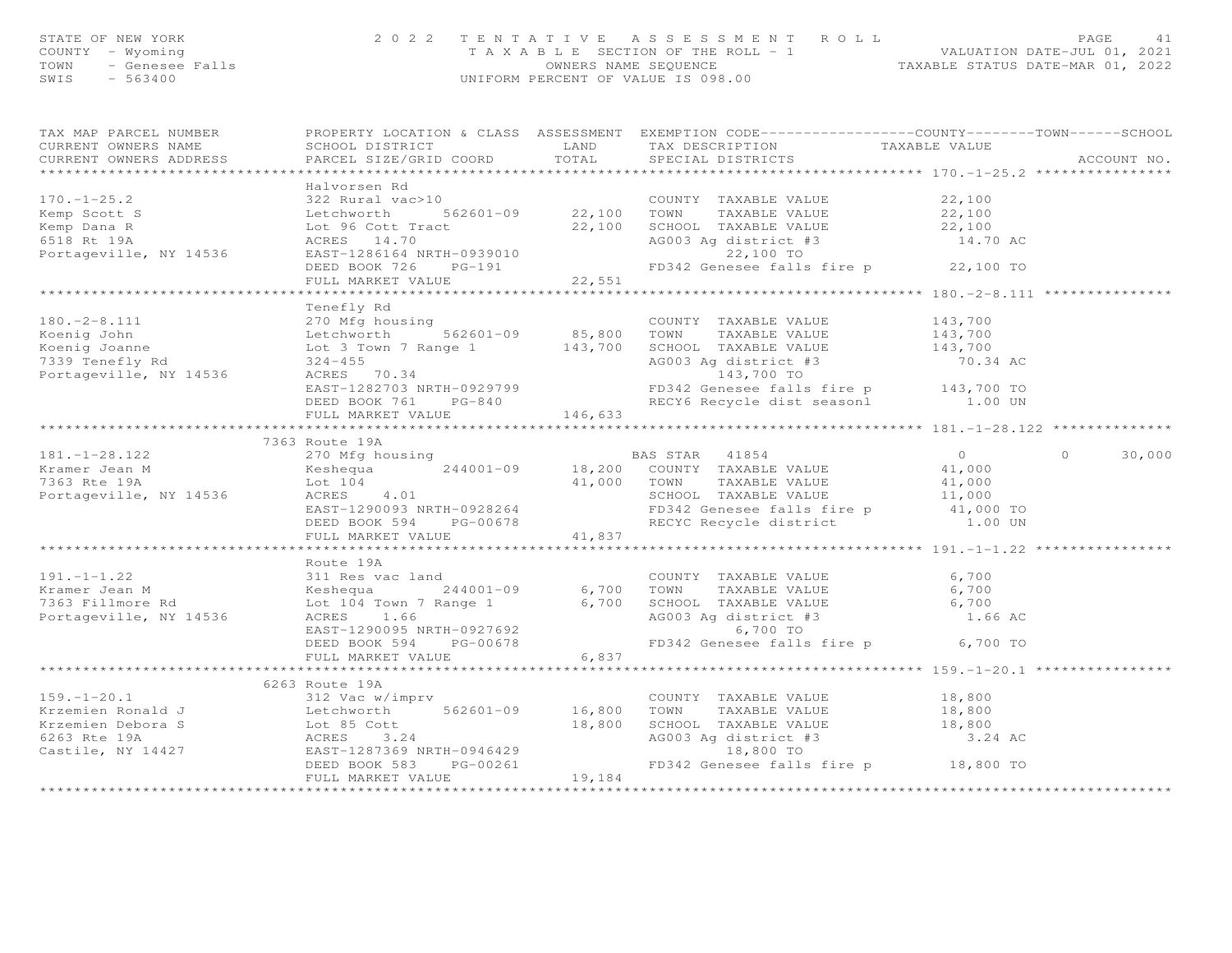STATE OF NEW YORK
COUNTY - Wyoming
TOWN - Genesee Falls
SWIS - 563400

2 0 2 2 T E N T A T I V E A S S E S S M E N T R O L L
T A X A B L E SECTION OF THE ROLL - 1
OWNERS NAME SEQUENCE
UNIFORM PERCENT OF VALUE IS 098.00

VALUATION DATE-JUL 01, 2021
TAXABLE STATUS DATE-MAR 01, 2022

```
TAX MAP PARCEL NUMBER          PROPERTY LOCATION & CLASS  ASSESSMENT  EXEMPTION CODE------------------COUNTY--------TOWN------SCHOOL
CURRENT OWNERS NAME            SCHOOL DISTRICT               LAND      TAX DESCRIPTION            TAXABLE VALUE
CURRENT OWNERS ADDRESS         PARCEL SIZE/GRID COORD       TOTAL      SPECIAL DISTRICTS                                        ACCOUNT NO.
******************************************************************************************************* 170.-1-25.2 ****************
                               Halvorsen Rd
170.-1-25.2                    322 Rural vac>10                        COUNTY  TAXABLE VALUE             22,100
Kemp Scott S                   Letchworth      562601-09      22,100   TOWN    TAXABLE VALUE             22,100
Kemp Dana R                    Lot 96 Cott Tract              22,100   SCHOOL  TAXABLE VALUE             22,100
6518 Rt 19A                    ACRES    14.70                          AG003 Ag district #3               14.70 AC
Portageville, NY 14536         EAST-1286164 NRTH-0939010                        22,100 TO
                               DEED BOOK 726    PG-191                 FD342 Genesee falls fire p        22,100 TO
                               FULL MARKET VALUE              22,551
******************************************************************************************************* 180.-2-8.111 ***************
                               Tenefly Rd
180.-2-8.111                   270 Mfg housing                         COUNTY  TAXABLE VALUE            143,700
Koenig John                    Letchworth      562601-09      85,800   TOWN    TAXABLE VALUE            143,700
Koenig Joanne                  Lot 3 Town 7 Range 1          143,700   SCHOOL  TAXABLE VALUE            143,700
7339 Tenefly Rd                324-455                                 AG003 Ag district #3               70.34 AC
Portageville, NY 14536         ACRES    70.34                                  143,700 TO
                               EAST-1282703 NRTH-0929799               FD342 Genesee falls fire p       143,700 TO
                               DEED BOOK 761    PG-840                 RECY6 Recycle dist seasonl          1.00 UN
                               FULL MARKET VALUE             146,633
******************************************************************************************************* 181.-1-28.122 **************
                          7363 Route 19A
181.-1-28.122                  270 Mfg housing                       BAS STAR   41854                     0            0      30,000
Kramer Jean M                  Keshequa        244001-09      18,200   COUNTY  TAXABLE VALUE             41,000
7363 Rte 19A                   Lot 104                        41,000   TOWN    TAXABLE VALUE             41,000
Portageville, NY 14536         ACRES     4.01                          SCHOOL  TAXABLE VALUE             11,000
                               EAST-1290093 NRTH-0928264               FD342 Genesee falls fire p        41,000 TO
                               DEED BOOK 594    PG-00678               RECYC Recycle district              1.00 UN
                               FULL MARKET VALUE              41,837
******************************************************************************************************* 191.-1-1.22 ****************
                               Route 19A
191.-1-1.22                    311 Res vac land                        COUNTY  TAXABLE VALUE              6,700
Kramer Jean M                  Keshequa        244001-09       6,700   TOWN    TAXABLE VALUE              6,700
7363 Fillmore Rd               Lot 104 Town 7 Range 1          6,700   SCHOOL  TAXABLE VALUE              6,700
Portageville, NY 14536         ACRES     1.66                          AG003 Ag district #3                1.66 AC
                               EAST-1290095 NRTH-0927692                         6,700 TO
                               DEED BOOK 594    PG-00678               FD342 Genesee falls fire p         6,700 TO
                               FULL MARKET VALUE               6,837
******************************************************************************************************* 159.-1-20.1 ****************
                          6263 Route 19A
159.-1-20.1                    312 Vac w/imprv                         COUNTY  TAXABLE VALUE             18,800
Krzemien Ronald J              Letchworth      562601-09      16,800   TOWN    TAXABLE VALUE             18,800
Krzemien Debora S              Lot 85 Cott                    18,800   SCHOOL  TAXABLE VALUE             18,800
6263 Rte 19A                   ACRES     3.24                          AG003 Ag district #3                3.24 AC
Castile, NY 14427              EAST-1287369 NRTH-0946429                        18,800 TO
                               DEED BOOK 583    PG-00261               FD342 Genesee falls fire p        18,800 TO
                               FULL MARKET VALUE              19,184
************************************************************************************************************************************
```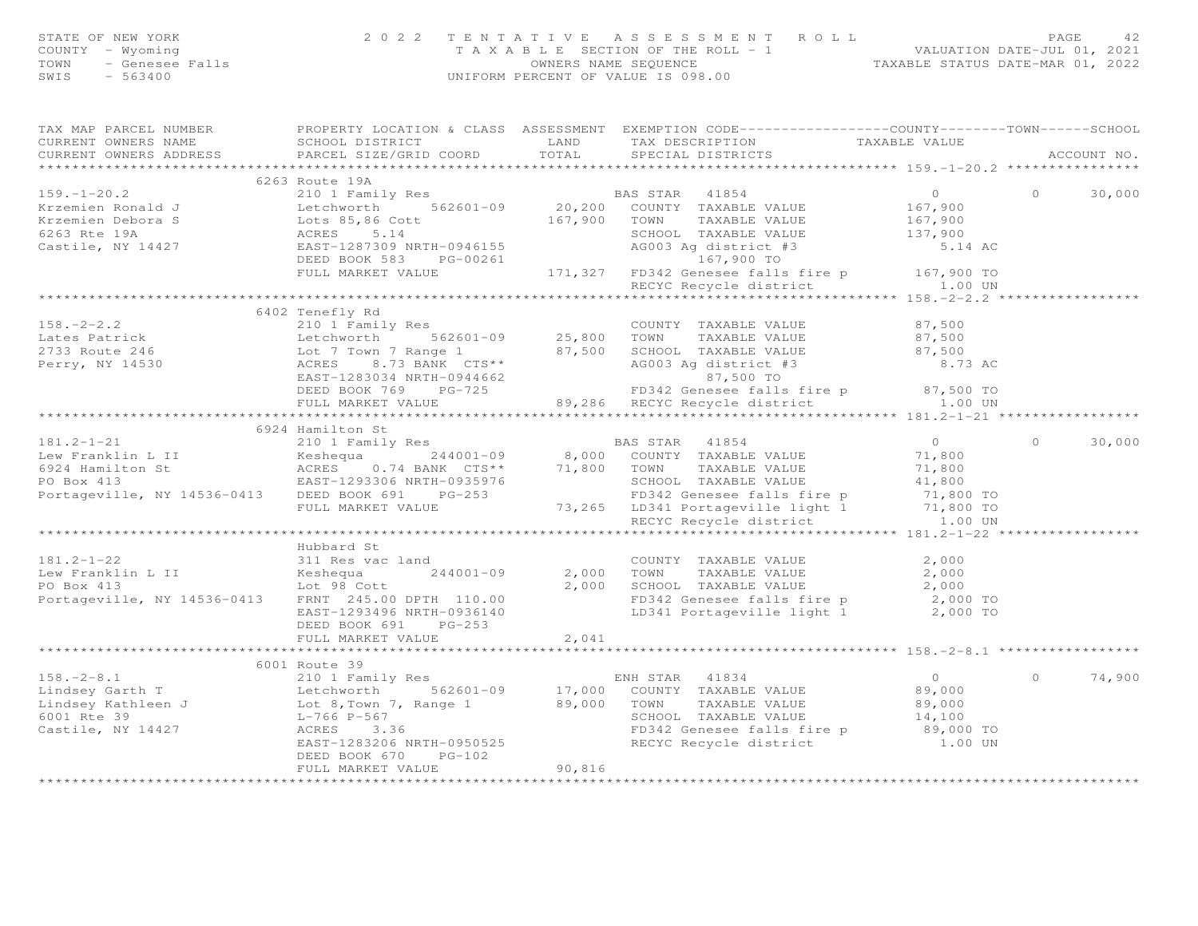STATE OF NEW YORK
COUNTY - Wyoming
TOWN - Genesee Falls
SWIS - 563400

2 0 2 2 T E N T A T I V E A S S E S S M E N T R O L L
T A X A B L E SECTION OF THE ROLL - 1
OWNERS NAME SEQUENCE
UNIFORM PERCENT OF VALUE IS 098.00

VALUATION DATE-JUL 01, 2021
TAXABLE STATUS DATE-MAR 01, 2022

| TAX MAP PARCEL NUMBER / CURRENT OWNERS NAME / CURRENT OWNERS ADDRESS | PROPERTY LOCATION & CLASS / SCHOOL DISTRICT / PARCEL SIZE/GRID COORD | ASSESSMENT LAND | TOTAL | EXEMPTION CODE / TAX DESCRIPTION / SPECIAL DISTRICTS | COUNTY TAXABLE VALUE | TOWN | SCHOOL | ACCOUNT NO. |
|---|---|---|---|---|---|---|---|---|
| **159.-1-20.2** | 6263 Route 19A | | | | | | | |
| 159.-1-20.2 | 210 1 Family Res | | | BAS STAR 41854 | 0 | 0 | 30,000 | |
| Krzemien Ronald J | Letchworth 562601-09 | 20,200 | | COUNTY TAXABLE VALUE | 167,900 | | | |
| Krzemien Debora S | Lots 85,86 Cott | | 167,900 | TOWN TAXABLE VALUE | 167,900 | | | |
| 6263 Rte 19A | ACRES 5.14 | | | SCHOOL TAXABLE VALUE | 137,900 | | | |
| Castile, NY 14427 | EAST-1287309 NRTH-0946155 | | | AG003 Ag district #3 | 5.14 AC | | | |
| | DEED BOOK 583 PG-00261 | | | 167,900 TO | | | | |
| | FULL MARKET VALUE | | 171,327 | FD342 Genesee falls fire p | 167,900 TO | | | |
| | | | | RECYC Recycle district | 1.00 UN | | | |
| **158.-2-2.2** | 6402 Tenefly Rd | | | | | | | |
| 158.-2-2.2 | 210 1 Family Res | | | COUNTY TAXABLE VALUE | 87,500 | | | |
| Lates Patrick | Letchworth 562601-09 | 25,800 | | TOWN TAXABLE VALUE | 87,500 | | | |
| 2733 Route 246 | Lot 7 Town 7 Range 1 | | 87,500 | SCHOOL TAXABLE VALUE | 87,500 | | | |
| Perry, NY 14530 | ACRES 8.73 BANK CTS** | | | AG003 Ag district #3 | 8.73 AC | | | |
| | EAST-1283034 NRTH-0944662 | | | 87,500 TO | | | | |
| | DEED BOOK 769 PG-725 | | | FD342 Genesee falls fire p | 87,500 TO | | | |
| | FULL MARKET VALUE | | 89,286 | RECYC Recycle district | 1.00 UN | | | |
| **181.2-1-21** | 6924 Hamilton St | | | | | | | |
| 181.2-1-21 | 210 1 Family Res | | | BAS STAR 41854 | 0 | 0 | 30,000 | |
| Lew Franklin L II | Keshequa 244001-09 | 8,000 | | COUNTY TAXABLE VALUE | 71,800 | | | |
| 6924 Hamilton St | ACRES 0.74 BANK CTS** | | 71,800 | TOWN TAXABLE VALUE | 71,800 | | | |
| PO Box 413 | EAST-1293306 NRTH-0935976 | | | SCHOOL TAXABLE VALUE | 41,800 | | | |
| Portageville, NY 14536-0413 | DEED BOOK 691 PG-253 | | | FD342 Genesee falls fire p | 71,800 TO | | | |
| | FULL MARKET VALUE | | 73,265 | LD341 Portageville light 1 | 71,800 TO | | | |
| | | | | RECYC Recycle district | 1.00 UN | | | |
| **181.2-1-22** | Hubbard St | | | | | | | |
| 181.2-1-22 | 311 Res vac land | | | COUNTY TAXABLE VALUE | 2,000 | | | |
| Lew Franklin L II | Keshequa 244001-09 | 2,000 | | TOWN TAXABLE VALUE | 2,000 | | | |
| PO Box 413 | Lot 98 Cott | | 2,000 | SCHOOL TAXABLE VALUE | 2,000 | | | |
| Portageville, NY 14536-0413 | FRNT 245.00 DPTH 110.00 | | | FD342 Genesee falls fire p | 2,000 TO | | | |
| | EAST-1293496 NRTH-0936140 | | | LD341 Portageville light 1 | 2,000 TO | | | |
| | DEED BOOK 691 PG-253 | | | | | | | |
| | FULL MARKET VALUE | | 2,041 | | | | | |
| **158.-2-8.1** | 6001 Route 39 | | | | | | | |
| 158.-2-8.1 | 210 1 Family Res | | | ENH STAR 41834 | 0 | 0 | 74,900 | |
| Lindsey Garth T | Letchworth 562601-09 | 17,000 | | COUNTY TAXABLE VALUE | 89,000 | | | |
| Lindsey Kathleen J | Lot 8,Town 7, Range 1 | | 89,000 | TOWN TAXABLE VALUE | 89,000 | | | |
| 6001 Rte 39 | L-766 P-567 | | | SCHOOL TAXABLE VALUE | 14,100 | | | |
| Castile, NY 14427 | ACRES 3.36 | | | FD342 Genesee falls fire p | 89,000 TO | | | |
| | EAST-1283206 NRTH-0950525 | | | RECYC Recycle district | 1.00 UN | | | |
| | DEED BOOK 670 PG-102 | | | | | | | |
| | FULL MARKET VALUE | | 90,816 | | | | | |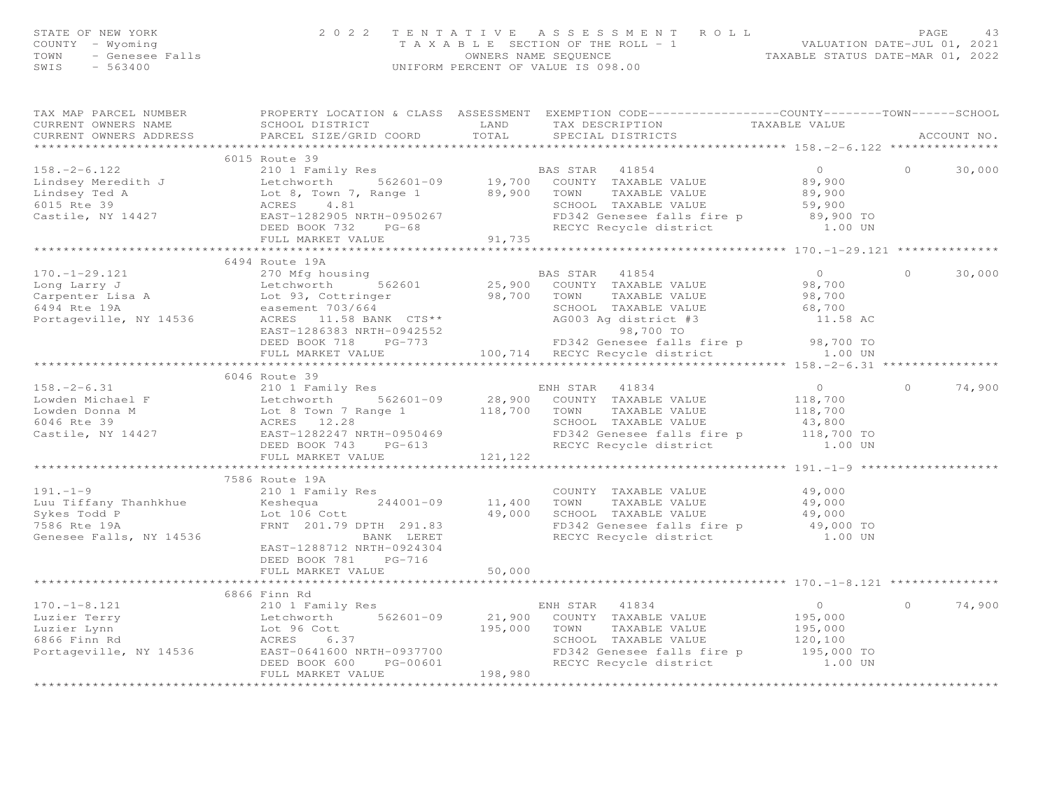STATE OF NEW YORK — 2022 TENTATIVE ASSESSMENT ROLL
COUNTY - Wyoming — TAXABLE SECTION OF THE ROLL - 1 — VALUATION DATE-JUL 01, 2021
TOWN - Genesee Falls — OWNERS NAME SEQUENCE — TAXABLE STATUS DATE-MAR 01, 2022
SWIS - 563400 — UNIFORM PERCENT OF VALUE IS 098.00

| TAX MAP PARCEL NUMBER / CURRENT OWNERS NAME / CURRENT OWNERS ADDRESS | PROPERTY LOCATION & CLASS / SCHOOL DISTRICT / PARCEL SIZE/GRID COORD | ASSESSMENT LAND / TOTAL | EXEMPTION CODE / TAX DESCRIPTION / SPECIAL DISTRICTS | COUNTY TAXABLE VALUE | TOWN | SCHOOL / ACCOUNT NO. |
|---|---|---|---|---|---|---|
| **158.-2-6.122** | 6015 Route 39 | | | | | |
| 158.-2-6.122 | 210 1 Family Res | | BAS STAR 41854 | 0 | 0 | 30,000 |
| Lindsey Meredith J | Letchworth 562601-09 | 19,700 | COUNTY TAXABLE VALUE | 89,900 | | |
| Lindsey Ted A | Lot 8, Town 7, Range 1 | 89,900 | TOWN TAXABLE VALUE | 89,900 | | |
| 6015 Rte 39 | ACRES 4.81 | | SCHOOL TAXABLE VALUE | 59,900 | | |
| Castile, NY 14427 | EAST-1282905 NRTH-0950267 | | FD342 Genesee falls fire p | 89,900 TO | | |
| | DEED BOOK 732 PG-68 | | RECYC Recycle district | 1.00 UN | | |
| | FULL MARKET VALUE | 91,735 | | | | |
| **170.-1-29.121** | 6494 Route 19A | | | | | |
| 170.-1-29.121 | 270 Mfg housing | | BAS STAR 41854 | 0 | 0 | 30,000 |
| Long Larry J | Letchworth 562601 | 25,900 | COUNTY TAXABLE VALUE | 98,700 | | |
| Carpenter Lisa A | Lot 93, Cottringer | 98,700 | TOWN TAXABLE VALUE | 98,700 | | |
| 6494 Rte 19A | easement 703/664 | | SCHOOL TAXABLE VALUE | 68,700 | | |
| Portageville, NY 14536 | ACRES 11.58 BANK CTS** | | AG003 Ag district #3 | 11.58 AC | | |
| | EAST-1286383 NRTH-0942552 | | 98,700 TO | | | |
| | DEED BOOK 718 PG-773 | | FD342 Genesee falls fire p | 98,700 TO | | |
| | FULL MARKET VALUE | 100,714 | RECYC Recycle district | 1.00 UN | | |
| **158.-2-6.31** | 6046 Route 39 | | | | | |
| 158.-2-6.31 | 210 1 Family Res | | ENH STAR 41834 | 0 | 0 | 74,900 |
| Lowden Michael F | Letchworth 562601-09 | 28,900 | COUNTY TAXABLE VALUE | 118,700 | | |
| Lowden Donna M | Lot 8 Town 7 Range 1 | 118,700 | TOWN TAXABLE VALUE | 118,700 | | |
| 6046 Rte 39 | ACRES 12.28 | | SCHOOL TAXABLE VALUE | 43,800 | | |
| Castile, NY 14427 | EAST-1282247 NRTH-0950469 | | FD342 Genesee falls fire p | 118,700 TO | | |
| | DEED BOOK 743 PG-613 | | RECYC Recycle district | 1.00 UN | | |
| | FULL MARKET VALUE | 121,122 | | | | |
| **191.-1-9** | 7586 Route 19A | | | | | |
| 191.-1-9 | 210 1 Family Res | | COUNTY TAXABLE VALUE | 49,000 | | |
| Luu Tiffany Thanhkhue | Keshequa 244001-09 | 11,400 | TOWN TAXABLE VALUE | 49,000 | | |
| Sykes Todd P | Lot 106 Cott | 49,000 | SCHOOL TAXABLE VALUE | 49,000 | | |
| 7586 Rte 19A | FRNT 201.79 DPTH 291.83 | | FD342 Genesee falls fire p | 49,000 TO | | |
| Genesee Falls, NY 14536 | BANK LERET | | RECYC Recycle district | 1.00 UN | | |
| | EAST-1288712 NRTH-0924304 | | | | | |
| | DEED BOOK 781 PG-716 | | | | | |
| | FULL MARKET VALUE | 50,000 | | | | |
| **170.-1-8.121** | 6866 Finn Rd | | | | | |
| 170.-1-8.121 | 210 1 Family Res | | ENH STAR 41834 | 0 | 0 | 74,900 |
| Luzier Terry | Letchworth 562601-09 | 21,900 | COUNTY TAXABLE VALUE | 195,000 | | |
| Luzier Lynn | Lot 96 Cott | 195,000 | TOWN TAXABLE VALUE | 195,000 | | |
| 6866 Finn Rd | ACRES 6.37 | | SCHOOL TAXABLE VALUE | 120,100 | | |
| Portageville, NY 14536 | EAST-0641600 NRTH-0937700 | | FD342 Genesee falls fire p | 195,000 TO | | |
| | DEED BOOK 600 PG-00601 | | RECYC Recycle district | 1.00 UN | | |
| | FULL MARKET VALUE | 198,980 | | | | |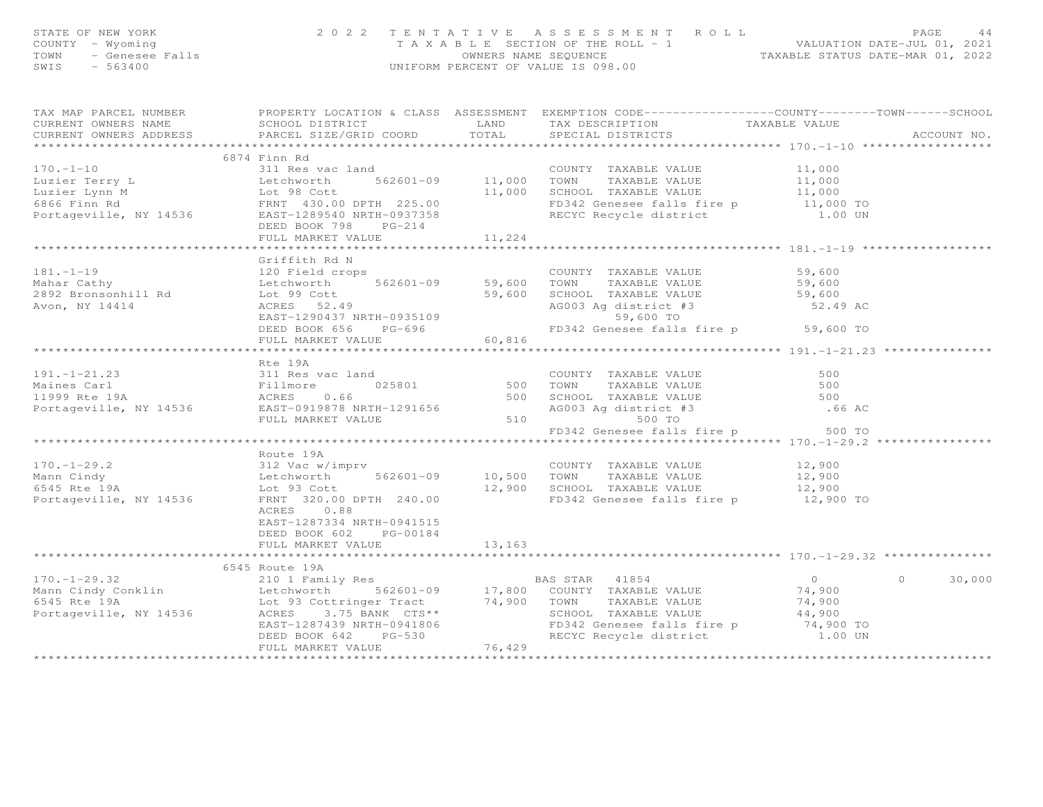STATE OF NEW YORK
COUNTY - Wyoming
TOWN - Genesee Falls
SWIS - 563400

2022 TENTATIVE ASSESSMENT ROLL
TAXABLE SECTION OF THE ROLL - 1
OWNERS NAME SEQUENCE
UNIFORM PERCENT OF VALUE IS 098.00

VALUATION DATE-JUL 01, 2021
TAXABLE STATUS DATE-MAR 01, 2022

| TAX MAP PARCEL NUMBER / CURRENT OWNERS NAME / CURRENT OWNERS ADDRESS | PROPERTY LOCATION & CLASS / SCHOOL DISTRICT / PARCEL SIZE/GRID COORD | LAND | ASSESSMENT TOTAL | EXEMPTION CODE / TAX DESCRIPTION / SPECIAL DISTRICTS | COUNTY TAXABLE VALUE | TOWN | SCHOOL / ACCOUNT NO. |
|---|---|---|---|---|---|---|---|
| **170.-1-10** | 6874 Finn Rd | | | | | | |
| 170.-1-10 | 311 Res vac land | | | COUNTY TAXABLE VALUE | 11,000 | | |
| Luzier Terry L | Letchworth 562601-09 | 11,000 | | TOWN TAXABLE VALUE | 11,000 | | |
| Luzier Lynn M | Lot 98 Cott | | 11,000 | SCHOOL TAXABLE VALUE | 11,000 | | |
| 6866 Finn Rd | FRNT 430.00 DPTH 225.00 | | | FD342 Genesee falls fire p | 11,000 TO | | |
| Portageville, NY 14536 | EAST-1289540 NRTH-0937358 | | | RECYC Recycle district | 1.00 UN | | |
| | DEED BOOK 798 PG-214 | | | | | | |
| | FULL MARKET VALUE | | 11,224 | | | | |
| **181.-1-19** | Griffith Rd N | | | | | | |
| 181.-1-19 | 120 Field crops | | | COUNTY TAXABLE VALUE | 59,600 | | |
| Mahar Cathy | Letchworth 562601-09 | 59,600 | | TOWN TAXABLE VALUE | 59,600 | | |
| 2892 Bronsonhill Rd | Lot 99 Cott | | 59,600 | SCHOOL TAXABLE VALUE | 59,600 | | |
| Avon, NY 14414 | ACRES 52.49 | | | AG003 Ag district #3 | 52.49 AC | | |
| | EAST-1290437 NRTH-0935109 | | | 59,600 TO | | | |
| | DEED BOOK 656 PG-696 | | | FD342 Genesee falls fire p | 59,600 TO | | |
| | FULL MARKET VALUE | | 60,816 | | | | |
| **191.-1-21.23** | Rte 19A | | | | | | |
| 191.-1-21.23 | 311 Res vac land | | | COUNTY TAXABLE VALUE | 500 | | |
| Maines Carl | Fillmore 025801 | 500 | | TOWN TAXABLE VALUE | 500 | | |
| 11999 Rte 19A | ACRES 0.66 | | 500 | SCHOOL TAXABLE VALUE | 500 | | |
| Portageville, NY 14536 | EAST-0919878 NRTH-1291656 | | | AG003 Ag district #3 | .66 AC | | |
| | FULL MARKET VALUE | | 510 | 500 TO | | | |
| | | | | FD342 Genesee falls fire p | 500 TO | | |
| **170.-1-29.2** | Route 19A | | | | | | |
| 170.-1-29.2 | 312 Vac w/imprv | | | COUNTY TAXABLE VALUE | 12,900 | | |
| Mann Cindy | Letchworth 562601-09 | 10,500 | | TOWN TAXABLE VALUE | 12,900 | | |
| 6545 Rte 19A | Lot 93 Cott | | 12,900 | SCHOOL TAXABLE VALUE | 12,900 | | |
| Portageville, NY 14536 | FRNT 320.00 DPTH 240.00 | | | FD342 Genesee falls fire p | 12,900 TO | | |
| | ACRES 0.88 | | | | | | |
| | EAST-1287334 NRTH-0941515 | | | | | | |
| | DEED BOOK 602 PG-00184 | | | | | | |
| | FULL MARKET VALUE | | 13,163 | | | | |
| **170.-1-29.32** | 6545 Route 19A | | | | | | |
| 170.-1-29.32 | 210 1 Family Res | | | BAS STAR 41854 | 0 | 0 | 30,000 |
| Mann Cindy Conklin | Letchworth 562601-09 | 17,800 | | COUNTY TAXABLE VALUE | 74,900 | | |
| 6545 Rte 19A | Lot 93 Cottringer Tract | | 74,900 | TOWN TAXABLE VALUE | 74,900 | | |
| Portageville, NY 14536 | ACRES 3.75 BANK CTS** | | | SCHOOL TAXABLE VALUE | 44,900 | | |
| | EAST-1287439 NRTH-0941806 | | | FD342 Genesee falls fire p | 74,900 TO | | |
| | DEED BOOK 642 PG-530 | | | RECYC Recycle district | 1.00 UN | | |
| | FULL MARKET VALUE | | 76,429 | | | | |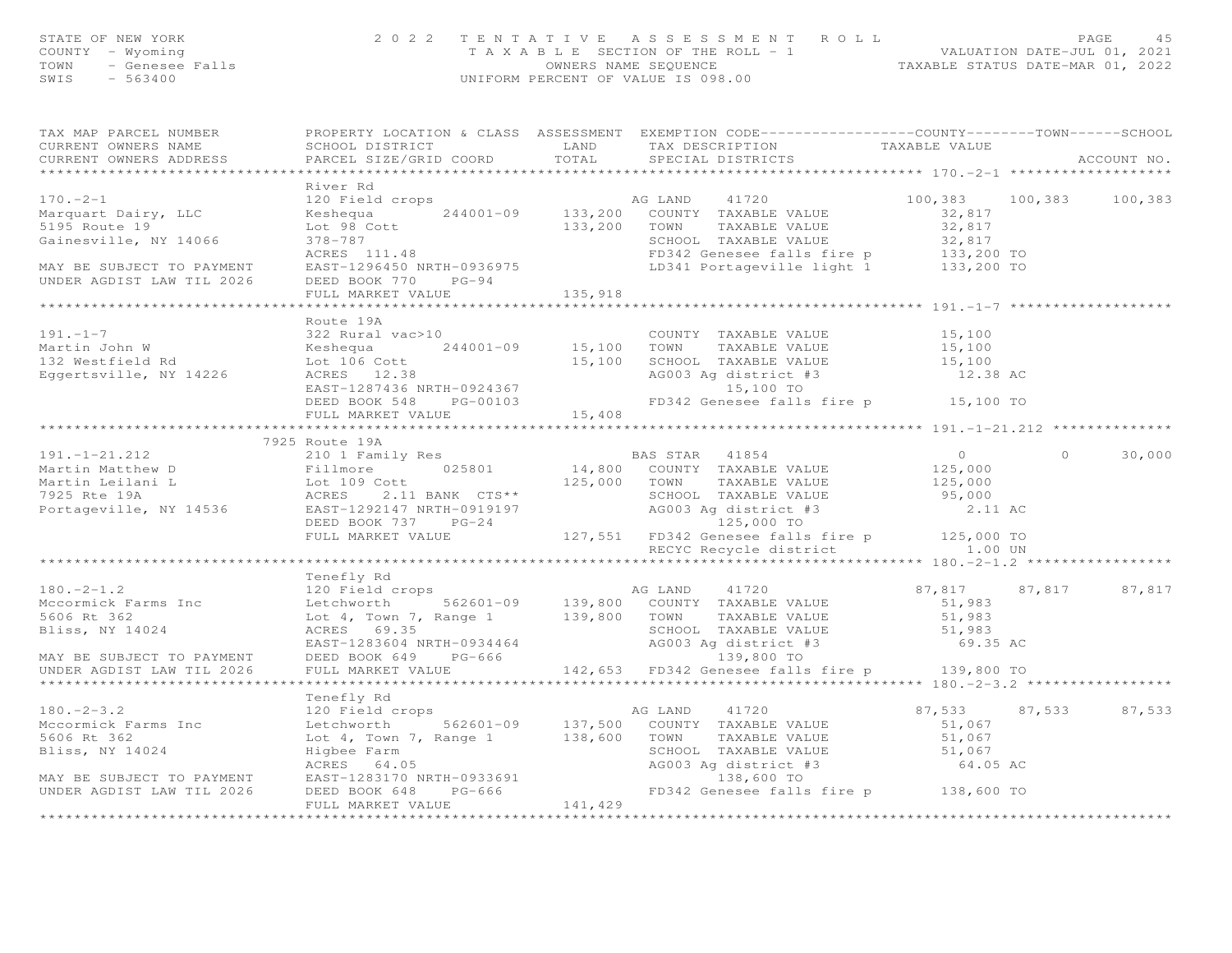STATE OF NEW YORK — 2022 TENTATIVE ASSESSMENT ROLL
COUNTY - Wyoming — TAXABLE SECTION OF THE ROLL - 1 — VALUATION DATE-JUL 01, 2021
TOWN - Genesee Falls — OWNERS NAME SEQUENCE — TAXABLE STATUS DATE-MAR 01, 2022
SWIS - 563400 — UNIFORM PERCENT OF VALUE IS 098.00

```
TAX MAP PARCEL NUMBER          PROPERTY LOCATION & CLASS  ASSESSMENT  EXEMPTION CODE------------------COUNTY--------TOWN------SCHOOL
CURRENT OWNERS NAME            SCHOOL DISTRICT               LAND      TAX DESCRIPTION            TAXABLE VALUE
CURRENT OWNERS ADDRESS         PARCEL SIZE/GRID COORD        TOTAL     SPECIAL DISTRICTS                                   ACCOUNT NO.
******************************************************************************************************* 170.-2-1 *******************
                               River Rd
170.-2-1                       120 Field crops                         AG LAND     41720              100,383    100,383    100,383
Marquart Dairy, LLC            Keshequa        244001-09   133,200    COUNTY  TAXABLE VALUE           32,817
5195 Route 19                  Lot 98 Cott                 133,200    TOWN    TAXABLE VALUE           32,817
Gainesville, NY 14066          378-787                                SCHOOL  TAXABLE VALUE           32,817
                               ACRES  111.48                          FD342 Genesee falls fire p     133,200 TO
MAY BE SUBJECT TO PAYMENT      EAST-1296450 NRTH-0936975              LD341 Portageville light 1     133,200 TO
UNDER AGDIST LAW TIL 2026      DEED BOOK 770    PG-94
                               FULL MARKET VALUE           135,918
******************************************************************************************************* 191.-1-7 *******************
                               Route 19A
191.-1-7                       322 Rural vac>10                       COUNTY  TAXABLE VALUE           15,100
Martin John W                  Keshequa        244001-09    15,100    TOWN    TAXABLE VALUE           15,100
132 Westfield Rd               Lot 106 Cott                 15,100    SCHOOL  TAXABLE VALUE           15,100
Eggertsville, NY 14226         ACRES   12.38                          AG003 Ag district #3              12.38 AC
                               EAST-1287436 NRTH-0924367                     15,100 TO
                               DEED BOOK 548    PG-00103              FD342 Genesee falls fire p      15,100 TO
                               FULL MARKET VALUE            15,408
******************************************************************************************************* 191.-1-21.212 **************
                          7925 Route 19A
191.-1-21.212                  210 1 Family Res                       BAS STAR    41854                     0          0     30,000
Martin Matthew D               Fillmore        025801       14,800    COUNTY  TAXABLE VALUE          125,000
Martin Leilani L               Lot 109 Cott                125,000    TOWN    TAXABLE VALUE          125,000
7925 Rte 19A                   ACRES    2.11 BANK  CTS**              SCHOOL  TAXABLE VALUE           95,000
Portageville, NY 14536         EAST-1292147 NRTH-0919197              AG003 Ag district #3               2.11 AC
                               DEED BOOK 737    PG-24                        125,000 TO
                               FULL MARKET VALUE           127,551    FD342 Genesee falls fire p     125,000 TO
                                                                      RECYC Recycle district             1.00 UN
******************************************************************************************************* 180.-2-1.2 *****************
                               Tenefly Rd
180.-2-1.2                     120 Field crops                        AG LAND     41720               87,817     87,817     87,817
Mccormick Farms Inc            Letchworth      562601-09   139,800    COUNTY  TAXABLE VALUE           51,983
5606 Rt 362                    Lot 4, Town 7, Range 1      139,800    TOWN    TAXABLE VALUE           51,983
Bliss, NY 14024                ACRES   69.35                          SCHOOL  TAXABLE VALUE           51,983
                               EAST-1283604 NRTH-0934464              AG003 Ag district #3              69.35 AC
MAY BE SUBJECT TO PAYMENT      DEED BOOK 649    PG-666                       139,800 TO
UNDER AGDIST LAW TIL 2026      FULL MARKET VALUE           142,653    FD342 Genesee falls fire p     139,800 TO
******************************************************************************************************* 180.-2-3.2 *****************
                               Tenefly Rd
180.-2-3.2                     120 Field crops                        AG LAND     41720               87,533     87,533     87,533
Mccormick Farms Inc            Letchworth      562601-09   137,500    COUNTY  TAXABLE VALUE           51,067
5606 Rt 362                    Lot 4, Town 7, Range 1      138,600    TOWN    TAXABLE VALUE           51,067
Bliss, NY 14024                Higbee Farm                            SCHOOL  TAXABLE VALUE           51,067
                               ACRES   64.05                          AG003 Ag district #3              64.05 AC
MAY BE SUBJECT TO PAYMENT      EAST-1283170 NRTH-0933691                     138,600 TO
UNDER AGDIST LAW TIL 2026      DEED BOOK 648    PG-666                FD342 Genesee falls fire p     138,600 TO
                               FULL MARKET VALUE           141,429
************************************************************************************************************************************
```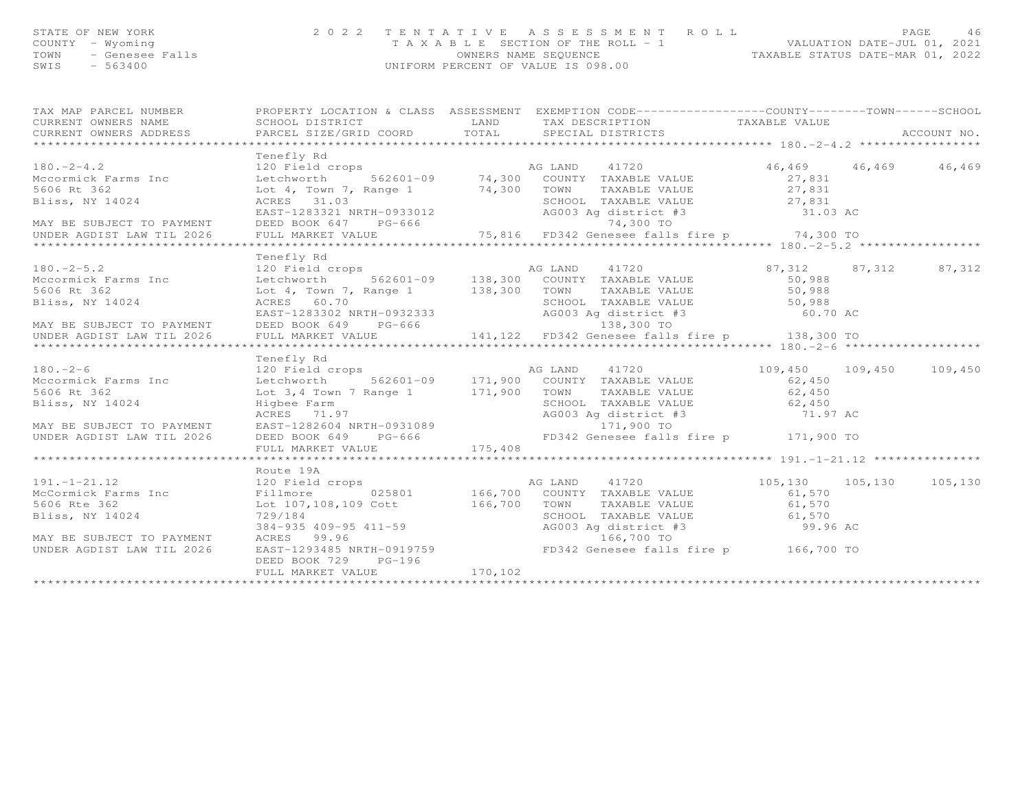STATE OF NEW YORK
COUNTY - Wyoming
TOWN - Genesee Falls
SWIS - 563400

# 2022 TENTATIVE ASSESSMENT ROLL

TAXABLE SECTION OF THE ROLL - 1
OWNERS NAME SEQUENCE
UNIFORM PERCENT OF VALUE IS 098.00

VALUATION DATE-JUL 01, 2021
TAXABLE STATUS DATE-MAR 01, 2022

| TAX MAP PARCEL NUMBER / CURRENT OWNERS NAME / CURRENT OWNERS ADDRESS | PROPERTY LOCATION & CLASS / SCHOOL DISTRICT / PARCEL SIZE/GRID COORD | ASSESSMENT LAND | ASSESSMENT TOTAL | EXEMPTION CODE / TAX DESCRIPTION / SPECIAL DISTRICTS | COUNTY TAXABLE VALUE | TOWN | SCHOOL |
|---|---|---|---|---|---|---|---|
| 180.-2-4.2 | Tenefly Rd | | | | | | |
| | 120 Field crops | | | AG LAND 41720 | 46,469 | 46,469 | 46,469 |
| Mccormick Farms Inc | Letchworth 562601-09 | 74,300 | | COUNTY TAXABLE VALUE | 27,831 | | |
| 5606 Rt 362 | Lot 4, Town 7, Range 1 | | 74,300 | TOWN TAXABLE VALUE | 27,831 | | |
| Bliss, NY 14024 | ACRES 31.03 | | | SCHOOL TAXABLE VALUE | 27,831 | | |
| | EAST-1283321 NRTH-0933012 | | | AG003 Ag district #3 | 31.03 AC | | |
| MAY BE SUBJECT TO PAYMENT | DEED BOOK 647 PG-666 | | | 74,300 TO | | | |
| UNDER AGDIST LAW TIL 2026 | FULL MARKET VALUE | | 75,816 | FD342 Genesee falls fire p | 74,300 TO | | |
| 180.-2-5.2 | Tenefly Rd | | | | | | |
| | 120 Field crops | | | AG LAND 41720 | 87,312 | 87,312 | 87,312 |
| Mccormick Farms Inc | Letchworth 562601-09 | 138,300 | | COUNTY TAXABLE VALUE | 50,988 | | |
| 5606 Rt 362 | Lot 4, Town 7, Range 1 | | 138,300 | TOWN TAXABLE VALUE | 50,988 | | |
| Bliss, NY 14024 | ACRES 60.70 | | | SCHOOL TAXABLE VALUE | 50,988 | | |
| | EAST-1283302 NRTH-0932333 | | | AG003 Ag district #3 | 60.70 AC | | |
| MAY BE SUBJECT TO PAYMENT | DEED BOOK 649 PG-666 | | | 138,300 TO | | | |
| UNDER AGDIST LAW TIL 2026 | FULL MARKET VALUE | | 141,122 | FD342 Genesee falls fire p | 138,300 TO | | |
| 180.-2-6 | Tenefly Rd | | | | | | |
| | 120 Field crops | | | AG LAND 41720 | 109,450 | 109,450 | 109,450 |
| Mccormick Farms Inc | Letchworth 562601-09 | 171,900 | | COUNTY TAXABLE VALUE | 62,450 | | |
| 5606 Rt 362 | Lot 3,4 Town 7 Range 1 | | 171,900 | TOWN TAXABLE VALUE | 62,450 | | |
| Bliss, NY 14024 | Higbee Farm | | | SCHOOL TAXABLE VALUE | 62,450 | | |
| | ACRES 71.97 | | | AG003 Ag district #3 | 71.97 AC | | |
| MAY BE SUBJECT TO PAYMENT | EAST-1282604 NRTH-0931089 | | | 171,900 TO | | | |
| UNDER AGDIST LAW TIL 2026 | DEED BOOK 649 PG-666 | | | FD342 Genesee falls fire p | 171,900 TO | | |
| | FULL MARKET VALUE | | 175,408 | | | | |
| 191.-1-21.12 | Route 19A | | | | | | |
| | 120 Field crops | | | AG LAND 41720 | 105,130 | 105,130 | 105,130 |
| McCormick Farms Inc | Fillmore 025801 | 166,700 | | COUNTY TAXABLE VALUE | 61,570 | | |
| 5606 Rte 362 | Lot 107,108,109 Cott | | 166,700 | TOWN TAXABLE VALUE | 61,570 | | |
| Bliss, NY 14024 | 729/184 | | | SCHOOL TAXABLE VALUE | 61,570 | | |
| | 384-935 409-95 411-59 | | | AG003 Ag district #3 | 99.96 AC | | |
| MAY BE SUBJECT TO PAYMENT | ACRES 99.96 | | | 166,700 TO | | | |
| UNDER AGDIST LAW TIL 2026 | EAST-1293485 NRTH-0919759 | | | FD342 Genesee falls fire p | 166,700 TO | | |
| | DEED BOOK 729 PG-196 | | | | | | |
| | FULL MARKET VALUE | | 170,102 | | | | |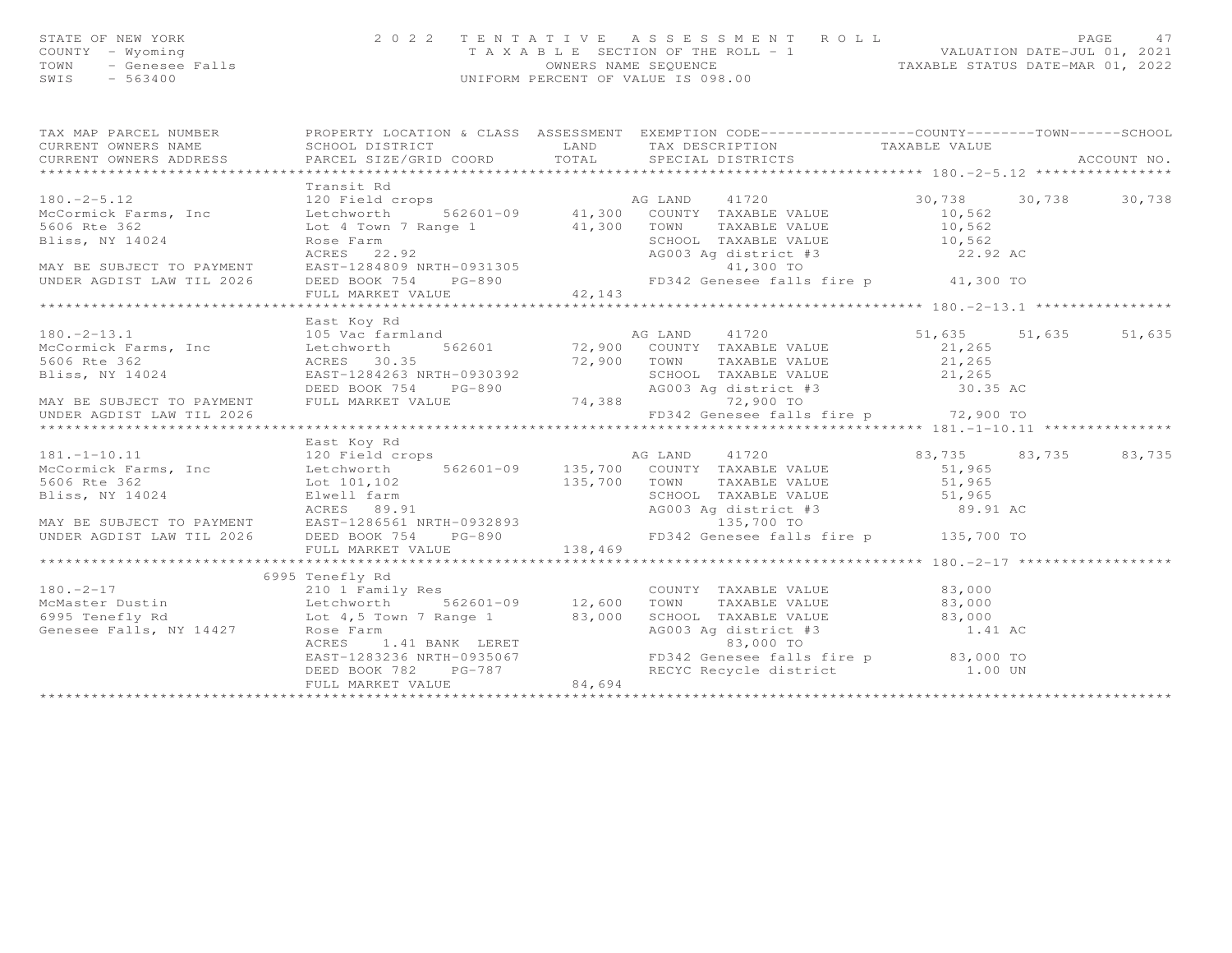STATE OF NEW YORK
COUNTY - Wyoming
TOWN - Genesee Falls
SWIS - 563400

2022 TENTATIVE ASSESSMENT ROLL
TAXABLE SECTION OF THE ROLL - 1
OWNERS NAME SEQUENCE
UNIFORM PERCENT OF VALUE IS 098.00

VALUATION DATE-JUL 01, 2021
TAXABLE STATUS DATE-MAR 01, 2022

| TAX MAP PARCEL NUMBER / CURRENT OWNERS NAME / CURRENT OWNERS ADDRESS | PROPERTY LOCATION & CLASS / SCHOOL DISTRICT / PARCEL SIZE/GRID COORD | ASSESSMENT LAND / TOTAL | EXEMPTION CODE / TAX DESCRIPTION / SPECIAL DISTRICTS | COUNTY TAXABLE VALUE | TOWN | SCHOOL / ACCOUNT NO. |
|---|---|---|---|---|---|---|
| **180.-2-5.12** | Transit Rd | | | | | |
| 180.-2-5.12 | 120 Field crops | | AG LAND 41720 | 30,738 | 30,738 | 30,738 |
| McCormick Farms, Inc | Letchworth 562601-09 | 41,300 | COUNTY TAXABLE VALUE | 10,562 | | |
| 5606 Rte 362 | Lot 4 Town 7 Range 1 | 41,300 | TOWN TAXABLE VALUE | 10,562 | | |
| Bliss, NY 14024 | Rose Farm | | SCHOOL TAXABLE VALUE | 10,562 | | |
| | ACRES 22.92 | | AG003 Ag district #3 | 22.92 AC | | |
| MAY BE SUBJECT TO PAYMENT | EAST-1284809 NRTH-0931305 | | 41,300 TO | | | |
| UNDER AGDIST LAW TIL 2026 | DEED BOOK 754 PG-890 | | FD342 Genesee falls fire p | 41,300 TO | | |
| | FULL MARKET VALUE | 42,143 | | | | |
| **180.-2-13.1** | East Koy Rd | | | | | |
| 180.-2-13.1 | 105 Vac farmland | | AG LAND 41720 | 51,635 | 51,635 | 51,635 |
| McCormick Farms, Inc | Letchworth 562601 | 72,900 | COUNTY TAXABLE VALUE | 21,265 | | |
| 5606 Rte 362 | ACRES 30.35 | 72,900 | TOWN TAXABLE VALUE | 21,265 | | |
| Bliss, NY 14024 | EAST-1284263 NRTH-0930392 | | SCHOOL TAXABLE VALUE | 21,265 | | |
| | DEED BOOK 754 PG-890 | | AG003 Ag district #3 | 30.35 AC | | |
| MAY BE SUBJECT TO PAYMENT | FULL MARKET VALUE | 74,388 | 72,900 TO | | | |
| UNDER AGDIST LAW TIL 2026 | | | FD342 Genesee falls fire p | 72,900 TO | | |
| **181.-1-10.11** | East Koy Rd | | | | | |
| 181.-1-10.11 | 120 Field crops | | AG LAND 41720 | 83,735 | 83,735 | 83,735 |
| McCormick Farms, Inc | Letchworth 562601-09 | 135,700 | COUNTY TAXABLE VALUE | 51,965 | | |
| 5606 Rte 362 | Lot 101,102 | 135,700 | TOWN TAXABLE VALUE | 51,965 | | |
| Bliss, NY 14024 | Elwell farm | | SCHOOL TAXABLE VALUE | 51,965 | | |
| | ACRES 89.91 | | AG003 Ag district #3 | 89.91 AC | | |
| MAY BE SUBJECT TO PAYMENT | EAST-1286561 NRTH-0932893 | | 135,700 TO | | | |
| UNDER AGDIST LAW TIL 2026 | DEED BOOK 754 PG-890 | | FD342 Genesee falls fire p | 135,700 TO | | |
| | FULL MARKET VALUE | 138,469 | | | | |
| **180.-2-17** | 6995 Tenefly Rd | | | | | |
| 180.-2-17 | 210 1 Family Res | | COUNTY TAXABLE VALUE | 83,000 | | |
| McMaster Dustin | Letchworth 562601-09 | 12,600 | TOWN TAXABLE VALUE | 83,000 | | |
| 6995 Tenefly Rd | Lot 4,5 Town 7 Range 1 | 83,000 | SCHOOL TAXABLE VALUE | 83,000 | | |
| Genesee Falls, NY 14427 | Rose Farm | | AG003 Ag district #3 | 1.41 AC | | |
| | ACRES 1.41 BANK LERET | | 83,000 TO | | | |
| | EAST-1283236 NRTH-0935067 | | FD342 Genesee falls fire p | 83,000 TO | | |
| | DEED BOOK 782 PG-787 | | RECYC Recycle district | 1.00 UN | | |
| | FULL MARKET VALUE | 84,694 | | | | |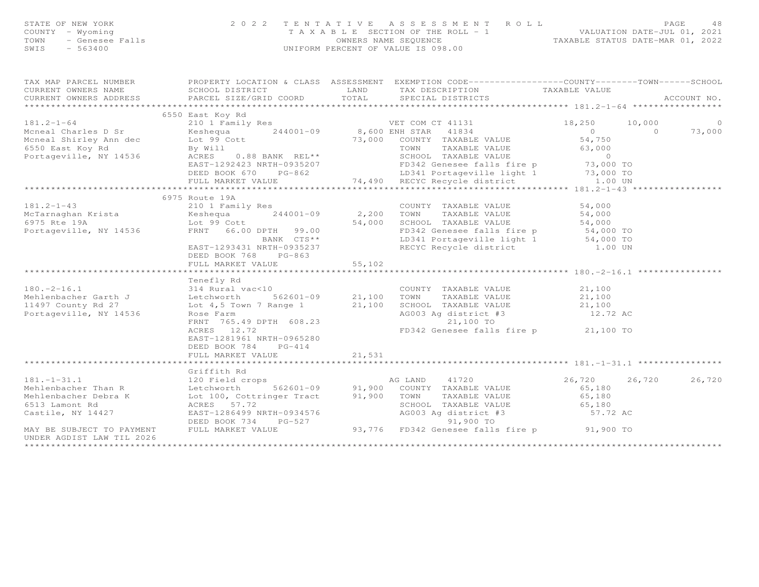STATE OF NEW YORK
COUNTY - Wyoming
TOWN - Genesee Falls
SWIS - 563400

2022 TENTATIVE ASSESSMENT ROLL
TAXABLE SECTION OF THE ROLL - 1
OWNERS NAME SEQUENCE
UNIFORM PERCENT OF VALUE IS 098.00

VALUATION DATE-JUL 01, 2021
TAXABLE STATUS DATE-MAR 01, 2022

```
TAX MAP PARCEL NUMBER          PROPERTY LOCATION & CLASS  ASSESSMENT  EXEMPTION CODE------------------COUNTY--------TOWN------SCHOOL
CURRENT OWNERS NAME            SCHOOL DISTRICT               LAND      TAX DESCRIPTION              TAXABLE VALUE
CURRENT OWNERS ADDRESS         PARCEL SIZE/GRID COORD        TOTAL     SPECIAL DISTRICTS                                   ACCOUNT NO.
*********************************************************************************************** 181.2-1-64 *****************
                               6550 East Koy Rd
181.2-1-64                     210 1 Family Res                        VET COM CT 41131             18,250      10,000          0
Mcneal Charles D Sr            Keshequa        244001-09       8,600 ENH STAR  41834                     0           0     73,000
Mcneal Shirley Ann dec         Lot 99 Cott                    73,000    COUNTY  TAXABLE VALUE            54,750
6550 East Koy Rd               By Will                                  TOWN    TAXABLE VALUE            63,000
Portageville, NY 14536         ACRES    0.88 BANK  REL**                SCHOOL  TAXABLE VALUE                 0
                               EAST-1292423 NRTH-0935207                FD342 Genesee falls fire p        73,000 TO
                               DEED BOOK 670    PG-862                  LD341 Portageville light 1        73,000 TO
                               FULL MARKET VALUE              74,490    RECYC Recycle district              1.00 UN
*********************************************************************************************** 181.2-1-43 *****************
                               6975 Route 19A
181.2-1-43                     210 1 Family Res                         COUNTY  TAXABLE VALUE            54,000
McTarnaghan Krista             Keshequa        244001-09       2,200    TOWN    TAXABLE VALUE            54,000
6975 Rte 19A                   Lot 99 Cott                    54,000    SCHOOL  TAXABLE VALUE            54,000
Portageville, NY 14536         FRNT   66.00 DPTH   99.00                FD342 Genesee falls fire p        54,000 TO
                                             BANK  CTS**                LD341 Portageville light 1        54,000 TO
                               EAST-1293431 NRTH-0935237                RECYC Recycle district              1.00 UN
                               DEED BOOK 768    PG-863
                               FULL MARKET VALUE              55,102
*********************************************************************************************** 180.-2-16.1 ****************
                               Tenefly Rd
180.-2-16.1                    314 Rural vac<10                         COUNTY  TAXABLE VALUE            21,100
Mehlenbacher Garth J           Letchworth      562601-09      21,100    TOWN    TAXABLE VALUE            21,100
11497 County Rd 27             Lot 4,5 Town 7 Range 1         21,100    SCHOOL  TAXABLE VALUE            21,100
Portageville, NY 14536         Rose Farm                                AG003 Ag district #3              12.72 AC
                               FRNT  765.49 DPTH  608.23                      21,100 TO
                               ACRES   12.72                            FD342 Genesee falls fire p        21,100 TO
                               EAST-1281961 NRTH-0965280
                               DEED BOOK 784    PG-414
                               FULL MARKET VALUE              21,531
*********************************************************************************************** 181.-1-31.1 ****************
                               Griffith Rd
181.-1-31.1                    120 Field crops                         AG LAND    41720             26,720      26,720     26,720
Mehlenbacher Than R            Letchworth      562601-09      91,900    COUNTY  TAXABLE VALUE            65,180
Mehlenbacher Debra K           Lot 100, Cottringer Tract      91,900    TOWN    TAXABLE VALUE            65,180
6513 Lamont Rd                 ACRES   57.72                            SCHOOL  TAXABLE VALUE            65,180
Castile, NY 14427              EAST-1286499 NRTH-0934576                AG003 Ag district #3              57.72 AC
                               DEED BOOK 734    PG-527                        91,900 TO
MAY BE SUBJECT TO PAYMENT      FULL MARKET VALUE              93,776    FD342 Genesee falls fire p        91,900 TO
UNDER AGDIST LAW TIL 2026
*****************************************************************************************************************************
```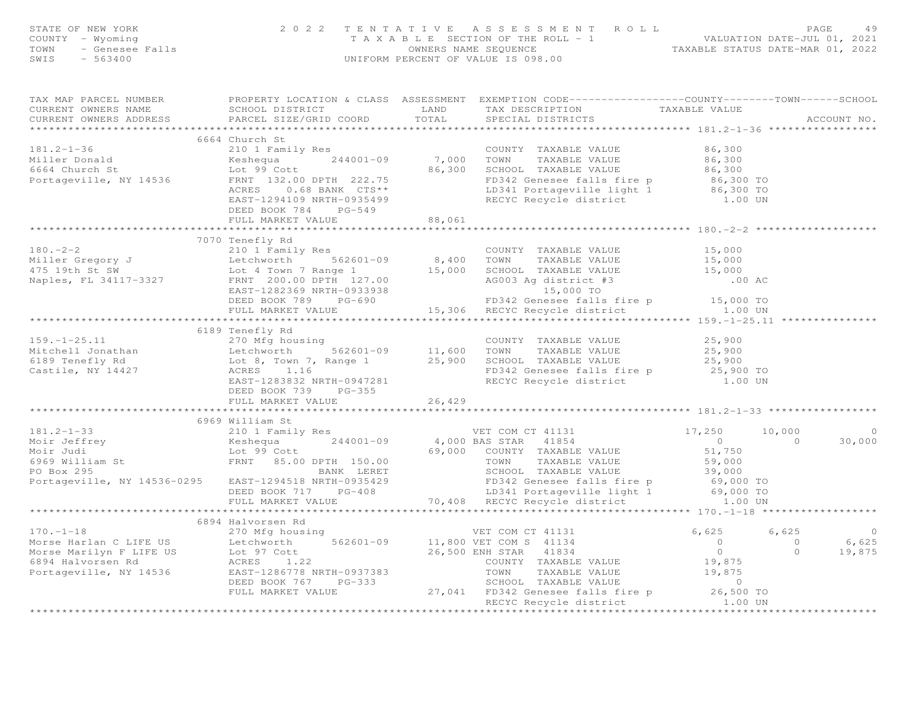STATE OF NEW YORK
COUNTY - Wyoming
TOWN - Genesee Falls
SWIS - 563400

2022 TENTATIVE ASSESSMENT ROLL
TAXABLE SECTION OF THE ROLL - 1
OWNERS NAME SEQUENCE
UNIFORM PERCENT OF VALUE IS 098.00

VALUATION DATE-JUL 01, 2021
TAXABLE STATUS DATE-MAR 01, 2022

| TAX MAP PARCEL NUMBER / CURRENT OWNERS NAME / CURRENT OWNERS ADDRESS | PROPERTY LOCATION & CLASS / SCHOOL DISTRICT / PARCEL SIZE/GRID COORD | ASSESSMENT LAND / TOTAL | EXEMPTION CODE / TAX DESCRIPTION / SPECIAL DISTRICTS | COUNTY TAXABLE VALUE | TOWN | SCHOOL / ACCOUNT NO. |
|---|---|---|---|---|---|---|
| **181.2-1-36** | 6664 Church St | | | | | |
| 181.2-1-36 | 210 1 Family Res | | COUNTY TAXABLE VALUE | 86,300 | | |
| Miller Donald | Keshequa 244001-09 | 7,000 | TOWN TAXABLE VALUE | 86,300 | | |
| 6664 Church St | Lot 99 Cott | 86,300 | SCHOOL TAXABLE VALUE | 86,300 | | |
| Portageville, NY 14536 | FRNT 132.00 DPTH 222.75 | | FD342 Genesee falls fire p | 86,300 TO | | |
| | ACRES 0.68 BANK CTS** | | LD341 Portageville light 1 | 86,300 TO | | |
| | EAST-1294109 NRTH-0935499 | | RECYC Recycle district | 1.00 UN | | |
| | DEED BOOK 784 PG-549 | | | | | |
| | FULL MARKET VALUE | 88,061 | | | | |
| **180.-2-2** | 7070 Tenefly Rd | | | | | |
| 180.-2-2 | 210 1 Family Res | | COUNTY TAXABLE VALUE | 15,000 | | |
| Miller Gregory J | Letchworth 562601-09 | 8,400 | TOWN TAXABLE VALUE | 15,000 | | |
| 475 19th St SW | Lot 4 Town 7 Range 1 | 15,000 | SCHOOL TAXABLE VALUE | 15,000 | | |
| Naples, FL 34117-3327 | FRNT 200.00 DPTH 127.00 | | AG003 Ag district #3 | .00 AC | | |
| | EAST-1282369 NRTH-0933938 | | 15,000 TO | | | |
| | DEED BOOK 789 PG-690 | | FD342 Genesee falls fire p | 15,000 TO | | |
| | FULL MARKET VALUE | 15,306 | RECYC Recycle district | 1.00 UN | | |
| **159.-1-25.11** | 6189 Tenefly Rd | | | | | |
| 159.-1-25.11 | 270 Mfg housing | | COUNTY TAXABLE VALUE | 25,900 | | |
| Mitchell Jonathan | Letchworth 562601-09 | 11,600 | TOWN TAXABLE VALUE | 25,900 | | |
| 6189 Tenefly Rd | Lot 8, Town 7, Range 1 | 25,900 | SCHOOL TAXABLE VALUE | 25,900 | | |
| Castile, NY 14427 | ACRES 1.16 | | FD342 Genesee falls fire p | 25,900 TO | | |
| | EAST-1283832 NRTH-0947281 | | RECYC Recycle district | 1.00 UN | | |
| | DEED BOOK 739 PG-355 | | | | | |
| | FULL MARKET VALUE | 26,429 | | | | |
| **181.2-1-33** | 6969 William St | | | | | |
| 181.2-1-33 | 210 1 Family Res | | VET COM CT 41131 | 17,250 | 10,000 | 0 |
| Moir Jeffrey | Keshequa 244001-09 | 4,000 | BAS STAR 41854 | 0 | 0 | 30,000 |
| Moir Judi | Lot 99 Cott | 69,000 | COUNTY TAXABLE VALUE | 51,750 | | |
| 6969 William St | FRNT 85.00 DPTH 150.00 | | TOWN TAXABLE VALUE | 59,000 | | |
| PO Box 295 | BANK LERET | | SCHOOL TAXABLE VALUE | 39,000 | | |
| Portageville, NY 14536-0295 | EAST-1294518 NRTH-0935429 | | FD342 Genesee falls fire p | 69,000 TO | | |
| | DEED BOOK 717 PG-408 | | LD341 Portageville light 1 | 69,000 TO | | |
| | FULL MARKET VALUE | 70,408 | RECYC Recycle district | 1.00 UN | | |
| **170.-1-18** | 6894 Halvorsen Rd | | | | | |
| 170.-1-18 | 270 Mfg housing | | VET COM CT 41131 | 6,625 | 6,625 | 0 |
| Morse Harlan C LIFE US | Letchworth 562601-09 | 11,800 | VET COM S 41134 | 0 | 0 | 6,625 |
| Morse Marilyn F LIFE US | Lot 97 Cott | 26,500 | ENH STAR 41834 | 0 | 0 | 19,875 |
| 6894 Halvorsen Rd | ACRES 1.22 | | COUNTY TAXABLE VALUE | 19,875 | | |
| Portageville, NY 14536 | EAST-1286778 NRTH-0937383 | | TOWN TAXABLE VALUE | 19,875 | | |
| | DEED BOOK 767 PG-333 | | SCHOOL TAXABLE VALUE | 0 | | |
| | FULL MARKET VALUE | 27,041 | FD342 Genesee falls fire p | 26,500 TO | | |
| | | | RECYC Recycle district | 1.00 UN | | |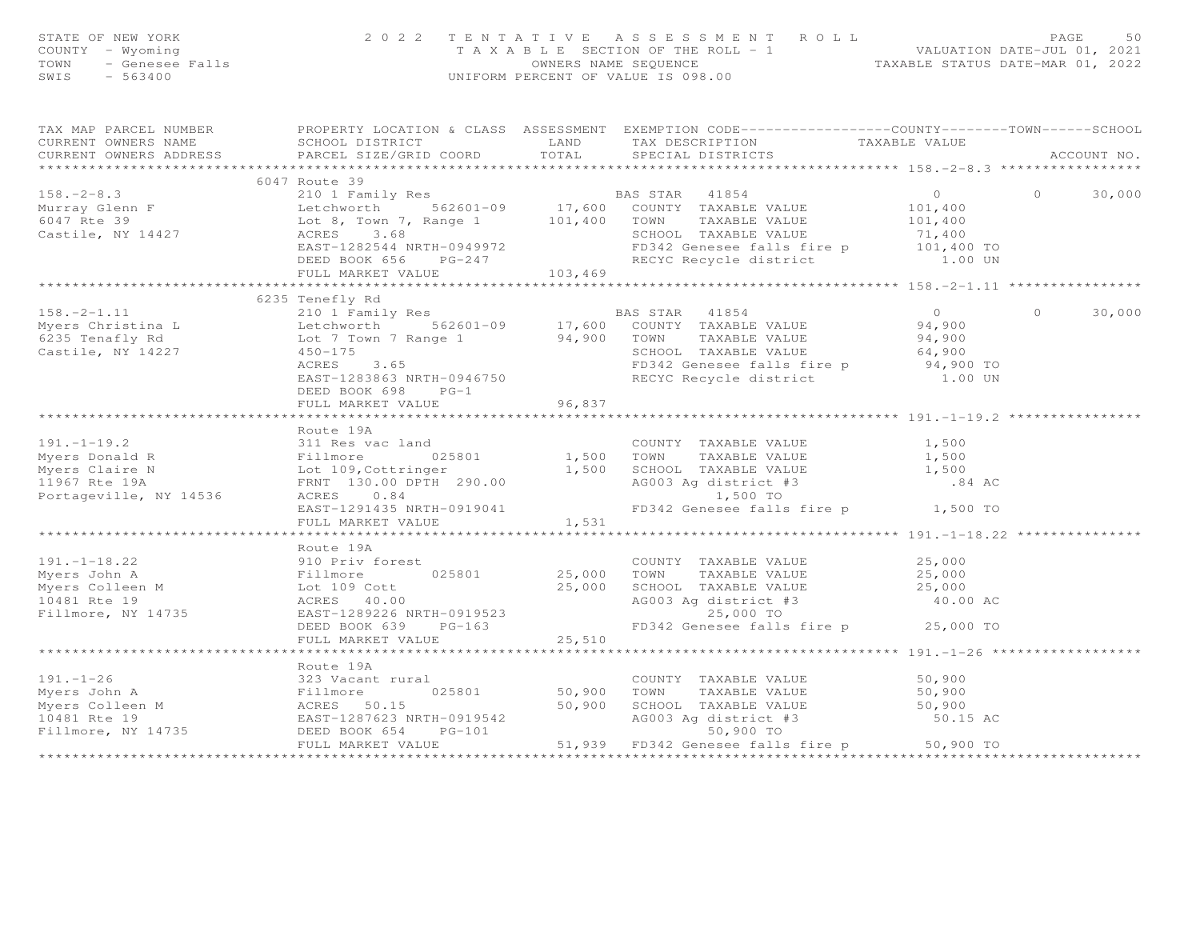STATE OF NEW YORK
COUNTY - Wyoming
TOWN - Genesee Falls
SWIS - 563400

2022 TENTATIVE ASSESSMENT ROLL
TAXABLE SECTION OF THE ROLL - 1
OWNERS NAME SEQUENCE
UNIFORM PERCENT OF VALUE IS 098.00

VALUATION DATE-JUL 01, 2021
TAXABLE STATUS DATE-MAR 01, 2022

| TAX MAP PARCEL NUMBER / CURRENT OWNERS NAME / CURRENT OWNERS ADDRESS | PROPERTY LOCATION & CLASS / SCHOOL DISTRICT / PARCEL SIZE/GRID COORD | ASSESSMENT LAND / TOTAL | EXEMPTION CODE / TAX DESCRIPTION / SPECIAL DISTRICTS | COUNTY TAXABLE VALUE | TOWN | SCHOOL / ACCOUNT NO. |
|---|---|---|---|---|---|---|
| **158.-2-8.3** | 6047 Route 39 | | | | | |
| 158.-2-8.3 | 210 1 Family Res | | BAS STAR 41854 | 0 | 0 | 30,000 |
| Murray Glenn F | Letchworth 562601-09 | 17,600 | COUNTY TAXABLE VALUE | 101,400 | | |
| 6047 Rte 39 | Lot 8, Town 7, Range 1 | 101,400 | TOWN TAXABLE VALUE | 101,400 | | |
| Castile, NY 14427 | ACRES 3.68 | | SCHOOL TAXABLE VALUE | 71,400 | | |
| | EAST-1282544 NRTH-0949972 | | FD342 Genesee falls fire p | 101,400 TO | | |
| | DEED BOOK 656 PG-247 | | RECYC Recycle district | 1.00 UN | | |
| | FULL MARKET VALUE | 103,469 | | | | |
| **158.-2-1.11** | 6235 Tenefly Rd | | | | | |
| 158.-2-1.11 | 210 1 Family Res | | BAS STAR 41854 | 0 | 0 | 30,000 |
| Myers Christina L | Letchworth 562601-09 | 17,600 | COUNTY TAXABLE VALUE | 94,900 | | |
| 6235 Tenafly Rd | Lot 7 Town 7 Range 1 | 94,900 | TOWN TAXABLE VALUE | 94,900 | | |
| Castile, NY 14227 | 450-175 | | SCHOOL TAXABLE VALUE | 64,900 | | |
| | ACRES 3.65 | | FD342 Genesee falls fire p | 94,900 TO | | |
| | EAST-1283863 NRTH-0946750 | | RECYC Recycle district | 1.00 UN | | |
| | DEED BOOK 698 PG-1 | | | | | |
| | FULL MARKET VALUE | 96,837 | | | | |
| **191.-1-19.2** | Route 19A | | | | | |
| 191.-1-19.2 | 311 Res vac land | | COUNTY TAXABLE VALUE | 1,500 | | |
| Myers Donald R | Fillmore 025801 | 1,500 | TOWN TAXABLE VALUE | 1,500 | | |
| Myers Claire N | Lot 109,Cottringer | 1,500 | SCHOOL TAXABLE VALUE | 1,500 | | |
| 11967 Rte 19A | FRNT 130.00 DPTH 290.00 | | AG003 Ag district #3 | .84 AC | | |
| Portageville, NY 14536 | ACRES 0.84 | | 1,500 TO | | | |
| | EAST-1291435 NRTH-0919041 | | FD342 Genesee falls fire p | 1,500 TO | | |
| | FULL MARKET VALUE | 1,531 | | | | |
| **191.-1-18.22** | Route 19A | | | | | |
| 191.-1-18.22 | 910 Priv forest | | COUNTY TAXABLE VALUE | 25,000 | | |
| Myers John A | Fillmore 025801 | 25,000 | TOWN TAXABLE VALUE | 25,000 | | |
| Myers Colleen M | Lot 109 Cott | 25,000 | SCHOOL TAXABLE VALUE | 25,000 | | |
| 10481 Rte 19 | ACRES 40.00 | | AG003 Ag district #3 | 40.00 AC | | |
| Fillmore, NY 14735 | EAST-1289226 NRTH-0919523 | | 25,000 TO | | | |
| | DEED BOOK 639 PG-163 | | FD342 Genesee falls fire p | 25,000 TO | | |
| | FULL MARKET VALUE | 25,510 | | | | |
| **191.-1-26** | Route 19A | | | | | |
| 191.-1-26 | 323 Vacant rural | | COUNTY TAXABLE VALUE | 50,900 | | |
| Myers John A | Fillmore 025801 | 50,900 | TOWN TAXABLE VALUE | 50,900 | | |
| Myers Colleen M | ACRES 50.15 | 50,900 | SCHOOL TAXABLE VALUE | 50,900 | | |
| 10481 Rte 19 | EAST-1287623 NRTH-0919542 | | AG003 Ag district #3 | 50.15 AC | | |
| Fillmore, NY 14735 | DEED BOOK 654 PG-101 | | 50,900 TO | | | |
| | FULL MARKET VALUE | 51,939 | FD342 Genesee falls fire p | 50,900 TO | | |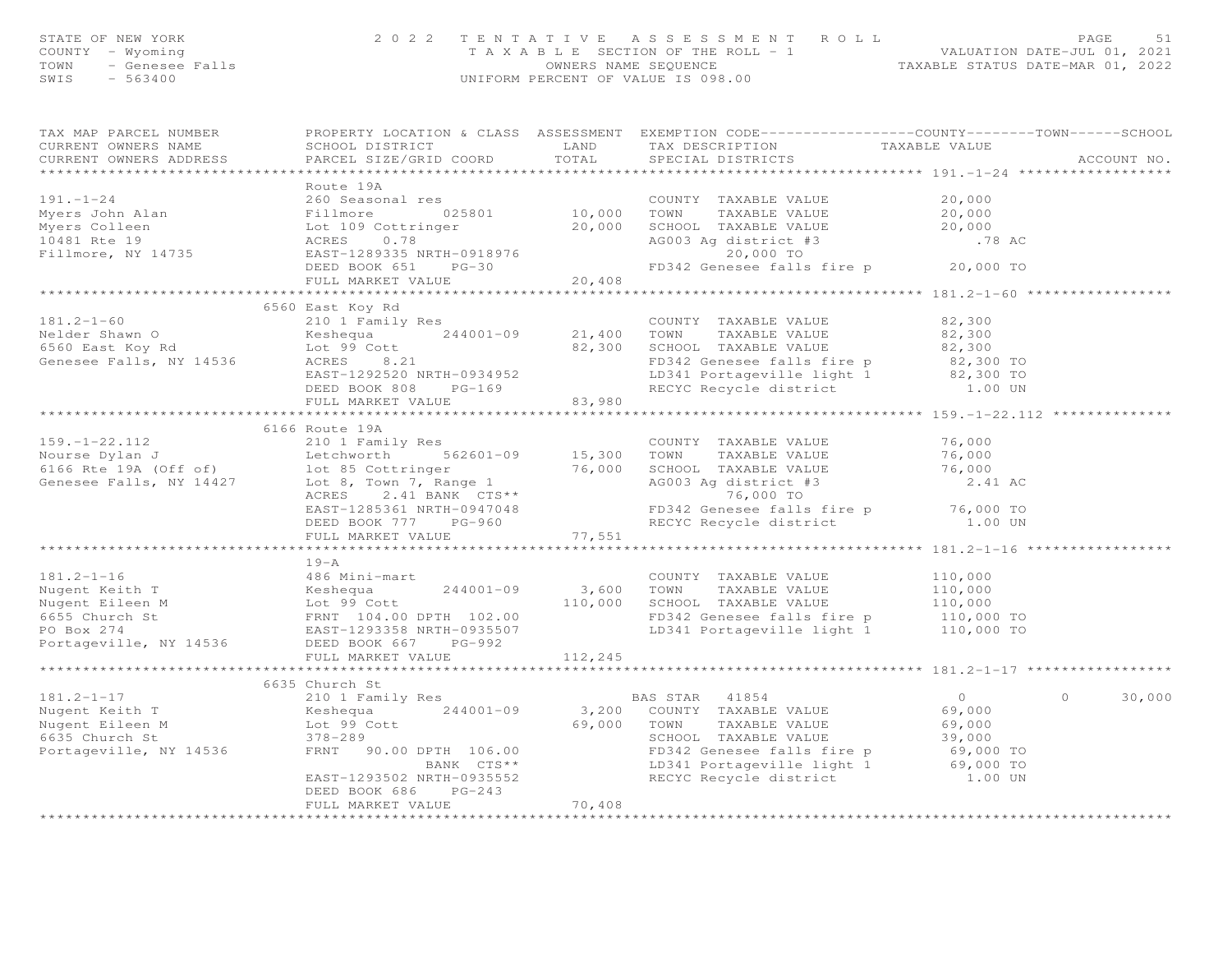STATE OF NEW YORK
COUNTY - Wyoming
TOWN - Genesee Falls
SWIS - 563400

2 0 2 2 T E N T A T I V E A S S E S S M E N T R O L L
T A X A B L E SECTION OF THE ROLL - 1
OWNERS NAME SEQUENCE
UNIFORM PERCENT OF VALUE IS 098.00

VALUATION DATE-JUL 01, 2021
TAXABLE STATUS DATE-MAR 01, 2022

| TAX MAP PARCEL NUMBER / CURRENT OWNERS NAME / CURRENT OWNERS ADDRESS | PROPERTY LOCATION & CLASS / SCHOOL DISTRICT / PARCEL SIZE/GRID COORD | ASSESSMENT LAND / TOTAL | EXEMPTION CODE / TAX DESCRIPTION / SPECIAL DISTRICTS | COUNTY TAXABLE VALUE | TOWN | SCHOOL / ACCOUNT NO. |
|---|---|---|---|---|---|---|
| **191.-1-24** | Route 19A | | | | | |
| 191.-1-24 | 260 Seasonal res | | COUNTY TAXABLE VALUE | 20,000 | | |
| Myers John Alan | Fillmore 025801 | 10,000 | TOWN TAXABLE VALUE | 20,000 | | |
| Myers Colleen | Lot 109 Cottringer | 20,000 | SCHOOL TAXABLE VALUE | 20,000 | | |
| 10481 Rte 19 | ACRES 0.78 | | AG003 Ag district #3 | .78 AC | | |
| Fillmore, NY 14735 | EAST-1289335 NRTH-0918976 | | 20,000 TO | | | |
| | DEED BOOK 651 PG-30 | | FD342 Genesee falls fire p | 20,000 TO | | |
| | FULL MARKET VALUE | 20,408 | | | | |
| **181.2-1-60** | 6560 East Koy Rd | | | | | |
| 181.2-1-60 | 210 1 Family Res | | COUNTY TAXABLE VALUE | 82,300 | | |
| Nelder Shawn O | Keshequa 244001-09 | 21,400 | TOWN TAXABLE VALUE | 82,300 | | |
| 6560 East Koy Rd | Lot 99 Cott | 82,300 | SCHOOL TAXABLE VALUE | 82,300 | | |
| Genesee Falls, NY 14536 | ACRES 8.21 | | FD342 Genesee falls fire p | 82,300 TO | | |
| | EAST-1292520 NRTH-0934952 | | LD341 Portageville light 1 | 82,300 TO | | |
| | DEED BOOK 808 PG-169 | | RECYC Recycle district | 1.00 UN | | |
| | FULL MARKET VALUE | 83,980 | | | | |
| **159.-1-22.112** | 6166 Route 19A | | | | | |
| 159.-1-22.112 | 210 1 Family Res | | COUNTY TAXABLE VALUE | 76,000 | | |
| Nourse Dylan J | Letchworth 562601-09 | 15,300 | TOWN TAXABLE VALUE | 76,000 | | |
| 6166 Rte 19A (Off of) | lot 85 Cottringer | 76,000 | SCHOOL TAXABLE VALUE | 76,000 | | |
| Genesee Falls, NY 14427 | Lot 8, Town 7, Range 1 | | AG003 Ag district #3 | 2.41 AC | | |
| | ACRES 2.41 BANK CTS** | | 76,000 TO | | | |
| | EAST-1285361 NRTH-0947048 | | FD342 Genesee falls fire p | 76,000 TO | | |
| | DEED BOOK 777 PG-960 | | RECYC Recycle district | 1.00 UN | | |
| | FULL MARKET VALUE | 77,551 | | | | |
| **181.2-1-16** | 19-A | | | | | |
| 181.2-1-16 | 486 Mini-mart | | COUNTY TAXABLE VALUE | 110,000 | | |
| Nugent Keith T | Keshequa 244001-09 | 3,600 | TOWN TAXABLE VALUE | 110,000 | | |
| Nugent Eileen M | Lot 99 Cott | 110,000 | SCHOOL TAXABLE VALUE | 110,000 | | |
| 6655 Church St | FRNT 104.00 DPTH 102.00 | | FD342 Genesee falls fire p | 110,000 TO | | |
| PO Box 274 | EAST-1293358 NRTH-0935507 | | LD341 Portageville light 1 | 110,000 TO | | |
| Portageville, NY 14536 | DEED BOOK 667 PG-992 | | | | | |
| | FULL MARKET VALUE | 112,245 | | | | |
| **181.2-1-17** | 6635 Church St | | | | | |
| 181.2-1-17 | 210 1 Family Res | | BAS STAR 41854 | 0 | 0 | 30,000 |
| Nugent Keith T | Keshequa 244001-09 | 3,200 | COUNTY TAXABLE VALUE | 69,000 | | |
| Nugent Eileen M | Lot 99 Cott | 69,000 | TOWN TAXABLE VALUE | 69,000 | | |
| 6635 Church St | 378-289 | | SCHOOL TAXABLE VALUE | 39,000 | | |
| Portageville, NY 14536 | FRNT 90.00 DPTH 106.00 | | FD342 Genesee falls fire p | 69,000 TO | | |
| | BANK CTS** | | LD341 Portageville light 1 | 69,000 TO | | |
| | EAST-1293502 NRTH-0935552 | | RECYC Recycle district | 1.00 UN | | |
| | DEED BOOK 686 PG-243 | | | | | |
| | FULL MARKET VALUE | 70,408 | | | | |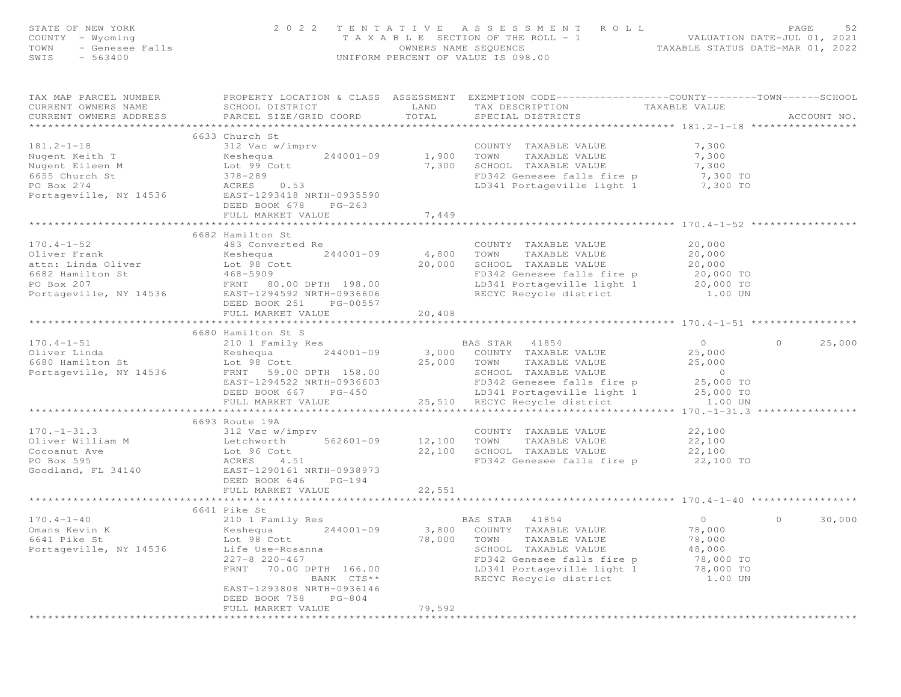STATE OF NEW YORK
COUNTY - Wyoming
TOWN - Genesee Falls
SWIS - 563400

2022 TENTATIVE ASSESSMENT ROLL
TAXABLE SECTION OF THE ROLL - 1
OWNERS NAME SEQUENCE
UNIFORM PERCENT OF VALUE IS 098.00

VALUATION DATE-JUL 01, 2021
TAXABLE STATUS DATE-MAR 01, 2022

| TAX MAP PARCEL NUMBER / CURRENT OWNERS NAME / CURRENT OWNERS ADDRESS | PROPERTY LOCATION & CLASS / SCHOOL DISTRICT / PARCEL SIZE/GRID COORD | ASSESSMENT LAND / TOTAL | EXEMPTION CODE / TAX DESCRIPTION / SPECIAL DISTRICTS | COUNTY TAXABLE VALUE | TOWN | SCHOOL | ACCOUNT NO. |
|---|---|---|---|---|---|---|---|
| **181.2-1-18** | 6633 Church St | | | | | | |
| 181.2-1-18 | 312 Vac w/imprv | | COUNTY TAXABLE VALUE | 7,300 | | | |
| Nugent Keith T | Keshequa 244001-09 | 1,900 | TOWN TAXABLE VALUE | 7,300 | | | |
| Nugent Eileen M | Lot 99 Cott | 7,300 | SCHOOL TAXABLE VALUE | 7,300 | | | |
| 6655 Church St | 378-289 | | FD342 Genesee falls fire p | 7,300 TO | | | |
| PO Box 274 | ACRES 0.53 | | LD341 Portageville light 1 | 7,300 TO | | | |
| Portageville, NY 14536 | EAST-1293418 NRTH-0935590 | | | | | | |
| | DEED BOOK 678 PG-263 | | | | | | |
| | FULL MARKET VALUE | 7,449 | | | | | |
| **170.4-1-52** | 6682 Hamilton St | | | | | | |
| 170.4-1-52 | 483 Converted Re | | COUNTY TAXABLE VALUE | 20,000 | | | |
| Oliver Frank | Keshequa 244001-09 | 4,800 | TOWN TAXABLE VALUE | 20,000 | | | |
| attn: Linda Oliver | Lot 98 Cott | 20,000 | SCHOOL TAXABLE VALUE | 20,000 | | | |
| 6682 Hamilton St | 468-5909 | | FD342 Genesee falls fire p | 20,000 TO | | | |
| PO Box 207 | FRNT 80.00 DPTH 198.00 | | LD341 Portageville light 1 | 20,000 TO | | | |
| Portageville, NY 14536 | EAST-1294592 NRTH-0936606 | | RECYC Recycle district | 1.00 UN | | | |
| | DEED BOOK 251 PG-00557 | | | | | | |
| | FULL MARKET VALUE | 20,408 | | | | | |
| **170.4-1-51** | 6680 Hamilton St S | | | | | | |
| 170.4-1-51 | 210 1 Family Res | | BAS STAR 41854 | 0 | 0 | 25,000 | |
| Oliver Linda | Keshequa 244001-09 | 3,000 | COUNTY TAXABLE VALUE | 25,000 | | | |
| 6680 Hamilton St | Lot 98 Cott | 25,000 | TOWN TAXABLE VALUE | 25,000 | | | |
| Portageville, NY 14536 | FRNT 59.00 DPTH 158.00 | | SCHOOL TAXABLE VALUE | 0 | | | |
| | EAST-1294522 NRTH-0936603 | | FD342 Genesee falls fire p | 25,000 TO | | | |
| | DEED BOOK 667 PG-450 | | LD341 Portageville light 1 | 25,000 TO | | | |
| | FULL MARKET VALUE | 25,510 | RECYC Recycle district | 1.00 UN | | | |
| **170.-1-31.3** | 6693 Route 19A | | | | | | |
| 170.-1-31.3 | 312 Vac w/imprv | | COUNTY TAXABLE VALUE | 22,100 | | | |
| Oliver William M | Letchworth 562601-09 | 12,100 | TOWN TAXABLE VALUE | 22,100 | | | |
| Cocoanut Ave | Lot 96 Cott | 22,100 | SCHOOL TAXABLE VALUE | 22,100 | | | |
| PO Box 595 | ACRES 4.51 | | FD342 Genesee falls fire p | 22,100 TO | | | |
| Goodland, FL 34140 | EAST-1290161 NRTH-0938973 | | | | | | |
| | DEED BOOK 646 PG-194 | | | | | | |
| | FULL MARKET VALUE | 22,551 | | | | | |
| **170.4-1-40** | 6641 Pike St | | | | | | |
| 170.4-1-40 | 210 1 Family Res | | BAS STAR 41854 | 0 | 0 | 30,000 | |
| Omans Kevin K | Keshequa 244001-09 | 3,800 | COUNTY TAXABLE VALUE | 78,000 | | | |
| 6641 Pike St | Lot 98 Cott | 78,000 | TOWN TAXABLE VALUE | 78,000 | | | |
| Portageville, NY 14536 | Life Use-Rosanna | | SCHOOL TAXABLE VALUE | 48,000 | | | |
| | 227-8 220-467 | | FD342 Genesee falls fire p | 78,000 TO | | | |
| | FRNT 70.00 DPTH 166.00 | | LD341 Portageville light 1 | 78,000 TO | | | |
| | BANK CTS** | | RECYC Recycle district | 1.00 UN | | | |
| | EAST-1293808 NRTH-0936146 | | | | | | |
| | DEED BOOK 758 PG-804 | | | | | | |
| | FULL MARKET VALUE | 79,592 | | | | | |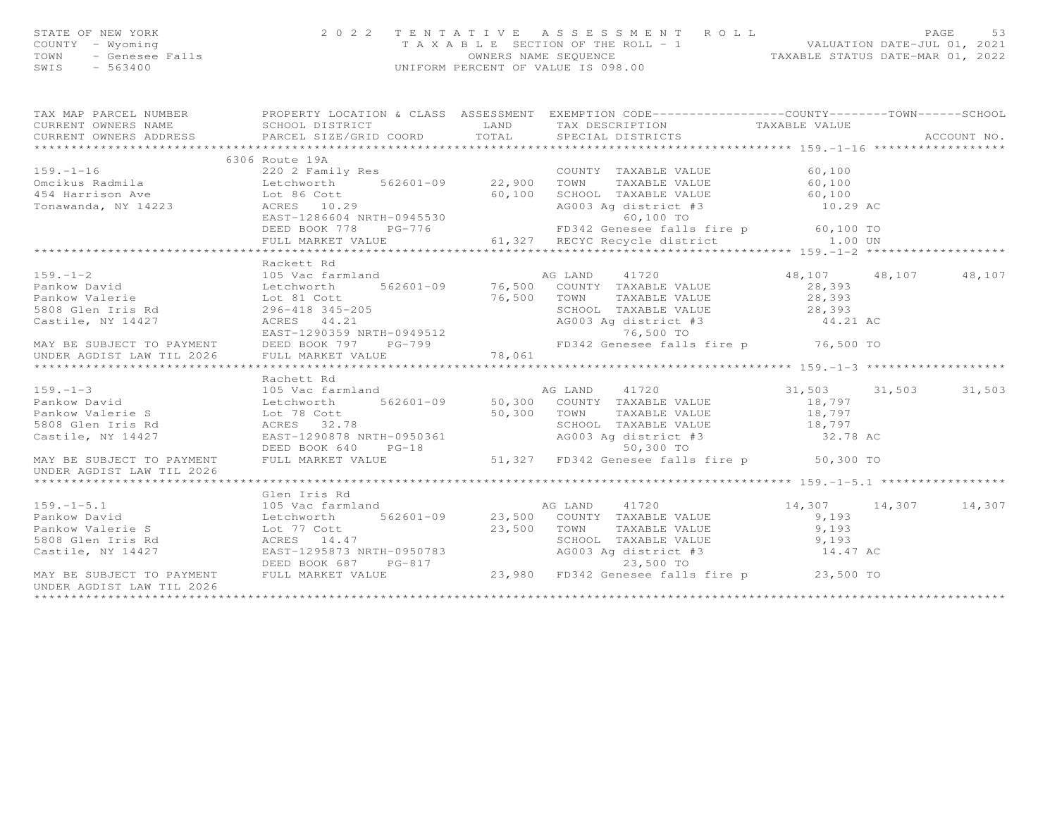STATE OF NEW YORK
COUNTY - Wyoming
TOWN - Genesee Falls
SWIS - 563400

2022 TENTATIVE ASSESSMENT ROLL
TAXABLE SECTION OF THE ROLL - 1
OWNERS NAME SEQUENCE
UNIFORM PERCENT OF VALUE IS 098.00

VALUATION DATE-JUL 01, 2021
TAXABLE STATUS DATE-MAR 01, 2022

| TAX MAP PARCEL NUMBER / CURRENT OWNERS NAME / CURRENT OWNERS ADDRESS | PROPERTY LOCATION & CLASS / SCHOOL DISTRICT / PARCEL SIZE/GRID COORD | ASSESSMENT LAND | TOTAL | EXEMPTION CODE / TAX DESCRIPTION / SPECIAL DISTRICTS | COUNTY TAXABLE VALUE | TOWN | SCHOOL |
|---|---|---|---|---|---|---|---|
| **159.-1-16** | 6306 Route 19A | | | | | | |
| 159.-1-16 | 220 2 Family Res | | | COUNTY TAXABLE VALUE | 60,100 | | |
| Omcikus Radmila | Letchworth 562601-09 | 22,900 | | TOWN TAXABLE VALUE | 60,100 | | |
| 454 Harrison Ave | Lot 86 Cott | | 60,100 | SCHOOL TAXABLE VALUE | 60,100 | | |
| Tonawanda, NY 14223 | ACRES 10.29 | | | AG003 Ag district #3 | 10.29 AC | | |
| | EAST-1286604 NRTH-0945530 | | | 60,100 TO | | | |
| | DEED BOOK 778 PG-776 | | | FD342 Genesee falls fire p | 60,100 TO | | |
| | FULL MARKET VALUE | | 61,327 | RECYC Recycle district | 1.00 UN | | |
| **159.-1-2** | Rackett Rd | | | | | | |
| 159.-1-2 | 105 Vac farmland | | | AG LAND 41720 | 48,107 | 48,107 | 48,107 |
| Pankow David | Letchworth 562601-09 | 76,500 | | COUNTY TAXABLE VALUE | 28,393 | | |
| Pankow Valerie | Lot 81 Cott | | 76,500 | TOWN TAXABLE VALUE | 28,393 | | |
| 5808 Glen Iris Rd | 296-418 345-205 | | | SCHOOL TAXABLE VALUE | 28,393 | | |
| Castile, NY 14427 | ACRES 44.21 | | | AG003 Ag district #3 | 44.21 AC | | |
| | EAST-1290359 NRTH-0949512 | | | 76,500 TO | | | |
| MAY BE SUBJECT TO PAYMENT | DEED BOOK 797 PG-799 | | | FD342 Genesee falls fire p | 76,500 TO | | |
| UNDER AGDIST LAW TIL 2026 | FULL MARKET VALUE | | 78,061 | | | | |
| **159.-1-3** | Rachett Rd | | | | | | |
| 159.-1-3 | 105 Vac farmland | | | AG LAND 41720 | 31,503 | 31,503 | 31,503 |
| Pankow David | Letchworth 562601-09 | 50,300 | | COUNTY TAXABLE VALUE | 18,797 | | |
| Pankow Valerie S | Lot 78 Cott | | 50,300 | TOWN TAXABLE VALUE | 18,797 | | |
| 5808 Glen Iris Rd | ACRES 32.78 | | | SCHOOL TAXABLE VALUE | 18,797 | | |
| Castile, NY 14427 | EAST-1290878 NRTH-0950361 | | | AG003 Ag district #3 | 32.78 AC | | |
| | DEED BOOK 640 PG-18 | | | 50,300 TO | | | |
| MAY BE SUBJECT TO PAYMENT | FULL MARKET VALUE | | 51,327 | FD342 Genesee falls fire p | 50,300 TO | | |
| UNDER AGDIST LAW TIL 2026 | | | | | | | |
| **159.-1-5.1** | Glen Iris Rd | | | | | | |
| 159.-1-5.1 | 105 Vac farmland | | | AG LAND 41720 | 14,307 | 14,307 | 14,307 |
| Pankow David | Letchworth 562601-09 | 23,500 | | COUNTY TAXABLE VALUE | 9,193 | | |
| Pankow Valerie S | Lot 77 Cott | | 23,500 | TOWN TAXABLE VALUE | 9,193 | | |
| 5808 Glen Iris Rd | ACRES 14.47 | | | SCHOOL TAXABLE VALUE | 9,193 | | |
| Castile, NY 14427 | EAST-1295873 NRTH-0950783 | | | AG003 Ag district #3 | 14.47 AC | | |
| | DEED BOOK 687 PG-817 | | | 23,500 TO | | | |
| MAY BE SUBJECT TO PAYMENT | FULL MARKET VALUE | | 23,980 | FD342 Genesee falls fire p | 23,500 TO | | |
| UNDER AGDIST LAW TIL 2026 | | | | | | | |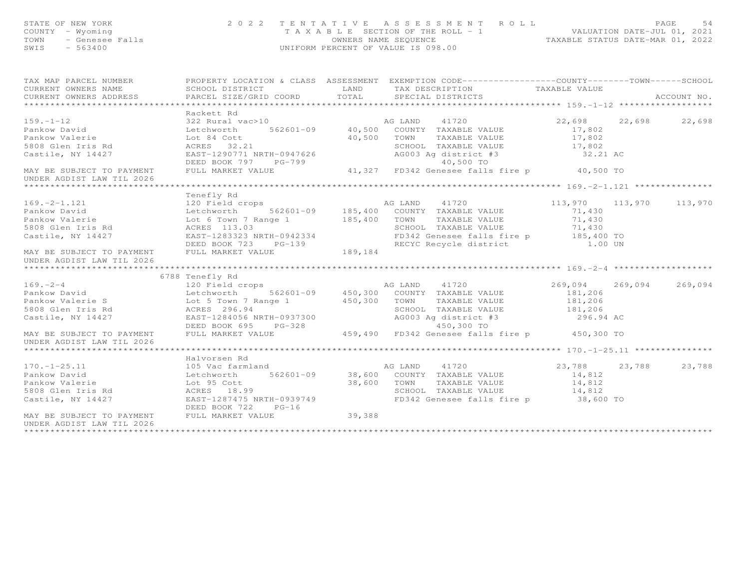STATE OF NEW YORK — 2022 TENTATIVE ASSESSMENT ROLL
COUNTY - Wyoming — TAXABLE SECTION OF THE ROLL - 1 — VALUATION DATE-JUL 01, 2021
TOWN - Genesee Falls — OWNERS NAME SEQUENCE — TAXABLE STATUS DATE-MAR 01, 2022
SWIS - 563400 — UNIFORM PERCENT OF VALUE IS 098.00

| TAX MAP PARCEL NUMBER / CURRENT OWNERS NAME / CURRENT OWNERS ADDRESS | PROPERTY LOCATION & CLASS / SCHOOL DISTRICT / PARCEL SIZE/GRID COORD | ASSESSMENT LAND / TOTAL | EXEMPTION CODE / TAX DESCRIPTION / SPECIAL DISTRICTS | COUNTY TAXABLE VALUE | TOWN | SCHOOL / ACCOUNT NO. |
|---|---|---|---|---|---|---|
| **159.-1-12** | Rackett Rd | | | | | |
| 159.-1-12 | 322 Rural vac>10 | | AG LAND 41720 | 22,698 | 22,698 | 22,698 |
| Pankow David | Letchworth 562601-09 | 40,500 | COUNTY TAXABLE VALUE | 17,802 | | |
| Pankow Valerie | Lot 84 Cott | 40,500 | TOWN TAXABLE VALUE | 17,802 | | |
| 5808 Glen Iris Rd | ACRES 32.21 | | SCHOOL TAXABLE VALUE | 17,802 | | |
| Castile, NY 14427 | EAST-1290771 NRTH-0947626 | | AG003 Ag district #3 | 32.21 AC | | |
| | DEED BOOK 797 PG-799 | | 40,500 TO | | | |
| MAY BE SUBJECT TO PAYMENT | FULL MARKET VALUE | 41,327 | FD342 Genesee falls fire p | 40,500 TO | | |
| UNDER AGDIST LAW TIL 2026 | | | | | | |
| **169.-2-1.121** | Tenefly Rd | | | | | |
| 169.-2-1.121 | 120 Field crops | | AG LAND 41720 | 113,970 | 113,970 | 113,970 |
| Pankow David | Letchworth 562601-09 | 185,400 | COUNTY TAXABLE VALUE | 71,430 | | |
| Pankow Valerie | Lot 6 Town 7 Range 1 | 185,400 | TOWN TAXABLE VALUE | 71,430 | | |
| 5808 Glen Iris Rd | ACRES 113.03 | | SCHOOL TAXABLE VALUE | 71,430 | | |
| Castile, NY 14427 | EAST-1283323 NRTH-0942334 | | FD342 Genesee falls fire p | 185,400 TO | | |
| | DEED BOOK 723 PG-139 | | RECYC Recycle district | 1.00 UN | | |
| MAY BE SUBJECT TO PAYMENT | FULL MARKET VALUE | 189,184 | | | | |
| UNDER AGDIST LAW TIL 2026 | | | | | | |
| **169.-2-4** | 6788 Tenefly Rd | | | | | |
| 169.-2-4 | 120 Field crops | | AG LAND 41720 | 269,094 | 269,094 | 269,094 |
| Pankow David | Letchworth 562601-09 | 450,300 | COUNTY TAXABLE VALUE | 181,206 | | |
| Pankow Valerie S | Lot 5 Town 7 Range 1 | 450,300 | TOWN TAXABLE VALUE | 181,206 | | |
| 5808 Glen Iris Rd | ACRES 296.94 | | SCHOOL TAXABLE VALUE | 181,206 | | |
| Castile, NY 14427 | EAST-1284056 NRTH-0937300 | | AG003 Ag district #3 | 296.94 AC | | |
| | DEED BOOK 695 PG-328 | | 450,300 TO | | | |
| MAY BE SUBJECT TO PAYMENT | FULL MARKET VALUE | 459,490 | FD342 Genesee falls fire p | 450,300 TO | | |
| UNDER AGDIST LAW TIL 2026 | | | | | | |
| **170.-1-25.11** | Halvorsen Rd | | | | | |
| 170.-1-25.11 | 105 Vac farmland | | AG LAND 41720 | 23,788 | 23,788 | 23,788 |
| Pankow David | Letchworth 562601-09 | 38,600 | COUNTY TAXABLE VALUE | 14,812 | | |
| Pankow Valerie | Lot 95 Cott | 38,600 | TOWN TAXABLE VALUE | 14,812 | | |
| 5808 Glen Iris Rd | ACRES 18.99 | | SCHOOL TAXABLE VALUE | 14,812 | | |
| Castile, NY 14427 | EAST-1287475 NRTH-0939749 | | FD342 Genesee falls fire p | 38,600 TO | | |
| | DEED BOOK 722 PG-16 | | | | | |
| MAY BE SUBJECT TO PAYMENT | FULL MARKET VALUE | 39,388 | | | | |
| UNDER AGDIST LAW TIL 2026 | | | | | | |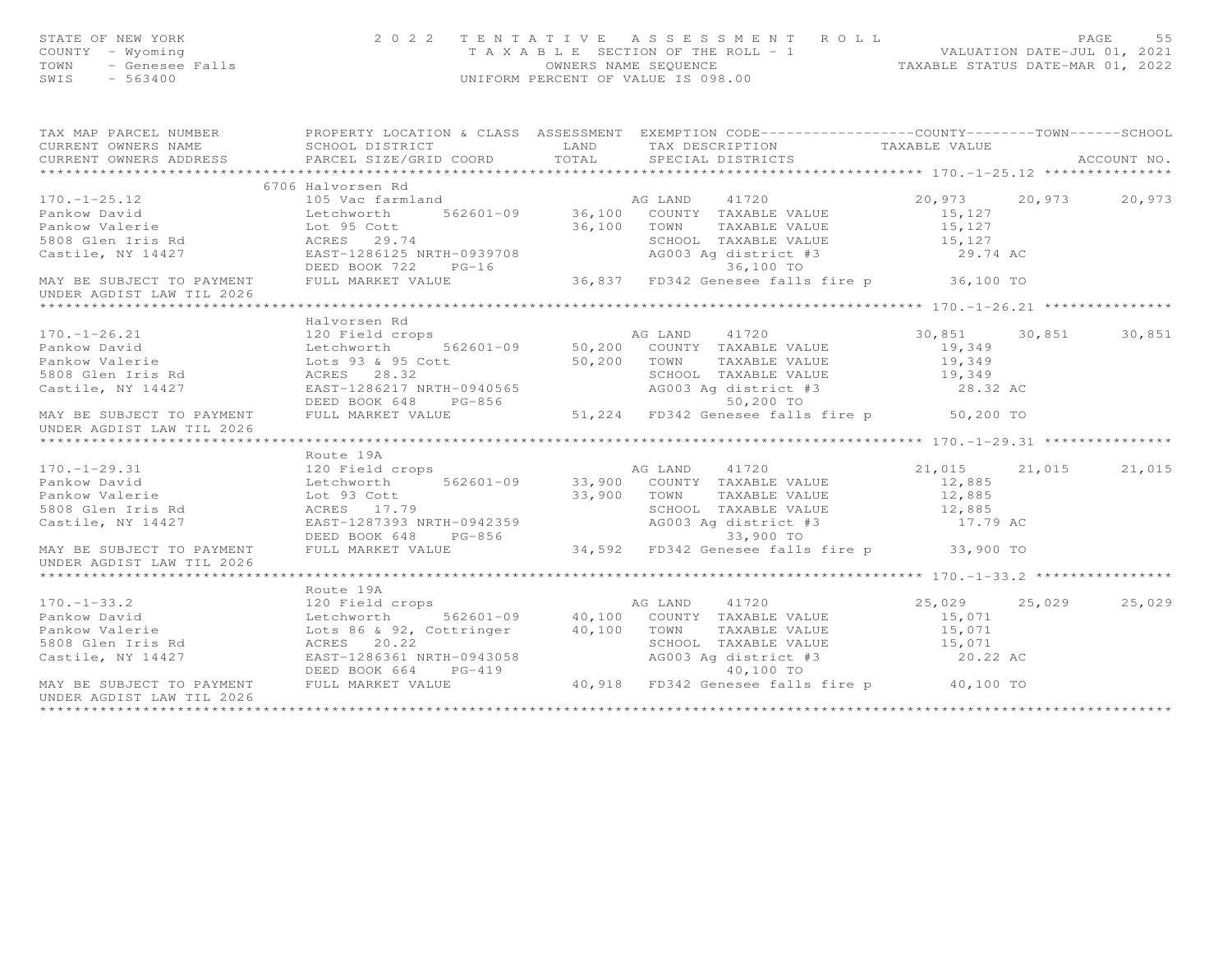STATE OF NEW YORK
COUNTY - Wyoming
TOWN - Genesee Falls
SWIS - 563400

2022 TENTATIVE ASSESSMENT ROLL
TAXABLE SECTION OF THE ROLL - 1
OWNERS NAME SEQUENCE
UNIFORM PERCENT OF VALUE IS 098.00

VALUATION DATE-JUL 01, 2021
TAXABLE STATUS DATE-MAR 01, 2022

```
TAX MAP PARCEL NUMBER          PROPERTY LOCATION & CLASS  ASSESSMENT  EXEMPTION CODE------------------COUNTY--------TOWN------SCHOOL
CURRENT OWNERS NAME            SCHOOL DISTRICT              LAND       TAX DESCRIPTION            TAXABLE VALUE
CURRENT OWNERS ADDRESS         PARCEL SIZE/GRID COORD       TOTAL      SPECIAL DISTRICTS                                    ACCOUNT NO.
******************************************************************************************************* 170.-1-25.12 ***************
                               6706 Halvorsen Rd
170.-1-25.12                   105 Vac farmland                        AG LAND    41720               20,973      20,973      20,973
Pankow David                   Letchworth      562601-09    36,100     COUNTY  TAXABLE VALUE            15,127
Pankow Valerie                 Lot 95 Cott                  36,100     TOWN    TAXABLE VALUE            15,127
5808 Glen Iris Rd              ACRES   29.74                           SCHOOL  TAXABLE VALUE            15,127
Castile, NY 14427              EAST-1286125 NRTH-0939708               AG003 Ag district #3              29.74 AC
                               DEED BOOK 722    PG-16                            36,100 TO
MAY BE SUBJECT TO PAYMENT      FULL MARKET VALUE            36,837     FD342 Genesee falls fire p       36,100 TO
UNDER AGDIST LAW TIL 2026
******************************************************************************************************* 170.-1-26.21 ***************
                               Halvorsen Rd
170.-1-26.21                   120 Field crops                         AG LAND    41720               30,851      30,851      30,851
Pankow David                   Letchworth      562601-09    50,200     COUNTY  TAXABLE VALUE            19,349
Pankow Valerie                 Lots 93 & 95 Cott            50,200     TOWN    TAXABLE VALUE            19,349
5808 Glen Iris Rd              ACRES   28.32                           SCHOOL  TAXABLE VALUE            19,349
Castile, NY 14427              EAST-1286217 NRTH-0940565               AG003 Ag district #3              28.32 AC
                               DEED BOOK 648    PG-856                           50,200 TO
MAY BE SUBJECT TO PAYMENT      FULL MARKET VALUE            51,224     FD342 Genesee falls fire p       50,200 TO
UNDER AGDIST LAW TIL 2026
******************************************************************************************************* 170.-1-29.31 ***************
                               Route 19A
170.-1-29.31                   120 Field crops                         AG LAND    41720               21,015      21,015      21,015
Pankow David                   Letchworth      562601-09    33,900     COUNTY  TAXABLE VALUE            12,885
Pankow Valerie                 Lot 93 Cott                  33,900     TOWN    TAXABLE VALUE            12,885
5808 Glen Iris Rd              ACRES   17.79                           SCHOOL  TAXABLE VALUE            12,885
Castile, NY 14427              EAST-1287393 NRTH-0942359               AG003 Ag district #3              17.79 AC
                               DEED BOOK 648    PG-856                           33,900 TO
MAY BE SUBJECT TO PAYMENT      FULL MARKET VALUE            34,592     FD342 Genesee falls fire p       33,900 TO
UNDER AGDIST LAW TIL 2026
******************************************************************************************************* 170.-1-33.2 ****************
                               Route 19A
170.-1-33.2                    120 Field crops                         AG LAND    41720               25,029      25,029      25,029
Pankow David                   Letchworth      562601-09    40,100     COUNTY  TAXABLE VALUE            15,071
Pankow Valerie                 Lots 86 & 92, Cottringer     40,100     TOWN    TAXABLE VALUE            15,071
5808 Glen Iris Rd              ACRES   20.22                           SCHOOL  TAXABLE VALUE            15,071
Castile, NY 14427              EAST-1286361 NRTH-0943058               AG003 Ag district #3              20.22 AC
                               DEED BOOK 664    PG-419                           40,100 TO
MAY BE SUBJECT TO PAYMENT      FULL MARKET VALUE            40,918     FD342 Genesee falls fire p       40,100 TO
UNDER AGDIST LAW TIL 2026
************************************************************************************************************************************
```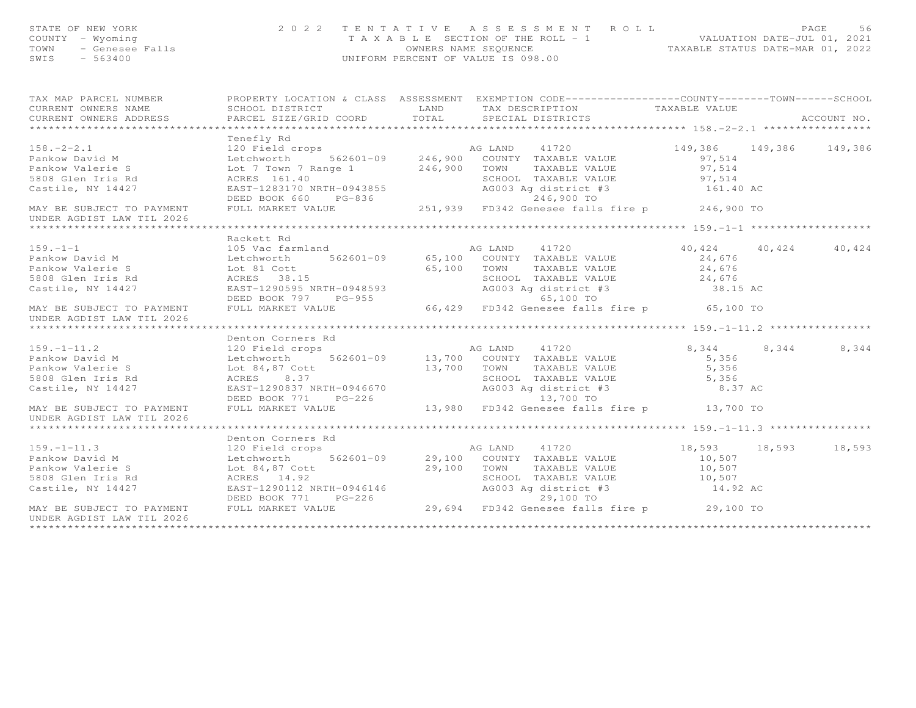STATE OF NEW YORK
COUNTY - Wyoming
TOWN - Genesee Falls
SWIS - 563400

2022 TENTATIVE ASSESSMENT ROLL
TAXABLE SECTION OF THE ROLL - 1
OWNERS NAME SEQUENCE
UNIFORM PERCENT OF VALUE IS 098.00

VALUATION DATE-JUL 01, 2021
TAXABLE STATUS DATE-MAR 01, 2022

| TAX MAP PARCEL NUMBER / CURRENT OWNERS NAME / CURRENT OWNERS ADDRESS | PROPERTY LOCATION & CLASS / SCHOOL DISTRICT / PARCEL SIZE/GRID COORD | ASSESSMENT LAND / TOTAL | EXEMPTION CODE / TAX DESCRIPTION / SPECIAL DISTRICTS | COUNTY TAXABLE VALUE | TOWN | SCHOOL / ACCOUNT NO. |
|---|---|---|---|---|---|---|
| **158.-2-2.1** | Tenefly Rd | | | | | |
| 158.-2-2.1 | 120 Field crops | | AG LAND 41720 | 149,386 | 149,386 | 149,386 |
| Pankow David M | Letchworth 562601-09 | 246,900 | COUNTY TAXABLE VALUE | 97,514 | | |
| Pankow Valerie S | Lot 7 Town 7 Range 1 | 246,900 | TOWN TAXABLE VALUE | 97,514 | | |
| 5808 Glen Iris Rd | ACRES 161.40 | | SCHOOL TAXABLE VALUE | 97,514 | | |
| Castile, NY 14427 | EAST-1283170 NRTH-0943855 | | AG003 Ag district #3 | 161.40 AC | | |
| | DEED BOOK 660 PG-836 | | 246,900 TO | | | |
| MAY BE SUBJECT TO PAYMENT UNDER AGDIST LAW TIL 2026 | FULL MARKET VALUE | 251,939 | FD342 Genesee falls fire p | 246,900 TO | | |
| **159.-1-1** | Rackett Rd | | | | | |
| 159.-1-1 | 105 Vac farmland | | AG LAND 41720 | 40,424 | 40,424 | 40,424 |
| Pankow David M | Letchworth 562601-09 | 65,100 | COUNTY TAXABLE VALUE | 24,676 | | |
| Pankow Valerie S | Lot 81 Cott | 65,100 | TOWN TAXABLE VALUE | 24,676 | | |
| 5808 Glen Iris Rd | ACRES 38.15 | | SCHOOL TAXABLE VALUE | 24,676 | | |
| Castile, NY 14427 | EAST-1290595 NRTH-0948593 | | AG003 Ag district #3 | 38.15 AC | | |
| | DEED BOOK 797 PG-955 | | 65,100 TO | | | |
| MAY BE SUBJECT TO PAYMENT UNDER AGDIST LAW TIL 2026 | FULL MARKET VALUE | 66,429 | FD342 Genesee falls fire p | 65,100 TO | | |
| **159.-1-11.2** | Denton Corners Rd | | | | | |
| 159.-1-11.2 | 120 Field crops | | AG LAND 41720 | 8,344 | 8,344 | 8,344 |
| Pankow David M | Letchworth 562601-09 | 13,700 | COUNTY TAXABLE VALUE | 5,356 | | |
| Pankow Valerie S | Lot 84,87 Cott | 13,700 | TOWN TAXABLE VALUE | 5,356 | | |
| 5808 Glen Iris Rd | ACRES 8.37 | | SCHOOL TAXABLE VALUE | 5,356 | | |
| Castile, NY 14427 | EAST-1290837 NRTH-0946670 | | AG003 Ag district #3 | 8.37 AC | | |
| | DEED BOOK 771 PG-226 | | 13,700 TO | | | |
| MAY BE SUBJECT TO PAYMENT UNDER AGDIST LAW TIL 2026 | FULL MARKET VALUE | 13,980 | FD342 Genesee falls fire p | 13,700 TO | | |
| **159.-1-11.3** | Denton Corners Rd | | | | | |
| 159.-1-11.3 | 120 Field crops | | AG LAND 41720 | 18,593 | 18,593 | 18,593 |
| Pankow David M | Letchworth 562601-09 | 29,100 | COUNTY TAXABLE VALUE | 10,507 | | |
| Pankow Valerie S | Lot 84,87 Cott | 29,100 | TOWN TAXABLE VALUE | 10,507 | | |
| 5808 Glen Iris Rd | ACRES 14.92 | | SCHOOL TAXABLE VALUE | 10,507 | | |
| Castile, NY 14427 | EAST-1290112 NRTH-0946146 | | AG003 Ag district #3 | 14.92 AC | | |
| | DEED BOOK 771 PG-226 | | 29,100 TO | | | |
| MAY BE SUBJECT TO PAYMENT UNDER AGDIST LAW TIL 2026 | FULL MARKET VALUE | 29,694 | FD342 Genesee falls fire p | 29,100 TO | | |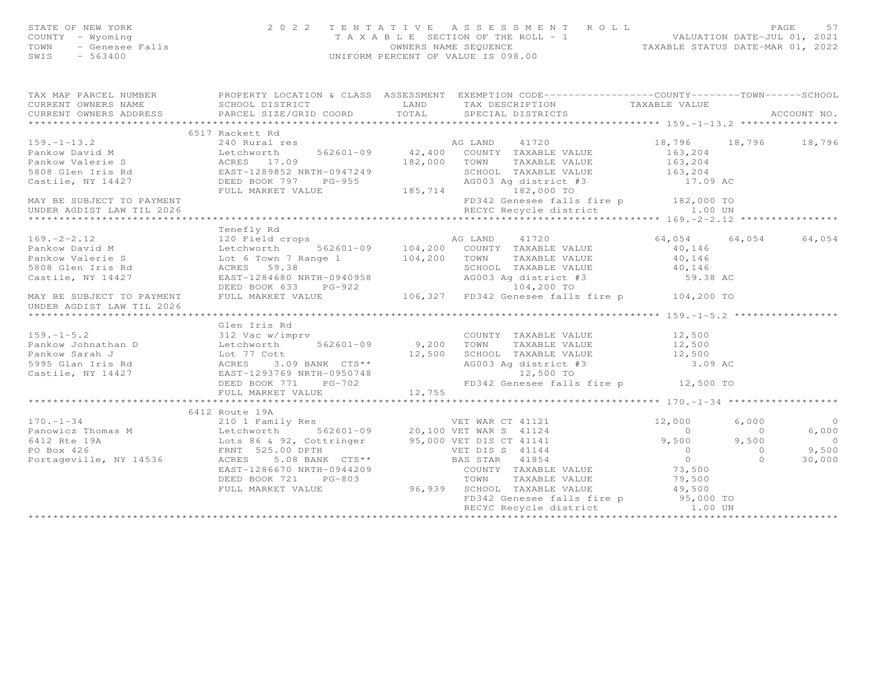STATE OF NEW YORK
COUNTY - Wyoming
TOWN - Genesee Falls
SWIS - 563400

2022 TENTATIVE ASSESSMENT ROLL
TAXABLE SECTION OF THE ROLL - 1
OWNERS NAME SEQUENCE
UNIFORM PERCENT OF VALUE IS 098.00

VALUATION DATE-JUL 01, 2021
TAXABLE STATUS DATE-MAR 01, 2022

```
TAX MAP PARCEL NUMBER          PROPERTY LOCATION & CLASS  ASSESSMENT  EXEMPTION CODE------------------COUNTY--------TOWN------SCHOOL
CURRENT OWNERS NAME            SCHOOL DISTRICT               LAND      TAX DESCRIPTION            TAXABLE VALUE
CURRENT OWNERS ADDRESS         PARCEL SIZE/GRID COORD        TOTAL     SPECIAL DISTRICTS                                    ACCOUNT NO.
******************************************************************************************************* 159.-1-13.2 ****************
                               6517 Rackett Rd
159.-1-13.2                    240 Rural res                          AG LAND    41720             18,796      18,796      18,796
Pankow David M                 Letchworth      562601-09     42,400   COUNTY  TAXABLE VALUE          163,204
Pankow Valerie S               ACRES   17.09                182,000   TOWN    TAXABLE VALUE          163,204
5808 Glen Iris Rd              EAST-1289852 NRTH-0947249              SCHOOL  TAXABLE VALUE          163,204
Castile, NY 14427              DEED BOOK 797    PG-955                AG003 Ag district #3              17.09 AC
                               FULL MARKET VALUE            185,714         182,000 TO
MAY BE SUBJECT TO PAYMENT                                              FD342 Genesee falls fire p       182,000 TO
UNDER AGDIST LAW TIL 2026                                              RECYC Recycle district              1.00 UN
******************************************************************************************************* 169.-2-2.12 ****************
                               Tenefly Rd
169.-2-2.12                    120 Field crops                        AG LAND    41720             64,054      64,054      64,054
Pankow David M                 Letchworth      562601-09    104,200   COUNTY  TAXABLE VALUE           40,146
Pankow Valerie S               Lot 6 Town 7 Range 1         104,200   TOWN    TAXABLE VALUE           40,146
5808 Glen Iris Rd              ACRES   59.38                          SCHOOL  TAXABLE VALUE           40,146
Castile, NY 14427              EAST-1284680 NRTH-0940958              AG003 Ag district #3              59.38 AC
                               DEED BOOK 633    PG-922                      104,200 TO
MAY BE SUBJECT TO PAYMENT      FULL MARKET VALUE            106,327   FD342 Genesee falls fire p       104,200 TO
UNDER AGDIST LAW TIL 2026
******************************************************************************************************* 159.-1-5.2 *****************
                               Glen Iris Rd
159.-1-5.2                     312 Vac w/imprv                        COUNTY  TAXABLE VALUE           12,500
Pankow Johnathan D             Letchworth      562601-09      9,200   TOWN    TAXABLE VALUE           12,500
Pankow Sarah J                 Lot 77 Cott                   12,500   SCHOOL  TAXABLE VALUE           12,500
5995 Glan Iris Rd              ACRES    3.09 BANK  CTS**              AG003 Ag district #3               3.09 AC
Castile, NY 14427              EAST-1293769 NRTH-0950748                     12,500 TO
                               DEED BOOK 771    PG-702                FD342 Genesee falls fire p        12,500 TO
                               FULL MARKET VALUE             12,755
******************************************************************************************************* 170.-1-34 ******************
                               6412 Route 19A
170.-1-34                      210 1 Family Res                       VET WAR CT 41121                 12,000       6,000           0
Panowicz Thomas M              Letchworth      562601-09     20,100 VET WAR S  41124                      0           0       6,000
6412 Rte 19A                   Lots 86 & 92, Cottringer      95,000 VET DIS CT 41141                  9,500       9,500           0
PO Box 426                     FRNT  525.00 DPTH                     VET DIS S  41144                      0           0       9,500
Portageville, NY 14536         ACRES    5.08 BANK  CTS**             BAS STAR   41854                      0           0      30,000
                               EAST-1286670 NRTH-0944209              COUNTY  TAXABLE VALUE           73,500
                               DEED BOOK 721    PG-803                TOWN    TAXABLE VALUE           79,500
                               FULL MARKET VALUE             96,939   SCHOOL  TAXABLE VALUE           49,500
                                                                      FD342 Genesee falls fire p        95,000 TO
                                                                      RECYC Recycle district              1.00 UN
************************************************************************************************************************************
```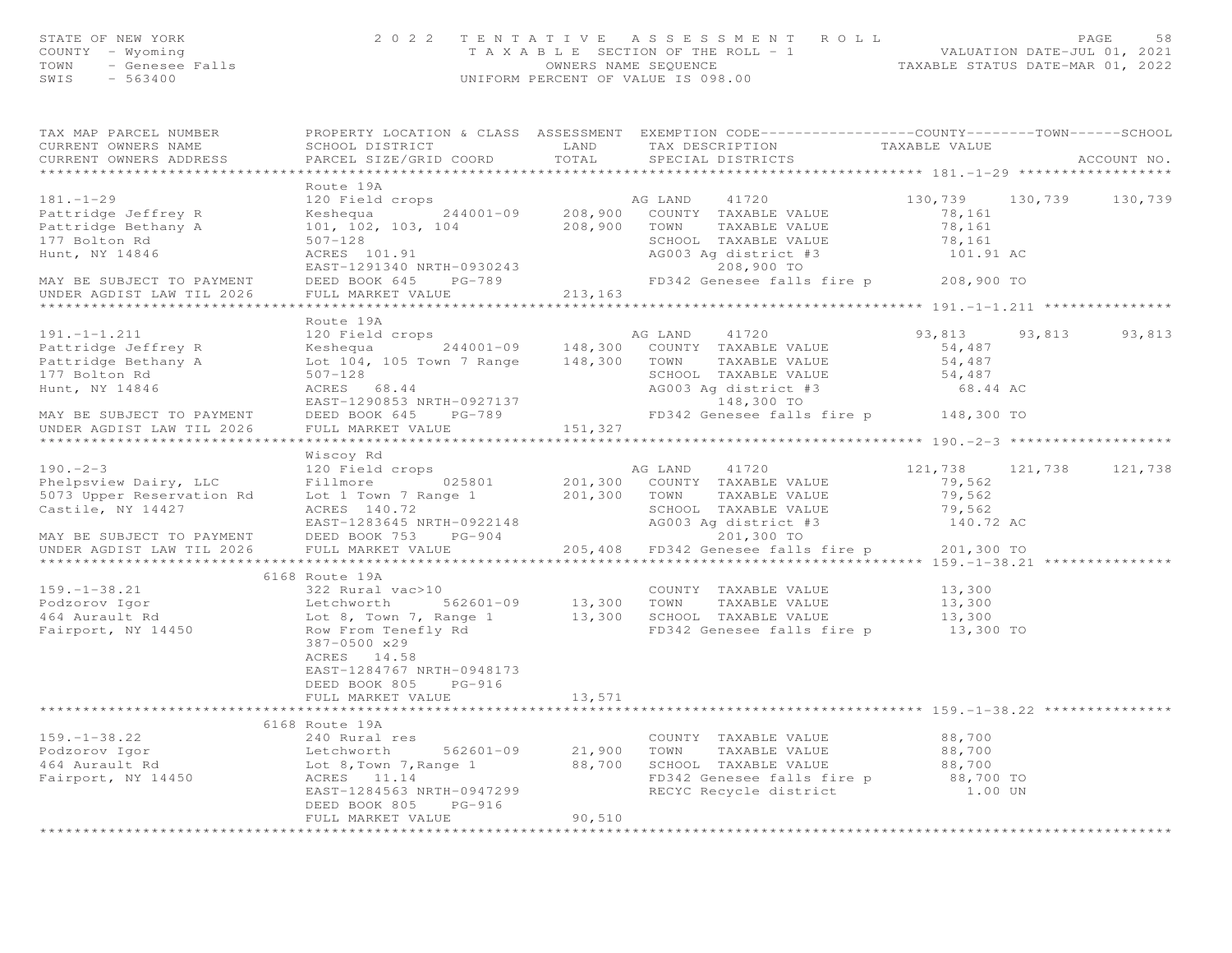STATE OF NEW YORK — 2022 TENTATIVE ASSESSMENT ROLL
COUNTY - Wyoming — TAXABLE SECTION OF THE ROLL - 1 — VALUATION DATE-JUL 01, 2021
TOWN - Genesee Falls — OWNERS NAME SEQUENCE — TAXABLE STATUS DATE-MAR 01, 2022
SWIS - 563400 — UNIFORM PERCENT OF VALUE IS 098.00

| TAX MAP PARCEL NUMBER / CURRENT OWNERS NAME / CURRENT OWNERS ADDRESS | PROPERTY LOCATION & CLASS / SCHOOL DISTRICT / PARCEL SIZE/GRID COORD | ASSESSMENT LAND / TOTAL | EXEMPTION CODE / TAX DESCRIPTION / SPECIAL DISTRICTS | COUNTY TAXABLE VALUE | TOWN | SCHOOL / ACCOUNT NO. |
|---|---|---|---|---|---|---|
| **181.-1-29** | Route 19A | | | | | |
| 181.-1-29 | 120 Field crops | | AG LAND 41720 | 130,739 | 130,739 | 130,739 |
| Pattridge Jeffrey R | Keshequa 244001-09 | 208,900 | COUNTY TAXABLE VALUE | 78,161 | | |
| Pattridge Bethany A | 101, 102, 103, 104 | 208,900 | TOWN TAXABLE VALUE | 78,161 | | |
| 177 Bolton Rd | 507-128 | | SCHOOL TAXABLE VALUE | 78,161 | | |
| Hunt, NY 14846 | ACRES 101.91 | | AG003 Ag district #3 | 101.91 AC | | |
| | EAST-1291340 NRTH-0930243 | | 208,900 TO | | | |
| MAY BE SUBJECT TO PAYMENT | DEED BOOK 645 PG-789 | | FD342 Genesee falls fire p | 208,900 TO | | |
| UNDER AGDIST LAW TIL 2026 | FULL MARKET VALUE | 213,163 | | | | |
| **191.-1-1.211** | Route 19A | | | | | |
| 191.-1-1.211 | 120 Field crops | | AG LAND 41720 | 93,813 | 93,813 | 93,813 |
| Pattridge Jeffrey R | Keshequa 244001-09 | 148,300 | COUNTY TAXABLE VALUE | 54,487 | | |
| Pattridge Bethany A | Lot 104, 105 Town 7 Range | 148,300 | TOWN TAXABLE VALUE | 54,487 | | |
| 177 Bolton Rd | 507-128 | | SCHOOL TAXABLE VALUE | 54,487 | | |
| Hunt, NY 14846 | ACRES 68.44 | | AG003 Ag district #3 | 68.44 AC | | |
| | EAST-1290853 NRTH-0927137 | | 148,300 TO | | | |
| MAY BE SUBJECT TO PAYMENT | DEED BOOK 645 PG-789 | | FD342 Genesee falls fire p | 148,300 TO | | |
| UNDER AGDIST LAW TIL 2026 | FULL MARKET VALUE | 151,327 | | | | |
| **190.-2-3** | Wiscoy Rd | | | | | |
| 190.-2-3 | 120 Field crops | | AG LAND 41720 | 121,738 | 121,738 | 121,738 |
| Phelpsview Dairy, LLC | Fillmore 025801 | 201,300 | COUNTY TAXABLE VALUE | 79,562 | | |
| 5073 Upper Reservation Rd | Lot 1 Town 7 Range 1 | 201,300 | TOWN TAXABLE VALUE | 79,562 | | |
| Castile, NY 14427 | ACRES 140.72 | | SCHOOL TAXABLE VALUE | 79,562 | | |
| | EAST-1283645 NRTH-0922148 | | AG003 Ag district #3 | 140.72 AC | | |
| MAY BE SUBJECT TO PAYMENT | DEED BOOK 753 PG-904 | | 201,300 TO | | | |
| UNDER AGDIST LAW TIL 2026 | FULL MARKET VALUE | 205,408 | FD342 Genesee falls fire p | 201,300 TO | | |
| **159.-1-38.21** | 6168 Route 19A | | | | | |
| 159.-1-38.21 | 322 Rural vac>10 | | COUNTY TAXABLE VALUE | 13,300 | | |
| Podzorov Igor | Letchworth 562601-09 | 13,300 | TOWN TAXABLE VALUE | 13,300 | | |
| 464 Aurault Rd | Lot 8, Town 7, Range 1 | 13,300 | SCHOOL TAXABLE VALUE | 13,300 | | |
| Fairport, NY 14450 | Row From Tenefly Rd | | FD342 Genesee falls fire p | 13,300 TO | | |
| | 387-0500 x29 | | | | | |
| | ACRES 14.58 | | | | | |
| | EAST-1284767 NRTH-0948173 | | | | | |
| | DEED BOOK 805 PG-916 | | | | | |
| | FULL MARKET VALUE | 13,571 | | | | |
| **159.-1-38.22** | 6168 Route 19A | | | | | |
| 159.-1-38.22 | 240 Rural res | | COUNTY TAXABLE VALUE | 88,700 | | |
| Podzorov Igor | Letchworth 562601-09 | 21,900 | TOWN TAXABLE VALUE | 88,700 | | |
| 464 Aurault Rd | Lot 8,Town 7,Range 1 | 88,700 | SCHOOL TAXABLE VALUE | 88,700 | | |
| Fairport, NY 14450 | ACRES 11.14 | | FD342 Genesee falls fire p | 88,700 TO | | |
| | EAST-1284563 NRTH-0947299 | | RECYC Recycle district | 1.00 UN | | |
| | DEED BOOK 805 PG-916 | | | | | |
| | FULL MARKET VALUE | 90,510 | | | | |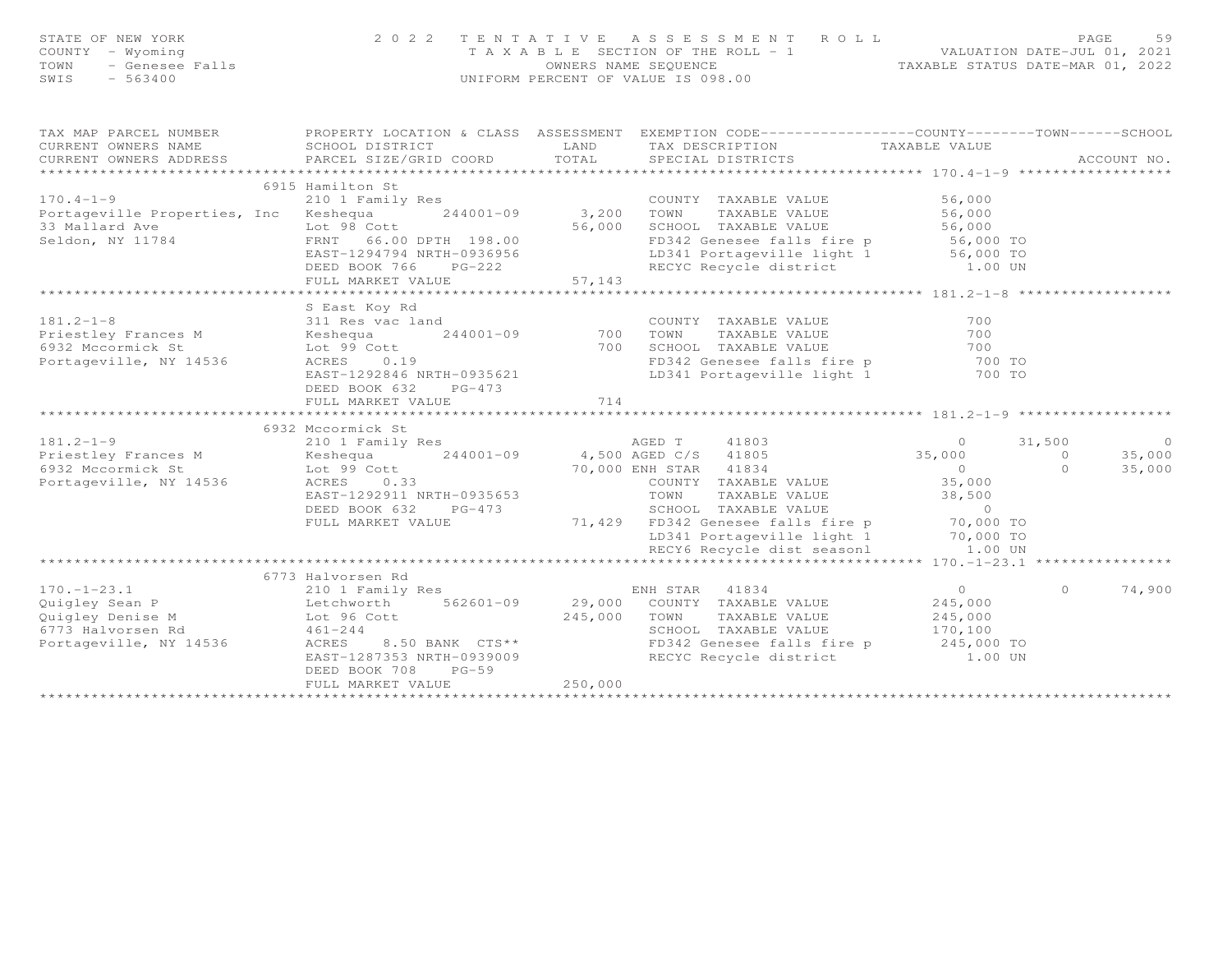STATE OF NEW YORK
COUNTY - Wyoming
TOWN - Genesee Falls
SWIS - 563400

# 2022 TENTATIVE ASSESSMENT ROLL

TAXABLE SECTION OF THE ROLL - 1
OWNERS NAME SEQUENCE
UNIFORM PERCENT OF VALUE IS 098.00

VALUATION DATE-JUL 01, 2021
TAXABLE STATUS DATE-MAR 01, 2022

```
TAX MAP PARCEL NUMBER          PROPERTY LOCATION & CLASS  ASSESSMENT  EXEMPTION CODE------------------COUNTY--------TOWN------SCHOOL
CURRENT OWNERS NAME            SCHOOL DISTRICT              LAND      TAX DESCRIPTION              TAXABLE VALUE
CURRENT OWNERS ADDRESS         PARCEL SIZE/GRID COORD       TOTAL     SPECIAL DISTRICTS                                          ACCOUNT NO.
******************************************************************************************************* 170.4-1-9 ******************
                               6915 Hamilton St
170.4-1-9                      210 1 Family Res                        COUNTY  TAXABLE VALUE            56,000
Portageville Properties, Inc   Keshequa       244001-09      3,200     TOWN    TAXABLE VALUE            56,000
33 Mallard Ave                 Lot 98 Cott                  56,000     SCHOOL  TAXABLE VALUE            56,000
Seldon, NY 11784               FRNT   66.00 DPTH 198.00                FD342 Genesee falls fire p        56,000 TO
                               EAST-1294794 NRTH-0936956               LD341 Portageville light 1        56,000 TO
                               DEED BOOK 766    PG-222                 RECYC Recycle district              1.00 UN
                               FULL MARKET VALUE            57,143
******************************************************************************************************* 181.2-1-8 ******************
                               S East Koy Rd
181.2-1-8                      311 Res vac land                        COUNTY  TAXABLE VALUE               700
Priestley Frances M            Keshequa       244001-09        700     TOWN    TAXABLE VALUE               700
6932 Mccormick St              Lot 99 Cott                     700     SCHOOL  TAXABLE VALUE               700
Portageville, NY 14536         ACRES    0.19                           FD342 Genesee falls fire p           700 TO
                               EAST-1292846 NRTH-0935621               LD341 Portageville light 1           700 TO
                               DEED BOOK 632    PG-473
                               FULL MARKET VALUE               714
******************************************************************************************************* 181.2-1-9 ******************
                               6932 Mccormick St
181.2-1-9                      210 1 Family Res                        AGED T      41803                  0      31,500          0
Priestley Frances M            Keshequa       244001-09      4,500 AGED C/S    41805             35,000           0     35,000
6932 Mccormick St              Lot 99 Cott                  70,000 ENH STAR    41834                  0           0     35,000
Portageville, NY 14536         ACRES    0.33                           COUNTY  TAXABLE VALUE            35,000
                               EAST-1292911 NRTH-0935653               TOWN    TAXABLE VALUE            38,500
                               DEED BOOK 632    PG-473                 SCHOOL  TAXABLE VALUE                 0
                               FULL MARKET VALUE            71,429     FD342 Genesee falls fire p        70,000 TO
                                                                       LD341 Portageville light 1        70,000 TO
                                                                       RECY6 Recycle dist seasonl          1.00 UN
******************************************************************************************************* 170.-1-23.1 ****************
                               6773 Halvorsen Rd
170.-1-23.1                    210 1 Family Res                        ENH STAR    41834                  0           0     74,900
Quigley Sean P                 Letchworth     562601-09     29,000     COUNTY  TAXABLE VALUE           245,000
Quigley Denise M               Lot 96 Cott                 245,000     TOWN    TAXABLE VALUE           245,000
6773 Halvorsen Rd              461-244                                 SCHOOL  TAXABLE VALUE           170,100
Portageville, NY 14536         ACRES    8.50 BANK  CTS**               FD342 Genesee falls fire p       245,000 TO
                               EAST-1287353 NRTH-0939009               RECYC Recycle district              1.00 UN
                               DEED BOOK 708    PG-59
                               FULL MARKET VALUE           250,000
************************************************************************************************************************************
```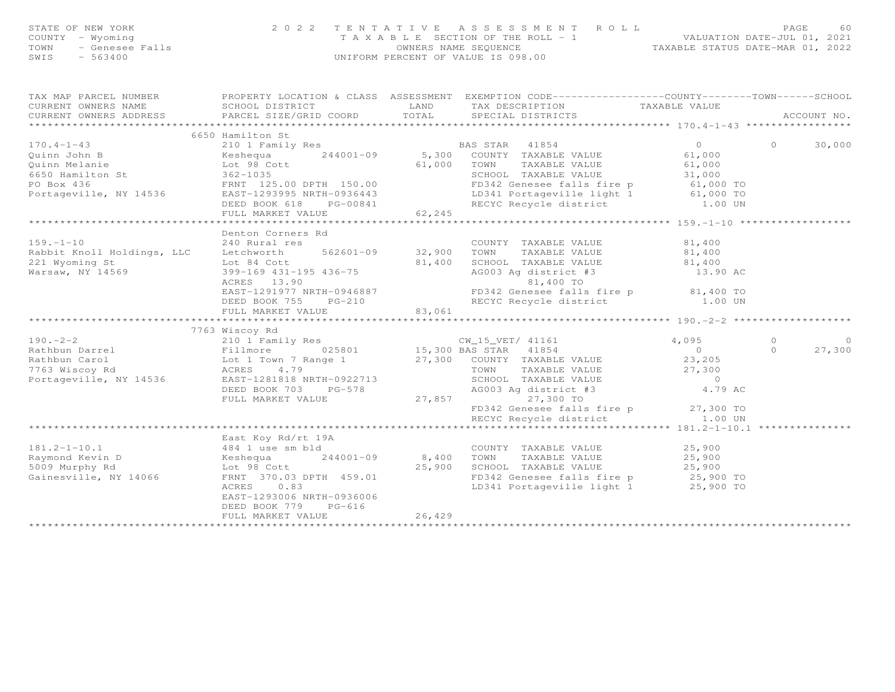STATE OF NEW YORK
COUNTY - Wyoming
TOWN - Genesee Falls
SWIS - 563400

2022 TENTATIVE ASSESSMENT ROLL
TAXABLE SECTION OF THE ROLL - 1
OWNERS NAME SEQUENCE
UNIFORM PERCENT OF VALUE IS 098.00

VALUATION DATE-JUL 01, 2021
TAXABLE STATUS DATE-MAR 01, 2022

| TAX MAP PARCEL NUMBER / CURRENT OWNERS NAME / CURRENT OWNERS ADDRESS | PROPERTY LOCATION & CLASS / SCHOOL DISTRICT / PARCEL SIZE/GRID COORD | ASSESSMENT LAND | ASSESSMENT TOTAL | EXEMPTION CODE / TAX DESCRIPTION / SPECIAL DISTRICTS | COUNTY TAXABLE VALUE | TOWN | SCHOOL / ACCOUNT NO. |
|---|---|---|---|---|---|---|---|
| **170.4-1-43** | 6650 Hamilton St | | | | | | |
| 170.4-1-43 | 210 1 Family Res | | | BAS STAR 41854 | 0 | 0 | 30,000 |
| Quinn John B | Keshequa 244001-09 | 5,300 | | COUNTY TAXABLE VALUE | 61,000 | | |
| Quinn Melanie | Lot 98 Cott | | 61,000 | TOWN TAXABLE VALUE | 61,000 | | |
| 6650 Hamilton St | 362-1035 | | | SCHOOL TAXABLE VALUE | 31,000 | | |
| PO Box 436 | FRNT 125.00 DPTH 150.00 | | | FD342 Genesee falls fire p | 61,000 TO | | |
| Portageville, NY 14536 | EAST-1293995 NRTH-0936443 | | | LD341 Portageville light 1 | 61,000 TO | | |
| | DEED BOOK 618 PG-00841 | | | RECYC Recycle district | 1.00 UN | | |
| | FULL MARKET VALUE | | 62,245 | | | | |
| **159.-1-10** | Denton Corners Rd | | | | | | |
| 159.-1-10 | 240 Rural res | | | COUNTY TAXABLE VALUE | 81,400 | | |
| Rabbit Knoll Holdings, LLC | Letchworth 562601-09 | 32,900 | | TOWN TAXABLE VALUE | 81,400 | | |
| 221 Wyoming St | Lot 84 Cott | | 81,400 | SCHOOL TAXABLE VALUE | 81,400 | | |
| Warsaw, NY 14569 | 399-169 431-195 436-75 | | | AG003 Ag district #3 | 13.90 AC | | |
| | ACRES 13.90 | | | 81,400 TO | | | |
| | EAST-1291977 NRTH-0946887 | | | FD342 Genesee falls fire p | 81,400 TO | | |
| | DEED BOOK 755 PG-210 | | | RECYC Recycle district | 1.00 UN | | |
| | FULL MARKET VALUE | | 83,061 | | | | |
| **190.-2-2** | 7763 Wiscoy Rd | | | | | | |
| 190.-2-2 | 210 1 Family Res | | | CW_15_VET/ 41161 | 4,095 | 0 | 0 |
| Rathbun Darrel | Fillmore 025801 | 15,300 | | BAS STAR 41854 | 0 | 0 | 27,300 |
| Rathbun Carol | Lot 1 Town 7 Range 1 | | 27,300 | COUNTY TAXABLE VALUE | 23,205 | | |
| 7763 Wiscoy Rd | ACRES 4.79 | | | TOWN TAXABLE VALUE | 27,300 | | |
| Portageville, NY 14536 | EAST-1281818 NRTH-0922713 | | | SCHOOL TAXABLE VALUE | 0 | | |
| | DEED BOOK 703 PG-578 | | | AG003 Ag district #3 | 4.79 AC | | |
| | FULL MARKET VALUE | | 27,857 | 27,300 TO | | | |
| | | | | FD342 Genesee falls fire p | 27,300 TO | | |
| | | | | RECYC Recycle district | 1.00 UN | | |
| **181.2-1-10.1** | East Koy Rd/rt 19A | | | | | | |
| 181.2-1-10.1 | 484 1 use sm bld | | | COUNTY TAXABLE VALUE | 25,900 | | |
| Raymond Kevin D | Keshequa 244001-09 | 8,400 | | TOWN TAXABLE VALUE | 25,900 | | |
| 5009 Murphy Rd | Lot 98 Cott | | 25,900 | SCHOOL TAXABLE VALUE | 25,900 | | |
| Gainesville, NY 14066 | FRNT 370.03 DPTH 459.01 | | | FD342 Genesee falls fire p | 25,900 TO | | |
| | ACRES 0.83 | | | LD341 Portageville light 1 | 25,900 TO | | |
| | EAST-1293006 NRTH-0936006 | | | | | | |
| | DEED BOOK 779 PG-616 | | | | | | |
| | FULL MARKET VALUE | | 26,429 | | | | |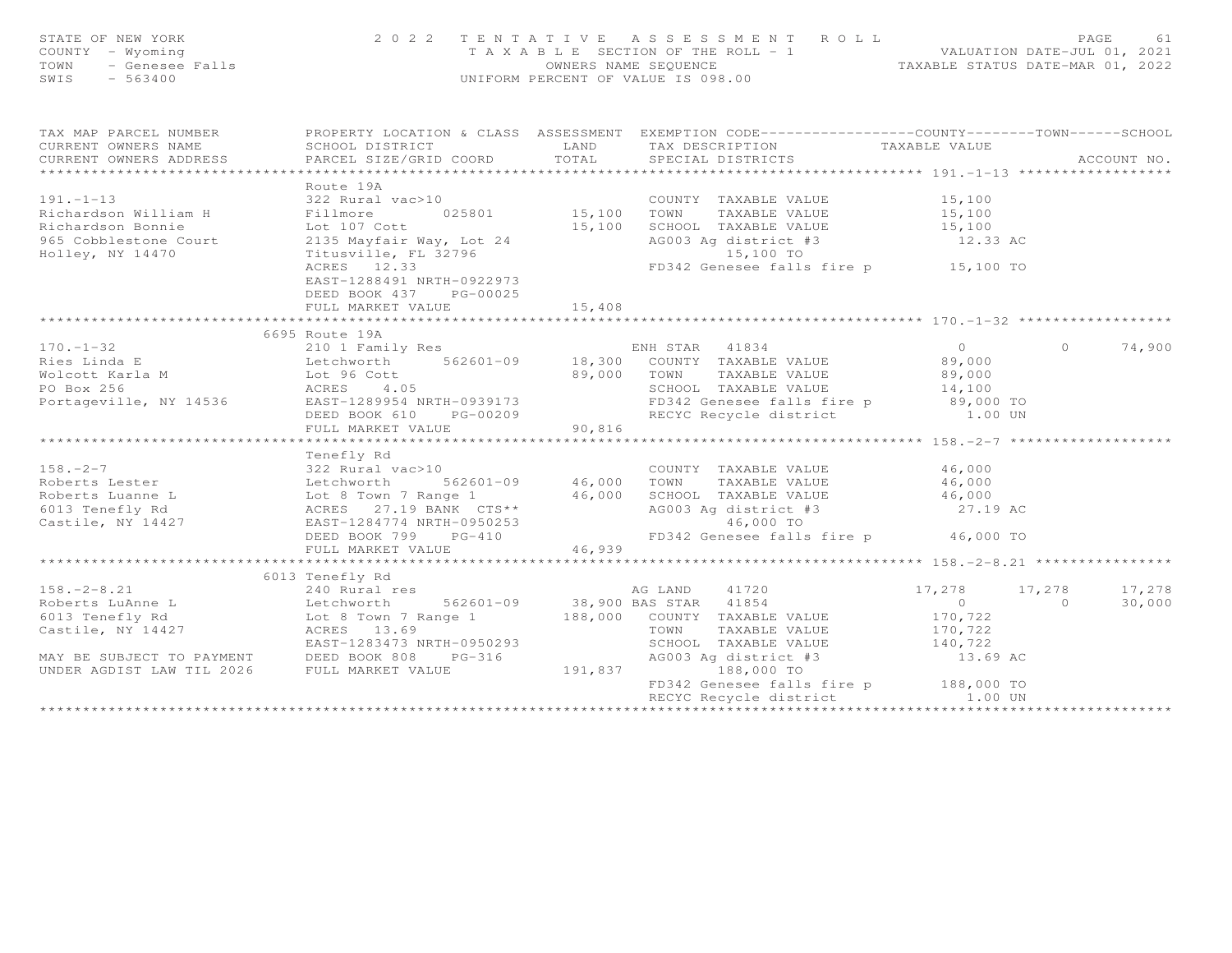STATE OF NEW YORK
COUNTY - Wyoming
TOWN - Genesee Falls
SWIS - 563400

2022 TENTATIVE ASSESSMENT ROLL
TAXABLE SECTION OF THE ROLL - 1
OWNERS NAME SEQUENCE
UNIFORM PERCENT OF VALUE IS 098.00

VALUATION DATE-JUL 01, 2021
TAXABLE STATUS DATE-MAR 01, 2022

```
TAX MAP PARCEL NUMBER          PROPERTY LOCATION & CLASS  ASSESSMENT  EXEMPTION CODE------------------COUNTY--------TOWN------SCHOOL
CURRENT OWNERS NAME            SCHOOL DISTRICT              LAND      TAX DESCRIPTION             TAXABLE VALUE
CURRENT OWNERS ADDRESS         PARCEL SIZE/GRID COORD       TOTAL     SPECIAL DISTRICTS                                        ACCOUNT NO.
******************************************************************************************************* 191.-1-13 ******************
                               Route 19A
191.-1-13                      322 Rural vac>10                       COUNTY  TAXABLE VALUE            15,100
Richardson William H           Fillmore       025801        15,100    TOWN    TAXABLE VALUE            15,100
Richardson Bonnie              Lot 107 Cott                 15,100    SCHOOL  TAXABLE VALUE            15,100
965 Cobblestone Court          2135 Mayfair Way, Lot 24               AG003 Ag district #3              12.33 AC
Holley, NY 14470               Titusville, FL 32796                         15,100 TO
                               ACRES    12.33                         FD342 Genesee falls fire p        15,100 TO
                               EAST-1288491 NRTH-0922973
                               DEED BOOK 437    PG-00025
                               FULL MARKET VALUE            15,408
******************************************************************************************************* 170.-1-32 ******************
                          6695 Route 19A
170.-1-32                      210 1 Family Res                       ENH STAR   41834                    0          0      74,900
Ries Linda E                   Letchworth     562601-09     18,300    COUNTY  TAXABLE VALUE            89,000
Wolcott Karla M                Lot 96 Cott                  89,000    TOWN    TAXABLE VALUE            89,000
PO Box 256                     ACRES     4.05                         SCHOOL  TAXABLE VALUE            14,100
Portageville, NY 14536         EAST-1289954 NRTH-0939173              FD342 Genesee falls fire p        89,000 TO
                               DEED BOOK 610    PG-00209              RECYC Recycle district              1.00 UN
                               FULL MARKET VALUE            90,816
******************************************************************************************************* 158.-2-7 *******************
                               Tenefly Rd
158.-2-7                       322 Rural vac>10                       COUNTY  TAXABLE VALUE            46,000
Roberts Lester                 Letchworth     562601-09     46,000    TOWN    TAXABLE VALUE            46,000
Roberts Luanne L               Lot 8 Town 7 Range 1         46,000    SCHOOL  TAXABLE VALUE            46,000
6013 Tenefly Rd                ACRES    27.19 BANK  CTS**             AG003 Ag district #3              27.19 AC
Castile, NY 14427              EAST-1284774 NRTH-0950253                    46,000 TO
                               DEED BOOK 799    PG-410                FD342 Genesee falls fire p        46,000 TO
                               FULL MARKET VALUE            46,939
******************************************************************************************************* 158.-2-8.21 ****************
                          6013 Tenefly Rd
158.-2-8.21                    240 Rural res                          AG LAND    41720               17,278     17,278      17,278
Roberts LuAnne L               Letchworth     562601-09     38,900 BAS STAR   41854                    0          0      30,000
6013 Tenefly Rd                Lot 8 Town 7 Range 1        188,000    COUNTY  TAXABLE VALUE           170,722
Castile, NY 14427              ACRES    13.69                         TOWN    TAXABLE VALUE           170,722
                               EAST-1283473 NRTH-0950293              SCHOOL  TAXABLE VALUE           140,722
MAY BE SUBJECT TO PAYMENT      DEED BOOK 808    PG-316                AG003 Ag district #3              13.69 AC
UNDER AGDIST LAW TIL 2026      FULL MARKET VALUE           191,837          188,000 TO
                                                                      FD342 Genesee falls fire p       188,000 TO
                                                                      RECYC Recycle district              1.00 UN
************************************************************************************************************************************
```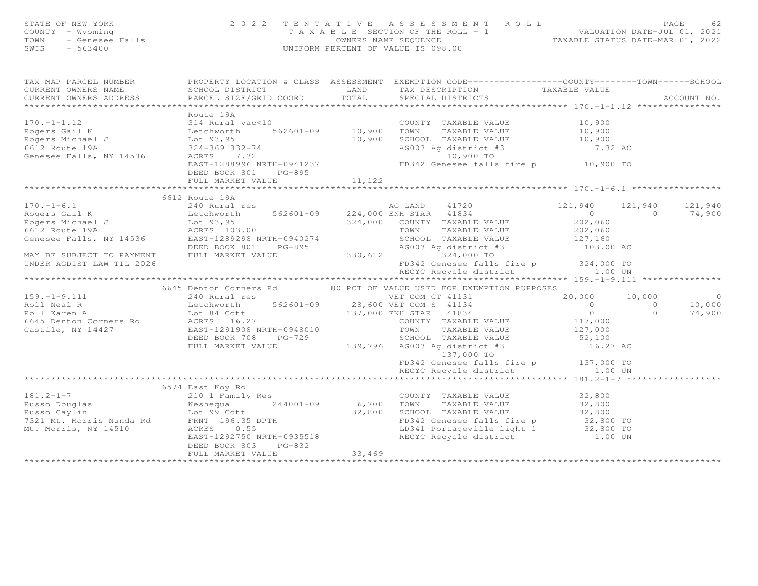STATE OF NEW YORK — 2022 TENTATIVE ASSESSMENT ROLL
COUNTY - Wyoming — TAXABLE SECTION OF THE ROLL - 1 — VALUATION DATE-JUL 01, 2021
TOWN - Genesee Falls — OWNERS NAME SEQUENCE — TAXABLE STATUS DATE-MAR 01, 2022
SWIS - 563400 — UNIFORM PERCENT OF VALUE IS 098.00

| TAX MAP PARCEL NUMBER / CURRENT OWNERS NAME / CURRENT OWNERS ADDRESS | PROPERTY LOCATION & CLASS / SCHOOL DISTRICT / PARCEL SIZE/GRID COORD | ASSESSMENT LAND / TOTAL | EXEMPTION CODE / TAX DESCRIPTION / SPECIAL DISTRICTS | COUNTY TAXABLE VALUE | TOWN | SCHOOL |
|---|---|---|---|---|---|---|
| **170.-1-1.12** | Route 19A | | | | | |
| 170.-1-1.12 | 314 Rural vac<10 | | COUNTY TAXABLE VALUE | 10,900 | | |
| Rogers Gail K | Letchworth 562601-09 | 10,900 | TOWN TAXABLE VALUE | 10,900 | | |
| Rogers Michael J | Lot 93,95 | 10,900 | SCHOOL TAXABLE VALUE | 10,900 | | |
| 6612 Route 19A | 324-369 332-74 | | AG003 Ag district #3 | 7.32 AC | | |
| Genesee Falls, NY 14536 | ACRES 7.32 | | 10,900 TO | | | |
| | EAST-1288996 NRTH-0941237 | | FD342 Genesee falls fire p | 10,900 TO | | |
| | DEED BOOK 801 PG-895 | | | | | |
| | FULL MARKET VALUE | 11,122 | | | | |
| **170.-1-6.1** | 6612 Route 19A | | | | | |
| 170.-1-6.1 | 240 Rural res | | AG LAND 41720 | 121,940 | 121,940 | 121,940 |
| Rogers Gail K | Letchworth 562601-09 | 224,000 | ENH STAR 41834 | 0 | 0 | 74,900 |
| Rogers Michael J | Lot 93,95 | 324,000 | COUNTY TAXABLE VALUE | 202,060 | | |
| 6612 Route 19A | ACRES 103.00 | | TOWN TAXABLE VALUE | 202,060 | | |
| Genesee Falls, NY 14536 | EAST-1289298 NRTH-0940274 | | SCHOOL TAXABLE VALUE | 127,160 | | |
| | DEED BOOK 801 PG-895 | | AG003 Ag district #3 | 103.00 AC | | |
| MAY BE SUBJECT TO PAYMENT | FULL MARKET VALUE | 330,612 | 324,000 TO | | | |
| UNDER AGDIST LAW TIL 2026 | | | FD342 Genesee falls fire p | 324,000 TO | | |
| | | | RECYC Recycle district | 1.00 UN | | |
| **159.-1-9.111** | 6645 Denton Corners Rd | | 80 PCT OF VALUE USED FOR EXEMPTION PURPOSES | | | |
| 159.-1-9.111 | 240 Rural res | | VET COM CT 41131 | 20,000 | 10,000 | 0 |
| Roll Neal R | Letchworth 562601-09 | 28,600 | VET COM S 41134 | 0 | 0 | 10,000 |
| Roll Karen A | Lot 84 Cott | 137,000 | ENH STAR 41834 | 0 | 0 | 74,900 |
| 6645 Denton Corners Rd | ACRES 16.27 | | COUNTY TAXABLE VALUE | 117,000 | | |
| Castile, NY 14427 | EAST-1291908 NRTH-0948010 | | TOWN TAXABLE VALUE | 127,000 | | |
| | DEED BOOK 708 PG-729 | | SCHOOL TAXABLE VALUE | 52,100 | | |
| | FULL MARKET VALUE | 139,796 | AG003 Ag district #3 | 16.27 AC | | |
| | | | 137,000 TO | | | |
| | | | FD342 Genesee falls fire p | 137,000 TO | | |
| | | | RECYC Recycle district | 1.00 UN | | |
| **181.2-1-7** | 6574 East Koy Rd | | | | | |
| 181.2-1-7 | 210 1 Family Res | | COUNTY TAXABLE VALUE | 32,800 | | |
| Russo Douglas | Keshequa 244001-09 | 6,700 | TOWN TAXABLE VALUE | 32,800 | | |
| Russo Caylin | Lot 99 Cott | 32,800 | SCHOOL TAXABLE VALUE | 32,800 | | |
| 7321 Mt. Morris Nunda Rd | FRNT 196.35 DPTH | | FD342 Genesee falls fire p | 32,800 TO | | |
| Mt. Morris, NY 14510 | ACRES 0.55 | | LD341 Portageville light 1 | 32,800 TO | | |
| | EAST-1292750 NRTH-0935518 | | RECYC Recycle district | 1.00 UN | | |
| | DEED BOOK 803 PG-832 | | | | | |
| | FULL MARKET VALUE | 33,469 | | | | |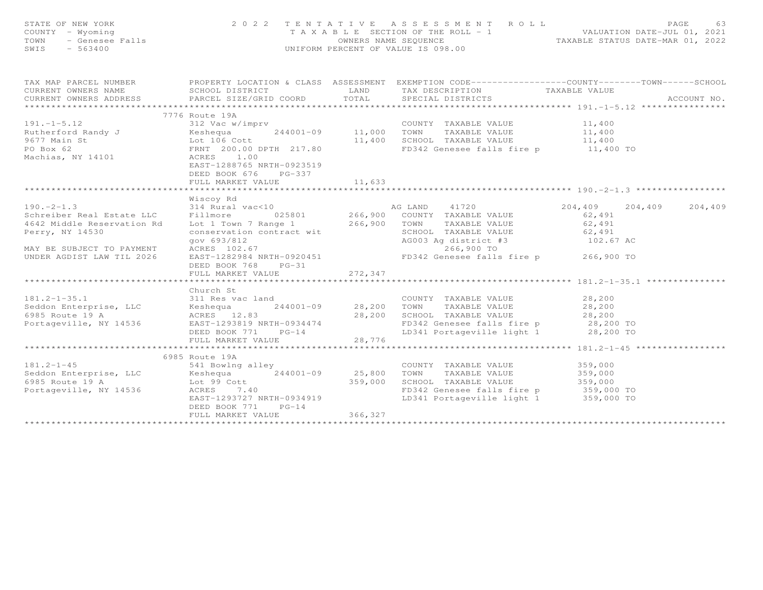STATE OF NEW YORK
COUNTY - Wyoming
TOWN - Genesee Falls
SWIS - 563400

2022 TENTATIVE ASSESSMENT ROLL
TAXABLE SECTION OF THE ROLL - 1
OWNERS NAME SEQUENCE
UNIFORM PERCENT OF VALUE IS 098.00

VALUATION DATE-JUL 01, 2021
TAXABLE STATUS DATE-MAR 01, 2022

| TAX MAP PARCEL NUMBER / CURRENT OWNERS NAME / CURRENT OWNERS ADDRESS | PROPERTY LOCATION & CLASS / SCHOOL DISTRICT / PARCEL SIZE/GRID COORD | ASSESSMENT LAND | TOTAL | EXEMPTION CODE / TAX DESCRIPTION / SPECIAL DISTRICTS | COUNTY TAXABLE VALUE | TOWN | SCHOOL |
|---|---|---|---|---|---|---|---|
| **191.-1-5.12** | 7776 Route 19A | | | | | | |
| 191.-1-5.12 | 312 Vac w/imprv | | | COUNTY TAXABLE VALUE | 11,400 | | |
| Rutherford Randy J | Keshequa 244001-09 | 11,000 | | TOWN TAXABLE VALUE | 11,400 | | |
| 9677 Main St | Lot 106 Cott | | 11,400 | SCHOOL TAXABLE VALUE | 11,400 | | |
| PO Box 62 | FRNT 200.00 DPTH 217.80 | | | FD342 Genesee falls fire p | 11,400 TO | | |
| Machias, NY 14101 | ACRES 1.00 | | | | | | |
| | EAST-1288765 NRTH-0923519 | | | | | | |
| | DEED BOOK 676 PG-337 | | | | | | |
| | FULL MARKET VALUE | | 11,633 | | | | |
| **190.-2-1.3** | Wiscoy Rd | | | | | | |
| 190.-2-1.3 | 314 Rural vac<10 | | | AG LAND 41720 | 204,409 | 204,409 | 204,409 |
| Schreiber Real Estate LLC | Fillmore 025801 | 266,900 | | COUNTY TAXABLE VALUE | 62,491 | | |
| 4642 Middle Reservation Rd | Lot 1 Town 7 Range 1 | | 266,900 | TOWN TAXABLE VALUE | 62,491 | | |
| Perry, NY 14530 | conservation contract wit | | | SCHOOL TAXABLE VALUE | 62,491 | | |
| | gov 693/812 | | | AG003 Ag district #3 | 102.67 AC | | |
| MAY BE SUBJECT TO PAYMENT | ACRES 102.67 | | | 266,900 TO | | | |
| UNDER AGDIST LAW TIL 2026 | EAST-1282984 NRTH-0920451 | | | FD342 Genesee falls fire p | 266,900 TO | | |
| | DEED BOOK 768 PG-31 | | | | | | |
| | FULL MARKET VALUE | | 272,347 | | | | |
| **181.2-1-35.1** | Church St | | | | | | |
| 181.2-1-35.1 | 311 Res vac land | | | COUNTY TAXABLE VALUE | 28,200 | | |
| Seddon Enterprise, LLC | Keshequa 244001-09 | 28,200 | | TOWN TAXABLE VALUE | 28,200 | | |
| 6985 Route 19 A | ACRES 12.83 | | 28,200 | SCHOOL TAXABLE VALUE | 28,200 | | |
| Portageville, NY 14536 | EAST-1293819 NRTH-0934474 | | | FD342 Genesee falls fire p | 28,200 TO | | |
| | DEED BOOK 771 PG-14 | | | LD341 Portageville light 1 | 28,200 TO | | |
| | FULL MARKET VALUE | | 28,776 | | | | |
| **181.2-1-45** | 6985 Route 19A | | | | | | |
| 181.2-1-45 | 541 Bowlng alley | | | COUNTY TAXABLE VALUE | 359,000 | | |
| Seddon Enterprise, LLC | Keshequa 244001-09 | 25,800 | | TOWN TAXABLE VALUE | 359,000 | | |
| 6985 Route 19 A | Lot 99 Cott | | 359,000 | SCHOOL TAXABLE VALUE | 359,000 | | |
| Portageville, NY 14536 | ACRES 7.40 | | | FD342 Genesee falls fire p | 359,000 TO | | |
| | EAST-1293727 NRTH-0934919 | | | LD341 Portageville light 1 | 359,000 TO | | |
| | DEED BOOK 771 PG-14 | | | | | | |
| | FULL MARKET VALUE | | 366,327 | | | | |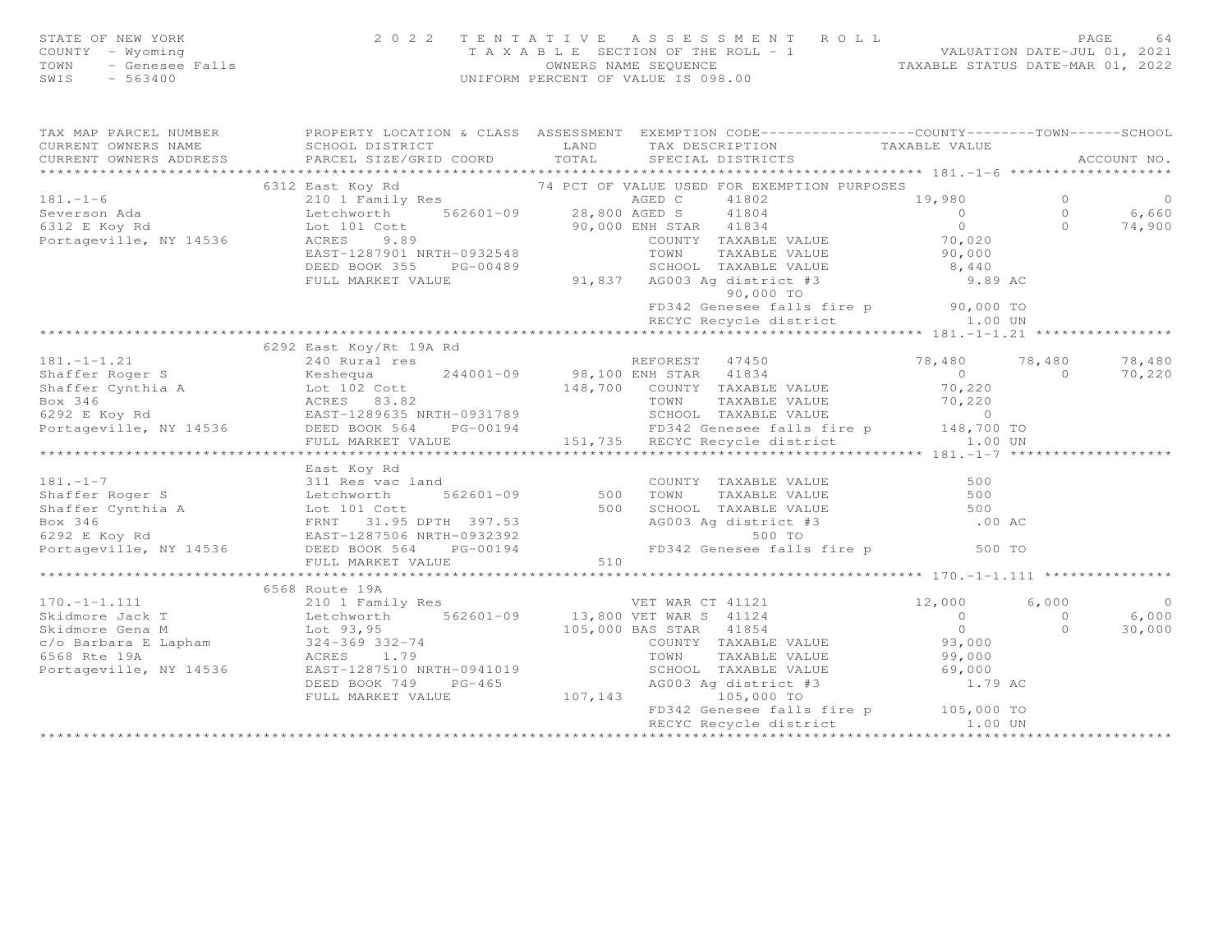STATE OF NEW YORK — 2022 TENTATIVE ASSESSMENT ROLL
COUNTY - Wyoming — TAXABLE SECTION OF THE ROLL - 1 — VALUATION DATE-JUL 01, 2021
TOWN - Genesee Falls — OWNERS NAME SEQUENCE — TAXABLE STATUS DATE-MAR 01, 2022
SWIS - 563400 — UNIFORM PERCENT OF VALUE IS 098.00

| TAX MAP PARCEL NUMBER / CURRENT OWNERS NAME / CURRENT OWNERS ADDRESS | PROPERTY LOCATION & CLASS / SCHOOL DISTRICT / PARCEL SIZE/GRID COORD | ASSESSMENT LAND / TOTAL | EXEMPTION CODE / TAX DESCRIPTION / SPECIAL DISTRICTS | COUNTY TAXABLE VALUE | TOWN | SCHOOL / ACCOUNT NO. |
|---|---|---|---|---|---|---|
| **181.-1-6** | 6312 East Koy Rd | | 74 PCT OF VALUE USED FOR EXEMPTION PURPOSES | | | |
| 181.-1-6 | 210 1 Family Res | | AGED C 41802 | 19,980 | 0 | 0 |
| Severson Ada | Letchworth 562601-09 | 28,800 | AGED S 41804 | 0 | 0 | 6,660 |
| 6312 E Koy Rd | Lot 101 Cott | 90,000 | ENH STAR 41834 | 0 | 0 | 74,900 |
| Portageville, NY 14536 | ACRES 9.89 | | COUNTY TAXABLE VALUE | 70,020 | | |
| | EAST-1287901 NRTH-0932548 | | TOWN TAXABLE VALUE | 90,000 | | |
| | DEED BOOK 355 PG-00489 | | SCHOOL TAXABLE VALUE | 8,440 | | |
| | FULL MARKET VALUE | 91,837 | AG003 Ag district #3 | 9.89 AC | | |
| | | | 90,000 TO | | | |
| | | | FD342 Genesee falls fire p | 90,000 TO | | |
| | | | RECYC Recycle district | 1.00 UN | | |
| **181.-1-1.21** | 6292 East Koy/Rt 19A Rd | | | | | |
| 181.-1-1.21 | 240 Rural res | | REFOREST 47450 | 78,480 | 78,480 | 78,480 |
| Shaffer Roger S | Keshequa 244001-09 | 98,100 | ENH STAR 41834 | 0 | 0 | 70,220 |
| Shaffer Cynthia A | Lot 102 Cott | 148,700 | COUNTY TAXABLE VALUE | 70,220 | | |
| Box 346 | ACRES 83.82 | | TOWN TAXABLE VALUE | 70,220 | | |
| 6292 E Koy Rd | EAST-1289635 NRTH-0931789 | | SCHOOL TAXABLE VALUE | 0 | | |
| Portageville, NY 14536 | DEED BOOK 564 PG-00194 | | FD342 Genesee falls fire p | 148,700 TO | | |
| | FULL MARKET VALUE | 151,735 | RECYC Recycle district | 1.00 UN | | |
| **181.-1-7** | East Koy Rd | | | | | |
| 181.-1-7 | 311 Res vac land | | COUNTY TAXABLE VALUE | 500 | | |
| Shaffer Roger S | Letchworth 562601-09 | 500 | TOWN TAXABLE VALUE | 500 | | |
| Shaffer Cynthia A | Lot 101 Cott | 500 | SCHOOL TAXABLE VALUE | 500 | | |
| Box 346 | FRNT 31.95 DPTH 397.53 | | AG003 Ag district #3 | .00 AC | | |
| 6292 E Koy Rd | EAST-1287506 NRTH-0932392 | | 500 TO | | | |
| Portageville, NY 14536 | DEED BOOK 564 PG-00194 | | FD342 Genesee falls fire p | 500 TO | | |
| | FULL MARKET VALUE | 510 | | | | |
| **170.-1-1.111** | 6568 Route 19A | | | | | |
| 170.-1-1.111 | 210 1 Family Res | | VET WAR CT 41121 | 12,000 | 6,000 | 0 |
| Skidmore Jack T | Letchworth 562601-09 | 13,800 | VET WAR S 41124 | 0 | 0 | 6,000 |
| Skidmore Gena M | Lot 93,95 | 105,000 | BAS STAR 41854 | 0 | 0 | 30,000 |
| c/o Barbara E Lapham | 324-369 332-74 | | COUNTY TAXABLE VALUE | 93,000 | | |
| 6568 Rte 19A | ACRES 1.79 | | TOWN TAXABLE VALUE | 99,000 | | |
| Portageville, NY 14536 | EAST-1287510 NRTH-0941019 | | SCHOOL TAXABLE VALUE | 69,000 | | |
| | DEED BOOK 749 PG-465 | | AG003 Ag district #3 | 1.79 AC | | |
| | FULL MARKET VALUE | 107,143 | 105,000 TO | | | |
| | | | FD342 Genesee falls fire p | 105,000 TO | | |
| | | | RECYC Recycle district | 1.00 UN | | |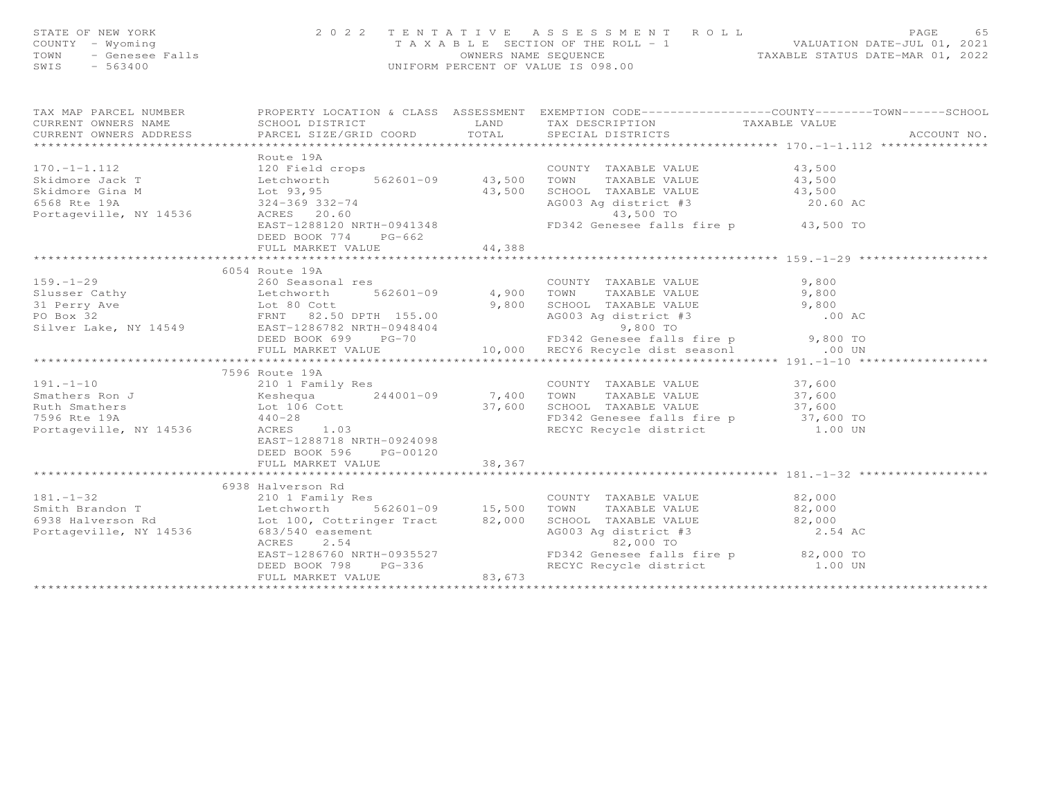STATE OF NEW YORK
COUNTY - Wyoming
TOWN - Genesee Falls
SWIS - 563400

2022 TENTATIVE ASSESSMENT ROLL
TAXABLE SECTION OF THE ROLL - 1
OWNERS NAME SEQUENCE
UNIFORM PERCENT OF VALUE IS 098.00

VALUATION DATE-JUL 01, 2021
TAXABLE STATUS DATE-MAR 01, 2022

| TAX MAP PARCEL NUMBER / CURRENT OWNERS NAME / CURRENT OWNERS ADDRESS | PROPERTY LOCATION & CLASS / SCHOOL DISTRICT / PARCEL SIZE/GRID COORD | ASSESSMENT LAND | ASSESSMENT TOTAL | EXEMPTION CODE / TAX DESCRIPTION / SPECIAL DISTRICTS | TAXABLE VALUE (COUNTY / TOWN / SCHOOL) | ACCOUNT NO. |
|---|---|---|---|---|---|---|
| **170.-1-1.112** | Route 19A | | | | | |
| 170.-1-1.112 | 120 Field crops | | | COUNTY TAXABLE VALUE | 43,500 | |
| Skidmore Jack T | Letchworth 562601-09 | 43,500 | | TOWN TAXABLE VALUE | 43,500 | |
| Skidmore Gina M | Lot 93,95 | | 43,500 | SCHOOL TAXABLE VALUE | 43,500 | |
| 6568 Rte 19A | 324-369 332-74 | | | AG003 Ag district #3 | 20.60 AC | |
| Portageville, NY 14536 | ACRES 20.60 | | | 43,500 TO | | |
| | EAST-1288120 NRTH-0941348 | | | FD342 Genesee falls fire p | 43,500 TO | |
| | DEED BOOK 774 PG-662 | | | | | |
| | FULL MARKET VALUE | | 44,388 | | | |
| **159.-1-29** | 6054 Route 19A | | | | | |
| 159.-1-29 | 260 Seasonal res | | | COUNTY TAXABLE VALUE | 9,800 | |
| Slusser Cathy | Letchworth 562601-09 | 4,900 | | TOWN TAXABLE VALUE | 9,800 | |
| 31 Perry Ave | Lot 80 Cott | | 9,800 | SCHOOL TAXABLE VALUE | 9,800 | |
| PO Box 32 | FRNT 82.50 DPTH 155.00 | | | AG003 Ag district #3 | .00 AC | |
| Silver Lake, NY 14549 | EAST-1286782 NRTH-0948404 | | | 9,800 TO | | |
| | DEED BOOK 699 PG-70 | | | FD342 Genesee falls fire p | 9,800 TO | |
| | FULL MARKET VALUE | | 10,000 | RECY6 Recycle dist seasonl | .00 UN | |
| **191.-1-10** | 7596 Route 19A | | | | | |
| 191.-1-10 | 210 1 Family Res | | | COUNTY TAXABLE VALUE | 37,600 | |
| Smathers Ron J | Keshequa 244001-09 | 7,400 | | TOWN TAXABLE VALUE | 37,600 | |
| Ruth Smathers | Lot 106 Cott | | 37,600 | SCHOOL TAXABLE VALUE | 37,600 | |
| 7596 Rte 19A | 440-28 | | | FD342 Genesee falls fire p | 37,600 TO | |
| Portageville, NY 14536 | ACRES 1.03 | | | RECYC Recycle district | 1.00 UN | |
| | EAST-1288718 NRTH-0924098 | | | | | |
| | DEED BOOK 596 PG-00120 | | | | | |
| | FULL MARKET VALUE | | 38,367 | | | |
| **181.-1-32** | 6938 Halverson Rd | | | | | |
| 181.-1-32 | 210 1 Family Res | | | COUNTY TAXABLE VALUE | 82,000 | |
| Smith Brandon T | Letchworth 562601-09 | 15,500 | | TOWN TAXABLE VALUE | 82,000 | |
| 6938 Halverson Rd | Lot 100, Cottringer Tract | | 82,000 | SCHOOL TAXABLE VALUE | 82,000 | |
| Portageville, NY 14536 | 683/540 easement | | | AG003 Ag district #3 | 2.54 AC | |
| | ACRES 2.54 | | | 82,000 TO | | |
| | EAST-1286760 NRTH-0935527 | | | FD342 Genesee falls fire p | 82,000 TO | |
| | DEED BOOK 798 PG-336 | | | RECYC Recycle district | 1.00 UN | |
| | FULL MARKET VALUE | | 83,673 | | | |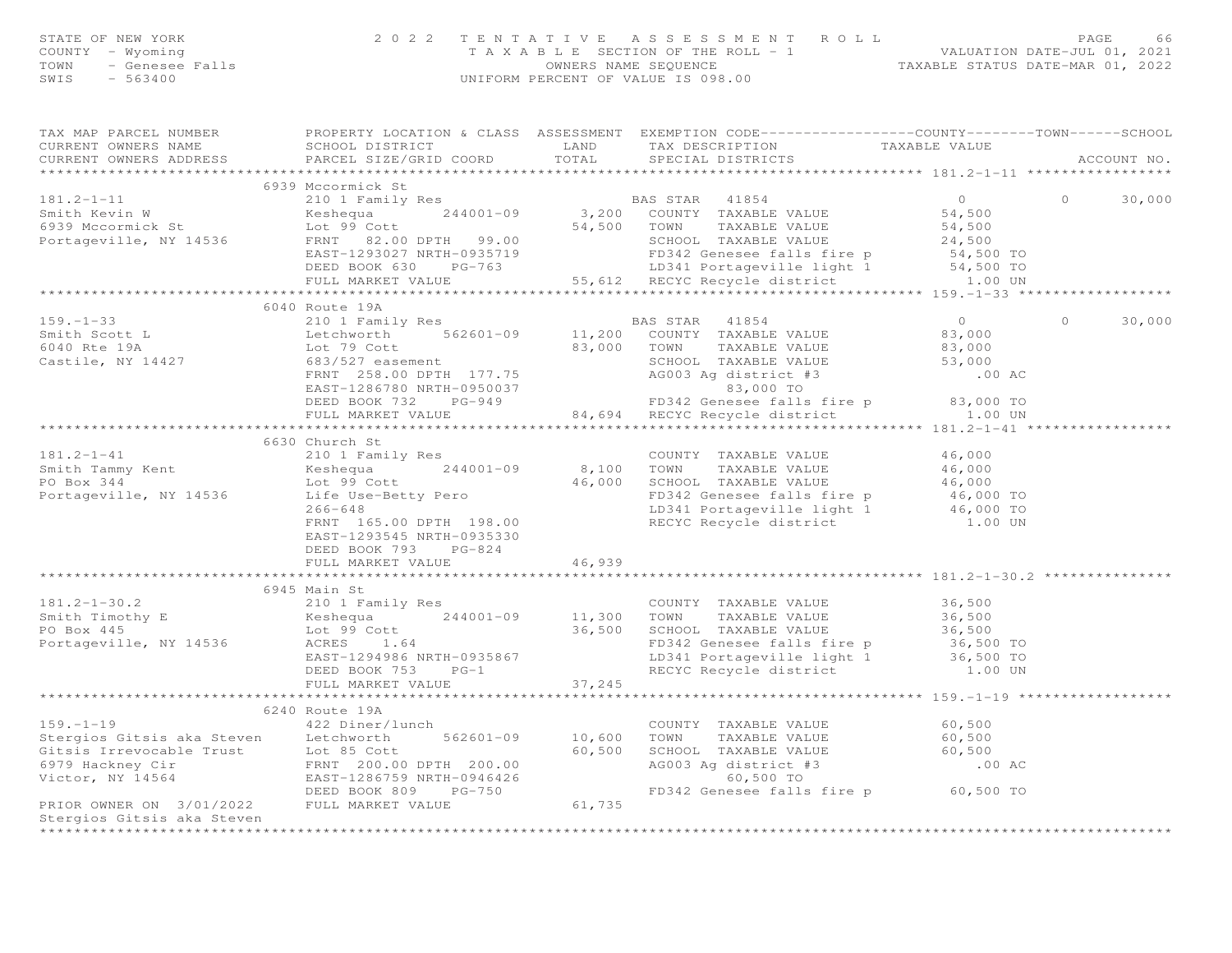STATE OF NEW YORK — 2022 TENTATIVE ASSESSMENT ROLL
COUNTY - Wyoming — TAXABLE SECTION OF THE ROLL - 1 — VALUATION DATE-JUL 01, 2021
TOWN - Genesee Falls — OWNERS NAME SEQUENCE — TAXABLE STATUS DATE-MAR 01, 2022
SWIS - 563400 — UNIFORM PERCENT OF VALUE IS 098.00

| TAX MAP PARCEL NUMBER / CURRENT OWNERS NAME / CURRENT OWNERS ADDRESS | PROPERTY LOCATION & CLASS / SCHOOL DISTRICT / PARCEL SIZE/GRID COORD | ASSESSMENT LAND / TOTAL | EXEMPTION CODE / TAX DESCRIPTION / SPECIAL DISTRICTS | COUNTY TAXABLE VALUE | TOWN | SCHOOL / ACCOUNT NO. |
|---|---|---|---|---|---|---|
| **181.2-1-11** | 6939 Mccormick St | | | | | |
| 181.2-1-11 | 210 1 Family Res | | BAS STAR 41854 | 0 | 0 | 30,000 |
| Smith Kevin W | Keshequa 244001-09 | 3,200 | COUNTY TAXABLE VALUE | 54,500 | | |
| 6939 Mccormick St | Lot 99 Cott | 54,500 | TOWN TAXABLE VALUE | 54,500 | | |
| Portageville, NY 14536 | FRNT 82.00 DPTH 99.00 | | SCHOOL TAXABLE VALUE | 24,500 | | |
| | EAST-1293027 NRTH-0935719 | | FD342 Genesee falls fire p | 54,500 TO | | |
| | DEED BOOK 630 PG-763 | | LD341 Portageville light 1 | 54,500 TO | | |
| | FULL MARKET VALUE | 55,612 | RECYC Recycle district | 1.00 UN | | |
| **159.-1-33** | 6040 Route 19A | | | | | |
| 159.-1-33 | 210 1 Family Res | | BAS STAR 41854 | 0 | 0 | 30,000 |
| Smith Scott L | Letchworth 562601-09 | 11,200 | COUNTY TAXABLE VALUE | 83,000 | | |
| 6040 Rte 19A | Lot 79 Cott | 83,000 | TOWN TAXABLE VALUE | 83,000 | | |
| Castile, NY 14427 | 683/527 easement | | SCHOOL TAXABLE VALUE | 53,000 | | |
| | FRNT 258.00 DPTH 177.75 | | AG003 Ag district #3 | .00 AC | | |
| | EAST-1286780 NRTH-0950037 | | 83,000 TO | | | |
| | DEED BOOK 732 PG-949 | | FD342 Genesee falls fire p | 83,000 TO | | |
| | FULL MARKET VALUE | 84,694 | RECYC Recycle district | 1.00 UN | | |
| **181.2-1-41** | 6630 Church St | | | | | |
| 181.2-1-41 | 210 1 Family Res | | COUNTY TAXABLE VALUE | 46,000 | | |
| Smith Tammy Kent | Keshequa 244001-09 | 8,100 | TOWN TAXABLE VALUE | 46,000 | | |
| PO Box 344 | Lot 99 Cott | 46,000 | SCHOOL TAXABLE VALUE | 46,000 | | |
| Portageville, NY 14536 | Life Use-Betty Pero | | FD342 Genesee falls fire p | 46,000 TO | | |
| | 266-648 | | LD341 Portageville light 1 | 46,000 TO | | |
| | FRNT 165.00 DPTH 198.00 | | RECYC Recycle district | 1.00 UN | | |
| | EAST-1293545 NRTH-0935330 | | | | | |
| | DEED BOOK 793 PG-824 | | | | | |
| | FULL MARKET VALUE | 46,939 | | | | |
| **181.2-1-30.2** | 6945 Main St | | | | | |
| 181.2-1-30.2 | 210 1 Family Res | | COUNTY TAXABLE VALUE | 36,500 | | |
| Smith Timothy E | Keshequa 244001-09 | 11,300 | TOWN TAXABLE VALUE | 36,500 | | |
| PO Box 445 | Lot 99 Cott | 36,500 | SCHOOL TAXABLE VALUE | 36,500 | | |
| Portageville, NY 14536 | ACRES 1.64 | | FD342 Genesee falls fire p | 36,500 TO | | |
| | EAST-1294986 NRTH-0935867 | | LD341 Portageville light 1 | 36,500 TO | | |
| | DEED BOOK 753 PG-1 | | RECYC Recycle district | 1.00 UN | | |
| | FULL MARKET VALUE | 37,245 | | | | |
| **159.-1-19** | 6240 Route 19A | | | | | |
| 159.-1-19 | 422 Diner/lunch | | COUNTY TAXABLE VALUE | 60,500 | | |
| Stergios Gitsis aka Steven | Letchworth 562601-09 | 10,600 | TOWN TAXABLE VALUE | 60,500 | | |
| Gitsis Irrevocable Trust | Lot 85 Cott | 60,500 | SCHOOL TAXABLE VALUE | 60,500 | | |
| 6979 Hackney Cir | FRNT 200.00 DPTH 200.00 | | AG003 Ag district #3 | .00 AC | | |
| Victor, NY 14564 | EAST-1286759 NRTH-0946426 | | 60,500 TO | | | |
| | DEED BOOK 809 PG-750 | | FD342 Genesee falls fire p | 60,500 TO | | |
| PRIOR OWNER ON 3/01/2022 | FULL MARKET VALUE | 61,735 | | | | |
| Stergios Gitsis aka Steven | | | | | | |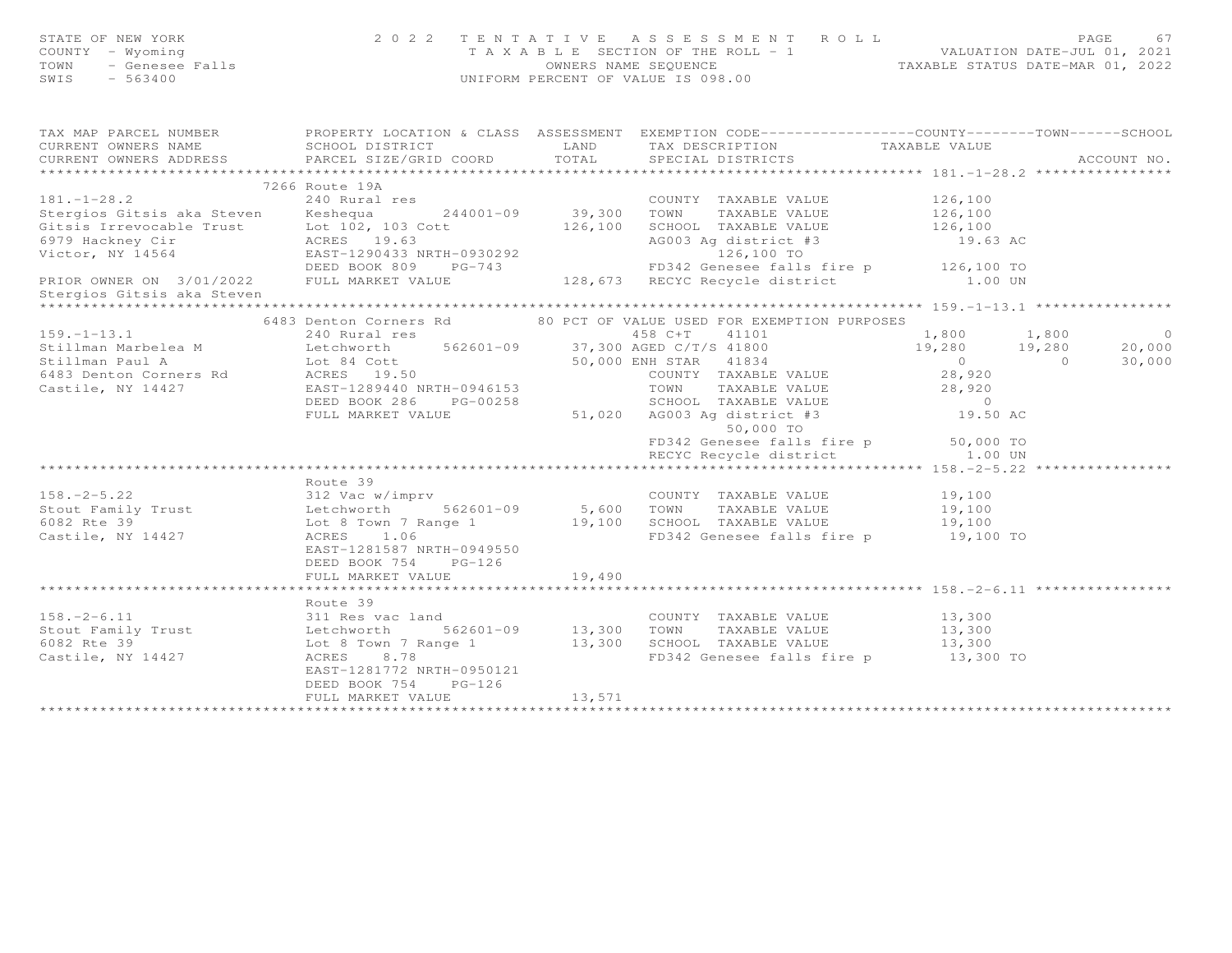STATE OF NEW YORK
COUNTY - Wyoming
TOWN - Genesee Falls
SWIS - 563400

# 2022 TENTATIVE ASSESSMENT ROLL

TAXABLE SECTION OF THE ROLL - 1
OWNERS NAME SEQUENCE
UNIFORM PERCENT OF VALUE IS 098.00

VALUATION DATE-JUL 01, 2021
TAXABLE STATUS DATE-MAR 01, 2022

| TAX MAP PARCEL NUMBER / CURRENT OWNERS NAME / CURRENT OWNERS ADDRESS | PROPERTY LOCATION & CLASS / SCHOOL DISTRICT / PARCEL SIZE/GRID COORD | ASSESSMENT LAND | TOTAL | EXEMPTION CODE / TAX DESCRIPTION / SPECIAL DISTRICTS | COUNTY TAXABLE VALUE | TOWN | SCHOOL |
|---|---|---|---|---|---|---|---|
| **181.-1-28.2** | 7266 Route 19A | | | | | | |
| 181.-1-28.2 | 240 Rural res | | | COUNTY TAXABLE VALUE | 126,100 | | |
| Stergios Gitsis aka Steven | Keshequa 244001-09 | 39,300 | | TOWN TAXABLE VALUE | 126,100 | | |
| Gitsis Irrevocable Trust | Lot 102, 103 Cott | | 126,100 | SCHOOL TAXABLE VALUE | 126,100 | | |
| 6979 Hackney Cir | ACRES 19.63 | | | AG003 Ag district #3 | 19.63 AC | | |
| Victor, NY 14564 | EAST-1290433 NRTH-0930292 | | | 126,100 TO | | | |
| | DEED BOOK 809 PG-743 | | | FD342 Genesee falls fire p | 126,100 TO | | |
| PRIOR OWNER ON 3/01/2022 | FULL MARKET VALUE | | 128,673 | RECYC Recycle district | 1.00 UN | | |
| Stergios Gitsis aka Steven | | | | | | | |
| **159.-1-13.1** | 6483 Denton Corners Rd | | | 80 PCT OF VALUE USED FOR EXEMPTION PURPOSES | | | |
| 159.-1-13.1 | 240 Rural res | | | 458 C+T 41101 | 1,800 | 1,800 | 0 |
| Stillman Marbelea M | Letchworth 562601-09 | 37,300 | | AGED C/T/S 41800 | 19,280 | 19,280 | 20,000 |
| Stillman Paul A | Lot 84 Cott | | 50,000 | ENH STAR 41834 | 0 | 0 | 30,000 |
| 6483 Denton Corners Rd | ACRES 19.50 | | | COUNTY TAXABLE VALUE | 28,920 | | |
| Castile, NY 14427 | EAST-1289440 NRTH-0946153 | | | TOWN TAXABLE VALUE | 28,920 | | |
| | DEED BOOK 286 PG-00258 | | | SCHOOL TAXABLE VALUE | 0 | | |
| | FULL MARKET VALUE | | 51,020 | AG003 Ag district #3 | 19.50 AC | | |
| | | | | 50,000 TO | | | |
| | | | | FD342 Genesee falls fire p | 50,000 TO | | |
| | | | | RECYC Recycle district | 1.00 UN | | |
| **158.-2-5.22** | Route 39 | | | | | | |
| 158.-2-5.22 | 312 Vac w/imprv | | | COUNTY TAXABLE VALUE | 19,100 | | |
| Stout Family Trust | Letchworth 562601-09 | 5,600 | | TOWN TAXABLE VALUE | 19,100 | | |
| 6082 Rte 39 | Lot 8 Town 7 Range 1 | | 19,100 | SCHOOL TAXABLE VALUE | 19,100 | | |
| Castile, NY 14427 | ACRES 1.06 | | | FD342 Genesee falls fire p | 19,100 TO | | |
| | EAST-1281587 NRTH-0949550 | | | | | | |
| | DEED BOOK 754 PG-126 | | | | | | |
| | FULL MARKET VALUE | | 19,490 | | | | |
| **158.-2-6.11** | Route 39 | | | | | | |
| 158.-2-6.11 | 311 Res vac land | | | COUNTY TAXABLE VALUE | 13,300 | | |
| Stout Family Trust | Letchworth 562601-09 | 13,300 | | TOWN TAXABLE VALUE | 13,300 | | |
| 6082 Rte 39 | Lot 8 Town 7 Range 1 | | 13,300 | SCHOOL TAXABLE VALUE | 13,300 | | |
| Castile, NY 14427 | ACRES 8.78 | | | FD342 Genesee falls fire p | 13,300 TO | | |
| | EAST-1281772 NRTH-0950121 | | | | | | |
| | DEED BOOK 754 PG-126 | | | | | | |
| | FULL MARKET VALUE | | 13,571 | | | | |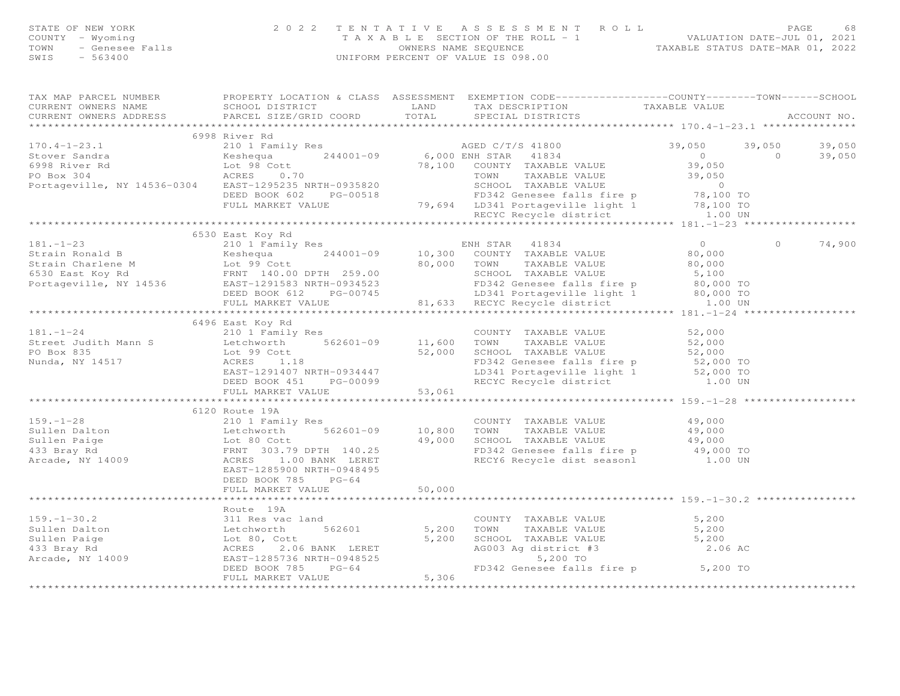STATE OF NEW YORK
COUNTY - Wyoming
TOWN - Genesee Falls
SWIS - 563400

2022 TENTATIVE ASSESSMENT ROLL
TAXABLE SECTION OF THE ROLL - 1
OWNERS NAME SEQUENCE
UNIFORM PERCENT OF VALUE IS 098.00

VALUATION DATE-JUL 01, 2021
TAXABLE STATUS DATE-MAR 01, 2022

| TAX MAP PARCEL NUMBER / CURRENT OWNERS NAME / CURRENT OWNERS ADDRESS | PROPERTY LOCATION & CLASS / SCHOOL DISTRICT / PARCEL SIZE/GRID COORD | LAND / ASSESSMENT TOTAL | EXEMPTION CODE / TAX DESCRIPTION / SPECIAL DISTRICTS | COUNTY TAXABLE VALUE | TOWN | SCHOOL | ACCOUNT NO. |
|---|---|---|---|---|---|---|---|
| **170.4-1-23.1** | 6998 River Rd | | | | | | |
| 170.4-1-23.1 | 210 1 Family Res | | AGED C/T/S 41800 | 39,050 | 39,050 | 39,050 | |
| Stover Sandra | Keshequa 244001-09 | 6,000 | ENH STAR 41834 | 0 | 0 | 39,050 | |
| 6998 River Rd | Lot 98 Cott | 78,100 | COUNTY TAXABLE VALUE | 39,050 | | | |
| PO Box 304 | ACRES 0.70 | | TOWN TAXABLE VALUE | 39,050 | | | |
| Portageville, NY 14536-0304 | EAST-1295235 NRTH-0935820 | | SCHOOL TAXABLE VALUE | 0 | | | |
| | DEED BOOK 602 PG-00518 | | FD342 Genesee falls fire p | 78,100 TO | | | |
| | FULL MARKET VALUE | 79,694 | LD341 Portageville light 1 | 78,100 TO | | | |
| | | | RECYC Recycle district | 1.00 UN | | | |
| **181.-1-23** | 6530 East Koy Rd | | | | | | |
| 181.-1-23 | 210 1 Family Res | | ENH STAR 41834 | 0 | 0 | 74,900 | |
| Strain Ronald B | Keshequa 244001-09 | 10,300 | COUNTY TAXABLE VALUE | 80,000 | | | |
| Strain Charlene M | Lot 99 Cott | 80,000 | TOWN TAXABLE VALUE | 80,000 | | | |
| 6530 East Koy Rd | FRNT 140.00 DPTH 259.00 | | SCHOOL TAXABLE VALUE | 5,100 | | | |
| Portageville, NY 14536 | EAST-1291583 NRTH-0934523 | | FD342 Genesee falls fire p | 80,000 TO | | | |
| | DEED BOOK 612 PG-00745 | | LD341 Portageville light 1 | 80,000 TO | | | |
| | FULL MARKET VALUE | 81,633 | RECYC Recycle district | 1.00 UN | | | |
| **181.-1-24** | 6496 East Koy Rd | | | | | | |
| 181.-1-24 | 210 1 Family Res | | COUNTY TAXABLE VALUE | 52,000 | | | |
| Street Judith Mann S | Letchworth 562601-09 | 11,600 | TOWN TAXABLE VALUE | 52,000 | | | |
| PO Box 835 | Lot 99 Cott | 52,000 | SCHOOL TAXABLE VALUE | 52,000 | | | |
| Nunda, NY 14517 | ACRES 1.18 | | FD342 Genesee falls fire p | 52,000 TO | | | |
| | EAST-1291407 NRTH-0934447 | | LD341 Portageville light 1 | 52,000 TO | | | |
| | DEED BOOK 451 PG-00099 | | RECYC Recycle district | 1.00 UN | | | |
| | FULL MARKET VALUE | 53,061 | | | | | |
| **159.-1-28** | 6120 Route 19A | | | | | | |
| 159.-1-28 | 210 1 Family Res | | COUNTY TAXABLE VALUE | 49,000 | | | |
| Sullen Dalton | Letchworth 562601-09 | 10,800 | TOWN TAXABLE VALUE | 49,000 | | | |
| Sullen Paige | Lot 80 Cott | 49,000 | SCHOOL TAXABLE VALUE | 49,000 | | | |
| 433 Bray Rd | FRNT 303.79 DPTH 140.25 | | FD342 Genesee falls fire p | 49,000 TO | | | |
| Arcade, NY 14009 | ACRES 1.00 BANK LERET | | RECY6 Recycle dist seasonl | 1.00 UN | | | |
| | EAST-1285900 NRTH-0948495 | | | | | | |
| | DEED BOOK 785 PG-64 | | | | | | |
| | FULL MARKET VALUE | 50,000 | | | | | |
| **159.-1-30.2** | Route 19A | | | | | | |
| 159.-1-30.2 | 311 Res vac land | | COUNTY TAXABLE VALUE | 5,200 | | | |
| Sullen Dalton | Letchworth 562601 | 5,200 | TOWN TAXABLE VALUE | 5,200 | | | |
| Sullen Paige | Lot 80, Cott | 5,200 | SCHOOL TAXABLE VALUE | 5,200 | | | |
| 433 Bray Rd | ACRES 2.06 BANK LERET | | AG003 Ag district #3 | 2.06 AC | | | |
| Arcade, NY 14009 | EAST-1285736 NRTH-0948525 | | 5,200 TO | | | | |
| | DEED BOOK 785 PG-64 | | FD342 Genesee falls fire p | 5,200 TO | | | |
| | FULL MARKET VALUE | 5,306 | | | | | |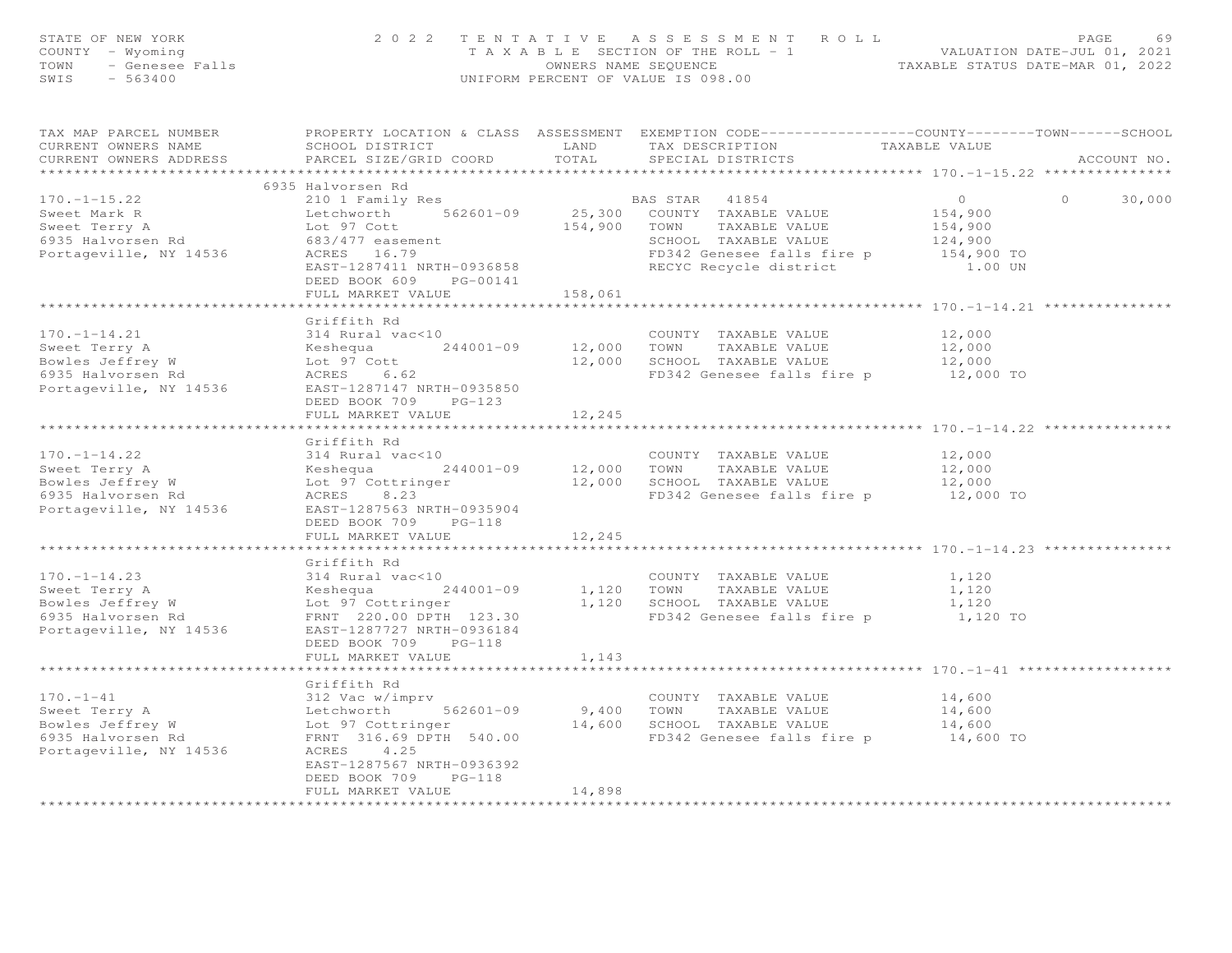STATE OF NEW YORK — 2022 TENTATIVE ASSESSMENT ROLL
COUNTY - Wyoming — TAXABLE SECTION OF THE ROLL - 1 — VALUATION DATE-JUL 01, 2021
TOWN - Genesee Falls — OWNERS NAME SEQUENCE — TAXABLE STATUS DATE-MAR 01, 2022
SWIS - 563400 — UNIFORM PERCENT OF VALUE IS 098.00

| TAX MAP PARCEL NUMBER / CURRENT OWNERS NAME / CURRENT OWNERS ADDRESS | PROPERTY LOCATION & CLASS / SCHOOL DISTRICT / PARCEL SIZE/GRID COORD | ASSESSMENT LAND | ASSESSMENT TOTAL | EXEMPTION CODE / TAX DESCRIPTION / SPECIAL DISTRICTS | COUNTY TAXABLE VALUE | TOWN | SCHOOL / ACCOUNT NO. |
|---|---|---|---|---|---|---|---|
| **170.-1-15.22** | 6935 Halvorsen Rd | | | | | | |
| 170.-1-15.22 | 210 1 Family Res | | | BAS STAR 41854 | 0 | 0 | 30,000 |
| Sweet Mark R | Letchworth 562601-09 | 25,300 | | COUNTY TAXABLE VALUE | 154,900 | | |
| Sweet Terry A | Lot 97 Cott | | 154,900 | TOWN TAXABLE VALUE | 154,900 | | |
| 6935 Halvorsen Rd | 683/477 easement | | | SCHOOL TAXABLE VALUE | 124,900 | | |
| Portageville, NY 14536 | ACRES 16.79 | | | FD342 Genesee falls fire p | 154,900 TO | | |
| | EAST-1287411 NRTH-0936858 | | | RECYC Recycle district | 1.00 UN | | |
| | DEED BOOK 609 PG-00141 | | | | | | |
| | FULL MARKET VALUE | | 158,061 | | | | |
| **170.-1-14.21** | Griffith Rd | | | | | | |
| 170.-1-14.21 | 314 Rural vac<10 | | | COUNTY TAXABLE VALUE | 12,000 | | |
| Sweet Terry A | Keshequa 244001-09 | 12,000 | | TOWN TAXABLE VALUE | 12,000 | | |
| Bowles Jeffrey W | Lot 97 Cott | | 12,000 | SCHOOL TAXABLE VALUE | 12,000 | | |
| 6935 Halvorsen Rd | ACRES 6.62 | | | FD342 Genesee falls fire p | 12,000 TO | | |
| Portageville, NY 14536 | EAST-1287147 NRTH-0935850 | | | | | | |
| | DEED BOOK 709 PG-123 | | | | | | |
| | FULL MARKET VALUE | | 12,245 | | | | |
| **170.-1-14.22** | Griffith Rd | | | | | | |
| 170.-1-14.22 | 314 Rural vac<10 | | | COUNTY TAXABLE VALUE | 12,000 | | |
| Sweet Terry A | Keshequa 244001-09 | 12,000 | | TOWN TAXABLE VALUE | 12,000 | | |
| Bowles Jeffrey W | Lot 97 Cottringer | | 12,000 | SCHOOL TAXABLE VALUE | 12,000 | | |
| 6935 Halvorsen Rd | ACRES 8.23 | | | FD342 Genesee falls fire p | 12,000 TO | | |
| Portageville, NY 14536 | EAST-1287563 NRTH-0935904 | | | | | | |
| | DEED BOOK 709 PG-118 | | | | | | |
| | FULL MARKET VALUE | | 12,245 | | | | |
| **170.-1-14.23** | Griffith Rd | | | | | | |
| 170.-1-14.23 | 314 Rural vac<10 | | | COUNTY TAXABLE VALUE | 1,120 | | |
| Sweet Terry A | Keshequa 244001-09 | 1,120 | | TOWN TAXABLE VALUE | 1,120 | | |
| Bowles Jeffrey W | Lot 97 Cottringer | | 1,120 | SCHOOL TAXABLE VALUE | 1,120 | | |
| 6935 Halvorsen Rd | FRNT 220.00 DPTH 123.30 | | | FD342 Genesee falls fire p | 1,120 TO | | |
| Portageville, NY 14536 | EAST-1287727 NRTH-0936184 | | | | | | |
| | DEED BOOK 709 PG-118 | | | | | | |
| | FULL MARKET VALUE | | 1,143 | | | | |
| **170.-1-41** | Griffith Rd | | | | | | |
| 170.-1-41 | 312 Vac w/imprv | | | COUNTY TAXABLE VALUE | 14,600 | | |
| Sweet Terry A | Letchworth 562601-09 | 9,400 | | TOWN TAXABLE VALUE | 14,600 | | |
| Bowles Jeffrey W | Lot 97 Cottringer | | 14,600 | SCHOOL TAXABLE VALUE | 14,600 | | |
| 6935 Halvorsen Rd | FRNT 316.69 DPTH 540.00 | | | FD342 Genesee falls fire p | 14,600 TO | | |
| Portageville, NY 14536 | ACRES 4.25 | | | | | | |
| | EAST-1287567 NRTH-0936392 | | | | | | |
| | DEED BOOK 709 PG-118 | | | | | | |
| | FULL MARKET VALUE | | 14,898 | | | | |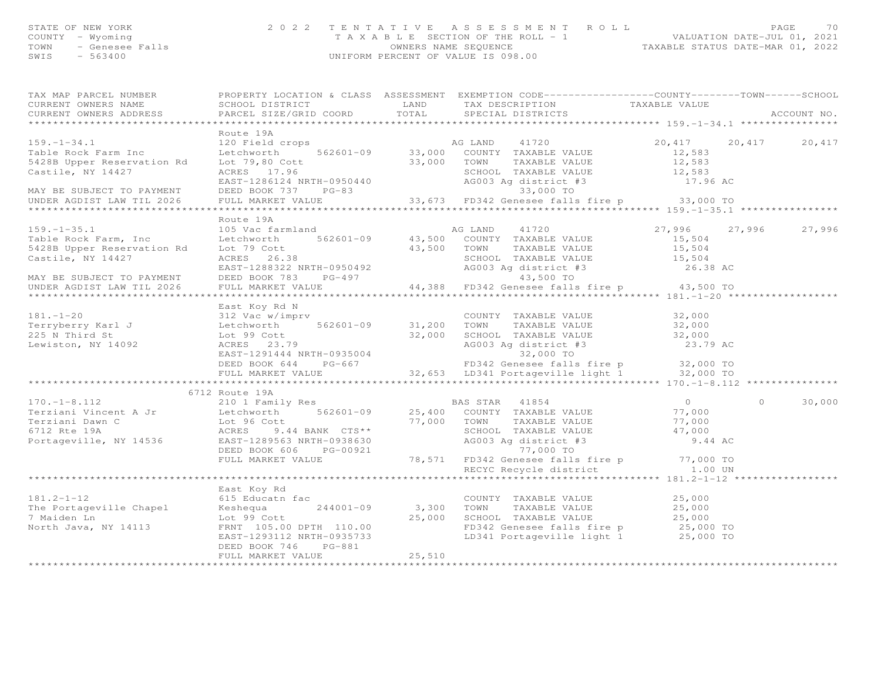STATE OF NEW YORK — 2022 TENTATIVE ASSESSMENT ROLL
COUNTY - Wyoming — TAXABLE SECTION OF THE ROLL - 1 — VALUATION DATE-JUL 01, 2021
TOWN - Genesee Falls — OWNERS NAME SEQUENCE — TAXABLE STATUS DATE-MAR 01, 2022
SWIS - 563400 — UNIFORM PERCENT OF VALUE IS 098.00

| TAX MAP PARCEL NUMBER / CURRENT OWNERS NAME / CURRENT OWNERS ADDRESS | PROPERTY LOCATION & CLASS / SCHOOL DISTRICT / PARCEL SIZE/GRID COORD | ASSESSMENT LAND / TOTAL | EXEMPTION CODE / TAX DESCRIPTION / SPECIAL DISTRICTS | COUNTY TAXABLE VALUE | TOWN | SCHOOL / ACCOUNT NO. |
|---|---|---|---|---|---|---|
| **159.-1-34.1** | Route 19A | | | | | |
| 159.-1-34.1 | 120 Field crops | | AG LAND 41720 | 20,417 | 20,417 | 20,417 |
| Table Rock Farm Inc | Letchworth 562601-09 | 33,000 | COUNTY TAXABLE VALUE | 12,583 | | |
| 5428B Upper Reservation Rd | Lot 79,80 Cott | 33,000 | TOWN TAXABLE VALUE | 12,583 | | |
| Castile, NY 14427 | ACRES 17.96 | | SCHOOL TAXABLE VALUE | 12,583 | | |
| | EAST-1286124 NRTH-0950440 | | AG003 Ag district #3 | 17.96 AC | | |
| MAY BE SUBJECT TO PAYMENT | DEED BOOK 737 PG-83 | | 33,000 TO | | | |
| UNDER AGDIST LAW TIL 2026 | FULL MARKET VALUE | 33,673 | FD342 Genesee falls fire p | 33,000 TO | | |
| **159.-1-35.1** | Route 19A | | | | | |
| 159.-1-35.1 | 105 Vac farmland | | AG LAND 41720 | 27,996 | 27,996 | 27,996 |
| Table Rock Farm, Inc | Letchworth 562601-09 | 43,500 | COUNTY TAXABLE VALUE | 15,504 | | |
| 5428B Upper Reservation Rd | Lot 79 Cott | 43,500 | TOWN TAXABLE VALUE | 15,504 | | |
| Castile, NY 14427 | ACRES 26.38 | | SCHOOL TAXABLE VALUE | 15,504 | | |
| | EAST-1288322 NRTH-0950492 | | AG003 Ag district #3 | 26.38 AC | | |
| MAY BE SUBJECT TO PAYMENT | DEED BOOK 783 PG-497 | | 43,500 TO | | | |
| UNDER AGDIST LAW TIL 2026 | FULL MARKET VALUE | 44,388 | FD342 Genesee falls fire p | 43,500 TO | | |
| **181.-1-20** | East Koy Rd N | | | | | |
| 181.-1-20 | 312 Vac w/imprv | | COUNTY TAXABLE VALUE | 32,000 | | |
| Terryberry Karl J | Letchworth 562601-09 | 31,200 | TOWN TAXABLE VALUE | 32,000 | | |
| 225 N Third St | Lot 99 Cott | 32,000 | SCHOOL TAXABLE VALUE | 32,000 | | |
| Lewiston, NY 14092 | ACRES 23.79 | | AG003 Ag district #3 | 23.79 AC | | |
| | EAST-1291444 NRTH-0935004 | | 32,000 TO | | | |
| | DEED BOOK 644 PG-667 | | FD342 Genesee falls fire p | 32,000 TO | | |
| | FULL MARKET VALUE | 32,653 | LD341 Portageville light 1 | 32,000 TO | | |
| **170.-1-8.112** | 6712 Route 19A | | | | | |
| 170.-1-8.112 | 210 1 Family Res | | BAS STAR 41854 | 0 | 0 | 30,000 |
| Terziani Vincent A Jr | Letchworth 562601-09 | 25,400 | COUNTY TAXABLE VALUE | 77,000 | | |
| Terziani Dawn C | Lot 96 Cott | 77,000 | TOWN TAXABLE VALUE | 77,000 | | |
| 6712 Rte 19A | ACRES 9.44 BANK CTS** | | SCHOOL TAXABLE VALUE | 47,000 | | |
| Portageville, NY 14536 | EAST-1289563 NRTH-0938630 | | AG003 Ag district #3 | 9.44 AC | | |
| | DEED BOOK 606 PG-00921 | | 77,000 TO | | | |
| | FULL MARKET VALUE | 78,571 | FD342 Genesee falls fire p | 77,000 TO | | |
| | | | RECYC Recycle district | 1.00 UN | | |
| **181.2-1-12** | East Koy Rd | | | | | |
| 181.2-1-12 | 615 Educatn fac | | COUNTY TAXABLE VALUE | 25,000 | | |
| The Portageville Chapel | Keshequa 244001-09 | 3,300 | TOWN TAXABLE VALUE | 25,000 | | |
| 7 Maiden Ln | Lot 99 Cott | 25,000 | SCHOOL TAXABLE VALUE | 25,000 | | |
| North Java, NY 14113 | FRNT 105.00 DPTH 110.00 | | FD342 Genesee falls fire p | 25,000 TO | | |
| | EAST-1293112 NRTH-0935733 | | LD341 Portageville light 1 | 25,000 TO | | |
| | DEED BOOK 746 PG-881 | | | | | |
| | FULL MARKET VALUE | 25,510 | | | | |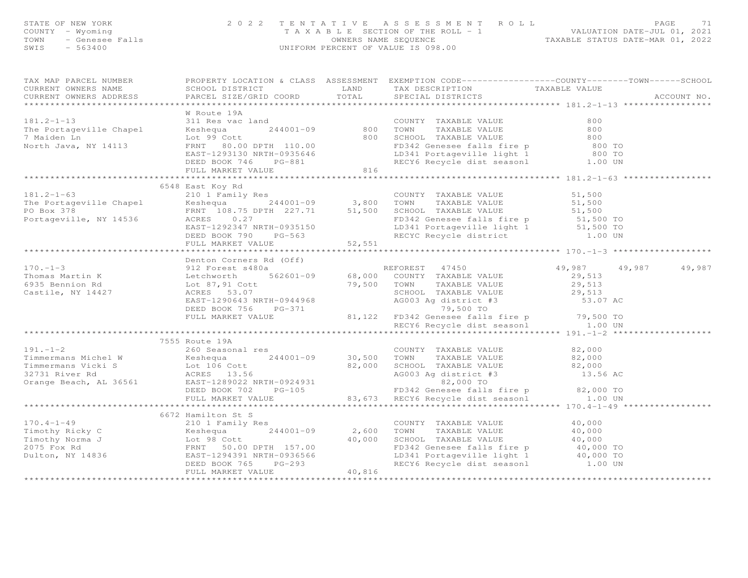STATE OF NEW YORK
COUNTY - Wyoming
TOWN - Genesee Falls
SWIS - 563400

2022 TENTATIVE ASSESSMENT ROLL
TAXABLE SECTION OF THE ROLL - 1
OWNERS NAME SEQUENCE
UNIFORM PERCENT OF VALUE IS 098.00

VALUATION DATE-JUL 01, 2021
TAXABLE STATUS DATE-MAR 01, 2022

| TAX MAP PARCEL NUMBER / CURRENT OWNERS NAME / CURRENT OWNERS ADDRESS | PROPERTY LOCATION & CLASS / SCHOOL DISTRICT / PARCEL SIZE/GRID COORD | ASSESSMENT LAND | TOTAL | EXEMPTION CODE / TAX DESCRIPTION / SPECIAL DISTRICTS | COUNTY TAXABLE VALUE | TOWN | SCHOOL / ACCOUNT NO. |
|---|---|---|---|---|---|---|---|
| **181.2-1-13** | W Route 19A | | | | | | |
| 181.2-1-13 | 311 Res vac land | | | COUNTY TAXABLE VALUE | 800 | | |
| The Portageville Chapel | Keshequa 244001-09 | 800 | | TOWN TAXABLE VALUE | 800 | | |
| 7 Maiden Ln | Lot 99 Cott | | 800 | SCHOOL TAXABLE VALUE | 800 | | |
| North Java, NY 14113 | FRNT 80.00 DPTH 110.00 | | | FD342 Genesee falls fire p | 800 TO | | |
| | EAST-1293130 NRTH-0935646 | | | LD341 Portageville light 1 | 800 TO | | |
| | DEED BOOK 746 PG-881 | | | RECY6 Recycle dist seasonl | 1.00 UN | | |
| | FULL MARKET VALUE | | 816 | | | | |
| **181.2-1-63** | 6548 East Koy Rd | | | | | | |
| 181.2-1-63 | 210 1 Family Res | | | COUNTY TAXABLE VALUE | 51,500 | | |
| The Portageville Chapel | Keshequa 244001-09 | 3,800 | | TOWN TAXABLE VALUE | 51,500 | | |
| PO Box 378 | FRNT 108.75 DPTH 227.71 | | 51,500 | SCHOOL TAXABLE VALUE | 51,500 | | |
| Portageville, NY 14536 | ACRES 0.27 | | | FD342 Genesee falls fire p | 51,500 TO | | |
| | EAST-1292347 NRTH-0935150 | | | LD341 Portageville light 1 | 51,500 TO | | |
| | DEED BOOK 790 PG-563 | | | RECYC Recycle district | 1.00 UN | | |
| | FULL MARKET VALUE | | 52,551 | | | | |
| **170.-1-3** | Denton Corners Rd (Off) | | | | | | |
| 170.-1-3 | 912 Forest s480a | | | REFOREST 47450 | 49,987 | 49,987 | 49,987 |
| Thomas Martin K | Letchworth 562601-09 | 68,000 | | COUNTY TAXABLE VALUE | 29,513 | | |
| 6935 Bennion Rd | Lot 87,91 Cott | | 79,500 | TOWN TAXABLE VALUE | 29,513 | | |
| Castile, NY 14427 | ACRES 53.07 | | | SCHOOL TAXABLE VALUE | 29,513 | | |
| | EAST-1290643 NRTH-0944968 | | | AG003 Ag district #3 | 53.07 AC | | |
| | DEED BOOK 756 PG-371 | | | 79,500 TO | | | |
| | FULL MARKET VALUE | | 81,122 | FD342 Genesee falls fire p | 79,500 TO | | |
| | | | | RECY6 Recycle dist seasonl | 1.00 UN | | |
| **191.-1-2** | 7555 Route 19A | | | | | | |
| 191.-1-2 | 260 Seasonal res | | | COUNTY TAXABLE VALUE | 82,000 | | |
| Timmermans Michel W | Keshequa 244001-09 | 30,500 | | TOWN TAXABLE VALUE | 82,000 | | |
| Timmermans Vicki S | Lot 106 Cott | | 82,000 | SCHOOL TAXABLE VALUE | 82,000 | | |
| 32731 River Rd | ACRES 13.56 | | | AG003 Ag district #3 | 13.56 AC | | |
| Orange Beach, AL 36561 | EAST-1289022 NRTH-0924931 | | | 82,000 TO | | | |
| | DEED BOOK 702 PG-105 | | | FD342 Genesee falls fire p | 82,000 TO | | |
| | FULL MARKET VALUE | | 83,673 | RECY6 Recycle dist seasonl | 1.00 UN | | |
| **170.4-1-49** | 6672 Hamilton St S | | | | | | |
| 170.4-1-49 | 210 1 Family Res | | | COUNTY TAXABLE VALUE | 40,000 | | |
| Timothy Ricky C | Keshequa 244001-09 | 2,600 | | TOWN TAXABLE VALUE | 40,000 | | |
| Timothy Norma J | Lot 98 Cott | | 40,000 | SCHOOL TAXABLE VALUE | 40,000 | | |
| 2075 Fox Rd | FRNT 50.00 DPTH 157.00 | | | FD342 Genesee falls fire p | 40,000 TO | | |
| Dulton, NY 14836 | EAST-1294391 NRTH-0936566 | | | LD341 Portageville light 1 | 40,000 TO | | |
| | DEED BOOK 765 PG-293 | | | RECY6 Recycle dist seasonl | 1.00 UN | | |
| | FULL MARKET VALUE | | 40,816 | | | | |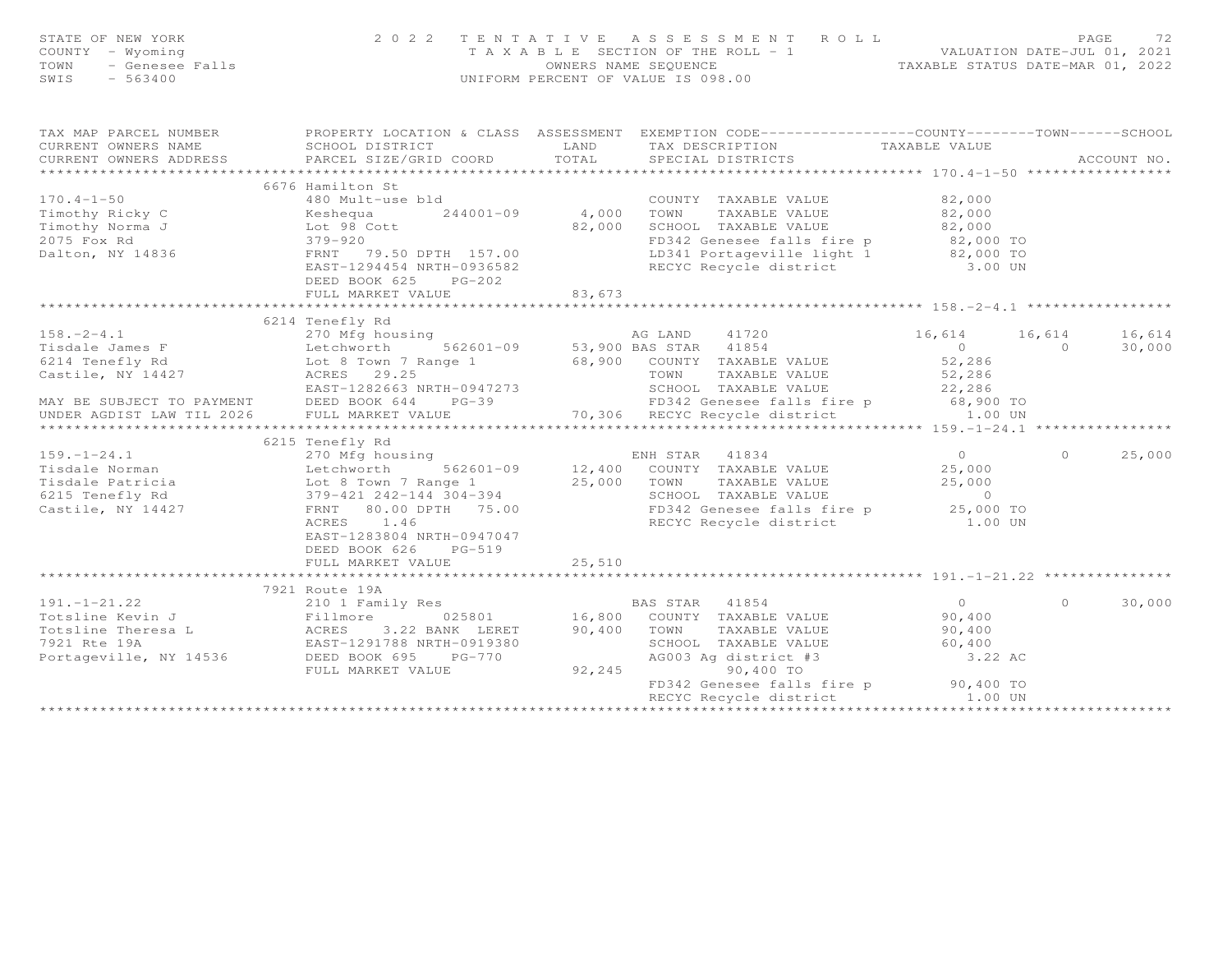STATE OF NEW YORK 2022 TENTATIVE ASSESSMENT ROLL
COUNTY - Wyoming TAXABLE SECTION OF THE ROLL - 1 VALUATION DATE-JUL 01, 2021
TOWN - Genesee Falls OWNERS NAME SEQUENCE TAXABLE STATUS DATE-MAR 01, 2022
SWIS - 563400 UNIFORM PERCENT OF VALUE IS 098.00

| TAX MAP PARCEL NUMBER / CURRENT OWNERS NAME / CURRENT OWNERS ADDRESS | PROPERTY LOCATION & CLASS / SCHOOL DISTRICT / PARCEL SIZE/GRID COORD | ASSESSMENT LAND / TOTAL | EXEMPTION CODE / TAX DESCRIPTION / SPECIAL DISTRICTS | COUNTY TAXABLE VALUE | TOWN | SCHOOL |
|---|---|---|---|---|---|---|
| **170.4-1-50** | 6676 Hamilton St | | | | | |
| 170.4-1-50 | 480 Mult-use bld | | COUNTY TAXABLE VALUE | 82,000 | | |
| Timothy Ricky C | Keshequa 244001-09 | 4,000 | TOWN TAXABLE VALUE | 82,000 | | |
| Timothy Norma J | Lot 98 Cott | 82,000 | SCHOOL TAXABLE VALUE | 82,000 | | |
| 2075 Fox Rd | 379-920 | | FD342 Genesee falls fire p | 82,000 TO | | |
| Dalton, NY 14836 | FRNT 79.50 DPTH 157.00 | | LD341 Portageville light 1 | 82,000 TO | | |
| | EAST-1294454 NRTH-0936582 | | RECYC Recycle district | 3.00 UN | | |
| | DEED BOOK 625 PG-202 | | | | | |
| | FULL MARKET VALUE | 83,673 | | | | |
| **158.-2-4.1** | 6214 Tenefly Rd | | | | | |
| 158.-2-4.1 | 270 Mfg housing | | AG LAND 41720 | 16,614 | 16,614 | 16,614 |
| Tisdale James F | Letchworth 562601-09 | 53,900 | BAS STAR 41854 | 0 | 0 | 30,000 |
| 6214 Tenefly Rd | Lot 8 Town 7 Range 1 | 68,900 | COUNTY TAXABLE VALUE | 52,286 | | |
| Castile, NY 14427 | ACRES 29.25 | | TOWN TAXABLE VALUE | 52,286 | | |
| | EAST-1282663 NRTH-0947273 | | SCHOOL TAXABLE VALUE | 22,286 | | |
| MAY BE SUBJECT TO PAYMENT | DEED BOOK 644 PG-39 | | FD342 Genesee falls fire p | 68,900 TO | | |
| UNDER AGDIST LAW TIL 2026 | FULL MARKET VALUE | 70,306 | RECYC Recycle district | 1.00 UN | | |
| **159.-1-24.1** | 6215 Tenefly Rd | | | | | |
| 159.-1-24.1 | 270 Mfg housing | | ENH STAR 41834 | 0 | 0 | 25,000 |
| Tisdale Norman | Letchworth 562601-09 | 12,400 | COUNTY TAXABLE VALUE | 25,000 | | |
| Tisdale Patricia | Lot 8 Town 7 Range 1 | 25,000 | TOWN TAXABLE VALUE | 25,000 | | |
| 6215 Tenefly Rd | 379-421 242-144 304-394 | | SCHOOL TAXABLE VALUE | 0 | | |
| Castile, NY 14427 | FRNT 80.00 DPTH 75.00 | | FD342 Genesee falls fire p | 25,000 TO | | |
| | ACRES 1.46 | | RECYC Recycle district | 1.00 UN | | |
| | EAST-1283804 NRTH-0947047 | | | | | |
| | DEED BOOK 626 PG-519 | | | | | |
| | FULL MARKET VALUE | 25,510 | | | | |
| **191.-1-21.22** | 7921 Route 19A | | | | | |
| 191.-1-21.22 | 210 1 Family Res | | BAS STAR 41854 | 0 | 0 | 30,000 |
| Totsline Kevin J | Fillmore 025801 | 16,800 | COUNTY TAXABLE VALUE | 90,400 | | |
| Totsline Theresa L | ACRES 3.22 BANK LERET | 90,400 | TOWN TAXABLE VALUE | 90,400 | | |
| 7921 Rte 19A | EAST-1291788 NRTH-0919380 | | SCHOOL TAXABLE VALUE | 60,400 | | |
| Portageville, NY 14536 | DEED BOOK 695 PG-770 | | AG003 Ag district #3 | 3.22 AC | | |
| | FULL MARKET VALUE | 92,245 | 90,400 TO | | | |
| | | | FD342 Genesee falls fire p | 90,400 TO | | |
| | | | RECYC Recycle district | 1.00 UN | | |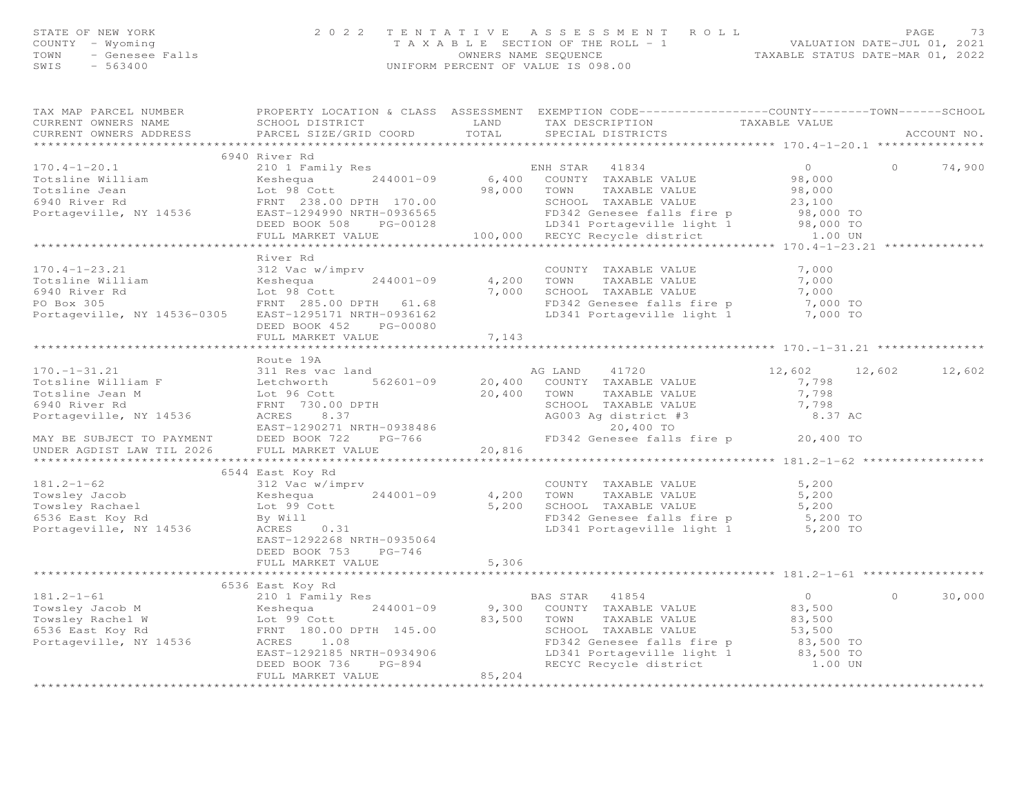STATE OF NEW YORK
COUNTY - Wyoming
TOWN - Genesee Falls
SWIS - 563400

2022 TENTATIVE ASSESSMENT ROLL
TAXABLE SECTION OF THE ROLL - 1
OWNERS NAME SEQUENCE
UNIFORM PERCENT OF VALUE IS 098.00

VALUATION DATE-JUL 01, 2021
TAXABLE STATUS DATE-MAR 01, 2022

```
TAX MAP PARCEL NUMBER          PROPERTY LOCATION & CLASS  ASSESSMENT  EXEMPTION CODE------------------COUNTY--------TOWN------SCHOOL
CURRENT OWNERS NAME            SCHOOL DISTRICT              LAND      TAX DESCRIPTION            TAXABLE VALUE
CURRENT OWNERS ADDRESS         PARCEL SIZE/GRID COORD       TOTAL     SPECIAL DISTRICTS                                     ACCOUNT NO.
******************************************************************************************************* 170.4-1-20.1 ***************
                               6940 River Rd
170.4-1-20.1                   210 1 Family Res                       ENH STAR   41834                   0          0      74,900
Totsline William               Keshequa       244001-09      6,400    COUNTY  TAXABLE VALUE           98,000
Totsline Jean                  Lot 98 Cott                  98,000    TOWN    TAXABLE VALUE           98,000
6940 River Rd                  FRNT 238.00 DPTH 170.00                SCHOOL  TAXABLE VALUE           23,100
Portageville, NY 14536         EAST-1294990 NRTH-0936565              FD342 Genesee falls fire p        98,000 TO
                               DEED BOOK 508    PG-00128              LD341 Portageville light 1        98,000 TO
                               FULL MARKET VALUE           100,000    RECYC Recycle district              1.00 UN
******************************************************************************************************* 170.4-1-23.21 **************
                               River Rd
170.4-1-23.21                  312 Vac w/imprv                        COUNTY  TAXABLE VALUE            7,000
Totsline William               Keshequa       244001-09      4,200    TOWN    TAXABLE VALUE            7,000
6940 River Rd                  Lot 98 Cott                   7,000    SCHOOL  TAXABLE VALUE            7,000
PO Box 305                     FRNT 285.00 DPTH  61.68                FD342 Genesee falls fire p         7,000 TO
Portageville, NY 14536-0305    EAST-1295171 NRTH-0936162              LD341 Portageville light 1         7,000 TO
                               DEED BOOK 452    PG-00080
                               FULL MARKET VALUE             7,143
******************************************************************************************************* 170.-1-31.21 ***************
                               Route 19A
170.-1-31.21                   311 Res vac land                       AG LAND    41720              12,602     12,602      12,602
Totsline William F             Letchworth     562601-09     20,400    COUNTY  TAXABLE VALUE            7,798
Totsline Jean M                Lot 96 Cott                  20,400    TOWN    TAXABLE VALUE            7,798
6940 River Rd                  FRNT 730.00 DPTH                       SCHOOL  TAXABLE VALUE            7,798
Portageville, NY 14536         ACRES     8.37                         AG003 Ag district #3                8.37 AC
                               EAST-1290271 NRTH-0938486                          20,400 TO
MAY BE SUBJECT TO PAYMENT      DEED BOOK 722    PG-766                FD342 Genesee falls fire p        20,400 TO
UNDER AGDIST LAW TIL 2026      FULL MARKET VALUE            20,816
******************************************************************************************************* 181.2-1-62 *****************
                               6544 East Koy Rd
181.2-1-62                     312 Vac w/imprv                        COUNTY  TAXABLE VALUE            5,200
Towsley Jacob                  Keshequa       244001-09      4,200    TOWN    TAXABLE VALUE            5,200
Towsley Rachael                Lot 99 Cott                   5,200    SCHOOL  TAXABLE VALUE            5,200
6536 East Koy Rd               By Will                                FD342 Genesee falls fire p         5,200 TO
Portageville, NY 14536         ACRES     0.31                         LD341 Portageville light 1         5,200 TO
                               EAST-1292268 NRTH-0935064
                               DEED BOOK 753    PG-746
                               FULL MARKET VALUE             5,306
******************************************************************************************************* 181.2-1-61 *****************
                               6536 East Koy Rd
181.2-1-61                     210 1 Family Res                       BAS STAR   41854                   0          0      30,000
Towsley Jacob M                Keshequa       244001-09      9,300    COUNTY  TAXABLE VALUE           83,500
Towsley Rachel W               Lot 99 Cott                  83,500    TOWN    TAXABLE VALUE           83,500
6536 East Koy Rd               FRNT 180.00 DPTH 145.00                SCHOOL  TAXABLE VALUE           53,500
Portageville, NY 14536         ACRES     1.08                         FD342 Genesee falls fire p        83,500 TO
                               EAST-1292185 NRTH-0934906              LD341 Portageville light 1        83,500 TO
                               DEED BOOK 736    PG-894                RECYC Recycle district              1.00 UN
                               FULL MARKET VALUE            85,204
************************************************************************************************************************************
```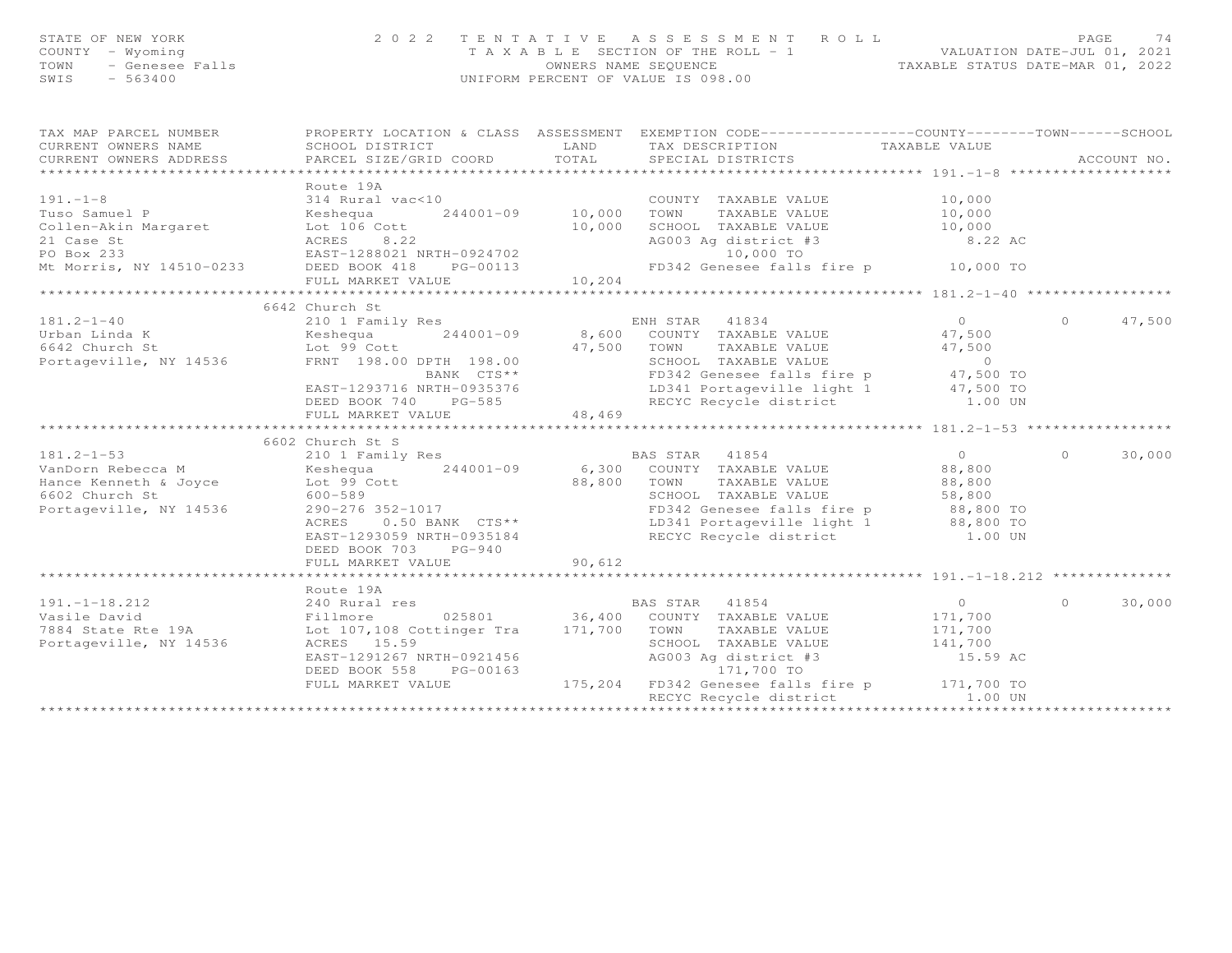STATE OF NEW YORK
COUNTY - Wyoming
TOWN - Genesee Falls
SWIS - 563400

# 2022 TENTATIVE ASSESSMENT ROLL

TAXABLE SECTION OF THE ROLL - 1
OWNERS NAME SEQUENCE
UNIFORM PERCENT OF VALUE IS 098.00

VALUATION DATE-JUL 01, 2021
TAXABLE STATUS DATE-MAR 01, 2022

| TAX MAP PARCEL NUMBER / CURRENT OWNERS NAME / CURRENT OWNERS ADDRESS | PROPERTY LOCATION & CLASS / SCHOOL DISTRICT / PARCEL SIZE/GRID COORD | ASSESSMENT LAND / TOTAL | EXEMPTION CODE / TAX DESCRIPTION / SPECIAL DISTRICTS | COUNTY TAXABLE VALUE | TOWN | SCHOOL / ACCOUNT NO. |
|---|---|---|---|---|---|---|
| **191.-1-8** | Route 19A | | | | | |
| 191.-1-8 | 314 Rural vac<10 | | COUNTY TAXABLE VALUE | 10,000 | | |
| Tuso Samuel P | Keshequa 244001-09 | 10,000 | TOWN TAXABLE VALUE | 10,000 | | |
| Collen-Akin Margaret | Lot 106 Cott | 10,000 | SCHOOL TAXABLE VALUE | 10,000 | | |
| 21 Case St | ACRES 8.22 | | AG003 Ag district #3 | 8.22 AC | | |
| PO Box 233 | EAST-1288021 NRTH-0924702 | | 10,000 TO | | | |
| Mt Morris, NY 14510-0233 | DEED BOOK 418 PG-00113 | | FD342 Genesee falls fire p | 10,000 TO | | |
| | FULL MARKET VALUE | 10,204 | | | | |
| **181.2-1-40** | 6642 Church St | | | | | |
| 181.2-1-40 | 210 1 Family Res | | ENH STAR 41834 | 0 | 0 | 47,500 |
| Urban Linda K | Keshequa 244001-09 | 8,600 | COUNTY TAXABLE VALUE | 47,500 | | |
| 6642 Church St | Lot 99 Cott | 47,500 | TOWN TAXABLE VALUE | 47,500 | | |
| Portageville, NY 14536 | FRNT 198.00 DPTH 198.00 | | SCHOOL TAXABLE VALUE | 0 | | |
| | BANK CTS** | | FD342 Genesee falls fire p | 47,500 TO | | |
| | EAST-1293716 NRTH-0935376 | | LD341 Portageville light 1 | 47,500 TO | | |
| | DEED BOOK 740 PG-585 | | RECYC Recycle district | 1.00 UN | | |
| | FULL MARKET VALUE | 48,469 | | | | |
| **181.2-1-53** | 6602 Church St S | | | | | |
| 181.2-1-53 | 210 1 Family Res | | BAS STAR 41854 | 0 | 0 | 30,000 |
| VanDorn Rebecca M | Keshequa 244001-09 | 6,300 | COUNTY TAXABLE VALUE | 88,800 | | |
| Hance Kenneth & Joyce | Lot 99 Cott | 88,800 | TOWN TAXABLE VALUE | 88,800 | | |
| 6602 Church St | 600-589 | | SCHOOL TAXABLE VALUE | 58,800 | | |
| Portageville, NY 14536 | 290-276 352-1017 | | FD342 Genesee falls fire p | 88,800 TO | | |
| | ACRES 0.50 BANK CTS** | | LD341 Portageville light 1 | 88,800 TO | | |
| | EAST-1293059 NRTH-0935184 | | RECYC Recycle district | 1.00 UN | | |
| | DEED BOOK 703 PG-940 | | | | | |
| | FULL MARKET VALUE | 90,612 | | | | |
| **191.-1-18.212** | Route 19A | | | | | |
| 191.-1-18.212 | 240 Rural res | | BAS STAR 41854 | 0 | 0 | 30,000 |
| Vasile David | Fillmore 025801 | 36,400 | COUNTY TAXABLE VALUE | 171,700 | | |
| 7884 State Rte 19A | Lot 107,108 Cottinger Tra | 171,700 | TOWN TAXABLE VALUE | 171,700 | | |
| Portageville, NY 14536 | ACRES 15.59 | | SCHOOL TAXABLE VALUE | 141,700 | | |
| | EAST-1291267 NRTH-0921456 | | AG003 Ag district #3 | 15.59 AC | | |
| | DEED BOOK 558 PG-00163 | | 171,700 TO | | | |
| | FULL MARKET VALUE | 175,204 | FD342 Genesee falls fire p | 171,700 TO | | |
| | | | RECYC Recycle district | 1.00 UN | | |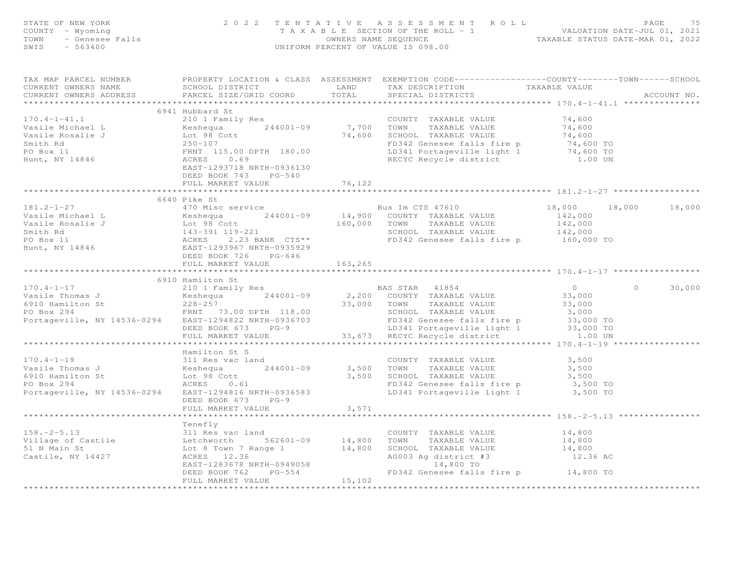STATE OF NEW YORK
COUNTY - Wyoming
TOWN - Genesee Falls
SWIS - 563400

2 0 2 2 T E N T A T I V E A S S E S S M E N T R O L L
T A X A B L E SECTION OF THE ROLL - 1
OWNERS NAME SEQUENCE
UNIFORM PERCENT OF VALUE IS 098.00

VALUATION DATE-JUL 01, 2021
TAXABLE STATUS DATE-MAR 01, 2022

```
TAX MAP PARCEL NUMBER         PROPERTY LOCATION & CLASS  ASSESSMENT  EXEMPTION CODE------------------COUNTY--------TOWN------SCHOOL
CURRENT OWNERS NAME           SCHOOL DISTRICT               LAND      TAX DESCRIPTION              TAXABLE VALUE
CURRENT OWNERS ADDRESS        PARCEL SIZE/GRID COORD        TOTAL     SPECIAL DISTRICTS                                      ACCOUNT NO.
******************************************************************************************************* 170.4-1-41.1 ***************
                              6941 Hubbard St
170.4-1-41.1                  210 1 Family Res                         COUNTY  TAXABLE VALUE              74,600
Vasile Michael L              Keshequa        244001-09       7,700    TOWN    TAXABLE VALUE              74,600
Vasile Rosalie J              Lot 98 Cott                    74,600    SCHOOL  TAXABLE VALUE              74,600
Smith Rd                      250-107                                  FD342 Genesee falls fire p          74,600 TO
PO Box 11                     FRNT 115.00 DPTH 180.00                  LD341 Portageville light 1          74,600 TO
Hunt, NY 14846                ACRES    0.69                            RECYC Recycle district                1.00 UN
                              EAST-1293718 NRTH-0936130
                              DEED BOOK 743    PG-540
                              FULL MARKET VALUE              76,122
******************************************************************************************************* 181.2-1-27 *****************
                              6640 Pike St
181.2-1-27                    470 Misc service                        Bus Im CTS 47610              18,000      18,000      18,000
Vasile Michael L              Keshequa        244001-09      14,900    COUNTY  TAXABLE VALUE             142,000
Vasile Rosalie J              Lot 98 Cott                   160,000    TOWN    TAXABLE VALUE             142,000
Smith Rd                      143-391 119-221                          SCHOOL  TAXABLE VALUE             142,000
PO Box 11                     ACRES    2.23 BANK  CTS**                FD342 Genesee falls fire p         160,000 TO
Hunt, NY 14846                EAST-1293967 NRTH-0935929
                              DEED BOOK 726    PG-646
                              FULL MARKET VALUE             163,265
******************************************************************************************************* 170.4-1-17 *****************
                              6910 Hamilton St
170.4-1-17                    210 1 Family Res                        BAS STAR   41854                   0           0      30,000
Vasile Thomas J               Keshequa        244001-09       2,200    COUNTY  TAXABLE VALUE              33,000
6910 Hamilton St              228-257                        33,000    TOWN    TAXABLE VALUE              33,000
PO Box 294                    FRNT  73.00 DPTH 118.00                  SCHOOL  TAXABLE VALUE               3,000
Portageville, NY 14536-0294   EAST-1294822 NRTH-0936703                FD342 Genesee falls fire p          33,000 TO
                              DEED BOOK 673    PG-9                    LD341 Portageville light 1          33,000 TO
                              FULL MARKET VALUE              33,673    RECYC Recycle district                1.00 UN
******************************************************************************************************* 170.4-1-19 *****************
                              Hamilton St S
170.4-1-19                    311 Res vac land                         COUNTY  TAXABLE VALUE               3,500
Vasile Thomas J               Keshequa        244001-09       3,500    TOWN    TAXABLE VALUE               3,500
6910 Hamilton St              Lot 98 Cott                     3,500    SCHOOL  TAXABLE VALUE               3,500
PO Box 294                    ACRES    0.61                            FD342 Genesee falls fire p           3,500 TO
Portageville, NY 14536-0294   EAST-1294816 NRTH-0936583                LD341 Portageville light 1           3,500 TO
                              DEED BOOK 673    PG-9
                              FULL MARKET VALUE               3,571
******************************************************************************************************* 158.-2-5.13 ****************
                              Tenefly
158.-2-5.13                   311 Res vac land                         COUNTY  TAXABLE VALUE              14,800
Village of Castile            Letchworth      562601-09      14,800    TOWN    TAXABLE VALUE              14,800
51 N Main St                  Lot 8 Town 7 Range 1           14,800    SCHOOL  TAXABLE VALUE              14,800
Castile, NY 14427             ACRES   12.36                            AG003 Ag district #3                12.36 AC
                              EAST-1283678 NRTH-0949058                         14,800 TO
                              DEED BOOK 762    PG-554                  FD342 Genesee falls fire p          14,800 TO
                              FULL MARKET VALUE              15,102
************************************************************************************************************************************
```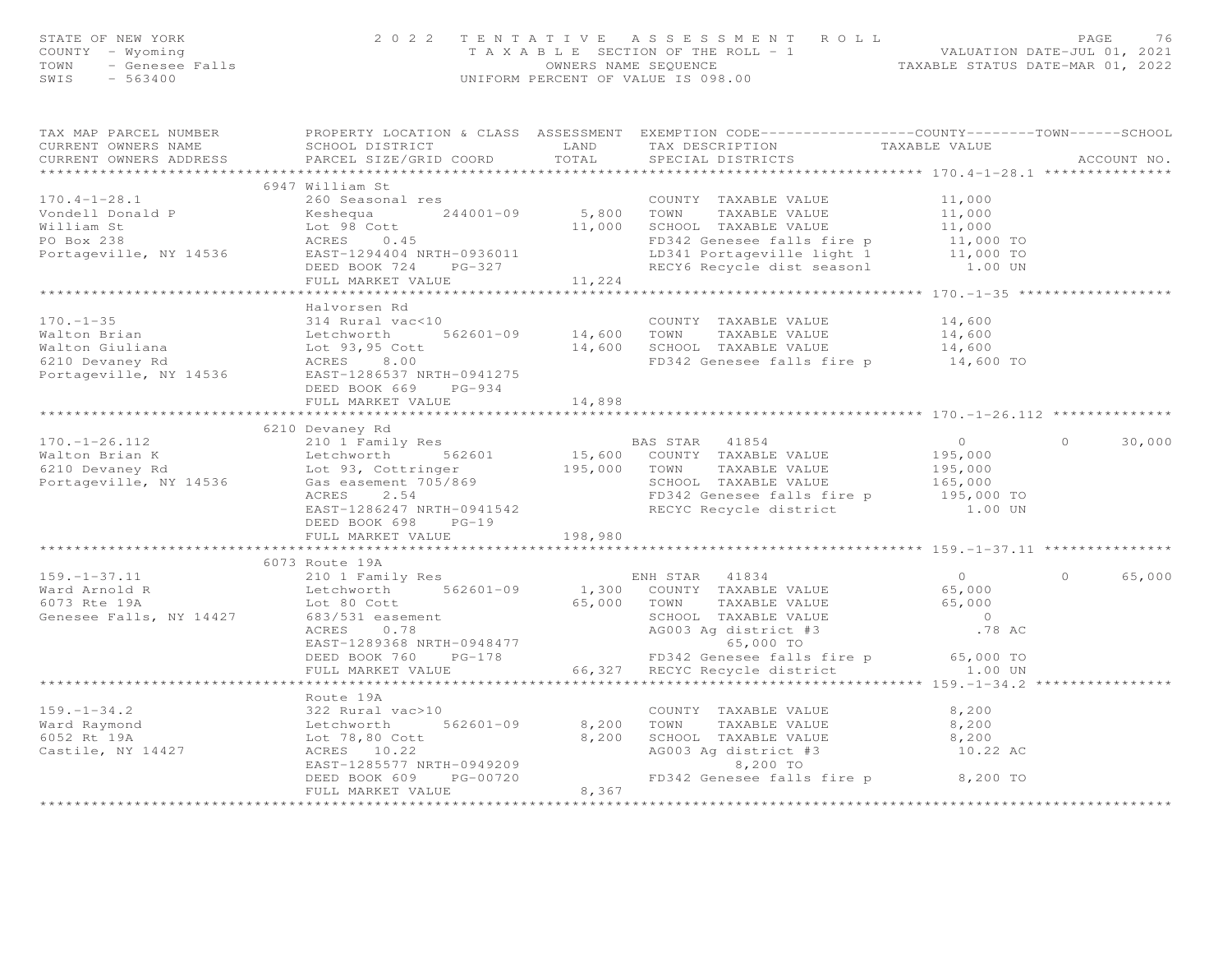STATE OF NEW YORK
COUNTY - Wyoming
TOWN - Genesee Falls
SWIS - 563400

2022 TENTATIVE ASSESSMENT ROLL
TAXABLE SECTION OF THE ROLL - 1
OWNERS NAME SEQUENCE
UNIFORM PERCENT OF VALUE IS 098.00

VALUATION DATE-JUL 01, 2021
TAXABLE STATUS DATE-MAR 01, 2022

| TAX MAP PARCEL NUMBER / CURRENT OWNERS NAME / CURRENT OWNERS ADDRESS | PROPERTY LOCATION & CLASS / SCHOOL DISTRICT / PARCEL SIZE/GRID COORD | ASSESSMENT LAND / TOTAL | EXEMPTION CODE / TAX DESCRIPTION / SPECIAL DISTRICTS | COUNTY TAXABLE VALUE | TOWN | SCHOOL | ACCOUNT NO. |
|---|---|---|---|---|---|---|---|
| **170.4-1-28.1** | 6947 William St | | | | | | |
| 170.4-1-28.1 | 260 Seasonal res | | COUNTY TAXABLE VALUE | 11,000 | | | |
| Vondell Donald P | Keshequa 244001-09 | 5,800 | TOWN TAXABLE VALUE | 11,000 | | | |
| William St | Lot 98 Cott | 11,000 | SCHOOL TAXABLE VALUE | 11,000 | | | |
| PO Box 238 | ACRES 0.45 | | FD342 Genesee falls fire p | 11,000 TO | | | |
| Portageville, NY 14536 | EAST-1294404 NRTH-0936011 | | LD341 Portageville light 1 | 11,000 TO | | | |
| | DEED BOOK 724 PG-327 | | RECY6 Recycle dist seasonl | 1.00 UN | | | |
| | FULL MARKET VALUE | 11,224 | | | | | |
| **170.-1-35** | Halvorsen Rd | | | | | | |
| 170.-1-35 | 314 Rural vac<10 | | COUNTY TAXABLE VALUE | 14,600 | | | |
| Walton Brian | Letchworth 562601-09 | 14,600 | TOWN TAXABLE VALUE | 14,600 | | | |
| Walton Giuliana | Lot 93,95 Cott | 14,600 | SCHOOL TAXABLE VALUE | 14,600 | | | |
| 6210 Devaney Rd | ACRES 8.00 | | FD342 Genesee falls fire p | 14,600 TO | | | |
| Portageville, NY 14536 | EAST-1286537 NRTH-0941275 | | | | | | |
| | DEED BOOK 669 PG-934 | | | | | | |
| | FULL MARKET VALUE | 14,898 | | | | | |
| **170.-1-26.112** | 6210 Devaney Rd | | | | | | |
| 170.-1-26.112 | 210 1 Family Res | | BAS STAR 41854 | 0 | 0 | 30,000 | |
| Walton Brian K | Letchworth 562601 | 15,600 | COUNTY TAXABLE VALUE | 195,000 | | | |
| 6210 Devaney Rd | Lot 93, Cottringer | 195,000 | TOWN TAXABLE VALUE | 195,000 | | | |
| Portageville, NY 14536 | Gas easement 705/869 | | SCHOOL TAXABLE VALUE | 165,000 | | | |
| | ACRES 2.54 | | FD342 Genesee falls fire p | 195,000 TO | | | |
| | EAST-1286247 NRTH-0941542 | | RECYC Recycle district | 1.00 UN | | | |
| | DEED BOOK 698 PG-19 | | | | | | |
| | FULL MARKET VALUE | 198,980 | | | | | |
| **159.-1-37.11** | 6073 Route 19A | | | | | | |
| 159.-1-37.11 | 210 1 Family Res | | ENH STAR 41834 | 0 | 0 | 65,000 | |
| Ward Arnold R | Letchworth 562601-09 | 1,300 | COUNTY TAXABLE VALUE | 65,000 | | | |
| 6073 Rte 19A | Lot 80 Cott | 65,000 | TOWN TAXABLE VALUE | 65,000 | | | |
| Genesee Falls, NY 14427 | 683/531 easement | | SCHOOL TAXABLE VALUE | 0 | | | |
| | ACRES 0.78 | | AG003 Ag district #3 | .78 AC | | | |
| | EAST-1289368 NRTH-0948477 | | 65,000 TO | | | | |
| | DEED BOOK 760 PG-178 | | FD342 Genesee falls fire p | 65,000 TO | | | |
| | FULL MARKET VALUE | 66,327 | RECYC Recycle district | 1.00 UN | | | |
| **159.-1-34.2** | Route 19A | | | | | | |
| 159.-1-34.2 | 322 Rural vac>10 | | COUNTY TAXABLE VALUE | 8,200 | | | |
| Ward Raymond | Letchworth 562601-09 | 8,200 | TOWN TAXABLE VALUE | 8,200 | | | |
| 6052 Rt 19A | Lot 78,80 Cott | 8,200 | SCHOOL TAXABLE VALUE | 8,200 | | | |
| Castile, NY 14427 | ACRES 10.22 | | AG003 Ag district #3 | 10.22 AC | | | |
| | EAST-1285577 NRTH-0949209 | | 8,200 TO | | | | |
| | DEED BOOK 609 PG-00720 | | FD342 Genesee falls fire p | 8,200 TO | | | |
| | FULL MARKET VALUE | 8,367 | | | | | |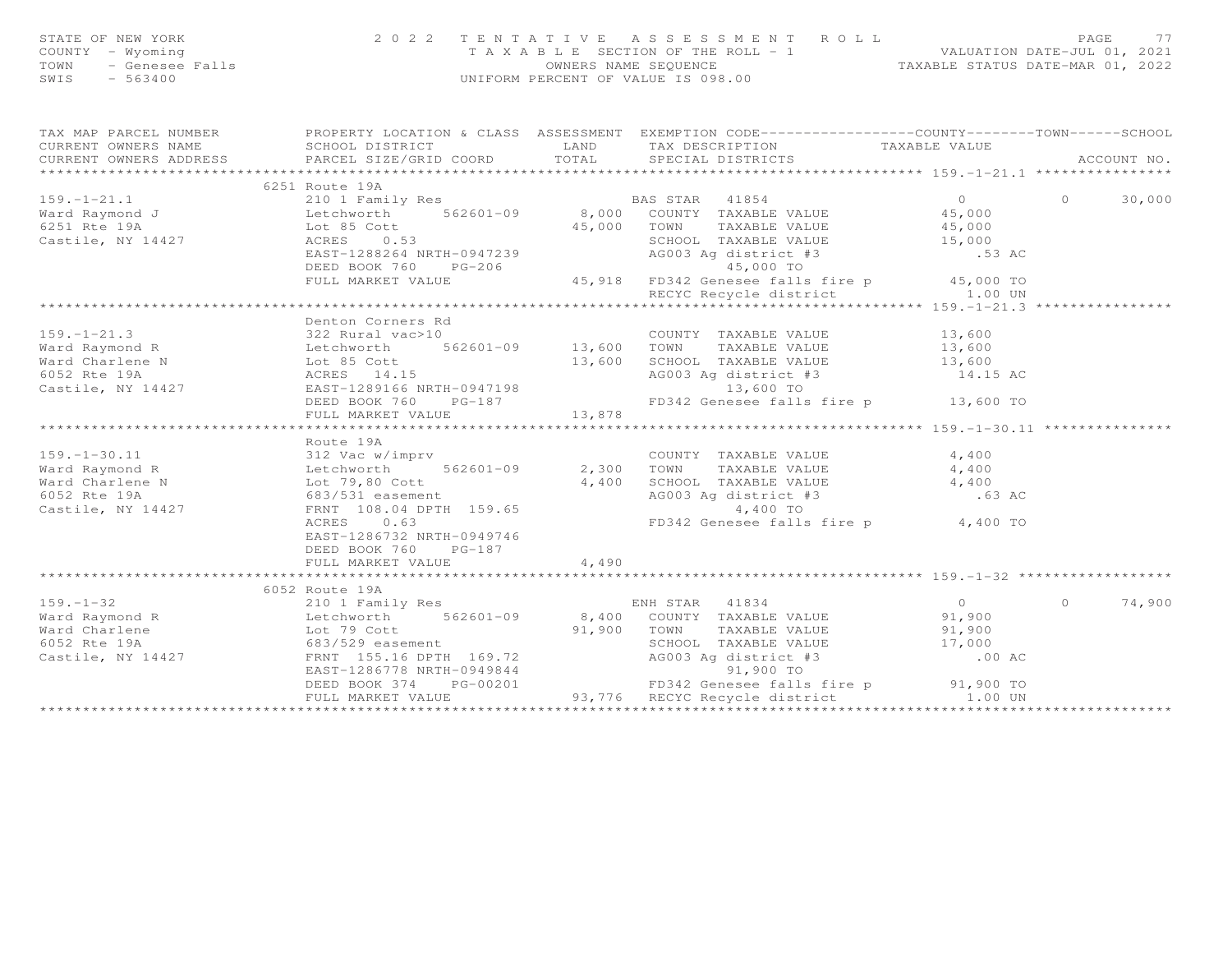STATE OF NEW YORK — 2022 TENTATIVE ASSESSMENT ROLL
COUNTY - Wyoming — TAXABLE SECTION OF THE ROLL - 1 — VALUATION DATE-JUL 01, 2021
TOWN - Genesee Falls — OWNERS NAME SEQUENCE — TAXABLE STATUS DATE-MAR 01, 2022
SWIS - 563400 — UNIFORM PERCENT OF VALUE IS 098.00

| TAX MAP PARCEL NUMBER / CURRENT OWNERS NAME / CURRENT OWNERS ADDRESS | PROPERTY LOCATION & CLASS / SCHOOL DISTRICT / PARCEL SIZE/GRID COORD | ASSESSMENT LAND / TOTAL | EXEMPTION CODE / TAX DESCRIPTION / SPECIAL DISTRICTS | COUNTY TAXABLE VALUE | TOWN | SCHOOL / ACCOUNT NO. |
|---|---|---|---|---|---|---|
| **159.-1-21.1** | 6251 Route 19A | | | | | |
| 159.-1-21.1 | 210 1 Family Res | | BAS STAR 41854 | 0 | 0 | 30,000 |
| Ward Raymond J | Letchworth 562601-09 | 8,000 | COUNTY TAXABLE VALUE | 45,000 | | |
| 6251 Rte 19A | Lot 85 Cott | 45,000 | TOWN TAXABLE VALUE | 45,000 | | |
| Castile, NY 14427 | ACRES 0.53 | | SCHOOL TAXABLE VALUE | 15,000 | | |
| | EAST-1288264 NRTH-0947239 | | AG003 Ag district #3 | .53 AC | | |
| | DEED BOOK 760 PG-206 | | 45,000 TO | | | |
| | FULL MARKET VALUE | 45,918 | FD342 Genesee falls fire p | 45,000 TO | | |
| | | | RECYC Recycle district | 1.00 UN | | |
| **159.-1-21.3** | Denton Corners Rd | | | | | |
| 159.-1-21.3 | 322 Rural vac>10 | | COUNTY TAXABLE VALUE | 13,600 | | |
| Ward Raymond R | Letchworth 562601-09 | 13,600 | TOWN TAXABLE VALUE | 13,600 | | |
| Ward Charlene N | Lot 85 Cott | 13,600 | SCHOOL TAXABLE VALUE | 13,600 | | |
| 6052 Rte 19A | ACRES 14.15 | | AG003 Ag district #3 | 14.15 AC | | |
| Castile, NY 14427 | EAST-1289166 NRTH-0947198 | | 13,600 TO | | | |
| | DEED BOOK 760 PG-187 | | FD342 Genesee falls fire p | 13,600 TO | | |
| | FULL MARKET VALUE | 13,878 | | | | |
| **159.-1-30.11** | Route 19A | | | | | |
| 159.-1-30.11 | 312 Vac w/imprv | | COUNTY TAXABLE VALUE | 4,400 | | |
| Ward Raymond R | Letchworth 562601-09 | 2,300 | TOWN TAXABLE VALUE | 4,400 | | |
| Ward Charlene N | Lot 79,80 Cott | 4,400 | SCHOOL TAXABLE VALUE | 4,400 | | |
| 6052 Rte 19A | 683/531 easement | | AG003 Ag district #3 | .63 AC | | |
| Castile, NY 14427 | FRNT 108.04 DPTH 159.65 | | 4,400 TO | | | |
| | ACRES 0.63 | | FD342 Genesee falls fire p | 4,400 TO | | |
| | EAST-1286732 NRTH-0949746 | | | | | |
| | DEED BOOK 760 PG-187 | | | | | |
| | FULL MARKET VALUE | 4,490 | | | | |
| **159.-1-32** | 6052 Route 19A | | | | | |
| 159.-1-32 | 210 1 Family Res | | ENH STAR 41834 | 0 | 0 | 74,900 |
| Ward Raymond R | Letchworth 562601-09 | 8,400 | COUNTY TAXABLE VALUE | 91,900 | | |
| Ward Charlene | Lot 79 Cott | 91,900 | TOWN TAXABLE VALUE | 91,900 | | |
| 6052 Rte 19A | 683/529 easement | | SCHOOL TAXABLE VALUE | 17,000 | | |
| Castile, NY 14427 | FRNT 155.16 DPTH 169.72 | | AG003 Ag district #3 | .00 AC | | |
| | EAST-1286778 NRTH-0949844 | | 91,900 TO | | | |
| | DEED BOOK 374 PG-00201 | | FD342 Genesee falls fire p | 91,900 TO | | |
| | FULL MARKET VALUE | 93,776 | RECYC Recycle district | 1.00 UN | | |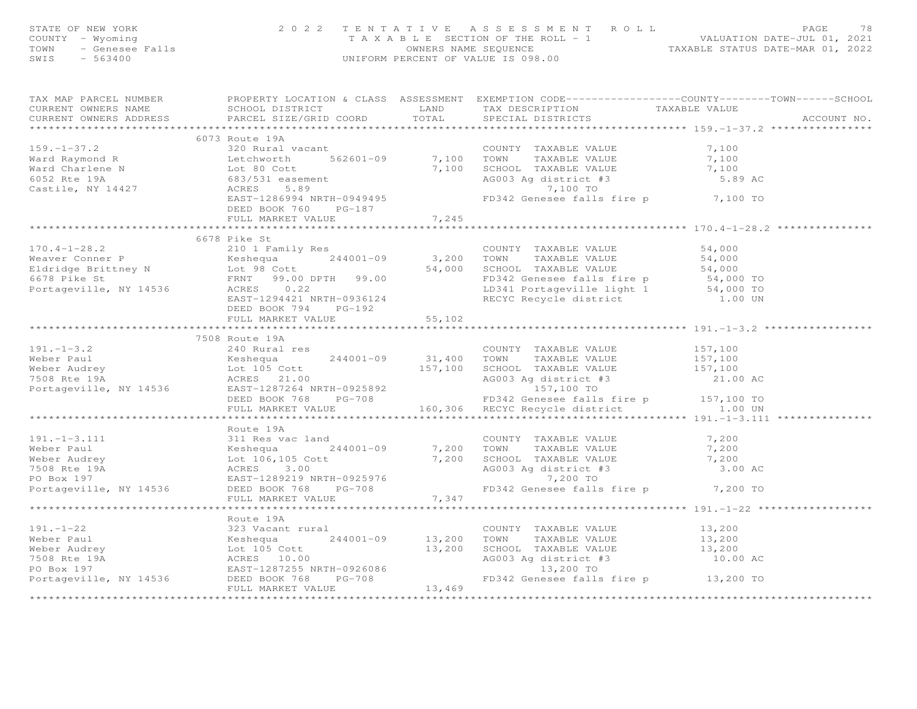STATE OF NEW YORK
COUNTY - Wyoming
TOWN - Genesee Falls
SWIS - 563400

2 0 2 2 T E N T A T I V E A S S E S S M E N T R O L L
T A X A B L E SECTION OF THE ROLL - 1
OWNERS NAME SEQUENCE
UNIFORM PERCENT OF VALUE IS 098.00

VALUATION DATE-JUL 01, 2021
TAXABLE STATUS DATE-MAR 01, 2022

```
TAX MAP PARCEL NUMBER          PROPERTY LOCATION & CLASS  ASSESSMENT  EXEMPTION CODE------------------COUNTY--------TOWN------SCHOOL
CURRENT OWNERS NAME            SCHOOL DISTRICT              LAND      TAX DESCRIPTION              TAXABLE VALUE
CURRENT OWNERS ADDRESS         PARCEL SIZE/GRID COORD       TOTAL     SPECIAL DISTRICTS                                      ACCOUNT NO.
******************************************************************************************************* 159.-1-37.2 ****************
                               6073 Route 19A
159.-1-37.2                    320 Rural vacant                        COUNTY  TAXABLE VALUE           7,100
Ward Raymond R                 Letchworth      562601-09     7,100     TOWN    TAXABLE VALUE           7,100
Ward Charlene N                Lot 80 Cott                   7,100     SCHOOL  TAXABLE VALUE           7,100
6052 Rte 19A                   683/531 easement                        AG003 Ag district #3               5.89 AC
Castile, NY 14427              ACRES     5.89                                 7,100 TO
                               EAST-1286994 NRTH-0949495               FD342 Genesee falls fire p       7,100 TO
                               DEED BOOK 760    PG-187
                               FULL MARKET VALUE             7,245
******************************************************************************************************* 170.4-1-28.2 ***************
                               6678 Pike St
170.4-1-28.2                   210 1 Family Res                        COUNTY  TAXABLE VALUE          54,000
Weaver Conner P                Keshequa        244001-09     3,200     TOWN    TAXABLE VALUE          54,000
Eldridge Brittney N            Lot 98 Cott                  54,000     SCHOOL  TAXABLE VALUE          54,000
6678 Pike St                   FRNT   99.00 DPTH   99.00               FD342 Genesee falls fire p      54,000 TO
Portageville, NY 14536         ACRES     0.22                          LD341 Portageville light 1      54,000 TO
                               EAST-1294421 NRTH-0936124               RECYC Recycle district             1.00 UN
                               DEED BOOK 794    PG-192
                               FULL MARKET VALUE            55,102
******************************************************************************************************* 191.-1-3.2 *****************
                               7508 Route 19A
191.-1-3.2                     240 Rural res                           COUNTY  TAXABLE VALUE         157,100
Weber Paul                     Keshequa        244001-09    31,400     TOWN    TAXABLE VALUE         157,100
Weber Audrey                   Lot 105 Cott                157,100     SCHOOL  TAXABLE VALUE         157,100
7508 Rte 19A                   ACRES    21.00                          AG003 Ag district #3              21.00 AC
Portageville, NY 14536         EAST-1287264 NRTH-0925892                      157,100 TO
                               DEED BOOK 768    PG-708                 FD342 Genesee falls fire p     157,100 TO
                               FULL MARKET VALUE           160,306     RECYC Recycle district             1.00 UN
******************************************************************************************************* 191.-1-3.111 ***************
                               Route 19A
191.-1-3.111                   311 Res vac land                        COUNTY  TAXABLE VALUE           7,200
Weber Paul                     Keshequa        244001-09     7,200     TOWN    TAXABLE VALUE           7,200
Weber Audrey                   Lot 106,105 Cott              7,200     SCHOOL  TAXABLE VALUE           7,200
7508 Rte 19A                   ACRES     3.00                          AG003 Ag district #3               3.00 AC
PO Box 197                     EAST-1289219 NRTH-0925976                      7,200 TO
Portageville, NY 14536         DEED BOOK 768    PG-708                 FD342 Genesee falls fire p       7,200 TO
                               FULL MARKET VALUE             7,347
******************************************************************************************************* 191.-1-22 ******************
                               Route 19A
191.-1-22                      323 Vacant rural                        COUNTY  TAXABLE VALUE          13,200
Weber Paul                     Keshequa        244001-09    13,200     TOWN    TAXABLE VALUE          13,200
Weber Audrey                   Lot 105 Cott                 13,200     SCHOOL  TAXABLE VALUE          13,200
7508 Rte 19A                   ACRES    10.00                          AG003 Ag district #3              10.00 AC
PO Box 197                     EAST-1287255 NRTH-0926086                      13,200 TO
Portageville, NY 14536         DEED BOOK 768    PG-708                 FD342 Genesee falls fire p      13,200 TO
                               FULL MARKET VALUE            13,469
************************************************************************************************************************************
```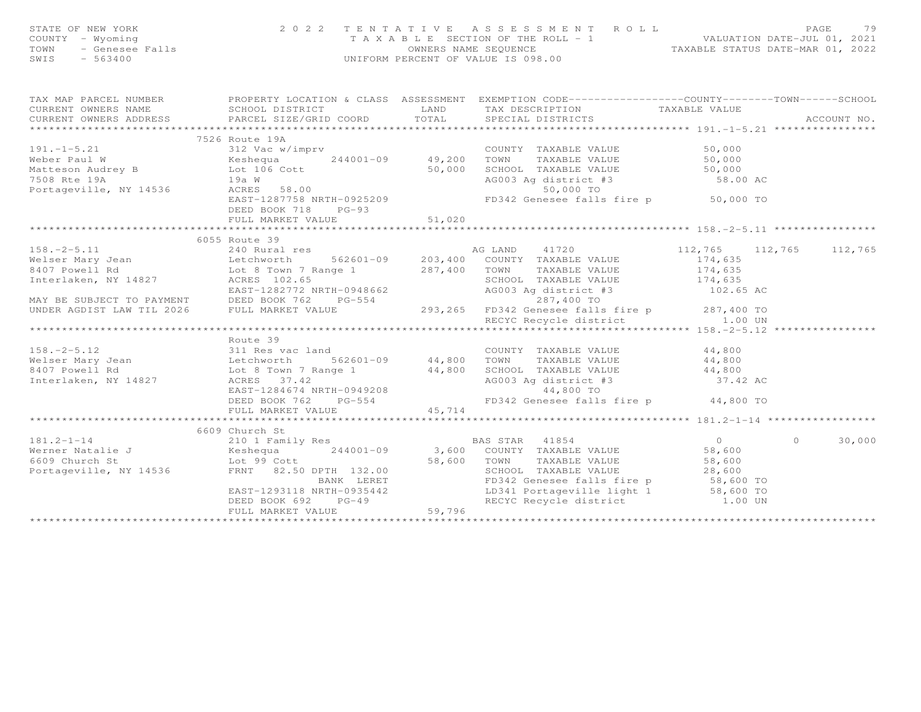STATE OF NEW YORK — 2022 TENTATIVE ASSESSMENT ROLL
COUNTY - Wyoming — TAXABLE SECTION OF THE ROLL - 1 — VALUATION DATE-JUL 01, 2021
TOWN - Genesee Falls — OWNERS NAME SEQUENCE — TAXABLE STATUS DATE-MAR 01, 2022
SWIS - 563400 — UNIFORM PERCENT OF VALUE IS 098.00

| TAX MAP PARCEL NUMBER / CURRENT OWNERS NAME / CURRENT OWNERS ADDRESS | PROPERTY LOCATION & CLASS / SCHOOL DISTRICT / PARCEL SIZE/GRID COORD | ASSESSMENT LAND / TOTAL | EXEMPTION CODE / TAX DESCRIPTION / SPECIAL DISTRICTS | COUNTY TAXABLE VALUE | TOWN | SCHOOL / ACCOUNT NO. |
|---|---|---|---|---|---|---|
| **191.-1-5.21** | 7526 Route 19A | | | | | |
| 191.-1-5.21 | 312 Vac w/imprv | | COUNTY TAXABLE VALUE | 50,000 | | |
| Weber Paul W | Keshequa 244001-09 | 49,200 | TOWN TAXABLE VALUE | 50,000 | | |
| Matteson Audrey B | Lot 106 Cott | 50,000 | SCHOOL TAXABLE VALUE | 50,000 | | |
| 7508 Rte 19A | 19a W | | AG003 Ag district #3 | 58.00 AC | | |
| Portageville, NY 14536 | ACRES 58.00 | | 50,000 TO | | | |
| | EAST-1287758 NRTH-0925209 | | FD342 Genesee falls fire p | 50,000 TO | | |
| | DEED BOOK 718 PG-93 | | | | | |
| | FULL MARKET VALUE | 51,020 | | | | |
| **158.-2-5.11** | 6055 Route 39 | | | | | |
| 158.-2-5.11 | 240 Rural res | | AG LAND 41720 | 112,765 | 112,765 | 112,765 |
| Welser Mary Jean | Letchworth 562601-09 | 203,400 | COUNTY TAXABLE VALUE | 174,635 | | |
| 8407 Powell Rd | Lot 8 Town 7 Range 1 | 287,400 | TOWN TAXABLE VALUE | 174,635 | | |
| Interlaken, NY 14827 | ACRES 102.65 | | SCHOOL TAXABLE VALUE | 174,635 | | |
| | EAST-1282772 NRTH-0948662 | | AG003 Ag district #3 | 102.65 AC | | |
| MAY BE SUBJECT TO PAYMENT | DEED BOOK 762 PG-554 | | 287,400 TO | | | |
| UNDER AGDIST LAW TIL 2026 | FULL MARKET VALUE | 293,265 | FD342 Genesee falls fire p | 287,400 TO | | |
| | | | RECYC Recycle district | 1.00 UN | | |
| **158.-2-5.12** | Route 39 | | | | | |
| 158.-2-5.12 | 311 Res vac land | | COUNTY TAXABLE VALUE | 44,800 | | |
| Welser Mary Jean | Letchworth 562601-09 | 44,800 | TOWN TAXABLE VALUE | 44,800 | | |
| 8407 Powell Rd | Lot 8 Town 7 Range 1 | 44,800 | SCHOOL TAXABLE VALUE | 44,800 | | |
| Interlaken, NY 14827 | ACRES 37.42 | | AG003 Ag district #3 | 37.42 AC | | |
| | EAST-1284674 NRTH-0949208 | | 44,800 TO | | | |
| | DEED BOOK 762 PG-554 | | FD342 Genesee falls fire p | 44,800 TO | | |
| | FULL MARKET VALUE | 45,714 | | | | |
| **181.2-1-14** | 6609 Church St | | | | | |
| 181.2-1-14 | 210 1 Family Res | | BAS STAR 41854 | 0 | 0 | 30,000 |
| Werner Natalie J | Keshequa 244001-09 | 3,600 | COUNTY TAXABLE VALUE | 58,600 | | |
| 6609 Church St | Lot 99 Cott | 58,600 | TOWN TAXABLE VALUE | 58,600 | | |
| Portageville, NY 14536 | FRNT 82.50 DPTH 132.00 | | SCHOOL TAXABLE VALUE | 28,600 | | |
| | BANK LERET | | FD342 Genesee falls fire p | 58,600 TO | | |
| | EAST-1293118 NRTH-0935442 | | LD341 Portageville light 1 | 58,600 TO | | |
| | DEED BOOK 692 PG-49 | | RECYC Recycle district | 1.00 UN | | |
| | FULL MARKET VALUE | 59,796 | | | | |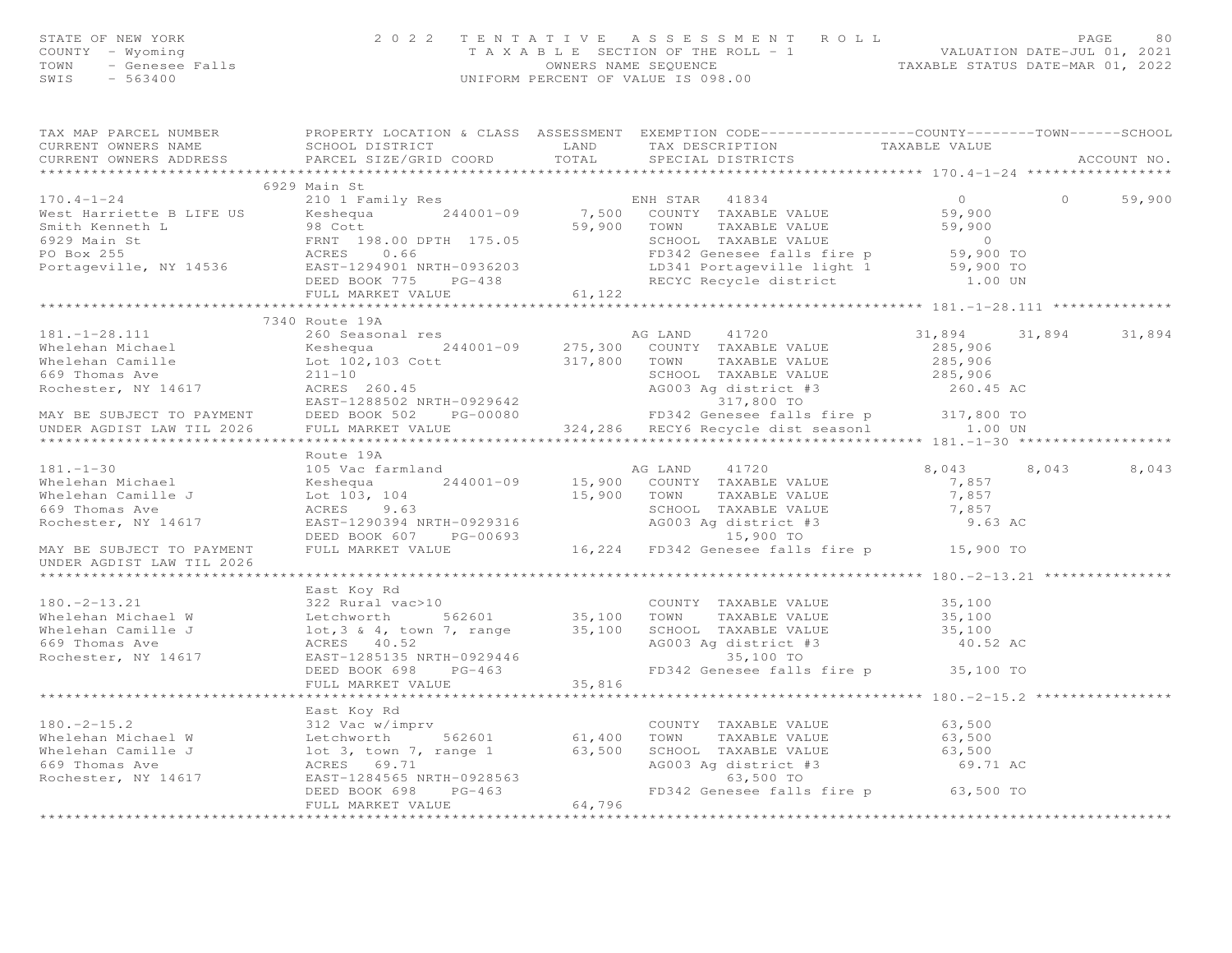STATE OF NEW YORK
COUNTY - Wyoming
TOWN - Genesee Falls
SWIS - 563400

2022 TENTATIVE ASSESSMENT ROLL
TAXABLE SECTION OF THE ROLL - 1
OWNERS NAME SEQUENCE
UNIFORM PERCENT OF VALUE IS 098.00

VALUATION DATE-JUL 01, 2021
TAXABLE STATUS DATE-MAR 01, 2022

```
TAX MAP PARCEL NUMBER          PROPERTY LOCATION & CLASS  ASSESSMENT  EXEMPTION CODE------------------COUNTY--------TOWN------SCHOOL
CURRENT OWNERS NAME            SCHOOL DISTRICT               LAND      TAX DESCRIPTION            TAXABLE VALUE
CURRENT OWNERS ADDRESS         PARCEL SIZE/GRID COORD        TOTAL     SPECIAL DISTRICTS                                     ACCOUNT NO.
****************************************************************************************************** 170.4-1-24 *****************
                             6929 Main St
170.4-1-24                     210 1 Family Res                       ENH STAR   41834                   0           0      59,900
West Harriette B LIFE US       Keshequa       244001-09       7,500   COUNTY  TAXABLE VALUE          59,900
Smith Kenneth L                98 Cott                       59,900   TOWN    TAXABLE VALUE          59,900
6929 Main St                   FRNT 198.00 DPTH 175.05                SCHOOL  TAXABLE VALUE               0
PO Box 255                     ACRES     0.66                         FD342 Genesee falls fire p     59,900 TO
Portageville, NY 14536         EAST-1294901 NRTH-0936203              LD341 Portageville light 1     59,900 TO
                               DEED BOOK 775    PG-438                RECYC Recycle district           1.00 UN
                               FULL MARKET VALUE             61,122
****************************************************************************************************** 181.-1-28.111 **************
                             7340 Route 19A
181.-1-28.111                  260 Seasonal res                       AG LAND    41720              31,894      31,894      31,894
Whelehan Michael               Keshequa       244001-09     275,300   COUNTY  TAXABLE VALUE         285,906
Whelehan Camille               Lot 102,103 Cott             317,800   TOWN    TAXABLE VALUE         285,906
669 Thomas Ave                 211-10                                 SCHOOL  TAXABLE VALUE         285,906
Rochester, NY 14617            ACRES   260.45                         AG003 Ag district #3            260.45 AC
                               EAST-1288502 NRTH-0929642                       317,800 TO
MAY BE SUBJECT TO PAYMENT      DEED BOOK 502    PG-00080              FD342 Genesee falls fire p    317,800 TO
UNDER AGDIST LAW TIL 2026      FULL MARKET VALUE            324,286   RECY6 Recycle dist seasonl       1.00 UN
****************************************************************************************************** 181.-1-30 ******************
                               Route 19A
181.-1-30                      105 Vac farmland                       AG LAND    41720               8,043       8,043       8,043
Whelehan Michael               Keshequa       244001-09      15,900   COUNTY  TAXABLE VALUE           7,857
Whelehan Camille J             Lot 103, 104                  15,900   TOWN    TAXABLE VALUE           7,857
669 Thomas Ave                 ACRES     9.63                         SCHOOL  TAXABLE VALUE           7,857
Rochester, NY 14617            EAST-1290394 NRTH-0929316              AG003 Ag district #3              9.63 AC
                               DEED BOOK 607    PG-00693                       15,900 TO
MAY BE SUBJECT TO PAYMENT      FULL MARKET VALUE             16,224   FD342 Genesee falls fire p     15,900 TO
UNDER AGDIST LAW TIL 2026
****************************************************************************************************** 180.-2-13.21 ***************
                               East Koy Rd
180.-2-13.21                   322 Rural vac>10                       COUNTY  TAXABLE VALUE          35,100
Whelehan Michael W             Letchworth     562601         35,100   TOWN    TAXABLE VALUE          35,100
Whelehan Camille J             lot,3 & 4, town 7, range      35,100   SCHOOL  TAXABLE VALUE          35,100
669 Thomas Ave                 ACRES    40.52                         AG003 Ag district #3             40.52 AC
Rochester, NY 14617            EAST-1285135 NRTH-0929446                       35,100 TO
                               DEED BOOK 698    PG-463                FD342 Genesee falls fire p     35,100 TO
                               FULL MARKET VALUE             35,816
****************************************************************************************************** 180.-2-15.2 ****************
                               East Koy Rd
180.-2-15.2                    312 Vac w/imprv                        COUNTY  TAXABLE VALUE          63,500
Whelehan Michael W             Letchworth     562601         61,400   TOWN    TAXABLE VALUE          63,500
Whelehan Camille J             lot 3, town 7, range 1        63,500   SCHOOL  TAXABLE VALUE          63,500
669 Thomas Ave                 ACRES    69.71                         AG003 Ag district #3             69.71 AC
Rochester, NY 14617            EAST-1284565 NRTH-0928563                       63,500 TO
                               DEED BOOK 698    PG-463                FD342 Genesee falls fire p     63,500 TO
                               FULL MARKET VALUE             64,796
************************************************************************************************************************************
```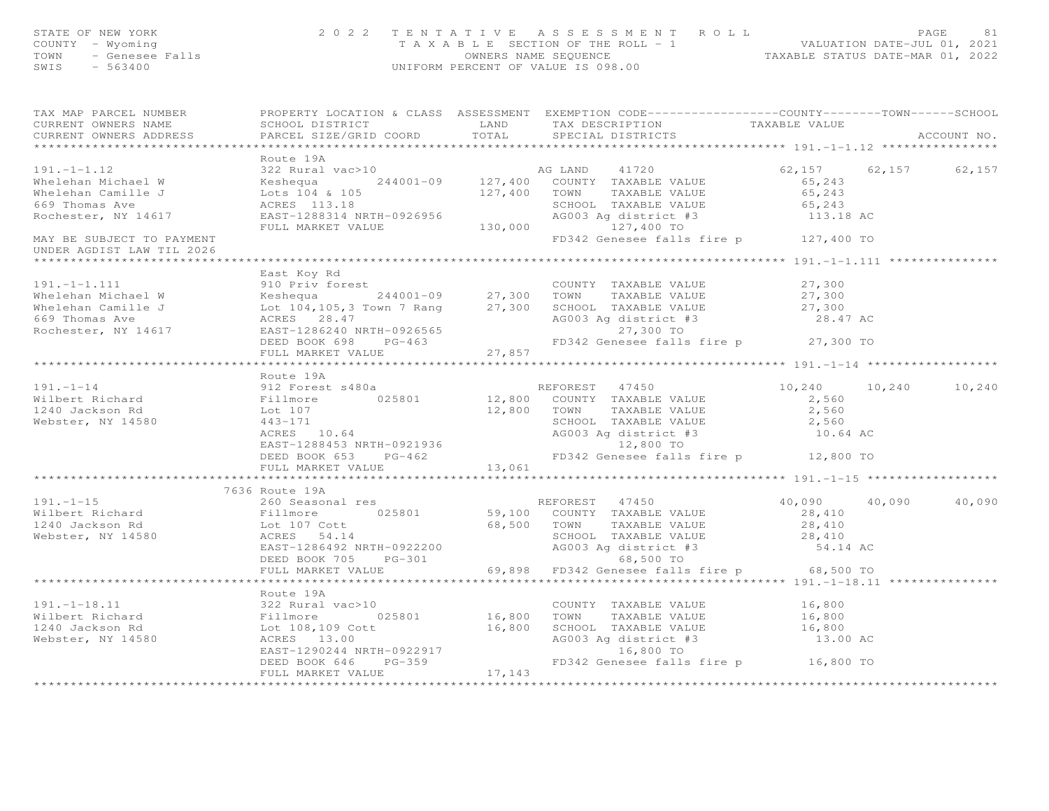STATE OF NEW YORK — 2022 TENTATIVE ASSESSMENT ROLL
COUNTY - Wyoming — TAXABLE SECTION OF THE ROLL - 1 — VALUATION DATE-JUL 01, 2021
TOWN - Genesee Falls — OWNERS NAME SEQUENCE — TAXABLE STATUS DATE-MAR 01, 2022
SWIS - 563400 — UNIFORM PERCENT OF VALUE IS 098.00

| TAX MAP PARCEL NUMBER / CURRENT OWNERS NAME / CURRENT OWNERS ADDRESS | PROPERTY LOCATION & CLASS / SCHOOL DISTRICT / PARCEL SIZE/GRID COORD | ASSESSMENT LAND / TOTAL | EXEMPTION CODE / TAX DESCRIPTION / SPECIAL DISTRICTS | COUNTY TAXABLE VALUE | TOWN | SCHOOL |
|---|---|---|---|---|---|---|
| **191.-1-1.12** | Route 19A | | | | | |
| 191.-1-1.12 | 322 Rural vac>10 | | AG LAND 41720 | 62,157 | 62,157 | 62,157 |
| Whelehan Michael W | Keshequa 244001-09 | 127,400 | COUNTY TAXABLE VALUE | 65,243 | | |
| Whelehan Camille J | Lots 104 & 105 | 127,400 | TOWN TAXABLE VALUE | 65,243 | | |
| 669 Thomas Ave | ACRES 113.18 | | SCHOOL TAXABLE VALUE | 65,243 | | |
| Rochester, NY 14617 | EAST-1288314 NRTH-0926956 | | AG003 Ag district #3 | 113.18 AC | | |
| | FULL MARKET VALUE | 130,000 | 127,400 TO | | | |
| MAY BE SUBJECT TO PAYMENT | | | FD342 Genesee falls fire p | 127,400 TO | | |
| UNDER AGDIST LAW TIL 2026 | | | | | | |
| **191.-1-1.111** | East Koy Rd | | | | | |
| 191.-1-1.111 | 910 Priv forest | | COUNTY TAXABLE VALUE | 27,300 | | |
| Whelehan Michael W | Keshequa 244001-09 | 27,300 | TOWN TAXABLE VALUE | 27,300 | | |
| Whelehan Camille J | Lot 104,105,3 Town 7 Rang | 27,300 | SCHOOL TAXABLE VALUE | 27,300 | | |
| 669 Thomas Ave | ACRES 28.47 | | AG003 Ag district #3 | 28.47 AC | | |
| Rochester, NY 14617 | EAST-1286240 NRTH-0926565 | | 27,300 TO | | | |
| | DEED BOOK 698 PG-463 | | FD342 Genesee falls fire p | 27,300 TO | | |
| | FULL MARKET VALUE | 27,857 | | | | |
| **191.-1-14** | Route 19A | | | | | |
| 191.-1-14 | 912 Forest s480a | | REFOREST 47450 | 10,240 | 10,240 | 10,240 |
| Wilbert Richard | Fillmore 025801 | 12,800 | COUNTY TAXABLE VALUE | 2,560 | | |
| 1240 Jackson Rd | Lot 107 | 12,800 | TOWN TAXABLE VALUE | 2,560 | | |
| Webster, NY 14580 | 443-171 | | SCHOOL TAXABLE VALUE | 2,560 | | |
| | ACRES 10.64 | | AG003 Ag district #3 | 10.64 AC | | |
| | EAST-1288453 NRTH-0921936 | | 12,800 TO | | | |
| | DEED BOOK 653 PG-462 | | FD342 Genesee falls fire p | 12,800 TO | | |
| | FULL MARKET VALUE | 13,061 | | | | |
| **191.-1-15** | 7636 Route 19A | | | | | |
| 191.-1-15 | 260 Seasonal res | | REFOREST 47450 | 40,090 | 40,090 | 40,090 |
| Wilbert Richard | Fillmore 025801 | 59,100 | COUNTY TAXABLE VALUE | 28,410 | | |
| 1240 Jackson Rd | Lot 107 Cott | 68,500 | TOWN TAXABLE VALUE | 28,410 | | |
| Webster, NY 14580 | ACRES 54.14 | | SCHOOL TAXABLE VALUE | 28,410 | | |
| | EAST-1286492 NRTH-0922200 | | AG003 Ag district #3 | 54.14 AC | | |
| | DEED BOOK 705 PG-301 | | 68,500 TO | | | |
| | FULL MARKET VALUE | 69,898 | FD342 Genesee falls fire p | 68,500 TO | | |
| **191.-1-18.11** | Route 19A | | | | | |
| 191.-1-18.11 | 322 Rural vac>10 | | COUNTY TAXABLE VALUE | 16,800 | | |
| Wilbert Richard | Fillmore 025801 | 16,800 | TOWN TAXABLE VALUE | 16,800 | | |
| 1240 Jackson Rd | Lot 108,109 Cott | 16,800 | SCHOOL TAXABLE VALUE | 16,800 | | |
| Webster, NY 14580 | ACRES 13.00 | | AG003 Ag district #3 | 13.00 AC | | |
| | EAST-1290244 NRTH-0922917 | | 16,800 TO | | | |
| | DEED BOOK 646 PG-359 | | FD342 Genesee falls fire p | 16,800 TO | | |
| | FULL MARKET VALUE | 17,143 | | | | |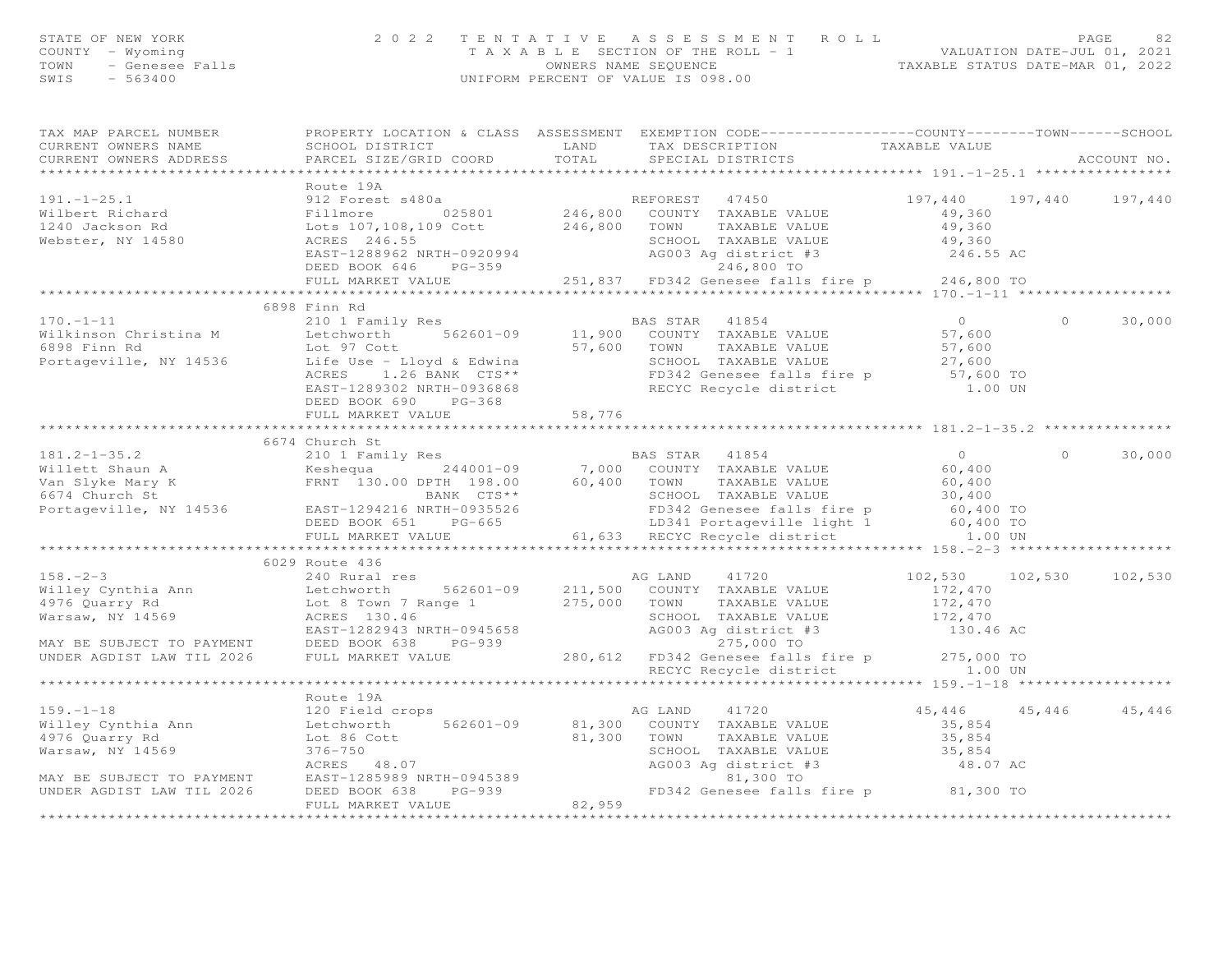STATE OF NEW YORK
COUNTY - Wyoming
TOWN - Genesee Falls
SWIS - 563400

2022 TENTATIVE ASSESSMENT ROLL
TAXABLE SECTION OF THE ROLL - 1
OWNERS NAME SEQUENCE
UNIFORM PERCENT OF VALUE IS 098.00

VALUATION DATE-JUL 01, 2021
TAXABLE STATUS DATE-MAR 01, 2022

```
TAX MAP PARCEL NUMBER          PROPERTY LOCATION & CLASS  ASSESSMENT  EXEMPTION CODE------------------COUNTY--------TOWN------SCHOOL
CURRENT OWNERS NAME            SCHOOL DISTRICT               LAND      TAX DESCRIPTION            TAXABLE VALUE
CURRENT OWNERS ADDRESS         PARCEL SIZE/GRID COORD        TOTAL     SPECIAL DISTRICTS                                     ACCOUNT NO.
******************************************************************************************************* 191.-1-25.1 ****************
                               Route 19A
191.-1-25.1                    912 Forest s480a                         REFOREST   47450           197,440    197,440    197,440
Wilbert Richard                Fillmore        025801       246,800   COUNTY  TAXABLE VALUE          49,360
1240 Jackson Rd                Lots 107,108,109 Cott        246,800   TOWN    TAXABLE VALUE          49,360
Webster, NY 14580              ACRES  246.55                          SCHOOL  TAXABLE VALUE          49,360
                               EAST-1288962 NRTH-0920994              AG003 Ag district #3            246.55 AC
                               DEED BOOK 646    PG-359                       246,800 TO
                               FULL MARKET VALUE            251,837   FD342 Genesee falls fire p      246,800 TO
******************************************************************************************************* 170.-1-11 ******************
                    6898 Finn Rd
170.-1-11                      210 1 Family Res                         BAS STAR   41854                 0          0     30,000
Wilkinson Christina M          Letchworth      562601-09     11,900   COUNTY  TAXABLE VALUE          57,600
6898 Finn Rd                   Lot 97 Cott                   57,600   TOWN    TAXABLE VALUE          57,600
Portageville, NY 14536         Life Use - Lloyd & Edwina              SCHOOL  TAXABLE VALUE          27,600
                               ACRES    1.26 BANK  CTS**              FD342 Genesee falls fire p       57,600 TO
                               EAST-1289302 NRTH-0936868              RECYC Recycle district             1.00 UN
                               DEED BOOK 690    PG-368
                               FULL MARKET VALUE             58,776
******************************************************************************************************* 181.2-1-35.2 ***************
                    6674 Church St
181.2-1-35.2                   210 1 Family Res                         BAS STAR   41854                 0          0     30,000
Willett Shaun A                Keshequa        244001-09      7,000   COUNTY  TAXABLE VALUE          60,400
Van Slyke Mary K               FRNT  130.00 DPTH  198.00     60,400   TOWN    TAXABLE VALUE          60,400
6674 Church St                             BANK  CTS**                SCHOOL  TAXABLE VALUE          30,400
Portageville, NY 14536         EAST-1294216 NRTH-0935526              FD342 Genesee falls fire p       60,400 TO
                               DEED BOOK 651    PG-665                LD341 Portageville light 1       60,400 TO
                               FULL MARKET VALUE             61,633   RECYC Recycle district             1.00 UN
******************************************************************************************************* 158.-2-3 *******************
                    6029 Route 436
158.-2-3                       240 Rural res                            AG LAND    41720           102,530    102,530    102,530
Willey Cynthia Ann             Letchworth      562601-09    211,500   COUNTY  TAXABLE VALUE         172,470
4976 Quarry Rd                 Lot 8 Town 7 Range 1         275,000   TOWN    TAXABLE VALUE         172,470
Warsaw, NY 14569               ACRES  130.46                          SCHOOL  TAXABLE VALUE         172,470
                               EAST-1282943 NRTH-0945658              AG003 Ag district #3            130.46 AC
MAY BE SUBJECT TO PAYMENT      DEED BOOK 638    PG-939                       275,000 TO
UNDER AGDIST LAW TIL 2026      FULL MARKET VALUE            280,612   FD342 Genesee falls fire p      275,000 TO
                                                                      RECYC Recycle district             1.00 UN
******************************************************************************************************* 159.-1-18 ******************
                               Route 19A
159.-1-18                      120 Field crops                          AG LAND    41720            45,446     45,446     45,446
Willey Cynthia Ann             Letchworth      562601-09     81,300   COUNTY  TAXABLE VALUE          35,854
4976 Quarry Rd                 Lot 86 Cott                   81,300   TOWN    TAXABLE VALUE          35,854
Warsaw, NY 14569               376-750                                SCHOOL  TAXABLE VALUE          35,854
                               ACRES   48.07                          AG003 Ag district #3             48.07 AC
MAY BE SUBJECT TO PAYMENT      EAST-1285989 NRTH-0945389                      81,300 TO
UNDER AGDIST LAW TIL 2026      DEED BOOK 638    PG-939                FD342 Genesee falls fire p       81,300 TO
                               FULL MARKET VALUE             82,959
*************************************************************************************************************************************
```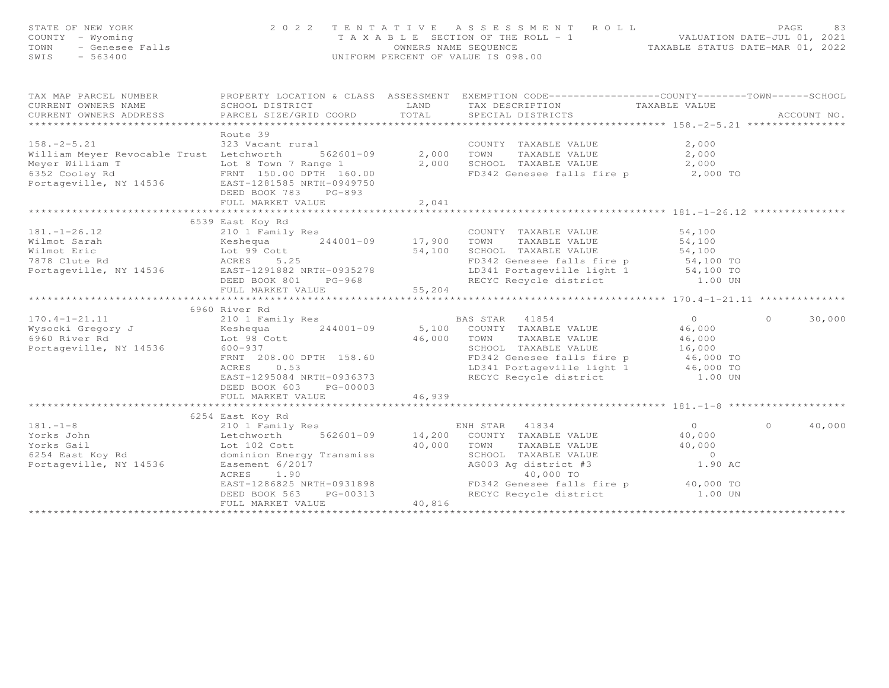STATE OF NEW YORK
COUNTY - Wyoming
TOWN - Genesee Falls
SWIS - 563400

2022 TENTATIVE ASSESSMENT ROLL
TAXABLE SECTION OF THE ROLL - 1
OWNERS NAME SEQUENCE
UNIFORM PERCENT OF VALUE IS 098.00

VALUATION DATE-JUL 01, 2021
TAXABLE STATUS DATE-MAR 01, 2022

| TAX MAP PARCEL NUMBER / CURRENT OWNERS NAME / CURRENT OWNERS ADDRESS | PROPERTY LOCATION & CLASS / SCHOOL DISTRICT / PARCEL SIZE/GRID COORD | ASSESSMENT LAND | ASSESSMENT TOTAL | EXEMPTION CODE / TAX DESCRIPTION / SPECIAL DISTRICTS | COUNTY TAXABLE VALUE | TOWN | SCHOOL |
|---|---|---|---|---|---|---|---|
| 158.-2-5.21 | Route 39 | | | | | | |
| | 323 Vacant rural | | | COUNTY TAXABLE VALUE | 2,000 | | |
| William Meyer Revocable Trust | Letchworth 562601-09 | 2,000 | | TOWN TAXABLE VALUE | 2,000 | | |
| Meyer William T | Lot 8 Town 7 Range 1 | | 2,000 | SCHOOL TAXABLE VALUE | 2,000 | | |
| 6352 Cooley Rd | FRNT 150.00 DPTH 160.00 | | | FD342 Genesee falls fire p | 2,000 TO | | |
| Portageville, NY 14536 | EAST-1281585 NRTH-0949750 | | | | | | |
| | DEED BOOK 783 PG-893 | | | | | | |
| | FULL MARKET VALUE | | 2,041 | | | | |
| 181.-1-26.12 | 6539 East Koy Rd | | | | | | |
| | 210 1 Family Res | | | COUNTY TAXABLE VALUE | 54,100 | | |
| Wilmot Sarah | Keshequa 244001-09 | 17,900 | | TOWN TAXABLE VALUE | 54,100 | | |
| Wilmot Eric | Lot 99 Cott | | 54,100 | SCHOOL TAXABLE VALUE | 54,100 | | |
| 7878 Clute Rd | ACRES 5.25 | | | FD342 Genesee falls fire p | 54,100 TO | | |
| Portageville, NY 14536 | EAST-1291882 NRTH-0935278 | | | LD341 Portageville light 1 | 54,100 TO | | |
| | DEED BOOK 801 PG-968 | | | RECYC Recycle district | 1.00 UN | | |
| | FULL MARKET VALUE | | 55,204 | | | | |
| 170.4-1-21.11 | 6960 River Rd | | | | | | |
| | 210 1 Family Res | | | BAS STAR 41854 | 0 | 0 | 30,000 |
| Wysocki Gregory J | Keshequa 244001-09 | 5,100 | | COUNTY TAXABLE VALUE | 46,000 | | |
| 6960 River Rd | Lot 98 Cott | | 46,000 | TOWN TAXABLE VALUE | 46,000 | | |
| Portageville, NY 14536 | 600-937 | | | SCHOOL TAXABLE VALUE | 16,000 | | |
| | FRNT 208.00 DPTH 158.60 | | | FD342 Genesee falls fire p | 46,000 TO | | |
| | ACRES 0.53 | | | LD341 Portageville light 1 | 46,000 TO | | |
| | EAST-1295084 NRTH-0936373 | | | RECYC Recycle district | 1.00 UN | | |
| | DEED BOOK 603 PG-00003 | | | | | | |
| | FULL MARKET VALUE | | 46,939 | | | | |
| 181.-1-8 | 6254 East Koy Rd | | | | | | |
| | 210 1 Family Res | | | ENH STAR 41834 | 0 | 0 | 40,000 |
| Yorks John | Letchworth 562601-09 | 14,200 | | COUNTY TAXABLE VALUE | 40,000 | | |
| Yorks Gail | Lot 102 Cott | | 40,000 | TOWN TAXABLE VALUE | 40,000 | | |
| 6254 East Koy Rd | dominion Energy Transmiss | | | SCHOOL TAXABLE VALUE | 0 | | |
| Portageville, NY 14536 | Easement 6/2017 | | | AG003 Ag district #3 | 1.90 AC | | |
| | ACRES 1.90 | | | 40,000 TO | | | |
| | EAST-1286825 NRTH-0931898 | | | FD342 Genesee falls fire p | 40,000 TO | | |
| | DEED BOOK 563 PG-00313 | | | RECYC Recycle district | 1.00 UN | | |
| | FULL MARKET VALUE | | 40,816 | | | | |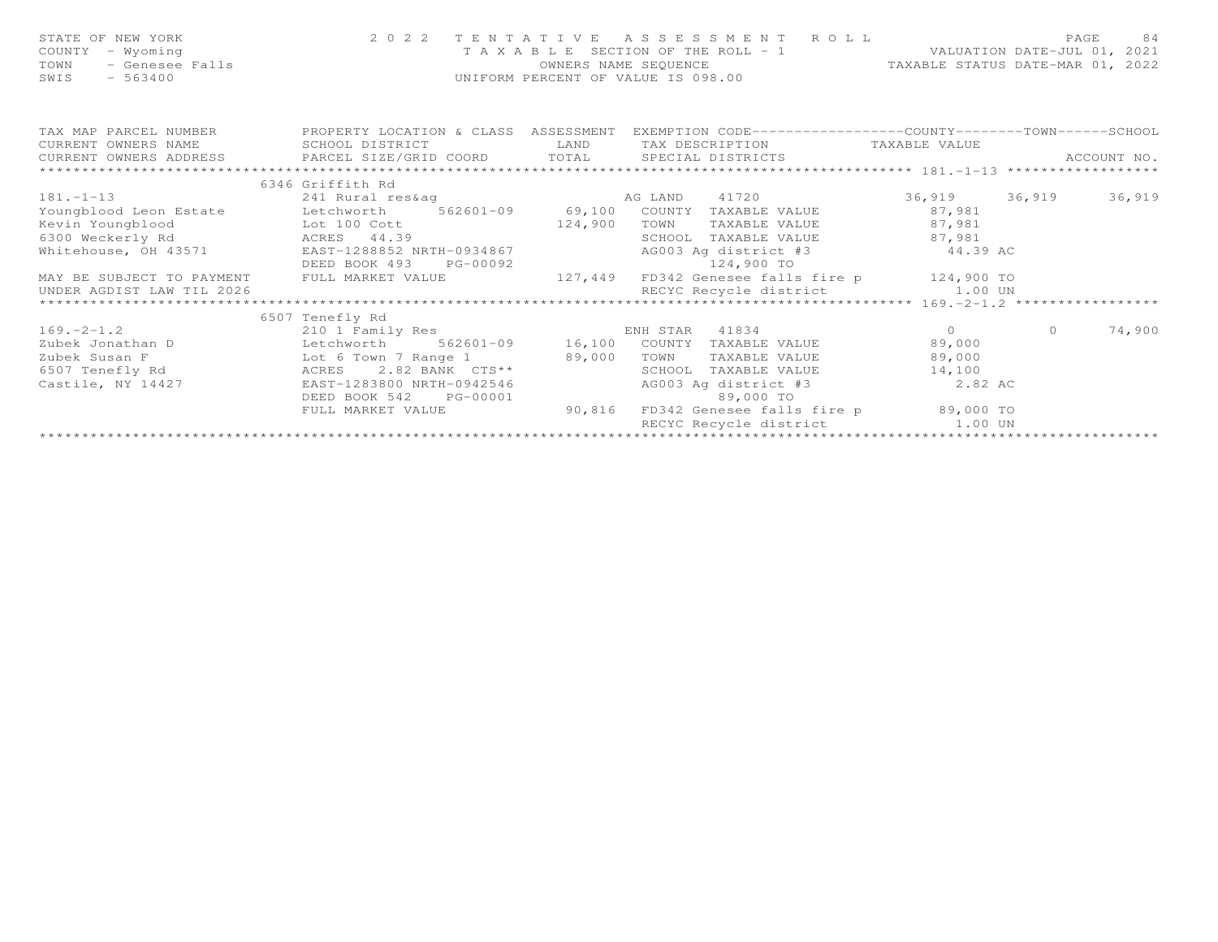STATE OF NEW YORK 2022 TENTATIVE ASSESSMENT ROLL
COUNTY - Wyoming TAXABLE SECTION OF THE ROLL - 1 VALUATION DATE-JUL 01, 2021
TOWN - Genesee Falls OWNERS NAME SEQUENCE TAXABLE STATUS DATE-MAR 01, 2022
SWIS - 563400 UNIFORM PERCENT OF VALUE IS 098.00

```
TAX MAP PARCEL NUMBER          PROPERTY LOCATION & CLASS  ASSESSMENT  EXEMPTION CODE------------------COUNTY--------TOWN------SCHOOL
CURRENT OWNERS NAME            SCHOOL DISTRICT             LAND       TAX DESCRIPTION             TAXABLE VALUE
CURRENT OWNERS ADDRESS         PARCEL SIZE/GRID COORD      TOTAL      SPECIAL DISTRICTS                                       ACCOUNT NO.
******************************************************************************************************* 181.-1-13 ******************
                               6346 Griffith Rd
181.-1-13                      241 Rural res&ag                       AG LAND    41720              36,919     36,919     36,919
Youngblood Leon Estate         Letchworth      562601-09     69,100   COUNTY  TAXABLE VALUE           87,981
Kevin Youngblood               Lot 100 Cott                 124,900   TOWN    TAXABLE VALUE           87,981
6300 Weckerly Rd               ACRES   44.39                          SCHOOL  TAXABLE VALUE           87,981
Whitehouse, OH 43571           EAST-1288852 NRTH-0934867              AG003 Ag district #3              44.39 AC
                               DEED BOOK 493    PG-00092                         124,900 TO
MAY BE SUBJECT TO PAYMENT      FULL MARKET VALUE            127,449   FD342 Genesee falls fire p       124,900 TO
UNDER AGDIST LAW TIL 2026                                             RECYC Recycle district              1.00 UN
******************************************************************************************************* 169.-2-1.2 *****************
                               6507 Tenefly Rd
169.-2-1.2                     210 1 Family Res                       ENH STAR   41834                  0          0     74,900
Zubek Jonathan D               Letchworth      562601-09     16,100   COUNTY  TAXABLE VALUE           89,000
Zubek Susan F                  Lot 6 Town 7 Range 1          89,000   TOWN    TAXABLE VALUE           89,000
6507 Tenefly Rd                ACRES    2.82 BANK  CTS**              SCHOOL  TAXABLE VALUE           14,100
Castile, NY 14427              EAST-1283800 NRTH-0942546              AG003 Ag district #3               2.82 AC
                               DEED BOOK 542    PG-00001                          89,000 TO
                               FULL MARKET VALUE             90,816   FD342 Genesee falls fire p        89,000 TO
                                                                      RECYC Recycle district              1.00 UN
************************************************************************************************************************************
```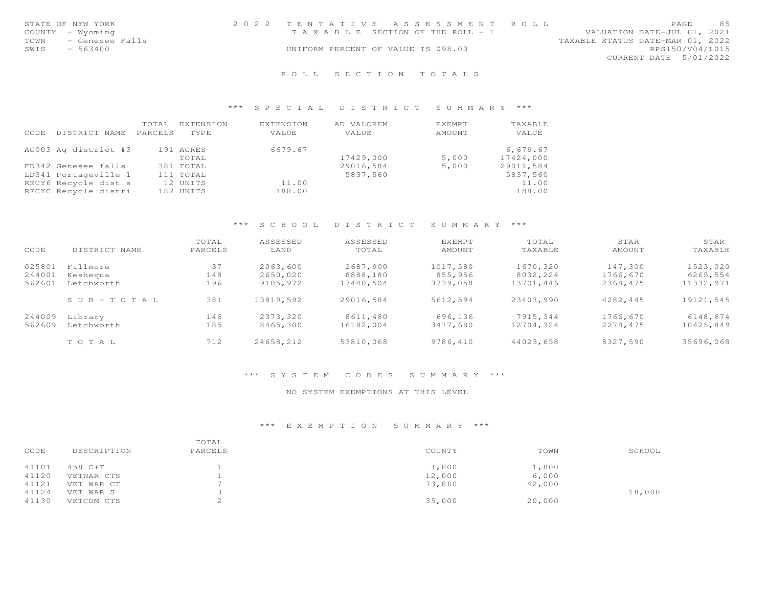STATE OF NEW YORK
COUNTY - Wyoming
TOWN - Genesee Falls
SWIS - 563400

2022 TENTATIVE ASSESSMENT ROLL
TAXABLE SECTION OF THE ROLL - 1
UNIFORM PERCENT OF VALUE IS 098.00

VALUATION DATE-JUL 01, 2021
TAXABLE STATUS DATE-MAR 01, 2022
RPS150/V04/L015
CURRENT DATE 5/01/2022

## ROLL SECTION TOTALS

### *** SPECIAL DISTRICT SUMMARY ***

| CODE | DISTRICT NAME | TOTAL PARCELS | EXTENSION TYPE | EXTENSION VALUE | AD VALOREM VALUE | EXEMPT AMOUNT | TAXABLE VALUE |
|---|---|---|---|---|---|---|---|
| AG003 | Ag district #3 | 191 | ACRES | 6679.67 | | | 6,679.67 |
| | | | TOTAL | | 17429,000 | 5,000 | 17424,000 |
| FD342 | Genesee falls | 381 | TOTAL | | 29016,584 | 5,000 | 29011,584 |
| LD341 | Portageville l | 111 | TOTAL | | 5837,560 | | 5837,560 |
| RECY6 | Recycle dist s | 12 | UNITS | 11.00 | | | 11.00 |
| RECYC | Recycle distri | 182 | UNITS | 188.00 | | | 188.00 |

### *** SCHOOL DISTRICT SUMMARY ***

| CODE | DISTRICT NAME | TOTAL PARCELS | ASSESSED LAND | ASSESSED TOTAL | EXEMPT AMOUNT | TOTAL TAXABLE | STAR AMOUNT | STAR TAXABLE |
|---|---|---|---|---|---|---|---|---|
| 025801 | Fillmore | 37 | 2063,600 | 2687,900 | 1017,580 | 1670,320 | 147,300 | 1523,020 |
| 244001 | Keshequa | 148 | 2650,020 | 8888,180 | 855,956 | 8032,224 | 1766,670 | 6265,554 |
| 562601 | Letchworth | 196 | 9105,972 | 17440,504 | 3739,058 | 13701,446 | 2368,475 | 11332,971 |
| | SUB-TOTAL | 381 | 13819,592 | 29016,584 | 5612,594 | 23403,990 | 4282,445 | 19121,545 |
| 244009 | Library | 146 | 2373,320 | 8611,480 | 696,136 | 7915,344 | 1766,670 | 6148,674 |
| 562609 | Letchworth | 185 | 8465,300 | 16182,004 | 3477,680 | 12704,324 | 2278,475 | 10425,849 |
| | TOTAL | 712 | 24658,212 | 53810,068 | 9786,410 | 44023,658 | 8327,590 | 35696,068 |

### *** SYSTEM CODES SUMMARY ***

NO SYSTEM EXEMPTIONS AT THIS LEVEL

### *** EXEMPTION SUMMARY ***

| CODE | DESCRIPTION | TOTAL PARCELS | COUNTY | TOWN | SCHOOL |
|---|---|---|---|---|---|
| 41101 | 458 C+T | 1 | 1,800 | 1,800 | |
| 41120 | VETWAR CTS | 1 | 12,000 | 6,000 | |
| 41121 | VET WAR CT | 7 | 73,860 | 42,000 | |
| 41124 | VET WAR S | 3 | | | 18,000 |
| 41130 | VETCOM CTS | 2 | 35,000 | 20,000 | |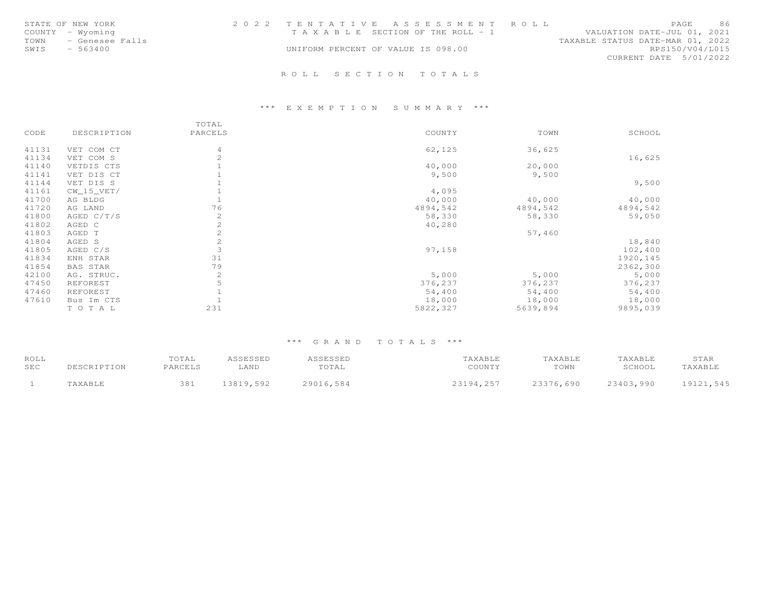STATE OF NEW YORK
COUNTY - Wyoming
TOWN - Genesee Falls
SWIS - 563400

2 0 2 2 T E N T A T I V E A S S E S S M E N T R O L L
T A X A B L E SECTION OF THE ROLL - 1
UNIFORM PERCENT OF VALUE IS 098.00

VALUATION DATE-JUL 01, 2021
TAXABLE STATUS DATE-MAR 01, 2022
RPS150/V04/L015
CURRENT DATE 5/01/2022

## R O L L S E C T I O N T O T A L S

### *** E X E M P T I O N S U M M A R Y ***

| CODE | DESCRIPTION | TOTAL PARCELS | COUNTY | TOWN | SCHOOL |
|---|---|---|---|---|---|
| 41131 | VET COM CT | 4 | 62,125 | 36,625 | |
| 41134 | VET COM S | 2 | | | 16,625 |
| 41140 | VETDIS CTS | 1 | 40,000 | 20,000 | |
| 41141 | VET DIS CT | 1 | 9,500 | 9,500 | |
| 41144 | VET DIS S | 1 | | | 9,500 |
| 41161 | CW_15_VET/ | 1 | 4,095 | | |
| 41700 | AG BLDG | 1 | 40,000 | 40,000 | 40,000 |
| 41720 | AG LAND | 76 | 4894,542 | 4894,542 | 4894,542 |
| 41800 | AGED C/T/S | 2 | 58,330 | 58,330 | 59,050 |
| 41802 | AGED C | 2 | 40,280 | | |
| 41803 | AGED T | 2 | | 57,460 | |
| 41804 | AGED S | 2 | | | 18,840 |
| 41805 | AGED C/S | 3 | 97,158 | | 102,400 |
| 41834 | ENH STAR | 31 | | | 1920,145 |
| 41854 | BAS STAR | 79 | | | 2362,300 |
| 42100 | AG. STRUC. | 2 | 5,000 | 5,000 | 5,000 |
| 47450 | REFOREST | 5 | 376,237 | 376,237 | 376,237 |
| 47460 | REFOREST | 1 | 54,400 | 54,400 | 54,400 |
| 47610 | Bus Im CTS | 1 | 18,000 | 18,000 | 18,000 |
| | T O T A L | 231 | 5822,327 | 5639,894 | 9895,039 |

### *** G R A N D T O T A L S ***

| ROLL SEC | DESCRIPTION | TOTAL PARCELS | ASSESSED LAND | ASSESSED TOTAL | TAXABLE COUNTY | TAXABLE TOWN | TAXABLE SCHOOL | STAR TAXABLE |
|---|---|---|---|---|---|---|---|---|
| 1 | TAXABLE | 381 | 13819,592 | 29016,584 | 23194,257 | 23376,690 | 23403,990 | 19121,545 |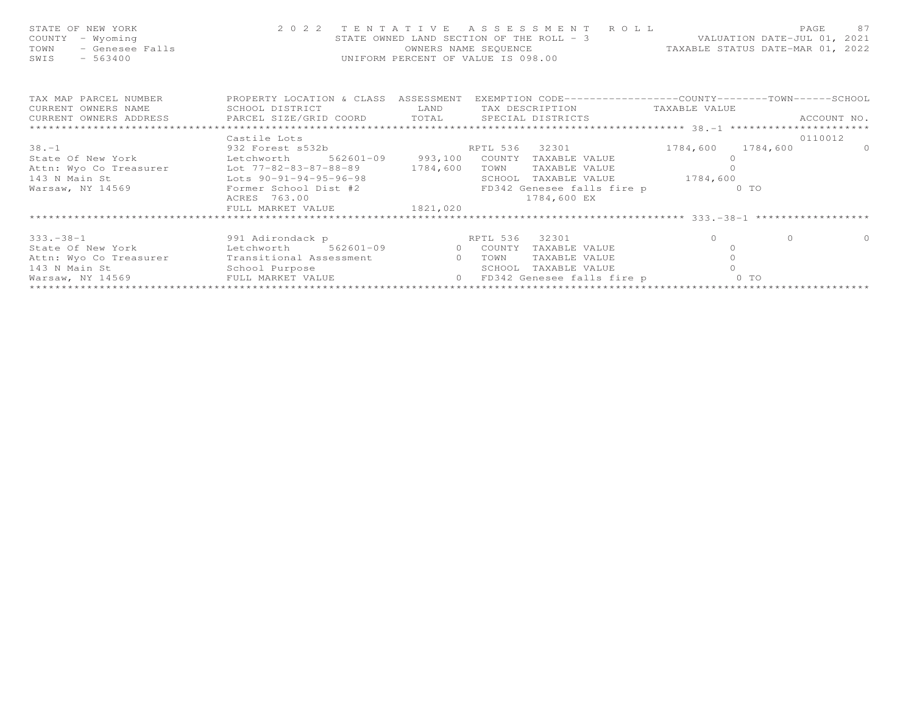STATE OF NEW YORK
COUNTY - Wyoming
TOWN - Genesee Falls
SWIS - 563400

2 0 2 2 T E N T A T I V E A S S E S S M E N T R O L L
STATE OWNED LAND SECTION OF THE ROLL - 3
OWNERS NAME SEQUENCE
UNIFORM PERCENT OF VALUE IS 098.00

VALUATION DATE-JUL 01, 2021
TAXABLE STATUS DATE-MAR 01, 2022

| TAX MAP PARCEL NUMBER / CURRENT OWNERS NAME / CURRENT OWNERS ADDRESS | PROPERTY LOCATION & CLASS / SCHOOL DISTRICT / PARCEL SIZE/GRID COORD | ASSESSMENT LAND / TOTAL | EXEMPTION CODE / TAX DESCRIPTION / SPECIAL DISTRICTS | COUNTY TAXABLE VALUE | TOWN | SCHOOL / ACCOUNT NO. |
|---|---|---|---|---|---|---|
| **38.-1** | | | | | | |
| | Castile Lots | | | | | 0110012 |
| 38.-1 | 932 Forest s532b | | RPTL 536 32301 | 1784,600 | 1784,600 | 0 |
| State Of New York | Letchworth 562601-09 | 993,100 | COUNTY TAXABLE VALUE | 0 | | |
| Attn: Wyo Co Treasurer | Lot 77-82-83-87-88-89 | 1784,600 | TOWN TAXABLE VALUE | 0 | | |
| 143 N Main St | Lots 90-91-94-95-96-98 | | SCHOOL TAXABLE VALUE | 1784,600 | | |
| Warsaw, NY 14569 | Former School Dist #2 | | FD342 Genesee falls fire p | 0 TO | | |
| | ACRES 763.00 | | 1784,600 EX | | | |
| | FULL MARKET VALUE | 1821,020 | | | | |
| **333.-38-1** | | | | | | |
| 333.-38-1 | 991 Adirondack p | | RPTL 536 32301 | 0 | 0 | 0 |
| State Of New York | Letchworth 562601-09 | 0 | COUNTY TAXABLE VALUE | 0 | | |
| Attn: Wyo Co Treasurer | Transitional Assessment | 0 | TOWN TAXABLE VALUE | 0 | | |
| 143 N Main St | School Purpose | | SCHOOL TAXABLE VALUE | 0 | | |
| Warsaw, NY 14569 | FULL MARKET VALUE | 0 | FD342 Genesee falls fire p | 0 TO | | |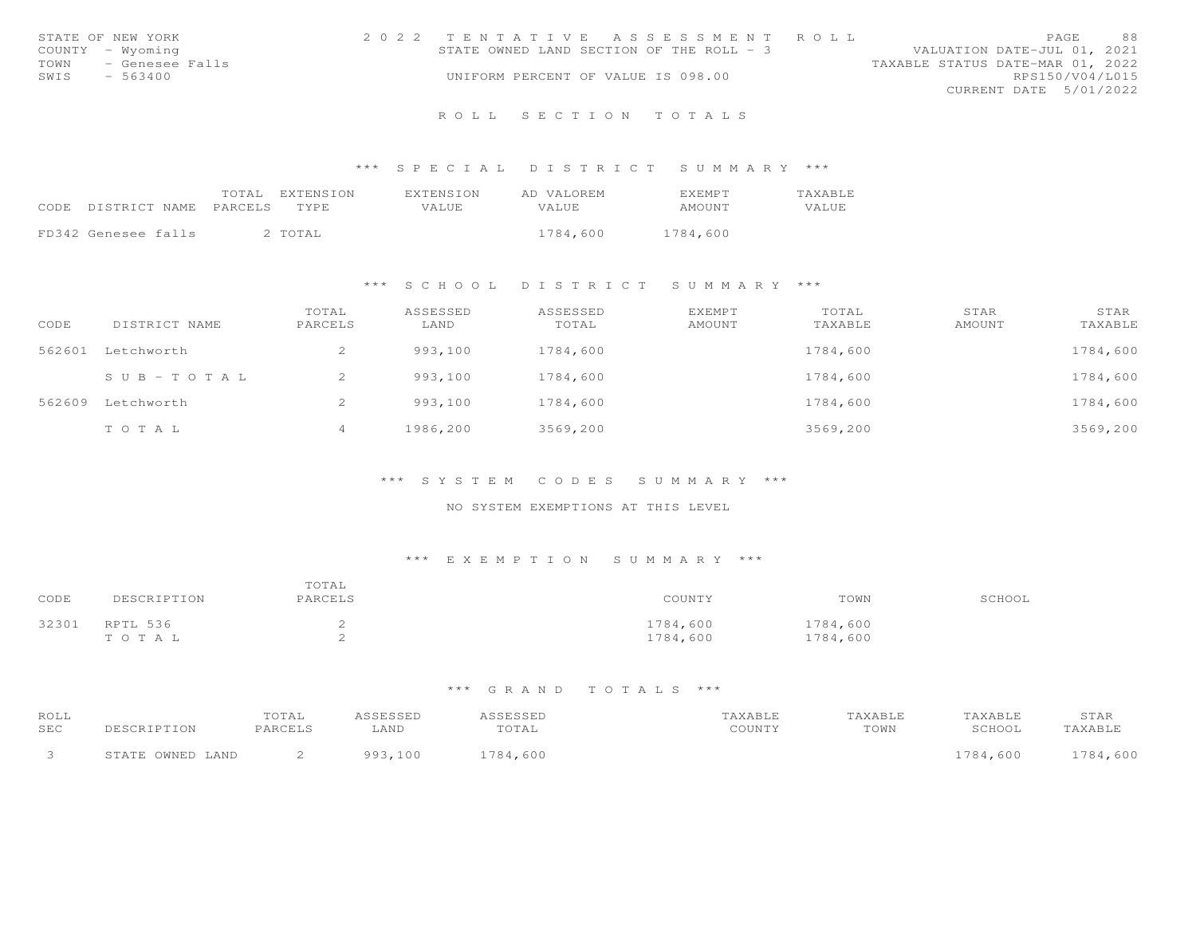STATE OF NEW YORK — 2022 TENTATIVE ASSESSMENT ROLL — VALUATION DATE-JUL 01, 2021
COUNTY - Wyoming — STATE OWNED LAND SECTION OF THE ROLL - 3 — TAXABLE STATUS DATE-MAR 01, 2022
TOWN - Genesee Falls — RPS150/V04/L015
SWIS - 563400 — UNIFORM PERCENT OF VALUE IS 098.00 — CURRENT DATE 5/01/2022

# ROLL SECTION TOTALS

## *** SPECIAL DISTRICT SUMMARY ***

| CODE | DISTRICT NAME | TOTAL PARCELS | EXTENSION TYPE | EXTENSION VALUE | AD VALOREM VALUE | EXEMPT AMOUNT | TAXABLE VALUE |
|---|---|---|---|---|---|---|---|
| FD342 | Genesee falls | 2 | TOTAL | | 1784,600 | 1784,600 | |

## *** SCHOOL DISTRICT SUMMARY ***

| CODE | DISTRICT NAME | TOTAL PARCELS | ASSESSED LAND | ASSESSED TOTAL | EXEMPT AMOUNT | TOTAL TAXABLE | STAR AMOUNT | STAR TAXABLE |
|---|---|---|---|---|---|---|---|---|
| 562601 | Letchworth | 2 | 993,100 | 1784,600 | | 1784,600 | | 1784,600 |
| | SUB-TOTAL | 2 | 993,100 | 1784,600 | | 1784,600 | | 1784,600 |
| 562609 | Letchworth | 2 | 993,100 | 1784,600 | | 1784,600 | | 1784,600 |
| | TOTAL | 4 | 1986,200 | 3569,200 | | 3569,200 | | 3569,200 |

## *** SYSTEM CODES SUMMARY ***

NO SYSTEM EXEMPTIONS AT THIS LEVEL

## *** EXEMPTION SUMMARY ***

| CODE | DESCRIPTION | TOTAL PARCELS | COUNTY | TOWN | SCHOOL |
|---|---|---|---|---|---|
| 32301 | RPTL 536 | 2 | 1784,600 | 1784,600 | |
| | TOTAL | 2 | 1784,600 | 1784,600 | |

## *** GRAND TOTALS ***

| ROLL SEC | DESCRIPTION | TOTAL PARCELS | ASSESSED LAND | ASSESSED TOTAL | TAXABLE COUNTY | TAXABLE TOWN | TAXABLE SCHOOL | STAR TAXABLE |
|---|---|---|---|---|---|---|---|---|
| 3 | STATE OWNED LAND | 2 | 993,100 | 1784,600 | | | 1784,600 | 1784,600 |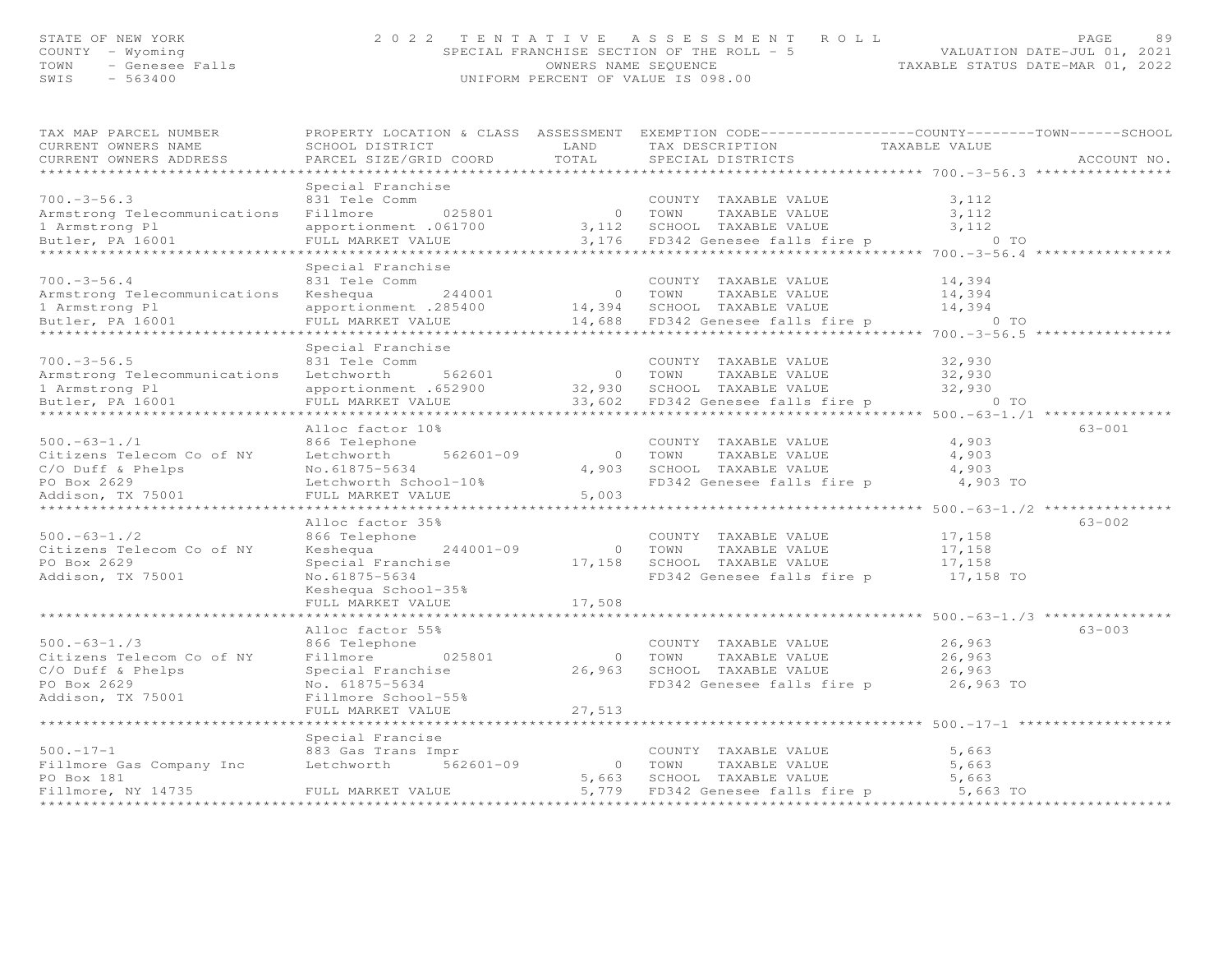STATE OF NEW YORK
COUNTY - Wyoming
TOWN - Genesee Falls
SWIS - 563400

**2022 TENTATIVE ASSESSMENT ROLL**
SPECIAL FRANCHISE SECTION OF THE ROLL - 5
OWNERS NAME SEQUENCE
UNIFORM PERCENT OF VALUE IS 098.00

VALUATION DATE-JUL 01, 2021
TAXABLE STATUS DATE-MAR 01, 2022

| TAX MAP PARCEL NUMBER / CURRENT OWNERS NAME / CURRENT OWNERS ADDRESS | PROPERTY LOCATION & CLASS / SCHOOL DISTRICT / PARCEL SIZE/GRID COORD | ASSESSMENT LAND | TOTAL | EXEMPTION CODE / TAX DESCRIPTION / SPECIAL DISTRICTS | TAXABLE VALUE (COUNTY / TOWN / SCHOOL) | ACCOUNT NO. |
|---|---|---|---|---|---|---|
| **700.-3-56.3** | Special Franchise | | | | | |
| 700.-3-56.3 | 831 Tele Comm | | | COUNTY TAXABLE VALUE | 3,112 | |
| Armstrong Telecommunications | Fillmore 025801 | 0 | | TOWN TAXABLE VALUE | 3,112 | |
| 1 Armstrong Pl | apportionment .061700 | | 3,112 | SCHOOL TAXABLE VALUE | 3,112 | |
| Butler, PA 16001 | FULL MARKET VALUE | | 3,176 | FD342 Genesee falls fire p | 0 TO | |
| **700.-3-56.4** | Special Franchise | | | | | |
| 700.-3-56.4 | 831 Tele Comm | | | COUNTY TAXABLE VALUE | 14,394 | |
| Armstrong Telecommunications | Keshequa 244001 | 0 | | TOWN TAXABLE VALUE | 14,394 | |
| 1 Armstrong Pl | apportionment .285400 | | 14,394 | SCHOOL TAXABLE VALUE | 14,394 | |
| Butler, PA 16001 | FULL MARKET VALUE | | 14,688 | FD342 Genesee falls fire p | 0 TO | |
| **700.-3-56.5** | Special Franchise | | | | | |
| 700.-3-56.5 | 831 Tele Comm | | | COUNTY TAXABLE VALUE | 32,930 | |
| Armstrong Telecommunications | Letchworth 562601 | 0 | | TOWN TAXABLE VALUE | 32,930 | |
| 1 Armstrong Pl | apportionment .652900 | | 32,930 | SCHOOL TAXABLE VALUE | 32,930 | |
| Butler, PA 16001 | FULL MARKET VALUE | | 33,602 | FD342 Genesee falls fire p | 0 TO | |
| **500.-63-1./1** | Alloc factor 10% | | | | | 63-001 |
| 500.-63-1./1 | 866 Telephone | | | COUNTY TAXABLE VALUE | 4,903 | |
| Citizens Telecom Co of NY | Letchworth 562601-09 | 0 | | TOWN TAXABLE VALUE | 4,903 | |
| C/O Duff & Phelps | No.61875-5634 | | 4,903 | SCHOOL TAXABLE VALUE | 4,903 | |
| PO Box 2629 | Letchworth School-10% | | | FD342 Genesee falls fire p | 4,903 TO | |
| Addison, TX 75001 | FULL MARKET VALUE | | 5,003 | | | |
| **500.-63-1./2** | Alloc factor 35% | | | | | 63-002 |
| 500.-63-1./2 | 866 Telephone | | | COUNTY TAXABLE VALUE | 17,158 | |
| Citizens Telecom Co of NY | Keshequa 244001-09 | 0 | | TOWN TAXABLE VALUE | 17,158 | |
| PO Box 2629 | Special Franchise | | 17,158 | SCHOOL TAXABLE VALUE | 17,158 | |
| Addison, TX 75001 | No.61875-5634 | | | FD342 Genesee falls fire p | 17,158 TO | |
| | Keshequa School-35% | | | | | |
| | FULL MARKET VALUE | | 17,508 | | | |
| **500.-63-1./3** | Alloc factor 55% | | | | | 63-003 |
| 500.-63-1./3 | 866 Telephone | | | COUNTY TAXABLE VALUE | 26,963 | |
| Citizens Telecom Co of NY | Fillmore 025801 | 0 | | TOWN TAXABLE VALUE | 26,963 | |
| C/O Duff & Phelps | Special Franchise | | 26,963 | SCHOOL TAXABLE VALUE | 26,963 | |
| PO Box 2629 | No. 61875-5634 | | | FD342 Genesee falls fire p | 26,963 TO | |
| Addison, TX 75001 | Fillmore School-55% | | | | | |
| | FULL MARKET VALUE | | 27,513 | | | |
| **500.-17-1** | Special Francise | | | | | |
| 500.-17-1 | 883 Gas Trans Impr | | | COUNTY TAXABLE VALUE | 5,663 | |
| Fillmore Gas Company Inc | Letchworth 562601-09 | 0 | | TOWN TAXABLE VALUE | 5,663 | |
| PO Box 181 | | | 5,663 | SCHOOL TAXABLE VALUE | 5,663 | |
| Fillmore, NY 14735 | FULL MARKET VALUE | | 5,779 | FD342 Genesee falls fire p | 5,663 TO | |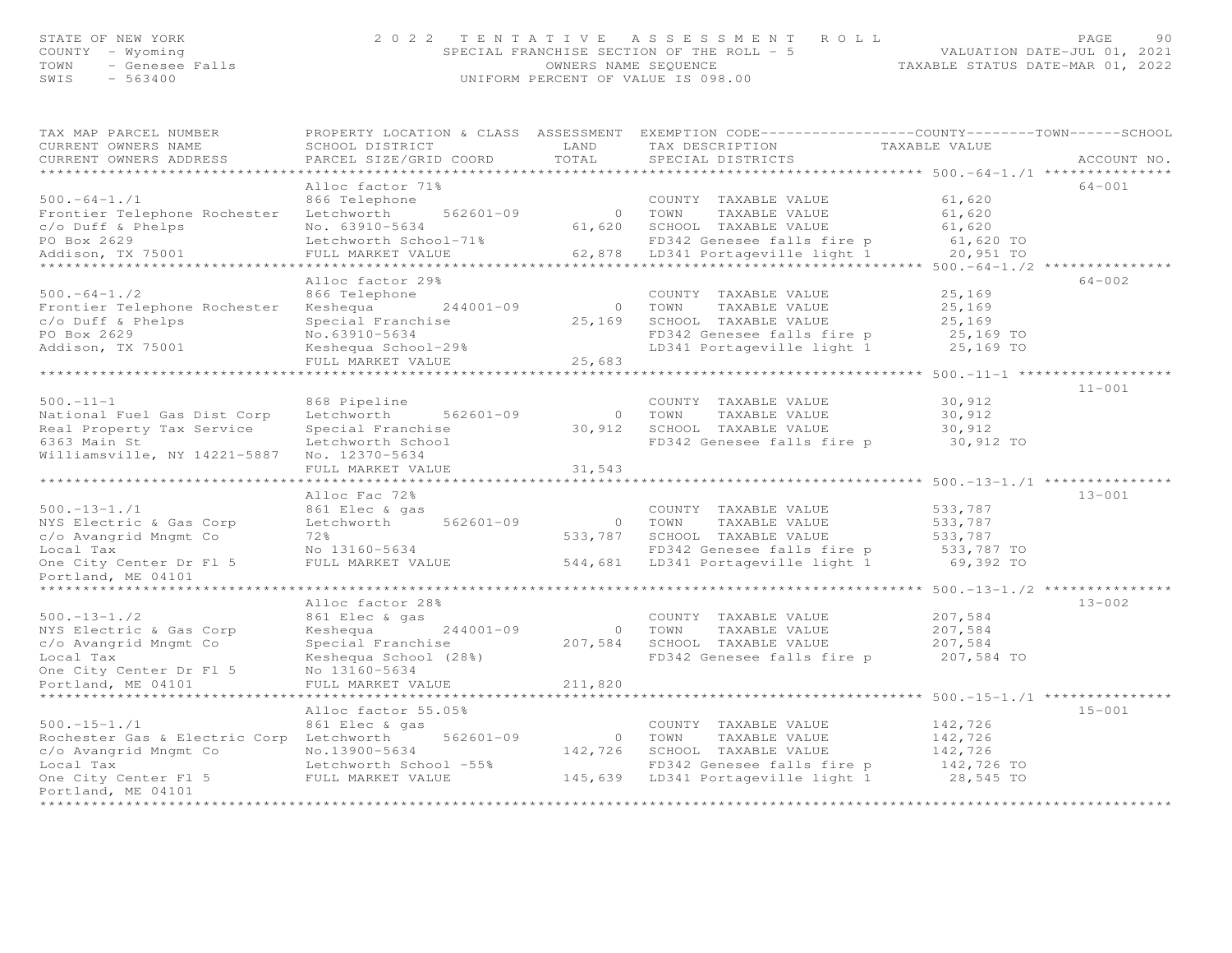STATE OF NEW YORK
COUNTY - Wyoming
TOWN - Genesee Falls
SWIS - 563400

# 2022 TENTATIVE ASSESSMENT ROLL

SPECIAL FRANCHISE SECTION OF THE ROLL - 5
OWNERS NAME SEQUENCE
UNIFORM PERCENT OF VALUE IS 098.00

VALUATION DATE-JUL 01, 2021
TAXABLE STATUS DATE-MAR 01, 2022

| TAX MAP PARCEL NUMBER / CURRENT OWNERS NAME / CURRENT OWNERS ADDRESS | PROPERTY LOCATION & CLASS / SCHOOL DISTRICT / PARCEL SIZE/GRID COORD | ASSESSMENT LAND / TOTAL | EXEMPTION CODE / TAX DESCRIPTION / SPECIAL DISTRICTS | TAXABLE VALUE (COUNTY / TOWN / SCHOOL) | ACCOUNT NO. |
|---|---|---|---|---|---|
| **500.-64-1./1** | Alloc factor 71% | | | | 64-001 |
| 500.-64-1./1 | 866 Telephone | | COUNTY TAXABLE VALUE | 61,620 | |
| Frontier Telephone Rochester | Letchworth 562601-09 | 0 | TOWN TAXABLE VALUE | 61,620 | |
| c/o Duff & Phelps | No. 63910-5634 | 61,620 | SCHOOL TAXABLE VALUE | 61,620 | |
| PO Box 2629 | Letchworth School-71% | | FD342 Genesee falls fire p | 61,620 TO | |
| Addison, TX 75001 | FULL MARKET VALUE | 62,878 | LD341 Portageville light 1 | 20,951 TO | |
| **500.-64-1./2** | Alloc factor 29% | | | | 64-002 |
| 500.-64-1./2 | 866 Telephone | | COUNTY TAXABLE VALUE | 25,169 | |
| Frontier Telephone Rochester | Keshequa 244001-09 | 0 | TOWN TAXABLE VALUE | 25,169 | |
| c/o Duff & Phelps | Special Franchise | 25,169 | SCHOOL TAXABLE VALUE | 25,169 | |
| PO Box 2629 | No.63910-5634 | | FD342 Genesee falls fire p | 25,169 TO | |
| Addison, TX 75001 | Keshequa School-29% | | LD341 Portageville light 1 | 25,169 TO | |
| | FULL MARKET VALUE | 25,683 | | | |
| **500.-11-1** | | | | | 11-001 |
| 500.-11-1 | 868 Pipeline | | COUNTY TAXABLE VALUE | 30,912 | |
| National Fuel Gas Dist Corp | Letchworth 562601-09 | 0 | TOWN TAXABLE VALUE | 30,912 | |
| Real Property Tax Service | Special Franchise | 30,912 | SCHOOL TAXABLE VALUE | 30,912 | |
| 6363 Main St | Letchworth School | | FD342 Genesee falls fire p | 30,912 TO | |
| Williamsville, NY 14221-5887 | No. 12370-5634 | | | | |
| | FULL MARKET VALUE | 31,543 | | | |
| **500.-13-1./1** | Alloc Fac 72% | | | | 13-001 |
| 500.-13-1./1 | 861 Elec & gas | | COUNTY TAXABLE VALUE | 533,787 | |
| NYS Electric & Gas Corp | Letchworth 562601-09 | 0 | TOWN TAXABLE VALUE | 533,787 | |
| c/o Avangrid Mngmt Co | 72% | 533,787 | SCHOOL TAXABLE VALUE | 533,787 | |
| Local Tax | No 13160-5634 | | FD342 Genesee falls fire p | 533,787 TO | |
| One City Center Dr Fl 5 | FULL MARKET VALUE | 544,681 | LD341 Portageville light 1 | 69,392 TO | |
| Portland, ME 04101 | | | | | |
| **500.-13-1./2** | Alloc factor 28% | | | | 13-002 |
| 500.-13-1./2 | 861 Elec & gas | | COUNTY TAXABLE VALUE | 207,584 | |
| NYS Electric & Gas Corp | Keshequa 244001-09 | 0 | TOWN TAXABLE VALUE | 207,584 | |
| c/o Avangrid Mngmt Co | Special Franchise | 207,584 | SCHOOL TAXABLE VALUE | 207,584 | |
| Local Tax | Keshequa School (28%) | | FD342 Genesee falls fire p | 207,584 TO | |
| One City Center Dr Fl 5 | No 13160-5634 | | | | |
| Portland, ME 04101 | FULL MARKET VALUE | 211,820 | | | |
| **500.-15-1./1** | Alloc factor 55.05% | | | | 15-001 |
| 500.-15-1./1 | 861 Elec & gas | | COUNTY TAXABLE VALUE | 142,726 | |
| Rochester Gas & Electric Corp | Letchworth 562601-09 | 0 | TOWN TAXABLE VALUE | 142,726 | |
| c/o Avangrid Mngmt Co | No.13900-5634 | 142,726 | SCHOOL TAXABLE VALUE | 142,726 | |
| Local Tax | Letchworth School -55% | | FD342 Genesee falls fire p | 142,726 TO | |
| One City Center Fl 5 | FULL MARKET VALUE | 145,639 | LD341 Portageville light 1 | 28,545 TO | |
| Portland, ME 04101 | | | | | |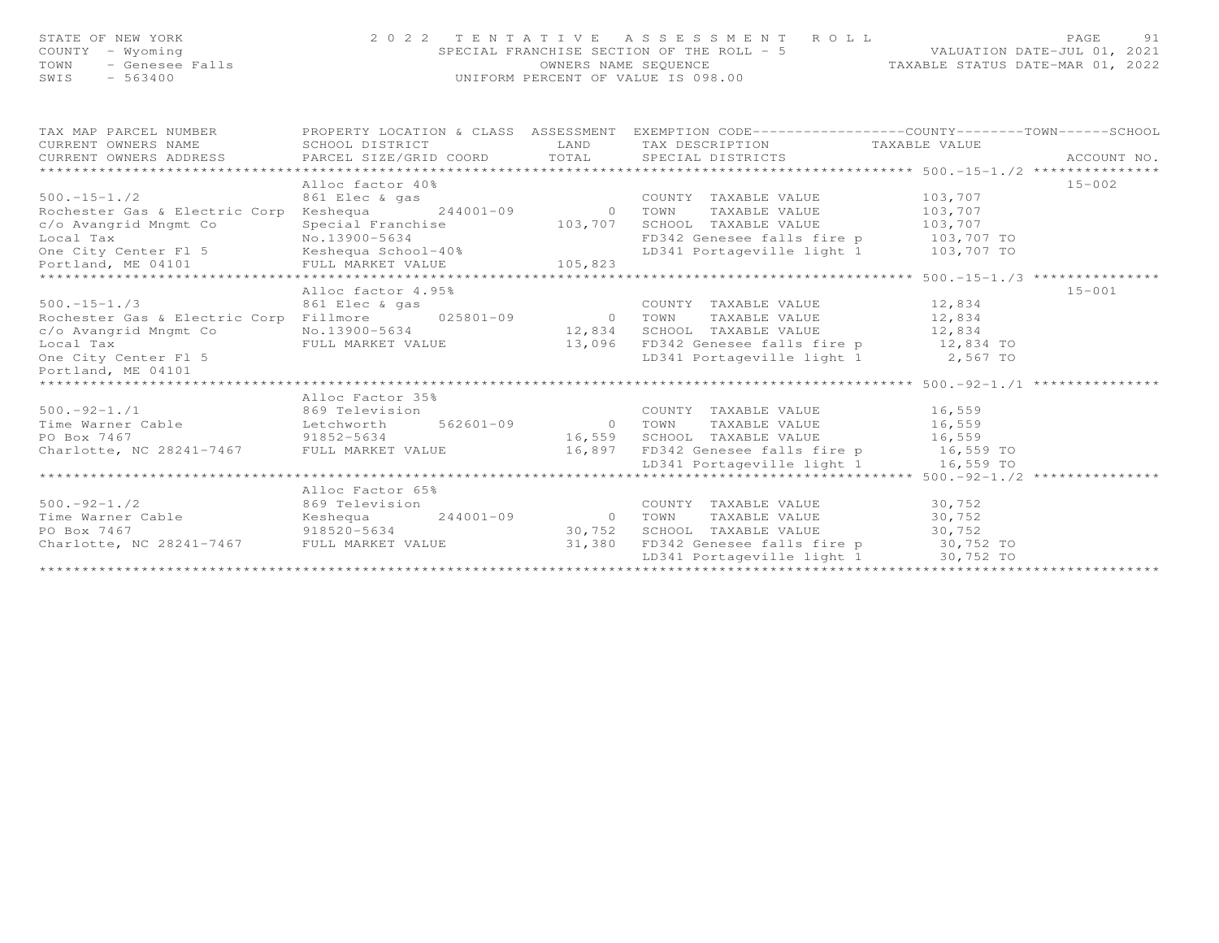STATE OF NEW YORK
COUNTY - Wyoming
TOWN - Genesee Falls
SWIS - 563400

2022 TENTATIVE ASSESSMENT ROLL
SPECIAL FRANCHISE SECTION OF THE ROLL - 5
OWNERS NAME SEQUENCE
UNIFORM PERCENT OF VALUE IS 098.00

VALUATION DATE-JUL 01, 2021
TAXABLE STATUS DATE-MAR 01, 2022

| TAX MAP PARCEL NUMBER / CURRENT OWNERS NAME / CURRENT OWNERS ADDRESS | PROPERTY LOCATION & CLASS / SCHOOL DISTRICT / PARCEL SIZE/GRID COORD | ASSESSMENT LAND | TOTAL | EXEMPTION CODE / TAX DESCRIPTION / SPECIAL DISTRICTS | TAXABLE VALUE | ACCOUNT NO. |
|---|---|---|---|---|---|---|
| **500.-15-1./2** | Alloc factor 40% | | | | | 15-002 |
| 500.-15-1./2 | 861 Elec & gas | | | COUNTY TAXABLE VALUE | 103,707 | |
| Rochester Gas & Electric Corp | Keshequa 244001-09 | 0 | | TOWN TAXABLE VALUE | 103,707 | |
| c/o Avangrid Mngmt Co | Special Franchise | | 103,707 | SCHOOL TAXABLE VALUE | 103,707 | |
| Local Tax | No.13900-5634 | | | FD342 Genesee falls fire p | 103,707 TO | |
| One City Center Fl 5 | Keshequa School-40% | | | LD341 Portageville light 1 | 103,707 TO | |
| Portland, ME 04101 | FULL MARKET VALUE | | 105,823 | | | |
| **500.-15-1./3** | Alloc factor 4.95% | | | | | 15-001 |
| 500.-15-1./3 | 861 Elec & gas | | | COUNTY TAXABLE VALUE | 12,834 | |
| Rochester Gas & Electric Corp | Fillmore 025801-09 | 0 | | TOWN TAXABLE VALUE | 12,834 | |
| c/o Avangrid Mngmt Co | No.13900-5634 | | 12,834 | SCHOOL TAXABLE VALUE | 12,834 | |
| Local Tax | FULL MARKET VALUE | | 13,096 | FD342 Genesee falls fire p | 12,834 TO | |
| One City Center Fl 5 | | | | LD341 Portageville light 1 | 2,567 TO | |
| Portland, ME 04101 | | | | | | |
| **500.-92-1./1** | Alloc Factor 35% | | | | | |
| 500.-92-1./1 | 869 Television | | | COUNTY TAXABLE VALUE | 16,559 | |
| Time Warner Cable | Letchworth 562601-09 | 0 | | TOWN TAXABLE VALUE | 16,559 | |
| PO Box 7467 | 91852-5634 | | 16,559 | SCHOOL TAXABLE VALUE | 16,559 | |
| Charlotte, NC 28241-7467 | FULL MARKET VALUE | | 16,897 | FD342 Genesee falls fire p | 16,559 TO | |
| | | | | LD341 Portageville light 1 | 16,559 TO | |
| **500.-92-1./2** | Alloc Factor 65% | | | | | |
| 500.-92-1./2 | 869 Television | | | COUNTY TAXABLE VALUE | 30,752 | |
| Time Warner Cable | Keshequa 244001-09 | 0 | | TOWN TAXABLE VALUE | 30,752 | |
| PO Box 7467 | 918520-5634 | | 30,752 | SCHOOL TAXABLE VALUE | 30,752 | |
| Charlotte, NC 28241-7467 | FULL MARKET VALUE | | 31,380 | FD342 Genesee falls fire p | 30,752 TO | |
| | | | | LD341 Portageville light 1 | 30,752 TO | |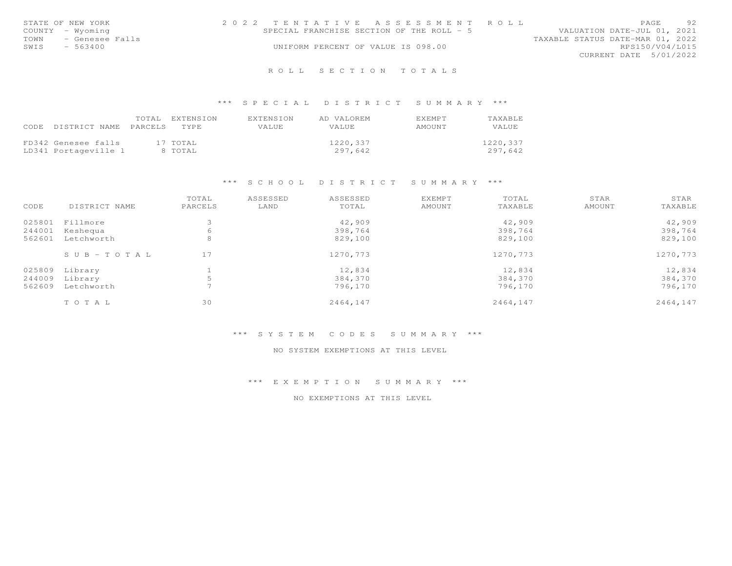STATE OF NEW YORK
COUNTY - Wyoming
TOWN - Genesee Falls
SWIS - 563400

2 0 2 2 T E N T A T I V E A S S E S S M E N T R O L L
SPECIAL FRANCHISE SECTION OF THE ROLL - 5
UNIFORM PERCENT OF VALUE IS 098.00

VALUATION DATE-JUL 01, 2021
TAXABLE STATUS DATE-MAR 01, 2022
RPS150/V04/L015
CURRENT DATE 5/01/2022

# R O L L S E C T I O N T O T A L S

## *** S P E C I A L D I S T R I C T S U M M A R Y ***

| CODE | DISTRICT NAME | TOTAL PARCELS | EXTENSION TYPE | EXTENSION VALUE | AD VALOREM VALUE | EXEMPT AMOUNT | TAXABLE VALUE |
|---|---|---|---|---|---|---|---|
| FD342 | Genesee falls | 17 | TOTAL | | 1220,337 | | 1220,337 |
| LD341 | Portageville l | 8 | TOTAL | | 297,642 | | 297,642 |

## *** S C H O O L D I S T R I C T S U M M A R Y ***

| CODE | DISTRICT NAME | TOTAL PARCELS | ASSESSED LAND | ASSESSED TOTAL | EXEMPT AMOUNT | TOTAL TAXABLE | STAR AMOUNT | STAR TAXABLE |
|---|---|---|---|---|---|---|---|---|
| 025801 | Fillmore | 3 | | 42,909 | | 42,909 | | 42,909 |
| 244001 | Keshequa | 6 | | 398,764 | | 398,764 | | 398,764 |
| 562601 | Letchworth | 8 | | 829,100 | | 829,100 | | 829,100 |
| | S U B - T O T A L | 17 | | 1270,773 | | 1270,773 | | 1270,773 |
| 025809 | Library | 1 | | 12,834 | | 12,834 | | 12,834 |
| 244009 | Library | 5 | | 384,370 | | 384,370 | | 384,370 |
| 562609 | Letchworth | 7 | | 796,170 | | 796,170 | | 796,170 |
| | T O T A L | 30 | | 2464,147 | | 2464,147 | | 2464,147 |

## *** S Y S T E M C O D E S S U M M A R Y ***

NO SYSTEM EXEMPTIONS AT THIS LEVEL

## *** E X E M P T I O N S U M M A R Y ***

NO EXEMPTIONS AT THIS LEVEL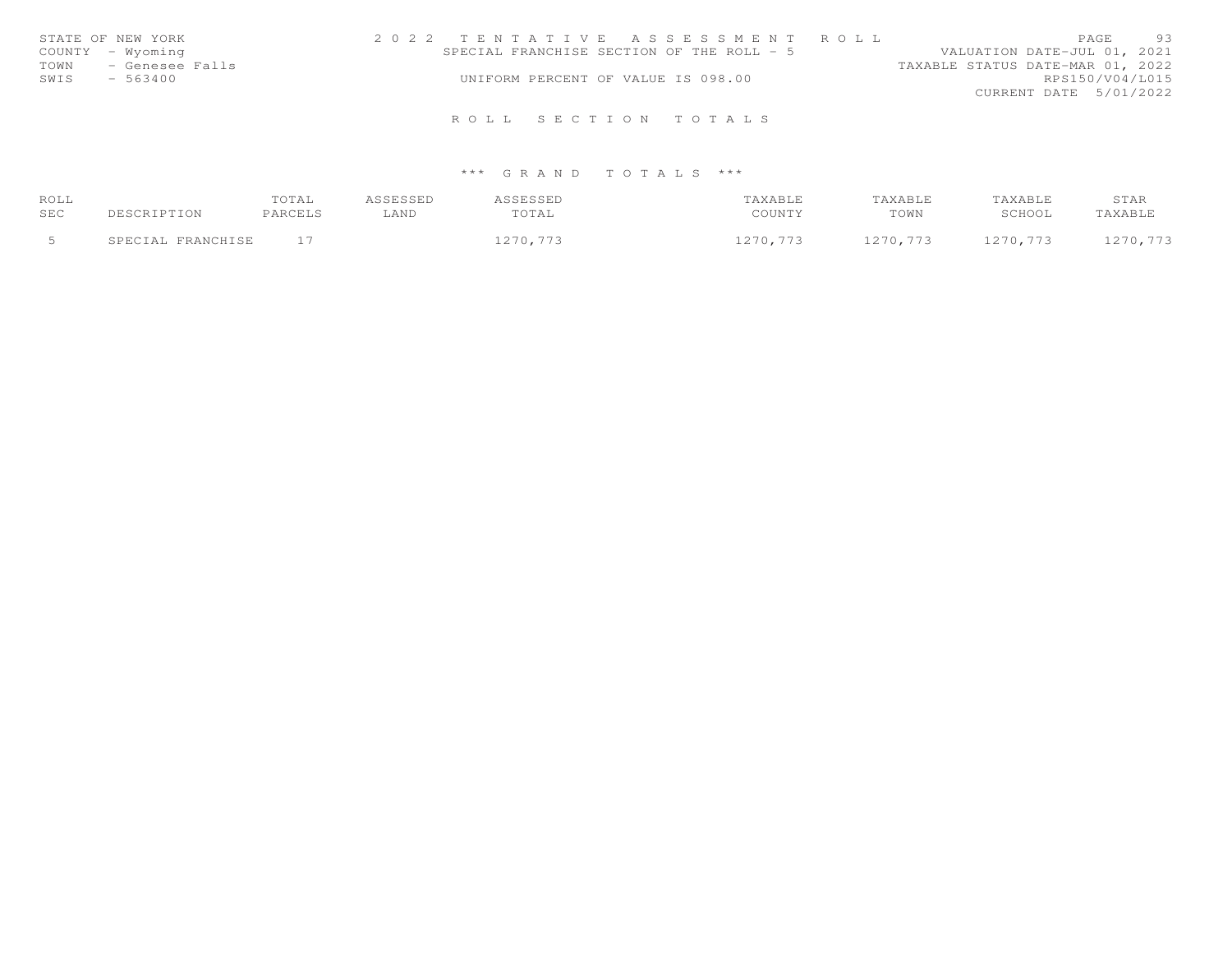STATE OF NEW YORK
COUNTY - Wyoming
TOWN - Genesee Falls
SWIS - 563400

2 0 2 2 T E N T A T I V E A S S E S S M E N T R O L L
SPECIAL FRANCHISE SECTION OF THE ROLL - 5
UNIFORM PERCENT OF VALUE IS 098.00

VALUATION DATE-JUL 01, 2021
TAXABLE STATUS DATE-MAR 01, 2022
RPS150/V04/L015
CURRENT DATE 5/01/2022

R O L L S E C T I O N T O T A L S

\*\*\* G R A N D T O T A L S \*\*\*

| ROLL SEC | DESCRIPTION | TOTAL PARCELS | ASSESSED LAND | ASSESSED TOTAL | TAXABLE COUNTY | TAXABLE TOWN | TAXABLE SCHOOL | STAR TAXABLE |
|---|---|---|---|---|---|---|---|---|
| 5 | SPECIAL FRANCHISE | 17 | | 1270,773 | 1270,773 | 1270,773 | 1270,773 | 1270,773 |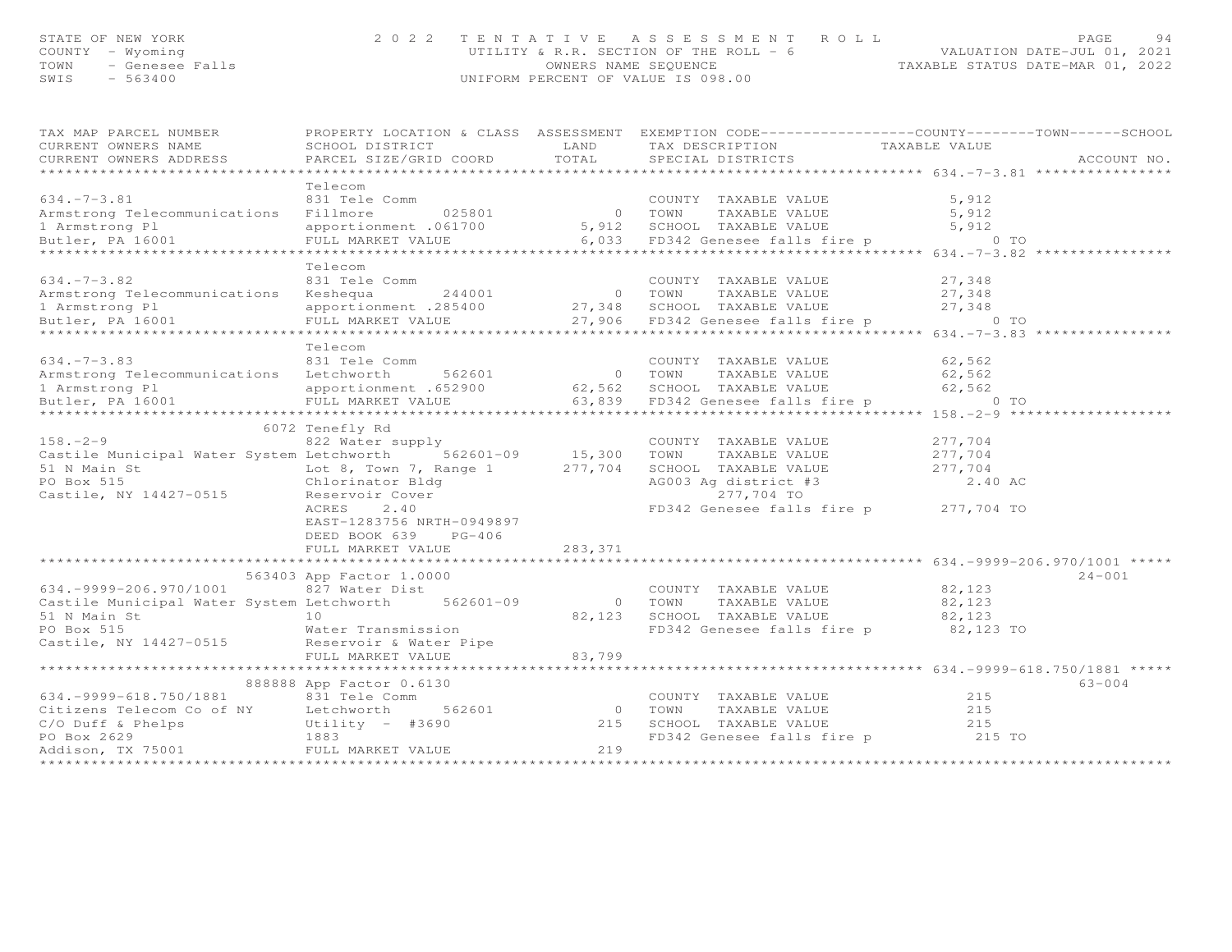STATE OF NEW YORK
COUNTY - Wyoming
TOWN - Genesee Falls
SWIS - 563400

2022 TENTATIVE ASSESSMENT ROLL
UTILITY & R.R. SECTION OF THE ROLL - 6
OWNERS NAME SEQUENCE
UNIFORM PERCENT OF VALUE IS 098.00

VALUATION DATE-JUL 01, 2021
TAXABLE STATUS DATE-MAR 01, 2022

| TAX MAP PARCEL NUMBER / CURRENT OWNERS NAME / CURRENT OWNERS ADDRESS | PROPERTY LOCATION & CLASS / SCHOOL DISTRICT / PARCEL SIZE/GRID COORD | ASSESSMENT LAND | TOTAL | EXEMPTION CODE / TAX DESCRIPTION / SPECIAL DISTRICTS | TAXABLE VALUE (COUNTY / TOWN / SCHOOL) | ACCOUNT NO. |
|---|---|---|---|---|---|---|
| **634.-7-3.81** | Telecom | | | | | |
| 634.-7-3.81 | 831 Tele Comm | | | COUNTY TAXABLE VALUE | 5,912 | |
| Armstrong Telecommunications | Fillmore 025801 | 0 | | TOWN TAXABLE VALUE | 5,912 | |
| 1 Armstrong Pl | apportionment .061700 | | 5,912 | SCHOOL TAXABLE VALUE | 5,912 | |
| Butler, PA 16001 | FULL MARKET VALUE | | 6,033 | FD342 Genesee falls fire p | 0 TO | |
| **634.-7-3.82** | Telecom | | | | | |
| 634.-7-3.82 | 831 Tele Comm | | | COUNTY TAXABLE VALUE | 27,348 | |
| Armstrong Telecommunications | Keshequa 244001 | 0 | | TOWN TAXABLE VALUE | 27,348 | |
| 1 Armstrong Pl | apportionment .285400 | | 27,348 | SCHOOL TAXABLE VALUE | 27,348 | |
| Butler, PA 16001 | FULL MARKET VALUE | | 27,906 | FD342 Genesee falls fire p | 0 TO | |
| **634.-7-3.83** | Telecom | | | | | |
| 634.-7-3.83 | 831 Tele Comm | | | COUNTY TAXABLE VALUE | 62,562 | |
| Armstrong Telecommunications | Letchworth 562601 | 0 | | TOWN TAXABLE VALUE | 62,562 | |
| 1 Armstrong Pl | apportionment .652900 | | 62,562 | SCHOOL TAXABLE VALUE | 62,562 | |
| Butler, PA 16001 | FULL MARKET VALUE | | 63,839 | FD342 Genesee falls fire p | 0 TO | |
| **158.-2-9** | 6072 Tenefly Rd | | | | | |
| 158.-2-9 | 822 Water supply | | | COUNTY TAXABLE VALUE | 277,704 | |
| Castile Municipal Water System | Letchworth 562601-09 | 15,300 | | TOWN TAXABLE VALUE | 277,704 | |
| 51 N Main St | Lot 8, Town 7, Range 1 | | 277,704 | SCHOOL TAXABLE VALUE | 277,704 | |
| PO Box 515 | Chlorinator Bldg | | | AG003 Ag district #3 | 2.40 AC | |
| Castile, NY 14427-0515 | Reservoir Cover | | | 277,704 TO | | |
| | ACRES 2.40 | | | FD342 Genesee falls fire p | 277,704 TO | |
| | EAST-1283756 NRTH-0949897 | | | | | |
| | DEED BOOK 639 PG-406 | | | | | |
| | FULL MARKET VALUE | | 283,371 | | | |
| **634.-9999-206.970/1001** | 563403 App Factor 1.0000 | | | | | 24-001 |
| 634.-9999-206.970/1001 | 827 Water Dist | | | COUNTY TAXABLE VALUE | 82,123 | |
| Castile Municipal Water System | Letchworth 562601-09 | 0 | | TOWN TAXABLE VALUE | 82,123 | |
| 51 N Main St | 10 | | 82,123 | SCHOOL TAXABLE VALUE | 82,123 | |
| PO Box 515 | Water Transmission | | | FD342 Genesee falls fire p | 82,123 TO | |
| Castile, NY 14427-0515 | Reservoir & Water Pipe | | | | | |
| | FULL MARKET VALUE | | 83,799 | | | |
| **634.-9999-618.750/1881** | 888888 App Factor 0.6130 | | | | | 63-004 |
| 634.-9999-618.750/1881 | 831 Tele Comm | | | COUNTY TAXABLE VALUE | 215 | |
| Citizens Telecom Co of NY | Letchworth 562601 | 0 | | TOWN TAXABLE VALUE | 215 | |
| C/O Duff & Phelps | Utility - #3690 | | 215 | SCHOOL TAXABLE VALUE | 215 | |
| PO Box 2629 | 1883 | | | FD342 Genesee falls fire p | 215 TO | |
| Addison, TX 75001 | FULL MARKET VALUE | | 219 | | | |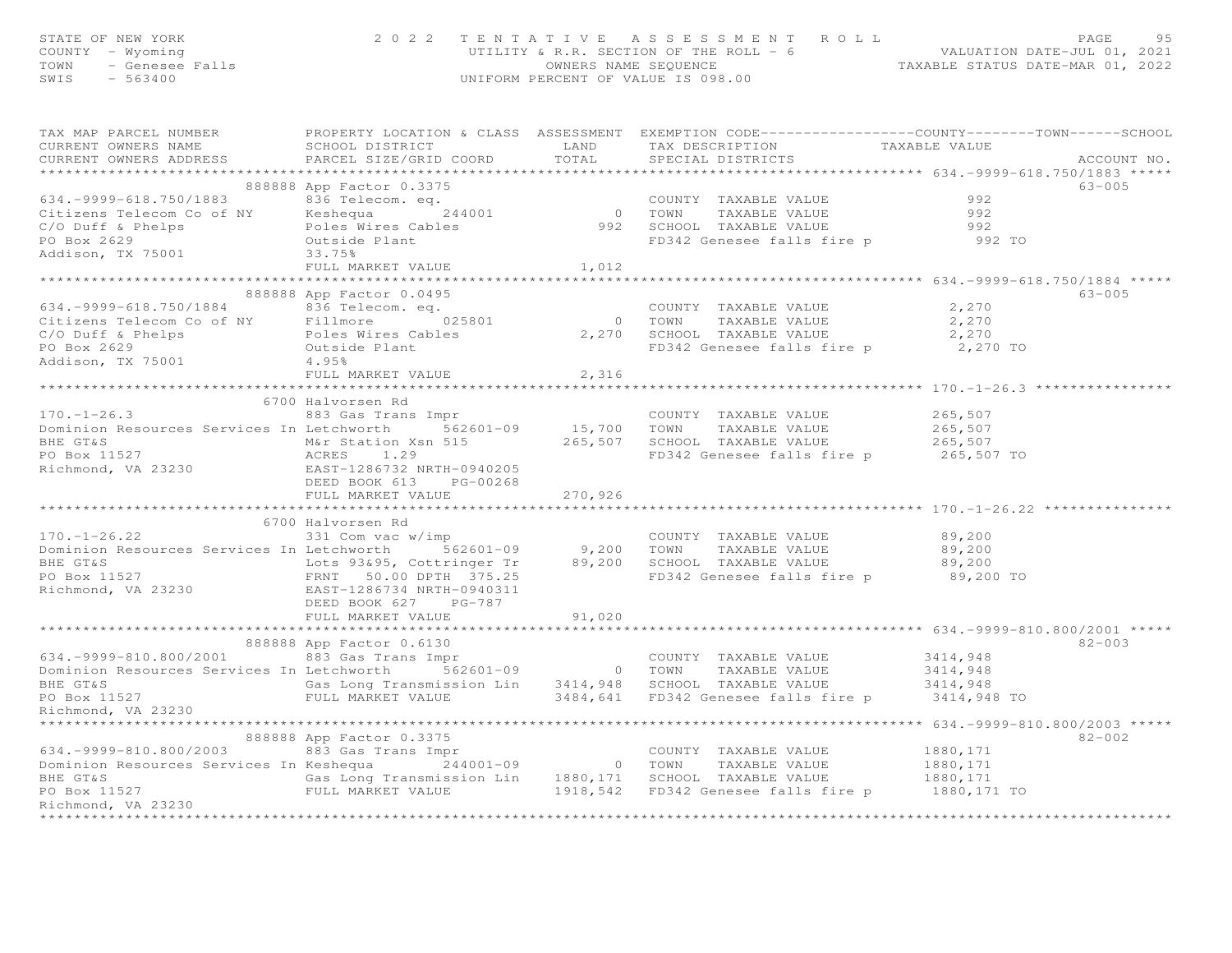STATE OF NEW YORK
COUNTY - Wyoming
TOWN - Genesee Falls
SWIS - 563400

# 2022 TENTATIVE ASSESSMENT ROLL

UTILITY & R.R. SECTION OF THE ROLL - 6
OWNERS NAME SEQUENCE
UNIFORM PERCENT OF VALUE IS 098.00

VALUATION DATE-JUL 01, 2021
TAXABLE STATUS DATE-MAR 01, 2022

```
TAX MAP PARCEL NUMBER          PROPERTY LOCATION & CLASS  ASSESSMENT  EXEMPTION CODE------------------COUNTY--------TOWN------SCHOOL
CURRENT OWNERS NAME            SCHOOL DISTRICT               LAND      TAX DESCRIPTION             TAXABLE VALUE
CURRENT OWNERS ADDRESS         PARCEL SIZE/GRID COORD        TOTAL     SPECIAL DISTRICTS                                      ACCOUNT NO.
******************************************************************************************************* 634.-9999-618.750/1883 *****
                          888888 App Factor 0.3375                                                                          63-005
634.-9999-618.750/1883         836 Telecom. eq.                       COUNTY  TAXABLE VALUE              992
Citizens Telecom Co of NY      Keshequa        244001         0       TOWN    TAXABLE VALUE              992
C/O Duff & Phelps              Poles Wires Cables           992       SCHOOL  TAXABLE VALUE              992
PO Box 2629                    Outside Plant                          FD342 Genesee falls fire p           992 TO
Addison, TX 75001              33.75%
                               FULL MARKET VALUE          1,012
******************************************************************************************************* 634.-9999-618.750/1884 *****
                          888888 App Factor 0.0495                                                                          63-005
634.-9999-618.750/1884         836 Telecom. eq.                       COUNTY  TAXABLE VALUE            2,270
Citizens Telecom Co of NY      Fillmore        025801         0       TOWN    TAXABLE VALUE            2,270
C/O Duff & Phelps              Poles Wires Cables         2,270       SCHOOL  TAXABLE VALUE            2,270
PO Box 2629                    Outside Plant                          FD342 Genesee falls fire p         2,270 TO
Addison, TX 75001              4.95%
                               FULL MARKET VALUE          2,316
******************************************************************************************************* 170.-1-26.3 ****************
                          6700 Halvorsen Rd
170.-1-26.3                    883 Gas Trans Impr                     COUNTY  TAXABLE VALUE          265,507
Dominion Resources Services In Letchworth      562601-09     15,700   TOWN    TAXABLE VALUE          265,507
BHE GT&S                       M&r Station Xsn 515          265,507   SCHOOL  TAXABLE VALUE          265,507
PO Box 11527                   ACRES     1.29                         FD342 Genesee falls fire p       265,507 TO
Richmond, VA 23230             EAST-1286732 NRTH-0940205
                               DEED BOOK 613    PG-00268
                               FULL MARKET VALUE          270,926
******************************************************************************************************* 170.-1-26.22 ***************
                          6700 Halvorsen Rd
170.-1-26.22                   331 Com vac w/imp                      COUNTY  TAXABLE VALUE           89,200
Dominion Resources Services In Letchworth      562601-09      9,200   TOWN    TAXABLE VALUE           89,200
BHE GT&S                       Lots 93&95, Cottringer Tr     89,200   SCHOOL  TAXABLE VALUE           89,200
PO Box 11527                   FRNT   50.00 DPTH 375.25               FD342 Genesee falls fire p        89,200 TO
Richmond, VA 23230             EAST-1286734 NRTH-0940311
                               DEED BOOK 627    PG-787
                               FULL MARKET VALUE           91,020
******************************************************************************************************* 634.-9999-810.800/2001 *****
                          888888 App Factor 0.6130                                                                          82-003
634.-9999-810.800/2001         883 Gas Trans Impr                     COUNTY  TAXABLE VALUE         3414,948
Dominion Resources Services In Letchworth      562601-09          0   TOWN    TAXABLE VALUE         3414,948
BHE GT&S                       Gas Long Transmission Lin   3414,948   SCHOOL  TAXABLE VALUE         3414,948
PO Box 11527                   FULL MARKET VALUE           3484,641   FD342 Genesee falls fire p      3414,948 TO
Richmond, VA 23230
******************************************************************************************************* 634.-9999-810.800/2003 *****
                          888888 App Factor 0.3375                                                                          82-002
634.-9999-810.800/2003         883 Gas Trans Impr                     COUNTY  TAXABLE VALUE         1880,171
Dominion Resources Services In Keshequa        244001-09          0   TOWN    TAXABLE VALUE         1880,171
BHE GT&S                       Gas Long Transmission Lin   1880,171   SCHOOL  TAXABLE VALUE         1880,171
PO Box 11527                   FULL MARKET VALUE           1918,542   FD342 Genesee falls fire p      1880,171 TO
Richmond, VA 23230
************************************************************************************************************************************
```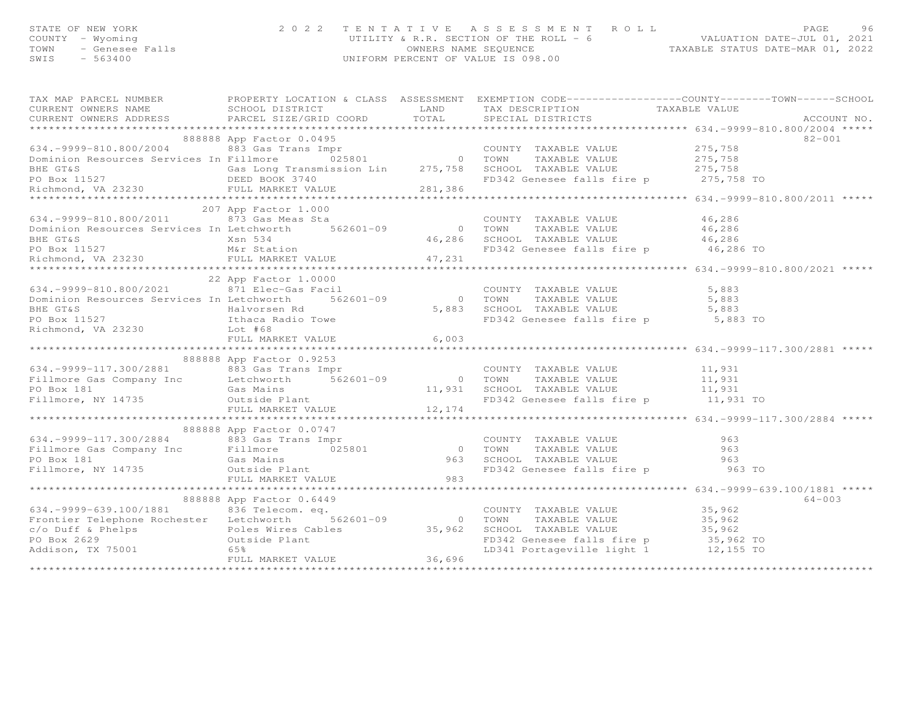STATE OF NEW YORK
COUNTY - Wyoming
TOWN - Genesee Falls
SWIS - 563400

2 0 2 2 TENTATIVE ASSESSMENT ROLL
UTILITY & R.R. SECTION OF THE ROLL - 6
OWNERS NAME SEQUENCE
UNIFORM PERCENT OF VALUE IS 098.00

VALUATION DATE-JUL 01, 2021
TAXABLE STATUS DATE-MAR 01, 2022

```
TAX MAP PARCEL NUMBER          PROPERTY LOCATION & CLASS  ASSESSMENT  EXEMPTION CODE------------------COUNTY--------TOWN------SCHOOL
CURRENT OWNERS NAME            SCHOOL DISTRICT               LAND      TAX DESCRIPTION            TAXABLE VALUE
CURRENT OWNERS ADDRESS         PARCEL SIZE/GRID COORD       TOTAL      SPECIAL DISTRICTS                                    ACCOUNT NO.
****************************************************************************************************** 634.-9999-810.800/2004 *****
                               888888 App Factor 0.0495                                                                      82-001
634.-9999-810.800/2004         883 Gas Trans Impr                      COUNTY  TAXABLE VALUE           275,758
Dominion Resources Services In Fillmore        025801            0     TOWN    TAXABLE VALUE           275,758
BHE GT&S                       Gas Long Transmission Lin   275,758     SCHOOL  TAXABLE VALUE           275,758
PO Box 11527                   DEED BOOK 3740                          FD342 Genesee falls fire p       275,758 TO
Richmond, VA 23230             FULL MARKET VALUE           281,386
****************************************************************************************************** 634.-9999-810.800/2011 *****
                               207 App Factor 1.000
634.-9999-810.800/2011         873 Gas Meas Sta                        COUNTY  TAXABLE VALUE            46,286
Dominion Resources Services In Letchworth      562601-09         0     TOWN    TAXABLE VALUE            46,286
BHE GT&S                       Xsn 534                      46,286     SCHOOL  TAXABLE VALUE            46,286
PO Box 11527                   M&r Station                             FD342 Genesee falls fire p        46,286 TO
Richmond, VA 23230             FULL MARKET VALUE            47,231
****************************************************************************************************** 634.-9999-810.800/2021 *****
                               22 App Factor 1.0000
634.-9999-810.800/2021         871 Elec-Gas Facil                      COUNTY  TAXABLE VALUE             5,883
Dominion Resources Services In Letchworth      562601-09         0     TOWN    TAXABLE VALUE             5,883
BHE GT&S                       Halvorsen Rd                  5,883     SCHOOL  TAXABLE VALUE             5,883
PO Box 11527                   Ithaca Radio Towe                       FD342 Genesee falls fire p         5,883 TO
Richmond, VA 23230             Lot #68
                               FULL MARKET VALUE             6,003
****************************************************************************************************** 634.-9999-117.300/2881 *****
                               888888 App Factor 0.9253
634.-9999-117.300/2881         883 Gas Trans Impr                      COUNTY  TAXABLE VALUE            11,931
Fillmore Gas Company Inc       Letchworth      562601-09         0     TOWN    TAXABLE VALUE            11,931
PO Box 181                     Gas Mains                    11,931     SCHOOL  TAXABLE VALUE            11,931
Fillmore, NY 14735             Outside Plant                           FD342 Genesee falls fire p        11,931 TO
                               FULL MARKET VALUE            12,174
****************************************************************************************************** 634.-9999-117.300/2884 *****
                               888888 App Factor 0.0747
634.-9999-117.300/2884         883 Gas Trans Impr                      COUNTY  TAXABLE VALUE               963
Fillmore Gas Company Inc       Fillmore        025801            0     TOWN    TAXABLE VALUE               963
PO Box 181                     Gas Mains                       963     SCHOOL  TAXABLE VALUE               963
Fillmore, NY 14735             Outside Plant                           FD342 Genesee falls fire p           963 TO
                               FULL MARKET VALUE               983
****************************************************************************************************** 634.-9999-639.100/1881 *****
                               888888 App Factor 0.6449                                                                      64-003
634.-9999-639.100/1881         836 Telecom. eq.                        COUNTY  TAXABLE VALUE            35,962
Frontier Telephone Rochester   Letchworth      562601-09         0     TOWN    TAXABLE VALUE            35,962
c/o Duff & Phelps              Poles Wires Cables           35,962     SCHOOL  TAXABLE VALUE            35,962
PO Box 2629                    Outside Plant                           FD342 Genesee falls fire p        35,962 TO
Addison, TX 75001              65%                                     LD341 Portageville light 1        12,155 TO
                               FULL MARKET VALUE            36,696
************************************************************************************************************************************
```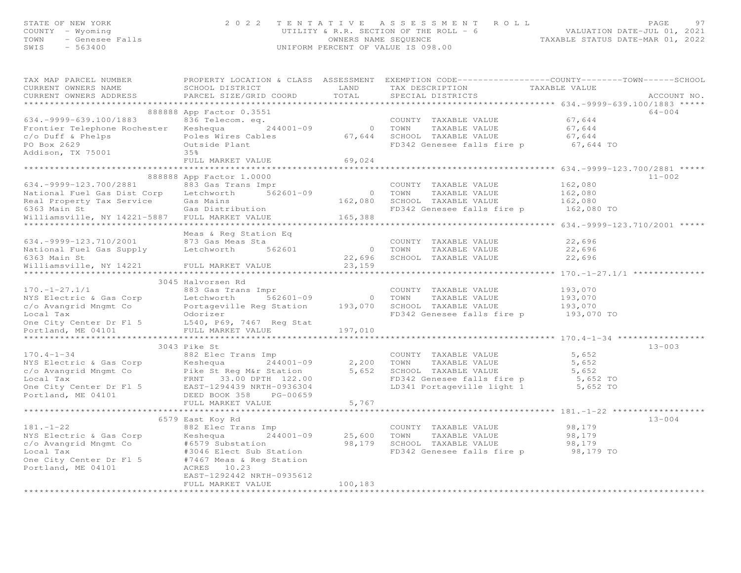STATE OF NEW YORK
COUNTY - Wyoming
TOWN - Genesee Falls
SWIS - 563400

# 2022 TENTATIVE ASSESSMENT ROLL

UTILITY & R.R. SECTION OF THE ROLL - 6
OWNERS NAME SEQUENCE
UNIFORM PERCENT OF VALUE IS 098.00

VALUATION DATE-JUL 01, 2021
TAXABLE STATUS DATE-MAR 01, 2022

| TAX MAP PARCEL NUMBER / CURRENT OWNERS NAME / CURRENT OWNERS ADDRESS | PROPERTY LOCATION & CLASS / SCHOOL DISTRICT / PARCEL SIZE/GRID COORD | ASSESSMENT LAND | ASSESSMENT TOTAL | EXEMPTION CODE / TAX DESCRIPTION / SPECIAL DISTRICTS | TAXABLE VALUE (COUNTY / TOWN / SCHOOL) | ACCOUNT NO. |
|---|---|---|---|---|---|---|
| **634.-9999-639.100/1883** | 888888 App Factor 0.3551 | | | | | 64-004 |
| 634.-9999-639.100/1883 | 836 Telecom. eq. | | | COUNTY TAXABLE VALUE | 67,644 | |
| Frontier Telephone Rochester | Keshequa 244001-09 | 0 | | TOWN TAXABLE VALUE | 67,644 | |
| c/o Duff & Phelps | Poles Wires Cables | | 67,644 | SCHOOL TAXABLE VALUE | 67,644 | |
| PO Box 2629 | Outside Plant | | | FD342 Genesee falls fire p | 67,644 TO | |
| Addison, TX 75001 | 35% | | | | | |
| | FULL MARKET VALUE | | 69,024 | | | |
| **634.-9999-123.700/2881** | 888888 App Factor 1.0000 | | | | | 11-002 |
| 634.-9999-123.700/2881 | 883 Gas Trans Impr | | | COUNTY TAXABLE VALUE | 162,080 | |
| National Fuel Gas Dist Corp | Letchworth 562601-09 | 0 | | TOWN TAXABLE VALUE | 162,080 | |
| Real Property Tax Service | Gas Mains | | 162,080 | SCHOOL TAXABLE VALUE | 162,080 | |
| 6363 Main St | Gas Distribution | | | FD342 Genesee falls fire p | 162,080 TO | |
| Williamsville, NY 14221-5887 | FULL MARKET VALUE | | 165,388 | | | |
| **634.-9999-123.710/2001** | Meas & Reg Station Eq | | | | | |
| 634.-9999-123.710/2001 | 873 Gas Meas Sta | | | COUNTY TAXABLE VALUE | 22,696 | |
| National Fuel Gas Supply | Letchworth 562601 | 0 | | TOWN TAXABLE VALUE | 22,696 | |
| 6363 Main St | | | 22,696 | SCHOOL TAXABLE VALUE | 22,696 | |
| Williamsville, NY 14221 | FULL MARKET VALUE | | 23,159 | | | |
| **170.-1-27.1/1** | 3045 Halvorsen Rd | | | | | |
| 170.-1-27.1/1 | 883 Gas Trans Impr | | | COUNTY TAXABLE VALUE | 193,070 | |
| NYS Electric & Gas Corp | Letchworth 562601-09 | 0 | | TOWN TAXABLE VALUE | 193,070 | |
| c/o Avangrid Mngmt Co | Portageville Reg Station | | 193,070 | SCHOOL TAXABLE VALUE | 193,070 | |
| Local Tax | Odorizer | | | FD342 Genesee falls fire p | 193,070 TO | |
| One City Center Dr Fl 5 | L540, P69, 7467 Reg Stat | | | | | |
| Portland, ME 04101 | FULL MARKET VALUE | | 197,010 | | | |
| **170.4-1-34** | 3043 Pike St | | | | | 13-003 |
| 170.4-1-34 | 882 Elec Trans Imp | | | COUNTY TAXABLE VALUE | 5,652 | |
| NYS Electric & Gas Corp | Keshequa 244001-09 | 2,200 | | TOWN TAXABLE VALUE | 5,652 | |
| c/o Avangrid Mngmt Co | Pike St Reg M&r Station | | 5,652 | SCHOOL TAXABLE VALUE | 5,652 | |
| Local Tax | FRNT 33.00 DPTH 122.00 | | | FD342 Genesee falls fire p | 5,652 TO | |
| One City Center Dr Fl 5 | EAST-1294439 NRTH-0936304 | | | LD341 Portageville light 1 | 5,652 TO | |
| Portland, ME 04101 | DEED BOOK 358 PG-00659 | | | | | |
| | FULL MARKET VALUE | | 5,767 | | | |
| **181.-1-22** | 6579 East Koy Rd | | | | | 13-004 |
| 181.-1-22 | 882 Elec Trans Imp | | | COUNTY TAXABLE VALUE | 98,179 | |
| NYS Electric & Gas Corp | Keshequa 244001-09 | 25,600 | | TOWN TAXABLE VALUE | 98,179 | |
| c/o Avangrid Mngmt Co | #6579 Substation | | 98,179 | SCHOOL TAXABLE VALUE | 98,179 | |
| Local Tax | #3046 Elect Sub Station | | | FD342 Genesee falls fire p | 98,179 TO | |
| One City Center Dr Fl 5 | #7467 Meas & Reg Station | | | | | |
| Portland, ME 04101 | ACRES 10.23 | | | | | |
| | EAST-1292442 NRTH-0935612 | | | | | |
| | FULL MARKET VALUE | | 100,183 | | | |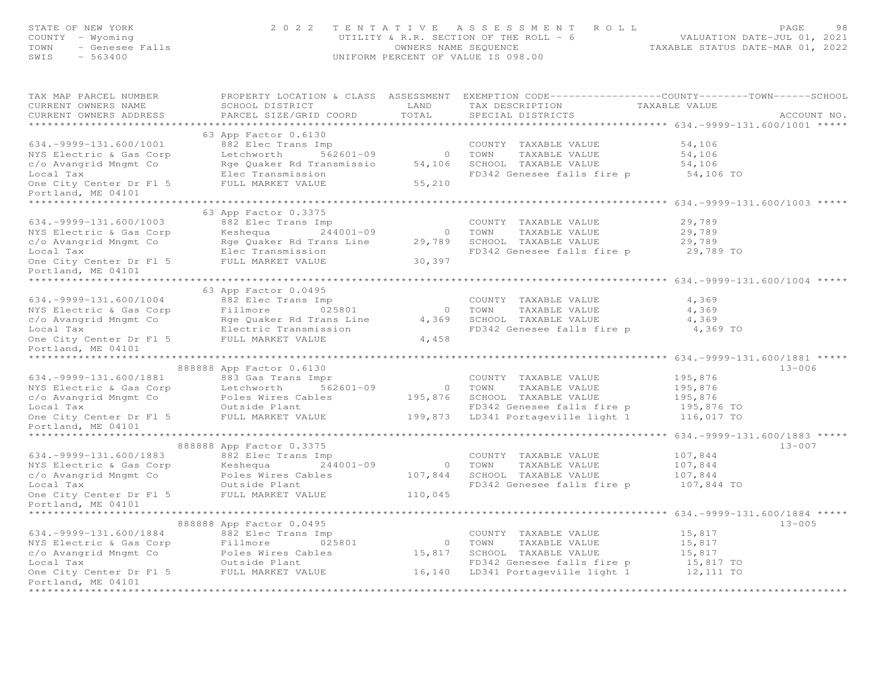STATE OF NEW YORK
COUNTY - Wyoming
TOWN - Genesee Falls
SWIS - 563400

2022 TENTATIVE ASSESSMENT ROLL
UTILITY & R.R. SECTION OF THE ROLL - 6
OWNERS NAME SEQUENCE
UNIFORM PERCENT OF VALUE IS 098.00

VALUATION DATE-JUL 01, 2021
TAXABLE STATUS DATE-MAR 01, 2022

| TAX MAP PARCEL NUMBER / CURRENT OWNERS NAME / CURRENT OWNERS ADDRESS | PROPERTY LOCATION & CLASS / SCHOOL DISTRICT / PARCEL SIZE/GRID COORD | ASSESSMENT LAND / TOTAL | EXEMPTION CODE / TAX DESCRIPTION / SPECIAL DISTRICTS | TAXABLE VALUE (COUNTY / TOWN / SCHOOL) | ACCOUNT NO. |
|---|---|---|---|---|---|
| **634.-9999-131.600/1001** | 63 App Factor 0.6130 | | | | |
| 634.-9999-131.600/1001 | 882 Elec Trans Imp | | COUNTY TAXABLE VALUE | 54,106 | |
| NYS Electric & Gas Corp | Letchworth 562601-09 | 0 | TOWN TAXABLE VALUE | 54,106 | |
| c/o Avangrid Mngmt Co | Rge Quaker Rd Transmissio | 54,106 | SCHOOL TAXABLE VALUE | 54,106 | |
| Local Tax | Elec Transmission | | FD342 Genesee falls fire p | 54,106 TO | |
| One City Center Dr Fl 5 | FULL MARKET VALUE | 55,210 | | | |
| Portland, ME 04101 | | | | | |
| **634.-9999-131.600/1003** | 63 App Factor 0.3375 | | | | |
| 634.-9999-131.600/1003 | 882 Elec Trans Imp | | COUNTY TAXABLE VALUE | 29,789 | |
| NYS Electric & Gas Corp | Keshequa 244001-09 | 0 | TOWN TAXABLE VALUE | 29,789 | |
| c/o Avangrid Mngmt Co | Rge Quaker Rd Trans Line | 29,789 | SCHOOL TAXABLE VALUE | 29,789 | |
| Local Tax | Elec Transmission | | FD342 Genesee falls fire p | 29,789 TO | |
| One City Center Dr Fl 5 | FULL MARKET VALUE | 30,397 | | | |
| Portland, ME 04101 | | | | | |
| **634.-9999-131.600/1004** | 63 App Factor 0.0495 | | | | |
| 634.-9999-131.600/1004 | 882 Elec Trans Imp | | COUNTY TAXABLE VALUE | 4,369 | |
| NYS Electric & Gas Corp | Fillmore 025801 | 0 | TOWN TAXABLE VALUE | 4,369 | |
| c/o Avangrid Mngmt Co | Rge Quaker Rd Trans Line | 4,369 | SCHOOL TAXABLE VALUE | 4,369 | |
| Local Tax | Electric Transmission | | FD342 Genesee falls fire p | 4,369 TO | |
| One City Center Dr Fl 5 | FULL MARKET VALUE | 4,458 | | | |
| Portland, ME 04101 | | | | | |
| **634.-9999-131.600/1881** | 888888 App Factor 0.6130 | | | | 13-006 |
| 634.-9999-131.600/1881 | 883 Gas Trans Impr | | COUNTY TAXABLE VALUE | 195,876 | |
| NYS Electric & Gas Corp | Letchworth 562601-09 | 0 | TOWN TAXABLE VALUE | 195,876 | |
| c/o Avangrid Mngmt Co | Poles Wires Cables | 195,876 | SCHOOL TAXABLE VALUE | 195,876 | |
| Local Tax | Outside Plant | | FD342 Genesee falls fire p | 195,876 TO | |
| One City Center Dr Fl 5 | FULL MARKET VALUE | 199,873 | LD341 Portageville light 1 | 116,017 TO | |
| Portland, ME 04101 | | | | | |
| **634.-9999-131.600/1883** | 888888 App Factor 0.3375 | | | | 13-007 |
| 634.-9999-131.600/1883 | 882 Elec Trans Imp | | COUNTY TAXABLE VALUE | 107,844 | |
| NYS Electric & Gas Corp | Keshequa 244001-09 | 0 | TOWN TAXABLE VALUE | 107,844 | |
| c/o Avangrid Mngmt Co | Poles Wires Cables | 107,844 | SCHOOL TAXABLE VALUE | 107,844 | |
| Local Tax | Outside Plant | | FD342 Genesee falls fire p | 107,844 TO | |
| One City Center Dr Fl 5 | FULL MARKET VALUE | 110,045 | | | |
| Portland, ME 04101 | | | | | |
| **634.-9999-131.600/1884** | 888888 App Factor 0.0495 | | | | 13-005 |
| 634.-9999-131.600/1884 | 882 Elec Trans Imp | | COUNTY TAXABLE VALUE | 15,817 | |
| NYS Electric & Gas Corp | Fillmore 025801 | 0 | TOWN TAXABLE VALUE | 15,817 | |
| c/o Avangrid Mngmt Co | Poles Wires Cables | 15,817 | SCHOOL TAXABLE VALUE | 15,817 | |
| Local Tax | Outside Plant | | FD342 Genesee falls fire p | 15,817 TO | |
| One City Center Dr Fl 5 | FULL MARKET VALUE | 16,140 | LD341 Portageville light 1 | 12,111 TO | |
| Portland, ME 04101 | | | | | |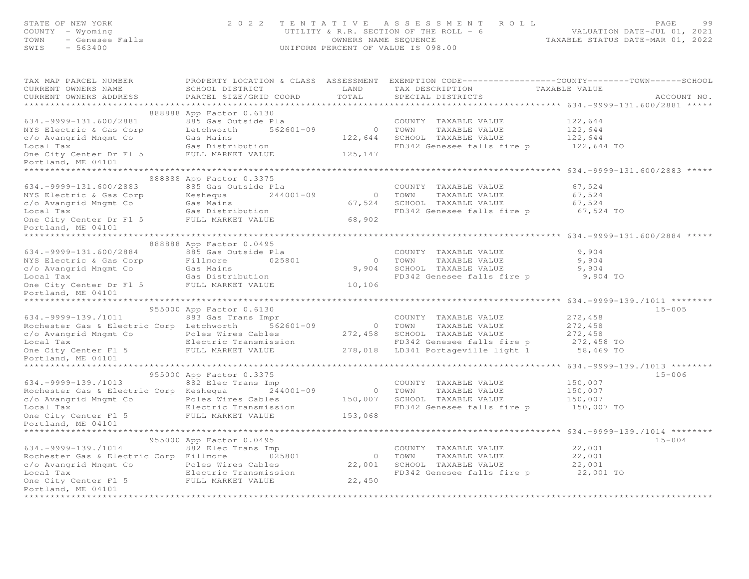STATE OF NEW YORK
COUNTY - Wyoming
TOWN - Genesee Falls
SWIS - 563400

**2022 TENTATIVE ASSESSMENT ROLL**
UTILITY & R.R. SECTION OF THE ROLL - 6
OWNERS NAME SEQUENCE
UNIFORM PERCENT OF VALUE IS 098.00

VALUATION DATE-JUL 01, 2021
TAXABLE STATUS DATE-MAR 01, 2022

| TAX MAP PARCEL NUMBER / CURRENT OWNERS NAME / CURRENT OWNERS ADDRESS | PROPERTY LOCATION & CLASS / SCHOOL DISTRICT / PARCEL SIZE/GRID COORD | ASSESSMENT LAND | ASSESSMENT TOTAL | EXEMPTION CODE / TAX DESCRIPTION / SPECIAL DISTRICTS | TAXABLE VALUE (COUNTY / TOWN / SCHOOL) | ACCOUNT NO. |
|---|---|---|---|---|---|---|
| **634.-9999-131.600/2881** | 888888 App Factor 0.6130 | | | | | |
| 634.-9999-131.600/2881 | 885 Gas Outside Pla | | | COUNTY TAXABLE VALUE | 122,644 | |
| NYS Electric & Gas Corp | Letchworth 562601-09 | 0 | | TOWN TAXABLE VALUE | 122,644 | |
| c/o Avangrid Mngmt Co | Gas Mains | | 122,644 | SCHOOL TAXABLE VALUE | 122,644 | |
| Local Tax | Gas Distribution | | | FD342 Genesee falls fire p | 122,644 TO | |
| One City Center Dr Fl 5 | FULL MARKET VALUE | | 125,147 | | | |
| Portland, ME 04101 | | | | | | |
| **634.-9999-131.600/2883** | 888888 App Factor 0.3375 | | | | | |
| 634.-9999-131.600/2883 | 885 Gas Outside Pla | | | COUNTY TAXABLE VALUE | 67,524 | |
| NYS Electric & Gas Corp | Keshequa 244001-09 | 0 | | TOWN TAXABLE VALUE | 67,524 | |
| c/o Avangrid Mngmt Co | Gas Mains | | 67,524 | SCHOOL TAXABLE VALUE | 67,524 | |
| Local Tax | Gas Distribution | | | FD342 Genesee falls fire p | 67,524 TO | |
| One City Center Dr Fl 5 | FULL MARKET VALUE | | 68,902 | | | |
| Portland, ME 04101 | | | | | | |
| **634.-9999-131.600/2884** | 888888 App Factor 0.0495 | | | | | |
| 634.-9999-131.600/2884 | 885 Gas Outside Pla | | | COUNTY TAXABLE VALUE | 9,904 | |
| NYS Electric & Gas Corp | Fillmore 025801 | 0 | | TOWN TAXABLE VALUE | 9,904 | |
| c/o Avangrid Mngmt Co | Gas Mains | | 9,904 | SCHOOL TAXABLE VALUE | 9,904 | |
| Local Tax | Gas Distribution | | | FD342 Genesee falls fire p | 9,904 TO | |
| One City Center Dr Fl 5 | FULL MARKET VALUE | | 10,106 | | | |
| Portland, ME 04101 | | | | | | |
| **634.-9999-139./1011** | 955000 App Factor 0.6130 | | | | | 15-005 |
| 634.-9999-139./1011 | 883 Gas Trans Impr | | | COUNTY TAXABLE VALUE | 272,458 | |
| Rochester Gas & Electric Corp | Letchworth 562601-09 | 0 | | TOWN TAXABLE VALUE | 272,458 | |
| c/o Avangrid Mngmt Co | Poles Wires Cables | | 272,458 | SCHOOL TAXABLE VALUE | 272,458 | |
| Local Tax | Electric Transmission | | | FD342 Genesee falls fire p | 272,458 TO | |
| One City Center Fl 5 | FULL MARKET VALUE | | 278,018 | LD341 Portageville light 1 | 58,469 TO | |
| Portland, ME 04101 | | | | | | |
| **634.-9999-139./1013** | 955000 App Factor 0.3375 | | | | | 15-006 |
| 634.-9999-139./1013 | 882 Elec Trans Imp | | | COUNTY TAXABLE VALUE | 150,007 | |
| Rochester Gas & Electric Corp | Keshequa 244001-09 | 0 | | TOWN TAXABLE VALUE | 150,007 | |
| c/o Avangrid Mngmt Co | Poles Wires Cables | | 150,007 | SCHOOL TAXABLE VALUE | 150,007 | |
| Local Tax | Electric Transmission | | | FD342 Genesee falls fire p | 150,007 TO | |
| One City Center Fl 5 | FULL MARKET VALUE | | 153,068 | | | |
| Portland, ME 04101 | | | | | | |
| **634.-9999-139./1014** | 955000 App Factor 0.0495 | | | | | 15-004 |
| 634.-9999-139./1014 | 882 Elec Trans Imp | | | COUNTY TAXABLE VALUE | 22,001 | |
| Rochester Gas & Electric Corp | Fillmore 025801 | 0 | | TOWN TAXABLE VALUE | 22,001 | |
| c/o Avangrid Mngmt Co | Poles Wires Cables | | 22,001 | SCHOOL TAXABLE VALUE | 22,001 | |
| Local Tax | Electric Transmission | | | FD342 Genesee falls fire p | 22,001 TO | |
| One City Center Fl 5 | FULL MARKET VALUE | | 22,450 | | | |
| Portland, ME 04101 | | | | | | |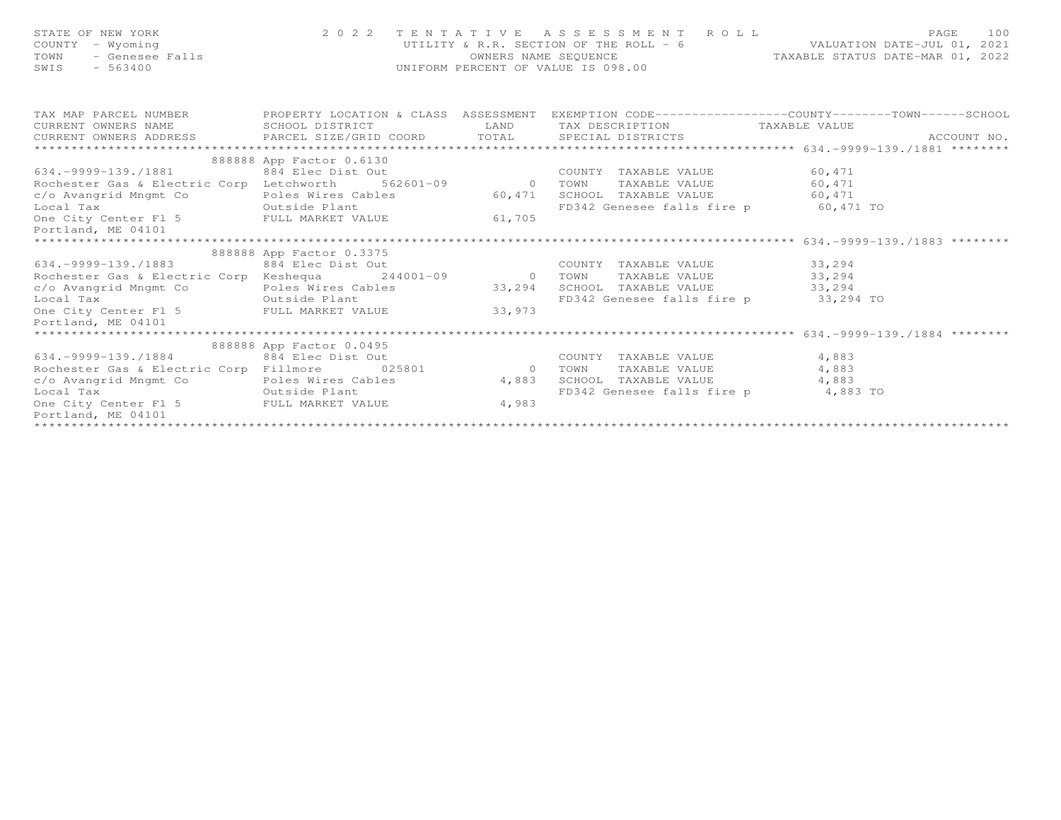STATE OF NEW YORK
COUNTY - Wyoming
TOWN - Genesee Falls
SWIS - 563400

2 0 2 2 TENTATIVE ASSESSMENT ROLL
UTILITY & R.R. SECTION OF THE ROLL - 6
OWNERS NAME SEQUENCE
UNIFORM PERCENT OF VALUE IS 098.00

VALUATION DATE-JUL 01, 2021
TAXABLE STATUS DATE-MAR 01, 2022

| TAX MAP PARCEL NUMBER / CURRENT OWNERS NAME / CURRENT OWNERS ADDRESS | PROPERTY LOCATION & CLASS / SCHOOL DISTRICT / PARCEL SIZE/GRID COORD | ASSESSMENT LAND / TOTAL | EXEMPTION CODE / TAX DESCRIPTION / SPECIAL DISTRICTS | TAXABLE VALUE (COUNTY / TOWN / SCHOOL) | ACCOUNT NO. |
|---|---|---|---|---|---|
| **634.-9999-139./1881** | | | | | |
| | 888888 App Factor 0.6130 | | | | |
| 634.-9999-139./1881 | 884 Elec Dist Out | | COUNTY TAXABLE VALUE | 60,471 | |
| Rochester Gas & Electric Corp | Letchworth 562601-09 | 0 | TOWN TAXABLE VALUE | 60,471 | |
| c/o Avangrid Mngmt Co | Poles Wires Cables | 60,471 | SCHOOL TAXABLE VALUE | 60,471 | |
| Local Tax | Outside Plant | | FD342 Genesee falls fire p | 60,471 TO | |
| One City Center Fl 5 | FULL MARKET VALUE | 61,705 | | | |
| Portland, ME 04101 | | | | | |
| **634.-9999-139./1883** | | | | | |
| | 888888 App Factor 0.3375 | | | | |
| 634.-9999-139./1883 | 884 Elec Dist Out | | COUNTY TAXABLE VALUE | 33,294 | |
| Rochester Gas & Electric Corp | Keshequa 244001-09 | 0 | TOWN TAXABLE VALUE | 33,294 | |
| c/o Avangrid Mngmt Co | Poles Wires Cables | 33,294 | SCHOOL TAXABLE VALUE | 33,294 | |
| Local Tax | Outside Plant | | FD342 Genesee falls fire p | 33,294 TO | |
| One City Center Fl 5 | FULL MARKET VALUE | 33,973 | | | |
| Portland, ME 04101 | | | | | |
| **634.-9999-139./1884** | | | | | |
| | 888888 App Factor 0.0495 | | | | |
| 634.-9999-139./1884 | 884 Elec Dist Out | | COUNTY TAXABLE VALUE | 4,883 | |
| Rochester Gas & Electric Corp | Fillmore 025801 | 0 | TOWN TAXABLE VALUE | 4,883 | |
| c/o Avangrid Mngmt Co | Poles Wires Cables | 4,883 | SCHOOL TAXABLE VALUE | 4,883 | |
| Local Tax | Outside Plant | | FD342 Genesee falls fire p | 4,883 TO | |
| One City Center Fl 5 | FULL MARKET VALUE | 4,983 | | | |
| Portland, ME 04101 | | | | | |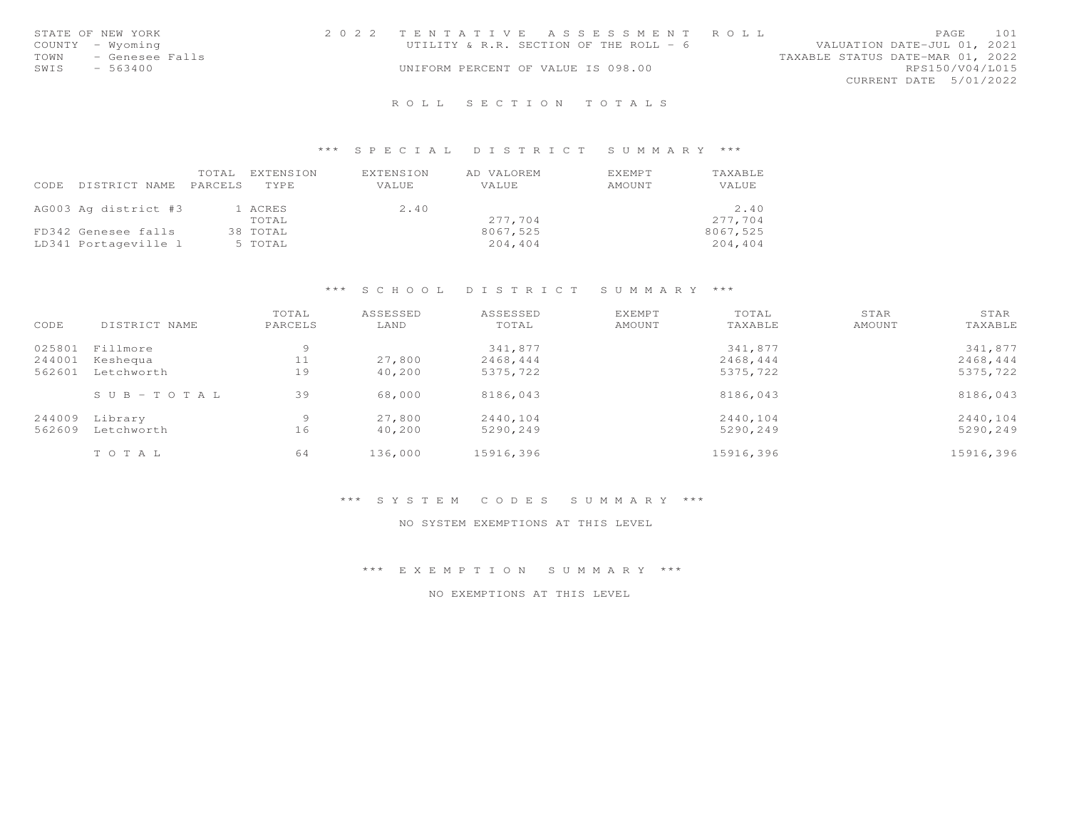STATE OF NEW YORK
COUNTY - Wyoming
TOWN - Genesee Falls
SWIS - 563400

2022 TENTATIVE ASSESSMENT ROLL
UTILITY & R.R. SECTION OF THE ROLL - 6
UNIFORM PERCENT OF VALUE IS 098.00

VALUATION DATE-JUL 01, 2021
TAXABLE STATUS DATE-MAR 01, 2022
RPS150/V04/L015
CURRENT DATE 5/01/2022

## ROLL SECTION TOTALS

### *** SPECIAL DISTRICT SUMMARY ***

| CODE DISTRICT NAME | TOTAL PARCELS | EXTENSION TYPE | EXTENSION VALUE | AD VALOREM VALUE | EXEMPT AMOUNT | TAXABLE VALUE |
|---|---|---|---|---|---|---|
| AG003 Ag district #3 | 1 | ACRES | 2.40 | | | 2.40 |
| | | TOTAL | | 277,704 | | 277,704 |
| FD342 Genesee falls | 38 | TOTAL | | 8067,525 | | 8067,525 |
| LD341 Portageville l | 5 | TOTAL | | 204,404 | | 204,404 |

### *** SCHOOL DISTRICT SUMMARY ***

| CODE | DISTRICT NAME | TOTAL PARCELS | ASSESSED LAND | ASSESSED TOTAL | EXEMPT AMOUNT | TOTAL TAXABLE | STAR AMOUNT | STAR TAXABLE |
|---|---|---|---|---|---|---|---|---|
| 025801 | Fillmore | 9 | | 341,877 | | 341,877 | | 341,877 |
| 244001 | Keshequa | 11 | 27,800 | 2468,444 | | 2468,444 | | 2468,444 |
| 562601 | Letchworth | 19 | 40,200 | 5375,722 | | 5375,722 | | 5375,722 |
| | SUB-TOTAL | 39 | 68,000 | 8186,043 | | 8186,043 | | 8186,043 |
| 244009 | Library | 9 | 27,800 | 2440,104 | | 2440,104 | | 2440,104 |
| 562609 | Letchworth | 16 | 40,200 | 5290,249 | | 5290,249 | | 5290,249 |
| | TOTAL | 64 | 136,000 | 15916,396 | | 15916,396 | | 15916,396 |

### *** SYSTEM CODES SUMMARY ***

NO SYSTEM EXEMPTIONS AT THIS LEVEL

### *** EXEMPTION SUMMARY ***

NO EXEMPTIONS AT THIS LEVEL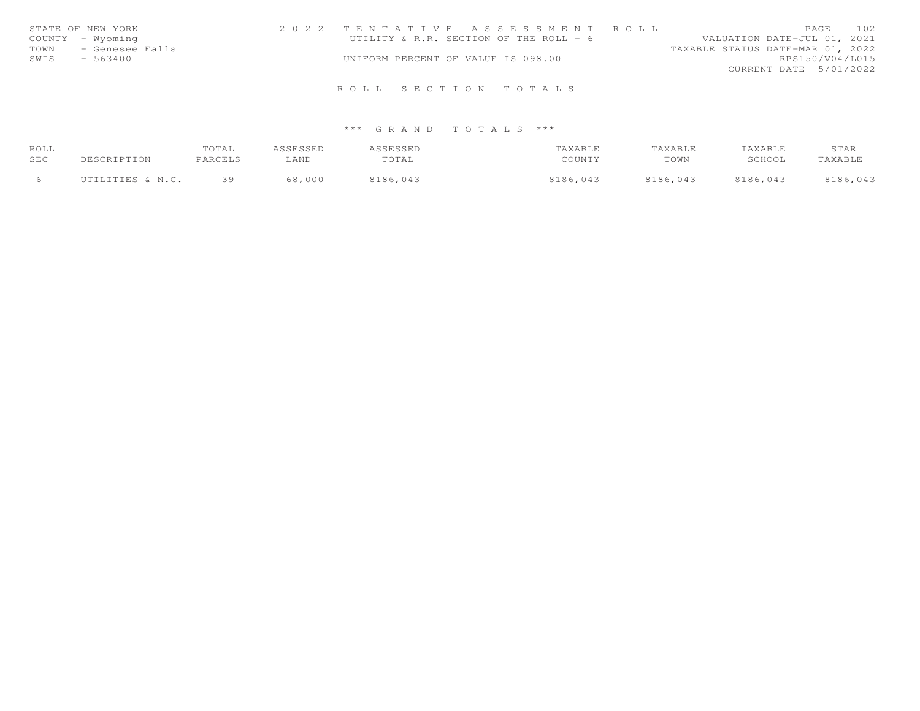STATE OF NEW YORK — 2022 TENTATIVE ASSESSMENT ROLL
COUNTY - Wyoming — UTILITY & R.R. SECTION OF THE ROLL - 6 — VALUATION DATE-JUL 01, 2021
TOWN - Genesee Falls — TAXABLE STATUS DATE-MAR 01, 2022
SWIS - 563400 — UNIFORM PERCENT OF VALUE IS 098.00 — RPS150/V04/L015
CURRENT DATE 5/01/2022

## ROLL SECTION TOTALS

### *** GRAND TOTALS ***

| ROLL SEC | DESCRIPTION | TOTAL PARCELS | ASSESSED LAND | ASSESSED TOTAL | TAXABLE COUNTY | TAXABLE TOWN | TAXABLE SCHOOL | STAR TAXABLE |
|---|---|---|---|---|---|---|---|---|
| 6 | UTILITIES & N.C. | 39 | 68,000 | 8186,043 | 8186,043 | 8186,043 | 8186,043 | 8186,043 |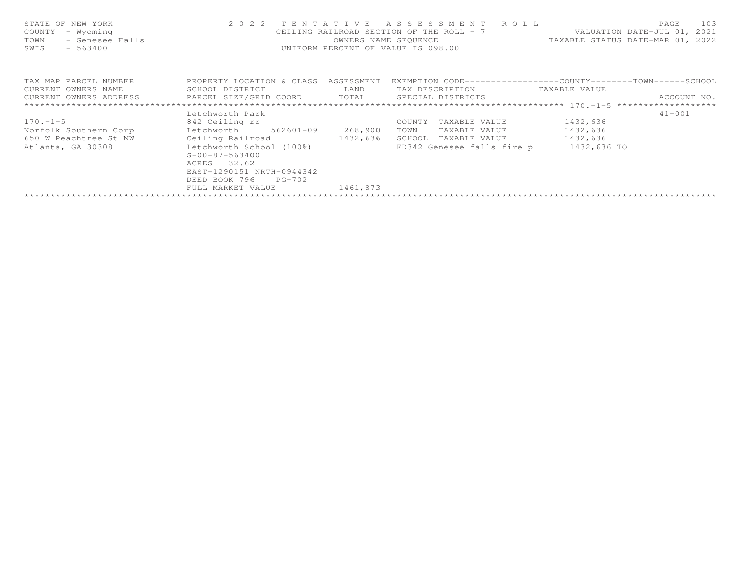STATE OF NEW YORK
COUNTY - Wyoming
TOWN - Genesee Falls
SWIS - 563400

2 0 2 2 T E N T A T I V E A S S E S S M E N T R O L L
CEILING RAILROAD SECTION OF THE ROLL - 7
OWNERS NAME SEQUENCE
UNIFORM PERCENT OF VALUE IS 098.00

VALUATION DATE-JUL 01, 2021
TAXABLE STATUS DATE-MAR 01, 2022

| TAX MAP PARCEL NUMBER<br>CURRENT OWNERS NAME<br>CURRENT OWNERS ADDRESS | PROPERTY LOCATION & CLASS<br>SCHOOL DISTRICT<br>PARCEL SIZE/GRID COORD | ASSESSMENT<br>LAND<br>TOTAL | EXEMPTION CODE<br>TAX DESCRIPTION<br>SPECIAL DISTRICTS | COUNTY / TOWN / SCHOOL<br>TAXABLE VALUE | ACCOUNT NO. |
|---|---|---|---|---|---|
| 170.-1-5 | Letchworth Park | | | | 41-001 |
| 170.-1-5 | 842 Ceiling rr | | COUNTY TAXABLE VALUE | 1432,636 | |
| Norfolk Southern Corp | Letchworth 562601-09 | 268,900 | TOWN TAXABLE VALUE | 1432,636 | |
| 650 W Peachtree St NW | Ceiling Railroad | 1432,636 | SCHOOL TAXABLE VALUE | 1432,636 | |
| Atlanta, GA 30308 | Letchworth School (100%) | | FD342 Genesee falls fire p | 1432,636 TO | |
| | S-00-87-563400 | | | | |
| | ACRES 32.62 | | | | |
| | EAST-1290151 NRTH-0944342 | | | | |
| | DEED BOOK 796 PG-702 | | | | |
| | FULL MARKET VALUE | 1461,873 | | | |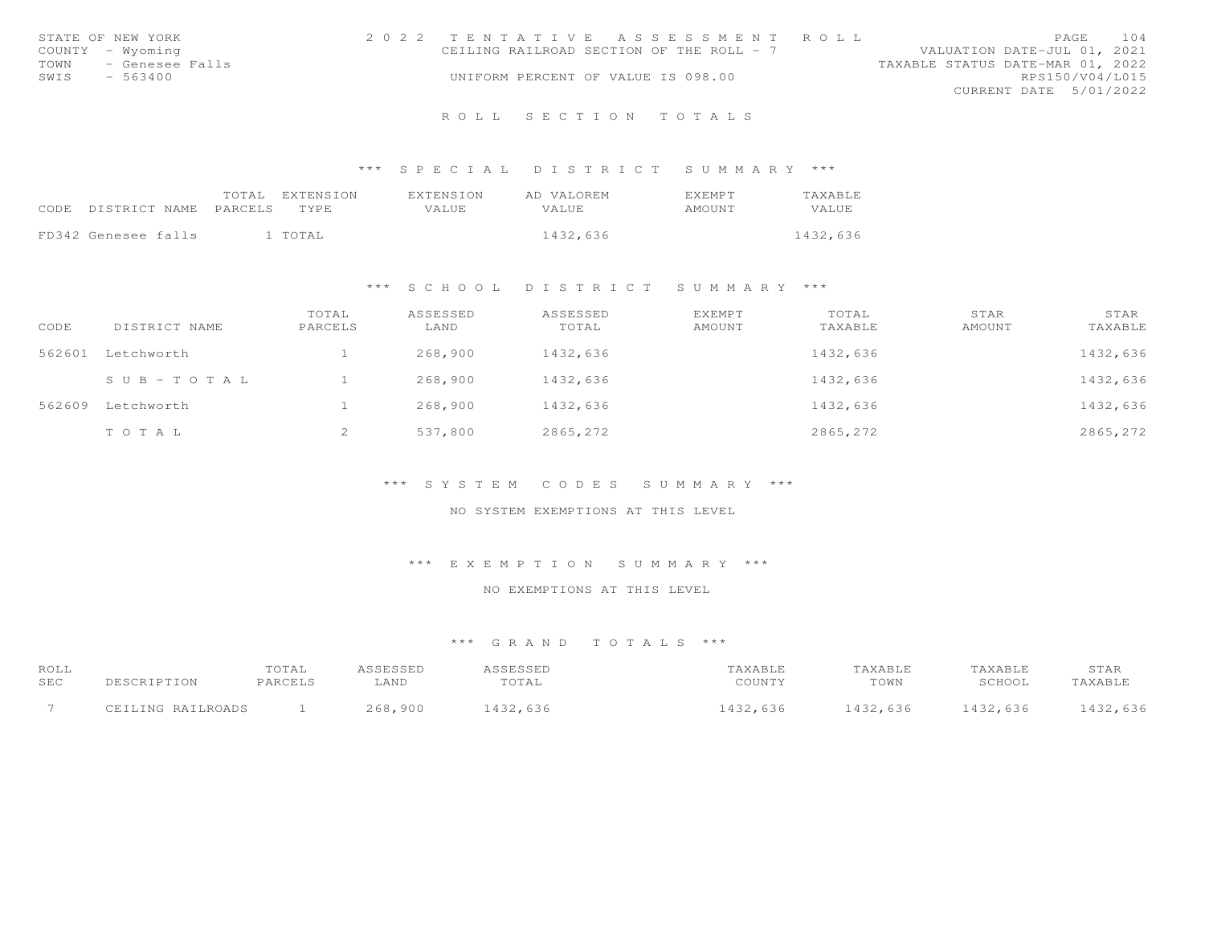STATE OF NEW YORK
COUNTY - Wyoming
TOWN - Genesee Falls
SWIS - 563400

# 2022 TENTATIVE ASSESSMENT ROLL

CEILING RAILROAD SECTION OF THE ROLL - 7

UNIFORM PERCENT OF VALUE IS 098.00

VALUATION DATE-JUL 01, 2021
TAXABLE STATUS DATE-MAR 01, 2022
RPS150/V04/L015
CURRENT DATE 5/01/2022

## ROLL SECTION TOTALS

### *** SPECIAL DISTRICT SUMMARY ***

| CODE | DISTRICT NAME | TOTAL PARCELS | EXTENSION TYPE | EXTENSION VALUE | AD VALOREM VALUE | EXEMPT AMOUNT | TAXABLE VALUE |
|---|---|---|---|---|---|---|---|
| FD342 | Genesee falls | 1 | TOTAL | | 1432,636 | | 1432,636 |

### *** SCHOOL DISTRICT SUMMARY ***

| CODE | DISTRICT NAME | TOTAL PARCELS | ASSESSED LAND | ASSESSED TOTAL | EXEMPT AMOUNT | TOTAL TAXABLE | STAR AMOUNT | STAR TAXABLE |
|---|---|---|---|---|---|---|---|---|
| 562601 | Letchworth | 1 | 268,900 | 1432,636 | | 1432,636 | | 1432,636 |
| | SUB-TOTAL | 1 | 268,900 | 1432,636 | | 1432,636 | | 1432,636 |
| 562609 | Letchworth | 1 | 268,900 | 1432,636 | | 1432,636 | | 1432,636 |
| | TOTAL | 2 | 537,800 | 2865,272 | | 2865,272 | | 2865,272 |

### *** SYSTEM CODES SUMMARY ***

NO SYSTEM EXEMPTIONS AT THIS LEVEL

### *** EXEMPTION SUMMARY ***

NO EXEMPTIONS AT THIS LEVEL

### *** GRAND TOTALS ***

| ROLL SEC | DESCRIPTION | TOTAL PARCELS | ASSESSED LAND | ASSESSED TOTAL | TAXABLE COUNTY | TAXABLE TOWN | TAXABLE SCHOOL | STAR TAXABLE |
|---|---|---|---|---|---|---|---|---|
| 7 | CEILING RAILROADS | 1 | 268,900 | 1432,636 | 1432,636 | 1432,636 | 1432,636 | 1432,636 |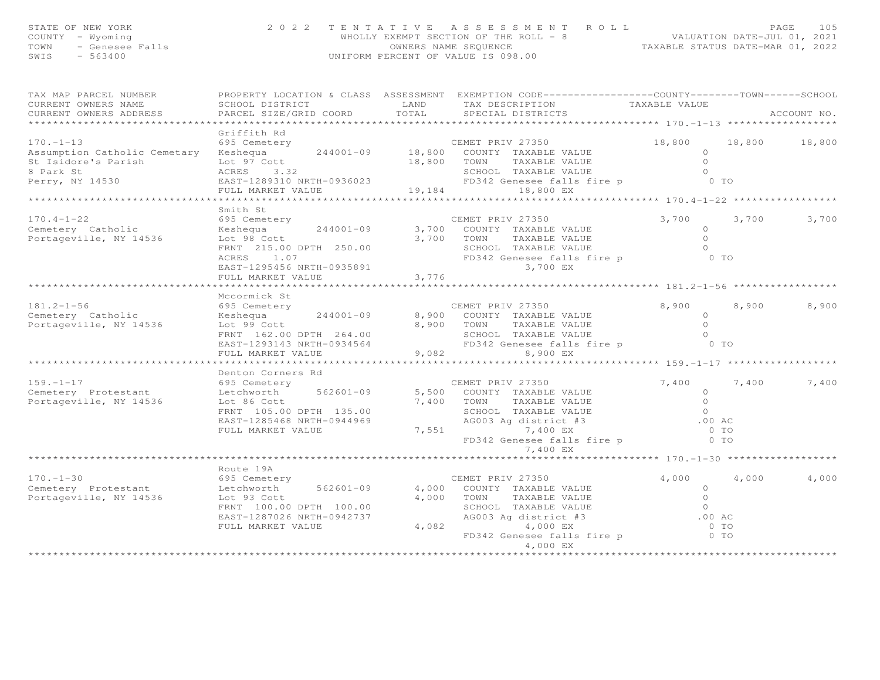STATE OF NEW YORK
COUNTY - Wyoming
TOWN - Genesee Falls
SWIS - 563400

2022 TENTATIVE ASSESSMENT ROLL
WHOLLY EXEMPT SECTION OF THE ROLL - 8
OWNERS NAME SEQUENCE
UNIFORM PERCENT OF VALUE IS 098.00

VALUATION DATE-JUL 01, 2021
TAXABLE STATUS DATE-MAR 01, 2022

| TAX MAP PARCEL NUMBER / CURRENT OWNERS NAME / CURRENT OWNERS ADDRESS | PROPERTY LOCATION & CLASS / SCHOOL DISTRICT / PARCEL SIZE/GRID COORD | ASSESSMENT LAND / TOTAL | EXEMPTION CODE / TAX DESCRIPTION / SPECIAL DISTRICTS | COUNTY TAXABLE VALUE | TOWN | SCHOOL |
|---|---|---|---|---|---|---|
| **170.-1-13** | Griffith Rd | | | | | |
| 170.-1-13 | 695 Cemetery | | CEMET PRIV 27350 | 18,800 | 18,800 | 18,800 |
| Assumption Catholic Cemetary | Keshequa 244001-09 | 18,800 | COUNTY TAXABLE VALUE | 0 | | |
| St Isidore's Parish | Lot 97 Cott | 18,800 | TOWN TAXABLE VALUE | 0 | | |
| 8 Park St | ACRES 3.32 | | SCHOOL TAXABLE VALUE | 0 | | |
| Perry, NY 14530 | EAST-1289310 NRTH-0936023 | | FD342 Genesee falls fire p | 0 TO | | |
| | FULL MARKET VALUE | 19,184 | 18,800 EX | | | |
| **170.4-1-22** | Smith St | | | | | |
| 170.4-1-22 | 695 Cemetery | | CEMET PRIV 27350 | 3,700 | 3,700 | 3,700 |
| Cemetery Catholic | Keshequa 244001-09 | 3,700 | COUNTY TAXABLE VALUE | 0 | | |
| Portageville, NY 14536 | Lot 98 Cott | 3,700 | TOWN TAXABLE VALUE | 0 | | |
| | FRNT 215.00 DPTH 250.00 | | SCHOOL TAXABLE VALUE | 0 | | |
| | ACRES 1.07 | | FD342 Genesee falls fire p | 0 TO | | |
| | EAST-1295456 NRTH-0935891 | | 3,700 EX | | | |
| | FULL MARKET VALUE | 3,776 | | | | |
| **181.2-1-56** | Mccormick St | | | | | |
| 181.2-1-56 | 695 Cemetery | | CEMET PRIV 27350 | 8,900 | 8,900 | 8,900 |
| Cemetery Catholic | Keshequa 244001-09 | 8,900 | COUNTY TAXABLE VALUE | 0 | | |
| Portageville, NY 14536 | Lot 99 Cott | 8,900 | TOWN TAXABLE VALUE | 0 | | |
| | FRNT 162.00 DPTH 264.00 | | SCHOOL TAXABLE VALUE | 0 | | |
| | EAST-1293143 NRTH-0934564 | | FD342 Genesee falls fire p | 0 TO | | |
| | FULL MARKET VALUE | 9,082 | 8,900 EX | | | |
| **159.-1-17** | Denton Corners Rd | | | | | |
| 159.-1-17 | 695 Cemetery | | CEMET PRIV 27350 | 7,400 | 7,400 | 7,400 |
| Cemetery Protestant | Letchworth 562601-09 | 5,500 | COUNTY TAXABLE VALUE | 0 | | |
| Portageville, NY 14536 | Lot 86 Cott | 7,400 | TOWN TAXABLE VALUE | 0 | | |
| | FRNT 105.00 DPTH 135.00 | | SCHOOL TAXABLE VALUE | 0 | | |
| | EAST-1285468 NRTH-0944969 | | AG003 Ag district #3 | .00 AC | | |
| | FULL MARKET VALUE | 7,551 | 7,400 EX | 0 TO | | |
| | | | FD342 Genesee falls fire p | 0 TO | | |
| | | | 7,400 EX | | | |
| **170.-1-30** | Route 19A | | | | | |
| 170.-1-30 | 695 Cemetery | | CEMET PRIV 27350 | 4,000 | 4,000 | 4,000 |
| Cemetery Protestant | Letchworth 562601-09 | 4,000 | COUNTY TAXABLE VALUE | 0 | | |
| Portageville, NY 14536 | Lot 93 Cott | 4,000 | TOWN TAXABLE VALUE | 0 | | |
| | FRNT 100.00 DPTH 100.00 | | SCHOOL TAXABLE VALUE | 0 | | |
| | EAST-1287026 NRTH-0942737 | | AG003 Ag district #3 | .00 AC | | |
| | FULL MARKET VALUE | 4,082 | 4,000 EX | 0 TO | | |
| | | | FD342 Genesee falls fire p | 0 TO | | |
| | | | 4,000 EX | | | |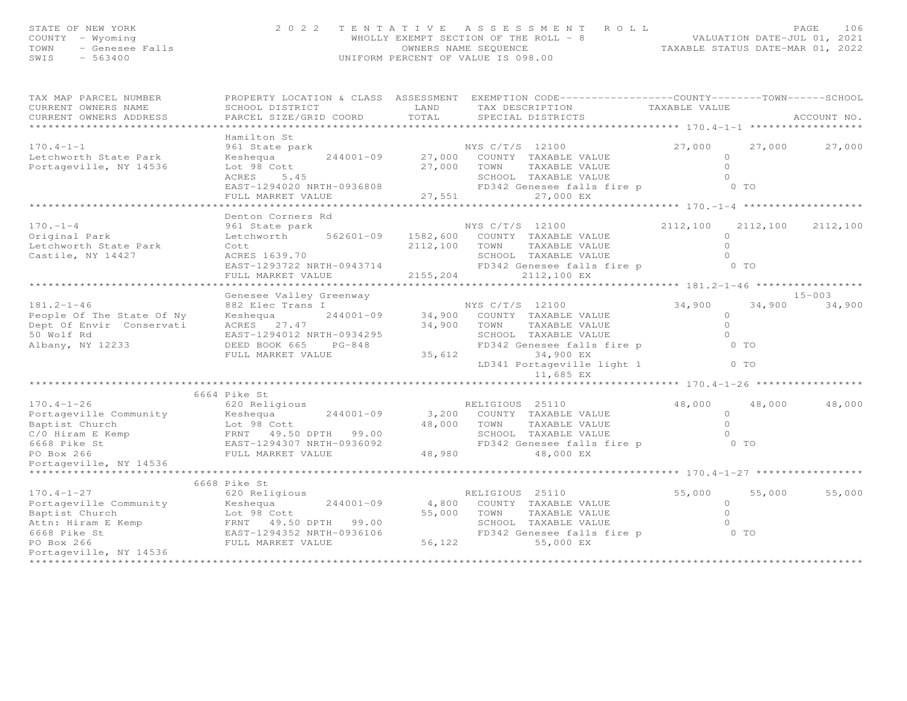STATE OF NEW YORK
COUNTY - Wyoming
TOWN - Genesee Falls
SWIS - 563400

2022 TENTATIVE ASSESSMENT ROLL
WHOLLY EXEMPT SECTION OF THE ROLL - 8
OWNERS NAME SEQUENCE
UNIFORM PERCENT OF VALUE IS 098.00

VALUATION DATE-JUL 01, 2021
TAXABLE STATUS DATE-MAR 01, 2022

```
TAX MAP PARCEL NUMBER          PROPERTY LOCATION & CLASS  ASSESSMENT  EXEMPTION CODE------------------COUNTY--------TOWN------SCHOOL
CURRENT OWNERS NAME            SCHOOL DISTRICT               LAND      TAX DESCRIPTION              TAXABLE VALUE
CURRENT OWNERS ADDRESS         PARCEL SIZE/GRID COORD        TOTAL     SPECIAL DISTRICTS                                     ACCOUNT NO.
******************************************************************************************************* 170.4-1-1 ******************
                               Hamilton St
170.4-1-1                      961 State park                          NYS C/T/S  12100              27,000      27,000      27,000
Letchworth State Park          Keshequa        244001-09      27,000   COUNTY  TAXABLE VALUE                  0
Portageville, NY 14536         Lot 98 Cott                    27,000   TOWN    TAXABLE VALUE                  0
                               ACRES     5.45                          SCHOOL  TAXABLE VALUE                  0
                               EAST-1294020 NRTH-0936808               FD342 Genesee falls fire p              0 TO
                               FULL MARKET VALUE              27,551              27,000 EX
******************************************************************************************************* 170.-1-4 *******************
                               Denton Corners Rd
170.-1-4                       961 State park                          NYS C/T/S  12100            2112,100    2112,100    2112,100
Original Park                  Letchworth      562601-09    1582,600   COUNTY  TAXABLE VALUE                  0
Letchworth State Park          Cott                         2112,100   TOWN    TAXABLE VALUE                  0
Castile, NY 14427              ACRES 1639.70                           SCHOOL  TAXABLE VALUE                  0
                               EAST-1293722 NRTH-0943714               FD342 Genesee falls fire p              0 TO
                               FULL MARKET VALUE            2155,204            2112,100 EX
******************************************************************************************************* 181.2-1-46 *****************
                               Genesee Valley Greenway                                                                   15-003
181.2-1-46                     882 Elec Trans I                        NYS C/T/S  12100              34,900      34,900      34,900
People Of The State Of Ny      Keshequa        244001-09      34,900   COUNTY  TAXABLE VALUE                  0
Dept Of Envir  Conservati      ACRES    27.47                 34,900   TOWN    TAXABLE VALUE                  0
50 Wolf Rd                     EAST-1294012 NRTH-0934295               SCHOOL  TAXABLE VALUE                  0
Albany, NY 12233               DEED BOOK 665    PG-848                 FD342 Genesee falls fire p              0 TO
                               FULL MARKET VALUE              35,612              34,900 EX
                                                                       LD341 Portageville light 1              0 TO
                                                                                  11,685 EX
******************************************************************************************************* 170.4-1-26 *****************
                          6664 Pike St
170.4-1-26                     620 Religious                           RELIGIOUS  25110              48,000      48,000      48,000
Portageville Community         Keshequa        244001-09       3,200   COUNTY  TAXABLE VALUE                  0
Baptist Church                 Lot 98 Cott                    48,000   TOWN    TAXABLE VALUE                  0
C/O Hiram E Kemp               FRNT   49.50 DPTH   99.00               SCHOOL  TAXABLE VALUE                  0
6668 Pike St                   EAST-1294307 NRTH-0936092               FD342 Genesee falls fire p              0 TO
PO Box 266                     FULL MARKET VALUE              48,980              48,000 EX
Portageville, NY 14536
******************************************************************************************************* 170.4-1-27 *****************
                          6668 Pike St
170.4-1-27                     620 Religious                           RELIGIOUS  25110              55,000      55,000      55,000
Portageville Community         Keshequa        244001-09       4,800   COUNTY  TAXABLE VALUE                  0
Baptist Church                 Lot 98 Cott                    55,000   TOWN    TAXABLE VALUE                  0
Attn: Hiram E Kemp             FRNT   49.50 DPTH   99.00               SCHOOL  TAXABLE VALUE                  0
6668 Pike St                   EAST-1294352 NRTH-0936106               FD342 Genesee falls fire p              0 TO
PO Box 266                     FULL MARKET VALUE              56,122              55,000 EX
Portageville, NY 14536
************************************************************************************************************************************
```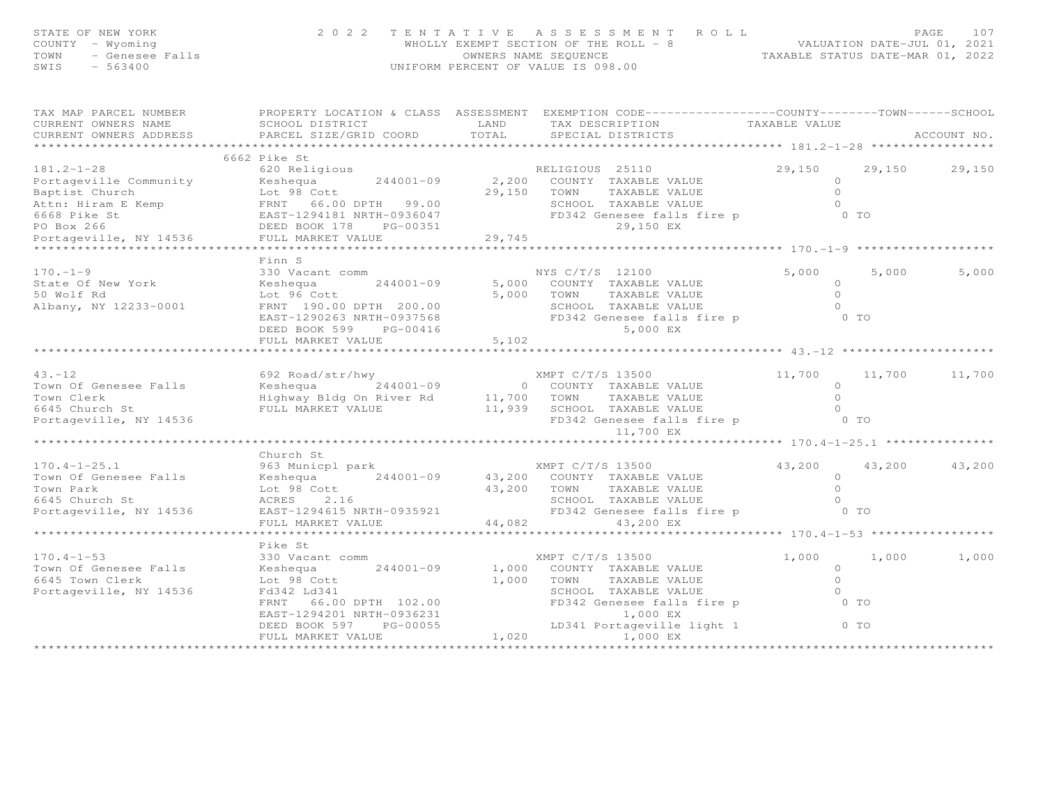STATE OF NEW YORK
COUNTY - Wyoming
TOWN - Genesee Falls
SWIS - 563400

# 2022 TENTATIVE ASSESSMENT ROLL

WHOLLY EXEMPT SECTION OF THE ROLL - 8
OWNERS NAME SEQUENCE
UNIFORM PERCENT OF VALUE IS 098.00

VALUATION DATE-JUL 01, 2021
TAXABLE STATUS DATE-MAR 01, 2022

```
TAX MAP PARCEL NUMBER        PROPERTY LOCATION & CLASS  ASSESSMENT  EXEMPTION CODE------------------COUNTY--------TOWN------SCHOOL
CURRENT OWNERS NAME          SCHOOL DISTRICT               LAND      TAX DESCRIPTION            TAXABLE VALUE
CURRENT OWNERS ADDRESS       PARCEL SIZE/GRID COORD        TOTAL     SPECIAL DISTRICTS                                    ACCOUNT NO.
******************************************************************************************************* 181.2-1-28 *****************
                             6662 Pike St
181.2-1-28                   620 Religious                           RELIGIOUS  25110            29,150     29,150     29,150
Portageville Community       Keshequa      244001-09        2,200    COUNTY  TAXABLE VALUE              0
Baptist Church               Lot 98 Cott                   29,150    TOWN    TAXABLE VALUE              0
Attn: Hiram E Kemp           FRNT   66.00 DPTH   99.00               SCHOOL  TAXABLE VALUE              0
6668 Pike St                 EAST-1294181 NRTH-0936047               FD342 Genesee falls fire p          0 TO
PO Box 266                   DEED BOOK 178    PG-00351                     29,150 EX
Portageville, NY 14536       FULL MARKET VALUE             29,745
******************************************************************************************************* 170.-1-9 *******************
                             Finn S
170.-1-9                     330 Vacant comm                         NYS C/T/S  12100             5,000      5,000      5,000
State Of New York            Keshequa      244001-09        5,000    COUNTY  TAXABLE VALUE              0
50 Wolf Rd                   Lot 96 Cott                    5,000    TOWN    TAXABLE VALUE              0
Albany, NY 12233-0001        FRNT  190.00 DPTH  200.00               SCHOOL  TAXABLE VALUE              0
                             EAST-1290263 NRTH-0937568               FD342 Genesee falls fire p          0 TO
                             DEED BOOK 599    PG-00416                      5,000 EX
                             FULL MARKET VALUE              5,102
******************************************************************************************************* 43.-12 *********************
43.-12                       692 Road/str/hwy                        XMPT C/T/S 13500            11,700     11,700     11,700
Town Of Genesee Falls        Keshequa      244001-09            0    COUNTY  TAXABLE VALUE              0
Town Clerk                   Highway Bldg On River Rd      11,700    TOWN    TAXABLE VALUE              0
6645 Church St               FULL MARKET VALUE             11,939    SCHOOL  TAXABLE VALUE              0
Portageville, NY 14536                                               FD342 Genesee falls fire p          0 TO
                                                                           11,700 EX
******************************************************************************************************* 170.4-1-25.1 ***************
                             Church St
170.4-1-25.1                 963 Municpl park                        XMPT C/T/S 13500            43,200     43,200     43,200
Town Of Genesee Falls        Keshequa      244001-09       43,200    COUNTY  TAXABLE VALUE              0
Town Park                    Lot 98 Cott                   43,200    TOWN    TAXABLE VALUE              0
6645 Church St               ACRES     2.16                          SCHOOL  TAXABLE VALUE              0
Portageville, NY 14536       EAST-1294615 NRTH-0935921               FD342 Genesee falls fire p          0 TO
                             FULL MARKET VALUE             44,082          43,200 EX
******************************************************************************************************* 170.4-1-53 *****************
                             Pike St
170.4-1-53                   330 Vacant comm                         XMPT C/T/S 13500             1,000      1,000      1,000
Town Of Genesee Falls        Keshequa      244001-09        1,000    COUNTY  TAXABLE VALUE              0
6645 Town Clerk              Lot 98 Cott                    1,000    TOWN    TAXABLE VALUE              0
Portageville, NY 14536       Fd342 Ld341                             SCHOOL  TAXABLE VALUE              0
                             FRNT   66.00 DPTH  102.00               FD342 Genesee falls fire p          0 TO
                             EAST-1294201 NRTH-0936231                      1,000 EX
                             DEED BOOK 597    PG-00055               LD341 Portageville light 1          0 TO
                             FULL MARKET VALUE              1,020           1,000 EX
************************************************************************************************************************************
```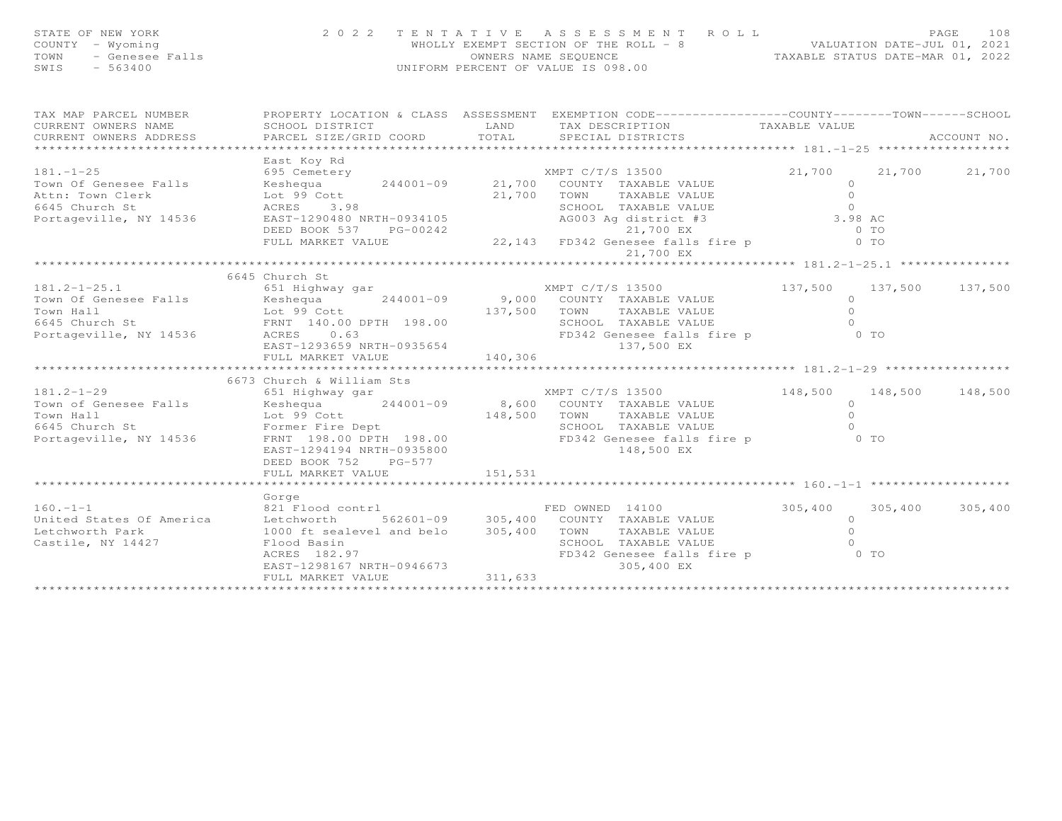STATE OF NEW YORK — COUNTY - Wyoming — TOWN - Genesee Falls — SWIS - 563400

**2022 TENTATIVE ASSESSMENT ROLL**
WHOLLY EXEMPT SECTION OF THE ROLL - 8
OWNERS NAME SEQUENCE
UNIFORM PERCENT OF VALUE IS 098.00

VALUATION DATE-JUL 01, 2021
TAXABLE STATUS DATE-MAR 01, 2022

| TAX MAP PARCEL NUMBER / CURRENT OWNERS NAME / CURRENT OWNERS ADDRESS | PROPERTY LOCATION & CLASS / SCHOOL DISTRICT / PARCEL SIZE/GRID COORD | ASSESSMENT LAND / TOTAL | EXEMPTION CODE / TAX DESCRIPTION / SPECIAL DISTRICTS | COUNTY TAXABLE VALUE | TOWN | SCHOOL / ACCOUNT NO. |
|---|---|---|---|---|---|---|
| **181.-1-25** | East Koy Rd | | | | | |
| 181.-1-25 | 695 Cemetery | | XMPT C/T/S 13500 | 21,700 | 21,700 | 21,700 |
| Town Of Genesee Falls | Keshequa 244001-09 | 21,700 | COUNTY TAXABLE VALUE | 0 | | |
| Attn: Town Clerk | Lot 99 Cott | 21,700 | TOWN TAXABLE VALUE | 0 | | |
| 6645 Church St | ACRES 3.98 | | SCHOOL TAXABLE VALUE | 0 | | |
| Portageville, NY 14536 | EAST-1290480 NRTH-0934105 | | AG003 Ag district #3 | 3.98 AC | | |
| | DEED BOOK 537 PG-00242 | | 21,700 EX | 0 TO | | |
| | FULL MARKET VALUE | 22,143 | FD342 Genesee falls fire p | 0 TO | | |
| | | | 21,700 EX | | | |
| **181.2-1-25.1** | 6645 Church St | | | | | |
| 181.2-1-25.1 | 651 Highway gar | | XMPT C/T/S 13500 | 137,500 | 137,500 | 137,500 |
| Town Of Genesee Falls | Keshequa 244001-09 | 9,000 | COUNTY TAXABLE VALUE | 0 | | |
| Town Hall | Lot 99 Cott | 137,500 | TOWN TAXABLE VALUE | 0 | | |
| 6645 Church St | FRNT 140.00 DPTH 198.00 | | SCHOOL TAXABLE VALUE | 0 | | |
| Portageville, NY 14536 | ACRES 0.63 | | FD342 Genesee falls fire p | 0 TO | | |
| | EAST-1293659 NRTH-0935654 | | 137,500 EX | | | |
| | FULL MARKET VALUE | 140,306 | | | | |
| **181.2-1-29** | 6673 Church & William Sts | | | | | |
| 181.2-1-29 | 651 Highway gar | | XMPT C/T/S 13500 | 148,500 | 148,500 | 148,500 |
| Town of Genesee Falls | Keshequa 244001-09 | 8,600 | COUNTY TAXABLE VALUE | 0 | | |
| Town Hall | Lot 99 Cott | 148,500 | TOWN TAXABLE VALUE | 0 | | |
| 6645 Church St | Former Fire Dept | | SCHOOL TAXABLE VALUE | 0 | | |
| Portageville, NY 14536 | FRNT 198.00 DPTH 198.00 | | FD342 Genesee falls fire p | 0 TO | | |
| | EAST-1294194 NRTH-0935800 | | 148,500 EX | | | |
| | DEED BOOK 752 PG-577 | | | | | |
| | FULL MARKET VALUE | 151,531 | | | | |
| **160.-1-1** | Gorge | | | | | |
| 160.-1-1 | 821 Flood contrl | | FED OWNED 14100 | 305,400 | 305,400 | 305,400 |
| United States Of America | Letchworth 562601-09 | 305,400 | COUNTY TAXABLE VALUE | 0 | | |
| Letchworth Park | 1000 ft sealevel and belo | 305,400 | TOWN TAXABLE VALUE | 0 | | |
| Castile, NY 14427 | Flood Basin | | SCHOOL TAXABLE VALUE | 0 | | |
| | ACRES 182.97 | | FD342 Genesee falls fire p | 0 TO | | |
| | EAST-1298167 NRTH-0946673 | | 305,400 EX | | | |
| | FULL MARKET VALUE | 311,633 | | | | |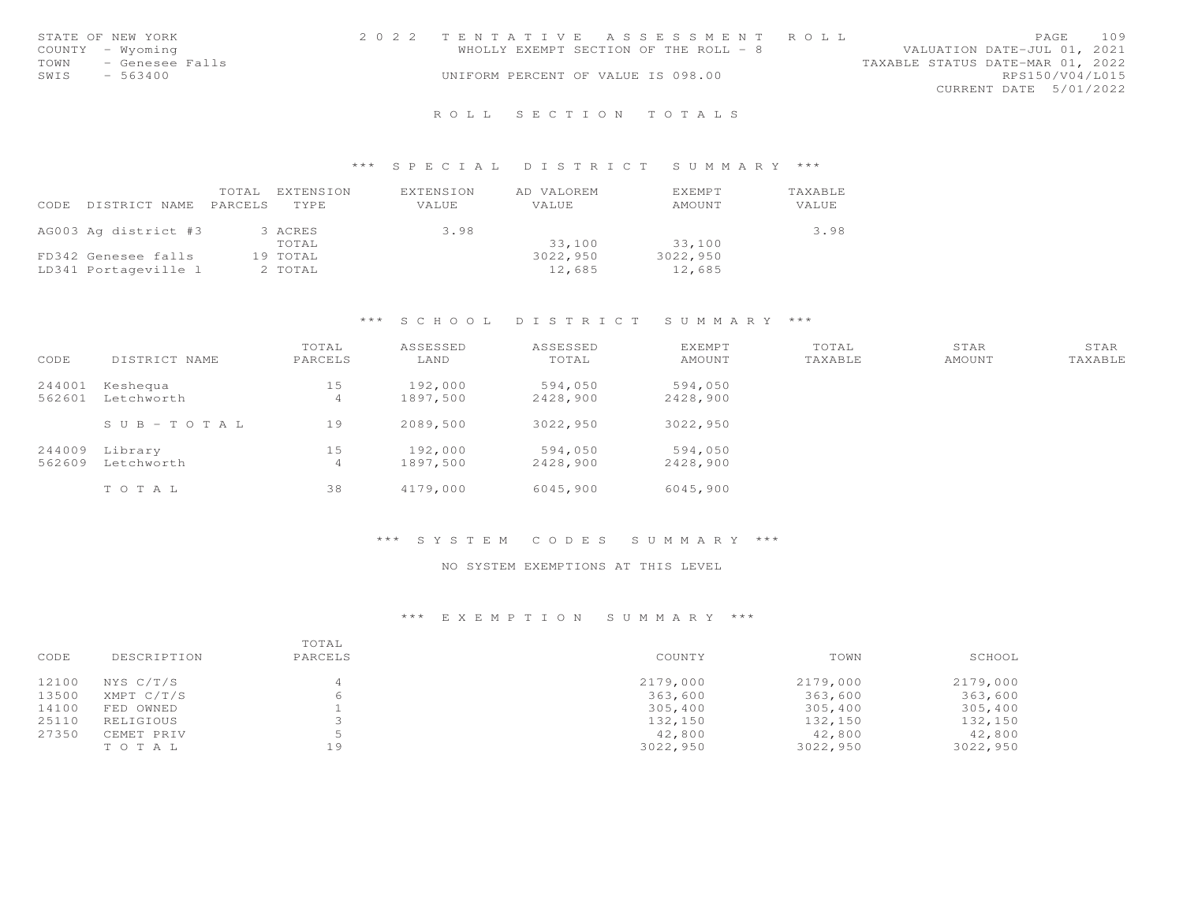STATE OF NEW YORK
COUNTY - Wyoming
TOWN - Genesee Falls
SWIS - 563400

2022 TENTATIVE ASSESSMENT ROLL
WHOLLY EXEMPT SECTION OF THE ROLL - 8
UNIFORM PERCENT OF VALUE IS 098.00

VALUATION DATE-JUL 01, 2021
TAXABLE STATUS DATE-MAR 01, 2022
RPS150/V04/L015
CURRENT DATE 5/01/2022

## ROLL SECTION TOTALS

### *** SPECIAL DISTRICT SUMMARY ***

| CODE | DISTRICT NAME | TOTAL PARCELS | EXTENSION TYPE | EXTENSION VALUE | AD VALOREM VALUE | EXEMPT AMOUNT | TAXABLE VALUE |
|---|---|---|---|---|---|---|---|
| AG003 | Ag district #3 | 3 | ACRES | 3.98 | | | 3.98 |
| | | | TOTAL | | 33,100 | 33,100 | |
| FD342 | Genesee falls | 19 | TOTAL | | 3022,950 | 3022,950 | |
| LD341 | Portageville l | 2 | TOTAL | | 12,685 | 12,685 | |

### *** SCHOOL DISTRICT SUMMARY ***

| CODE | DISTRICT NAME | TOTAL PARCELS | ASSESSED LAND | ASSESSED TOTAL | EXEMPT AMOUNT | TOTAL TAXABLE | STAR AMOUNT | STAR TAXABLE |
|---|---|---|---|---|---|---|---|---|
| 244001 | Keshequa | 15 | 192,000 | 594,050 | 594,050 | | | |
| 562601 | Letchworth | 4 | 1897,500 | 2428,900 | 2428,900 | | | |
| | SUB-TOTAL | 19 | 2089,500 | 3022,950 | 3022,950 | | | |
| 244009 | Library | 15 | 192,000 | 594,050 | 594,050 | | | |
| 562609 | Letchworth | 4 | 1897,500 | 2428,900 | 2428,900 | | | |
| | TOTAL | 38 | 4179,000 | 6045,900 | 6045,900 | | | |

### *** SYSTEM CODES SUMMARY ***

NO SYSTEM EXEMPTIONS AT THIS LEVEL

### *** EXEMPTION SUMMARY ***

| CODE | DESCRIPTION | TOTAL PARCELS | COUNTY | TOWN | SCHOOL |
|---|---|---|---|---|---|
| 12100 | NYS C/T/S | 4 | 2179,000 | 2179,000 | 2179,000 |
| 13500 | XMPT C/T/S | 6 | 363,600 | 363,600 | 363,600 |
| 14100 | FED OWNED | 1 | 305,400 | 305,400 | 305,400 |
| 25110 | RELIGIOUS | 3 | 132,150 | 132,150 | 132,150 |
| 27350 | CEMET PRIV | 5 | 42,800 | 42,800 | 42,800 |
| | TOTAL | 19 | 3022,950 | 3022,950 | 3022,950 |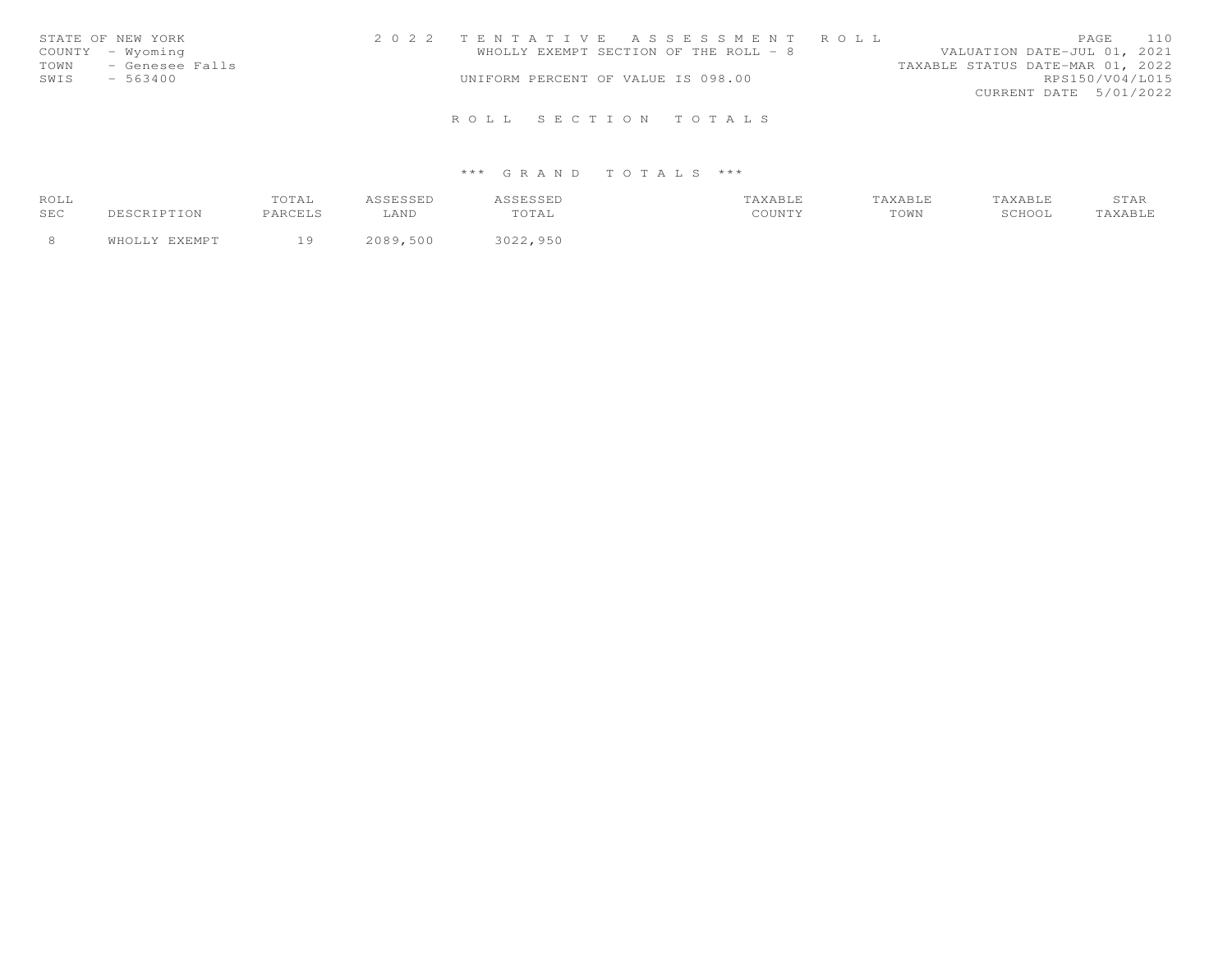STATE OF NEW YORK
COUNTY - Wyoming
TOWN - Genesee Falls
SWIS - 563400

2022 TENTATIVE ASSESSMENT ROLL
WHOLLY EXEMPT SECTION OF THE ROLL - 8
UNIFORM PERCENT OF VALUE IS 098.00

VALUATION DATE-JUL 01, 2021
TAXABLE STATUS DATE-MAR 01, 2022
RPS150/V04/L015
CURRENT DATE 5/01/2022

## ROLL SECTION TOTALS

### *** GRAND TOTALS ***

| ROLL SEC | DESCRIPTION | TOTAL PARCELS | ASSESSED LAND | ASSESSED TOTAL | TAXABLE COUNTY | TAXABLE TOWN | TAXABLE SCHOOL | STAR TAXABLE |
|---|---|---|---|---|---|---|---|---|
| 8 | WHOLLY EXEMPT | 19 | 2089,500 | 3022,950 | | | | |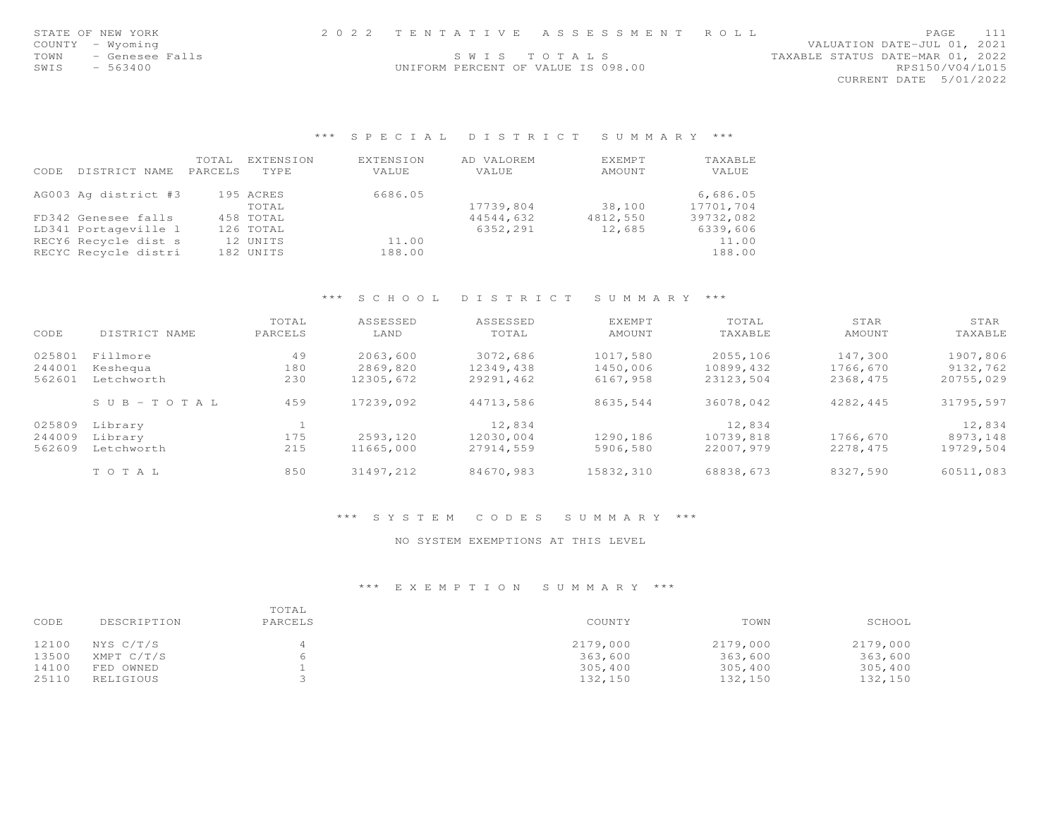STATE OF NEW YORK
COUNTY - Wyoming
TOWN - Genesee Falls
SWIS - 563400

2 0 2 2 T E N T A T I V E A S S E S S M E N T R O L L

S W I S T O T A L S

UNIFORM PERCENT OF VALUE IS 098.00

VALUATION DATE-JUL 01, 2021
TAXABLE STATUS DATE-MAR 01, 2022
RPS150/V04/L015
CURRENT DATE 5/01/2022

### *** S P E C I A L D I S T R I C T S U M M A R Y ***

| CODE | DISTRICT NAME | TOTAL PARCELS | EXTENSION TYPE | EXTENSION VALUE | AD VALOREM VALUE | EXEMPT AMOUNT | TAXABLE VALUE |
|---|---|---|---|---|---|---|---|
| AG003 | Ag district #3 | 195 | ACRES | 6686.05 | | | 6,686.05 |
| | | | TOTAL | | 17739,804 | 38,100 | 17701,704 |
| FD342 | Genesee falls | 458 | TOTAL | | 44544,632 | 4812,550 | 39732,082 |
| LD341 | Portageville l | 126 | TOTAL | | 6352,291 | 12,685 | 6339,606 |
| RECY6 | Recycle dist s | 12 | UNITS | 11.00 | | | 11.00 |
| RECYC | Recycle distri | 182 | UNITS | 188.00 | | | 188.00 |

### *** S C H O O L D I S T R I C T S U M M A R Y ***

| CODE | DISTRICT NAME | TOTAL PARCELS | ASSESSED LAND | ASSESSED TOTAL | EXEMPT AMOUNT | TOTAL TAXABLE | STAR AMOUNT | STAR TAXABLE |
|---|---|---|---|---|---|---|---|---|
| 025801 | Fillmore | 49 | 2063,600 | 3072,686 | 1017,580 | 2055,106 | 147,300 | 1907,806 |
| 244001 | Keshequa | 180 | 2869,820 | 12349,438 | 1450,006 | 10899,432 | 1766,670 | 9132,762 |
| 562601 | Letchworth | 230 | 12305,672 | 29291,462 | 6167,958 | 23123,504 | 2368,475 | 20755,029 |
| | S U B - T O T A L | 459 | 17239,092 | 44713,586 | 8635,544 | 36078,042 | 4282,445 | 31795,597 |
| 025809 | Library | 1 | | 12,834 | | 12,834 | | 12,834 |
| 244009 | Library | 175 | 2593,120 | 12030,004 | 1290,186 | 10739,818 | 1766,670 | 8973,148 |
| 562609 | Letchworth | 215 | 11665,000 | 27914,559 | 5906,580 | 22007,979 | 2278,475 | 19729,504 |
| | T O T A L | 850 | 31497,212 | 84670,983 | 15832,310 | 68838,673 | 8327,590 | 60511,083 |

### *** S Y S T E M C O D E S S U M M A R Y ***

NO SYSTEM EXEMPTIONS AT THIS LEVEL

### *** E X E M P T I O N S U M M A R Y ***

| CODE | DESCRIPTION | TOTAL PARCELS | COUNTY | TOWN | SCHOOL |
|---|---|---|---|---|---|
| 12100 | NYS C/T/S | 4 | 2179,000 | 2179,000 | 2179,000 |
| 13500 | XMPT C/T/S | 6 | 363,600 | 363,600 | 363,600 |
| 14100 | FED OWNED | 1 | 305,400 | 305,400 | 305,400 |
| 25110 | RELIGIOUS | 3 | 132,150 | 132,150 | 132,150 |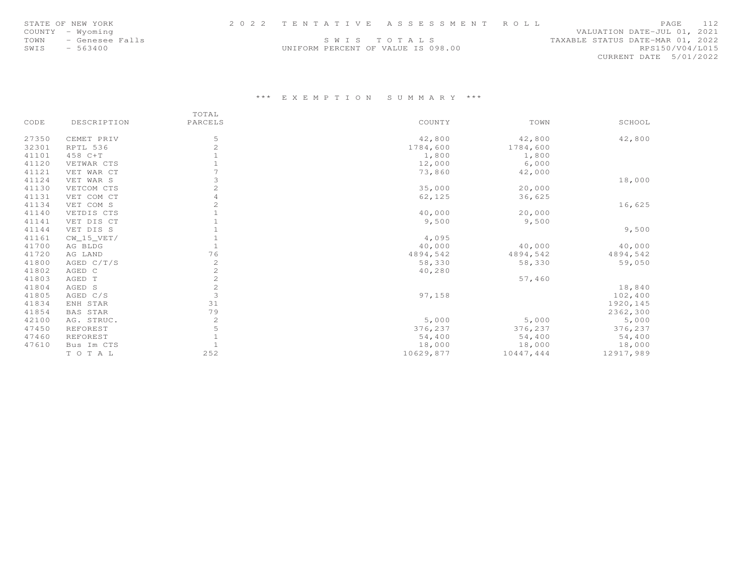STATE OF NEW YORK
COUNTY - Wyoming
TOWN - Genesee Falls
SWIS - 563400

2 0 2 2 T E N T A T I V E A S S E S S M E N T R O L L

S W I S T O T A L S

UNIFORM PERCENT OF VALUE IS 098.00

VALUATION DATE-JUL 01, 2021
TAXABLE STATUS DATE-MAR 01, 2022
RPS150/V04/L015
CURRENT DATE 5/01/2022

### *** E X E M P T I O N S U M M A R Y ***

| CODE | DESCRIPTION | TOTAL PARCELS | COUNTY | TOWN | SCHOOL |
|---|---|---|---|---|---|
| 27350 | CEMET PRIV | 5 | 42,800 | 42,800 | 42,800 |
| 32301 | RPTL 536 | 2 | 1784,600 | 1784,600 | |
| 41101 | 458 C+T | 1 | 1,800 | 1,800 | |
| 41120 | VETWAR CTS | 1 | 12,000 | 6,000 | |
| 41121 | VET WAR CT | 7 | 73,860 | 42,000 | |
| 41124 | VET WAR S | 3 | | | 18,000 |
| 41130 | VETCOM CTS | 2 | 35,000 | 20,000 | |
| 41131 | VET COM CT | 4 | 62,125 | 36,625 | |
| 41134 | VET COM S | 2 | | | 16,625 |
| 41140 | VETDIS CTS | 1 | 40,000 | 20,000 | |
| 41141 | VET DIS CT | 1 | 9,500 | 9,500 | |
| 41144 | VET DIS S | 1 | | | 9,500 |
| 41161 | CW_15_VET/ | 1 | 4,095 | | |
| 41700 | AG BLDG | 1 | 40,000 | 40,000 | 40,000 |
| 41720 | AG LAND | 76 | 4894,542 | 4894,542 | 4894,542 |
| 41800 | AGED C/T/S | 2 | 58,330 | 58,330 | 59,050 |
| 41802 | AGED C | 2 | 40,280 | | |
| 41803 | AGED T | 2 | | 57,460 | |
| 41804 | AGED S | 2 | | | 18,840 |
| 41805 | AGED C/S | 3 | 97,158 | | 102,400 |
| 41834 | ENH STAR | 31 | | | 1920,145 |
| 41854 | BAS STAR | 79 | | | 2362,300 |
| 42100 | AG. STRUC. | 2 | 5,000 | 5,000 | 5,000 |
| 47450 | REFOREST | 5 | 376,237 | 376,237 | 376,237 |
| 47460 | REFOREST | 1 | 54,400 | 54,400 | 54,400 |
| 47610 | Bus Im CTS | 1 | 18,000 | 18,000 | 18,000 |
| | T O T A L | 252 | 10629,877 | 10447,444 | 12917,989 |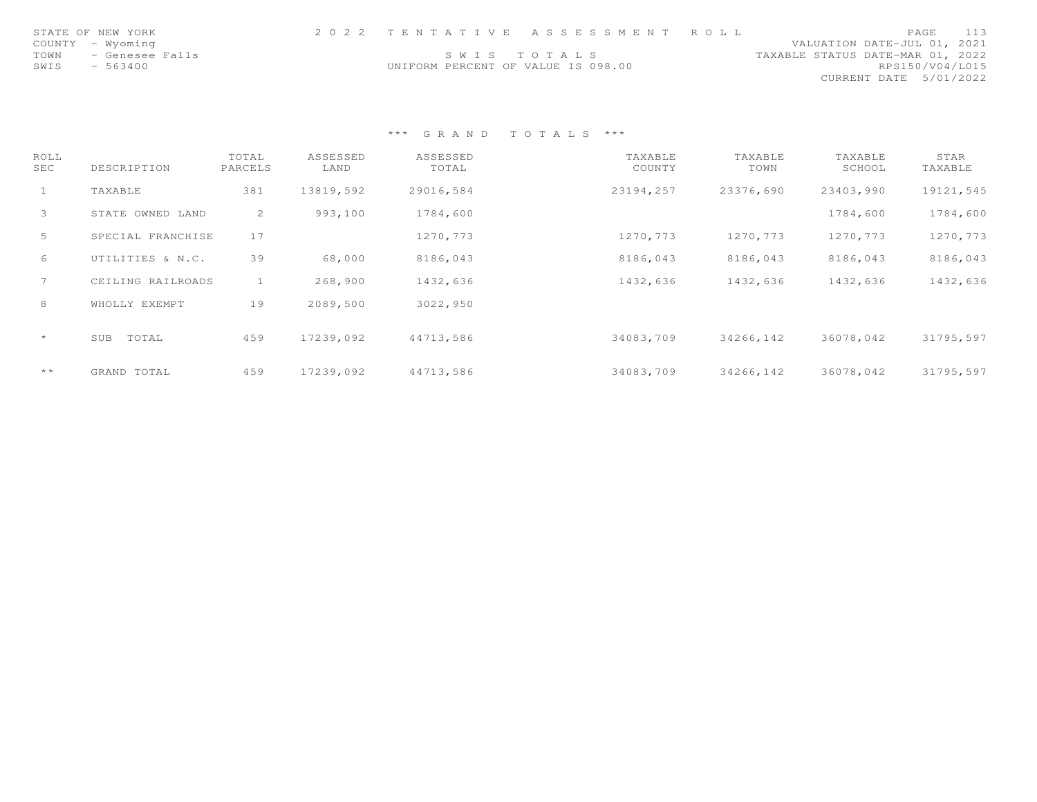STATE OF NEW YORK
COUNTY - Wyoming
TOWN - Genesee Falls
SWIS - 563400

2022 TENTATIVE ASSESSMENT ROLL
SWIS TOTALS
UNIFORM PERCENT OF VALUE IS 098.00

VALUATION DATE-JUL 01, 2021
TAXABLE STATUS DATE-MAR 01, 2022
RPS150/V04/L015
CURRENT DATE 5/01/2022

## *** GRAND TOTALS ***

| ROLL SEC | DESCRIPTION | TOTAL PARCELS | ASSESSED LAND | ASSESSED TOTAL | TAXABLE COUNTY | TAXABLE TOWN | TAXABLE SCHOOL | STAR TAXABLE |
|---|---|---|---|---|---|---|---|---|
| 1 | TAXABLE | 381 | 13819,592 | 29016,584 | 23194,257 | 23376,690 | 23403,990 | 19121,545 |
| 3 | STATE OWNED LAND | 2 | 993,100 | 1784,600 | | | 1784,600 | 1784,600 |
| 5 | SPECIAL FRANCHISE | 17 | | 1270,773 | 1270,773 | 1270,773 | 1270,773 | 1270,773 |
| 6 | UTILITIES & N.C. | 39 | 68,000 | 8186,043 | 8186,043 | 8186,043 | 8186,043 | 8186,043 |
| 7 | CEILING RAILROADS | 1 | 268,900 | 1432,636 | 1432,636 | 1432,636 | 1432,636 | 1432,636 |
| 8 | WHOLLY EXEMPT | 19 | 2089,500 | 3022,950 | | | | |
| * | SUB TOTAL | 459 | 17239,092 | 44713,586 | 34083,709 | 34266,142 | 36078,042 | 31795,597 |
| ** | GRAND TOTAL | 459 | 17239,092 | 44713,586 | 34083,709 | 34266,142 | 36078,042 | 31795,597 |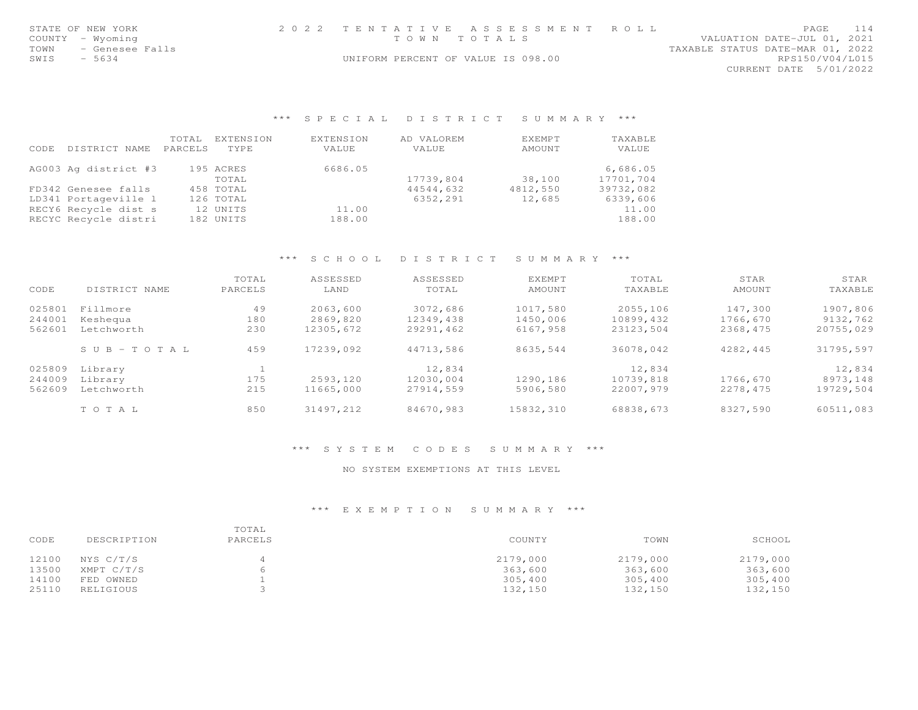STATE OF NEW YORK
COUNTY - Wyoming
TOWN - Genesee Falls
SWIS - 5634

2022 TENTATIVE ASSESSMENT ROLL
TOWN TOTALS
UNIFORM PERCENT OF VALUE IS 098.00

VALUATION DATE-JUL 01, 2021
TAXABLE STATUS DATE-MAR 01, 2022
RPS150/V04/L015
CURRENT DATE 5/01/2022

### *** SPECIAL DISTRICT SUMMARY ***

| CODE | DISTRICT NAME | TOTAL PARCELS | EXTENSION TYPE | EXTENSION VALUE | AD VALOREM VALUE | EXEMPT AMOUNT | TAXABLE VALUE |
|---|---|---|---|---|---|---|---|
| AG003 | Ag district #3 | 195 | ACRES | 6686.05 | | | 6,686.05 |
| | | | TOTAL | | 17739,804 | 38,100 | 17701,704 |
| FD342 | Genesee falls | 458 | TOTAL | | 44544,632 | 4812,550 | 39732,082 |
| LD341 | Portageville l | 126 | TOTAL | | 6352,291 | 12,685 | 6339,606 |
| RECY6 | Recycle dist s | 12 | UNITS | 11.00 | | | 11.00 |
| RECYC | Recycle distri | 182 | UNITS | 188.00 | | | 188.00 |

### *** SCHOOL DISTRICT SUMMARY ***

| CODE | DISTRICT NAME | TOTAL PARCELS | ASSESSED LAND | ASSESSED TOTAL | EXEMPT AMOUNT | TOTAL TAXABLE | STAR AMOUNT | STAR TAXABLE |
|---|---|---|---|---|---|---|---|---|
| 025801 | Fillmore | 49 | 2063,600 | 3072,686 | 1017,580 | 2055,106 | 147,300 | 1907,806 |
| 244001 | Keshequa | 180 | 2869,820 | 12349,438 | 1450,006 | 10899,432 | 1766,670 | 9132,762 |
| 562601 | Letchworth | 230 | 12305,672 | 29291,462 | 6167,958 | 23123,504 | 2368,475 | 20755,029 |
| | SUB-TOTAL | 459 | 17239,092 | 44713,586 | 8635,544 | 36078,042 | 4282,445 | 31795,597 |
| 025809 | Library | 1 | | 12,834 | | 12,834 | | 12,834 |
| 244009 | Library | 175 | 2593,120 | 12030,004 | 1290,186 | 10739,818 | 1766,670 | 8973,148 |
| 562609 | Letchworth | 215 | 11665,000 | 27914,559 | 5906,580 | 22007,979 | 2278,475 | 19729,504 |
| | TOTAL | 850 | 31497,212 | 84670,983 | 15832,310 | 68838,673 | 8327,590 | 60511,083 |

### *** SYSTEM CODES SUMMARY ***

NO SYSTEM EXEMPTIONS AT THIS LEVEL

### *** EXEMPTION SUMMARY ***

| CODE | DESCRIPTION | TOTAL PARCELS | COUNTY | TOWN | SCHOOL |
|---|---|---|---|---|---|
| 12100 | NYS C/T/S | 4 | 2179,000 | 2179,000 | 2179,000 |
| 13500 | XMPT C/T/S | 6 | 363,600 | 363,600 | 363,600 |
| 14100 | FED OWNED | 1 | 305,400 | 305,400 | 305,400 |
| 25110 | RELIGIOUS | 3 | 132,150 | 132,150 | 132,150 |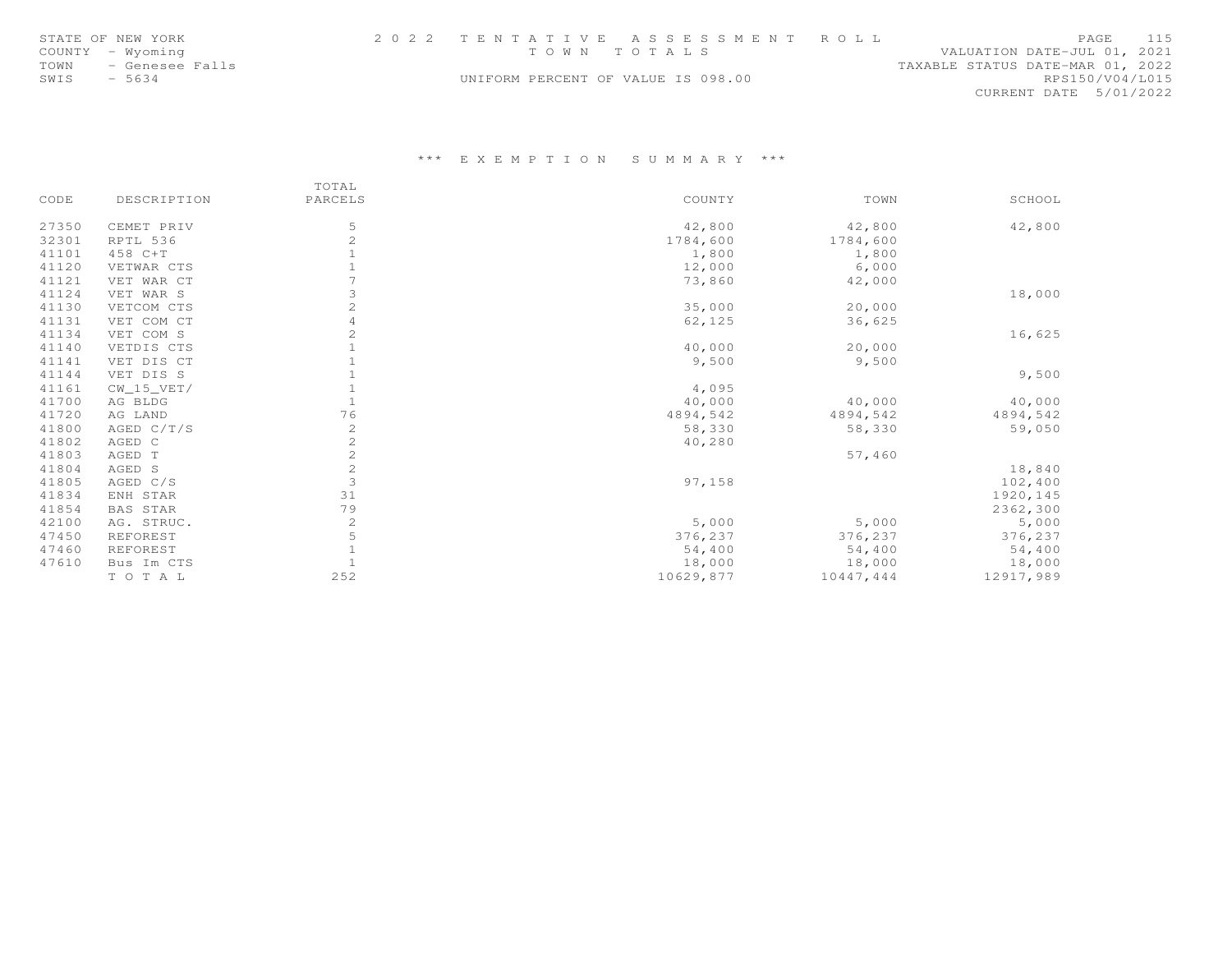STATE OF NEW YORK
COUNTY - Wyoming
TOWN - Genesee Falls
SWIS - 5634

2 0 2 2 T E N T A T I V E A S S E S S M E N T R O L L
T O W N T O T A L S
UNIFORM PERCENT OF VALUE IS 098.00

VALUATION DATE-JUL 01, 2021
TAXABLE STATUS DATE-MAR 01, 2022
RPS150/V04/L015
CURRENT DATE 5/01/2022

### \*\*\* E X E M P T I O N S U M M A R Y \*\*\*

| CODE | DESCRIPTION | TOTAL PARCELS | COUNTY | TOWN | SCHOOL |
|---|---|---|---|---|---|
| 27350 | CEMET PRIV | 5 | 42,800 | 42,800 | 42,800 |
| 32301 | RPTL 536 | 2 | 1784,600 | 1784,600 | |
| 41101 | 458 C+T | 1 | 1,800 | 1,800 | |
| 41120 | VETWAR CTS | 1 | 12,000 | 6,000 | |
| 41121 | VET WAR CT | 7 | 73,860 | 42,000 | |
| 41124 | VET WAR S | 3 | | | 18,000 |
| 41130 | VETCOM CTS | 2 | 35,000 | 20,000 | |
| 41131 | VET COM CT | 4 | 62,125 | 36,625 | |
| 41134 | VET COM S | 2 | | | 16,625 |
| 41140 | VETDIS CTS | 1 | 40,000 | 20,000 | |
| 41141 | VET DIS CT | 1 | 9,500 | 9,500 | |
| 41144 | VET DIS S | 1 | | | 9,500 |
| 41161 | CW_15_VET/ | 1 | 4,095 | | |
| 41700 | AG BLDG | 1 | 40,000 | 40,000 | 40,000 |
| 41720 | AG LAND | 76 | 4894,542 | 4894,542 | 4894,542 |
| 41800 | AGED C/T/S | 2 | 58,330 | 58,330 | 59,050 |
| 41802 | AGED C | 2 | 40,280 | | |
| 41803 | AGED T | 2 | | 57,460 | |
| 41804 | AGED S | 2 | | | 18,840 |
| 41805 | AGED C/S | 3 | 97,158 | | 102,400 |
| 41834 | ENH STAR | 31 | | | 1920,145 |
| 41854 | BAS STAR | 79 | | | 2362,300 |
| 42100 | AG. STRUC. | 2 | 5,000 | 5,000 | 5,000 |
| 47450 | REFOREST | 5 | 376,237 | 376,237 | 376,237 |
| 47460 | REFOREST | 1 | 54,400 | 54,400 | 54,400 |
| 47610 | Bus Im CTS | 1 | 18,000 | 18,000 | 18,000 |
| | T O T A L | 252 | 10629,877 | 10447,444 | 12917,989 |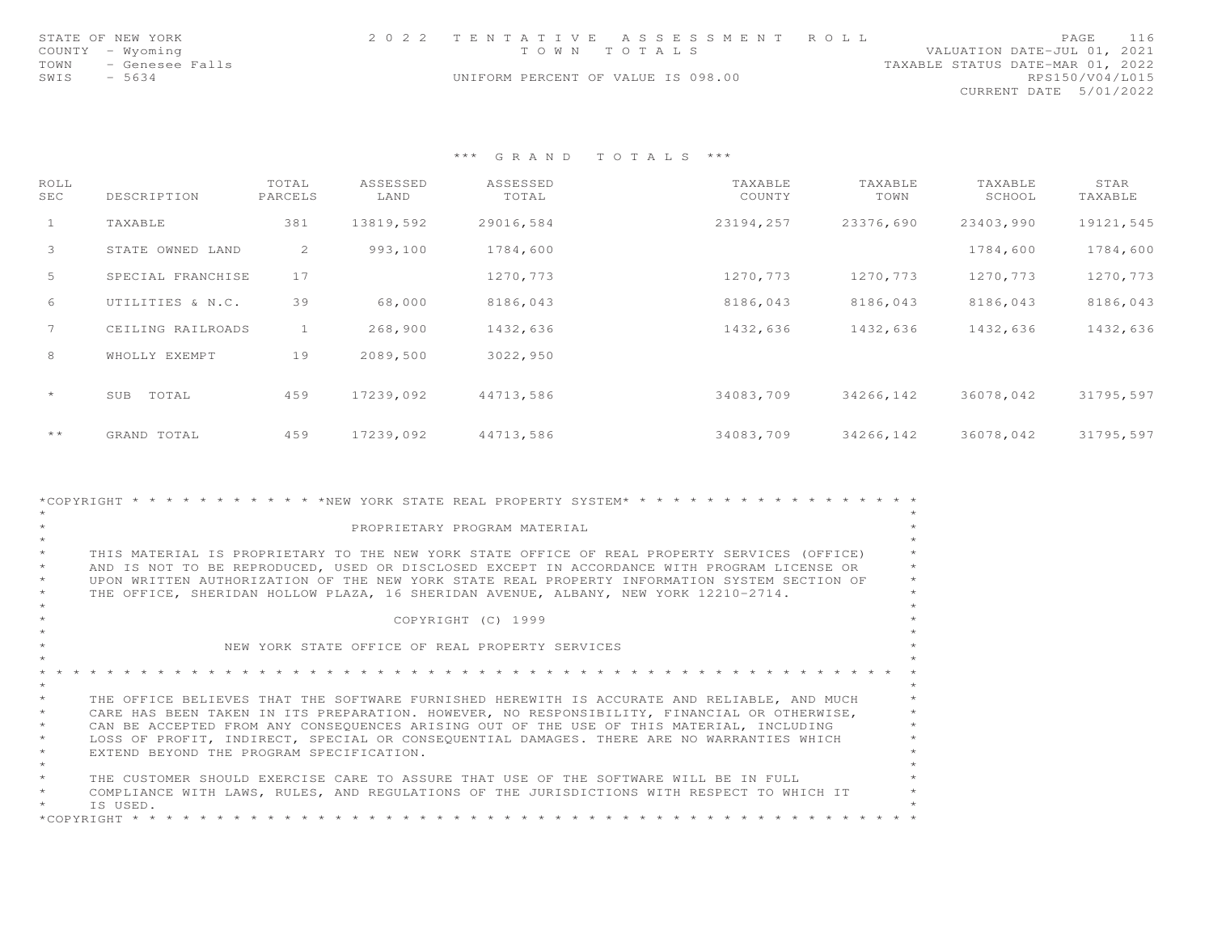STATE OF NEW YORK
COUNTY - Wyoming
TOWN - Genesee Falls
SWIS - 5634

2022 TENTATIVE ASSESSMENT ROLL
TOWN TOTALS
UNIFORM PERCENT OF VALUE IS 098.00

VALUATION DATE-JUL 01, 2021
TAXABLE STATUS DATE-MAR 01, 2022
RPS150/V04/L015
CURRENT DATE 5/01/2022

*** GRAND TOTALS ***

| ROLL SEC | DESCRIPTION | TOTAL PARCELS | ASSESSED LAND | ASSESSED TOTAL | TAXABLE COUNTY | TAXABLE TOWN | TAXABLE SCHOOL | STAR TAXABLE |
|---|---|---|---|---|---|---|---|---|
| 1 | TAXABLE | 381 | 13819,592 | 29016,584 | 23194,257 | 23376,690 | 23403,990 | 19121,545 |
| 3 | STATE OWNED LAND | 2 | 993,100 | 1784,600 | | | 1784,600 | 1784,600 |
| 5 | SPECIAL FRANCHISE | 17 | | 1270,773 | 1270,773 | 1270,773 | 1270,773 | 1270,773 |
| 6 | UTILITIES & N.C. | 39 | 68,000 | 8186,043 | 8186,043 | 8186,043 | 8186,043 | 8186,043 |
| 7 | CEILING RAILROADS | 1 | 268,900 | 1432,636 | 1432,636 | 1432,636 | 1432,636 | 1432,636 |
| 8 | WHOLLY EXEMPT | 19 | 2089,500 | 3022,950 | | | | |
| * | SUB TOTAL | 459 | 17239,092 | 44713,586 | 34083,709 | 34266,142 | 36078,042 | 31795,597 |
| ** | GRAND TOTAL | 459 | 17239,092 | 44713,586 | 34083,709 | 34266,142 | 36078,042 | 31795,597 |

*COPYRIGHT * * * * * * * * * * * *NEW YORK STATE REAL PROPERTY SYSTEM* * * * * * * * * * * * * * * * * * *

PROPRIETARY PROGRAM MATERIAL

THIS MATERIAL IS PROPRIETARY TO THE NEW YORK STATE OFFICE OF REAL PROPERTY SERVICES (OFFICE) AND IS NOT TO BE REPRODUCED, USED OR DISCLOSED EXCEPT IN ACCORDANCE WITH PROGRAM LICENSE OR UPON WRITTEN AUTHORIZATION OF THE NEW YORK STATE REAL PROPERTY INFORMATION SYSTEM SECTION OF THE OFFICE, SHERIDAN HOLLOW PLAZA, 16 SHERIDAN AVENUE, ALBANY, NEW YORK 12210-2714.

COPYRIGHT (C) 1999

NEW YORK STATE OFFICE OF REAL PROPERTY SERVICES

THE OFFICE BELIEVES THAT THE SOFTWARE FURNISHED HEREWITH IS ACCURATE AND RELIABLE, AND MUCH CARE HAS BEEN TAKEN IN ITS PREPARATION. HOWEVER, NO RESPONSIBILITY, FINANCIAL OR OTHERWISE, CAN BE ACCEPTED FROM ANY CONSEQUENCES ARISING OUT OF THE USE OF THIS MATERIAL, INCLUDING LOSS OF PROFIT, INDIRECT, SPECIAL OR CONSEQUENTIAL DAMAGES. THERE ARE NO WARRANTIES WHICH EXTEND BEYOND THE PROGRAM SPECIFICATION.

THE CUSTOMER SHOULD EXERCISE CARE TO ASSURE THAT USE OF THE SOFTWARE WILL BE IN FULL COMPLIANCE WITH LAWS, RULES, AND REGULATIONS OF THE JURISDICTIONS WITH RESPECT TO WHICH IT IS USED.

*COPYRIGHT * * * * * * * * * * * * * * * * * * * * * * * * * * * * * * * * * * * * * * * * * * * * *